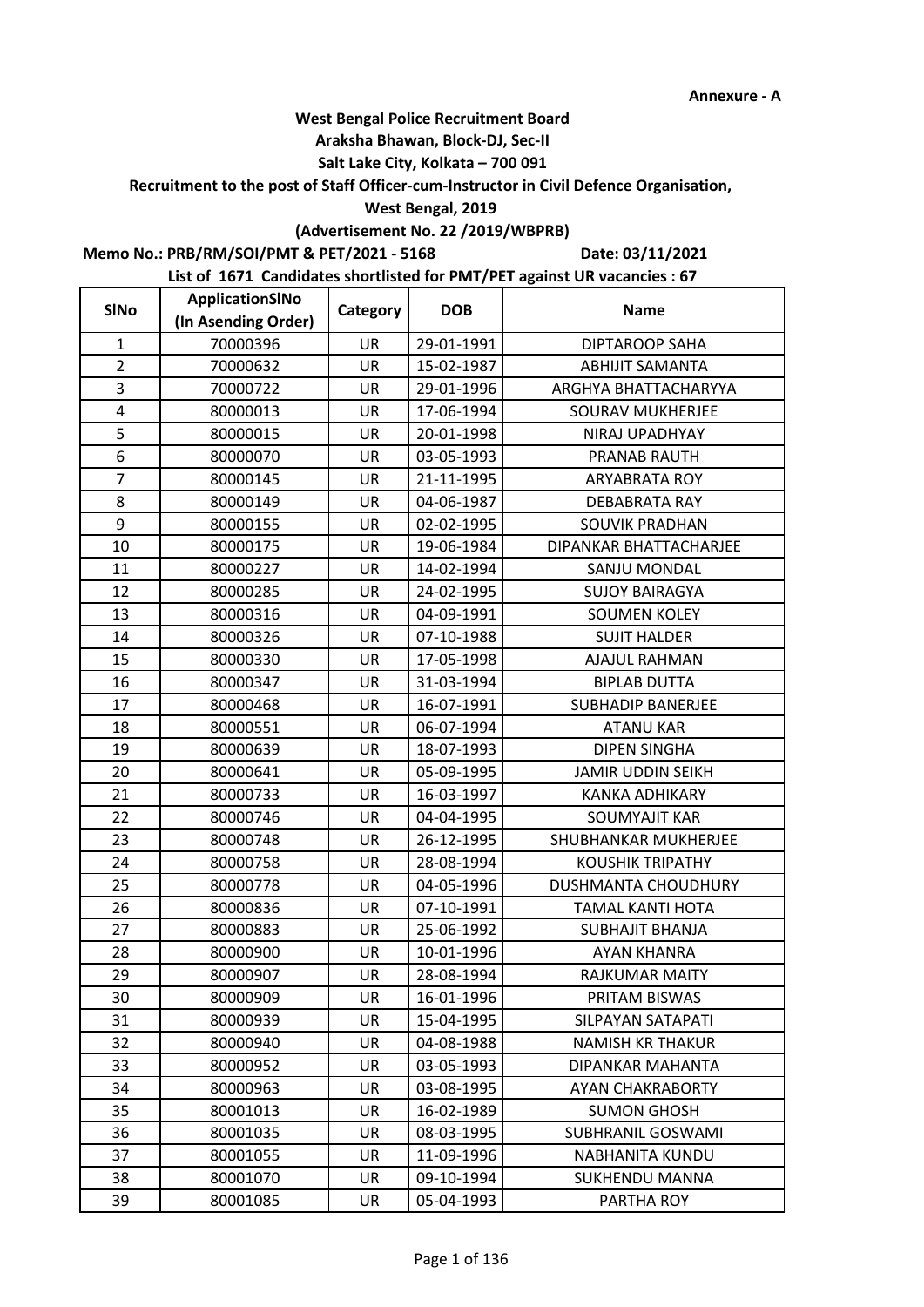Annexure - A

**West Bengal Police Recruitment Board**

**Araksha Bhawan, Block-DJ, Sec-II**

**Salt Lake City, Kolkata – 700 091**

**Recruitment to the post of Staff Officer-cum-Instructor in Civil Defence Organisation, West Bengal, 2019**

**(Advertisement No. 22 /2019/WBPRB)**

**Memo No.: PRB/RM/SOI/PMT & PET/2021 - 5168** **Date: 03/11/2021**

**List of 1671 Candidates shortlisted for PMT/PET against UR vacancies : 67**

| SlNo | ApplicationSlNo (In Asending Order) | Category | DOB | Name |
|---|---|---|---|---|
| 1 | 70000396 | UR | 29-01-1991 | DIPTAROOP SAHA |
| 2 | 70000632 | UR | 15-02-1987 | ABHIJIT SAMANTA |
| 3 | 70000722 | UR | 29-01-1996 | ARGHYA BHATTACHARYYA |
| 4 | 80000013 | UR | 17-06-1994 | SOURAV MUKHERJEE |
| 5 | 80000015 | UR | 20-01-1998 | NIRAJ UPADHYAY |
| 6 | 80000070 | UR | 03-05-1993 | PRANAB RAUTH |
| 7 | 80000145 | UR | 21-11-1995 | ARYABRATA ROY |
| 8 | 80000149 | UR | 04-06-1987 | DEBABRATA RAY |
| 9 | 80000155 | UR | 02-02-1995 | SOUVIK PRADHAN |
| 10 | 80000175 | UR | 19-06-1984 | DIPANKAR BHATTACHARJEE |
| 11 | 80000227 | UR | 14-02-1994 | SANJU MONDAL |
| 12 | 80000285 | UR | 24-02-1995 | SUJOY BAIRAGYA |
| 13 | 80000316 | UR | 04-09-1991 | SOUMEN KOLEY |
| 14 | 80000326 | UR | 07-10-1988 | SUJIT HALDER |
| 15 | 80000330 | UR | 17-05-1998 | AJAJUL RAHMAN |
| 16 | 80000347 | UR | 31-03-1994 | BIPLAB DUTTA |
| 17 | 80000468 | UR | 16-07-1991 | SUBHADIP BANERJEE |
| 18 | 80000551 | UR | 06-07-1994 | ATANU KAR |
| 19 | 80000639 | UR | 18-07-1993 | DIPEN SINGHA |
| 20 | 80000641 | UR | 05-09-1995 | JAMIR UDDIN SEIKH |
| 21 | 80000733 | UR | 16-03-1997 | KANKA ADHIKARY |
| 22 | 80000746 | UR | 04-04-1995 | SOUMYAJIT KAR |
| 23 | 80000748 | UR | 26-12-1995 | SHUBHANKAR MUKHERJEE |
| 24 | 80000758 | UR | 28-08-1994 | KOUSHIK TRIPATHY |
| 25 | 80000778 | UR | 04-05-1996 | DUSHMANTA CHOUDHURY |
| 26 | 80000836 | UR | 07-10-1991 | TAMAL KANTI HOTA |
| 27 | 80000883 | UR | 25-06-1992 | SUBHAJIT BHANJA |
| 28 | 80000900 | UR | 10-01-1996 | AYAN KHANRA |
| 29 | 80000907 | UR | 28-08-1994 | RAJKUMAR MAITY |
| 30 | 80000909 | UR | 16-01-1996 | PRITAM BISWAS |
| 31 | 80000939 | UR | 15-04-1995 | SILPAYAN SATAPATI |
| 32 | 80000940 | UR | 04-08-1988 | NAMISH KR THAKUR |
| 33 | 80000952 | UR | 03-05-1993 | DIPANKAR MAHANTA |
| 34 | 80000963 | UR | 03-08-1995 | AYAN CHAKRABORTY |
| 35 | 80001013 | UR | 16-02-1989 | SUMON GHOSH |
| 36 | 80001035 | UR | 08-03-1995 | SUBHRANIL GOSWAMI |
| 37 | 80001055 | UR | 11-09-1996 | NABHANITA KUNDU |
| 38 | 80001070 | UR | 09-10-1994 | SUKHENDU MANNA |
| 39 | 80001085 | UR | 05-04-1993 | PARTHA ROY |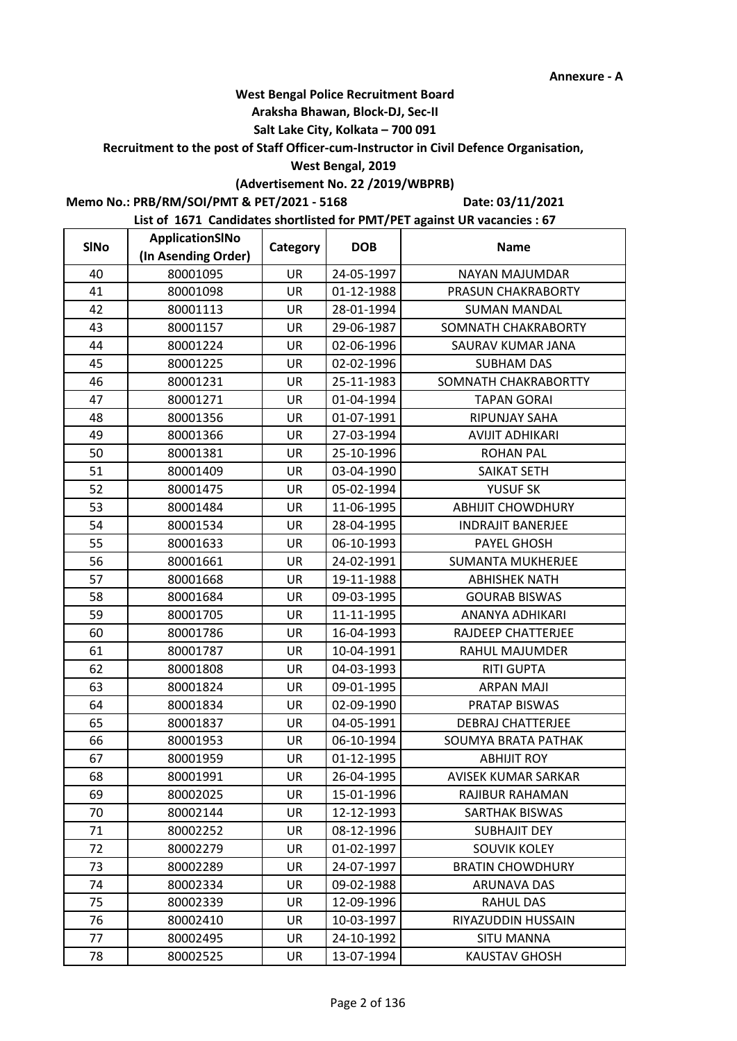**Annexure - A**

**West Bengal Police Recruitment Board**

**Araksha Bhawan, Block-DJ, Sec-II**

**Salt Lake City, Kolkata – 700 091**

**Recruitment to the post of Staff Officer-cum-Instructor in Civil Defence Organisation,**

**West Bengal, 2019**

**(Advertisement No. 22 /2019/WBPRB)**

**Memo No.: PRB/RM/SOI/PMT & PET/2021 - 5168 Date: 03/11/2021**

**List of 1671 Candidates shortlisted for PMT/PET against UR vacancies : 67**

| SlNo | ApplicationSlNo (In Asending Order) | Category | DOB | Name |
|---|---|---|---|---|
| 40 | 80001095 | UR | 24-05-1997 | NAYAN MAJUMDAR |
| 41 | 80001098 | UR | 01-12-1988 | PRASUN CHAKRABORTY |
| 42 | 80001113 | UR | 28-01-1994 | SUMAN MANDAL |
| 43 | 80001157 | UR | 29-06-1987 | SOMNATH CHAKRABORTY |
| 44 | 80001224 | UR | 02-06-1996 | SAURAV KUMAR JANA |
| 45 | 80001225 | UR | 02-02-1996 | SUBHAM DAS |
| 46 | 80001231 | UR | 25-11-1983 | SOMNATH CHAKRABORTTY |
| 47 | 80001271 | UR | 01-04-1994 | TAPAN GORAI |
| 48 | 80001356 | UR | 01-07-1991 | RIPUNJAY SAHA |
| 49 | 80001366 | UR | 27-03-1994 | AVIJIT ADHIKARI |
| 50 | 80001381 | UR | 25-10-1996 | ROHAN PAL |
| 51 | 80001409 | UR | 03-04-1990 | SAIKAT SETH |
| 52 | 80001475 | UR | 05-02-1994 | YUSUF SK |
| 53 | 80001484 | UR | 11-06-1995 | ABHIJIT CHOWDHURY |
| 54 | 80001534 | UR | 28-04-1995 | INDRAJIT BANERJEE |
| 55 | 80001633 | UR | 06-10-1993 | PAYEL GHOSH |
| 56 | 80001661 | UR | 24-02-1991 | SUMANTA MUKHERJEE |
| 57 | 80001668 | UR | 19-11-1988 | ABHISHEK NATH |
| 58 | 80001684 | UR | 09-03-1995 | GOURAB BISWAS |
| 59 | 80001705 | UR | 11-11-1995 | ANANYA ADHIKARI |
| 60 | 80001786 | UR | 16-04-1993 | RAJDEEP CHATTERJEE |
| 61 | 80001787 | UR | 10-04-1991 | RAHUL MAJUMDER |
| 62 | 80001808 | UR | 04-03-1993 | RITI GUPTA |
| 63 | 80001824 | UR | 09-01-1995 | ARPAN MAJI |
| 64 | 80001834 | UR | 02-09-1990 | PRATAP BISWAS |
| 65 | 80001837 | UR | 04-05-1991 | DEBRAJ CHATTERJEE |
| 66 | 80001953 | UR | 06-10-1994 | SOUMYA BRATA PATHAK |
| 67 | 80001959 | UR | 01-12-1995 | ABHIJIT ROY |
| 68 | 80001991 | UR | 26-04-1995 | AVISEK KUMAR SARKAR |
| 69 | 80002025 | UR | 15-01-1996 | RAJIBUR RAHAMAN |
| 70 | 80002144 | UR | 12-12-1993 | SARTHAK BISWAS |
| 71 | 80002252 | UR | 08-12-1996 | SUBHAJIT DEY |
| 72 | 80002279 | UR | 01-02-1997 | SOUVIK KOLEY |
| 73 | 80002289 | UR | 24-07-1997 | BRATIN CHOWDHURY |
| 74 | 80002334 | UR | 09-02-1988 | ARUNAVA DAS |
| 75 | 80002339 | UR | 12-09-1996 | RAHUL DAS |
| 76 | 80002410 | UR | 10-03-1997 | RIYAZUDDIN HUSSAIN |
| 77 | 80002495 | UR | 24-10-1992 | SITU MANNA |
| 78 | 80002525 | UR | 13-07-1994 | KAUSTAV GHOSH |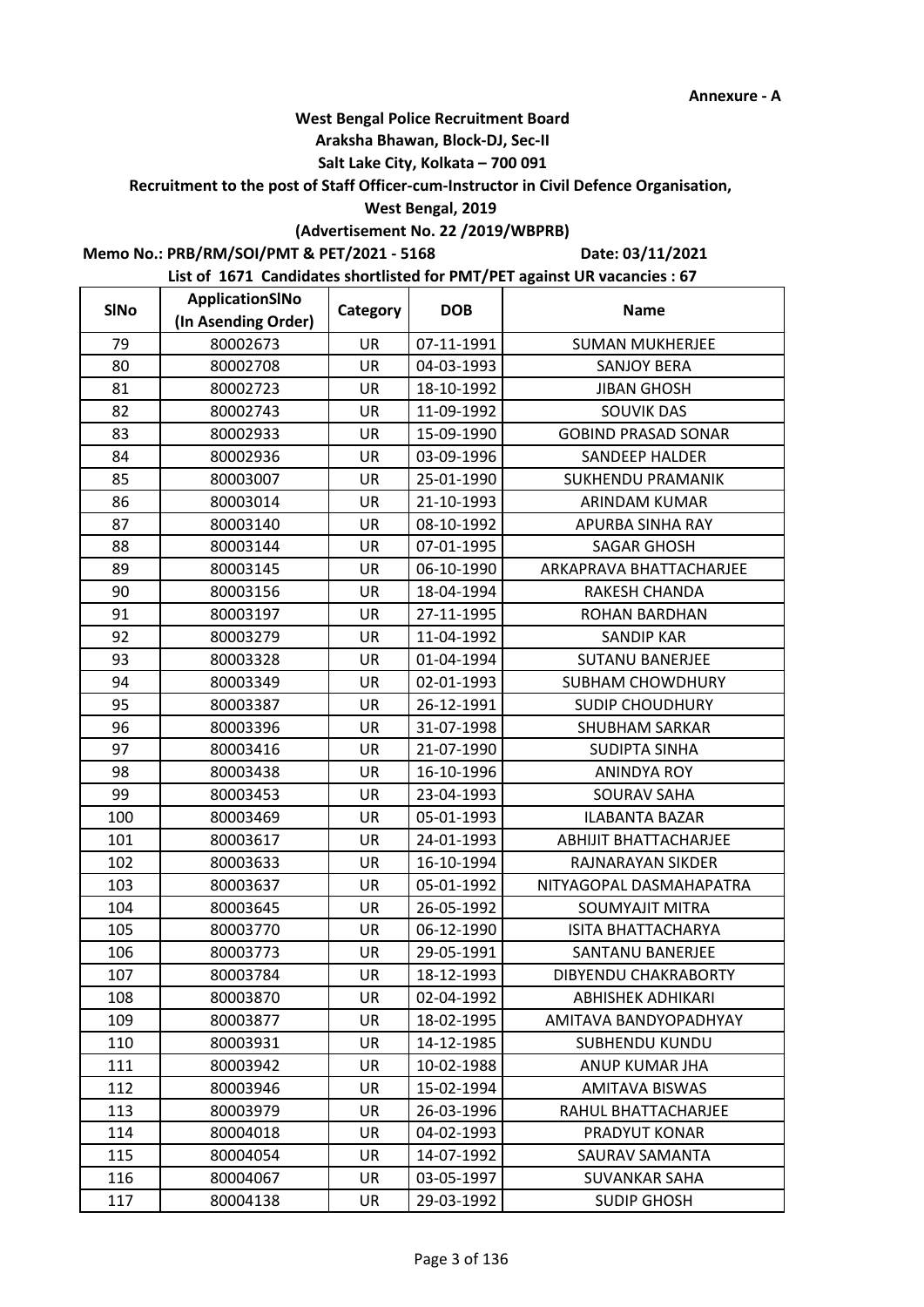Annexure - A

**West Bengal Police Recruitment Board**
**Araksha Bhawan, Block-DJ, Sec-II**
**Salt Lake City, Kolkata – 700 091**
**Recruitment to the post of Staff Officer-cum-Instructor in Civil Defence Organisation,**
**West Bengal, 2019**
**(Advertisement No. 22 /2019/WBPRB)**

**Memo No.: PRB/RM/SOI/PMT & PET/2021 - 5168** **Date: 03/11/2021**

**List of 1671 Candidates shortlisted for PMT/PET against UR vacancies : 67**

| SlNo | ApplicationSlNo (In Asending Order) | Category | DOB | Name |
|---|---|---|---|---|
| 79 | 80002673 | UR | 07-11-1991 | SUMAN MUKHERJEE |
| 80 | 80002708 | UR | 04-03-1993 | SANJOY BERA |
| 81 | 80002723 | UR | 18-10-1992 | JIBAN GHOSH |
| 82 | 80002743 | UR | 11-09-1992 | SOUVIK DAS |
| 83 | 80002933 | UR | 15-09-1990 | GOBIND PRASAD SONAR |
| 84 | 80002936 | UR | 03-09-1996 | SANDEEP HALDER |
| 85 | 80003007 | UR | 25-01-1990 | SUKHENDU PRAMANIK |
| 86 | 80003014 | UR | 21-10-1993 | ARINDAM KUMAR |
| 87 | 80003140 | UR | 08-10-1992 | APURBA SINHA RAY |
| 88 | 80003144 | UR | 07-01-1995 | SAGAR GHOSH |
| 89 | 80003145 | UR | 06-10-1990 | ARKAPRAVA BHATTACHARJEE |
| 90 | 80003156 | UR | 18-04-1994 | RAKESH CHANDA |
| 91 | 80003197 | UR | 27-11-1995 | ROHAN BARDHAN |
| 92 | 80003279 | UR | 11-04-1992 | SANDIP KAR |
| 93 | 80003328 | UR | 01-04-1994 | SUTANU BANERJEE |
| 94 | 80003349 | UR | 02-01-1993 | SUBHAM CHOWDHURY |
| 95 | 80003387 | UR | 26-12-1991 | SUDIP CHOUDHURY |
| 96 | 80003396 | UR | 31-07-1998 | SHUBHAM SARKAR |
| 97 | 80003416 | UR | 21-07-1990 | SUDIPTA SINHA |
| 98 | 80003438 | UR | 16-10-1996 | ANINDYA ROY |
| 99 | 80003453 | UR | 23-04-1993 | SOURAV SAHA |
| 100 | 80003469 | UR | 05-01-1993 | ILABANTA BAZAR |
| 101 | 80003617 | UR | 24-01-1993 | ABHIJIT BHATTACHARJEE |
| 102 | 80003633 | UR | 16-10-1994 | RAJNARAYAN SIKDER |
| 103 | 80003637 | UR | 05-01-1992 | NITYAGOPAL DASMAHAPATRA |
| 104 | 80003645 | UR | 26-05-1992 | SOUMYAJIT MITRA |
| 105 | 80003770 | UR | 06-12-1990 | ISITA BHATTACHARYA |
| 106 | 80003773 | UR | 29-05-1991 | SANTANU BANERJEE |
| 107 | 80003784 | UR | 18-12-1993 | DIBYENDU CHAKRABORTY |
| 108 | 80003870 | UR | 02-04-1992 | ABHISHEK ADHIKARI |
| 109 | 80003877 | UR | 18-02-1995 | AMITAVA BANDYOPADHYAY |
| 110 | 80003931 | UR | 14-12-1985 | SUBHENDU KUNDU |
| 111 | 80003942 | UR | 10-02-1988 | ANUP KUMAR JHA |
| 112 | 80003946 | UR | 15-02-1994 | AMITAVA BISWAS |
| 113 | 80003979 | UR | 26-03-1996 | RAHUL BHATTACHARJEE |
| 114 | 80004018 | UR | 04-02-1993 | PRADYUT KONAR |
| 115 | 80004054 | UR | 14-07-1992 | SAURAV SAMANTA |
| 116 | 80004067 | UR | 03-05-1997 | SUVANKAR SAHA |
| 117 | 80004138 | UR | 29-03-1992 | SUDIP GHOSH |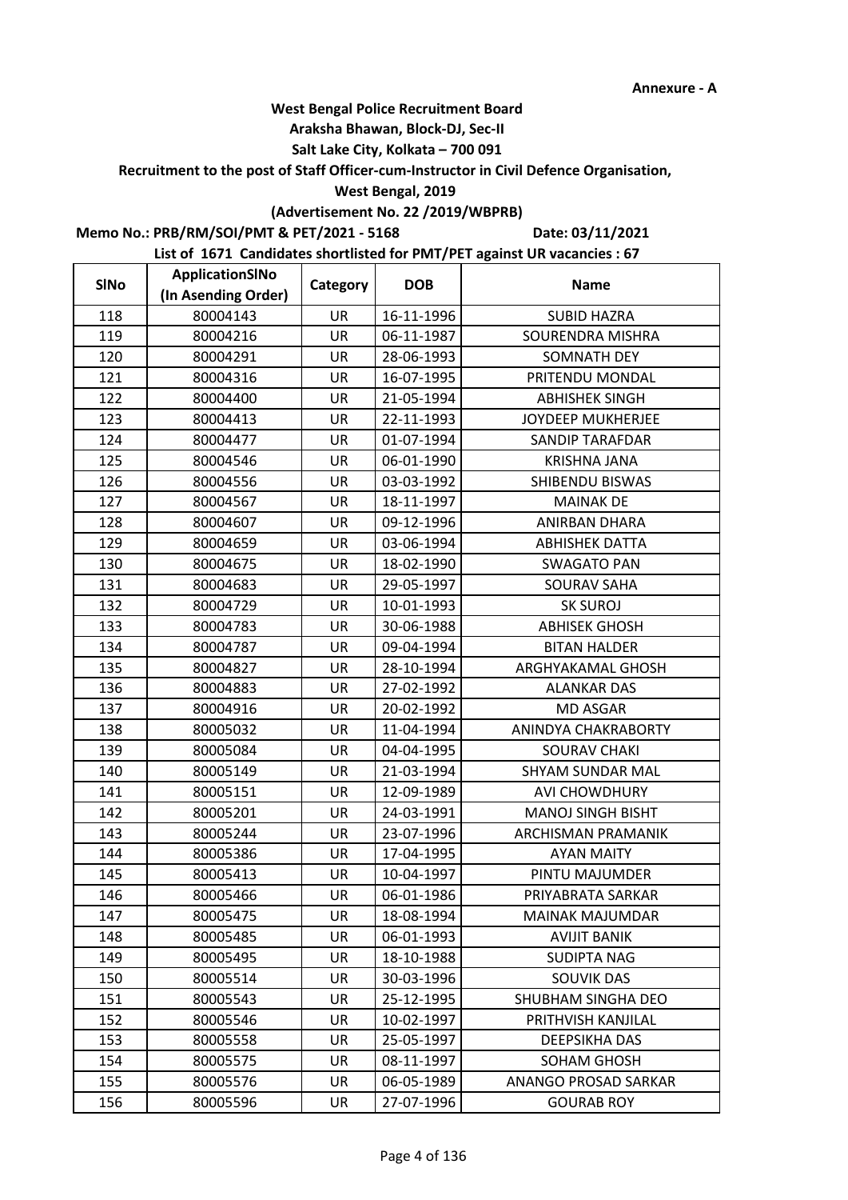Annexure - A

**West Bengal Police Recruitment Board**
**Araksha Bhawan, Block-DJ, Sec-II**
**Salt Lake City, Kolkata – 700 091**
**Recruitment to the post of Staff Officer-cum-Instructor in Civil Defence Organisation,**
**West Bengal, 2019**
**(Advertisement No. 22 /2019/WBPRB)**

**Memo No.: PRB/RM/SOI/PMT & PET/2021 - 5168** **Date: 03/11/2021**

**List of 1671 Candidates shortlisted for PMT/PET against UR vacancies : 67**

| SlNo | ApplicationSlNo (In Asending Order) | Category | DOB | Name |
|---|---|---|---|---|
| 118 | 80004143 | UR | 16-11-1996 | SUBID HAZRA |
| 119 | 80004216 | UR | 06-11-1987 | SOURENDRA MISHRA |
| 120 | 80004291 | UR | 28-06-1993 | SOMNATH DEY |
| 121 | 80004316 | UR | 16-07-1995 | PRITENDU MONDAL |
| 122 | 80004400 | UR | 21-05-1994 | ABHISHEK SINGH |
| 123 | 80004413 | UR | 22-11-1993 | JOYDEEP MUKHERJEE |
| 124 | 80004477 | UR | 01-07-1994 | SANDIP TARAFDAR |
| 125 | 80004546 | UR | 06-01-1990 | KRISHNA JANA |
| 126 | 80004556 | UR | 03-03-1992 | SHIBENDU BISWAS |
| 127 | 80004567 | UR | 18-11-1997 | MAINAK DE |
| 128 | 80004607 | UR | 09-12-1996 | ANIRBAN DHARA |
| 129 | 80004659 | UR | 03-06-1994 | ABHISHEK DATTA |
| 130 | 80004675 | UR | 18-02-1990 | SWAGATO PAN |
| 131 | 80004683 | UR | 29-05-1997 | SOURAV SAHA |
| 132 | 80004729 | UR | 10-01-1993 | SK SUROJ |
| 133 | 80004783 | UR | 30-06-1988 | ABHISEK GHOSH |
| 134 | 80004787 | UR | 09-04-1994 | BITAN HALDER |
| 135 | 80004827 | UR | 28-10-1994 | ARGHYAKAMAL GHOSH |
| 136 | 80004883 | UR | 27-02-1992 | ALANKAR DAS |
| 137 | 80004916 | UR | 20-02-1992 | MD ASGAR |
| 138 | 80005032 | UR | 11-04-1994 | ANINDYA CHAKRABORTY |
| 139 | 80005084 | UR | 04-04-1995 | SOURAV CHAKI |
| 140 | 80005149 | UR | 21-03-1994 | SHYAM SUNDAR MAL |
| 141 | 80005151 | UR | 12-09-1989 | AVI CHOWDHURY |
| 142 | 80005201 | UR | 24-03-1991 | MANOJ SINGH BISHT |
| 143 | 80005244 | UR | 23-07-1996 | ARCHISMAN PRAMANIK |
| 144 | 80005386 | UR | 17-04-1995 | AYAN MAITY |
| 145 | 80005413 | UR | 10-04-1997 | PINTU MAJUMDER |
| 146 | 80005466 | UR | 06-01-1986 | PRIYABRATA SARKAR |
| 147 | 80005475 | UR | 18-08-1994 | MAINAK MAJUMDAR |
| 148 | 80005485 | UR | 06-01-1993 | AVIJIT BANIK |
| 149 | 80005495 | UR | 18-10-1988 | SUDIPTA NAG |
| 150 | 80005514 | UR | 30-03-1996 | SOUVIK DAS |
| 151 | 80005543 | UR | 25-12-1995 | SHUBHAM SINGHA DEO |
| 152 | 80005546 | UR | 10-02-1997 | PRITHVISH KANJILAL |
| 153 | 80005558 | UR | 25-05-1997 | DEEPSIKHA DAS |
| 154 | 80005575 | UR | 08-11-1997 | SOHAM GHOSH |
| 155 | 80005576 | UR | 06-05-1989 | ANANGO PROSAD SARKAR |
| 156 | 80005596 | UR | 27-07-1996 | GOURAB ROY |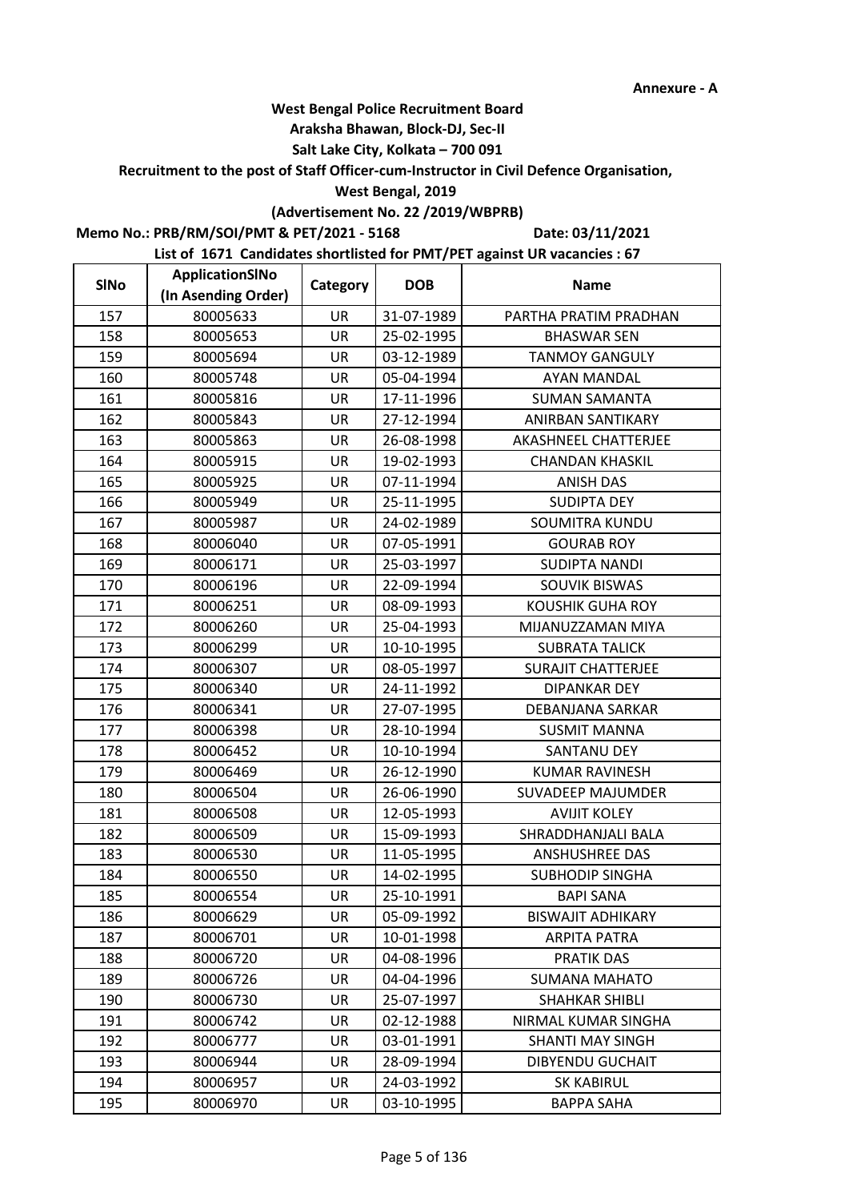Annexure - A

**West Bengal Police Recruitment Board**
**Araksha Bhawan, Block-DJ, Sec-II**
**Salt Lake City, Kolkata – 700 091**
**Recruitment to the post of Staff Officer-cum-Instructor in Civil Defence Organisation, West Bengal, 2019**
**(Advertisement No. 22 /2019/WBPRB)**

**Memo No.: PRB/RM/SOI/PMT & PET/2021 - 5168** **Date: 03/11/2021**

**List of 1671 Candidates shortlisted for PMT/PET against UR vacancies : 67**

| SlNo | ApplicationSlNo (In Asending Order) | Category | DOB | Name |
|---|---|---|---|---|
| 157 | 80005633 | UR | 31-07-1989 | PARTHA PRATIM PRADHAN |
| 158 | 80005653 | UR | 25-02-1995 | BHASWAR SEN |
| 159 | 80005694 | UR | 03-12-1989 | TANMOY GANGULY |
| 160 | 80005748 | UR | 05-04-1994 | AYAN MANDAL |
| 161 | 80005816 | UR | 17-11-1996 | SUMAN SAMANTA |
| 162 | 80005843 | UR | 27-12-1994 | ANIRBAN SANTIKARY |
| 163 | 80005863 | UR | 26-08-1998 | AKASHNEEL CHATTERJEE |
| 164 | 80005915 | UR | 19-02-1993 | CHANDAN KHASKIL |
| 165 | 80005925 | UR | 07-11-1994 | ANISH DAS |
| 166 | 80005949 | UR | 25-11-1995 | SUDIPTA DEY |
| 167 | 80005987 | UR | 24-02-1989 | SOUMITRA KUNDU |
| 168 | 80006040 | UR | 07-05-1991 | GOURAB ROY |
| 169 | 80006171 | UR | 25-03-1997 | SUDIPTA NANDI |
| 170 | 80006196 | UR | 22-09-1994 | SOUVIK BISWAS |
| 171 | 80006251 | UR | 08-09-1993 | KOUSHIK GUHA ROY |
| 172 | 80006260 | UR | 25-04-1993 | MIJANUZZAMAN MIYA |
| 173 | 80006299 | UR | 10-10-1995 | SUBRATA TALICK |
| 174 | 80006307 | UR | 08-05-1997 | SURAJIT CHATTERJEE |
| 175 | 80006340 | UR | 24-11-1992 | DIPANKAR DEY |
| 176 | 80006341 | UR | 27-07-1995 | DEBANJANA SARKAR |
| 177 | 80006398 | UR | 28-10-1994 | SUSMIT MANNA |
| 178 | 80006452 | UR | 10-10-1994 | SANTANU DEY |
| 179 | 80006469 | UR | 26-12-1990 | KUMAR RAVINESH |
| 180 | 80006504 | UR | 26-06-1990 | SUVADEEP MAJUMDER |
| 181 | 80006508 | UR | 12-05-1993 | AVIJIT KOLEY |
| 182 | 80006509 | UR | 15-09-1993 | SHRADDHANJALI BALA |
| 183 | 80006530 | UR | 11-05-1995 | ANSHUSHREE DAS |
| 184 | 80006550 | UR | 14-02-1995 | SUBHODIP SINGHA |
| 185 | 80006554 | UR | 25-10-1991 | BAPI SANA |
| 186 | 80006629 | UR | 05-09-1992 | BISWAJIT ADHIKARY |
| 187 | 80006701 | UR | 10-01-1998 | ARPITA PATRA |
| 188 | 80006720 | UR | 04-08-1996 | PRATIK DAS |
| 189 | 80006726 | UR | 04-04-1996 | SUMANA MAHATO |
| 190 | 80006730 | UR | 25-07-1997 | SHAHKAR SHIBLI |
| 191 | 80006742 | UR | 02-12-1988 | NIRMAL KUMAR SINGHA |
| 192 | 80006777 | UR | 03-01-1991 | SHANTI MAY SINGH |
| 193 | 80006944 | UR | 28-09-1994 | DIBYENDU GUCHAIT |
| 194 | 80006957 | UR | 24-03-1992 | SK KABIRUL |
| 195 | 80006970 | UR | 03-10-1995 | BAPPA SAHA |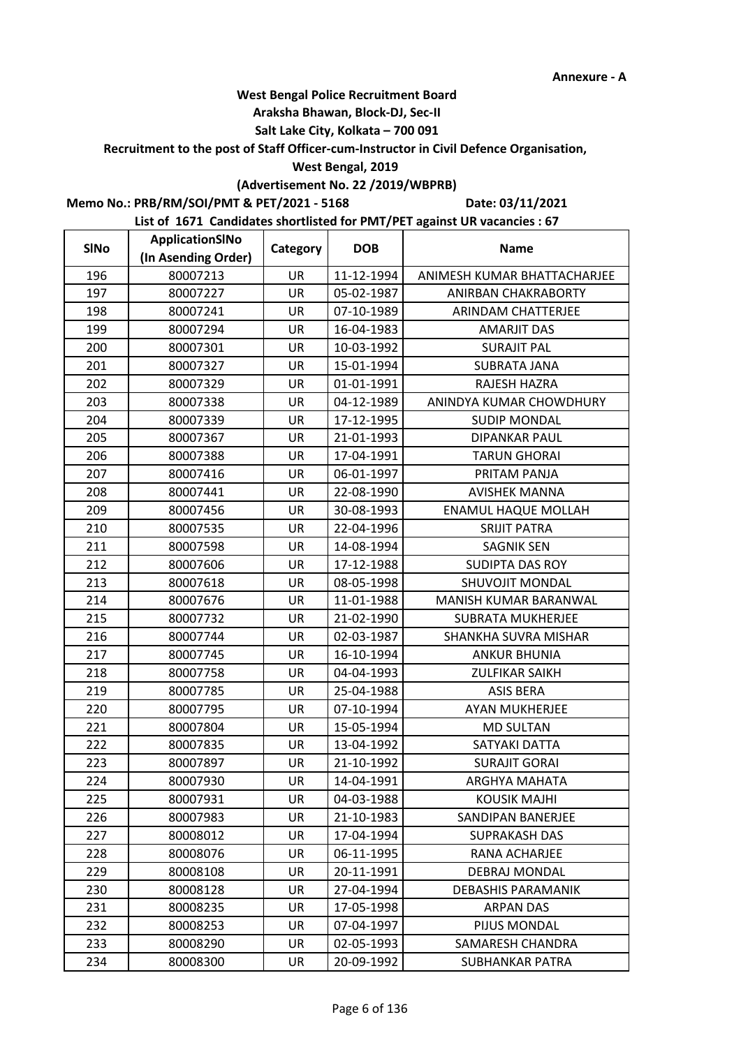Annexure - A

**West Bengal Police Recruitment Board**

**Araksha Bhawan, Block-DJ, Sec-II**

**Salt Lake City, Kolkata – 700 091**

**Recruitment to the post of Staff Officer-cum-Instructor in Civil Defence Organisation,**

**West Bengal, 2019**

**(Advertisement No. 22 /2019/WBPRB)**

**Memo No.: PRB/RM/SOI/PMT & PET/2021 - 5168** **Date: 03/11/2021**

**List of 1671 Candidates shortlisted for PMT/PET against UR vacancies : 67**

| SlNo | ApplicationSlNo (In Asending Order) | Category | DOB | Name |
|---|---|---|---|---|
| 196 | 80007213 | UR | 11-12-1994 | ANIMESH KUMAR BHATTACHARJEE |
| 197 | 80007227 | UR | 05-02-1987 | ANIRBAN CHAKRABORTY |
| 198 | 80007241 | UR | 07-10-1989 | ARINDAM CHATTERJEE |
| 199 | 80007294 | UR | 16-04-1983 | AMARJIT DAS |
| 200 | 80007301 | UR | 10-03-1992 | SURAJIT PAL |
| 201 | 80007327 | UR | 15-01-1994 | SUBRATA JANA |
| 202 | 80007329 | UR | 01-01-1991 | RAJESH HAZRA |
| 203 | 80007338 | UR | 04-12-1989 | ANINDYA KUMAR CHOWDHURY |
| 204 | 80007339 | UR | 17-12-1995 | SUDIP MONDAL |
| 205 | 80007367 | UR | 21-01-1993 | DIPANKAR PAUL |
| 206 | 80007388 | UR | 17-04-1991 | TARUN GHORAI |
| 207 | 80007416 | UR | 06-01-1997 | PRITAM PANJA |
| 208 | 80007441 | UR | 22-08-1990 | AVISHEK MANNA |
| 209 | 80007456 | UR | 30-08-1993 | ENAMUL HAQUE MOLLAH |
| 210 | 80007535 | UR | 22-04-1996 | SRIJIT PATRA |
| 211 | 80007598 | UR | 14-08-1994 | SAGNIK SEN |
| 212 | 80007606 | UR | 17-12-1988 | SUDIPTA DAS ROY |
| 213 | 80007618 | UR | 08-05-1998 | SHUVOJIT MONDAL |
| 214 | 80007676 | UR | 11-01-1988 | MANISH KUMAR BARANWAL |
| 215 | 80007732 | UR | 21-02-1990 | SUBRATA MUKHERJEE |
| 216 | 80007744 | UR | 02-03-1987 | SHANKHA SUVRA MISHAR |
| 217 | 80007745 | UR | 16-10-1994 | ANKUR BHUNIA |
| 218 | 80007758 | UR | 04-04-1993 | ZULFIKAR SAIKH |
| 219 | 80007785 | UR | 25-04-1988 | ASIS BERA |
| 220 | 80007795 | UR | 07-10-1994 | AYAN MUKHERJEE |
| 221 | 80007804 | UR | 15-05-1994 | MD SULTAN |
| 222 | 80007835 | UR | 13-04-1992 | SATYAKI DATTA |
| 223 | 80007897 | UR | 21-10-1992 | SURAJIT GORAI |
| 224 | 80007930 | UR | 14-04-1991 | ARGHYA MAHATA |
| 225 | 80007931 | UR | 04-03-1988 | KOUSIK MAJHI |
| 226 | 80007983 | UR | 21-10-1983 | SANDIPAN BANERJEE |
| 227 | 80008012 | UR | 17-04-1994 | SUPRAKASH DAS |
| 228 | 80008076 | UR | 06-11-1995 | RANA ACHARJEE |
| 229 | 80008108 | UR | 20-11-1991 | DEBRAJ MONDAL |
| 230 | 80008128 | UR | 27-04-1994 | DEBASHIS PARAMANIK |
| 231 | 80008235 | UR | 17-05-1998 | ARPAN DAS |
| 232 | 80008253 | UR | 07-04-1997 | PIJUS MONDAL |
| 233 | 80008290 | UR | 02-05-1993 | SAMARESH CHANDRA |
| 234 | 80008300 | UR | 20-09-1992 | SUBHANKAR PATRA |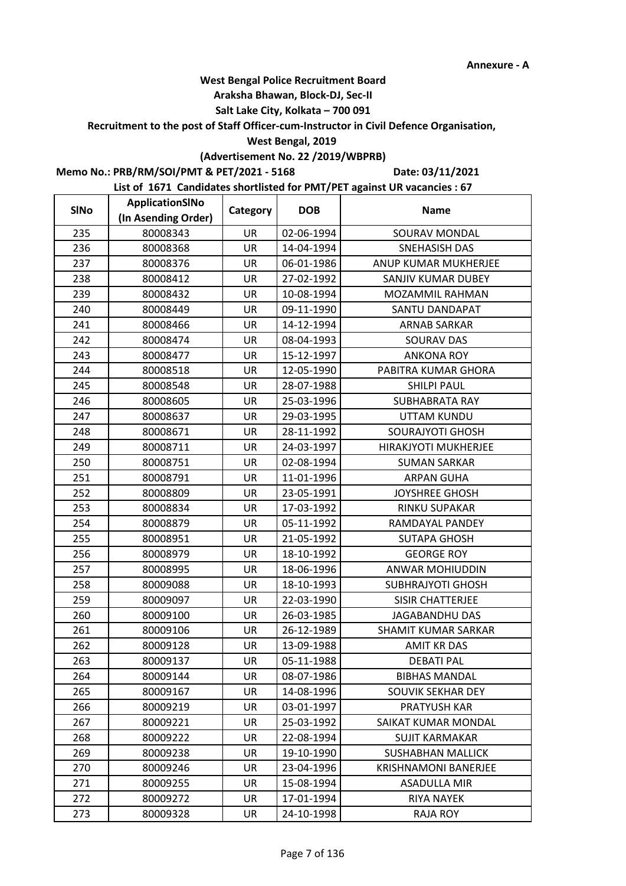Annexure - A

**West Bengal Police Recruitment Board**

**Araksha Bhawan, Block-DJ, Sec-II**

**Salt Lake City, Kolkata – 700 091**

**Recruitment to the post of Staff Officer-cum-Instructor in Civil Defence Organisation,**

**West Bengal, 2019**

**(Advertisement No. 22 /2019/WBPRB)**

**Memo No.: PRB/RM/SOI/PMT & PET/2021 - 5168** **Date: 03/11/2021**

**List of 1671 Candidates shortlisted for PMT/PET against UR vacancies : 67**

| SlNo | ApplicationSlNo (In Asending Order) | Category | DOB | Name |
|---|---|---|---|---|
| 235 | 80008343 | UR | 02-06-1994 | SOURAV MONDAL |
| 236 | 80008368 | UR | 14-04-1994 | SNEHASISH DAS |
| 237 | 80008376 | UR | 06-01-1986 | ANUP KUMAR MUKHERJEE |
| 238 | 80008412 | UR | 27-02-1992 | SANJIV KUMAR DUBEY |
| 239 | 80008432 | UR | 10-08-1994 | MOZAMMIL RAHMAN |
| 240 | 80008449 | UR | 09-11-1990 | SANTU DANDAPAT |
| 241 | 80008466 | UR | 14-12-1994 | ARNAB SARKAR |
| 242 | 80008474 | UR | 08-04-1993 | SOURAV DAS |
| 243 | 80008477 | UR | 15-12-1997 | ANKONA ROY |
| 244 | 80008518 | UR | 12-05-1990 | PABITRA KUMAR GHORA |
| 245 | 80008548 | UR | 28-07-1988 | SHILPI PAUL |
| 246 | 80008605 | UR | 25-03-1996 | SUBHABRATA RAY |
| 247 | 80008637 | UR | 29-03-1995 | UTTAM KUNDU |
| 248 | 80008671 | UR | 28-11-1992 | SOURAJYOTI GHOSH |
| 249 | 80008711 | UR | 24-03-1997 | HIRAKJYOTI MUKHERJEE |
| 250 | 80008751 | UR | 02-08-1994 | SUMAN SARKAR |
| 251 | 80008791 | UR | 11-01-1996 | ARPAN GUHA |
| 252 | 80008809 | UR | 23-05-1991 | JOYSHREE GHOSH |
| 253 | 80008834 | UR | 17-03-1992 | RINKU SUPAKAR |
| 254 | 80008879 | UR | 05-11-1992 | RAMDAYAL PANDEY |
| 255 | 80008951 | UR | 21-05-1992 | SUTAPA GHOSH |
| 256 | 80008979 | UR | 18-10-1992 | GEORGE ROY |
| 257 | 80008995 | UR | 18-06-1996 | ANWAR MOHIUDDIN |
| 258 | 80009088 | UR | 18-10-1993 | SUBHRAJYOTI GHOSH |
| 259 | 80009097 | UR | 22-03-1990 | SISIR CHATTERJEE |
| 260 | 80009100 | UR | 26-03-1985 | JAGABANDHU DAS |
| 261 | 80009106 | UR | 26-12-1989 | SHAMIT KUMAR SARKAR |
| 262 | 80009128 | UR | 13-09-1988 | AMIT KR DAS |
| 263 | 80009137 | UR | 05-11-1988 | DEBATI PAL |
| 264 | 80009144 | UR | 08-07-1986 | BIBHAS MANDAL |
| 265 | 80009167 | UR | 14-08-1996 | SOUVIK SEKHAR DEY |
| 266 | 80009219 | UR | 03-01-1997 | PRATYUSH KAR |
| 267 | 80009221 | UR | 25-03-1992 | SAIKAT KUMAR MONDAL |
| 268 | 80009222 | UR | 22-08-1994 | SUJIT KARMAKAR |
| 269 | 80009238 | UR | 19-10-1990 | SUSHABHAN MALLICK |
| 270 | 80009246 | UR | 23-04-1996 | KRISHNAMONI BANERJEE |
| 271 | 80009255 | UR | 15-08-1994 | ASADULLA MIR |
| 272 | 80009272 | UR | 17-01-1994 | RIYA NAYEK |
| 273 | 80009328 | UR | 24-10-1998 | RAJA ROY |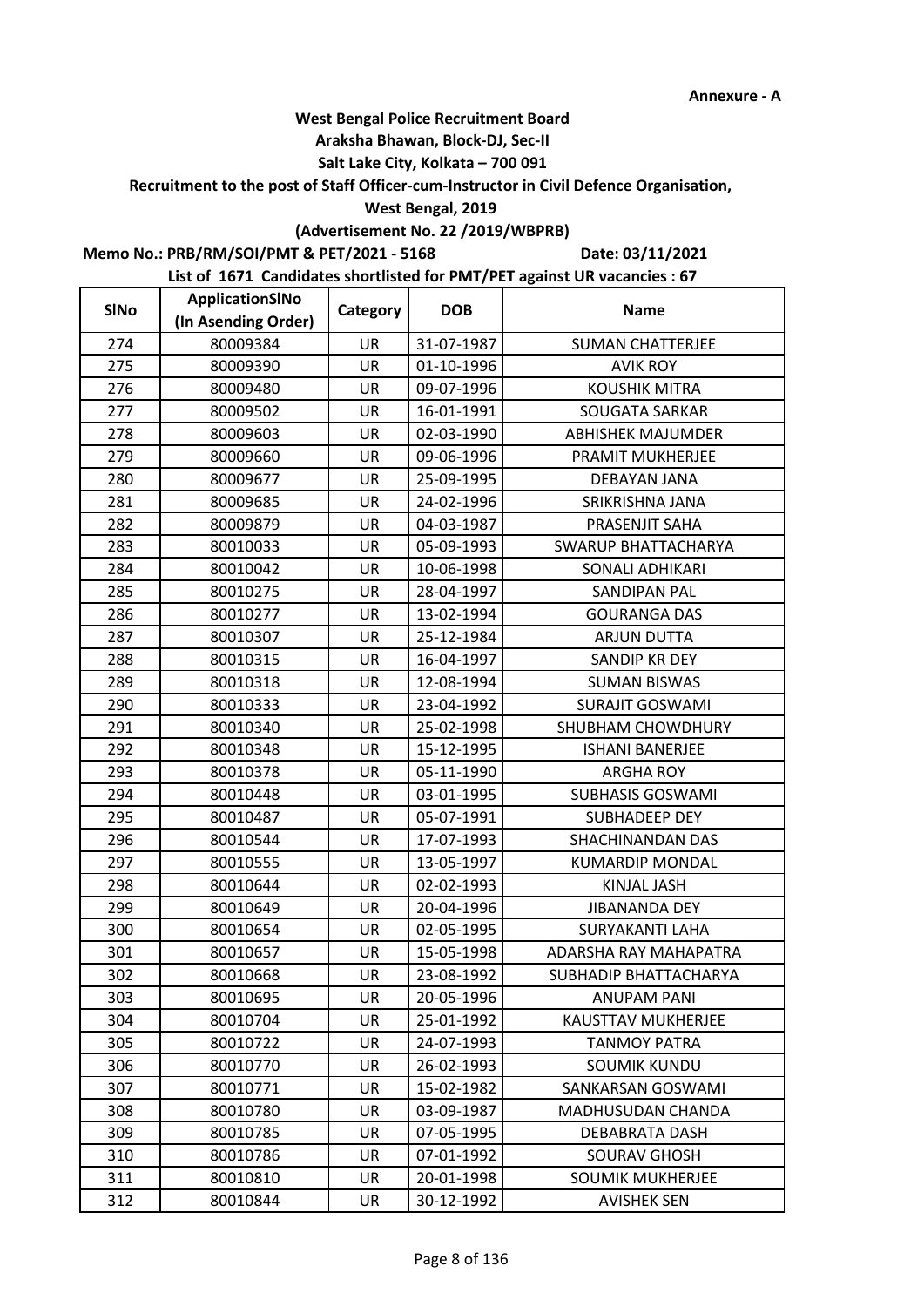Annexure - A

**West Bengal Police Recruitment Board**
**Araksha Bhawan, Block-DJ, Sec-II**
**Salt Lake City, Kolkata – 700 091**
**Recruitment to the post of Staff Officer-cum-Instructor in Civil Defence Organisation,**
**West Bengal, 2019**
**(Advertisement No. 22 /2019/WBPRB)**

**Memo No.: PRB/RM/SOI/PMT & PET/2021 - 5168** **Date: 03/11/2021**

**List of 1671 Candidates shortlisted for PMT/PET against UR vacancies : 67**

| SlNo | ApplicationSlNo (In Asending Order) | Category | DOB | Name |
|---|---|---|---|---|
| 274 | 80009384 | UR | 31-07-1987 | SUMAN CHATTERJEE |
| 275 | 80009390 | UR | 01-10-1996 | AVIK ROY |
| 276 | 80009480 | UR | 09-07-1996 | KOUSHIK MITRA |
| 277 | 80009502 | UR | 16-01-1991 | SOUGATA SARKAR |
| 278 | 80009603 | UR | 02-03-1990 | ABHISHEK MAJUMDER |
| 279 | 80009660 | UR | 09-06-1996 | PRAMIT MUKHERJEE |
| 280 | 80009677 | UR | 25-09-1995 | DEBAYAN JANA |
| 281 | 80009685 | UR | 24-02-1996 | SRIKRISHNA JANA |
| 282 | 80009879 | UR | 04-03-1987 | PRASENJIT SAHA |
| 283 | 80010033 | UR | 05-09-1993 | SWARUP BHATTACHARYA |
| 284 | 80010042 | UR | 10-06-1998 | SONALI ADHIKARI |
| 285 | 80010275 | UR | 28-04-1997 | SANDIPAN PAL |
| 286 | 80010277 | UR | 13-02-1994 | GOURANGA DAS |
| 287 | 80010307 | UR | 25-12-1984 | ARJUN DUTTA |
| 288 | 80010315 | UR | 16-04-1997 | SANDIP KR DEY |
| 289 | 80010318 | UR | 12-08-1994 | SUMAN BISWAS |
| 290 | 80010333 | UR | 23-04-1992 | SURAJIT GOSWAMI |
| 291 | 80010340 | UR | 25-02-1998 | SHUBHAM CHOWDHURY |
| 292 | 80010348 | UR | 15-12-1995 | ISHANI BANERJEE |
| 293 | 80010378 | UR | 05-11-1990 | ARGHA ROY |
| 294 | 80010448 | UR | 03-01-1995 | SUBHASIS GOSWAMI |
| 295 | 80010487 | UR | 05-07-1991 | SUBHADEEP DEY |
| 296 | 80010544 | UR | 17-07-1993 | SHACHINANDAN DAS |
| 297 | 80010555 | UR | 13-05-1997 | KUMARDIP MONDAL |
| 298 | 80010644 | UR | 02-02-1993 | KINJAL JASH |
| 299 | 80010649 | UR | 20-04-1996 | JIBANANDA DEY |
| 300 | 80010654 | UR | 02-05-1995 | SURYAKANTI LAHA |
| 301 | 80010657 | UR | 15-05-1998 | ADARSHA RAY MAHAPATRA |
| 302 | 80010668 | UR | 23-08-1992 | SUBHADIP BHATTACHARYA |
| 303 | 80010695 | UR | 20-05-1996 | ANUPAM PANI |
| 304 | 80010704 | UR | 25-01-1992 | KAUSTTAV MUKHERJEE |
| 305 | 80010722 | UR | 24-07-1993 | TANMOY PATRA |
| 306 | 80010770 | UR | 26-02-1993 | SOUMIK KUNDU |
| 307 | 80010771 | UR | 15-02-1982 | SANKARSAN GOSWAMI |
| 308 | 80010780 | UR | 03-09-1987 | MADHUSUDAN CHANDA |
| 309 | 80010785 | UR | 07-05-1995 | DEBABRATA DASH |
| 310 | 80010786 | UR | 07-01-1992 | SOURAV GHOSH |
| 311 | 80010810 | UR | 20-01-1998 | SOUMIK MUKHERJEE |
| 312 | 80010844 | UR | 30-12-1992 | AVISHEK SEN |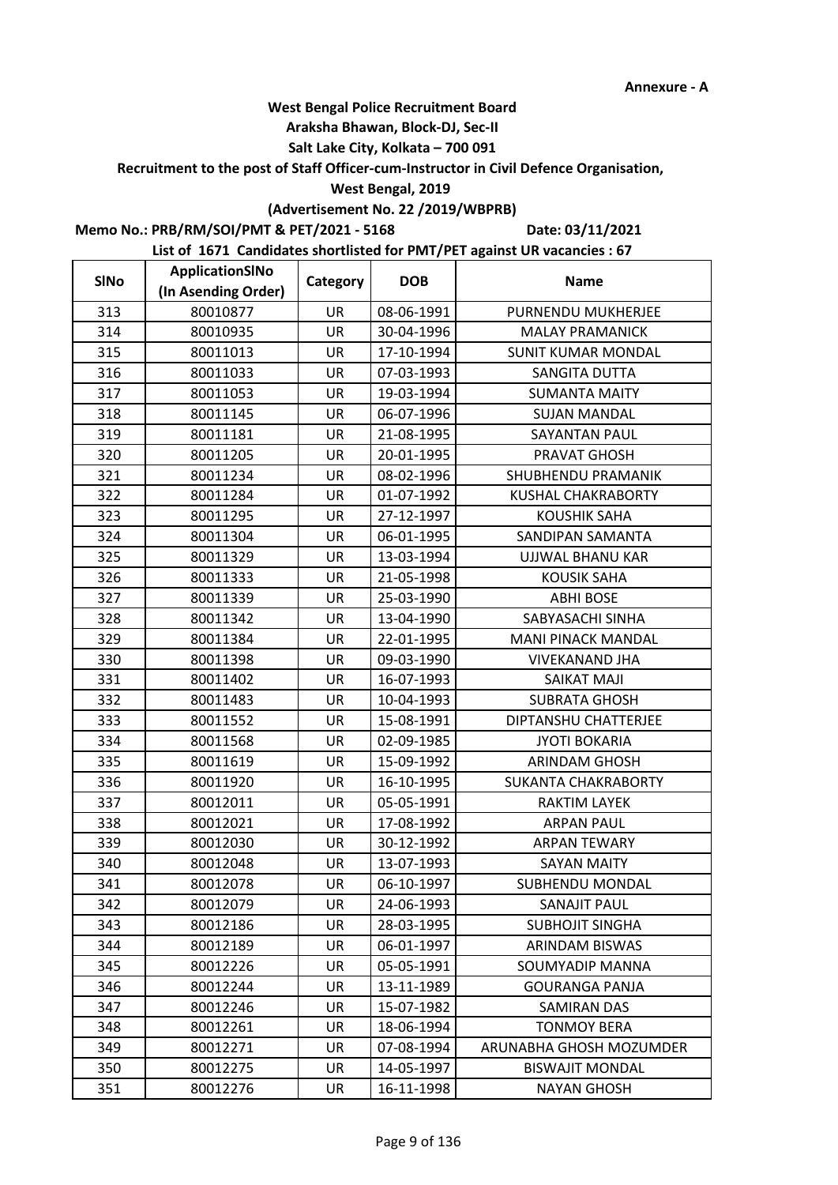Annexure - A

**West Bengal Police Recruitment Board**
**Araksha Bhawan, Block-DJ, Sec-II**
**Salt Lake City, Kolkata – 700 091**
**Recruitment to the post of Staff Officer-cum-Instructor in Civil Defence Organisation,**
**West Bengal, 2019**
**(Advertisement No. 22 /2019/WBPRB)**

**Memo No.: PRB/RM/SOI/PMT & PET/2021 - 5168** **Date: 03/11/2021**

**List of 1671 Candidates shortlisted for PMT/PET against UR vacancies : 67**

| SlNo | ApplicationSlNo (In Asending Order) | Category | DOB | Name |
|---|---|---|---|---|
| 313 | 80010877 | UR | 08-06-1991 | PURNENDU MUKHERJEE |
| 314 | 80010935 | UR | 30-04-1996 | MALAY PRAMANICK |
| 315 | 80011013 | UR | 17-10-1994 | SUNIT KUMAR MONDAL |
| 316 | 80011033 | UR | 07-03-1993 | SANGITA DUTTA |
| 317 | 80011053 | UR | 19-03-1994 | SUMANTA MAITY |
| 318 | 80011145 | UR | 06-07-1996 | SUJAN MANDAL |
| 319 | 80011181 | UR | 21-08-1995 | SAYANTAN PAUL |
| 320 | 80011205 | UR | 20-01-1995 | PRAVAT GHOSH |
| 321 | 80011234 | UR | 08-02-1996 | SHUBHENDU PRAMANIK |
| 322 | 80011284 | UR | 01-07-1992 | KUSHAL CHAKRABORTY |
| 323 | 80011295 | UR | 27-12-1997 | KOUSHIK SAHA |
| 324 | 80011304 | UR | 06-01-1995 | SANDIPAN SAMANTA |
| 325 | 80011329 | UR | 13-03-1994 | UJJWAL BHANU KAR |
| 326 | 80011333 | UR | 21-05-1998 | KOUSIK SAHA |
| 327 | 80011339 | UR | 25-03-1990 | ABHI BOSE |
| 328 | 80011342 | UR | 13-04-1990 | SABYASACHI SINHA |
| 329 | 80011384 | UR | 22-01-1995 | MANI PINACK MANDAL |
| 330 | 80011398 | UR | 09-03-1990 | VIVEKANAND JHA |
| 331 | 80011402 | UR | 16-07-1993 | SAIKAT MAJI |
| 332 | 80011483 | UR | 10-04-1993 | SUBRATA GHOSH |
| 333 | 80011552 | UR | 15-08-1991 | DIPTANSHU CHATTERJEE |
| 334 | 80011568 | UR | 02-09-1985 | JYOTI BOKARIA |
| 335 | 80011619 | UR | 15-09-1992 | ARINDAM GHOSH |
| 336 | 80011920 | UR | 16-10-1995 | SUKANTA CHAKRABORTY |
| 337 | 80012011 | UR | 05-05-1991 | RAKTIM LAYEK |
| 338 | 80012021 | UR | 17-08-1992 | ARPAN PAUL |
| 339 | 80012030 | UR | 30-12-1992 | ARPAN TEWARY |
| 340 | 80012048 | UR | 13-07-1993 | SAYAN MAITY |
| 341 | 80012078 | UR | 06-10-1997 | SUBHENDU MONDAL |
| 342 | 80012079 | UR | 24-06-1993 | SANAJIT PAUL |
| 343 | 80012186 | UR | 28-03-1995 | SUBHOJIT SINGHA |
| 344 | 80012189 | UR | 06-01-1997 | ARINDAM BISWAS |
| 345 | 80012226 | UR | 05-05-1991 | SOUMYADIP MANNA |
| 346 | 80012244 | UR | 13-11-1989 | GOURANGA PANJA |
| 347 | 80012246 | UR | 15-07-1982 | SAMIRAN DAS |
| 348 | 80012261 | UR | 18-06-1994 | TONMOY BERA |
| 349 | 80012271 | UR | 07-08-1994 | ARUNABHA GHOSH MOZUMDER |
| 350 | 80012275 | UR | 14-05-1997 | BISWAJIT MONDAL |
| 351 | 80012276 | UR | 16-11-1998 | NAYAN GHOSH |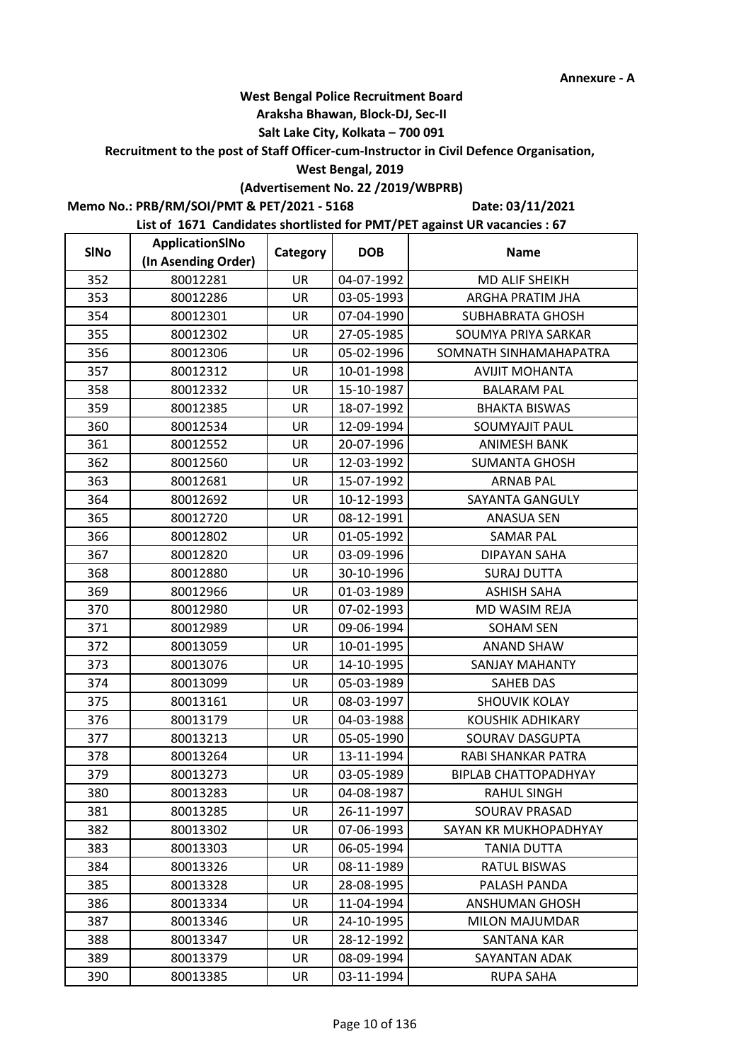Annexure - A

**West Bengal Police Recruitment Board**
**Araksha Bhawan, Block-DJ, Sec-II**
**Salt Lake City, Kolkata – 700 091**
**Recruitment to the post of Staff Officer-cum-Instructor in Civil Defence Organisation,**
**West Bengal, 2019**
**(Advertisement No. 22 /2019/WBPRB)**

**Memo No.: PRB/RM/SOI/PMT & PET/2021 - 5168** **Date: 03/11/2021**

**List of 1671 Candidates shortlisted for PMT/PET against UR vacancies : 67**

| SlNo | ApplicationSlNo (In Asending Order) | Category | DOB | Name |
|---|---|---|---|---|
| 352 | 80012281 | UR | 04-07-1992 | MD ALIF SHEIKH |
| 353 | 80012286 | UR | 03-05-1993 | ARGHA PRATIM JHA |
| 354 | 80012301 | UR | 07-04-1990 | SUBHABRATA GHOSH |
| 355 | 80012302 | UR | 27-05-1985 | SOUMYA PRIYA SARKAR |
| 356 | 80012306 | UR | 05-02-1996 | SOMNATH SINHAMAHAPATRA |
| 357 | 80012312 | UR | 10-01-1998 | AVIJIT MOHANTA |
| 358 | 80012332 | UR | 15-10-1987 | BALARAM PAL |
| 359 | 80012385 | UR | 18-07-1992 | BHAKTA BISWAS |
| 360 | 80012534 | UR | 12-09-1994 | SOUMYAJIT PAUL |
| 361 | 80012552 | UR | 20-07-1996 | ANIMESH BANK |
| 362 | 80012560 | UR | 12-03-1992 | SUMANTA GHOSH |
| 363 | 80012681 | UR | 15-07-1992 | ARNAB PAL |
| 364 | 80012692 | UR | 10-12-1993 | SAYANTA GANGULY |
| 365 | 80012720 | UR | 08-12-1991 | ANASUA SEN |
| 366 | 80012802 | UR | 01-05-1992 | SAMAR PAL |
| 367 | 80012820 | UR | 03-09-1996 | DIPAYAN SAHA |
| 368 | 80012880 | UR | 30-10-1996 | SURAJ DUTTA |
| 369 | 80012966 | UR | 01-03-1989 | ASHISH SAHA |
| 370 | 80012980 | UR | 07-02-1993 | MD WASIM REJA |
| 371 | 80012989 | UR | 09-06-1994 | SOHAM SEN |
| 372 | 80013059 | UR | 10-01-1995 | ANAND SHAW |
| 373 | 80013076 | UR | 14-10-1995 | SANJAY MAHANTY |
| 374 | 80013099 | UR | 05-03-1989 | SAHEB DAS |
| 375 | 80013161 | UR | 08-03-1997 | SHOUVIK KOLAY |
| 376 | 80013179 | UR | 04-03-1988 | KOUSHIK ADHIKARY |
| 377 | 80013213 | UR | 05-05-1990 | SOURAV DASGUPTA |
| 378 | 80013264 | UR | 13-11-1994 | RABI SHANKAR PATRA |
| 379 | 80013273 | UR | 03-05-1989 | BIPLAB CHATTOPADHYAY |
| 380 | 80013283 | UR | 04-08-1987 | RAHUL SINGH |
| 381 | 80013285 | UR | 26-11-1997 | SOURAV PRASAD |
| 382 | 80013302 | UR | 07-06-1993 | SAYAN KR MUKHOPADHYAY |
| 383 | 80013303 | UR | 06-05-1994 | TANIA DUTTA |
| 384 | 80013326 | UR | 08-11-1989 | RATUL BISWAS |
| 385 | 80013328 | UR | 28-08-1995 | PALASH PANDA |
| 386 | 80013334 | UR | 11-04-1994 | ANSHUMAN GHOSH |
| 387 | 80013346 | UR | 24-10-1995 | MILON MAJUMDAR |
| 388 | 80013347 | UR | 28-12-1992 | SANTANA KAR |
| 389 | 80013379 | UR | 08-09-1994 | SAYANTAN ADAK |
| 390 | 80013385 | UR | 03-11-1994 | RUPA SAHA |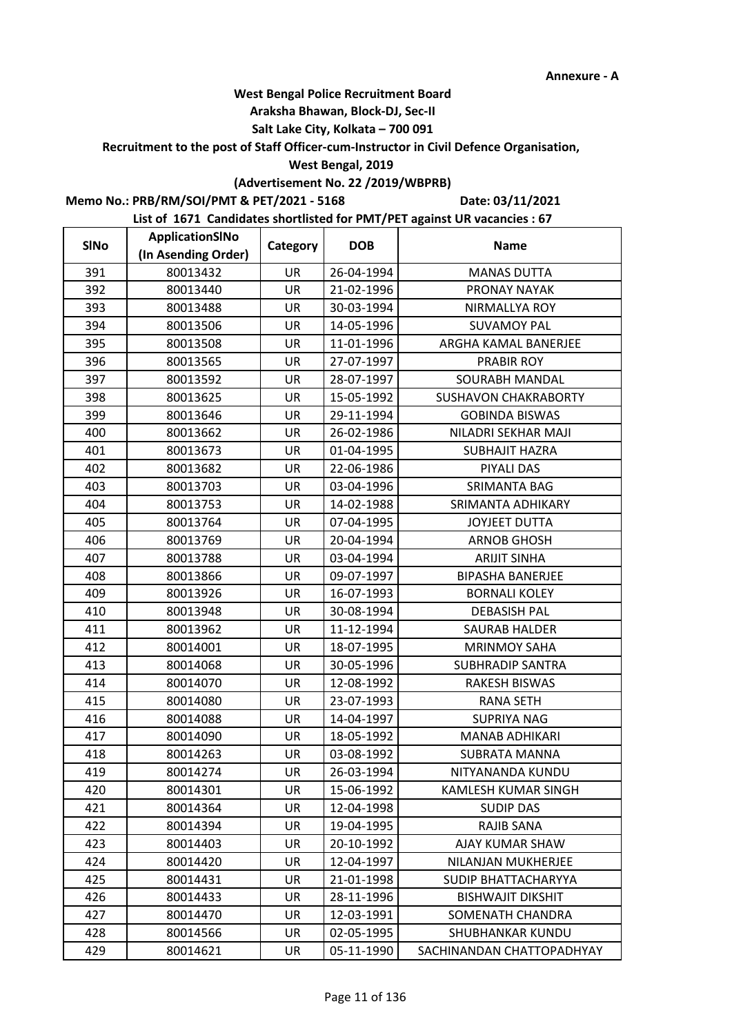**Annexure - A**

**West Bengal Police Recruitment Board**

**Araksha Bhawan, Block-DJ, Sec-II**

**Salt Lake City, Kolkata – 700 091**

**Recruitment to the post of Staff Officer-cum-Instructor in Civil Defence Organisation,**

**West Bengal, 2019**

**(Advertisement No. 22 /2019/WBPRB)**

**Memo No.: PRB/RM/SOI/PMT & PET/2021 - 5168** **Date: 03/11/2021**

**List of 1671 Candidates shortlisted for PMT/PET against UR vacancies : 67**

| SlNo | ApplicationSlNo (In Asending Order) | Category | DOB | Name |
|---|---|---|---|---|
| 391 | 80013432 | UR | 26-04-1994 | MANAS DUTTA |
| 392 | 80013440 | UR | 21-02-1996 | PRONAY NAYAK |
| 393 | 80013488 | UR | 30-03-1994 | NIRMALLYA ROY |
| 394 | 80013506 | UR | 14-05-1996 | SUVAMOY PAL |
| 395 | 80013508 | UR | 11-01-1996 | ARGHA KAMAL BANERJEE |
| 396 | 80013565 | UR | 27-07-1997 | PRABIR ROY |
| 397 | 80013592 | UR | 28-07-1997 | SOURABH MANDAL |
| 398 | 80013625 | UR | 15-05-1992 | SUSHAVON CHAKRABORTY |
| 399 | 80013646 | UR | 29-11-1994 | GOBINDA BISWAS |
| 400 | 80013662 | UR | 26-02-1986 | NILADRI SEKHAR MAJI |
| 401 | 80013673 | UR | 01-04-1995 | SUBHAJIT HAZRA |
| 402 | 80013682 | UR | 22-06-1986 | PIYALI DAS |
| 403 | 80013703 | UR | 03-04-1996 | SRIMANTA BAG |
| 404 | 80013753 | UR | 14-02-1988 | SRIMANTA ADHIKARY |
| 405 | 80013764 | UR | 07-04-1995 | JOYJEET DUTTA |
| 406 | 80013769 | UR | 20-04-1994 | ARNOB GHOSH |
| 407 | 80013788 | UR | 03-04-1994 | ARIJIT SINHA |
| 408 | 80013866 | UR | 09-07-1997 | BIPASHA BANERJEE |
| 409 | 80013926 | UR | 16-07-1993 | BORNALI KOLEY |
| 410 | 80013948 | UR | 30-08-1994 | DEBASISH PAL |
| 411 | 80013962 | UR | 11-12-1994 | SAURAB HALDER |
| 412 | 80014001 | UR | 18-07-1995 | MRINMOY SAHA |
| 413 | 80014068 | UR | 30-05-1996 | SUBHRADIP SANTRA |
| 414 | 80014070 | UR | 12-08-1992 | RAKESH BISWAS |
| 415 | 80014080 | UR | 23-07-1993 | RANA SETH |
| 416 | 80014088 | UR | 14-04-1997 | SUPRIYA NAG |
| 417 | 80014090 | UR | 18-05-1992 | MANAB ADHIKARI |
| 418 | 80014263 | UR | 03-08-1992 | SUBRATA MANNA |
| 419 | 80014274 | UR | 26-03-1994 | NITYANANDA KUNDU |
| 420 | 80014301 | UR | 15-06-1992 | KAMLESH KUMAR SINGH |
| 421 | 80014364 | UR | 12-04-1998 | SUDIP DAS |
| 422 | 80014394 | UR | 19-04-1995 | RAJIB SANA |
| 423 | 80014403 | UR | 20-10-1992 | AJAY KUMAR SHAW |
| 424 | 80014420 | UR | 12-04-1997 | NILANJAN MUKHERJEE |
| 425 | 80014431 | UR | 21-01-1998 | SUDIP BHATTACHARYYA |
| 426 | 80014433 | UR | 28-11-1996 | BISHWAJIT DIKSHIT |
| 427 | 80014470 | UR | 12-03-1991 | SOMENATH CHANDRA |
| 428 | 80014566 | UR | 02-05-1995 | SHUBHANKAR KUNDU |
| 429 | 80014621 | UR | 05-11-1990 | SACHINANDAN CHATTOPADHYAY |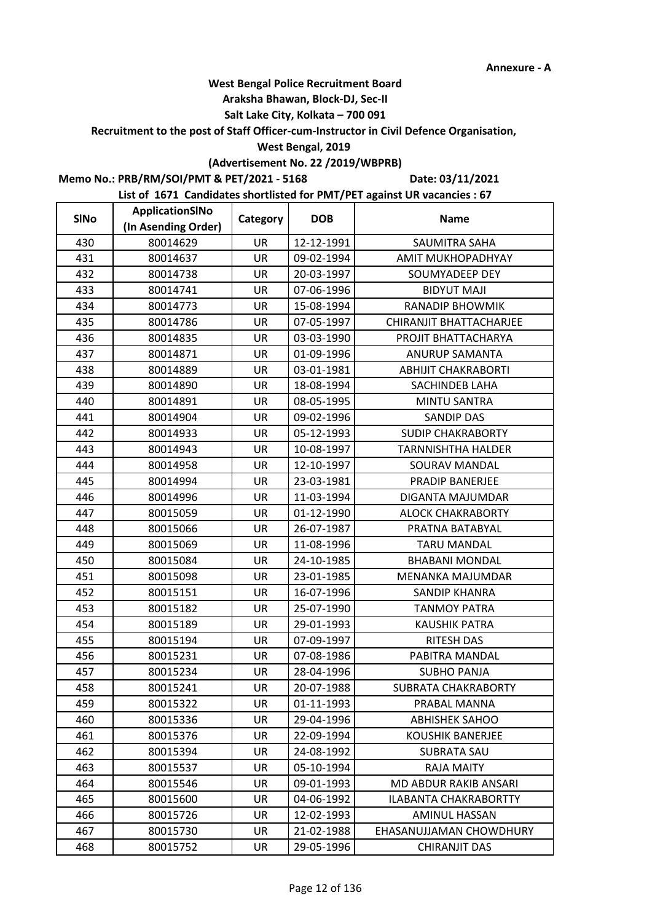Annexure - A

**West Bengal Police Recruitment Board**
**Araksha Bhawan, Block-DJ, Sec-II**
**Salt Lake City, Kolkata – 700 091**
**Recruitment to the post of Staff Officer-cum-Instructor in Civil Defence Organisation,**
**West Bengal, 2019**
**(Advertisement No. 22 /2019/WBPRB)**

**Memo No.: PRB/RM/SOI/PMT & PET/2021 - 5168** **Date: 03/11/2021**

**List of 1671 Candidates shortlisted for PMT/PET against UR vacancies : 67**

| SlNo | ApplicationSlNo (In Asending Order) | Category | DOB | Name |
|---|---|---|---|---|
| 430 | 80014629 | UR | 12-12-1991 | SAUMITRA SAHA |
| 431 | 80014637 | UR | 09-02-1994 | AMIT MUKHOPADHYAY |
| 432 | 80014738 | UR | 20-03-1997 | SOUMYADEEP DEY |
| 433 | 80014741 | UR | 07-06-1996 | BIDYUT MAJI |
| 434 | 80014773 | UR | 15-08-1994 | RANADIP BHOWMIK |
| 435 | 80014786 | UR | 07-05-1997 | CHIRANJIT BHATTACHARJEE |
| 436 | 80014835 | UR | 03-03-1990 | PROJIT BHATTACHARYA |
| 437 | 80014871 | UR | 01-09-1996 | ANURUP SAMANTA |
| 438 | 80014889 | UR | 03-01-1981 | ABHIJIT CHAKRABORTI |
| 439 | 80014890 | UR | 18-08-1994 | SACHINDEB LAHA |
| 440 | 80014891 | UR | 08-05-1995 | MINTU SANTRA |
| 441 | 80014904 | UR | 09-02-1996 | SANDIP DAS |
| 442 | 80014933 | UR | 05-12-1993 | SUDIP CHAKRABORTY |
| 443 | 80014943 | UR | 10-08-1997 | TARNNISHTHA HALDER |
| 444 | 80014958 | UR | 12-10-1997 | SOURAV MANDAL |
| 445 | 80014994 | UR | 23-03-1981 | PRADIP BANERJEE |
| 446 | 80014996 | UR | 11-03-1994 | DIGANTA MAJUMDAR |
| 447 | 80015059 | UR | 01-12-1990 | ALOCK CHAKRABORTY |
| 448 | 80015066 | UR | 26-07-1987 | PRATNA BATABYAL |
| 449 | 80015069 | UR | 11-08-1996 | TARU MANDAL |
| 450 | 80015084 | UR | 24-10-1985 | BHABANI MONDAL |
| 451 | 80015098 | UR | 23-01-1985 | MENANKA MAJUMDAR |
| 452 | 80015151 | UR | 16-07-1996 | SANDIP KHANRA |
| 453 | 80015182 | UR | 25-07-1990 | TANMOY PATRA |
| 454 | 80015189 | UR | 29-01-1993 | KAUSHIK PATRA |
| 455 | 80015194 | UR | 07-09-1997 | RITESH DAS |
| 456 | 80015231 | UR | 07-08-1986 | PABITRA MANDAL |
| 457 | 80015234 | UR | 28-04-1996 | SUBHO PANJA |
| 458 | 80015241 | UR | 20-07-1988 | SUBRATA CHAKRABORTY |
| 459 | 80015322 | UR | 01-11-1993 | PRABAL MANNA |
| 460 | 80015336 | UR | 29-04-1996 | ABHISHEK SAHOO |
| 461 | 80015376 | UR | 22-09-1994 | KOUSHIK BANERJEE |
| 462 | 80015394 | UR | 24-08-1992 | SUBRATA SAU |
| 463 | 80015537 | UR | 05-10-1994 | RAJA MAITY |
| 464 | 80015546 | UR | 09-01-1993 | MD ABDUR RAKIB ANSARI |
| 465 | 80015600 | UR | 04-06-1992 | ILABANTA CHAKRABORTTY |
| 466 | 80015726 | UR | 12-02-1993 | AMINUL HASSAN |
| 467 | 80015730 | UR | 21-02-1988 | EHASANUJJAMAN CHOWDHURY |
| 468 | 80015752 | UR | 29-05-1996 | CHIRANJIT DAS |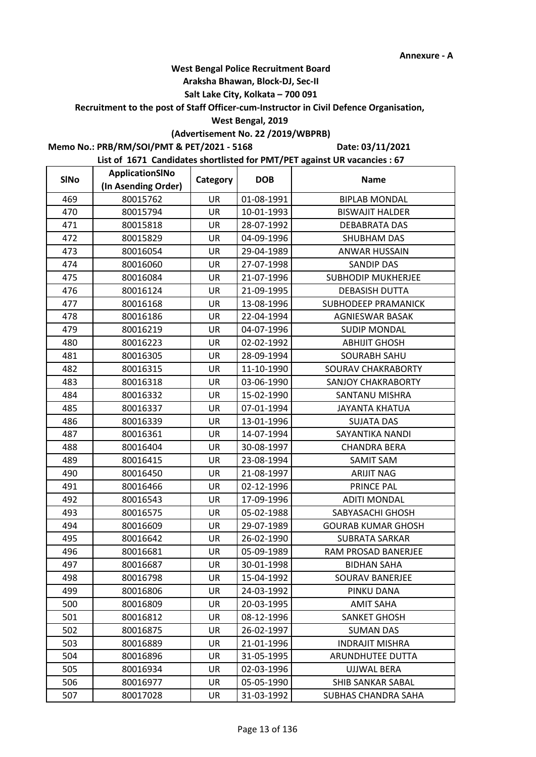**Annexure - A**

**West Bengal Police Recruitment Board**

**Araksha Bhawan, Block-DJ, Sec-II**

**Salt Lake City, Kolkata – 700 091**

**Recruitment to the post of Staff Officer-cum-Instructor in Civil Defence Organisation,**

**West Bengal, 2019**

**(Advertisement No. 22 /2019/WBPRB)**

**Memo No.: PRB/RM/SOI/PMT & PET/2021 - 5168** **Date: 03/11/2021**

**List of 1671 Candidates shortlisted for PMT/PET against UR vacancies : 67**

| SlNo | ApplicationSlNo (In Asending Order) | Category | DOB | Name |
|---|---|---|---|---|
| 469 | 80015762 | UR | 01-08-1991 | BIPLAB MONDAL |
| 470 | 80015794 | UR | 10-01-1993 | BISWAJIT HALDER |
| 471 | 80015818 | UR | 28-07-1992 | DEBABRATA DAS |
| 472 | 80015829 | UR | 04-09-1996 | SHUBHAM DAS |
| 473 | 80016054 | UR | 29-04-1989 | ANWAR HUSSAIN |
| 474 | 80016060 | UR | 27-07-1998 | SANDIP DAS |
| 475 | 80016084 | UR | 21-07-1996 | SUBHODIP MUKHERJEE |
| 476 | 80016124 | UR | 21-09-1995 | DEBASISH DUTTA |
| 477 | 80016168 | UR | 13-08-1996 | SUBHODEEP PRAMANICK |
| 478 | 80016186 | UR | 22-04-1994 | AGNIESWAR BASAK |
| 479 | 80016219 | UR | 04-07-1996 | SUDIP MONDAL |
| 480 | 80016223 | UR | 02-02-1992 | ABHIJIT GHOSH |
| 481 | 80016305 | UR | 28-09-1994 | SOURABH SAHU |
| 482 | 80016315 | UR | 11-10-1990 | SOURAV CHAKRABORTY |
| 483 | 80016318 | UR | 03-06-1990 | SANJOY CHAKRABORTY |
| 484 | 80016332 | UR | 15-02-1990 | SANTANU MISHRA |
| 485 | 80016337 | UR | 07-01-1994 | JAYANTA KHATUA |
| 486 | 80016339 | UR | 13-01-1996 | SUJATA DAS |
| 487 | 80016361 | UR | 14-07-1994 | SAYANTIKA NANDI |
| 488 | 80016404 | UR | 30-08-1997 | CHANDRA BERA |
| 489 | 80016415 | UR | 23-08-1994 | SAMIT SAM |
| 490 | 80016450 | UR | 21-08-1997 | ARIJIT NAG |
| 491 | 80016466 | UR | 02-12-1996 | PRINCE PAL |
| 492 | 80016543 | UR | 17-09-1996 | ADITI MONDAL |
| 493 | 80016575 | UR | 05-02-1988 | SABYASACHI GHOSH |
| 494 | 80016609 | UR | 29-07-1989 | GOURAB KUMAR GHOSH |
| 495 | 80016642 | UR | 26-02-1990 | SUBRATA SARKAR |
| 496 | 80016681 | UR | 05-09-1989 | RAM PROSAD BANERJEE |
| 497 | 80016687 | UR | 30-01-1998 | BIDHAN SAHA |
| 498 | 80016798 | UR | 15-04-1992 | SOURAV BANERJEE |
| 499 | 80016806 | UR | 24-03-1992 | PINKU DANA |
| 500 | 80016809 | UR | 20-03-1995 | AMIT SAHA |
| 501 | 80016812 | UR | 08-12-1996 | SANKET GHOSH |
| 502 | 80016875 | UR | 26-02-1997 | SUMAN DAS |
| 503 | 80016889 | UR | 21-01-1996 | INDRAJIT MISHRA |
| 504 | 80016896 | UR | 31-05-1995 | ARUNDHUTEE DUTTA |
| 505 | 80016934 | UR | 02-03-1996 | UJJWAL BERA |
| 506 | 80016977 | UR | 05-05-1990 | SHIB SANKAR SABAL |
| 507 | 80017028 | UR | 31-03-1992 | SUBHAS CHANDRA SAHA |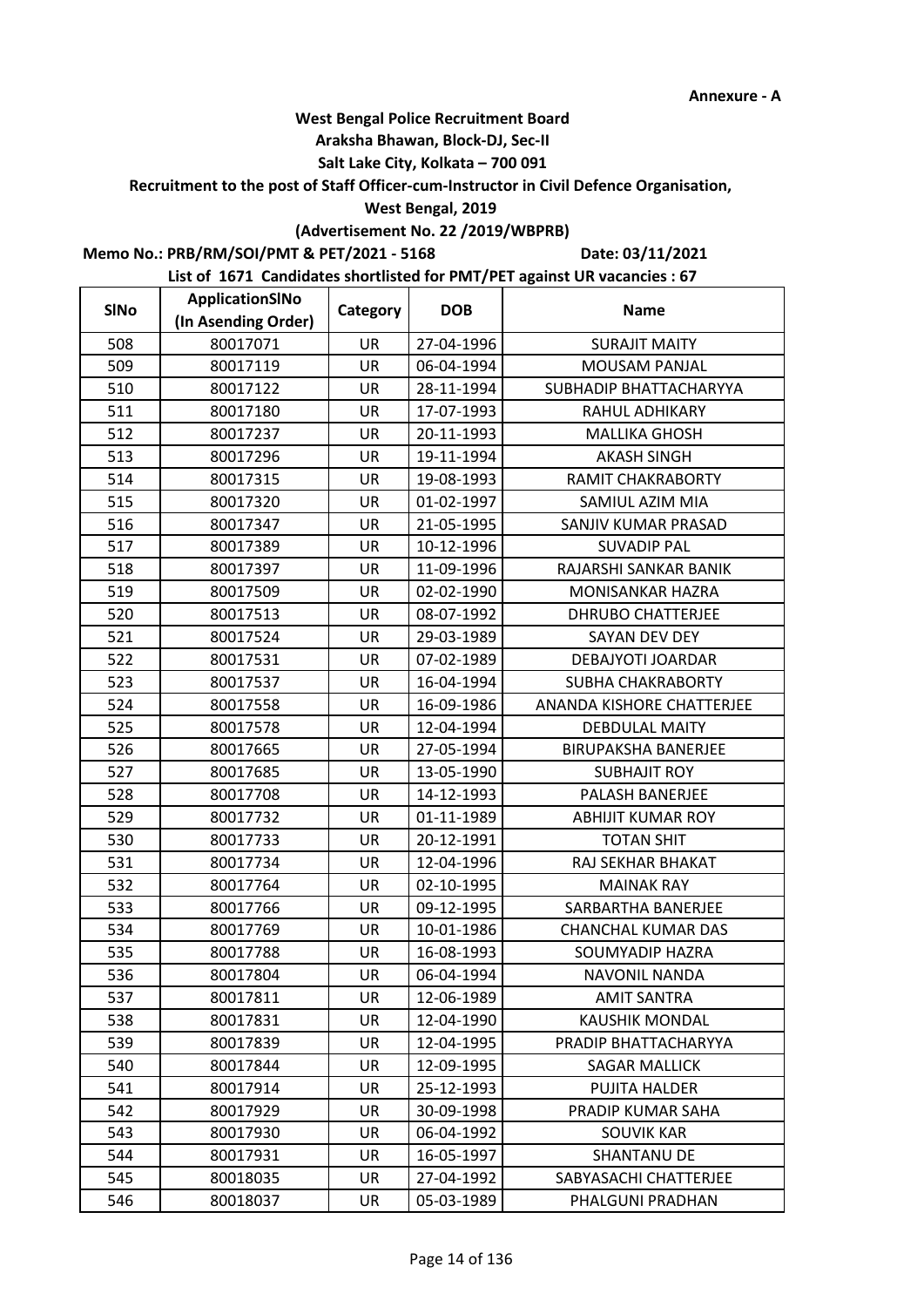**Annexure - A**

**West Bengal Police Recruitment Board**

**Araksha Bhawan, Block-DJ, Sec-II**

**Salt Lake City, Kolkata – 700 091**

**Recruitment to the post of Staff Officer-cum-Instructor in Civil Defence Organisation,**

**West Bengal, 2019**

**(Advertisement No. 22 /2019/WBPRB)**

**Memo No.: PRB/RM/SOI/PMT & PET/2021 - 5168** **Date: 03/11/2021**

**List of 1671 Candidates shortlisted for PMT/PET against UR vacancies : 67**

| SlNo | ApplicationSlNo (In Asending Order) | Category | DOB | Name |
|---|---|---|---|---|
| 508 | 80017071 | UR | 27-04-1996 | SURAJIT MAITY |
| 509 | 80017119 | UR | 06-04-1994 | MOUSAM PANJAL |
| 510 | 80017122 | UR | 28-11-1994 | SUBHADIP BHATTACHARYYA |
| 511 | 80017180 | UR | 17-07-1993 | RAHUL ADHIKARY |
| 512 | 80017237 | UR | 20-11-1993 | MALLIKA GHOSH |
| 513 | 80017296 | UR | 19-11-1994 | AKASH SINGH |
| 514 | 80017315 | UR | 19-08-1993 | RAMIT CHAKRABORTY |
| 515 | 80017320 | UR | 01-02-1997 | SAMIUL AZIM MIA |
| 516 | 80017347 | UR | 21-05-1995 | SANJIV KUMAR PRASAD |
| 517 | 80017389 | UR | 10-12-1996 | SUVADIP PAL |
| 518 | 80017397 | UR | 11-09-1996 | RAJARSHI SANKAR BANIK |
| 519 | 80017509 | UR | 02-02-1990 | MONISANKAR HAZRA |
| 520 | 80017513 | UR | 08-07-1992 | DHRUBO CHATTERJEE |
| 521 | 80017524 | UR | 29-03-1989 | SAYAN DEV DEY |
| 522 | 80017531 | UR | 07-02-1989 | DEBAJYOTI JOARDAR |
| 523 | 80017537 | UR | 16-04-1994 | SUBHA CHAKRABORTY |
| 524 | 80017558 | UR | 16-09-1986 | ANANDA KISHORE CHATTERJEE |
| 525 | 80017578 | UR | 12-04-1994 | DEBDULAL MAITY |
| 526 | 80017665 | UR | 27-05-1994 | BIRUPAKSHA BANERJEE |
| 527 | 80017685 | UR | 13-05-1990 | SUBHAJIT ROY |
| 528 | 80017708 | UR | 14-12-1993 | PALASH BANERJEE |
| 529 | 80017732 | UR | 01-11-1989 | ABHIJIT KUMAR ROY |
| 530 | 80017733 | UR | 20-12-1991 | TOTAN SHIT |
| 531 | 80017734 | UR | 12-04-1996 | RAJ SEKHAR BHAKAT |
| 532 | 80017764 | UR | 02-10-1995 | MAINAK RAY |
| 533 | 80017766 | UR | 09-12-1995 | SARBARTHA BANERJEE |
| 534 | 80017769 | UR | 10-01-1986 | CHANCHAL KUMAR DAS |
| 535 | 80017788 | UR | 16-08-1993 | SOUMYADIP HAZRA |
| 536 | 80017804 | UR | 06-04-1994 | NAVONIL NANDA |
| 537 | 80017811 | UR | 12-06-1989 | AMIT SANTRA |
| 538 | 80017831 | UR | 12-04-1990 | KAUSHIK MONDAL |
| 539 | 80017839 | UR | 12-04-1995 | PRADIP BHATTACHARYYA |
| 540 | 80017844 | UR | 12-09-1995 | SAGAR MALLICK |
| 541 | 80017914 | UR | 25-12-1993 | PUJITA HALDER |
| 542 | 80017929 | UR | 30-09-1998 | PRADIP KUMAR SAHA |
| 543 | 80017930 | UR | 06-04-1992 | SOUVIK KAR |
| 544 | 80017931 | UR | 16-05-1997 | SHANTANU DE |
| 545 | 80018035 | UR | 27-04-1992 | SABYASACHI CHATTERJEE |
| 546 | 80018037 | UR | 05-03-1989 | PHALGUNI PRADHAN |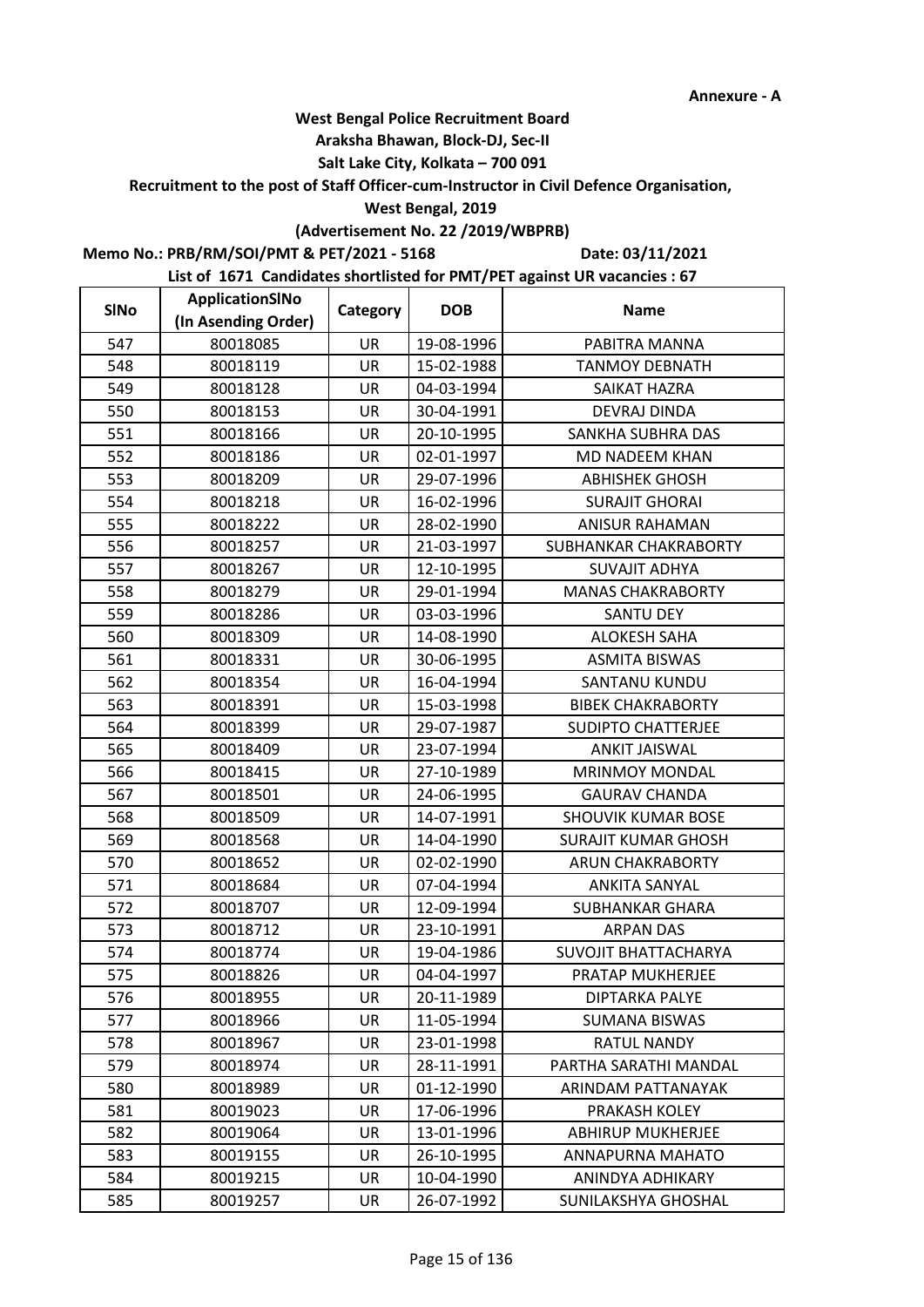Annexure - A

**West Bengal Police Recruitment Board**
**Araksha Bhawan, Block-DJ, Sec-II**
**Salt Lake City, Kolkata – 700 091**
**Recruitment to the post of Staff Officer-cum-Instructor in Civil Defence Organisation,**
**West Bengal, 2019**
**(Advertisement No. 22 /2019/WBPRB)**

**Memo No.: PRB/RM/SOI/PMT & PET/2021 - 5168** **Date: 03/11/2021**

**List of 1671 Candidates shortlisted for PMT/PET against UR vacancies : 67**

| SlNo | ApplicationSlNo (In Asending Order) | Category | DOB | Name |
|---|---|---|---|---|
| 547 | 80018085 | UR | 19-08-1996 | PABITRA MANNA |
| 548 | 80018119 | UR | 15-02-1988 | TANMOY DEBNATH |
| 549 | 80018128 | UR | 04-03-1994 | SAIKAT HAZRA |
| 550 | 80018153 | UR | 30-04-1991 | DEVRAJ DINDA |
| 551 | 80018166 | UR | 20-10-1995 | SANKHA SUBHRA DAS |
| 552 | 80018186 | UR | 02-01-1997 | MD NADEEM KHAN |
| 553 | 80018209 | UR | 29-07-1996 | ABHISHEK GHOSH |
| 554 | 80018218 | UR | 16-02-1996 | SURAJIT GHORAI |
| 555 | 80018222 | UR | 28-02-1990 | ANISUR RAHAMAN |
| 556 | 80018257 | UR | 21-03-1997 | SUBHANKAR CHAKRABORTY |
| 557 | 80018267 | UR | 12-10-1995 | SUVAJIT ADHYA |
| 558 | 80018279 | UR | 29-01-1994 | MANAS CHAKRABORTY |
| 559 | 80018286 | UR | 03-03-1996 | SANTU DEY |
| 560 | 80018309 | UR | 14-08-1990 | ALOKESH SAHA |
| 561 | 80018331 | UR | 30-06-1995 | ASMITA BISWAS |
| 562 | 80018354 | UR | 16-04-1994 | SANTANU KUNDU |
| 563 | 80018391 | UR | 15-03-1998 | BIBEK CHAKRABORTY |
| 564 | 80018399 | UR | 29-07-1987 | SUDIPTO CHATTERJEE |
| 565 | 80018409 | UR | 23-07-1994 | ANKIT JAISWAL |
| 566 | 80018415 | UR | 27-10-1989 | MRINMOY MONDAL |
| 567 | 80018501 | UR | 24-06-1995 | GAURAV CHANDA |
| 568 | 80018509 | UR | 14-07-1991 | SHOUVIK KUMAR BOSE |
| 569 | 80018568 | UR | 14-04-1990 | SURAJIT KUMAR GHOSH |
| 570 | 80018652 | UR | 02-02-1990 | ARUN CHAKRABORTY |
| 571 | 80018684 | UR | 07-04-1994 | ANKITA SANYAL |
| 572 | 80018707 | UR | 12-09-1994 | SUBHANKAR GHARA |
| 573 | 80018712 | UR | 23-10-1991 | ARPAN DAS |
| 574 | 80018774 | UR | 19-04-1986 | SUVOJIT BHATTACHARYA |
| 575 | 80018826 | UR | 04-04-1997 | PRATAP MUKHERJEE |
| 576 | 80018955 | UR | 20-11-1989 | DIPTARKA PALYE |
| 577 | 80018966 | UR | 11-05-1994 | SUMANA BISWAS |
| 578 | 80018967 | UR | 23-01-1998 | RATUL NANDY |
| 579 | 80018974 | UR | 28-11-1991 | PARTHA SARATHI MANDAL |
| 580 | 80018989 | UR | 01-12-1990 | ARINDAM PATTANAYAK |
| 581 | 80019023 | UR | 17-06-1996 | PRAKASH KOLEY |
| 582 | 80019064 | UR | 13-01-1996 | ABHIRUP MUKHERJEE |
| 583 | 80019155 | UR | 26-10-1995 | ANNAPURNA MAHATO |
| 584 | 80019215 | UR | 10-04-1990 | ANINDYA ADHIKARY |
| 585 | 80019257 | UR | 26-07-1992 | SUNILAKSHYA GHOSHAL |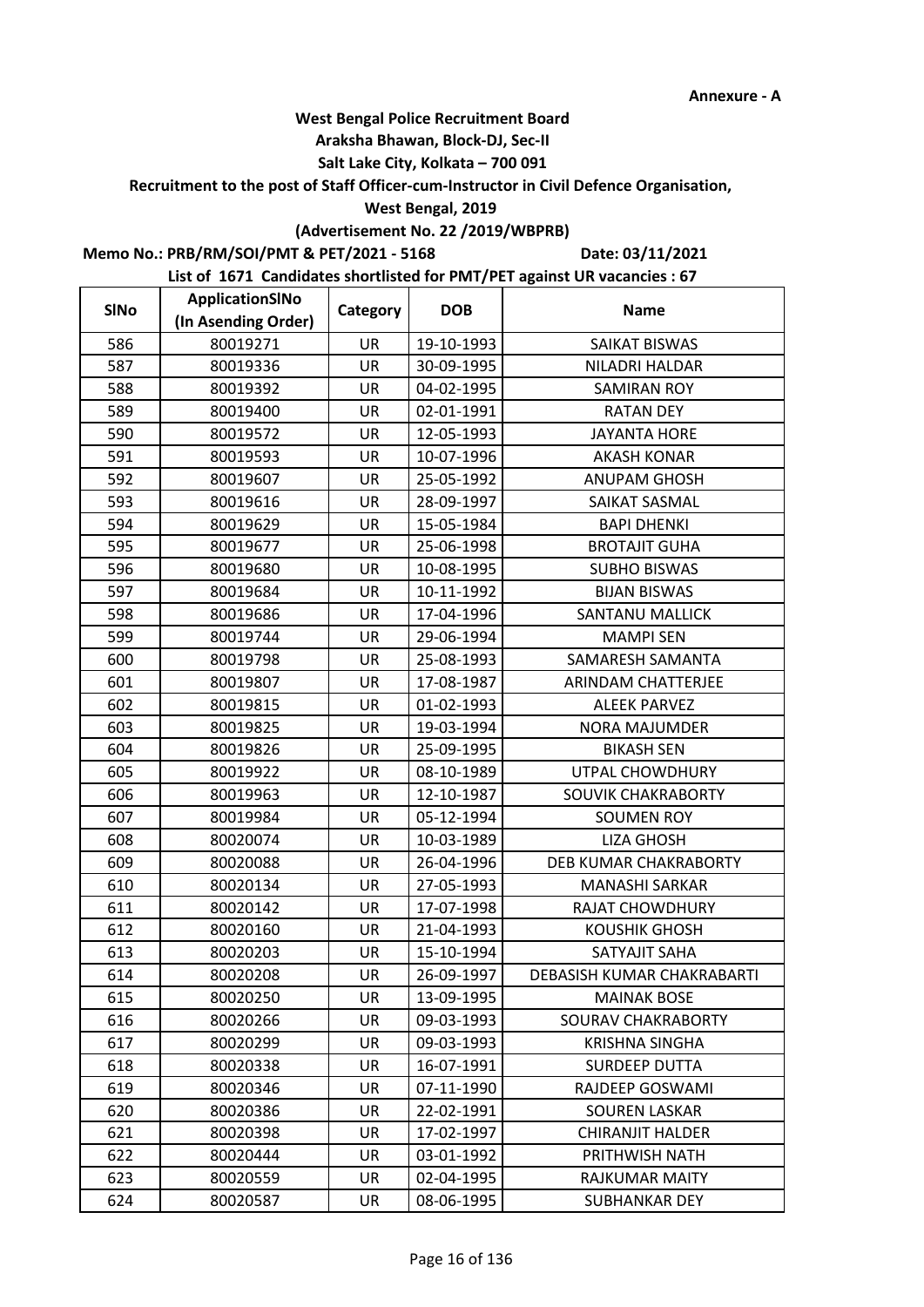**Annexure - A**

**West Bengal Police Recruitment Board**
**Araksha Bhawan, Block-DJ, Sec-II**
**Salt Lake City, Kolkata – 700 091**
**Recruitment to the post of Staff Officer-cum-Instructor in Civil Defence Organisation,**
**West Bengal, 2019**
**(Advertisement No. 22 /2019/WBPRB)**

**Memo No.: PRB/RM/SOI/PMT & PET/2021 - 5168** **Date: 03/11/2021**

**List of 1671 Candidates shortlisted for PMT/PET against UR vacancies : 67**

| SlNo | ApplicationSlNo (In Asending Order) | Category | DOB | Name |
|---|---|---|---|---|
| 586 | 80019271 | UR | 19-10-1993 | SAIKAT BISWAS |
| 587 | 80019336 | UR | 30-09-1995 | NILADRI HALDAR |
| 588 | 80019392 | UR | 04-02-1995 | SAMIRAN ROY |
| 589 | 80019400 | UR | 02-01-1991 | RATAN DEY |
| 590 | 80019572 | UR | 12-05-1993 | JAYANTA HORE |
| 591 | 80019593 | UR | 10-07-1996 | AKASH KONAR |
| 592 | 80019607 | UR | 25-05-1992 | ANUPAM GHOSH |
| 593 | 80019616 | UR | 28-09-1997 | SAIKAT SASMAL |
| 594 | 80019629 | UR | 15-05-1984 | BAPI DHENKI |
| 595 | 80019677 | UR | 25-06-1998 | BROTAJIT GUHA |
| 596 | 80019680 | UR | 10-08-1995 | SUBHO BISWAS |
| 597 | 80019684 | UR | 10-11-1992 | BIJAN BISWAS |
| 598 | 80019686 | UR | 17-04-1996 | SANTANU MALLICK |
| 599 | 80019744 | UR | 29-06-1994 | MAMPI SEN |
| 600 | 80019798 | UR | 25-08-1993 | SAMARESH SAMANTA |
| 601 | 80019807 | UR | 17-08-1987 | ARINDAM CHATTERJEE |
| 602 | 80019815 | UR | 01-02-1993 | ALEEK PARVEZ |
| 603 | 80019825 | UR | 19-03-1994 | NORA MAJUMDER |
| 604 | 80019826 | UR | 25-09-1995 | BIKASH SEN |
| 605 | 80019922 | UR | 08-10-1989 | UTPAL CHOWDHURY |
| 606 | 80019963 | UR | 12-10-1987 | SOUVIK CHAKRABORTY |
| 607 | 80019984 | UR | 05-12-1994 | SOUMEN ROY |
| 608 | 80020074 | UR | 10-03-1989 | LIZA GHOSH |
| 609 | 80020088 | UR | 26-04-1996 | DEB KUMAR CHAKRABORTY |
| 610 | 80020134 | UR | 27-05-1993 | MANASHI SARKAR |
| 611 | 80020142 | UR | 17-07-1998 | RAJAT CHOWDHURY |
| 612 | 80020160 | UR | 21-04-1993 | KOUSHIK GHOSH |
| 613 | 80020203 | UR | 15-10-1994 | SATYAJIT SAHA |
| 614 | 80020208 | UR | 26-09-1997 | DEBASISH KUMAR CHAKRABARTI |
| 615 | 80020250 | UR | 13-09-1995 | MAINAK BOSE |
| 616 | 80020266 | UR | 09-03-1993 | SOURAV CHAKRABORTY |
| 617 | 80020299 | UR | 09-03-1993 | KRISHNA SINGHA |
| 618 | 80020338 | UR | 16-07-1991 | SURDEEP DUTTA |
| 619 | 80020346 | UR | 07-11-1990 | RAJDEEP GOSWAMI |
| 620 | 80020386 | UR | 22-02-1991 | SOUREN LASKAR |
| 621 | 80020398 | UR | 17-02-1997 | CHIRANJIT HALDER |
| 622 | 80020444 | UR | 03-01-1992 | PRITHWISH NATH |
| 623 | 80020559 | UR | 02-04-1995 | RAJKUMAR MAITY |
| 624 | 80020587 | UR | 08-06-1995 | SUBHANKAR DEY |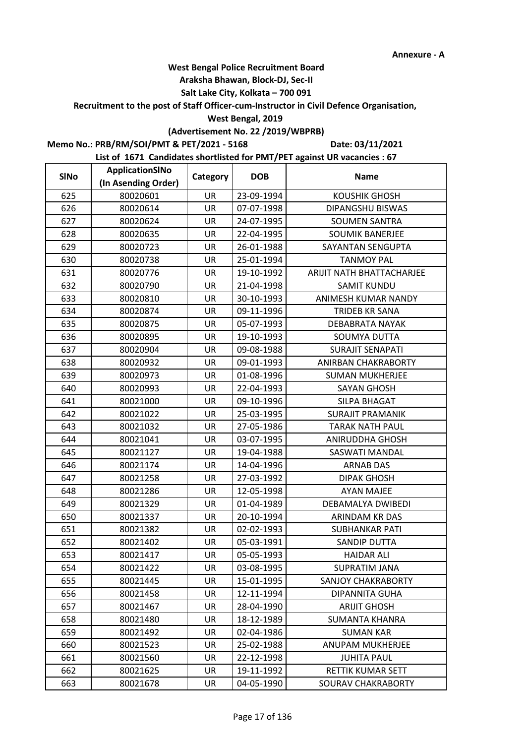Annexure - A

**West Bengal Police Recruitment Board**

**Araksha Bhawan, Block-DJ, Sec-II**

**Salt Lake City, Kolkata – 700 091**

**Recruitment to the post of Staff Officer-cum-Instructor in Civil Defence Organisation,**

**West Bengal, 2019**

**(Advertisement No. 22 /2019/WBPRB)**

**Memo No.: PRB/RM/SOI/PMT & PET/2021 - 5168 Date: 03/11/2021**

**List of 1671 Candidates shortlisted for PMT/PET against UR vacancies : 67**

| SlNo | ApplicationSlNo (In Asending Order) | Category | DOB | Name |
|---|---|---|---|---|
| 625 | 80020601 | UR | 23-09-1994 | KOUSHIK GHOSH |
| 626 | 80020614 | UR | 07-07-1998 | DIPANGSHU BISWAS |
| 627 | 80020624 | UR | 24-07-1995 | SOUMEN SANTRA |
| 628 | 80020635 | UR | 22-04-1995 | SOUMIK BANERJEE |
| 629 | 80020723 | UR | 26-01-1988 | SAYANTAN SENGUPTA |
| 630 | 80020738 | UR | 25-01-1994 | TANMOY PAL |
| 631 | 80020776 | UR | 19-10-1992 | ARIJIT NATH BHATTACHARJEE |
| 632 | 80020790 | UR | 21-04-1998 | SAMIT KUNDU |
| 633 | 80020810 | UR | 30-10-1993 | ANIMESH KUMAR NANDY |
| 634 | 80020874 | UR | 09-11-1996 | TRIDEB KR SANA |
| 635 | 80020875 | UR | 05-07-1993 | DEBABRATA NAYAK |
| 636 | 80020895 | UR | 19-10-1993 | SOUMYA DUTTA |
| 637 | 80020904 | UR | 09-08-1988 | SURAJIT SENAPATI |
| 638 | 80020932 | UR | 09-01-1993 | ANIRBAN CHAKRABORTY |
| 639 | 80020973 | UR | 01-08-1996 | SUMAN MUKHERJEE |
| 640 | 80020993 | UR | 22-04-1993 | SAYAN GHOSH |
| 641 | 80021000 | UR | 09-10-1996 | SILPA BHAGAT |
| 642 | 80021022 | UR | 25-03-1995 | SURAJIT PRAMANIK |
| 643 | 80021032 | UR | 27-05-1986 | TARAK NATH PAUL |
| 644 | 80021041 | UR | 03-07-1995 | ANIRUDDHA GHOSH |
| 645 | 80021127 | UR | 19-04-1988 | SASWATI MANDAL |
| 646 | 80021174 | UR | 14-04-1996 | ARNAB DAS |
| 647 | 80021258 | UR | 27-03-1992 | DIPAK GHOSH |
| 648 | 80021286 | UR | 12-05-1998 | AYAN MAJEE |
| 649 | 80021329 | UR | 01-04-1989 | DEBAMALYA DWIBEDI |
| 650 | 80021337 | UR | 20-10-1994 | ARINDAM KR DAS |
| 651 | 80021382 | UR | 02-02-1993 | SUBHANKAR PATI |
| 652 | 80021402 | UR | 05-03-1991 | SANDIP DUTTA |
| 653 | 80021417 | UR | 05-05-1993 | HAIDAR ALI |
| 654 | 80021422 | UR | 03-08-1995 | SUPRATIM JANA |
| 655 | 80021445 | UR | 15-01-1995 | SANJOY CHAKRABORTY |
| 656 | 80021458 | UR | 12-11-1994 | DIPANNITA GUHA |
| 657 | 80021467 | UR | 28-04-1990 | ARIJIT GHOSH |
| 658 | 80021480 | UR | 18-12-1989 | SUMANTA KHANRA |
| 659 | 80021492 | UR | 02-04-1986 | SUMAN KAR |
| 660 | 80021523 | UR | 25-02-1988 | ANUPAM MUKHERJEE |
| 661 | 80021560 | UR | 22-12-1998 | JUHITA PAUL |
| 662 | 80021625 | UR | 19-11-1992 | RETTIK KUMAR SETT |
| 663 | 80021678 | UR | 04-05-1990 | SOURAV CHAKRABORTY |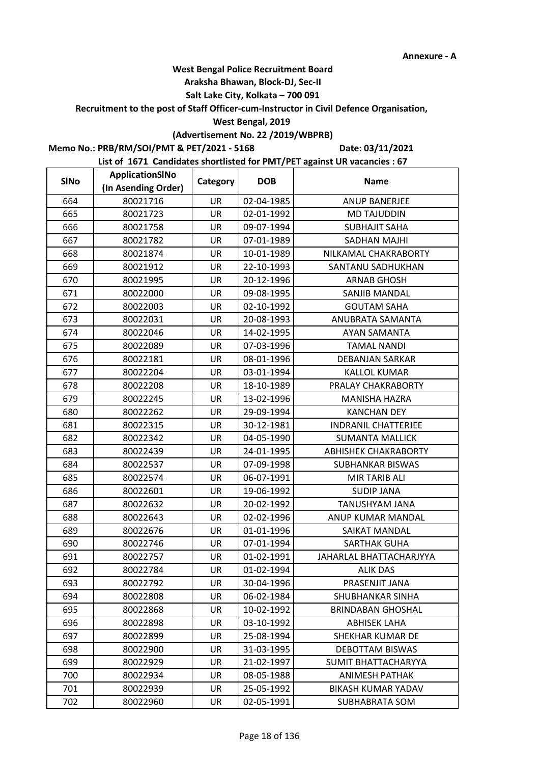Annexure - A

**West Bengal Police Recruitment Board**
**Araksha Bhawan, Block-DJ, Sec-II**
**Salt Lake City, Kolkata – 700 091**
**Recruitment to the post of Staff Officer-cum-Instructor in Civil Defence Organisation, West Bengal, 2019**
**(Advertisement No. 22 /2019/WBPRB)**

**Memo No.: PRB/RM/SOI/PMT & PET/2021 - 5168** **Date: 03/11/2021**

**List of 1671 Candidates shortlisted for PMT/PET against UR vacancies : 67**

| SlNo | ApplicationSlNo (In Asending Order) | Category | DOB | Name |
|---|---|---|---|---|
| 664 | 80021716 | UR | 02-04-1985 | ANUP BANERJEE |
| 665 | 80021723 | UR | 02-01-1992 | MD TAJUDDIN |
| 666 | 80021758 | UR | 09-07-1994 | SUBHAJIT SAHA |
| 667 | 80021782 | UR | 07-01-1989 | SADHAN MAJHI |
| 668 | 80021874 | UR | 10-01-1989 | NILKAMAL CHAKRABORTY |
| 669 | 80021912 | UR | 22-10-1993 | SANTANU SADHUKHAN |
| 670 | 80021995 | UR | 20-12-1996 | ARNAB GHOSH |
| 671 | 80022000 | UR | 09-08-1995 | SANJIB MANDAL |
| 672 | 80022003 | UR | 02-10-1992 | GOUTAM SAHA |
| 673 | 80022031 | UR | 20-08-1993 | ANUBRATA SAMANTA |
| 674 | 80022046 | UR | 14-02-1995 | AYAN SAMANTA |
| 675 | 80022089 | UR | 07-03-1996 | TAMAL NANDI |
| 676 | 80022181 | UR | 08-01-1996 | DEBANJAN SARKAR |
| 677 | 80022204 | UR | 03-01-1994 | KALLOL KUMAR |
| 678 | 80022208 | UR | 18-10-1989 | PRALAY CHAKRABORTY |
| 679 | 80022245 | UR | 13-02-1996 | MANISHA HAZRA |
| 680 | 80022262 | UR | 29-09-1994 | KANCHAN DEY |
| 681 | 80022315 | UR | 30-12-1981 | INDRANIL CHATTERJEE |
| 682 | 80022342 | UR | 04-05-1990 | SUMANTA MALLICK |
| 683 | 80022439 | UR | 24-01-1995 | ABHISHEK CHAKRABORTY |
| 684 | 80022537 | UR | 07-09-1998 | SUBHANKAR BISWAS |
| 685 | 80022574 | UR | 06-07-1991 | MIR TARIB ALI |
| 686 | 80022601 | UR | 19-06-1992 | SUDIP JANA |
| 687 | 80022632 | UR | 20-02-1992 | TANUSHYAM JANA |
| 688 | 80022643 | UR | 02-02-1996 | ANUP KUMAR MANDAL |
| 689 | 80022676 | UR | 01-01-1996 | SAIKAT MANDAL |
| 690 | 80022746 | UR | 07-01-1994 | SARTHAK GUHA |
| 691 | 80022757 | UR | 01-02-1991 | JAHARLAL BHATTACHARJYYA |
| 692 | 80022784 | UR | 01-02-1994 | ALIK DAS |
| 693 | 80022792 | UR | 30-04-1996 | PRASENJIT JANA |
| 694 | 80022808 | UR | 06-02-1984 | SHUBHANKAR SINHA |
| 695 | 80022868 | UR | 10-02-1992 | BRINDABAN GHOSHAL |
| 696 | 80022898 | UR | 03-10-1992 | ABHISEK LAHA |
| 697 | 80022899 | UR | 25-08-1994 | SHEKHAR KUMAR DE |
| 698 | 80022900 | UR | 31-03-1995 | DEBOTTAM BISWAS |
| 699 | 80022929 | UR | 21-02-1997 | SUMIT BHATTACHARYYA |
| 700 | 80022934 | UR | 08-05-1988 | ANIMESH PATHAK |
| 701 | 80022939 | UR | 25-05-1992 | BIKASH KUMAR YADAV |
| 702 | 80022960 | UR | 02-05-1991 | SUBHABRATA SOM |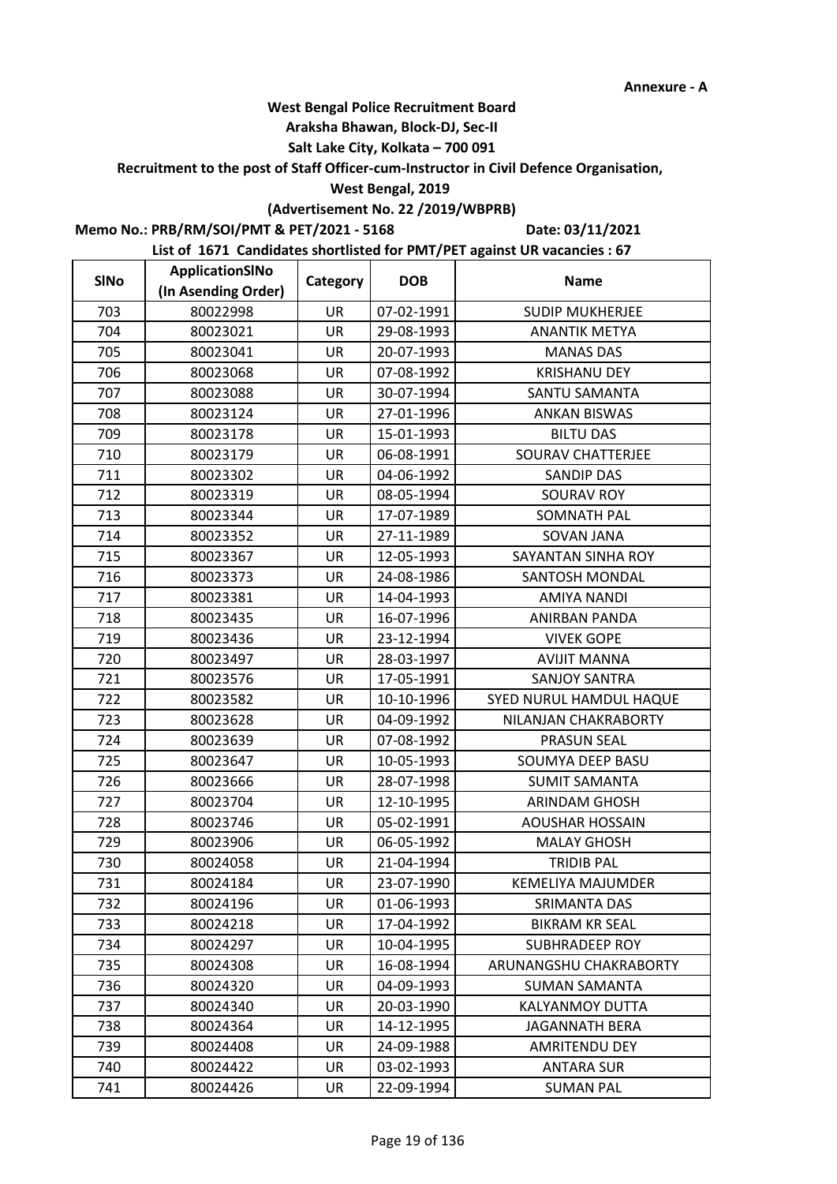**Annexure - A**

**West Bengal Police Recruitment Board**

**Araksha Bhawan, Block-DJ, Sec-II**

**Salt Lake City, Kolkata – 700 091**

**Recruitment to the post of Staff Officer-cum-Instructor in Civil Defence Organisation,**

**West Bengal, 2019**

**(Advertisement No. 22 /2019/WBPRB)**

**Memo No.: PRB/RM/SOI/PMT & PET/2021 - 5168** **Date: 03/11/2021**

**List of 1671 Candidates shortlisted for PMT/PET against UR vacancies : 67**

| SlNo | ApplicationSlNo (In Asending Order) | Category | DOB | Name |
|---|---|---|---|---|
| 703 | 80022998 | UR | 07-02-1991 | SUDIP MUKHERJEE |
| 704 | 80023021 | UR | 29-08-1993 | ANANTIK METYA |
| 705 | 80023041 | UR | 20-07-1993 | MANAS DAS |
| 706 | 80023068 | UR | 07-08-1992 | KRISHANU DEY |
| 707 | 80023088 | UR | 30-07-1994 | SANTU SAMANTA |
| 708 | 80023124 | UR | 27-01-1996 | ANKAN BISWAS |
| 709 | 80023178 | UR | 15-01-1993 | BILTU DAS |
| 710 | 80023179 | UR | 06-08-1991 | SOURAV CHATTERJEE |
| 711 | 80023302 | UR | 04-06-1992 | SANDIP DAS |
| 712 | 80023319 | UR | 08-05-1994 | SOURAV ROY |
| 713 | 80023344 | UR | 17-07-1989 | SOMNATH PAL |
| 714 | 80023352 | UR | 27-11-1989 | SOVAN JANA |
| 715 | 80023367 | UR | 12-05-1993 | SAYANTAN SINHA ROY |
| 716 | 80023373 | UR | 24-08-1986 | SANTOSH MONDAL |
| 717 | 80023381 | UR | 14-04-1993 | AMIYA NANDI |
| 718 | 80023435 | UR | 16-07-1996 | ANIRBAN PANDA |
| 719 | 80023436 | UR | 23-12-1994 | VIVEK GOPE |
| 720 | 80023497 | UR | 28-03-1997 | AVIJIT MANNA |
| 721 | 80023576 | UR | 17-05-1991 | SANJOY SANTRA |
| 722 | 80023582 | UR | 10-10-1996 | SYED NURUL HAMDUL HAQUE |
| 723 | 80023628 | UR | 04-09-1992 | NILANJAN CHAKRABORTY |
| 724 | 80023639 | UR | 07-08-1992 | PRASUN SEAL |
| 725 | 80023647 | UR | 10-05-1993 | SOUMYA DEEP BASU |
| 726 | 80023666 | UR | 28-07-1998 | SUMIT SAMANTA |
| 727 | 80023704 | UR | 12-10-1995 | ARINDAM GHOSH |
| 728 | 80023746 | UR | 05-02-1991 | AOUSHAR HOSSAIN |
| 729 | 80023906 | UR | 06-05-1992 | MALAY GHOSH |
| 730 | 80024058 | UR | 21-04-1994 | TRIDIB PAL |
| 731 | 80024184 | UR | 23-07-1990 | KEMELIYA MAJUMDER |
| 732 | 80024196 | UR | 01-06-1993 | SRIMANTA DAS |
| 733 | 80024218 | UR | 17-04-1992 | BIKRAM KR SEAL |
| 734 | 80024297 | UR | 10-04-1995 | SUBHRADEEP ROY |
| 735 | 80024308 | UR | 16-08-1994 | ARUNANGSHU CHAKRABORTY |
| 736 | 80024320 | UR | 04-09-1993 | SUMAN SAMANTA |
| 737 | 80024340 | UR | 20-03-1990 | KALYANMOY DUTTA |
| 738 | 80024364 | UR | 14-12-1995 | JAGANNATH BERA |
| 739 | 80024408 | UR | 24-09-1988 | AMRITENDU DEY |
| 740 | 80024422 | UR | 03-02-1993 | ANTARA SUR |
| 741 | 80024426 | UR | 22-09-1994 | SUMAN PAL |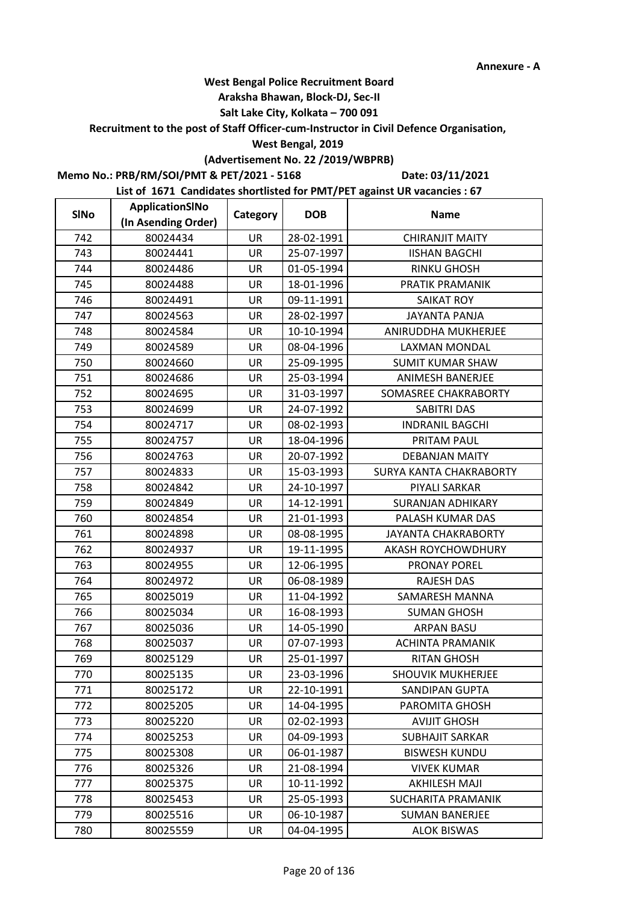**Annexure - A**

**West Bengal Police Recruitment Board**

**Araksha Bhawan, Block-DJ, Sec-II**

**Salt Lake City, Kolkata – 700 091**

**Recruitment to the post of Staff Officer-cum-Instructor in Civil Defence Organisation,**

**West Bengal, 2019**

**(Advertisement No. 22 /2019/WBPRB)**

**Memo No.: PRB/RM/SOI/PMT & PET/2021 - 5168** **Date: 03/11/2021**

**List of 1671 Candidates shortlisted for PMT/PET against UR vacancies : 67**

| SlNo | ApplicationSlNo (In Asending Order) | Category | DOB | Name |
|---|---|---|---|---|
| 742 | 80024434 | UR | 28-02-1991 | CHIRANJIT MAITY |
| 743 | 80024441 | UR | 25-07-1997 | IISHAN BAGCHI |
| 744 | 80024486 | UR | 01-05-1994 | RINKU GHOSH |
| 745 | 80024488 | UR | 18-01-1996 | PRATIK PRAMANIK |
| 746 | 80024491 | UR | 09-11-1991 | SAIKAT ROY |
| 747 | 80024563 | UR | 28-02-1997 | JAYANTA PANJA |
| 748 | 80024584 | UR | 10-10-1994 | ANIRUDDHA MUKHERJEE |
| 749 | 80024589 | UR | 08-04-1996 | LAXMAN MONDAL |
| 750 | 80024660 | UR | 25-09-1995 | SUMIT KUMAR SHAW |
| 751 | 80024686 | UR | 25-03-1994 | ANIMESH BANERJEE |
| 752 | 80024695 | UR | 31-03-1997 | SOMASREE CHAKRABORTY |
| 753 | 80024699 | UR | 24-07-1992 | SABITRI DAS |
| 754 | 80024717 | UR | 08-02-1993 | INDRANIL BAGCHI |
| 755 | 80024757 | UR | 18-04-1996 | PRITAM PAUL |
| 756 | 80024763 | UR | 20-07-1992 | DEBANJAN MAITY |
| 757 | 80024833 | UR | 15-03-1993 | SURYA KANTA CHAKRABORTY |
| 758 | 80024842 | UR | 24-10-1997 | PIYALI SARKAR |
| 759 | 80024849 | UR | 14-12-1991 | SURANJAN ADHIKARY |
| 760 | 80024854 | UR | 21-01-1993 | PALASH KUMAR DAS |
| 761 | 80024898 | UR | 08-08-1995 | JAYANTA CHAKRABORTY |
| 762 | 80024937 | UR | 19-11-1995 | AKASH ROYCHOWDHURY |
| 763 | 80024955 | UR | 12-06-1995 | PRONAY POREL |
| 764 | 80024972 | UR | 06-08-1989 | RAJESH DAS |
| 765 | 80025019 | UR | 11-04-1992 | SAMARESH MANNA |
| 766 | 80025034 | UR | 16-08-1993 | SUMAN GHOSH |
| 767 | 80025036 | UR | 14-05-1990 | ARPAN BASU |
| 768 | 80025037 | UR | 07-07-1993 | ACHINTA PRAMANIK |
| 769 | 80025129 | UR | 25-01-1997 | RITAN GHOSH |
| 770 | 80025135 | UR | 23-03-1996 | SHOUVIK MUKHERJEE |
| 771 | 80025172 | UR | 22-10-1991 | SANDIPAN GUPTA |
| 772 | 80025205 | UR | 14-04-1995 | PAROMITA GHOSH |
| 773 | 80025220 | UR | 02-02-1993 | AVIJIT GHOSH |
| 774 | 80025253 | UR | 04-09-1993 | SUBHAJIT SARKAR |
| 775 | 80025308 | UR | 06-01-1987 | BISWESH KUNDU |
| 776 | 80025326 | UR | 21-08-1994 | VIVEK KUMAR |
| 777 | 80025375 | UR | 10-11-1992 | AKHILESH MAJI |
| 778 | 80025453 | UR | 25-05-1993 | SUCHARITA PRAMANIK |
| 779 | 80025516 | UR | 06-10-1987 | SUMAN BANERJEE |
| 780 | 80025559 | UR | 04-04-1995 | ALOK BISWAS |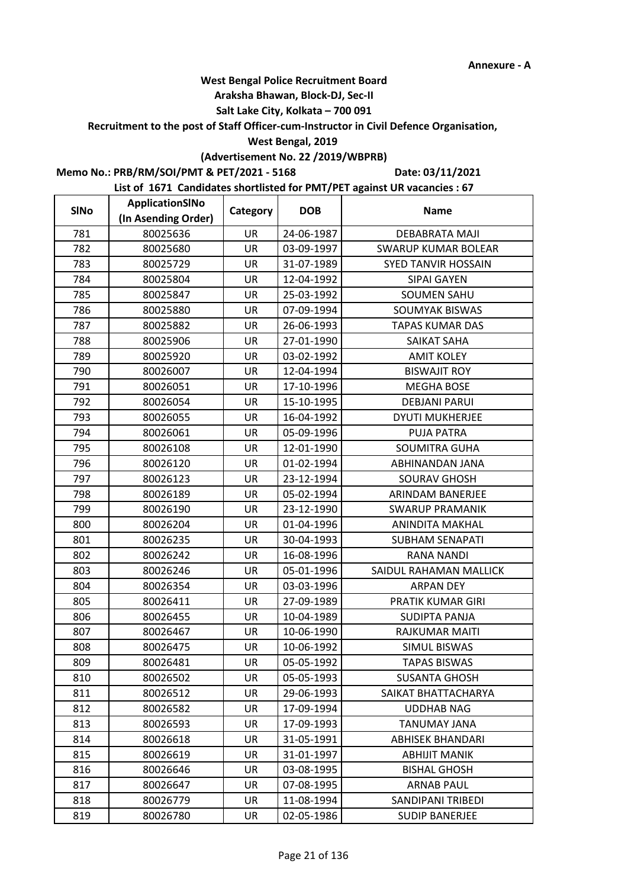**Annexure - A**

**West Bengal Police Recruitment Board**

**Araksha Bhawan, Block-DJ, Sec-II**

**Salt Lake City, Kolkata – 700 091**

**Recruitment to the post of Staff Officer-cum-Instructor in Civil Defence Organisation, West Bengal, 2019**

**(Advertisement No. 22 /2019/WBPRB)**

**Memo No.: PRB/RM/SOI/PMT & PET/2021 - 5168** **Date: 03/11/2021**

**List of 1671 Candidates shortlisted for PMT/PET against UR vacancies : 67**

| SlNo | ApplicationSlNo (In Asending Order) | Category | DOB | Name |
|---|---|---|---|---|
| 781 | 80025636 | UR | 24-06-1987 | DEBABRATA MAJI |
| 782 | 80025680 | UR | 03-09-1997 | SWARUP KUMAR BOLEAR |
| 783 | 80025729 | UR | 31-07-1989 | SYED TANVIR HOSSAIN |
| 784 | 80025804 | UR | 12-04-1992 | SIPAI GAYEN |
| 785 | 80025847 | UR | 25-03-1992 | SOUMEN SAHU |
| 786 | 80025880 | UR | 07-09-1994 | SOUMYAK BISWAS |
| 787 | 80025882 | UR | 26-06-1993 | TAPAS KUMAR DAS |
| 788 | 80025906 | UR | 27-01-1990 | SAIKAT SAHA |
| 789 | 80025920 | UR | 03-02-1992 | AMIT KOLEY |
| 790 | 80026007 | UR | 12-04-1994 | BISWAJIT ROY |
| 791 | 80026051 | UR | 17-10-1996 | MEGHA BOSE |
| 792 | 80026054 | UR | 15-10-1995 | DEBJANI PARUI |
| 793 | 80026055 | UR | 16-04-1992 | DYUTI MUKHERJEE |
| 794 | 80026061 | UR | 05-09-1996 | PUJA PATRA |
| 795 | 80026108 | UR | 12-01-1990 | SOUMITRA GUHA |
| 796 | 80026120 | UR | 01-02-1994 | ABHINANDAN JANA |
| 797 | 80026123 | UR | 23-12-1994 | SOURAV GHOSH |
| 798 | 80026189 | UR | 05-02-1994 | ARINDAM BANERJEE |
| 799 | 80026190 | UR | 23-12-1990 | SWARUP PRAMANIK |
| 800 | 80026204 | UR | 01-04-1996 | ANINDITA MAKHAL |
| 801 | 80026235 | UR | 30-04-1993 | SUBHAM SENAPATI |
| 802 | 80026242 | UR | 16-08-1996 | RANA NANDI |
| 803 | 80026246 | UR | 05-01-1996 | SAIDUL RAHAMAN MALLICK |
| 804 | 80026354 | UR | 03-03-1996 | ARPAN DEY |
| 805 | 80026411 | UR | 27-09-1989 | PRATIK KUMAR GIRI |
| 806 | 80026455 | UR | 10-04-1989 | SUDIPTA PANJA |
| 807 | 80026467 | UR | 10-06-1990 | RAJKUMAR MAITI |
| 808 | 80026475 | UR | 10-06-1992 | SIMUL BISWAS |
| 809 | 80026481 | UR | 05-05-1992 | TAPAS BISWAS |
| 810 | 80026502 | UR | 05-05-1993 | SUSANTA GHOSH |
| 811 | 80026512 | UR | 29-06-1993 | SAIKAT BHATTACHARYA |
| 812 | 80026582 | UR | 17-09-1994 | UDDHAB NAG |
| 813 | 80026593 | UR | 17-09-1993 | TANUMAY JANA |
| 814 | 80026618 | UR | 31-05-1991 | ABHISEK BHANDARI |
| 815 | 80026619 | UR | 31-01-1997 | ABHIJIT MANIK |
| 816 | 80026646 | UR | 03-08-1995 | BISHAL GHOSH |
| 817 | 80026647 | UR | 07-08-1995 | ARNAB PAUL |
| 818 | 80026779 | UR | 11-08-1994 | SANDIPANI TRIBEDI |
| 819 | 80026780 | UR | 02-05-1986 | SUDIP BANERJEE |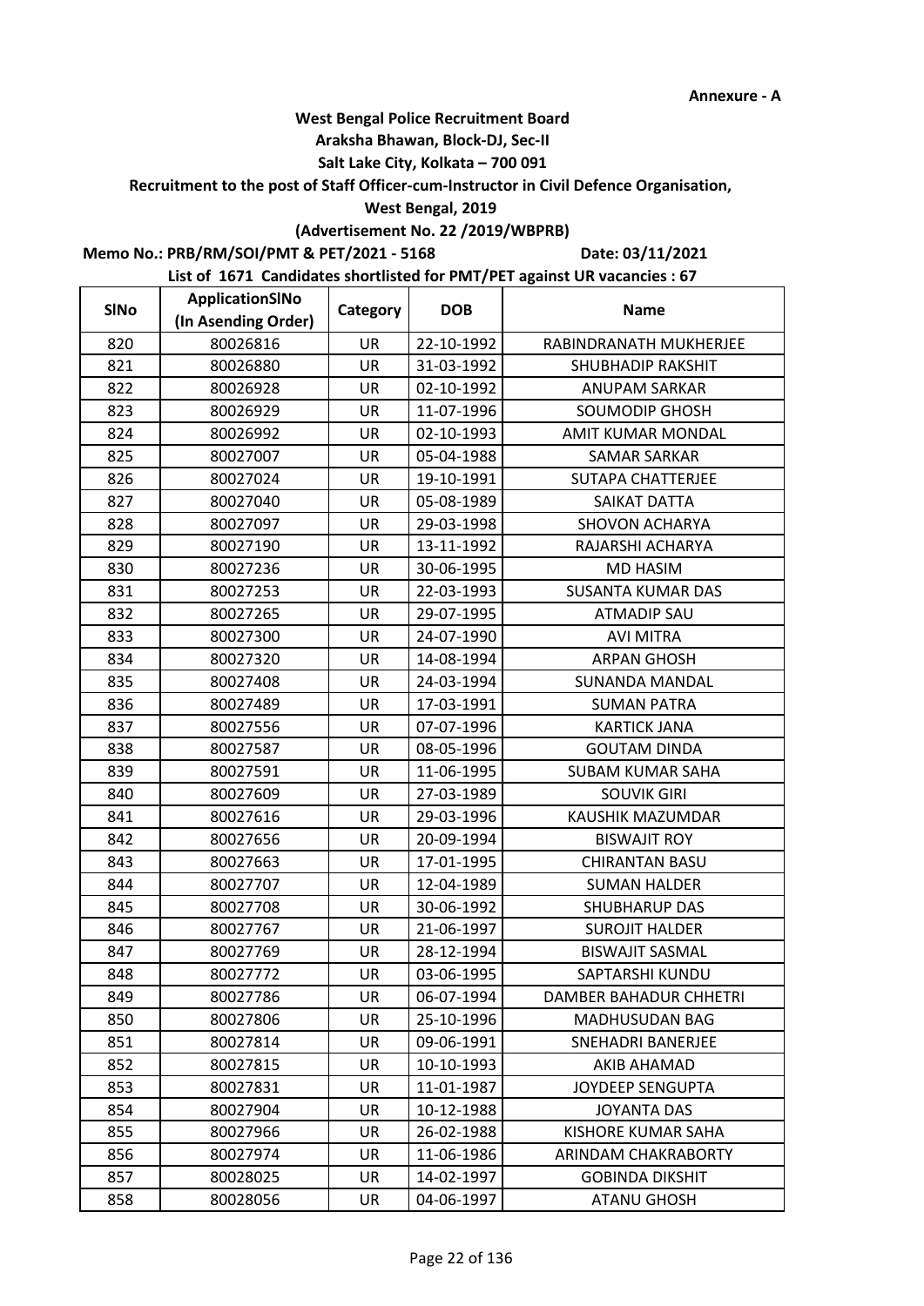Annexure - A

**West Bengal Police Recruitment Board**
**Araksha Bhawan, Block-DJ, Sec-II**
**Salt Lake City, Kolkata – 700 091**
**Recruitment to the post of Staff Officer-cum-Instructor in Civil Defence Organisation,**
**West Bengal, 2019**
**(Advertisement No. 22 /2019/WBPRB)**

**Memo No.: PRB/RM/SOI/PMT & PET/2021 - 5168** **Date: 03/11/2021**

**List of 1671 Candidates shortlisted for PMT/PET against UR vacancies : 67**

| SlNo | ApplicationSlNo (In Asending Order) | Category | DOB | Name |
|---|---|---|---|---|
| 820 | 80026816 | UR | 22-10-1992 | RABINDRANATH MUKHERJEE |
| 821 | 80026880 | UR | 31-03-1992 | SHUBHADIP RAKSHIT |
| 822 | 80026928 | UR | 02-10-1992 | ANUPAM SARKAR |
| 823 | 80026929 | UR | 11-07-1996 | SOUMODIP GHOSH |
| 824 | 80026992 | UR | 02-10-1993 | AMIT KUMAR MONDAL |
| 825 | 80027007 | UR | 05-04-1988 | SAMAR SARKAR |
| 826 | 80027024 | UR | 19-10-1991 | SUTAPA CHATTERJEE |
| 827 | 80027040 | UR | 05-08-1989 | SAIKAT DATTA |
| 828 | 80027097 | UR | 29-03-1998 | SHOVON ACHARYA |
| 829 | 80027190 | UR | 13-11-1992 | RAJARSHI ACHARYA |
| 830 | 80027236 | UR | 30-06-1995 | MD HASIM |
| 831 | 80027253 | UR | 22-03-1993 | SUSANTA KUMAR DAS |
| 832 | 80027265 | UR | 29-07-1995 | ATMADIP SAU |
| 833 | 80027300 | UR | 24-07-1990 | AVI MITRA |
| 834 | 80027320 | UR | 14-08-1994 | ARPAN GHOSH |
| 835 | 80027408 | UR | 24-03-1994 | SUNANDA MANDAL |
| 836 | 80027489 | UR | 17-03-1991 | SUMAN PATRA |
| 837 | 80027556 | UR | 07-07-1996 | KARTICK JANA |
| 838 | 80027587 | UR | 08-05-1996 | GOUTAM DINDA |
| 839 | 80027591 | UR | 11-06-1995 | SUBAM KUMAR SAHA |
| 840 | 80027609 | UR | 27-03-1989 | SOUVIK GIRI |
| 841 | 80027616 | UR | 29-03-1996 | KAUSHIK MAZUMDAR |
| 842 | 80027656 | UR | 20-09-1994 | BISWAJIT ROY |
| 843 | 80027663 | UR | 17-01-1995 | CHIRANTAN BASU |
| 844 | 80027707 | UR | 12-04-1989 | SUMAN HALDER |
| 845 | 80027708 | UR | 30-06-1992 | SHUBHARUP DAS |
| 846 | 80027767 | UR | 21-06-1997 | SUROJIT HALDER |
| 847 | 80027769 | UR | 28-12-1994 | BISWAJIT SASMAL |
| 848 | 80027772 | UR | 03-06-1995 | SAPTARSHI KUNDU |
| 849 | 80027786 | UR | 06-07-1994 | DAMBER BAHADUR CHHETRI |
| 850 | 80027806 | UR | 25-10-1996 | MADHUSUDAN BAG |
| 851 | 80027814 | UR | 09-06-1991 | SNEHADRI BANERJEE |
| 852 | 80027815 | UR | 10-10-1993 | AKIB AHAMAD |
| 853 | 80027831 | UR | 11-01-1987 | JOYDEEP SENGUPTA |
| 854 | 80027904 | UR | 10-12-1988 | JOYANTA DAS |
| 855 | 80027966 | UR | 26-02-1988 | KISHORE KUMAR SAHA |
| 856 | 80027974 | UR | 11-06-1986 | ARINDAM CHAKRABORTY |
| 857 | 80028025 | UR | 14-02-1997 | GOBINDA DIKSHIT |
| 858 | 80028056 | UR | 04-06-1997 | ATANU GHOSH |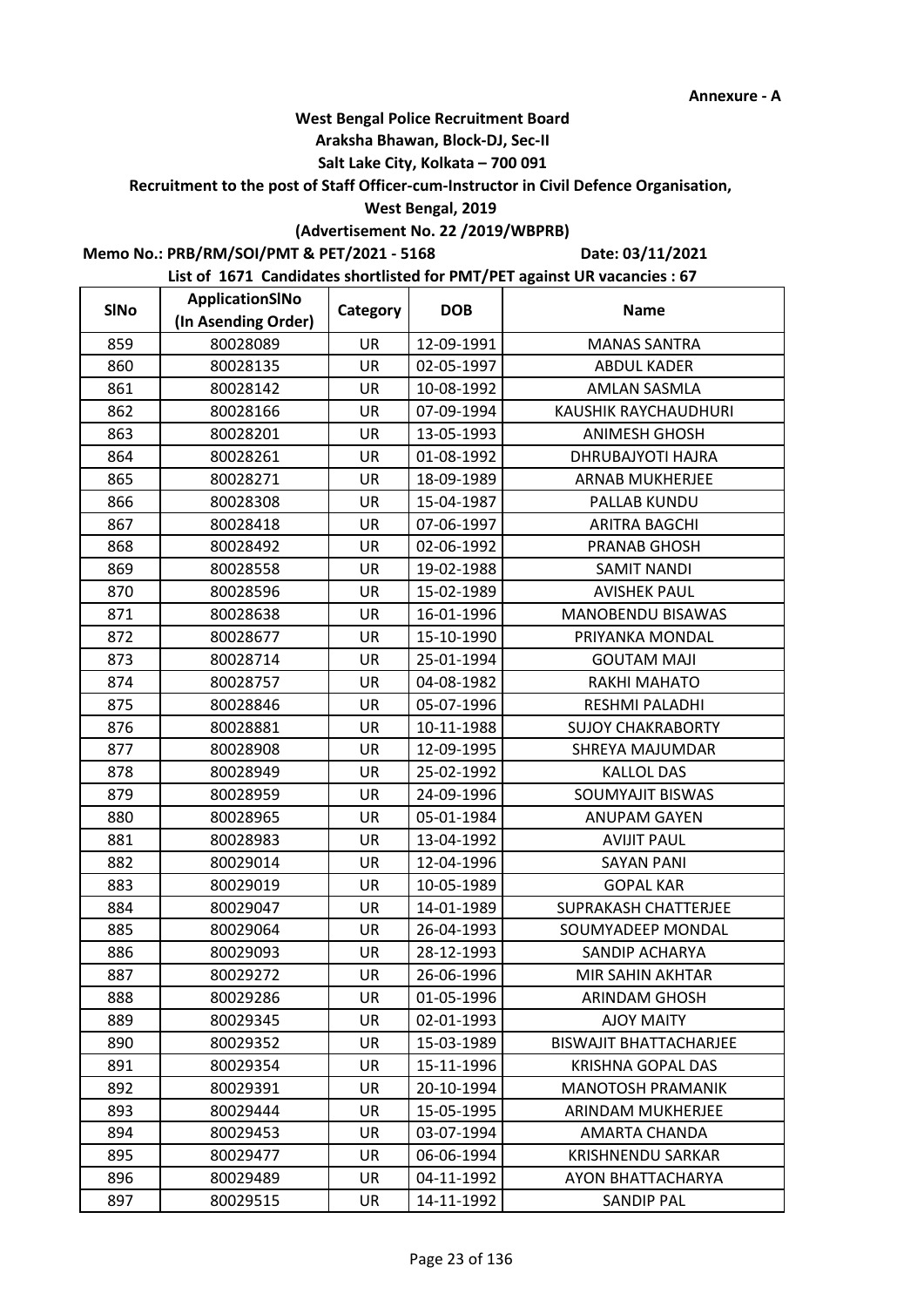Annexure - A

**West Bengal Police Recruitment Board**
**Araksha Bhawan, Block-DJ, Sec-II**
**Salt Lake City, Kolkata – 700 091**
**Recruitment to the post of Staff Officer-cum-Instructor in Civil Defence Organisation,**
**West Bengal, 2019**
**(Advertisement No. 22 /2019/WBPRB)**

**Memo No.: PRB/RM/SOI/PMT & PET/2021 - 5168** **Date: 03/11/2021**

**List of 1671 Candidates shortlisted for PMT/PET against UR vacancies : 67**

| SlNo | ApplicationSlNo (In Asending Order) | Category | DOB | Name |
|---|---|---|---|---|
| 859 | 80028089 | UR | 12-09-1991 | MANAS SANTRA |
| 860 | 80028135 | UR | 02-05-1997 | ABDUL KADER |
| 861 | 80028142 | UR | 10-08-1992 | AMLAN SASMLA |
| 862 | 80028166 | UR | 07-09-1994 | KAUSHIK RAYCHAUDHURI |
| 863 | 80028201 | UR | 13-05-1993 | ANIMESH GHOSH |
| 864 | 80028261 | UR | 01-08-1992 | DHRUBAJYOTI HAJRA |
| 865 | 80028271 | UR | 18-09-1989 | ARNAB MUKHERJEE |
| 866 | 80028308 | UR | 15-04-1987 | PALLAB KUNDU |
| 867 | 80028418 | UR | 07-06-1997 | ARITRA BAGCHI |
| 868 | 80028492 | UR | 02-06-1992 | PRANAB GHOSH |
| 869 | 80028558 | UR | 19-02-1988 | SAMIT NANDI |
| 870 | 80028596 | UR | 15-02-1989 | AVISHEK PAUL |
| 871 | 80028638 | UR | 16-01-1996 | MANOBENDU BISAWAS |
| 872 | 80028677 | UR | 15-10-1990 | PRIYANKA MONDAL |
| 873 | 80028714 | UR | 25-01-1994 | GOUTAM MAJI |
| 874 | 80028757 | UR | 04-08-1982 | RAKHI MAHATO |
| 875 | 80028846 | UR | 05-07-1996 | RESHMI PALADHI |
| 876 | 80028881 | UR | 10-11-1988 | SUJOY CHAKRABORTY |
| 877 | 80028908 | UR | 12-09-1995 | SHREYA MAJUMDAR |
| 878 | 80028949 | UR | 25-02-1992 | KALLOL DAS |
| 879 | 80028959 | UR | 24-09-1996 | SOUMYAJIT BISWAS |
| 880 | 80028965 | UR | 05-01-1984 | ANUPAM GAYEN |
| 881 | 80028983 | UR | 13-04-1992 | AVIJIT PAUL |
| 882 | 80029014 | UR | 12-04-1996 | SAYAN PANI |
| 883 | 80029019 | UR | 10-05-1989 | GOPAL KAR |
| 884 | 80029047 | UR | 14-01-1989 | SUPRAKASH CHATTERJEE |
| 885 | 80029064 | UR | 26-04-1993 | SOUMYADEEP MONDAL |
| 886 | 80029093 | UR | 28-12-1993 | SANDIP ACHARYA |
| 887 | 80029272 | UR | 26-06-1996 | MIR SAHIN AKHTAR |
| 888 | 80029286 | UR | 01-05-1996 | ARINDAM GHOSH |
| 889 | 80029345 | UR | 02-01-1993 | AJOY MAITY |
| 890 | 80029352 | UR | 15-03-1989 | BISWAJIT BHATTACHARJEE |
| 891 | 80029354 | UR | 15-11-1996 | KRISHNA GOPAL DAS |
| 892 | 80029391 | UR | 20-10-1994 | MANOTOSH PRAMANIK |
| 893 | 80029444 | UR | 15-05-1995 | ARINDAM MUKHERJEE |
| 894 | 80029453 | UR | 03-07-1994 | AMARTA CHANDA |
| 895 | 80029477 | UR | 06-06-1994 | KRISHNENDU SARKAR |
| 896 | 80029489 | UR | 04-11-1992 | AYON BHATTACHARYA |
| 897 | 80029515 | UR | 14-11-1992 | SANDIP PAL |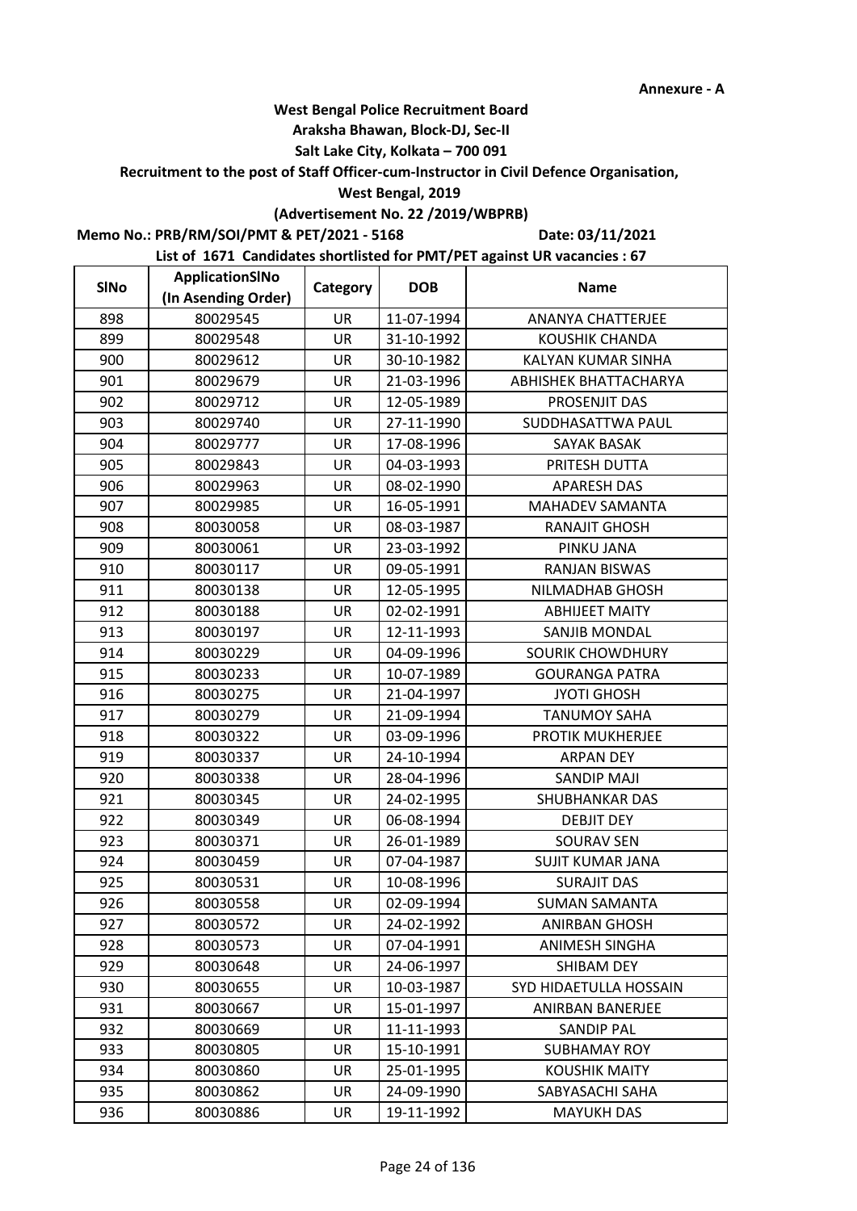Annexure - A

**West Bengal Police Recruitment Board**

**Araksha Bhawan, Block-DJ, Sec-II**

**Salt Lake City, Kolkata – 700 091**

**Recruitment to the post of Staff Officer-cum-Instructor in Civil Defence Organisation,**

**West Bengal, 2019**

**(Advertisement No. 22 /2019/WBPRB)**

**Memo No.: PRB/RM/SOI/PMT & PET/2021 - 5168** **Date: 03/11/2021**

**List of 1671 Candidates shortlisted for PMT/PET against UR vacancies : 67**

| SlNo | ApplicationSlNo (In Asending Order) | Category | DOB | Name |
|---|---|---|---|---|
| 898 | 80029545 | UR | 11-07-1994 | ANANYA CHATTERJEE |
| 899 | 80029548 | UR | 31-10-1992 | KOUSHIK CHANDA |
| 900 | 80029612 | UR | 30-10-1982 | KALYAN KUMAR SINHA |
| 901 | 80029679 | UR | 21-03-1996 | ABHISHEK BHATTACHARYA |
| 902 | 80029712 | UR | 12-05-1989 | PROSENJIT DAS |
| 903 | 80029740 | UR | 27-11-1990 | SUDDHASATTWA PAUL |
| 904 | 80029777 | UR | 17-08-1996 | SAYAK BASAK |
| 905 | 80029843 | UR | 04-03-1993 | PRITESH DUTTA |
| 906 | 80029963 | UR | 08-02-1990 | APARESH DAS |
| 907 | 80029985 | UR | 16-05-1991 | MAHADEV SAMANTA |
| 908 | 80030058 | UR | 08-03-1987 | RANAJIT GHOSH |
| 909 | 80030061 | UR | 23-03-1992 | PINKU JANA |
| 910 | 80030117 | UR | 09-05-1991 | RANJAN BISWAS |
| 911 | 80030138 | UR | 12-05-1995 | NILMADHAB GHOSH |
| 912 | 80030188 | UR | 02-02-1991 | ABHIJEET MAITY |
| 913 | 80030197 | UR | 12-11-1993 | SANJIB MONDAL |
| 914 | 80030229 | UR | 04-09-1996 | SOURIK CHOWDHURY |
| 915 | 80030233 | UR | 10-07-1989 | GOURANGA PATRA |
| 916 | 80030275 | UR | 21-04-1997 | JYOTI GHOSH |
| 917 | 80030279 | UR | 21-09-1994 | TANUMOY SAHA |
| 918 | 80030322 | UR | 03-09-1996 | PROTIK MUKHERJEE |
| 919 | 80030337 | UR | 24-10-1994 | ARPAN DEY |
| 920 | 80030338 | UR | 28-04-1996 | SANDIP MAJI |
| 921 | 80030345 | UR | 24-02-1995 | SHUBHANKAR DAS |
| 922 | 80030349 | UR | 06-08-1994 | DEBJIT DEY |
| 923 | 80030371 | UR | 26-01-1989 | SOURAV SEN |
| 924 | 80030459 | UR | 07-04-1987 | SUJIT KUMAR JANA |
| 925 | 80030531 | UR | 10-08-1996 | SURAJIT DAS |
| 926 | 80030558 | UR | 02-09-1994 | SUMAN SAMANTA |
| 927 | 80030572 | UR | 24-02-1992 | ANIRBAN GHOSH |
| 928 | 80030573 | UR | 07-04-1991 | ANIMESH SINGHA |
| 929 | 80030648 | UR | 24-06-1997 | SHIBAM DEY |
| 930 | 80030655 | UR | 10-03-1987 | SYD HIDAETULLA HOSSAIN |
| 931 | 80030667 | UR | 15-01-1997 | ANIRBAN BANERJEE |
| 932 | 80030669 | UR | 11-11-1993 | SANDIP PAL |
| 933 | 80030805 | UR | 15-10-1991 | SUBHAMAY ROY |
| 934 | 80030860 | UR | 25-01-1995 | KOUSHIK MAITY |
| 935 | 80030862 | UR | 24-09-1990 | SABYASACHI SAHA |
| 936 | 80030886 | UR | 19-11-1992 | MAYUKH DAS |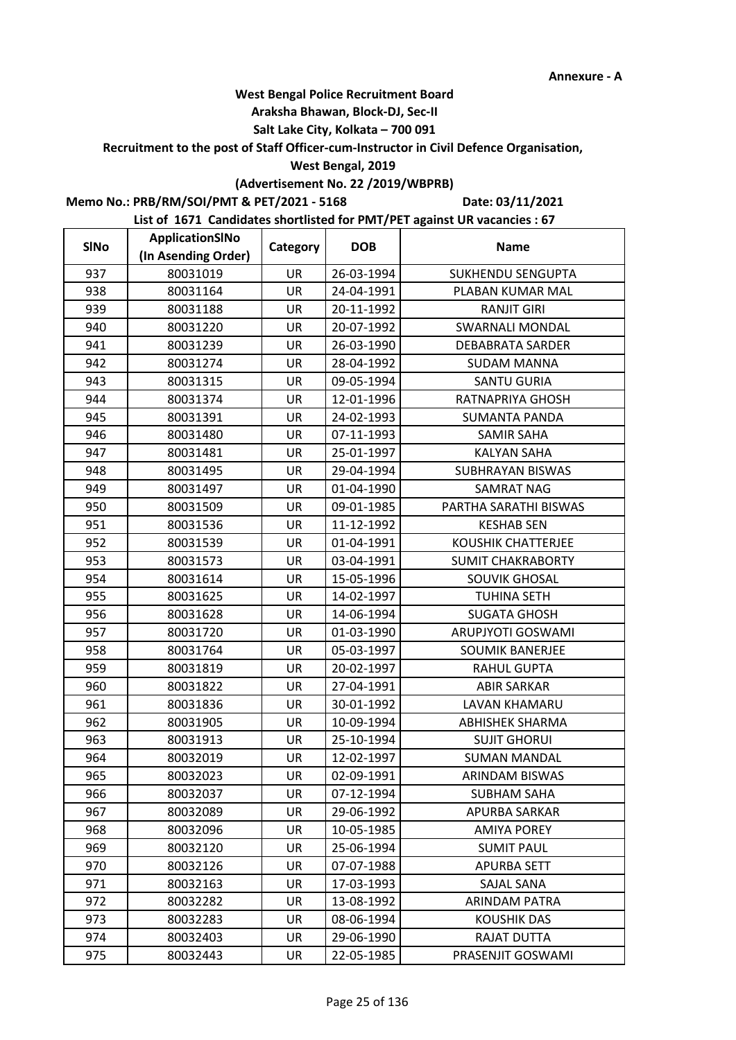Annexure - A

**West Bengal Police Recruitment Board**
**Araksha Bhawan, Block-DJ, Sec-II**
**Salt Lake City, Kolkata – 700 091**
**Recruitment to the post of Staff Officer-cum-Instructor in Civil Defence Organisation,**
**West Bengal, 2019**
**(Advertisement No. 22 /2019/WBPRB)**

**Memo No.: PRB/RM/SOI/PMT & PET/2021 - 5168** **Date: 03/11/2021**

**List of 1671 Candidates shortlisted for PMT/PET against UR vacancies : 67**

| SlNo | ApplicationSlNo (In Asending Order) | Category | DOB | Name |
|---|---|---|---|---|
| 937 | 80031019 | UR | 26-03-1994 | SUKHENDU SENGUPTA |
| 938 | 80031164 | UR | 24-04-1991 | PLABAN KUMAR MAL |
| 939 | 80031188 | UR | 20-11-1992 | RANJIT GIRI |
| 940 | 80031220 | UR | 20-07-1992 | SWARNALI MONDAL |
| 941 | 80031239 | UR | 26-03-1990 | DEBABRATA SARDER |
| 942 | 80031274 | UR | 28-04-1992 | SUDAM MANNA |
| 943 | 80031315 | UR | 09-05-1994 | SANTU GURIA |
| 944 | 80031374 | UR | 12-01-1996 | RATNAPRIYA GHOSH |
| 945 | 80031391 | UR | 24-02-1993 | SUMANTA PANDA |
| 946 | 80031480 | UR | 07-11-1993 | SAMIR SAHA |
| 947 | 80031481 | UR | 25-01-1997 | KALYAN SAHA |
| 948 | 80031495 | UR | 29-04-1994 | SUBHRAYAN BISWAS |
| 949 | 80031497 | UR | 01-04-1990 | SAMRAT NAG |
| 950 | 80031509 | UR | 09-01-1985 | PARTHA SARATHI BISWAS |
| 951 | 80031536 | UR | 11-12-1992 | KESHAB SEN |
| 952 | 80031539 | UR | 01-04-1991 | KOUSHIK CHATTERJEE |
| 953 | 80031573 | UR | 03-04-1991 | SUMIT CHAKRABORTY |
| 954 | 80031614 | UR | 15-05-1996 | SOUVIK GHOSAL |
| 955 | 80031625 | UR | 14-02-1997 | TUHINA SETH |
| 956 | 80031628 | UR | 14-06-1994 | SUGATA GHOSH |
| 957 | 80031720 | UR | 01-03-1990 | ARUPJYOTI GOSWAMI |
| 958 | 80031764 | UR | 05-03-1997 | SOUMIK BANERJEE |
| 959 | 80031819 | UR | 20-02-1997 | RAHUL GUPTA |
| 960 | 80031822 | UR | 27-04-1991 | ABIR SARKAR |
| 961 | 80031836 | UR | 30-01-1992 | LAVAN KHAMARU |
| 962 | 80031905 | UR | 10-09-1994 | ABHISHEK SHARMA |
| 963 | 80031913 | UR | 25-10-1994 | SUJIT GHORUI |
| 964 | 80032019 | UR | 12-02-1997 | SUMAN MANDAL |
| 965 | 80032023 | UR | 02-09-1991 | ARINDAM BISWAS |
| 966 | 80032037 | UR | 07-12-1994 | SUBHAM SAHA |
| 967 | 80032089 | UR | 29-06-1992 | APURBA SARKAR |
| 968 | 80032096 | UR | 10-05-1985 | AMIYA POREY |
| 969 | 80032120 | UR | 25-06-1994 | SUMIT PAUL |
| 970 | 80032126 | UR | 07-07-1988 | APURBA SETT |
| 971 | 80032163 | UR | 17-03-1993 | SAJAL SANA |
| 972 | 80032282 | UR | 13-08-1992 | ARINDAM PATRA |
| 973 | 80032283 | UR | 08-06-1994 | KOUSHIK DAS |
| 974 | 80032403 | UR | 29-06-1990 | RAJAT DUTTA |
| 975 | 80032443 | UR | 22-05-1985 | PRASENJIT GOSWAMI |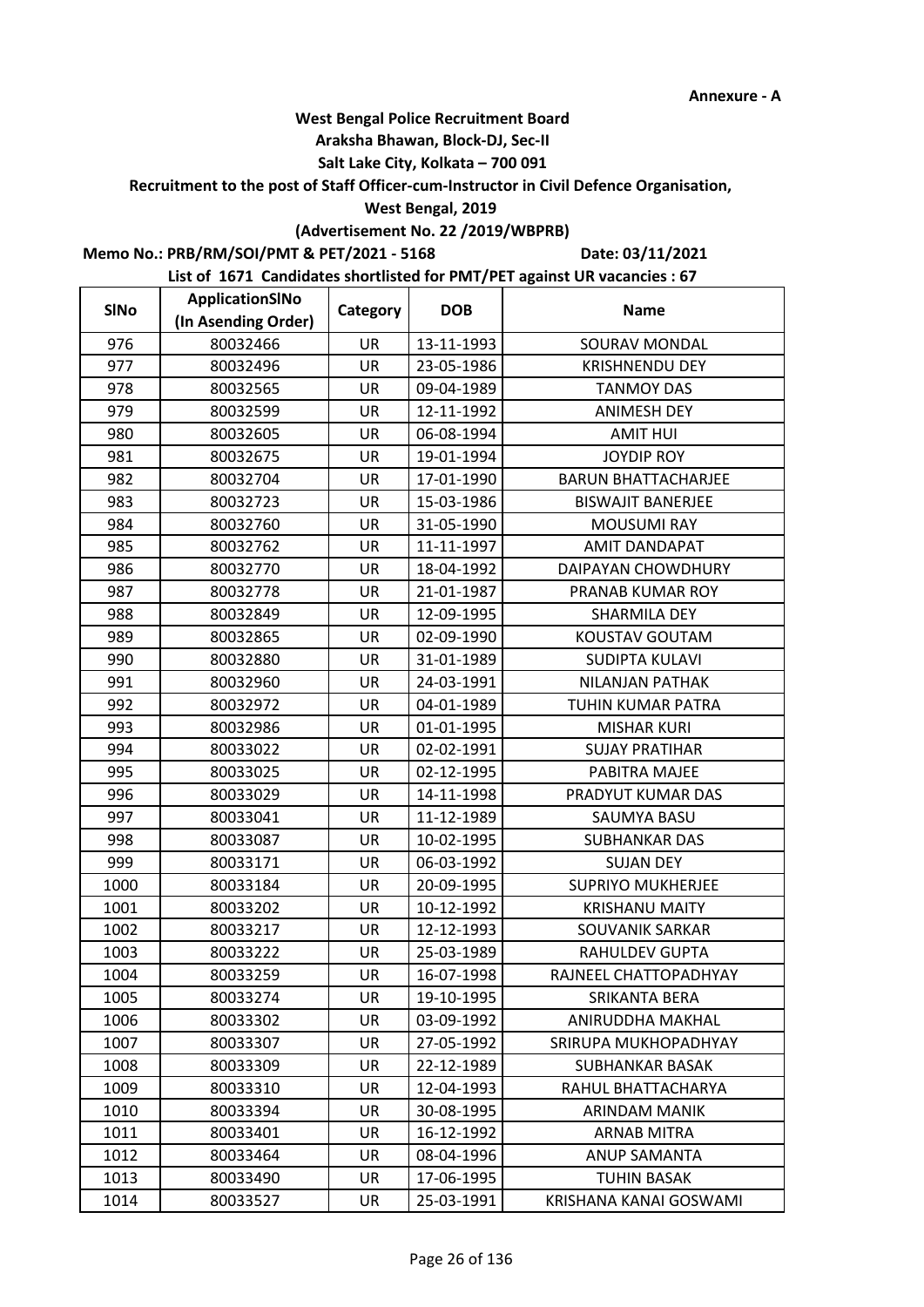Annexure - A

**West Bengal Police Recruitment Board**
**Araksha Bhawan, Block-DJ, Sec-II**
**Salt Lake City, Kolkata – 700 091**
**Recruitment to the post of Staff Officer-cum-Instructor in Civil Defence Organisation,**
**West Bengal, 2019**
**(Advertisement No. 22 /2019/WBPRB)**

**Memo No.: PRB/RM/SOI/PMT & PET/2021 - 5168** **Date: 03/11/2021**

**List of 1671 Candidates shortlisted for PMT/PET against UR vacancies : 67**

| SlNo | ApplicationSlNo (In Asending Order) | Category | DOB | Name |
|---|---|---|---|---|
| 976 | 80032466 | UR | 13-11-1993 | SOURAV MONDAL |
| 977 | 80032496 | UR | 23-05-1986 | KRISHNENDU DEY |
| 978 | 80032565 | UR | 09-04-1989 | TANMOY DAS |
| 979 | 80032599 | UR | 12-11-1992 | ANIMESH DEY |
| 980 | 80032605 | UR | 06-08-1994 | AMIT HUI |
| 981 | 80032675 | UR | 19-01-1994 | JOYDIP ROY |
| 982 | 80032704 | UR | 17-01-1990 | BARUN BHATTACHARJEE |
| 983 | 80032723 | UR | 15-03-1986 | BISWAJIT BANERJEE |
| 984 | 80032760 | UR | 31-05-1990 | MOUSUMI RAY |
| 985 | 80032762 | UR | 11-11-1997 | AMIT DANDAPAT |
| 986 | 80032770 | UR | 18-04-1992 | DAIPAYAN CHOWDHURY |
| 987 | 80032778 | UR | 21-01-1987 | PRANAB KUMAR ROY |
| 988 | 80032849 | UR | 12-09-1995 | SHARMILA DEY |
| 989 | 80032865 | UR | 02-09-1990 | KOUSTAV GOUTAM |
| 990 | 80032880 | UR | 31-01-1989 | SUDIPTA KULAVI |
| 991 | 80032960 | UR | 24-03-1991 | NILANJAN PATHAK |
| 992 | 80032972 | UR | 04-01-1989 | TUHIN KUMAR PATRA |
| 993 | 80032986 | UR | 01-01-1995 | MISHAR KURI |
| 994 | 80033022 | UR | 02-02-1991 | SUJAY PRATIHAR |
| 995 | 80033025 | UR | 02-12-1995 | PABITRA MAJEE |
| 996 | 80033029 | UR | 14-11-1998 | PRADYUT KUMAR DAS |
| 997 | 80033041 | UR | 11-12-1989 | SAUMYA BASU |
| 998 | 80033087 | UR | 10-02-1995 | SUBHANKAR DAS |
| 999 | 80033171 | UR | 06-03-1992 | SUJAN DEY |
| 1000 | 80033184 | UR | 20-09-1995 | SUPRIYO MUKHERJEE |
| 1001 | 80033202 | UR | 10-12-1992 | KRISHANU MAITY |
| 1002 | 80033217 | UR | 12-12-1993 | SOUVANIK SARKAR |
| 1003 | 80033222 | UR | 25-03-1989 | RAHULDEV GUPTA |
| 1004 | 80033259 | UR | 16-07-1998 | RAJNEEL CHATTOPADHYAY |
| 1005 | 80033274 | UR | 19-10-1995 | SRIKANTA BERA |
| 1006 | 80033302 | UR | 03-09-1992 | ANIRUDDHA MAKHAL |
| 1007 | 80033307 | UR | 27-05-1992 | SRIRUPA MUKHOPADHYAY |
| 1008 | 80033309 | UR | 22-12-1989 | SUBHANKAR BASAK |
| 1009 | 80033310 | UR | 12-04-1993 | RAHUL BHATTACHARYA |
| 1010 | 80033394 | UR | 30-08-1995 | ARINDAM MANIK |
| 1011 | 80033401 | UR | 16-12-1992 | ARNAB MITRA |
| 1012 | 80033464 | UR | 08-04-1996 | ANUP SAMANTA |
| 1013 | 80033490 | UR | 17-06-1995 | TUHIN BASAK |
| 1014 | 80033527 | UR | 25-03-1991 | KRISHANA KANAI GOSWAMI |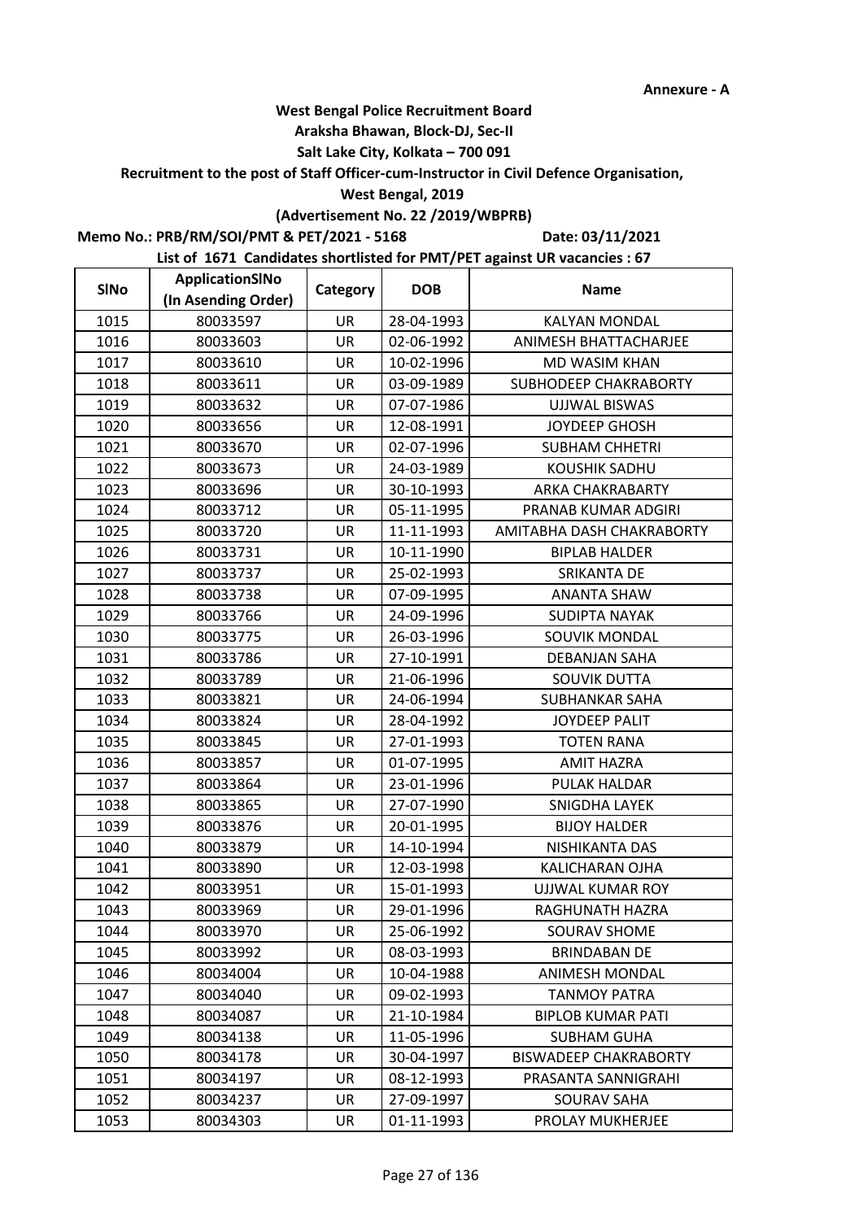Annexure - A

**West Bengal Police Recruitment Board**
**Araksha Bhawan, Block-DJ, Sec-II**
**Salt Lake City, Kolkata – 700 091**
**Recruitment to the post of Staff Officer-cum-Instructor in Civil Defence Organisation,**
**West Bengal, 2019**
**(Advertisement No. 22 /2019/WBPRB)**

**Memo No.: PRB/RM/SOI/PMT & PET/2021 - 5168** **Date: 03/11/2021**

**List of 1671 Candidates shortlisted for PMT/PET against UR vacancies : 67**

| SlNo | ApplicationSlNo (In Asending Order) | Category | DOB | Name |
|---|---|---|---|---|
| 1015 | 80033597 | UR | 28-04-1993 | KALYAN MONDAL |
| 1016 | 80033603 | UR | 02-06-1992 | ANIMESH BHATTACHARJEE |
| 1017 | 80033610 | UR | 10-02-1996 | MD WASIM KHAN |
| 1018 | 80033611 | UR | 03-09-1989 | SUBHODEEP CHAKRABORTY |
| 1019 | 80033632 | UR | 07-07-1986 | UJJWAL BISWAS |
| 1020 | 80033656 | UR | 12-08-1991 | JOYDEEP GHOSH |
| 1021 | 80033670 | UR | 02-07-1996 | SUBHAM CHHETRI |
| 1022 | 80033673 | UR | 24-03-1989 | KOUSHIK SADHU |
| 1023 | 80033696 | UR | 30-10-1993 | ARKA CHAKRABARTY |
| 1024 | 80033712 | UR | 05-11-1995 | PRANAB KUMAR ADGIRI |
| 1025 | 80033720 | UR | 11-11-1993 | AMITABHA DASH CHAKRABORTY |
| 1026 | 80033731 | UR | 10-11-1990 | BIPLAB HALDER |
| 1027 | 80033737 | UR | 25-02-1993 | SRIKANTA DE |
| 1028 | 80033738 | UR | 07-09-1995 | ANANTA SHAW |
| 1029 | 80033766 | UR | 24-09-1996 | SUDIPTA NAYAK |
| 1030 | 80033775 | UR | 26-03-1996 | SOUVIK MONDAL |
| 1031 | 80033786 | UR | 27-10-1991 | DEBANJAN SAHA |
| 1032 | 80033789 | UR | 21-06-1996 | SOUVIK DUTTA |
| 1033 | 80033821 | UR | 24-06-1994 | SUBHANKAR SAHA |
| 1034 | 80033824 | UR | 28-04-1992 | JOYDEEP PALIT |
| 1035 | 80033845 | UR | 27-01-1993 | TOTEN RANA |
| 1036 | 80033857 | UR | 01-07-1995 | AMIT HAZRA |
| 1037 | 80033864 | UR | 23-01-1996 | PULAK HALDAR |
| 1038 | 80033865 | UR | 27-07-1990 | SNIGDHA LAYEK |
| 1039 | 80033876 | UR | 20-01-1995 | BIJOY HALDER |
| 1040 | 80033879 | UR | 14-10-1994 | NISHIKANTA DAS |
| 1041 | 80033890 | UR | 12-03-1998 | KALICHARAN OJHA |
| 1042 | 80033951 | UR | 15-01-1993 | UJJWAL KUMAR ROY |
| 1043 | 80033969 | UR | 29-01-1996 | RAGHUNATH HAZRA |
| 1044 | 80033970 | UR | 25-06-1992 | SOURAV SHOME |
| 1045 | 80033992 | UR | 08-03-1993 | BRINDABAN DE |
| 1046 | 80034004 | UR | 10-04-1988 | ANIMESH MONDAL |
| 1047 | 80034040 | UR | 09-02-1993 | TANMOY PATRA |
| 1048 | 80034087 | UR | 21-10-1984 | BIPLOB KUMAR PATI |
| 1049 | 80034138 | UR | 11-05-1996 | SUBHAM GUHA |
| 1050 | 80034178 | UR | 30-04-1997 | BISWADEEP CHAKRABORTY |
| 1051 | 80034197 | UR | 08-12-1993 | PRASANTA SANNIGRAHI |
| 1052 | 80034237 | UR | 27-09-1997 | SOURAV SAHA |
| 1053 | 80034303 | UR | 01-11-1993 | PROLAY MUKHERJEE |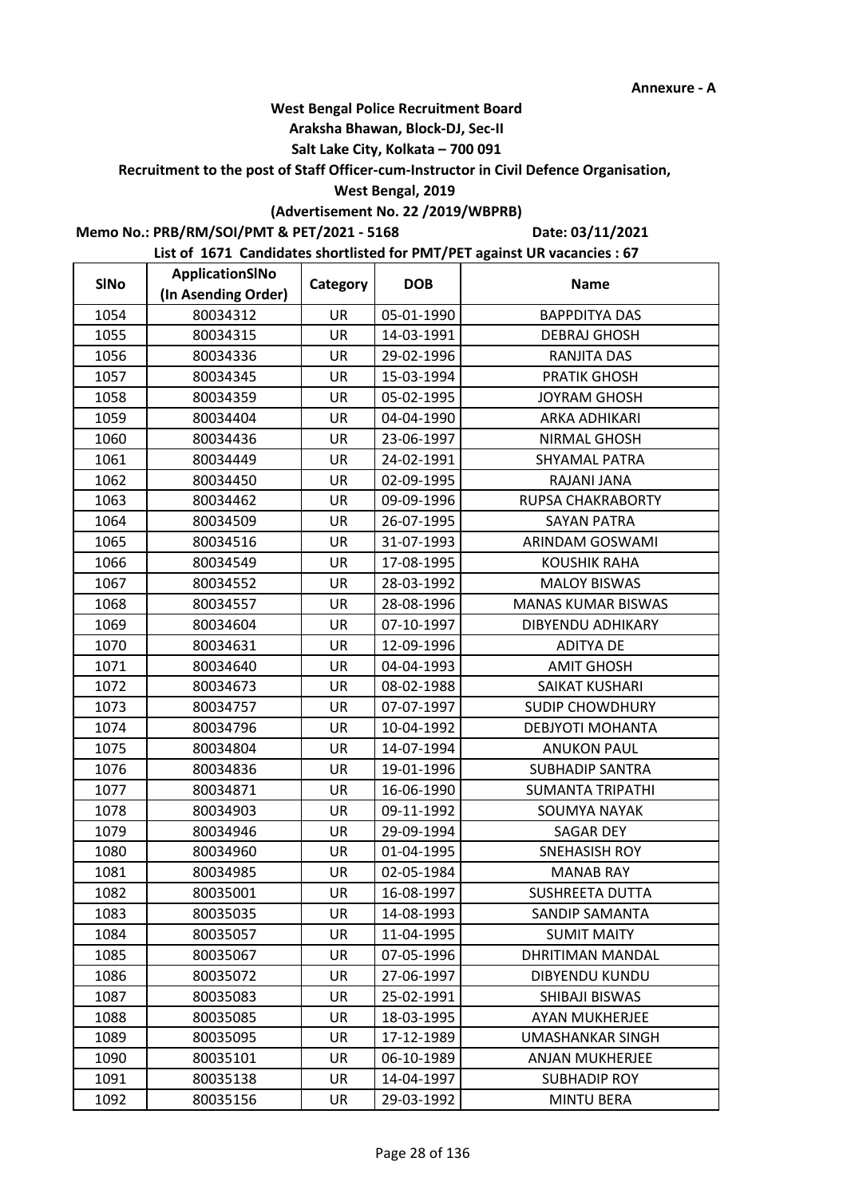**Annexure - A**

**West Bengal Police Recruitment Board**

**Araksha Bhawan, Block-DJ, Sec-II**

**Salt Lake City, Kolkata – 700 091**

**Recruitment to the post of Staff Officer-cum-Instructor in Civil Defence Organisation,**

**West Bengal, 2019**

**(Advertisement No. 22 /2019/WBPRB)**

**Memo No.: PRB/RM/SOI/PMT & PET/2021 - 5168** **Date: 03/11/2021**

**List of 1671 Candidates shortlisted for PMT/PET against UR vacancies : 67**

| SlNo | ApplicationSlNo (In Asending Order) | Category | DOB | Name |
|---|---|---|---|---|
| 1054 | 80034312 | UR | 05-01-1990 | BAPPDITYA DAS |
| 1055 | 80034315 | UR | 14-03-1991 | DEBRAJ GHOSH |
| 1056 | 80034336 | UR | 29-02-1996 | RANJITA DAS |
| 1057 | 80034345 | UR | 15-03-1994 | PRATIK GHOSH |
| 1058 | 80034359 | UR | 05-02-1995 | JOYRAM GHOSH |
| 1059 | 80034404 | UR | 04-04-1990 | ARKA ADHIKARI |
| 1060 | 80034436 | UR | 23-06-1997 | NIRMAL GHOSH |
| 1061 | 80034449 | UR | 24-02-1991 | SHYAMAL PATRA |
| 1062 | 80034450 | UR | 02-09-1995 | RAJANI JANA |
| 1063 | 80034462 | UR | 09-09-1996 | RUPSA CHAKRABORTY |
| 1064 | 80034509 | UR | 26-07-1995 | SAYAN PATRA |
| 1065 | 80034516 | UR | 31-07-1993 | ARINDAM GOSWAMI |
| 1066 | 80034549 | UR | 17-08-1995 | KOUSHIK RAHA |
| 1067 | 80034552 | UR | 28-03-1992 | MALOY BISWAS |
| 1068 | 80034557 | UR | 28-08-1996 | MANAS KUMAR BISWAS |
| 1069 | 80034604 | UR | 07-10-1997 | DIBYENDU ADHIKARY |
| 1070 | 80034631 | UR | 12-09-1996 | ADITYA DE |
| 1071 | 80034640 | UR | 04-04-1993 | AMIT GHOSH |
| 1072 | 80034673 | UR | 08-02-1988 | SAIKAT KUSHARI |
| 1073 | 80034757 | UR | 07-07-1997 | SUDIP CHOWDHURY |
| 1074 | 80034796 | UR | 10-04-1992 | DEBJYOTI MOHANTA |
| 1075 | 80034804 | UR | 14-07-1994 | ANUKON PAUL |
| 1076 | 80034836 | UR | 19-01-1996 | SUBHADIP SANTRA |
| 1077 | 80034871 | UR | 16-06-1990 | SUMANTA TRIPATHI |
| 1078 | 80034903 | UR | 09-11-1992 | SOUMYA NAYAK |
| 1079 | 80034946 | UR | 29-09-1994 | SAGAR DEY |
| 1080 | 80034960 | UR | 01-04-1995 | SNEHASISH ROY |
| 1081 | 80034985 | UR | 02-05-1984 | MANAB RAY |
| 1082 | 80035001 | UR | 16-08-1997 | SUSHREETA DUTTA |
| 1083 | 80035035 | UR | 14-08-1993 | SANDIP SAMANTA |
| 1084 | 80035057 | UR | 11-04-1995 | SUMIT MAITY |
| 1085 | 80035067 | UR | 07-05-1996 | DHRITIMAN MANDAL |
| 1086 | 80035072 | UR | 27-06-1997 | DIBYENDU KUNDU |
| 1087 | 80035083 | UR | 25-02-1991 | SHIBAJI BISWAS |
| 1088 | 80035085 | UR | 18-03-1995 | AYAN MUKHERJEE |
| 1089 | 80035095 | UR | 17-12-1989 | UMASHANKAR SINGH |
| 1090 | 80035101 | UR | 06-10-1989 | ANJAN MUKHERJEE |
| 1091 | 80035138 | UR | 14-04-1997 | SUBHADIP ROY |
| 1092 | 80035156 | UR | 29-03-1992 | MINTU BERA |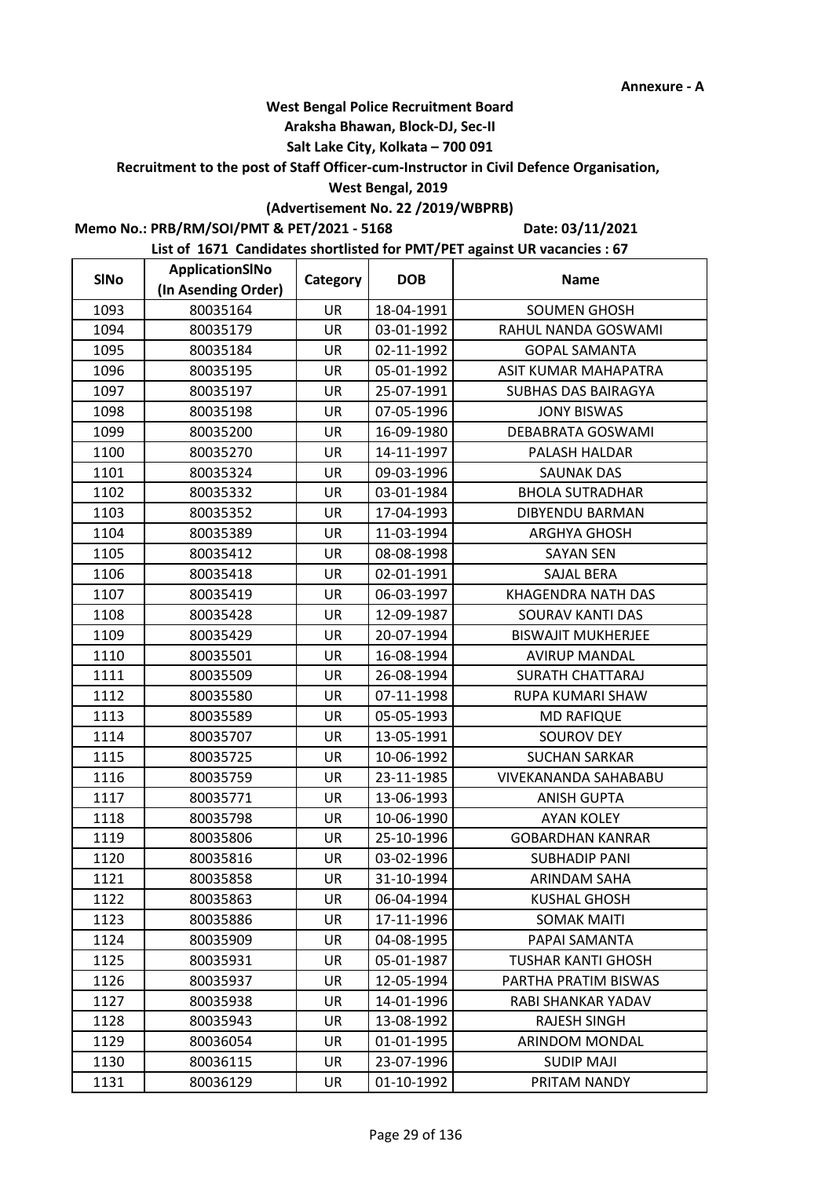Annexure - A

**West Bengal Police Recruitment Board**

**Araksha Bhawan, Block-DJ, Sec-II**

**Salt Lake City, Kolkata – 700 091**

**Recruitment to the post of Staff Officer-cum-Instructor in Civil Defence Organisation,**

**West Bengal, 2019**

**(Advertisement No. 22 /2019/WBPRB)**

**Memo No.: PRB/RM/SOI/PMT & PET/2021 - 5168** **Date: 03/11/2021**

**List of 1671 Candidates shortlisted for PMT/PET against UR vacancies : 67**

| SlNo | ApplicationSlNo (In Asending Order) | Category | DOB | Name |
|---|---|---|---|---|
| 1093 | 80035164 | UR | 18-04-1991 | SOUMEN GHOSH |
| 1094 | 80035179 | UR | 03-01-1992 | RAHUL NANDA GOSWAMI |
| 1095 | 80035184 | UR | 02-11-1992 | GOPAL SAMANTA |
| 1096 | 80035195 | UR | 05-01-1992 | ASIT KUMAR MAHAPATRA |
| 1097 | 80035197 | UR | 25-07-1991 | SUBHAS DAS BAIRAGYA |
| 1098 | 80035198 | UR | 07-05-1996 | JONY BISWAS |
| 1099 | 80035200 | UR | 16-09-1980 | DEBABRATA GOSWAMI |
| 1100 | 80035270 | UR | 14-11-1997 | PALASH HALDAR |
| 1101 | 80035324 | UR | 09-03-1996 | SAUNAK DAS |
| 1102 | 80035332 | UR | 03-01-1984 | BHOLA SUTRADHAR |
| 1103 | 80035352 | UR | 17-04-1993 | DIBYENDU BARMAN |
| 1104 | 80035389 | UR | 11-03-1994 | ARGHYA GHOSH |
| 1105 | 80035412 | UR | 08-08-1998 | SAYAN SEN |
| 1106 | 80035418 | UR | 02-01-1991 | SAJAL BERA |
| 1107 | 80035419 | UR | 06-03-1997 | KHAGENDRA NATH DAS |
| 1108 | 80035428 | UR | 12-09-1987 | SOURAV KANTI DAS |
| 1109 | 80035429 | UR | 20-07-1994 | BISWAJIT MUKHERJEE |
| 1110 | 80035501 | UR | 16-08-1994 | AVIRUP MANDAL |
| 1111 | 80035509 | UR | 26-08-1994 | SURATH CHATTARAJ |
| 1112 | 80035580 | UR | 07-11-1998 | RUPA KUMARI SHAW |
| 1113 | 80035589 | UR | 05-05-1993 | MD RAFIQUE |
| 1114 | 80035707 | UR | 13-05-1991 | SOUROV DEY |
| 1115 | 80035725 | UR | 10-06-1992 | SUCHAN SARKAR |
| 1116 | 80035759 | UR | 23-11-1985 | VIVEKANANDA SAHABABU |
| 1117 | 80035771 | UR | 13-06-1993 | ANISH GUPTA |
| 1118 | 80035798 | UR | 10-06-1990 | AYAN KOLEY |
| 1119 | 80035806 | UR | 25-10-1996 | GOBARDHAN KANRAR |
| 1120 | 80035816 | UR | 03-02-1996 | SUBHADIP PANI |
| 1121 | 80035858 | UR | 31-10-1994 | ARINDAM SAHA |
| 1122 | 80035863 | UR | 06-04-1994 | KUSHAL GHOSH |
| 1123 | 80035886 | UR | 17-11-1996 | SOMAK MAITI |
| 1124 | 80035909 | UR | 04-08-1995 | PAPAI SAMANTA |
| 1125 | 80035931 | UR | 05-01-1987 | TUSHAR KANTI GHOSH |
| 1126 | 80035937 | UR | 12-05-1994 | PARTHA PRATIM BISWAS |
| 1127 | 80035938 | UR | 14-01-1996 | RABI SHANKAR YADAV |
| 1128 | 80035943 | UR | 13-08-1992 | RAJESH SINGH |
| 1129 | 80036054 | UR | 01-01-1995 | ARINDOM MONDAL |
| 1130 | 80036115 | UR | 23-07-1996 | SUDIP MAJI |
| 1131 | 80036129 | UR | 01-10-1992 | PRITAM NANDY |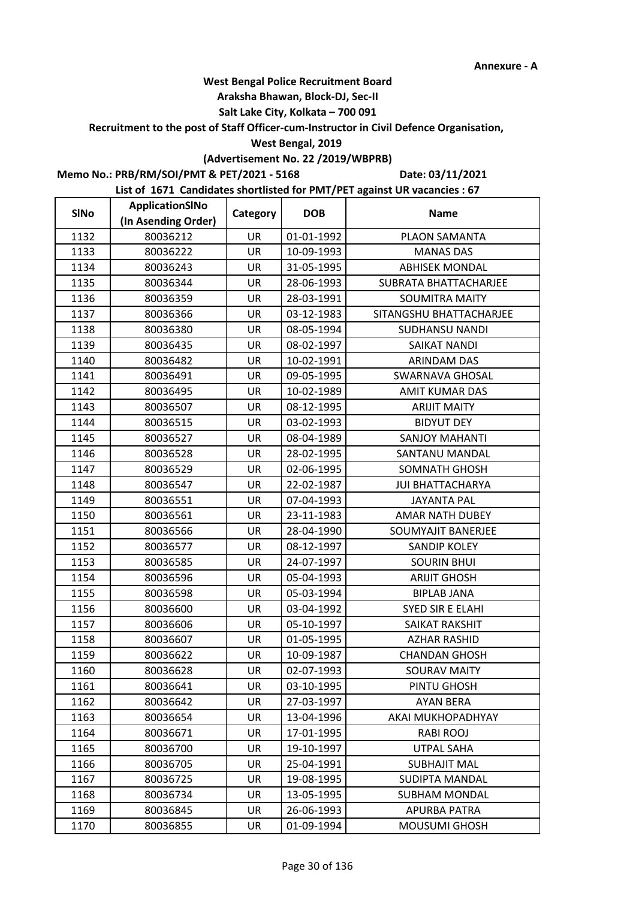Annexure - A

**West Bengal Police Recruitment Board**
**Araksha Bhawan, Block-DJ, Sec-II**
**Salt Lake City, Kolkata – 700 091**
**Recruitment to the post of Staff Officer-cum-Instructor in Civil Defence Organisation,**
**West Bengal, 2019**
**(Advertisement No. 22 /2019/WBPRB)**

**Memo No.: PRB/RM/SOI/PMT & PET/2021 - 5168** **Date: 03/11/2021**

**List of 1671 Candidates shortlisted for PMT/PET against UR vacancies : 67**

| SlNo | ApplicationSlNo (In Asending Order) | Category | DOB | Name |
|---|---|---|---|---|
| 1132 | 80036212 | UR | 01-01-1992 | PLAON SAMANTA |
| 1133 | 80036222 | UR | 10-09-1993 | MANAS DAS |
| 1134 | 80036243 | UR | 31-05-1995 | ABHISEK MONDAL |
| 1135 | 80036344 | UR | 28-06-1993 | SUBRATA BHATTACHARJEE |
| 1136 | 80036359 | UR | 28-03-1991 | SOUMITRA MAITY |
| 1137 | 80036366 | UR | 03-12-1983 | SITANGSHU BHATTACHARJEE |
| 1138 | 80036380 | UR | 08-05-1994 | SUDHANSU NANDI |
| 1139 | 80036435 | UR | 08-02-1997 | SAIKAT NANDI |
| 1140 | 80036482 | UR | 10-02-1991 | ARINDAM DAS |
| 1141 | 80036491 | UR | 09-05-1995 | SWARNAVA GHOSAL |
| 1142 | 80036495 | UR | 10-02-1989 | AMIT KUMAR DAS |
| 1143 | 80036507 | UR | 08-12-1995 | ARIJIT MAITY |
| 1144 | 80036515 | UR | 03-02-1993 | BIDYUT DEY |
| 1145 | 80036527 | UR | 08-04-1989 | SANJOY MAHANTI |
| 1146 | 80036528 | UR | 28-02-1995 | SANTANU MANDAL |
| 1147 | 80036529 | UR | 02-06-1995 | SOMNATH GHOSH |
| 1148 | 80036547 | UR | 22-02-1987 | JUI BHATTACHARYA |
| 1149 | 80036551 | UR | 07-04-1993 | JAYANTA PAL |
| 1150 | 80036561 | UR | 23-11-1983 | AMAR NATH DUBEY |
| 1151 | 80036566 | UR | 28-04-1990 | SOUMYAJIT BANERJEE |
| 1152 | 80036577 | UR | 08-12-1997 | SANDIP KOLEY |
| 1153 | 80036585 | UR | 24-07-1997 | SOURIN BHUI |
| 1154 | 80036596 | UR | 05-04-1993 | ARIJIT GHOSH |
| 1155 | 80036598 | UR | 05-03-1994 | BIPLAB JANA |
| 1156 | 80036600 | UR | 03-04-1992 | SYED SIR E ELAHI |
| 1157 | 80036606 | UR | 05-10-1997 | SAIKAT RAKSHIT |
| 1158 | 80036607 | UR | 01-05-1995 | AZHAR RASHID |
| 1159 | 80036622 | UR | 10-09-1987 | CHANDAN GHOSH |
| 1160 | 80036628 | UR | 02-07-1993 | SOURAV MAITY |
| 1161 | 80036641 | UR | 03-10-1995 | PINTU GHOSH |
| 1162 | 80036642 | UR | 27-03-1997 | AYAN BERA |
| 1163 | 80036654 | UR | 13-04-1996 | AKAI MUKHOPADHYAY |
| 1164 | 80036671 | UR | 17-01-1995 | RABI ROOJ |
| 1165 | 80036700 | UR | 19-10-1997 | UTPAL SAHA |
| 1166 | 80036705 | UR | 25-04-1991 | SUBHAJIT MAL |
| 1167 | 80036725 | UR | 19-08-1995 | SUDIPTA MANDAL |
| 1168 | 80036734 | UR | 13-05-1995 | SUBHAM MONDAL |
| 1169 | 80036845 | UR | 26-06-1993 | APURBA PATRA |
| 1170 | 80036855 | UR | 01-09-1994 | MOUSUMI GHOSH |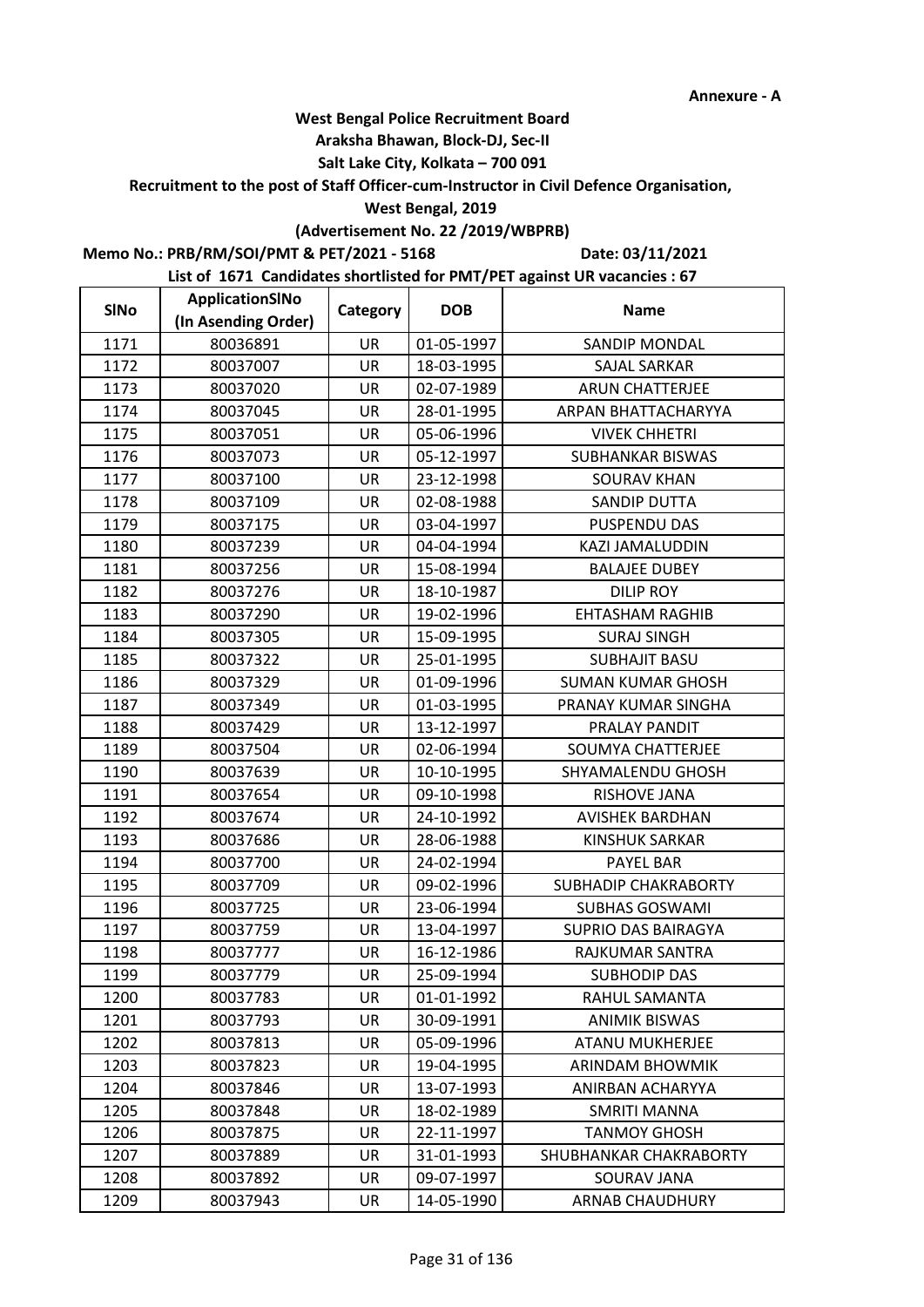**Annexure - A**

**West Bengal Police Recruitment Board**

**Araksha Bhawan, Block-DJ, Sec-II**

**Salt Lake City, Kolkata – 700 091**

**Recruitment to the post of Staff Officer-cum-Instructor in Civil Defence Organisation,**

**West Bengal, 2019**

**(Advertisement No. 22 /2019/WBPRB)**

**Memo No.: PRB/RM/SOI/PMT & PET/2021 - 5168** **Date: 03/11/2021**

**List of 1671 Candidates shortlisted for PMT/PET against UR vacancies : 67**

| SlNo | ApplicationSlNo (In Asending Order) | Category | DOB | Name |
|---|---|---|---|---|
| 1171 | 80036891 | UR | 01-05-1997 | SANDIP MONDAL |
| 1172 | 80037007 | UR | 18-03-1995 | SAJAL SARKAR |
| 1173 | 80037020 | UR | 02-07-1989 | ARUN CHATTERJEE |
| 1174 | 80037045 | UR | 28-01-1995 | ARPAN BHATTACHARYYA |
| 1175 | 80037051 | UR | 05-06-1996 | VIVEK CHHETRI |
| 1176 | 80037073 | UR | 05-12-1997 | SUBHANKAR BISWAS |
| 1177 | 80037100 | UR | 23-12-1998 | SOURAV KHAN |
| 1178 | 80037109 | UR | 02-08-1988 | SANDIP DUTTA |
| 1179 | 80037175 | UR | 03-04-1997 | PUSPENDU DAS |
| 1180 | 80037239 | UR | 04-04-1994 | KAZI JAMALUDDIN |
| 1181 | 80037256 | UR | 15-08-1994 | BALAJEE DUBEY |
| 1182 | 80037276 | UR | 18-10-1987 | DILIP ROY |
| 1183 | 80037290 | UR | 19-02-1996 | EHTASHAM RAGHIB |
| 1184 | 80037305 | UR | 15-09-1995 | SURAJ SINGH |
| 1185 | 80037322 | UR | 25-01-1995 | SUBHAJIT BASU |
| 1186 | 80037329 | UR | 01-09-1996 | SUMAN KUMAR GHOSH |
| 1187 | 80037349 | UR | 01-03-1995 | PRANAY KUMAR SINGHA |
| 1188 | 80037429 | UR | 13-12-1997 | PRALAY PANDIT |
| 1189 | 80037504 | UR | 02-06-1994 | SOUMYA CHATTERJEE |
| 1190 | 80037639 | UR | 10-10-1995 | SHYAMALENDU GHOSH |
| 1191 | 80037654 | UR | 09-10-1998 | RISHOVE JANA |
| 1192 | 80037674 | UR | 24-10-1992 | AVISHEK BARDHAN |
| 1193 | 80037686 | UR | 28-06-1988 | KINSHUK SARKAR |
| 1194 | 80037700 | UR | 24-02-1994 | PAYEL BAR |
| 1195 | 80037709 | UR | 09-02-1996 | SUBHADIP CHAKRABORTY |
| 1196 | 80037725 | UR | 23-06-1994 | SUBHAS GOSWAMI |
| 1197 | 80037759 | UR | 13-04-1997 | SUPRIO DAS BAIRAGYA |
| 1198 | 80037777 | UR | 16-12-1986 | RAJKUMAR SANTRA |
| 1199 | 80037779 | UR | 25-09-1994 | SUBHODIP DAS |
| 1200 | 80037783 | UR | 01-01-1992 | RAHUL SAMANTA |
| 1201 | 80037793 | UR | 30-09-1991 | ANIMIK BISWAS |
| 1202 | 80037813 | UR | 05-09-1996 | ATANU MUKHERJEE |
| 1203 | 80037823 | UR | 19-04-1995 | ARINDAM BHOWMIK |
| 1204 | 80037846 | UR | 13-07-1993 | ANIRBAN ACHARYYA |
| 1205 | 80037848 | UR | 18-02-1989 | SMRITI MANNA |
| 1206 | 80037875 | UR | 22-11-1997 | TANMOY GHOSH |
| 1207 | 80037889 | UR | 31-01-1993 | SHUBHANKAR CHAKRABORTY |
| 1208 | 80037892 | UR | 09-07-1997 | SOURAV JANA |
| 1209 | 80037943 | UR | 14-05-1990 | ARNAB CHAUDHURY |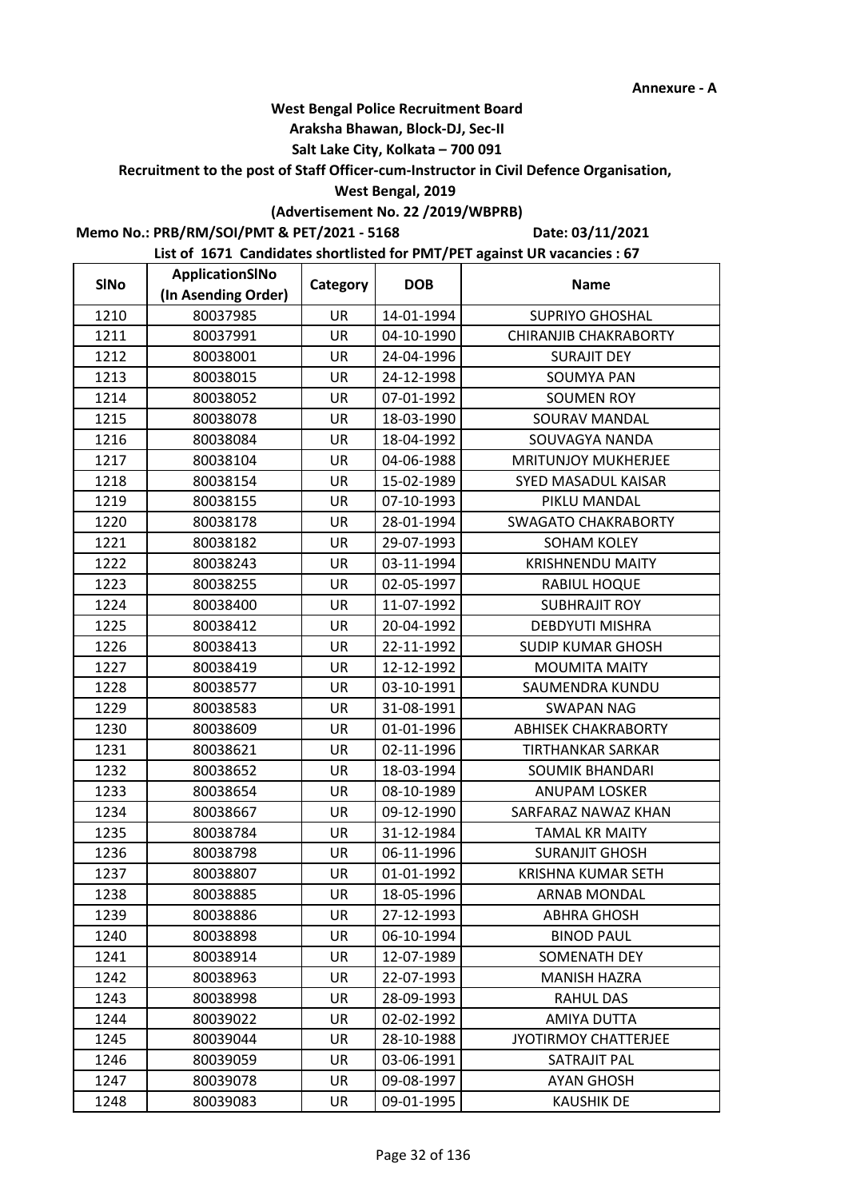Annexure - A

**West Bengal Police Recruitment Board**

**Araksha Bhawan, Block-DJ, Sec-II**

**Salt Lake City, Kolkata – 700 091**

**Recruitment to the post of Staff Officer-cum-Instructor in Civil Defence Organisation,**

**West Bengal, 2019**

**(Advertisement No. 22 /2019/WBPRB)**

**Memo No.: PRB/RM/SOI/PMT & PET/2021 - 5168** **Date: 03/11/2021**

**List of 1671 Candidates shortlisted for PMT/PET against UR vacancies : 67**

| SlNo | ApplicationSlNo (In Asending Order) | Category | DOB | Name |
|---|---|---|---|---|
| 1210 | 80037985 | UR | 14-01-1994 | SUPRIYO GHOSHAL |
| 1211 | 80037991 | UR | 04-10-1990 | CHIRANJIB CHAKRABORTY |
| 1212 | 80038001 | UR | 24-04-1996 | SURAJIT DEY |
| 1213 | 80038015 | UR | 24-12-1998 | SOUMYA PAN |
| 1214 | 80038052 | UR | 07-01-1992 | SOUMEN ROY |
| 1215 | 80038078 | UR | 18-03-1990 | SOURAV MANDAL |
| 1216 | 80038084 | UR | 18-04-1992 | SOUVAGYA NANDA |
| 1217 | 80038104 | UR | 04-06-1988 | MRITUNJOY MUKHERJEE |
| 1218 | 80038154 | UR | 15-02-1989 | SYED MASADUL KAISAR |
| 1219 | 80038155 | UR | 07-10-1993 | PIKLU MANDAL |
| 1220 | 80038178 | UR | 28-01-1994 | SWAGATO CHAKRABORTY |
| 1221 | 80038182 | UR | 29-07-1993 | SOHAM KOLEY |
| 1222 | 80038243 | UR | 03-11-1994 | KRISHNENDU MAITY |
| 1223 | 80038255 | UR | 02-05-1997 | RABIUL HOQUE |
| 1224 | 80038400 | UR | 11-07-1992 | SUBHRAJIT ROY |
| 1225 | 80038412 | UR | 20-04-1992 | DEBDYUTI MISHRA |
| 1226 | 80038413 | UR | 22-11-1992 | SUDIP KUMAR GHOSH |
| 1227 | 80038419 | UR | 12-12-1992 | MOUMITA MAITY |
| 1228 | 80038577 | UR | 03-10-1991 | SAUMENDRA KUNDU |
| 1229 | 80038583 | UR | 31-08-1991 | SWAPAN NAG |
| 1230 | 80038609 | UR | 01-01-1996 | ABHISEK CHAKRABORTY |
| 1231 | 80038621 | UR | 02-11-1996 | TIRTHANKAR SARKAR |
| 1232 | 80038652 | UR | 18-03-1994 | SOUMIK BHANDARI |
| 1233 | 80038654 | UR | 08-10-1989 | ANUPAM LOSKER |
| 1234 | 80038667 | UR | 09-12-1990 | SARFARAZ NAWAZ KHAN |
| 1235 | 80038784 | UR | 31-12-1984 | TAMAL KR MAITY |
| 1236 | 80038798 | UR | 06-11-1996 | SURANJIT GHOSH |
| 1237 | 80038807 | UR | 01-01-1992 | KRISHNA KUMAR SETH |
| 1238 | 80038885 | UR | 18-05-1996 | ARNAB MONDAL |
| 1239 | 80038886 | UR | 27-12-1993 | ABHRA GHOSH |
| 1240 | 80038898 | UR | 06-10-1994 | BINOD PAUL |
| 1241 | 80038914 | UR | 12-07-1989 | SOMENATH DEY |
| 1242 | 80038963 | UR | 22-07-1993 | MANISH HAZRA |
| 1243 | 80038998 | UR | 28-09-1993 | RAHUL DAS |
| 1244 | 80039022 | UR | 02-02-1992 | AMIYA DUTTA |
| 1245 | 80039044 | UR | 28-10-1988 | JYOTIRMOY CHATTERJEE |
| 1246 | 80039059 | UR | 03-06-1991 | SATRAJIT PAL |
| 1247 | 80039078 | UR | 09-08-1997 | AYAN GHOSH |
| 1248 | 80039083 | UR | 09-01-1995 | KAUSHIK DE |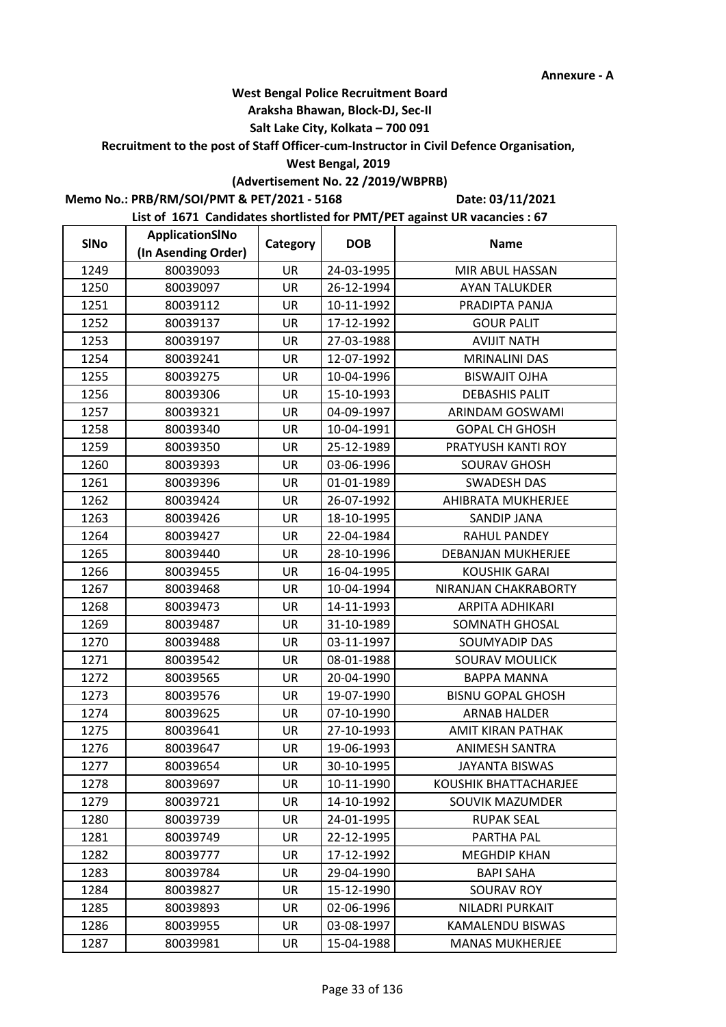**Annexure - A**

**West Bengal Police Recruitment Board**
**Araksha Bhawan, Block-DJ, Sec-II**
**Salt Lake City, Kolkata – 700 091**
**Recruitment to the post of Staff Officer-cum-Instructor in Civil Defence Organisation,**
**West Bengal, 2019**
**(Advertisement No. 22 /2019/WBPRB)**

**Memo No.: PRB/RM/SOI/PMT & PET/2021 - 5168** **Date: 03/11/2021**

**List of 1671 Candidates shortlisted for PMT/PET against UR vacancies : 67**

| SlNo | ApplicationSlNo (In Asending Order) | Category | DOB | Name |
|---|---|---|---|---|
| 1249 | 80039093 | UR | 24-03-1995 | MIR ABUL HASSAN |
| 1250 | 80039097 | UR | 26-12-1994 | AYAN TALUKDER |
| 1251 | 80039112 | UR | 10-11-1992 | PRADIPTA PANJA |
| 1252 | 80039137 | UR | 17-12-1992 | GOUR PALIT |
| 1253 | 80039197 | UR | 27-03-1988 | AVIJIT NATH |
| 1254 | 80039241 | UR | 12-07-1992 | MRINALINI DAS |
| 1255 | 80039275 | UR | 10-04-1996 | BISWAJIT OJHA |
| 1256 | 80039306 | UR | 15-10-1993 | DEBASHIS PALIT |
| 1257 | 80039321 | UR | 04-09-1997 | ARINDAM GOSWAMI |
| 1258 | 80039340 | UR | 10-04-1991 | GOPAL CH GHOSH |
| 1259 | 80039350 | UR | 25-12-1989 | PRATYUSH KANTI ROY |
| 1260 | 80039393 | UR | 03-06-1996 | SOURAV GHOSH |
| 1261 | 80039396 | UR | 01-01-1989 | SWADESH DAS |
| 1262 | 80039424 | UR | 26-07-1992 | AHIBRATA MUKHERJEE |
| 1263 | 80039426 | UR | 18-10-1995 | SANDIP JANA |
| 1264 | 80039427 | UR | 22-04-1984 | RAHUL PANDEY |
| 1265 | 80039440 | UR | 28-10-1996 | DEBANJAN MUKHERJEE |
| 1266 | 80039455 | UR | 16-04-1995 | KOUSHIK GARAI |
| 1267 | 80039468 | UR | 10-04-1994 | NIRANJAN CHAKRABORTY |
| 1268 | 80039473 | UR | 14-11-1993 | ARPITA ADHIKARI |
| 1269 | 80039487 | UR | 31-10-1989 | SOMNATH GHOSAL |
| 1270 | 80039488 | UR | 03-11-1997 | SOUMYADIP DAS |
| 1271 | 80039542 | UR | 08-01-1988 | SOURAV MOULICK |
| 1272 | 80039565 | UR | 20-04-1990 | BAPPA MANNA |
| 1273 | 80039576 | UR | 19-07-1990 | BISNU GOPAL GHOSH |
| 1274 | 80039625 | UR | 07-10-1990 | ARNAB HALDER |
| 1275 | 80039641 | UR | 27-10-1993 | AMIT KIRAN PATHAK |
| 1276 | 80039647 | UR | 19-06-1993 | ANIMESH SANTRA |
| 1277 | 80039654 | UR | 30-10-1995 | JAYANTA BISWAS |
| 1278 | 80039697 | UR | 10-11-1990 | KOUSHIK BHATTACHARJEE |
| 1279 | 80039721 | UR | 14-10-1992 | SOUVIK MAZUMDER |
| 1280 | 80039739 | UR | 24-01-1995 | RUPAK SEAL |
| 1281 | 80039749 | UR | 22-12-1995 | PARTHA PAL |
| 1282 | 80039777 | UR | 17-12-1992 | MEGHDIP KHAN |
| 1283 | 80039784 | UR | 29-04-1990 | BAPI SAHA |
| 1284 | 80039827 | UR | 15-12-1990 | SOURAV ROY |
| 1285 | 80039893 | UR | 02-06-1996 | NILADRI PURKAIT |
| 1286 | 80039955 | UR | 03-08-1997 | KAMALENDU BISWAS |
| 1287 | 80039981 | UR | 15-04-1988 | MANAS MUKHERJEE |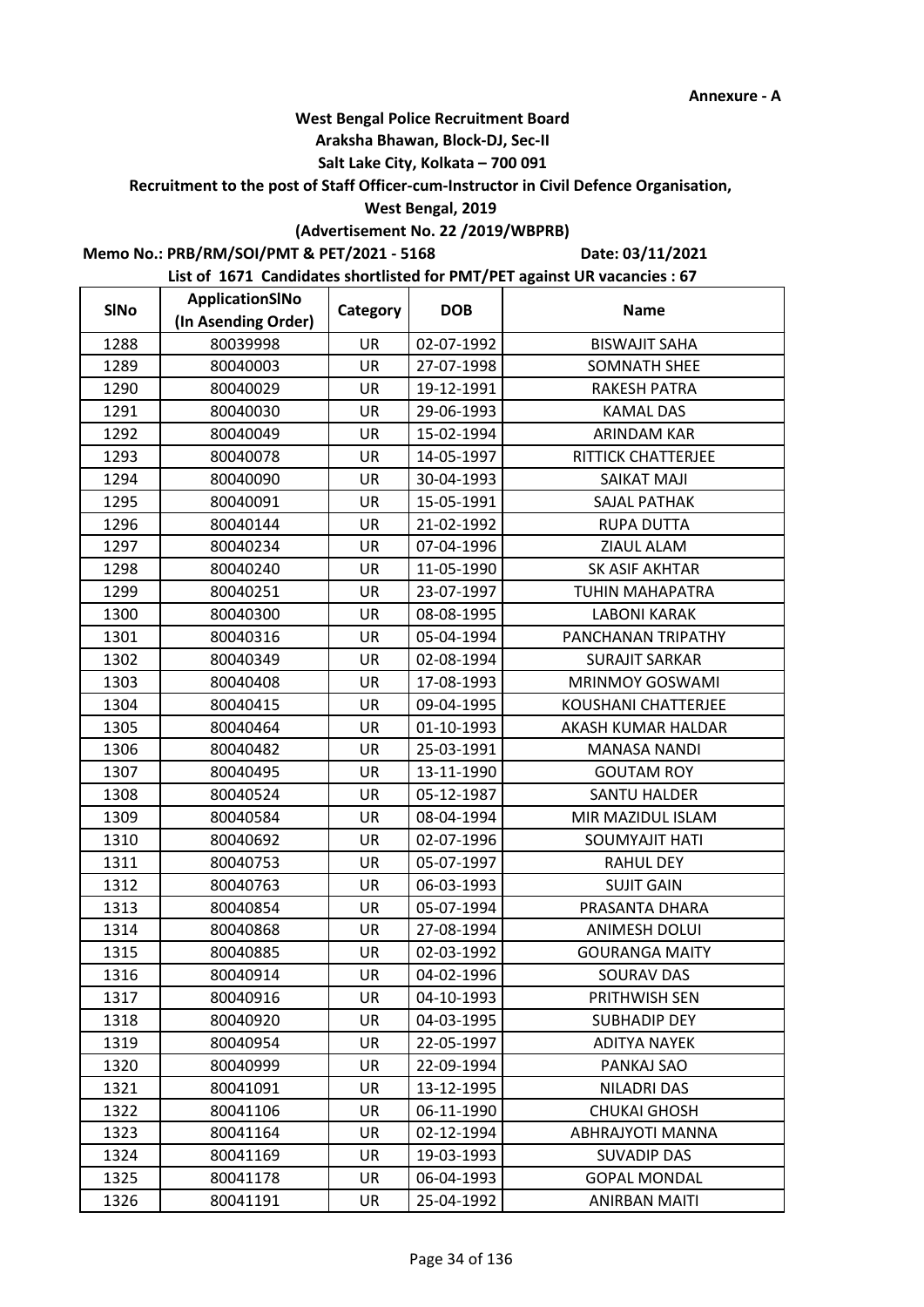**Annexure - A**

**West Bengal Police Recruitment Board**

**Araksha Bhawan, Block-DJ, Sec-II**

**Salt Lake City, Kolkata – 700 091**

**Recruitment to the post of Staff Officer-cum-Instructor in Civil Defence Organisation,**

**West Bengal, 2019**

**(Advertisement No. 22 /2019/WBPRB)**

**Memo No.: PRB/RM/SOI/PMT & PET/2021 - 5168** **Date: 03/11/2021**

**List of 1671 Candidates shortlisted for PMT/PET against UR vacancies : 67**

| SlNo | ApplicationSlNo (In Asending Order) | Category | DOB | Name |
|---|---|---|---|---|
| 1288 | 80039998 | UR | 02-07-1992 | BISWAJIT SAHA |
| 1289 | 80040003 | UR | 27-07-1998 | SOMNATH SHEE |
| 1290 | 80040029 | UR | 19-12-1991 | RAKESH PATRA |
| 1291 | 80040030 | UR | 29-06-1993 | KAMAL DAS |
| 1292 | 80040049 | UR | 15-02-1994 | ARINDAM KAR |
| 1293 | 80040078 | UR | 14-05-1997 | RITTICK CHATTERJEE |
| 1294 | 80040090 | UR | 30-04-1993 | SAIKAT MAJI |
| 1295 | 80040091 | UR | 15-05-1991 | SAJAL PATHAK |
| 1296 | 80040144 | UR | 21-02-1992 | RUPA DUTTA |
| 1297 | 80040234 | UR | 07-04-1996 | ZIAUL ALAM |
| 1298 | 80040240 | UR | 11-05-1990 | SK ASIF AKHTAR |
| 1299 | 80040251 | UR | 23-07-1997 | TUHIN MAHAPATRA |
| 1300 | 80040300 | UR | 08-08-1995 | LABONI KARAK |
| 1301 | 80040316 | UR | 05-04-1994 | PANCHANAN TRIPATHY |
| 1302 | 80040349 | UR | 02-08-1994 | SURAJIT SARKAR |
| 1303 | 80040408 | UR | 17-08-1993 | MRINMOY GOSWAMI |
| 1304 | 80040415 | UR | 09-04-1995 | KOUSHANI CHATTERJEE |
| 1305 | 80040464 | UR | 01-10-1993 | AKASH KUMAR HALDAR |
| 1306 | 80040482 | UR | 25-03-1991 | MANASA NANDI |
| 1307 | 80040495 | UR | 13-11-1990 | GOUTAM ROY |
| 1308 | 80040524 | UR | 05-12-1987 | SANTU HALDER |
| 1309 | 80040584 | UR | 08-04-1994 | MIR MAZIDUL ISLAM |
| 1310 | 80040692 | UR | 02-07-1996 | SOUMYAJIT HATI |
| 1311 | 80040753 | UR | 05-07-1997 | RAHUL DEY |
| 1312 | 80040763 | UR | 06-03-1993 | SUJIT GAIN |
| 1313 | 80040854 | UR | 05-07-1994 | PRASANTA DHARA |
| 1314 | 80040868 | UR | 27-08-1994 | ANIMESH DOLUI |
| 1315 | 80040885 | UR | 02-03-1992 | GOURANGA MAITY |
| 1316 | 80040914 | UR | 04-02-1996 | SOURAV DAS |
| 1317 | 80040916 | UR | 04-10-1993 | PRITHWISH SEN |
| 1318 | 80040920 | UR | 04-03-1995 | SUBHADIP DEY |
| 1319 | 80040954 | UR | 22-05-1997 | ADITYA NAYEK |
| 1320 | 80040999 | UR | 22-09-1994 | PANKAJ SAO |
| 1321 | 80041091 | UR | 13-12-1995 | NILADRI DAS |
| 1322 | 80041106 | UR | 06-11-1990 | CHUKAI GHOSH |
| 1323 | 80041164 | UR | 02-12-1994 | ABHRAJYOTI MANNA |
| 1324 | 80041169 | UR | 19-03-1993 | SUVADIP DAS |
| 1325 | 80041178 | UR | 06-04-1993 | GOPAL MONDAL |
| 1326 | 80041191 | UR | 25-04-1992 | ANIRBAN MAITI |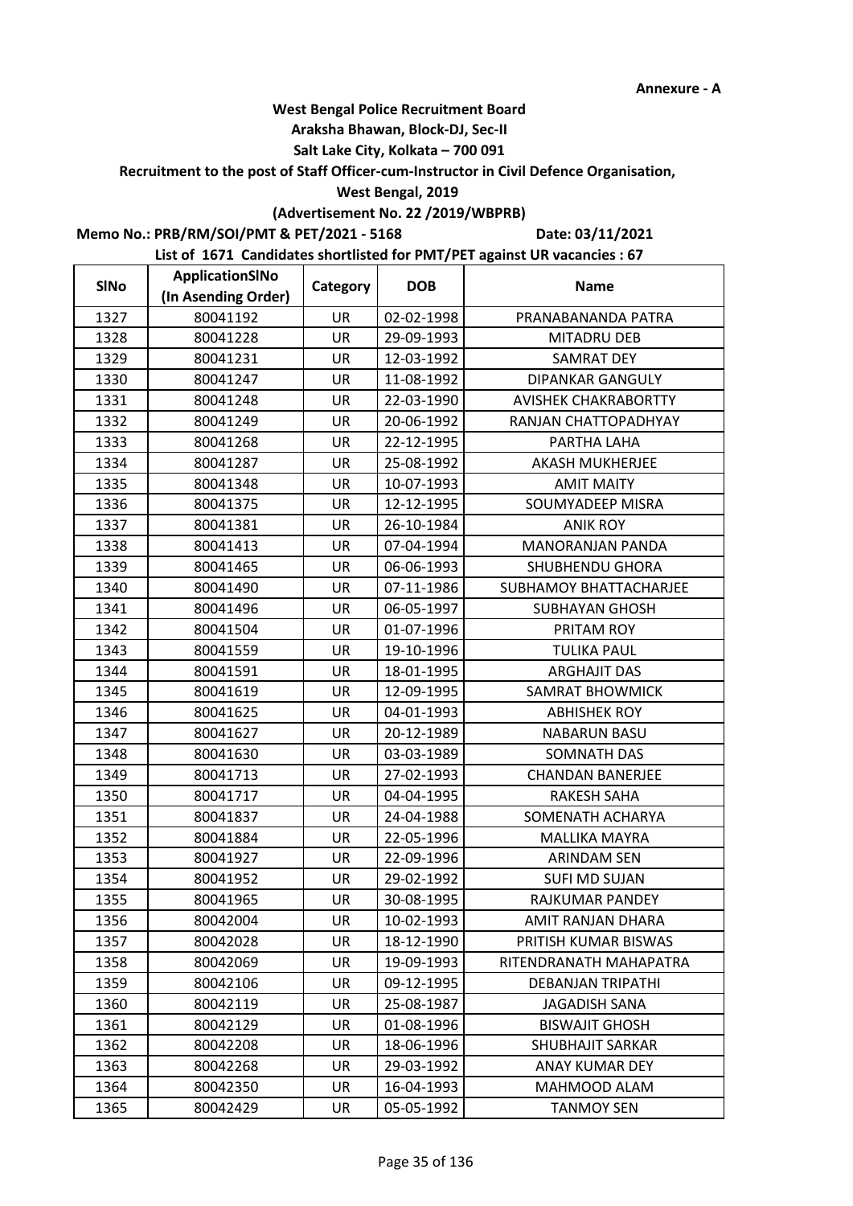Annexure - A

**West Bengal Police Recruitment Board**

**Araksha Bhawan, Block-DJ, Sec-II**

**Salt Lake City, Kolkata – 700 091**

**Recruitment to the post of Staff Officer-cum-Instructor in Civil Defence Organisation,**

**West Bengal, 2019**

**(Advertisement No. 22 /2019/WBPRB)**

**Memo No.: PRB/RM/SOI/PMT & PET/2021 - 5168** **Date: 03/11/2021**

**List of 1671 Candidates shortlisted for PMT/PET against UR vacancies : 67**

| SlNo | ApplicationSlNo (In Asending Order) | Category | DOB | Name |
|---|---|---|---|---|
| 1327 | 80041192 | UR | 02-02-1998 | PRANABANANDA PATRA |
| 1328 | 80041228 | UR | 29-09-1993 | MITADRU DEB |
| 1329 | 80041231 | UR | 12-03-1992 | SAMRAT DEY |
| 1330 | 80041247 | UR | 11-08-1992 | DIPANKAR GANGULY |
| 1331 | 80041248 | UR | 22-03-1990 | AVISHEK CHAKRABORTTY |
| 1332 | 80041249 | UR | 20-06-1992 | RANJAN CHATTOPADHYAY |
| 1333 | 80041268 | UR | 22-12-1995 | PARTHA LAHA |
| 1334 | 80041287 | UR | 25-08-1992 | AKASH MUKHERJEE |
| 1335 | 80041348 | UR | 10-07-1993 | AMIT MAITY |
| 1336 | 80041375 | UR | 12-12-1995 | SOUMYADEEP MISRA |
| 1337 | 80041381 | UR | 26-10-1984 | ANIK ROY |
| 1338 | 80041413 | UR | 07-04-1994 | MANORANJAN PANDA |
| 1339 | 80041465 | UR | 06-06-1993 | SHUBHENDU GHORA |
| 1340 | 80041490 | UR | 07-11-1986 | SUBHAMOY BHATTACHARJEE |
| 1341 | 80041496 | UR | 06-05-1997 | SUBHAYAN GHOSH |
| 1342 | 80041504 | UR | 01-07-1996 | PRITAM ROY |
| 1343 | 80041559 | UR | 19-10-1996 | TULIKA PAUL |
| 1344 | 80041591 | UR | 18-01-1995 | ARGHAJIT DAS |
| 1345 | 80041619 | UR | 12-09-1995 | SAMRAT BHOWMICK |
| 1346 | 80041625 | UR | 04-01-1993 | ABHISHEK ROY |
| 1347 | 80041627 | UR | 20-12-1989 | NABARUN BASU |
| 1348 | 80041630 | UR | 03-03-1989 | SOMNATH DAS |
| 1349 | 80041713 | UR | 27-02-1993 | CHANDAN BANERJEE |
| 1350 | 80041717 | UR | 04-04-1995 | RAKESH SAHA |
| 1351 | 80041837 | UR | 24-04-1988 | SOMENATH ACHARYA |
| 1352 | 80041884 | UR | 22-05-1996 | MALLIKA MAYRA |
| 1353 | 80041927 | UR | 22-09-1996 | ARINDAM SEN |
| 1354 | 80041952 | UR | 29-02-1992 | SUFI MD SUJAN |
| 1355 | 80041965 | UR | 30-08-1995 | RAJKUMAR PANDEY |
| 1356 | 80042004 | UR | 10-02-1993 | AMIT RANJAN DHARA |
| 1357 | 80042028 | UR | 18-12-1990 | PRITISH KUMAR BISWAS |
| 1358 | 80042069 | UR | 19-09-1993 | RITENDRANATH MAHAPATRA |
| 1359 | 80042106 | UR | 09-12-1995 | DEBANJAN TRIPATHI |
| 1360 | 80042119 | UR | 25-08-1987 | JAGADISH SANA |
| 1361 | 80042129 | UR | 01-08-1996 | BISWAJIT GHOSH |
| 1362 | 80042208 | UR | 18-06-1996 | SHUBHAJIT SARKAR |
| 1363 | 80042268 | UR | 29-03-1992 | ANAY KUMAR DEY |
| 1364 | 80042350 | UR | 16-04-1993 | MAHMOOD ALAM |
| 1365 | 80042429 | UR | 05-05-1992 | TANMOY SEN |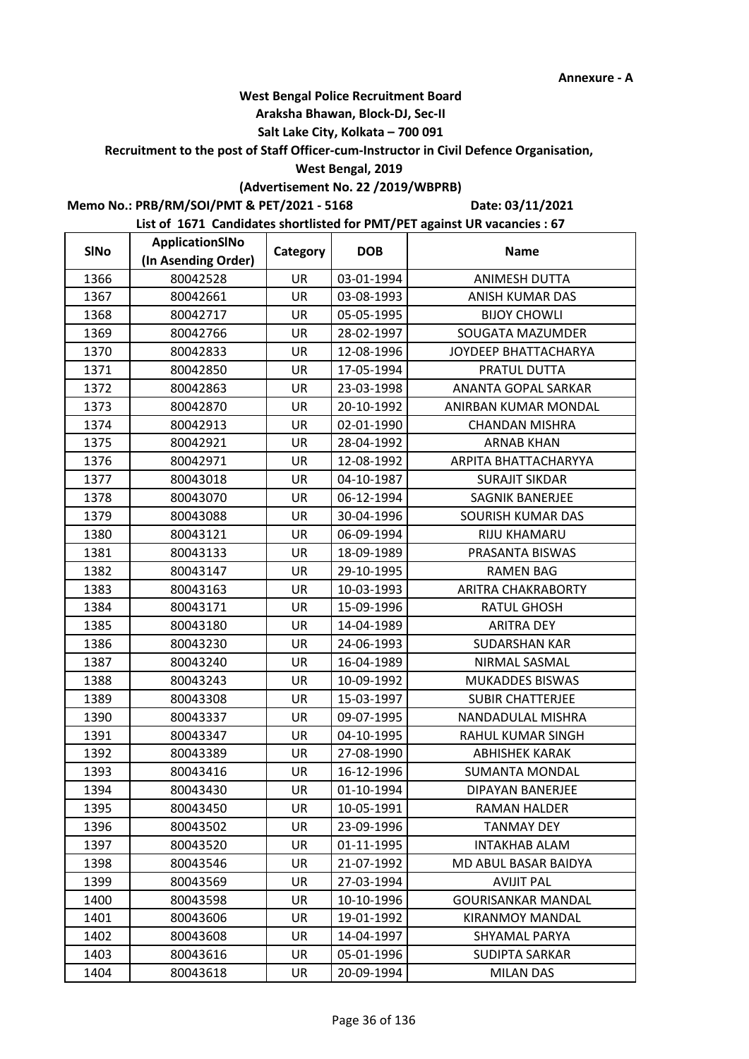Annexure - A

**West Bengal Police Recruitment Board**
**Araksha Bhawan, Block-DJ, Sec-II**
**Salt Lake City, Kolkata – 700 091**
**Recruitment to the post of Staff Officer-cum-Instructor in Civil Defence Organisation, West Bengal, 2019**
**(Advertisement No. 22 /2019/WBPRB)**

**Memo No.: PRB/RM/SOI/PMT & PET/2021 - 5168** **Date: 03/11/2021**

**List of 1671 Candidates shortlisted for PMT/PET against UR vacancies : 67**

| SlNo | ApplicationSlNo (In Asending Order) | Category | DOB | Name |
|---|---|---|---|---|
| 1366 | 80042528 | UR | 03-01-1994 | ANIMESH DUTTA |
| 1367 | 80042661 | UR | 03-08-1993 | ANISH KUMAR DAS |
| 1368 | 80042717 | UR | 05-05-1995 | BIJOY CHOWLI |
| 1369 | 80042766 | UR | 28-02-1997 | SOUGATA MAZUMDER |
| 1370 | 80042833 | UR | 12-08-1996 | JOYDEEP BHATTACHARYA |
| 1371 | 80042850 | UR | 17-05-1994 | PRATUL DUTTA |
| 1372 | 80042863 | UR | 23-03-1998 | ANANTA GOPAL SARKAR |
| 1373 | 80042870 | UR | 20-10-1992 | ANIRBAN KUMAR MONDAL |
| 1374 | 80042913 | UR | 02-01-1990 | CHANDAN MISHRA |
| 1375 | 80042921 | UR | 28-04-1992 | ARNAB KHAN |
| 1376 | 80042971 | UR | 12-08-1992 | ARPITA BHATTACHARYYA |
| 1377 | 80043018 | UR | 04-10-1987 | SURAJIT SIKDAR |
| 1378 | 80043070 | UR | 06-12-1994 | SAGNIK BANERJEE |
| 1379 | 80043088 | UR | 30-04-1996 | SOURISH KUMAR DAS |
| 1380 | 80043121 | UR | 06-09-1994 | RIJU KHAMARU |
| 1381 | 80043133 | UR | 18-09-1989 | PRASANTA BISWAS |
| 1382 | 80043147 | UR | 29-10-1995 | RAMEN BAG |
| 1383 | 80043163 | UR | 10-03-1993 | ARITRA CHAKRABORTY |
| 1384 | 80043171 | UR | 15-09-1996 | RATUL GHOSH |
| 1385 | 80043180 | UR | 14-04-1989 | ARITRA DEY |
| 1386 | 80043230 | UR | 24-06-1993 | SUDARSHAN KAR |
| 1387 | 80043240 | UR | 16-04-1989 | NIRMAL SASMAL |
| 1388 | 80043243 | UR | 10-09-1992 | MUKADDES BISWAS |
| 1389 | 80043308 | UR | 15-03-1997 | SUBIR CHATTERJEE |
| 1390 | 80043337 | UR | 09-07-1995 | NANDADULAL MISHRA |
| 1391 | 80043347 | UR | 04-10-1995 | RAHUL KUMAR SINGH |
| 1392 | 80043389 | UR | 27-08-1990 | ABHISHEK KARAK |
| 1393 | 80043416 | UR | 16-12-1996 | SUMANTA MONDAL |
| 1394 | 80043430 | UR | 01-10-1994 | DIPAYAN BANERJEE |
| 1395 | 80043450 | UR | 10-05-1991 | RAMAN HALDER |
| 1396 | 80043502 | UR | 23-09-1996 | TANMAY DEY |
| 1397 | 80043520 | UR | 01-11-1995 | INTAKHAB ALAM |
| 1398 | 80043546 | UR | 21-07-1992 | MD ABUL BASAR BAIDYA |
| 1399 | 80043569 | UR | 27-03-1994 | AVIJIT PAL |
| 1400 | 80043598 | UR | 10-10-1996 | GOURISANKAR MANDAL |
| 1401 | 80043606 | UR | 19-01-1992 | KIRANMOY MANDAL |
| 1402 | 80043608 | UR | 14-04-1997 | SHYAMAL PARYA |
| 1403 | 80043616 | UR | 05-01-1996 | SUDIPTA SARKAR |
| 1404 | 80043618 | UR | 20-09-1994 | MILAN DAS |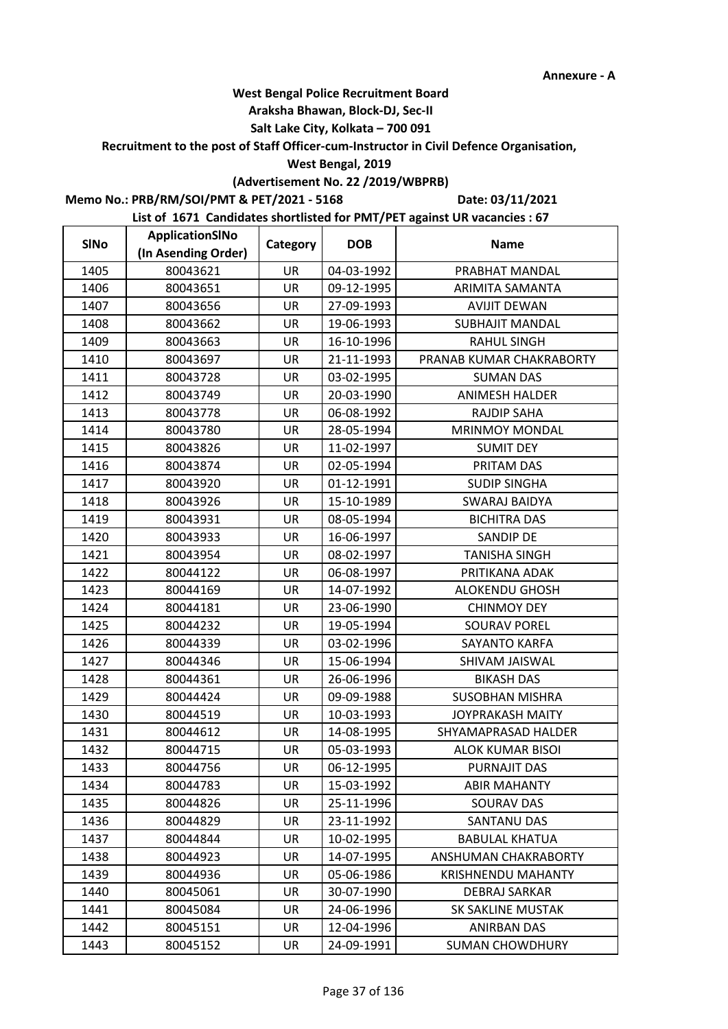**Annexure - A**

**West Bengal Police Recruitment Board**

**Araksha Bhawan, Block-DJ, Sec-II**

**Salt Lake City, Kolkata – 700 091**

**Recruitment to the post of Staff Officer-cum-Instructor in Civil Defence Organisation,**

**West Bengal, 2019**

**(Advertisement No. 22 /2019/WBPRB)**

**Memo No.: PRB/RM/SOI/PMT & PET/2021 - 5168** **Date: 03/11/2021**

**List of 1671 Candidates shortlisted for PMT/PET against UR vacancies : 67**

| SlNo | ApplicationSlNo (In Asending Order) | Category | DOB | Name |
|---|---|---|---|---|
| 1405 | 80043621 | UR | 04-03-1992 | PRABHAT MANDAL |
| 1406 | 80043651 | UR | 09-12-1995 | ARIMITA SAMANTA |
| 1407 | 80043656 | UR | 27-09-1993 | AVIJIT DEWAN |
| 1408 | 80043662 | UR | 19-06-1993 | SUBHAJIT MANDAL |
| 1409 | 80043663 | UR | 16-10-1996 | RAHUL SINGH |
| 1410 | 80043697 | UR | 21-11-1993 | PRANAB KUMAR CHAKRABORTY |
| 1411 | 80043728 | UR | 03-02-1995 | SUMAN DAS |
| 1412 | 80043749 | UR | 20-03-1990 | ANIMESH HALDER |
| 1413 | 80043778 | UR | 06-08-1992 | RAJDIP SAHA |
| 1414 | 80043780 | UR | 28-05-1994 | MRINMOY MONDAL |
| 1415 | 80043826 | UR | 11-02-1997 | SUMIT DEY |
| 1416 | 80043874 | UR | 02-05-1994 | PRITAM DAS |
| 1417 | 80043920 | UR | 01-12-1991 | SUDIP SINGHA |
| 1418 | 80043926 | UR | 15-10-1989 | SWARAJ BAIDYA |
| 1419 | 80043931 | UR | 08-05-1994 | BICHITRA DAS |
| 1420 | 80043933 | UR | 16-06-1997 | SANDIP DE |
| 1421 | 80043954 | UR | 08-02-1997 | TANISHA SINGH |
| 1422 | 80044122 | UR | 06-08-1997 | PRITIKANA ADAK |
| 1423 | 80044169 | UR | 14-07-1992 | ALOKENDU GHOSH |
| 1424 | 80044181 | UR | 23-06-1990 | CHINMOY DEY |
| 1425 | 80044232 | UR | 19-05-1994 | SOURAV POREL |
| 1426 | 80044339 | UR | 03-02-1996 | SAYANTO KARFA |
| 1427 | 80044346 | UR | 15-06-1994 | SHIVAM JAISWAL |
| 1428 | 80044361 | UR | 26-06-1996 | BIKASH DAS |
| 1429 | 80044424 | UR | 09-09-1988 | SUSOBHAN MISHRA |
| 1430 | 80044519 | UR | 10-03-1993 | JOYPRAKASH MAITY |
| 1431 | 80044612 | UR | 14-08-1995 | SHYAMAPRASAD HALDER |
| 1432 | 80044715 | UR | 05-03-1993 | ALOK KUMAR BISOI |
| 1433 | 80044756 | UR | 06-12-1995 | PURNAJIT DAS |
| 1434 | 80044783 | UR | 15-03-1992 | ABIR MAHANTY |
| 1435 | 80044826 | UR | 25-11-1996 | SOURAV DAS |
| 1436 | 80044829 | UR | 23-11-1992 | SANTANU DAS |
| 1437 | 80044844 | UR | 10-02-1995 | BABULAL KHATUA |
| 1438 | 80044923 | UR | 14-07-1995 | ANSHUMAN CHAKRABORTY |
| 1439 | 80044936 | UR | 05-06-1986 | KRISHNENDU MAHANTY |
| 1440 | 80045061 | UR | 30-07-1990 | DEBRAJ SARKAR |
| 1441 | 80045084 | UR | 24-06-1996 | SK SAKLINE MUSTAK |
| 1442 | 80045151 | UR | 12-04-1996 | ANIRBAN DAS |
| 1443 | 80045152 | UR | 24-09-1991 | SUMAN CHOWDHURY |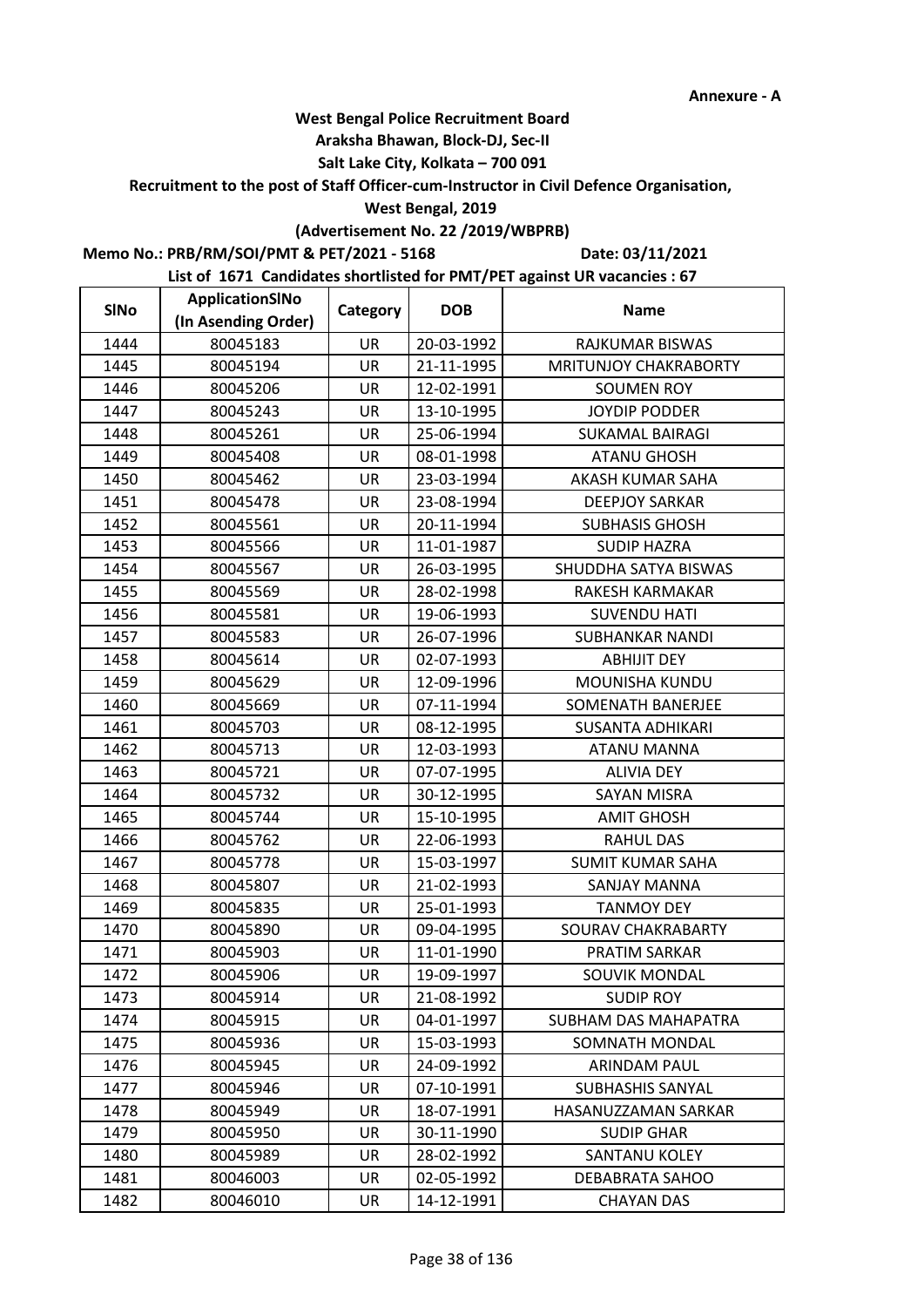Annexure - A

**West Bengal Police Recruitment Board**
**Araksha Bhawan, Block-DJ, Sec-II**
**Salt Lake City, Kolkata – 700 091**
**Recruitment to the post of Staff Officer-cum-Instructor in Civil Defence Organisation,**
**West Bengal, 2019**
**(Advertisement No. 22 /2019/WBPRB)**

**Memo No.: PRB/RM/SOI/PMT & PET/2021 - 5168** **Date: 03/11/2021**

**List of 1671 Candidates shortlisted for PMT/PET against UR vacancies : 67**

| SlNo | ApplicationSlNo (In Asending Order) | Category | DOB | Name |
|---|---|---|---|---|
| 1444 | 80045183 | UR | 20-03-1992 | RAJKUMAR BISWAS |
| 1445 | 80045194 | UR | 21-11-1995 | MRITUNJOY CHAKRABORTY |
| 1446 | 80045206 | UR | 12-02-1991 | SOUMEN ROY |
| 1447 | 80045243 | UR | 13-10-1995 | JOYDIP PODDER |
| 1448 | 80045261 | UR | 25-06-1994 | SUKAMAL BAIRAGI |
| 1449 | 80045408 | UR | 08-01-1998 | ATANU GHOSH |
| 1450 | 80045462 | UR | 23-03-1994 | AKASH KUMAR SAHA |
| 1451 | 80045478 | UR | 23-08-1994 | DEEPJOY SARKAR |
| 1452 | 80045561 | UR | 20-11-1994 | SUBHASIS GHOSH |
| 1453 | 80045566 | UR | 11-01-1987 | SUDIP HAZRA |
| 1454 | 80045567 | UR | 26-03-1995 | SHUDDHA SATYA BISWAS |
| 1455 | 80045569 | UR | 28-02-1998 | RAKESH KARMAKAR |
| 1456 | 80045581 | UR | 19-06-1993 | SUVENDU HATI |
| 1457 | 80045583 | UR | 26-07-1996 | SUBHANKAR NANDI |
| 1458 | 80045614 | UR | 02-07-1993 | ABHIJIT DEY |
| 1459 | 80045629 | UR | 12-09-1996 | MOUNISHA KUNDU |
| 1460 | 80045669 | UR | 07-11-1994 | SOMENATH BANERJEE |
| 1461 | 80045703 | UR | 08-12-1995 | SUSANTA ADHIKARI |
| 1462 | 80045713 | UR | 12-03-1993 | ATANU MANNA |
| 1463 | 80045721 | UR | 07-07-1995 | ALIVIA DEY |
| 1464 | 80045732 | UR | 30-12-1995 | SAYAN MISRA |
| 1465 | 80045744 | UR | 15-10-1995 | AMIT GHOSH |
| 1466 | 80045762 | UR | 22-06-1993 | RAHUL DAS |
| 1467 | 80045778 | UR | 15-03-1997 | SUMIT KUMAR SAHA |
| 1468 | 80045807 | UR | 21-02-1993 | SANJAY MANNA |
| 1469 | 80045835 | UR | 25-01-1993 | TANMOY DEY |
| 1470 | 80045890 | UR | 09-04-1995 | SOURAV CHAKRABARTY |
| 1471 | 80045903 | UR | 11-01-1990 | PRATIM SARKAR |
| 1472 | 80045906 | UR | 19-09-1997 | SOUVIK MONDAL |
| 1473 | 80045914 | UR | 21-08-1992 | SUDIP ROY |
| 1474 | 80045915 | UR | 04-01-1997 | SUBHAM DAS MAHAPATRA |
| 1475 | 80045936 | UR | 15-03-1993 | SOMNATH MONDAL |
| 1476 | 80045945 | UR | 24-09-1992 | ARINDAM PAUL |
| 1477 | 80045946 | UR | 07-10-1991 | SUBHASHIS SANYAL |
| 1478 | 80045949 | UR | 18-07-1991 | HASANUZZAMAN SARKAR |
| 1479 | 80045950 | UR | 30-11-1990 | SUDIP GHAR |
| 1480 | 80045989 | UR | 28-02-1992 | SANTANU KOLEY |
| 1481 | 80046003 | UR | 02-05-1992 | DEBABRATA SAHOO |
| 1482 | 80046010 | UR | 14-12-1991 | CHAYAN DAS |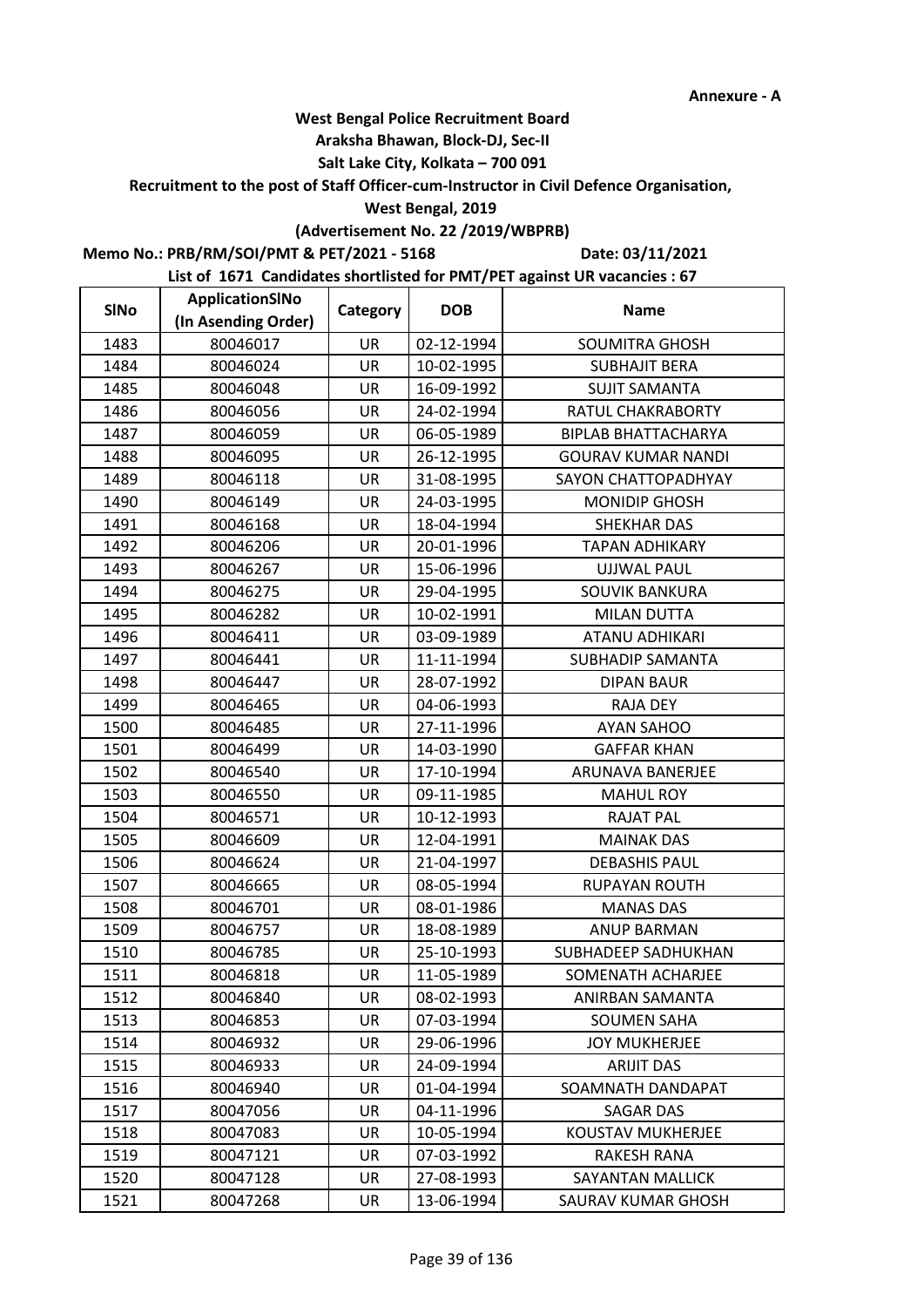**Annexure - A**

**West Bengal Police Recruitment Board**

**Araksha Bhawan, Block-DJ, Sec-II**

**Salt Lake City, Kolkata – 700 091**

**Recruitment to the post of Staff Officer-cum-Instructor in Civil Defence Organisation,**

**West Bengal, 2019**

**(Advertisement No. 22 /2019/WBPRB)**

**Memo No.: PRB/RM/SOI/PMT & PET/2021 - 5168** **Date: 03/11/2021**

**List of 1671 Candidates shortlisted for PMT/PET against UR vacancies : 67**

| SlNo | ApplicationSlNo (In Asending Order) | Category | DOB | Name |
|---|---|---|---|---|
| 1483 | 80046017 | UR | 02-12-1994 | SOUMITRA GHOSH |
| 1484 | 80046024 | UR | 10-02-1995 | SUBHAJIT BERA |
| 1485 | 80046048 | UR | 16-09-1992 | SUJIT SAMANTA |
| 1486 | 80046056 | UR | 24-02-1994 | RATUL CHAKRABORTY |
| 1487 | 80046059 | UR | 06-05-1989 | BIPLAB BHATTACHARYA |
| 1488 | 80046095 | UR | 26-12-1995 | GOURAV KUMAR NANDI |
| 1489 | 80046118 | UR | 31-08-1995 | SAYON CHATTOPADHYAY |
| 1490 | 80046149 | UR | 24-03-1995 | MONIDIP GHOSH |
| 1491 | 80046168 | UR | 18-04-1994 | SHEKHAR DAS |
| 1492 | 80046206 | UR | 20-01-1996 | TAPAN ADHIKARY |
| 1493 | 80046267 | UR | 15-06-1996 | UJJWAL PAUL |
| 1494 | 80046275 | UR | 29-04-1995 | SOUVIK BANKURA |
| 1495 | 80046282 | UR | 10-02-1991 | MILAN DUTTA |
| 1496 | 80046411 | UR | 03-09-1989 | ATANU ADHIKARI |
| 1497 | 80046441 | UR | 11-11-1994 | SUBHADIP SAMANTA |
| 1498 | 80046447 | UR | 28-07-1992 | DIPAN BAUR |
| 1499 | 80046465 | UR | 04-06-1993 | RAJA DEY |
| 1500 | 80046485 | UR | 27-11-1996 | AYAN SAHOO |
| 1501 | 80046499 | UR | 14-03-1990 | GAFFAR KHAN |
| 1502 | 80046540 | UR | 17-10-1994 | ARUNAVA BANERJEE |
| 1503 | 80046550 | UR | 09-11-1985 | MAHUL ROY |
| 1504 | 80046571 | UR | 10-12-1993 | RAJAT PAL |
| 1505 | 80046609 | UR | 12-04-1991 | MAINAK DAS |
| 1506 | 80046624 | UR | 21-04-1997 | DEBASHIS PAUL |
| 1507 | 80046665 | UR | 08-05-1994 | RUPAYAN ROUTH |
| 1508 | 80046701 | UR | 08-01-1986 | MANAS DAS |
| 1509 | 80046757 | UR | 18-08-1989 | ANUP BARMAN |
| 1510 | 80046785 | UR | 25-10-1993 | SUBHADEEP SADHUKHAN |
| 1511 | 80046818 | UR | 11-05-1989 | SOMENATH ACHARJEE |
| 1512 | 80046840 | UR | 08-02-1993 | ANIRBAN SAMANTA |
| 1513 | 80046853 | UR | 07-03-1994 | SOUMEN SAHA |
| 1514 | 80046932 | UR | 29-06-1996 | JOY MUKHERJEE |
| 1515 | 80046933 | UR | 24-09-1994 | ARIJIT DAS |
| 1516 | 80046940 | UR | 01-04-1994 | SOAMNATH DANDAPAT |
| 1517 | 80047056 | UR | 04-11-1996 | SAGAR DAS |
| 1518 | 80047083 | UR | 10-05-1994 | KOUSTAV MUKHERJEE |
| 1519 | 80047121 | UR | 07-03-1992 | RAKESH RANA |
| 1520 | 80047128 | UR | 27-08-1993 | SAYANTAN MALLICK |
| 1521 | 80047268 | UR | 13-06-1994 | SAURAV KUMAR GHOSH |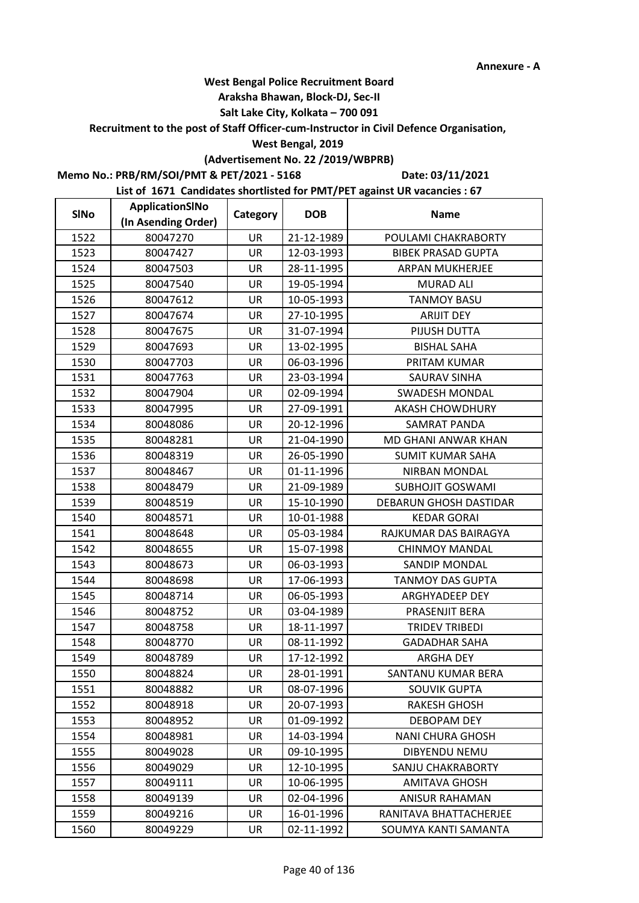Annexure - A

**West Bengal Police Recruitment Board**
**Araksha Bhawan, Block-DJ, Sec-II**
**Salt Lake City, Kolkata – 700 091**
**Recruitment to the post of Staff Officer-cum-Instructor in Civil Defence Organisation,**
**West Bengal, 2019**
**(Advertisement No. 22 /2019/WBPRB)**

**Memo No.: PRB/RM/SOI/PMT & PET/2021 - 5168** **Date: 03/11/2021**

**List of 1671 Candidates shortlisted for PMT/PET against UR vacancies : 67**

| SlNo | ApplicationSlNo (In Asending Order) | Category | DOB | Name |
|---|---|---|---|---|
| 1522 | 80047270 | UR | 21-12-1989 | POULAMI CHAKRABORTY |
| 1523 | 80047427 | UR | 12-03-1993 | BIBEK PRASAD GUPTA |
| 1524 | 80047503 | UR | 28-11-1995 | ARPAN MUKHERJEE |
| 1525 | 80047540 | UR | 19-05-1994 | MURAD ALI |
| 1526 | 80047612 | UR | 10-05-1993 | TANMOY BASU |
| 1527 | 80047674 | UR | 27-10-1995 | ARIJIT DEY |
| 1528 | 80047675 | UR | 31-07-1994 | PIJUSH DUTTA |
| 1529 | 80047693 | UR | 13-02-1995 | BISHAL SAHA |
| 1530 | 80047703 | UR | 06-03-1996 | PRITAM KUMAR |
| 1531 | 80047763 | UR | 23-03-1994 | SAURAV SINHA |
| 1532 | 80047904 | UR | 02-09-1994 | SWADESH MONDAL |
| 1533 | 80047995 | UR | 27-09-1991 | AKASH CHOWDHURY |
| 1534 | 80048086 | UR | 20-12-1996 | SAMRAT PANDA |
| 1535 | 80048281 | UR | 21-04-1990 | MD GHANI ANWAR KHAN |
| 1536 | 80048319 | UR | 26-05-1990 | SUMIT KUMAR SAHA |
| 1537 | 80048467 | UR | 01-11-1996 | NIRBAN MONDAL |
| 1538 | 80048479 | UR | 21-09-1989 | SUBHOJIT GOSWAMI |
| 1539 | 80048519 | UR | 15-10-1990 | DEBARUN GHOSH DASTIDAR |
| 1540 | 80048571 | UR | 10-01-1988 | KEDAR GORAI |
| 1541 | 80048648 | UR | 05-03-1984 | RAJKUMAR DAS BAIRAGYA |
| 1542 | 80048655 | UR | 15-07-1998 | CHINMOY MANDAL |
| 1543 | 80048673 | UR | 06-03-1993 | SANDIP MONDAL |
| 1544 | 80048698 | UR | 17-06-1993 | TANMOY DAS GUPTA |
| 1545 | 80048714 | UR | 06-05-1993 | ARGHYADEEP DEY |
| 1546 | 80048752 | UR | 03-04-1989 | PRASENJIT BERA |
| 1547 | 80048758 | UR | 18-11-1997 | TRIDEV TRIBEDI |
| 1548 | 80048770 | UR | 08-11-1992 | GADADHAR SAHA |
| 1549 | 80048789 | UR | 17-12-1992 | ARGHA DEY |
| 1550 | 80048824 | UR | 28-01-1991 | SANTANU KUMAR BERA |
| 1551 | 80048882 | UR | 08-07-1996 | SOUVIK GUPTA |
| 1552 | 80048918 | UR | 20-07-1993 | RAKESH GHOSH |
| 1553 | 80048952 | UR | 01-09-1992 | DEBOPAM DEY |
| 1554 | 80048981 | UR | 14-03-1994 | NANI CHURA GHOSH |
| 1555 | 80049028 | UR | 09-10-1995 | DIBYENDU NEMU |
| 1556 | 80049029 | UR | 12-10-1995 | SANJU CHAKRABORTY |
| 1557 | 80049111 | UR | 10-06-1995 | AMITAVA GHOSH |
| 1558 | 80049139 | UR | 02-04-1996 | ANISUR RAHAMAN |
| 1559 | 80049216 | UR | 16-01-1996 | RANITAVA BHATTACHERJEE |
| 1560 | 80049229 | UR | 02-11-1992 | SOUMYA KANTI SAMANTA |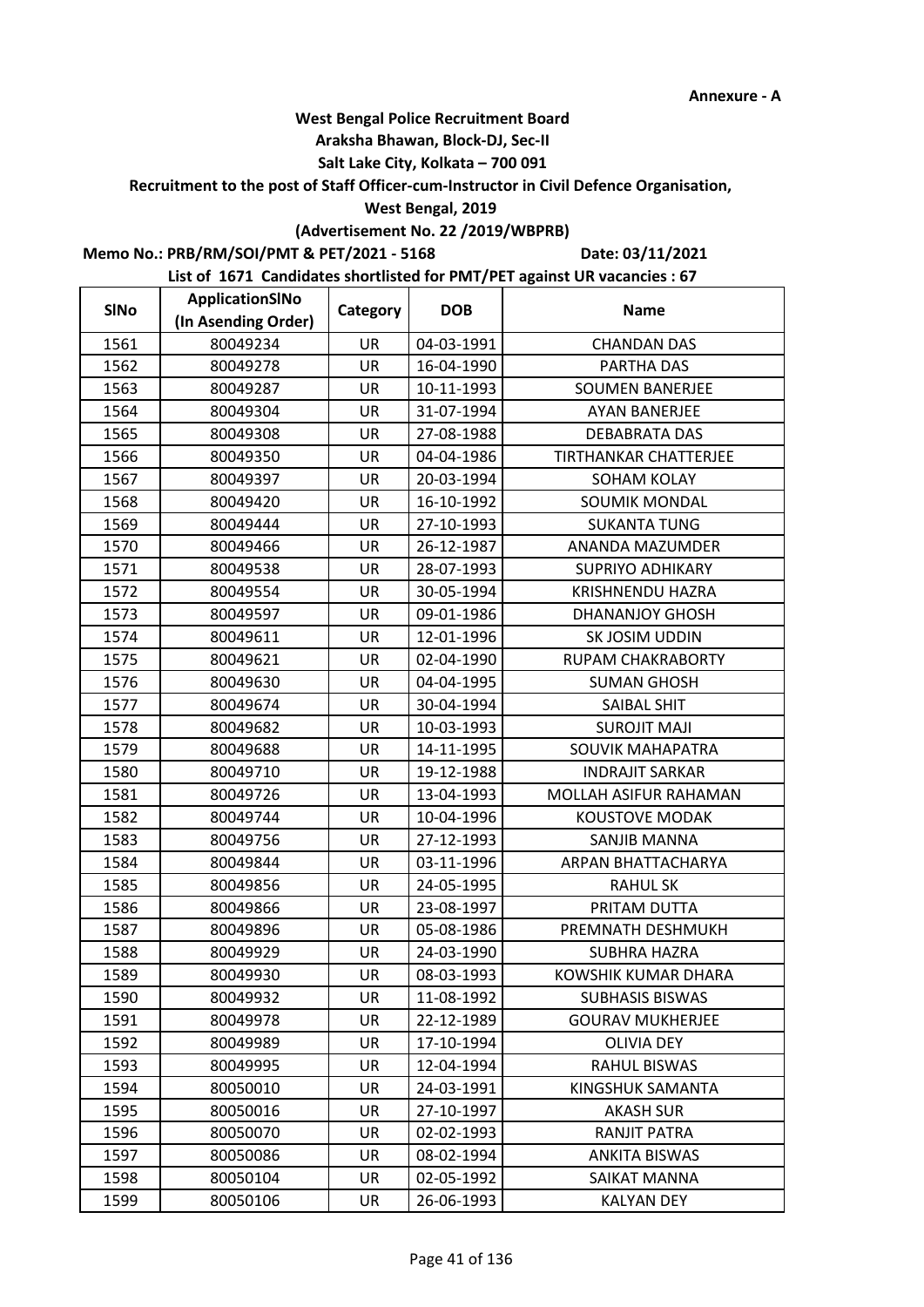**Annexure - A**

**West Bengal Police Recruitment Board**
**Araksha Bhawan, Block-DJ, Sec-II**
**Salt Lake City, Kolkata – 700 091**
**Recruitment to the post of Staff Officer-cum-Instructor in Civil Defence Organisation,**
**West Bengal, 2019**
**(Advertisement No. 22 /2019/WBPRB)**

**Memo No.: PRB/RM/SOI/PMT & PET/2021 - 5168** **Date: 03/11/2021**

**List of 1671 Candidates shortlisted for PMT/PET against UR vacancies : 67**

| SlNo | ApplicationSlNo (In Asending Order) | Category | DOB | Name |
|---|---|---|---|---|
| 1561 | 80049234 | UR | 04-03-1991 | CHANDAN DAS |
| 1562 | 80049278 | UR | 16-04-1990 | PARTHA DAS |
| 1563 | 80049287 | UR | 10-11-1993 | SOUMEN BANERJEE |
| 1564 | 80049304 | UR | 31-07-1994 | AYAN BANERJEE |
| 1565 | 80049308 | UR | 27-08-1988 | DEBABRATA DAS |
| 1566 | 80049350 | UR | 04-04-1986 | TIRTHANKAR CHATTERJEE |
| 1567 | 80049397 | UR | 20-03-1994 | SOHAM KOLAY |
| 1568 | 80049420 | UR | 16-10-1992 | SOUMIK MONDAL |
| 1569 | 80049444 | UR | 27-10-1993 | SUKANTA TUNG |
| 1570 | 80049466 | UR | 26-12-1987 | ANANDA MAZUMDER |
| 1571 | 80049538 | UR | 28-07-1993 | SUPRIYO ADHIKARY |
| 1572 | 80049554 | UR | 30-05-1994 | KRISHNENDU HAZRA |
| 1573 | 80049597 | UR | 09-01-1986 | DHANANJOY GHOSH |
| 1574 | 80049611 | UR | 12-01-1996 | SK JOSIM UDDIN |
| 1575 | 80049621 | UR | 02-04-1990 | RUPAM CHAKRABORTY |
| 1576 | 80049630 | UR | 04-04-1995 | SUMAN GHOSH |
| 1577 | 80049674 | UR | 30-04-1994 | SAIBAL SHIT |
| 1578 | 80049682 | UR | 10-03-1993 | SUROJIT MAJI |
| 1579 | 80049688 | UR | 14-11-1995 | SOUVIK MAHAPATRA |
| 1580 | 80049710 | UR | 19-12-1988 | INDRAJIT SARKAR |
| 1581 | 80049726 | UR | 13-04-1993 | MOLLAH ASIFUR RAHAMAN |
| 1582 | 80049744 | UR | 10-04-1996 | KOUSTOVE MODAK |
| 1583 | 80049756 | UR | 27-12-1993 | SANJIB MANNA |
| 1584 | 80049844 | UR | 03-11-1996 | ARPAN BHATTACHARYA |
| 1585 | 80049856 | UR | 24-05-1995 | RAHUL SK |
| 1586 | 80049866 | UR | 23-08-1997 | PRITAM DUTTA |
| 1587 | 80049896 | UR | 05-08-1986 | PREMNATH DESHMUKH |
| 1588 | 80049929 | UR | 24-03-1990 | SUBHRA HAZRA |
| 1589 | 80049930 | UR | 08-03-1993 | KOWSHIK KUMAR DHARA |
| 1590 | 80049932 | UR | 11-08-1992 | SUBHASIS BISWAS |
| 1591 | 80049978 | UR | 22-12-1989 | GOURAV MUKHERJEE |
| 1592 | 80049989 | UR | 17-10-1994 | OLIVIA DEY |
| 1593 | 80049995 | UR | 12-04-1994 | RAHUL BISWAS |
| 1594 | 80050010 | UR | 24-03-1991 | KINGSHUK SAMANTA |
| 1595 | 80050016 | UR | 27-10-1997 | AKASH SUR |
| 1596 | 80050070 | UR | 02-02-1993 | RANJIT PATRA |
| 1597 | 80050086 | UR | 08-02-1994 | ANKITA BISWAS |
| 1598 | 80050104 | UR | 02-05-1992 | SAIKAT MANNA |
| 1599 | 80050106 | UR | 26-06-1993 | KALYAN DEY |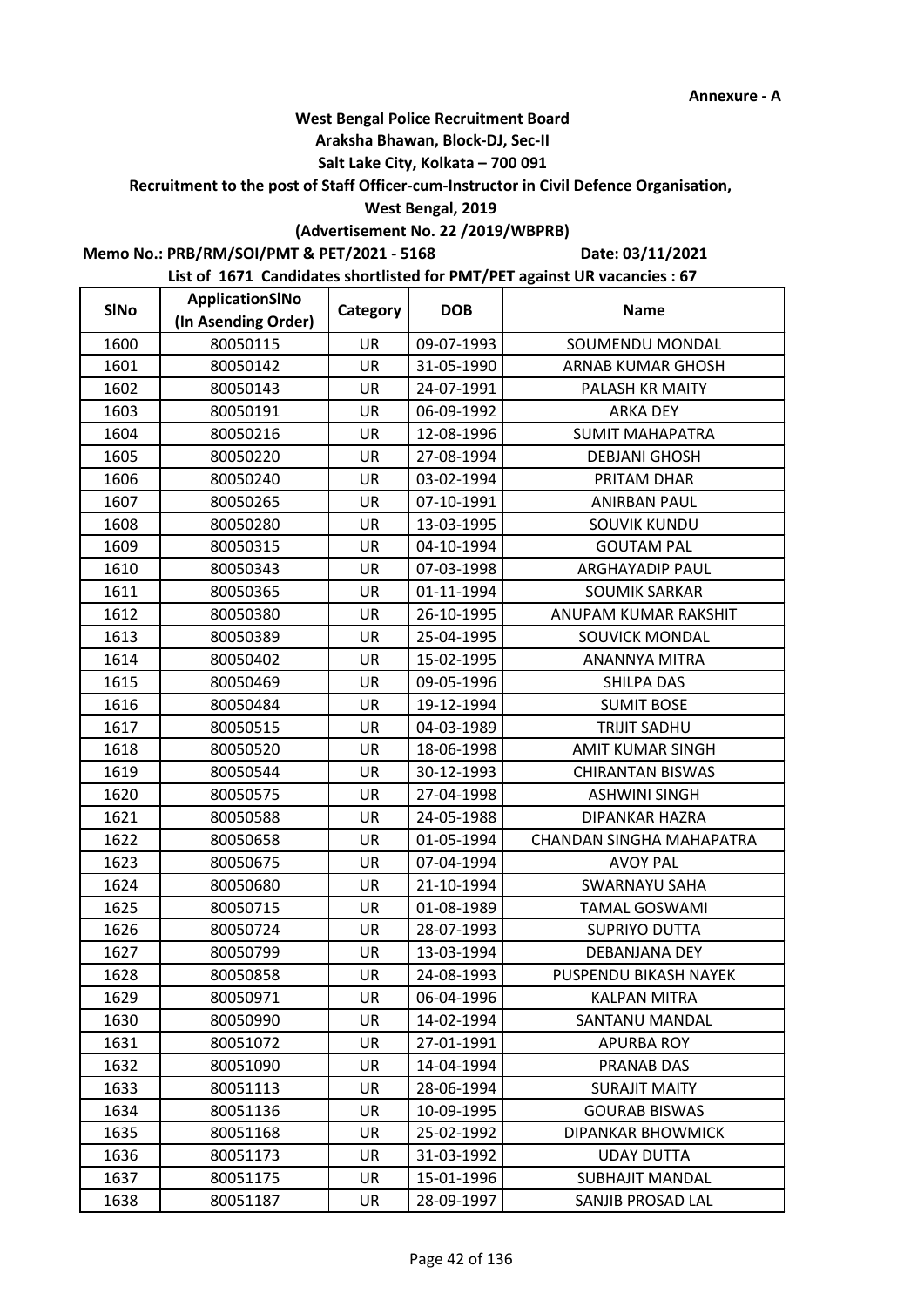Annexure - A

**West Bengal Police Recruitment Board**
**Araksha Bhawan, Block-DJ, Sec-II**
**Salt Lake City, Kolkata – 700 091**
**Recruitment to the post of Staff Officer-cum-Instructor in Civil Defence Organisation,**
**West Bengal, 2019**
**(Advertisement No. 22 /2019/WBPRB)**

**Memo No.: PRB/RM/SOI/PMT & PET/2021 - 5168** **Date: 03/11/2021**

**List of 1671 Candidates shortlisted for PMT/PET against UR vacancies : 67**

| SlNo | ApplicationSlNo (In Asending Order) | Category | DOB | Name |
|---|---|---|---|---|
| 1600 | 80050115 | UR | 09-07-1993 | SOUMENDU MONDAL |
| 1601 | 80050142 | UR | 31-05-1990 | ARNAB KUMAR GHOSH |
| 1602 | 80050143 | UR | 24-07-1991 | PALASH KR MAITY |
| 1603 | 80050191 | UR | 06-09-1992 | ARKA DEY |
| 1604 | 80050216 | UR | 12-08-1996 | SUMIT MAHAPATRA |
| 1605 | 80050220 | UR | 27-08-1994 | DEBJANI GHOSH |
| 1606 | 80050240 | UR | 03-02-1994 | PRITAM DHAR |
| 1607 | 80050265 | UR | 07-10-1991 | ANIRBAN PAUL |
| 1608 | 80050280 | UR | 13-03-1995 | SOUVIK KUNDU |
| 1609 | 80050315 | UR | 04-10-1994 | GOUTAM PAL |
| 1610 | 80050343 | UR | 07-03-1998 | ARGHAYADIP PAUL |
| 1611 | 80050365 | UR | 01-11-1994 | SOUMIK SARKAR |
| 1612 | 80050380 | UR | 26-10-1995 | ANUPAM KUMAR RAKSHIT |
| 1613 | 80050389 | UR | 25-04-1995 | SOUVICK MONDAL |
| 1614 | 80050402 | UR | 15-02-1995 | ANANNYA MITRA |
| 1615 | 80050469 | UR | 09-05-1996 | SHILPA DAS |
| 1616 | 80050484 | UR | 19-12-1994 | SUMIT BOSE |
| 1617 | 80050515 | UR | 04-03-1989 | TRIJIT SADHU |
| 1618 | 80050520 | UR | 18-06-1998 | AMIT KUMAR SINGH |
| 1619 | 80050544 | UR | 30-12-1993 | CHIRANTAN BISWAS |
| 1620 | 80050575 | UR | 27-04-1998 | ASHWINI SINGH |
| 1621 | 80050588 | UR | 24-05-1988 | DIPANKAR HAZRA |
| 1622 | 80050658 | UR | 01-05-1994 | CHANDAN SINGHA MAHAPATRA |
| 1623 | 80050675 | UR | 07-04-1994 | AVOY PAL |
| 1624 | 80050680 | UR | 21-10-1994 | SWARNAYU SAHA |
| 1625 | 80050715 | UR | 01-08-1989 | TAMAL GOSWAMI |
| 1626 | 80050724 | UR | 28-07-1993 | SUPRIYO DUTTA |
| 1627 | 80050799 | UR | 13-03-1994 | DEBANJANA DEY |
| 1628 | 80050858 | UR | 24-08-1993 | PUSPENDU BIKASH NAYEK |
| 1629 | 80050971 | UR | 06-04-1996 | KALPAN MITRA |
| 1630 | 80050990 | UR | 14-02-1994 | SANTANU MANDAL |
| 1631 | 80051072 | UR | 27-01-1991 | APURBA ROY |
| 1632 | 80051090 | UR | 14-04-1994 | PRANAB DAS |
| 1633 | 80051113 | UR | 28-06-1994 | SURAJIT MAITY |
| 1634 | 80051136 | UR | 10-09-1995 | GOURAB BISWAS |
| 1635 | 80051168 | UR | 25-02-1992 | DIPANKAR BHOWMICK |
| 1636 | 80051173 | UR | 31-03-1992 | UDAY DUTTA |
| 1637 | 80051175 | UR | 15-01-1996 | SUBHAJIT MANDAL |
| 1638 | 80051187 | UR | 28-09-1997 | SANJIB PROSAD LAL |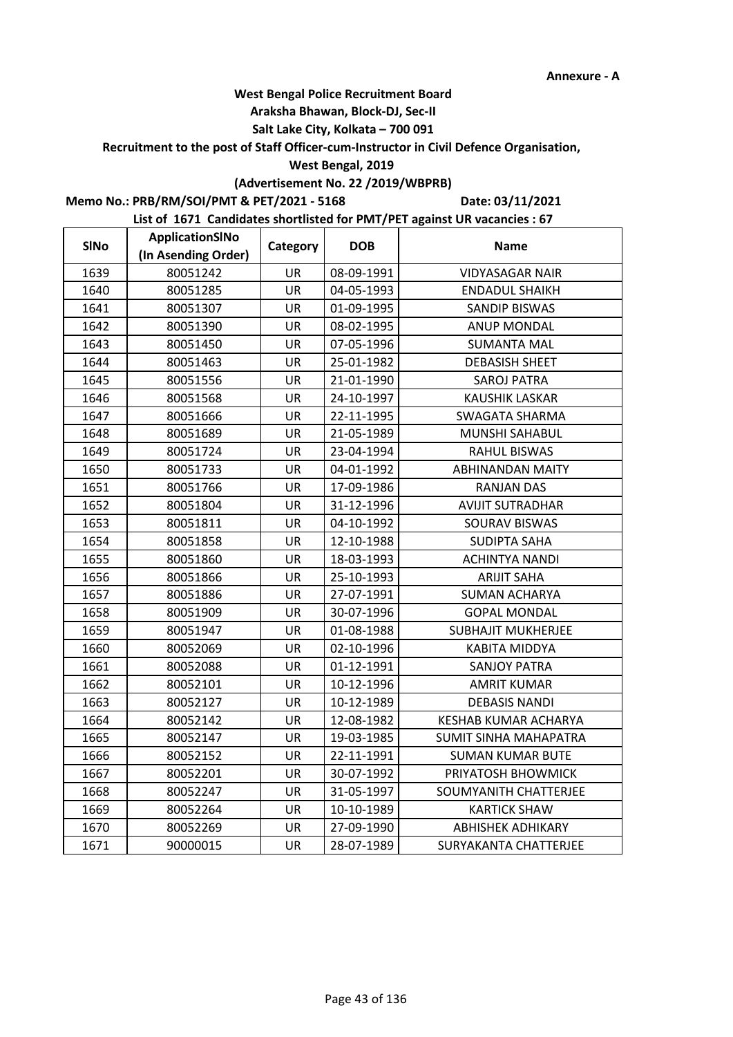**Annexure - A**

**West Bengal Police Recruitment Board**

**Araksha Bhawan, Block-DJ, Sec-II**

**Salt Lake City, Kolkata – 700 091**

**Recruitment to the post of Staff Officer-cum-Instructor in Civil Defence Organisation,**

**West Bengal, 2019**

**(Advertisement No. 22 /2019/WBPRB)**

**Memo No.: PRB/RM/SOI/PMT & PET/2021 - 5168** **Date: 03/11/2021**

**List of 1671 Candidates shortlisted for PMT/PET against UR vacancies : 67**

| SlNo | ApplicationSlNo (In Asending Order) | Category | DOB | Name |
|---|---|---|---|---|
| 1639 | 80051242 | UR | 08-09-1991 | VIDYASAGAR NAIR |
| 1640 | 80051285 | UR | 04-05-1993 | ENDADUL SHAIKH |
| 1641 | 80051307 | UR | 01-09-1995 | SANDIP BISWAS |
| 1642 | 80051390 | UR | 08-02-1995 | ANUP MONDAL |
| 1643 | 80051450 | UR | 07-05-1996 | SUMANTA MAL |
| 1644 | 80051463 | UR | 25-01-1982 | DEBASISH SHEET |
| 1645 | 80051556 | UR | 21-01-1990 | SAROJ PATRA |
| 1646 | 80051568 | UR | 24-10-1997 | KAUSHIK LASKAR |
| 1647 | 80051666 | UR | 22-11-1995 | SWAGATA SHARMA |
| 1648 | 80051689 | UR | 21-05-1989 | MUNSHI SAHABUL |
| 1649 | 80051724 | UR | 23-04-1994 | RAHUL BISWAS |
| 1650 | 80051733 | UR | 04-01-1992 | ABHINANDAN MAITY |
| 1651 | 80051766 | UR | 17-09-1986 | RANJAN DAS |
| 1652 | 80051804 | UR | 31-12-1996 | AVIJIT SUTRADHAR |
| 1653 | 80051811 | UR | 04-10-1992 | SOURAV BISWAS |
| 1654 | 80051858 | UR | 12-10-1988 | SUDIPTA SAHA |
| 1655 | 80051860 | UR | 18-03-1993 | ACHINTYA NANDI |
| 1656 | 80051866 | UR | 25-10-1993 | ARIJIT SAHA |
| 1657 | 80051886 | UR | 27-07-1991 | SUMAN ACHARYA |
| 1658 | 80051909 | UR | 30-07-1996 | GOPAL MONDAL |
| 1659 | 80051947 | UR | 01-08-1988 | SUBHAJIT MUKHERJEE |
| 1660 | 80052069 | UR | 02-10-1996 | KABITA MIDDYA |
| 1661 | 80052088 | UR | 01-12-1991 | SANJOY PATRA |
| 1662 | 80052101 | UR | 10-12-1996 | AMRIT KUMAR |
| 1663 | 80052127 | UR | 10-12-1989 | DEBASIS NANDI |
| 1664 | 80052142 | UR | 12-08-1982 | KESHAB KUMAR ACHARYA |
| 1665 | 80052147 | UR | 19-03-1985 | SUMIT SINHA MAHAPATRA |
| 1666 | 80052152 | UR | 22-11-1991 | SUMAN KUMAR BUTE |
| 1667 | 80052201 | UR | 30-07-1992 | PRIYATOSH BHOWMICK |
| 1668 | 80052247 | UR | 31-05-1997 | SOUMYANITH CHATTERJEE |
| 1669 | 80052264 | UR | 10-10-1989 | KARTICK SHAW |
| 1670 | 80052269 | UR | 27-09-1990 | ABHISHEK ADHIKARY |
| 1671 | 90000015 | UR | 28-07-1989 | SURYAKANTA CHATTERJEE |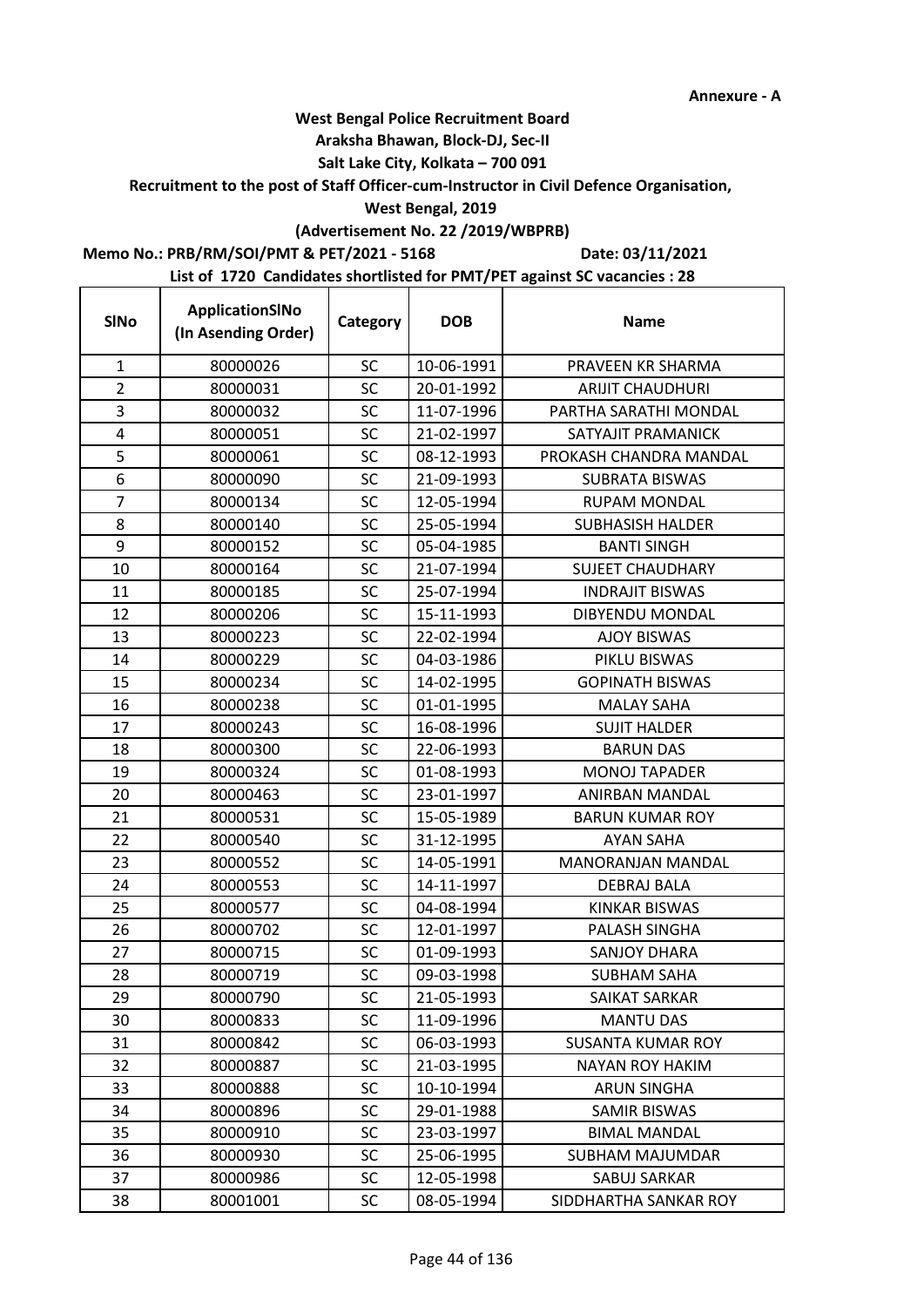Annexure - A

**West Bengal Police Recruitment Board**
**Araksha Bhawan, Block-DJ, Sec-II**
**Salt Lake City, Kolkata – 700 091**
**Recruitment to the post of Staff Officer-cum-Instructor in Civil Defence Organisation,**
**West Bengal, 2019**
**(Advertisement No. 22 /2019/WBPRB)**

**Memo No.: PRB/RM/SOI/PMT & PET/2021 - 5168** **Date: 03/11/2021**

**List of 1720 Candidates shortlisted for PMT/PET against SC vacancies : 28**

| SlNo | ApplicationSlNo (In Asending Order) | Category | DOB | Name |
|---|---|---|---|---|
| 1 | 80000026 | SC | 10-06-1991 | PRAVEEN KR SHARMA |
| 2 | 80000031 | SC | 20-01-1992 | ARIJIT CHAUDHURI |
| 3 | 80000032 | SC | 11-07-1996 | PARTHA SARATHI MONDAL |
| 4 | 80000051 | SC | 21-02-1997 | SATYAJIT PRAMANICK |
| 5 | 80000061 | SC | 08-12-1993 | PROKASH CHANDRA MANDAL |
| 6 | 80000090 | SC | 21-09-1993 | SUBRATA BISWAS |
| 7 | 80000134 | SC | 12-05-1994 | RUPAM MONDAL |
| 8 | 80000140 | SC | 25-05-1994 | SUBHASISH HALDER |
| 9 | 80000152 | SC | 05-04-1985 | BANTI SINGH |
| 10 | 80000164 | SC | 21-07-1994 | SUJEET CHAUDHARY |
| 11 | 80000185 | SC | 25-07-1994 | INDRAJIT BISWAS |
| 12 | 80000206 | SC | 15-11-1993 | DIBYENDU MONDAL |
| 13 | 80000223 | SC | 22-02-1994 | AJOY BISWAS |
| 14 | 80000229 | SC | 04-03-1986 | PIKLU BISWAS |
| 15 | 80000234 | SC | 14-02-1995 | GOPINATH BISWAS |
| 16 | 80000238 | SC | 01-01-1995 | MALAY SAHA |
| 17 | 80000243 | SC | 16-08-1996 | SUJIT HALDER |
| 18 | 80000300 | SC | 22-06-1993 | BARUN DAS |
| 19 | 80000324 | SC | 01-08-1993 | MONOJ TAPADER |
| 20 | 80000463 | SC | 23-01-1997 | ANIRBAN MANDAL |
| 21 | 80000531 | SC | 15-05-1989 | BARUN KUMAR ROY |
| 22 | 80000540 | SC | 31-12-1995 | AYAN SAHA |
| 23 | 80000552 | SC | 14-05-1991 | MANORANJAN MANDAL |
| 24 | 80000553 | SC | 14-11-1997 | DEBRAJ BALA |
| 25 | 80000577 | SC | 04-08-1994 | KINKAR BISWAS |
| 26 | 80000702 | SC | 12-01-1997 | PALASH SINGHA |
| 27 | 80000715 | SC | 01-09-1993 | SANJOY DHARA |
| 28 | 80000719 | SC | 09-03-1998 | SUBHAM SAHA |
| 29 | 80000790 | SC | 21-05-1993 | SAIKAT SARKAR |
| 30 | 80000833 | SC | 11-09-1996 | MANTU DAS |
| 31 | 80000842 | SC | 06-03-1993 | SUSANTA KUMAR ROY |
| 32 | 80000887 | SC | 21-03-1995 | NAYAN ROY HAKIM |
| 33 | 80000888 | SC | 10-10-1994 | ARUN SINGHA |
| 34 | 80000896 | SC | 29-01-1988 | SAMIR BISWAS |
| 35 | 80000910 | SC | 23-03-1997 | BIMAL MANDAL |
| 36 | 80000930 | SC | 25-06-1995 | SUBHAM MAJUMDAR |
| 37 | 80000986 | SC | 12-05-1998 | SABUJ SARKAR |
| 38 | 80001001 | SC | 08-05-1994 | SIDDHARTHA SANKAR ROY |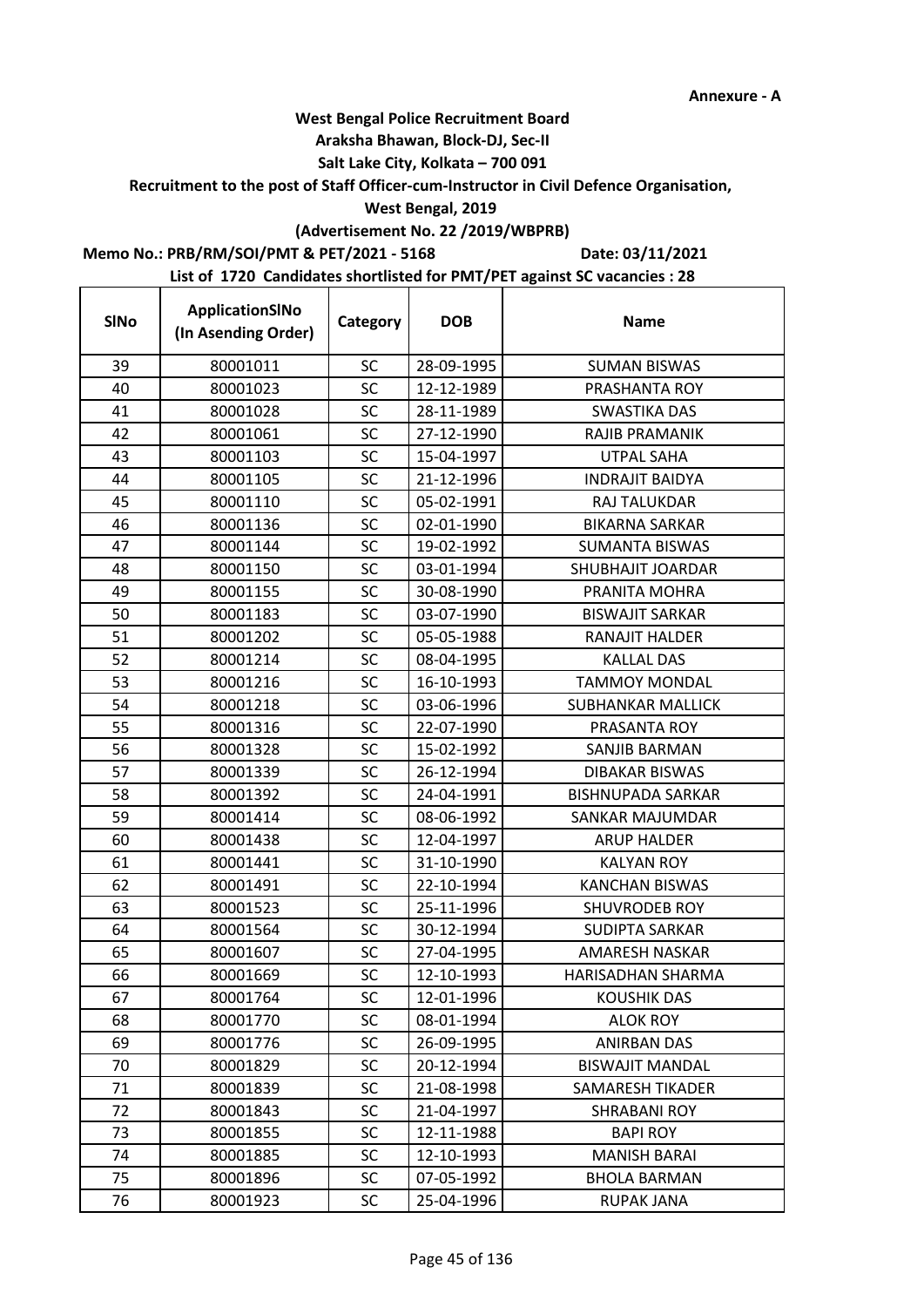**Annexure - A**

**West Bengal Police Recruitment Board**

**Araksha Bhawan, Block-DJ, Sec-II**

**Salt Lake City, Kolkata – 700 091**

**Recruitment to the post of Staff Officer-cum-Instructor in Civil Defence Organisation,**

**West Bengal, 2019**

**(Advertisement No. 22 /2019/WBPRB)**

**Memo No.: PRB/RM/SOI/PMT & PET/2021 - 5168 Date: 03/11/2021**

**List of 1720 Candidates shortlisted for PMT/PET against SC vacancies : 28**

| SlNo | ApplicationSlNo (In Asending Order) | Category | DOB | Name |
|---|---|---|---|---|
| 39 | 80001011 | SC | 28-09-1995 | SUMAN BISWAS |
| 40 | 80001023 | SC | 12-12-1989 | PRASHANTA ROY |
| 41 | 80001028 | SC | 28-11-1989 | SWASTIKA DAS |
| 42 | 80001061 | SC | 27-12-1990 | RAJIB PRAMANIK |
| 43 | 80001103 | SC | 15-04-1997 | UTPAL SAHA |
| 44 | 80001105 | SC | 21-12-1996 | INDRAJIT BAIDYA |
| 45 | 80001110 | SC | 05-02-1991 | RAJ TALUKDAR |
| 46 | 80001136 | SC | 02-01-1990 | BIKARNA SARKAR |
| 47 | 80001144 | SC | 19-02-1992 | SUMANTA BISWAS |
| 48 | 80001150 | SC | 03-01-1994 | SHUBHAJIT JOARDAR |
| 49 | 80001155 | SC | 30-08-1990 | PRANITA MOHRA |
| 50 | 80001183 | SC | 03-07-1990 | BISWAJIT SARKAR |
| 51 | 80001202 | SC | 05-05-1988 | RANAJIT HALDER |
| 52 | 80001214 | SC | 08-04-1995 | KALLAL DAS |
| 53 | 80001216 | SC | 16-10-1993 | TAMMOY MONDAL |
| 54 | 80001218 | SC | 03-06-1996 | SUBHANKAR MALLICK |
| 55 | 80001316 | SC | 22-07-1990 | PRASANTA ROY |
| 56 | 80001328 | SC | 15-02-1992 | SANJIB BARMAN |
| 57 | 80001339 | SC | 26-12-1994 | DIBAKAR BISWAS |
| 58 | 80001392 | SC | 24-04-1991 | BISHNUPADA SARKAR |
| 59 | 80001414 | SC | 08-06-1992 | SANKAR MAJUMDAR |
| 60 | 80001438 | SC | 12-04-1997 | ARUP HALDER |
| 61 | 80001441 | SC | 31-10-1990 | KALYAN ROY |
| 62 | 80001491 | SC | 22-10-1994 | KANCHAN BISWAS |
| 63 | 80001523 | SC | 25-11-1996 | SHUVRODEB ROY |
| 64 | 80001564 | SC | 30-12-1994 | SUDIPTA SARKAR |
| 65 | 80001607 | SC | 27-04-1995 | AMARESH NASKAR |
| 66 | 80001669 | SC | 12-10-1993 | HARISADHAN SHARMA |
| 67 | 80001764 | SC | 12-01-1996 | KOUSHIK DAS |
| 68 | 80001770 | SC | 08-01-1994 | ALOK ROY |
| 69 | 80001776 | SC | 26-09-1995 | ANIRBAN DAS |
| 70 | 80001829 | SC | 20-12-1994 | BISWAJIT MANDAL |
| 71 | 80001839 | SC | 21-08-1998 | SAMARESH TIKADER |
| 72 | 80001843 | SC | 21-04-1997 | SHRABANI ROY |
| 73 | 80001855 | SC | 12-11-1988 | BAPI ROY |
| 74 | 80001885 | SC | 12-10-1993 | MANISH BARAI |
| 75 | 80001896 | SC | 07-05-1992 | BHOLA BARMAN |
| 76 | 80001923 | SC | 25-04-1996 | RUPAK JANA |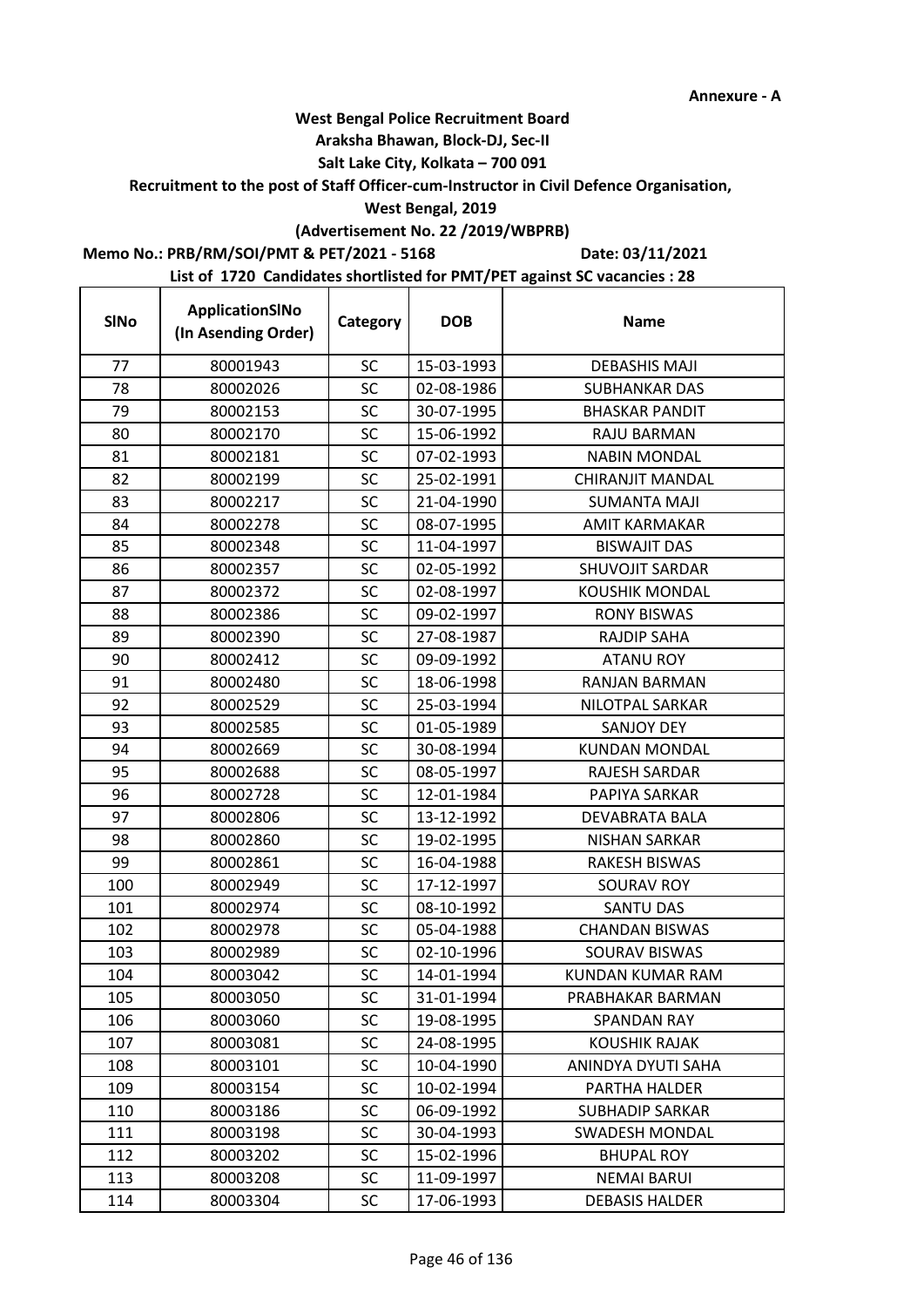**Annexure - A**

**West Bengal Police Recruitment Board**

**Araksha Bhawan, Block-DJ, Sec-II**

**Salt Lake City, Kolkata – 700 091**

**Recruitment to the post of Staff Officer-cum-Instructor in Civil Defence Organisation,**

**West Bengal, 2019**

**(Advertisement No. 22 /2019/WBPRB)**

**Memo No.: PRB/RM/SOI/PMT & PET/2021 - 5168** **Date: 03/11/2021**

**List of 1720 Candidates shortlisted for PMT/PET against SC vacancies : 28**

| SlNo | ApplicationSlNo (In Asending Order) | Category | DOB | Name |
|---|---|---|---|---|
| 77 | 80001943 | SC | 15-03-1993 | DEBASHIS MAJI |
| 78 | 80002026 | SC | 02-08-1986 | SUBHANKAR DAS |
| 79 | 80002153 | SC | 30-07-1995 | BHASKAR PANDIT |
| 80 | 80002170 | SC | 15-06-1992 | RAJU BARMAN |
| 81 | 80002181 | SC | 07-02-1993 | NABIN MONDAL |
| 82 | 80002199 | SC | 25-02-1991 | CHIRANJIT MANDAL |
| 83 | 80002217 | SC | 21-04-1990 | SUMANTA MAJI |
| 84 | 80002278 | SC | 08-07-1995 | AMIT KARMAKAR |
| 85 | 80002348 | SC | 11-04-1997 | BISWAJIT DAS |
| 86 | 80002357 | SC | 02-05-1992 | SHUVOJIT SARDAR |
| 87 | 80002372 | SC | 02-08-1997 | KOUSHIK MONDAL |
| 88 | 80002386 | SC | 09-02-1997 | RONY BISWAS |
| 89 | 80002390 | SC | 27-08-1987 | RAJDIP SAHA |
| 90 | 80002412 | SC | 09-09-1992 | ATANU ROY |
| 91 | 80002480 | SC | 18-06-1998 | RANJAN BARMAN |
| 92 | 80002529 | SC | 25-03-1994 | NILOTPAL SARKAR |
| 93 | 80002585 | SC | 01-05-1989 | SANJOY DEY |
| 94 | 80002669 | SC | 30-08-1994 | KUNDAN MONDAL |
| 95 | 80002688 | SC | 08-05-1997 | RAJESH SARDAR |
| 96 | 80002728 | SC | 12-01-1984 | PAPIYA SARKAR |
| 97 | 80002806 | SC | 13-12-1992 | DEVABRATA BALA |
| 98 | 80002860 | SC | 19-02-1995 | NISHAN SARKAR |
| 99 | 80002861 | SC | 16-04-1988 | RAKESH BISWAS |
| 100 | 80002949 | SC | 17-12-1997 | SOURAV ROY |
| 101 | 80002974 | SC | 08-10-1992 | SANTU DAS |
| 102 | 80002978 | SC | 05-04-1988 | CHANDAN BISWAS |
| 103 | 80002989 | SC | 02-10-1996 | SOURAV BISWAS |
| 104 | 80003042 | SC | 14-01-1994 | KUNDAN KUMAR RAM |
| 105 | 80003050 | SC | 31-01-1994 | PRABHAKAR BARMAN |
| 106 | 80003060 | SC | 19-08-1995 | SPANDAN RAY |
| 107 | 80003081 | SC | 24-08-1995 | KOUSHIK RAJAK |
| 108 | 80003101 | SC | 10-04-1990 | ANINDYA DYUTI SAHA |
| 109 | 80003154 | SC | 10-02-1994 | PARTHA HALDER |
| 110 | 80003186 | SC | 06-09-1992 | SUBHADIP SARKAR |
| 111 | 80003198 | SC | 30-04-1993 | SWADESH MONDAL |
| 112 | 80003202 | SC | 15-02-1996 | BHUPAL ROY |
| 113 | 80003208 | SC | 11-09-1997 | NEMAI BARUI |
| 114 | 80003304 | SC | 17-06-1993 | DEBASIS HALDER |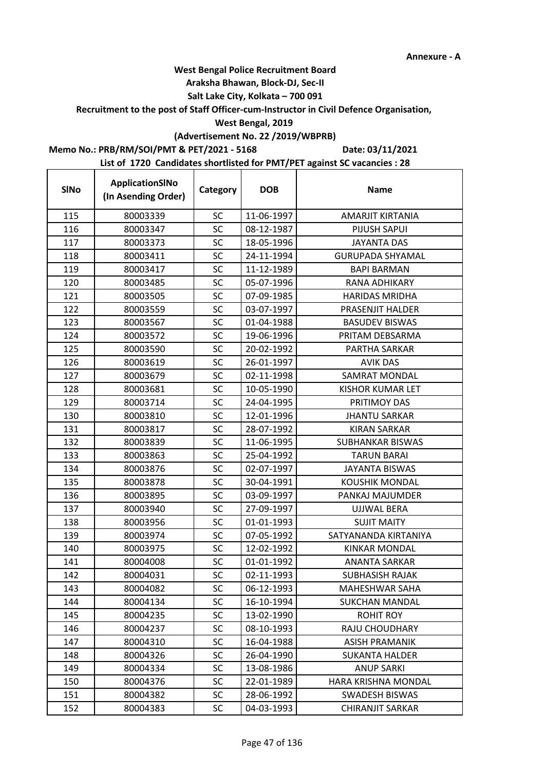**Annexure - A**

**West Bengal Police Recruitment Board**
**Araksha Bhawan, Block-DJ, Sec-II**
**Salt Lake City, Kolkata – 700 091**
**Recruitment to the post of Staff Officer-cum-Instructor in Civil Defence Organisation, West Bengal, 2019**
**(Advertisement No. 22 /2019/WBPRB)**

**Memo No.: PRB/RM/SOI/PMT & PET/2021 - 5168** **Date: 03/11/2021**

**List of 1720 Candidates shortlisted for PMT/PET against SC vacancies : 28**

| SlNo | ApplicationSlNo (In Asending Order) | Category | DOB | Name |
|---|---|---|---|---|
| 115 | 80003339 | SC | 11-06-1997 | AMARJIT KIRTANIA |
| 116 | 80003347 | SC | 08-12-1987 | PIJUSH SAPUI |
| 117 | 80003373 | SC | 18-05-1996 | JAYANTA DAS |
| 118 | 80003411 | SC | 24-11-1994 | GURUPADA SHYAMAL |
| 119 | 80003417 | SC | 11-12-1989 | BAPI BARMAN |
| 120 | 80003485 | SC | 05-07-1996 | RANA ADHIKARY |
| 121 | 80003505 | SC | 07-09-1985 | HARIDAS MRIDHA |
| 122 | 80003559 | SC | 03-07-1997 | PRASENJIT HALDER |
| 123 | 80003567 | SC | 01-04-1988 | BASUDEV BISWAS |
| 124 | 80003572 | SC | 19-06-1996 | PRITAM DEBSARMA |
| 125 | 80003590 | SC | 20-02-1992 | PARTHA SARKAR |
| 126 | 80003619 | SC | 26-01-1997 | AVIK DAS |
| 127 | 80003679 | SC | 02-11-1998 | SAMRAT MONDAL |
| 128 | 80003681 | SC | 10-05-1990 | KISHOR KUMAR LET |
| 129 | 80003714 | SC | 24-04-1995 | PRITIMOY DAS |
| 130 | 80003810 | SC | 12-01-1996 | JHANTU SARKAR |
| 131 | 80003817 | SC | 28-07-1992 | KIRAN SARKAR |
| 132 | 80003839 | SC | 11-06-1995 | SUBHANKAR BISWAS |
| 133 | 80003863 | SC | 25-04-1992 | TARUN BARAI |
| 134 | 80003876 | SC | 02-07-1997 | JAYANTA BISWAS |
| 135 | 80003878 | SC | 30-04-1991 | KOUSHIK MONDAL |
| 136 | 80003895 | SC | 03-09-1997 | PANKAJ MAJUMDER |
| 137 | 80003940 | SC | 27-09-1997 | UJJWAL BERA |
| 138 | 80003956 | SC | 01-01-1993 | SUJIT MAITY |
| 139 | 80003974 | SC | 07-05-1992 | SATYANANDA KIRTANIYA |
| 140 | 80003975 | SC | 12-02-1992 | KINKAR MONDAL |
| 141 | 80004008 | SC | 01-01-1992 | ANANTA SARKAR |
| 142 | 80004031 | SC | 02-11-1993 | SUBHASISH RAJAK |
| 143 | 80004082 | SC | 06-12-1993 | MAHESHWAR SAHA |
| 144 | 80004134 | SC | 16-10-1994 | SUKCHAN MANDAL |
| 145 | 80004235 | SC | 13-02-1990 | ROHIT ROY |
| 146 | 80004237 | SC | 08-10-1993 | RAJU CHOUDHARY |
| 147 | 80004310 | SC | 16-04-1988 | ASISH PRAMANIK |
| 148 | 80004326 | SC | 26-04-1990 | SUKANTA HALDER |
| 149 | 80004334 | SC | 13-08-1986 | ANUP SARKI |
| 150 | 80004376 | SC | 22-01-1989 | HARA KRISHNA MONDAL |
| 151 | 80004382 | SC | 28-06-1992 | SWADESH BISWAS |
| 152 | 80004383 | SC | 04-03-1993 | CHIRANJIT SARKAR |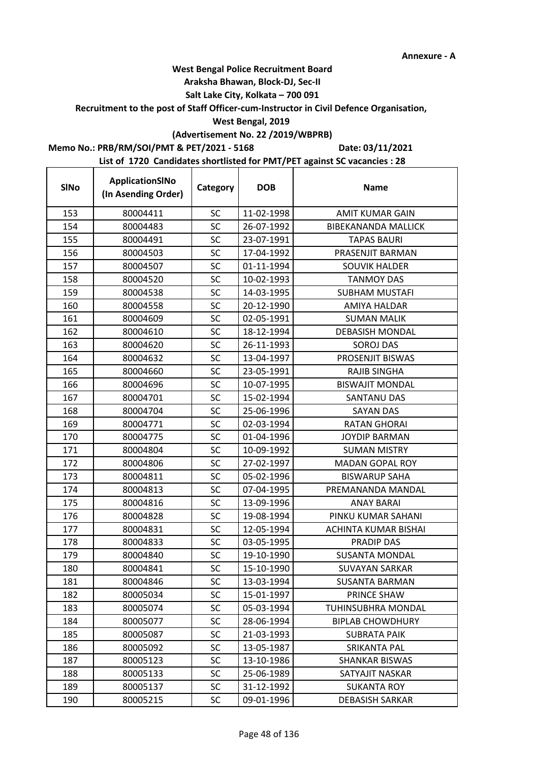Annexure - A

**West Bengal Police Recruitment Board**
**Araksha Bhawan, Block-DJ, Sec-II**
**Salt Lake City, Kolkata – 700 091**
**Recruitment to the post of Staff Officer-cum-Instructor in Civil Defence Organisation,**
**West Bengal, 2019**
**(Advertisement No. 22 /2019/WBPRB)**

**Memo No.: PRB/RM/SOI/PMT & PET/2021 - 5168** **Date: 03/11/2021**

**List of 1720 Candidates shortlisted for PMT/PET against SC vacancies : 28**

| SlNo | ApplicationSlNo (In Asending Order) | Category | DOB | Name |
|---|---|---|---|---|
| 153 | 80004411 | SC | 11-02-1998 | AMIT KUMAR GAIN |
| 154 | 80004483 | SC | 26-07-1992 | BIBEKANANDA MALLICK |
| 155 | 80004491 | SC | 23-07-1991 | TAPAS BAURI |
| 156 | 80004503 | SC | 17-04-1992 | PRASENJIT BARMAN |
| 157 | 80004507 | SC | 01-11-1994 | SOUVIK HALDER |
| 158 | 80004520 | SC | 10-02-1993 | TANMOY DAS |
| 159 | 80004538 | SC | 14-03-1995 | SUBHAM MUSTAFI |
| 160 | 80004558 | SC | 20-12-1990 | AMIYA HALDAR |
| 161 | 80004609 | SC | 02-05-1991 | SUMAN MALIK |
| 162 | 80004610 | SC | 18-12-1994 | DEBASISH MONDAL |
| 163 | 80004620 | SC | 26-11-1993 | SOROJ DAS |
| 164 | 80004632 | SC | 13-04-1997 | PROSENJIT BISWAS |
| 165 | 80004660 | SC | 23-05-1991 | RAJIB SINGHA |
| 166 | 80004696 | SC | 10-07-1995 | BISWAJIT MONDAL |
| 167 | 80004701 | SC | 15-02-1994 | SANTANU DAS |
| 168 | 80004704 | SC | 25-06-1996 | SAYAN DAS |
| 169 | 80004771 | SC | 02-03-1994 | RATAN GHORAI |
| 170 | 80004775 | SC | 01-04-1996 | JOYDIP BARMAN |
| 171 | 80004804 | SC | 10-09-1992 | SUMAN MISTRY |
| 172 | 80004806 | SC | 27-02-1997 | MADAN GOPAL ROY |
| 173 | 80004811 | SC | 05-02-1996 | BISWARUP SAHA |
| 174 | 80004813 | SC | 07-04-1995 | PREMANANDA MANDAL |
| 175 | 80004816 | SC | 13-09-1996 | ANAY BARAI |
| 176 | 80004828 | SC | 19-08-1994 | PINKU KUMAR SAHANI |
| 177 | 80004831 | SC | 12-05-1994 | ACHINTA KUMAR BISHAI |
| 178 | 80004833 | SC | 03-05-1995 | PRADIP DAS |
| 179 | 80004840 | SC | 19-10-1990 | SUSANTA MONDAL |
| 180 | 80004841 | SC | 15-10-1990 | SUVAYAN SARKAR |
| 181 | 80004846 | SC | 13-03-1994 | SUSANTA BARMAN |
| 182 | 80005034 | SC | 15-01-1997 | PRINCE SHAW |
| 183 | 80005074 | SC | 05-03-1994 | TUHINSUBHRA MONDAL |
| 184 | 80005077 | SC | 28-06-1994 | BIPLAB CHOWDHURY |
| 185 | 80005087 | SC | 21-03-1993 | SUBRATA PAIK |
| 186 | 80005092 | SC | 13-05-1987 | SRIKANTA PAL |
| 187 | 80005123 | SC | 13-10-1986 | SHANKAR BISWAS |
| 188 | 80005133 | SC | 25-06-1989 | SATYAJIT NASKAR |
| 189 | 80005137 | SC | 31-12-1992 | SUKANTA ROY |
| 190 | 80005215 | SC | 09-01-1996 | DEBASISH SARKAR |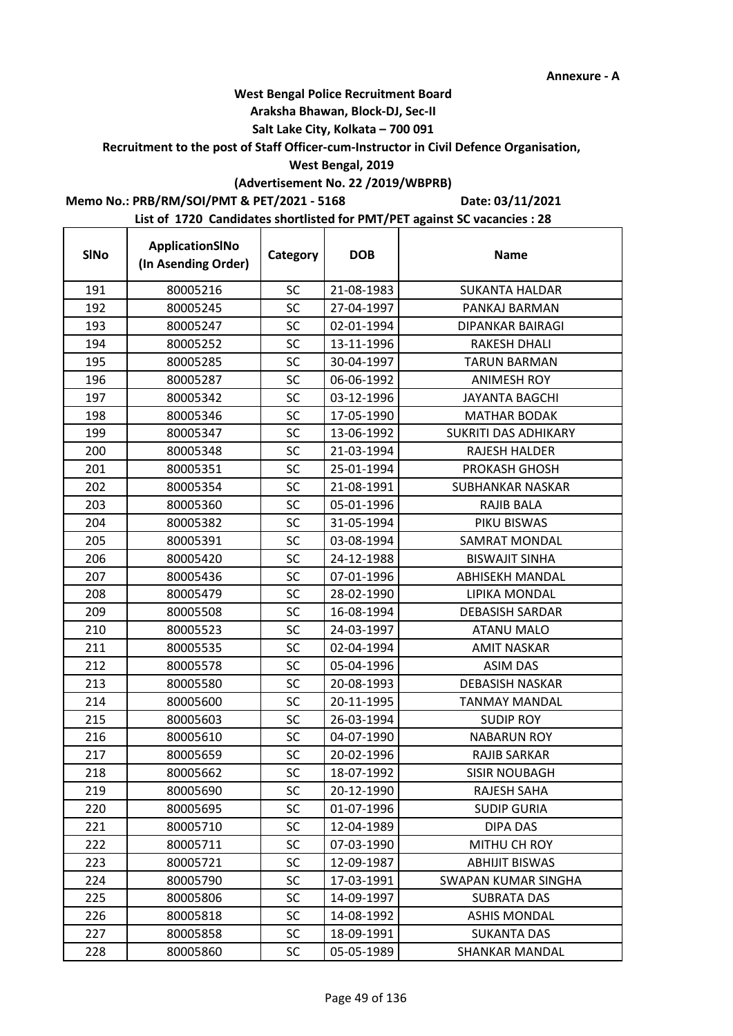Annexure - A

**West Bengal Police Recruitment Board**

**Araksha Bhawan, Block-DJ, Sec-II**

**Salt Lake City, Kolkata – 700 091**

**Recruitment to the post of Staff Officer-cum-Instructor in Civil Defence Organisation,**

**West Bengal, 2019**

**(Advertisement No. 22 /2019/WBPRB)**

**Memo No.: PRB/RM/SOI/PMT & PET/2021 - 5168** **Date: 03/11/2021**

**List of 1720 Candidates shortlisted for PMT/PET against SC vacancies : 28**

| SlNo | ApplicationSlNo (In Asending Order) | Category | DOB | Name |
|---|---|---|---|---|
| 191 | 80005216 | SC | 21-08-1983 | SUKANTA HALDAR |
| 192 | 80005245 | SC | 27-04-1997 | PANKAJ BARMAN |
| 193 | 80005247 | SC | 02-01-1994 | DIPANKAR BAIRAGI |
| 194 | 80005252 | SC | 13-11-1996 | RAKESH DHALI |
| 195 | 80005285 | SC | 30-04-1997 | TARUN BARMAN |
| 196 | 80005287 | SC | 06-06-1992 | ANIMESH ROY |
| 197 | 80005342 | SC | 03-12-1996 | JAYANTA BAGCHI |
| 198 | 80005346 | SC | 17-05-1990 | MATHAR BODAK |
| 199 | 80005347 | SC | 13-06-1992 | SUKRITI DAS ADHIKARY |
| 200 | 80005348 | SC | 21-03-1994 | RAJESH HALDER |
| 201 | 80005351 | SC | 25-01-1994 | PROKASH GHOSH |
| 202 | 80005354 | SC | 21-08-1991 | SUBHANKAR NASKAR |
| 203 | 80005360 | SC | 05-01-1996 | RAJIB BALA |
| 204 | 80005382 | SC | 31-05-1994 | PIKU BISWAS |
| 205 | 80005391 | SC | 03-08-1994 | SAMRAT MONDAL |
| 206 | 80005420 | SC | 24-12-1988 | BISWAJIT SINHA |
| 207 | 80005436 | SC | 07-01-1996 | ABHISEKH MANDAL |
| 208 | 80005479 | SC | 28-02-1990 | LIPIKA MONDAL |
| 209 | 80005508 | SC | 16-08-1994 | DEBASISH SARDAR |
| 210 | 80005523 | SC | 24-03-1997 | ATANU MALO |
| 211 | 80005535 | SC | 02-04-1994 | AMIT NASKAR |
| 212 | 80005578 | SC | 05-04-1996 | ASIM DAS |
| 213 | 80005580 | SC | 20-08-1993 | DEBASISH NASKAR |
| 214 | 80005600 | SC | 20-11-1995 | TANMAY MANDAL |
| 215 | 80005603 | SC | 26-03-1994 | SUDIP ROY |
| 216 | 80005610 | SC | 04-07-1990 | NABARUN ROY |
| 217 | 80005659 | SC | 20-02-1996 | RAJIB SARKAR |
| 218 | 80005662 | SC | 18-07-1992 | SISIR NOUBAGH |
| 219 | 80005690 | SC | 20-12-1990 | RAJESH SAHA |
| 220 | 80005695 | SC | 01-07-1996 | SUDIP GURIA |
| 221 | 80005710 | SC | 12-04-1989 | DIPA DAS |
| 222 | 80005711 | SC | 07-03-1990 | MITHU CH ROY |
| 223 | 80005721 | SC | 12-09-1987 | ABHIJIT BISWAS |
| 224 | 80005790 | SC | 17-03-1991 | SWAPAN KUMAR SINGHA |
| 225 | 80005806 | SC | 14-09-1997 | SUBRATA DAS |
| 226 | 80005818 | SC | 14-08-1992 | ASHIS MONDAL |
| 227 | 80005858 | SC | 18-09-1991 | SUKANTA DAS |
| 228 | 80005860 | SC | 05-05-1989 | SHANKAR MANDAL |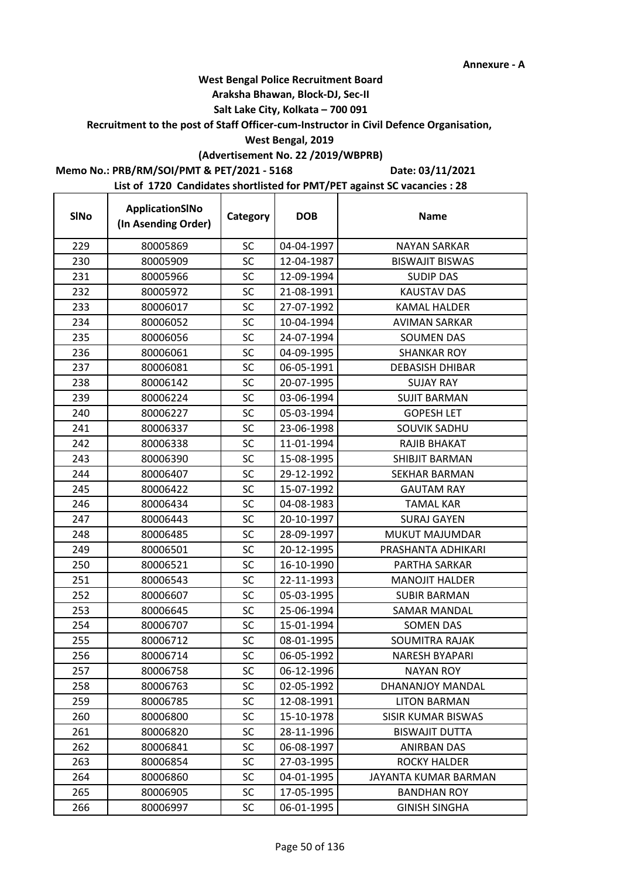**Annexure - A**

**West Bengal Police Recruitment Board**

**Araksha Bhawan, Block-DJ, Sec-II**

**Salt Lake City, Kolkata – 700 091**

**Recruitment to the post of Staff Officer-cum-Instructor in Civil Defence Organisation,**

**West Bengal, 2019**

**(Advertisement No. 22 /2019/WBPRB)**

**Memo No.: PRB/RM/SOI/PMT & PET/2021 - 5168** **Date: 03/11/2021**

**List of 1720 Candidates shortlisted for PMT/PET against SC vacancies : 28**

| SlNo | ApplicationSlNo (In Asending Order) | Category | DOB | Name |
|---|---|---|---|---|
| 229 | 80005869 | SC | 04-04-1997 | NAYAN SARKAR |
| 230 | 80005909 | SC | 12-04-1987 | BISWAJIT BISWAS |
| 231 | 80005966 | SC | 12-09-1994 | SUDIP DAS |
| 232 | 80005972 | SC | 21-08-1991 | KAUSTAV DAS |
| 233 | 80006017 | SC | 27-07-1992 | KAMAL HALDER |
| 234 | 80006052 | SC | 10-04-1994 | AVIMAN SARKAR |
| 235 | 80006056 | SC | 24-07-1994 | SOUMEN DAS |
| 236 | 80006061 | SC | 04-09-1995 | SHANKAR ROY |
| 237 | 80006081 | SC | 06-05-1991 | DEBASISH DHIBAR |
| 238 | 80006142 | SC | 20-07-1995 | SUJAY RAY |
| 239 | 80006224 | SC | 03-06-1994 | SUJIT BARMAN |
| 240 | 80006227 | SC | 05-03-1994 | GOPESH LET |
| 241 | 80006337 | SC | 23-06-1998 | SOUVIK SADHU |
| 242 | 80006338 | SC | 11-01-1994 | RAJIB BHAKAT |
| 243 | 80006390 | SC | 15-08-1995 | SHIBJIT BARMAN |
| 244 | 80006407 | SC | 29-12-1992 | SEKHAR BARMAN |
| 245 | 80006422 | SC | 15-07-1992 | GAUTAM RAY |
| 246 | 80006434 | SC | 04-08-1983 | TAMAL KAR |
| 247 | 80006443 | SC | 20-10-1997 | SURAJ GAYEN |
| 248 | 80006485 | SC | 28-09-1997 | MUKUT MAJUMDAR |
| 249 | 80006501 | SC | 20-12-1995 | PRASHANTA ADHIKARI |
| 250 | 80006521 | SC | 16-10-1990 | PARTHA SARKAR |
| 251 | 80006543 | SC | 22-11-1993 | MANOJIT HALDER |
| 252 | 80006607 | SC | 05-03-1995 | SUBIR BARMAN |
| 253 | 80006645 | SC | 25-06-1994 | SAMAR MANDAL |
| 254 | 80006707 | SC | 15-01-1994 | SOMEN DAS |
| 255 | 80006712 | SC | 08-01-1995 | SOUMITRA RAJAK |
| 256 | 80006714 | SC | 06-05-1992 | NARESH BYAPARI |
| 257 | 80006758 | SC | 06-12-1996 | NAYAN ROY |
| 258 | 80006763 | SC | 02-05-1992 | DHANANJOY MANDAL |
| 259 | 80006785 | SC | 12-08-1991 | LITON BARMAN |
| 260 | 80006800 | SC | 15-10-1978 | SISIR KUMAR BISWAS |
| 261 | 80006820 | SC | 28-11-1996 | BISWAJIT DUTTA |
| 262 | 80006841 | SC | 06-08-1997 | ANIRBAN DAS |
| 263 | 80006854 | SC | 27-03-1995 | ROCKY HALDER |
| 264 | 80006860 | SC | 04-01-1995 | JAYANTA KUMAR BARMAN |
| 265 | 80006905 | SC | 17-05-1995 | BANDHAN ROY |
| 266 | 80006997 | SC | 06-01-1995 | GINISH SINGHA |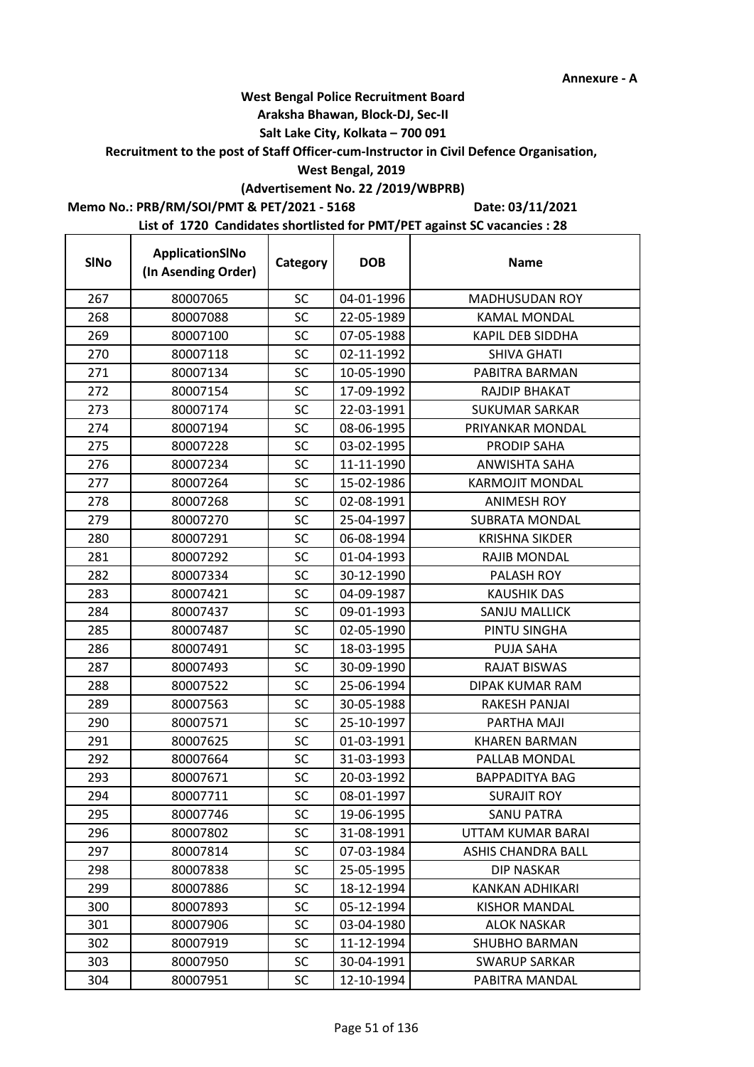Annexure - A

**West Bengal Police Recruitment Board**
**Araksha Bhawan, Block-DJ, Sec-II**
**Salt Lake City, Kolkata – 700 091**
**Recruitment to the post of Staff Officer-cum-Instructor in Civil Defence Organisation,**
**West Bengal, 2019**
**(Advertisement No. 22 /2019/WBPRB)**

**Memo No.: PRB/RM/SOI/PMT & PET/2021 - 5168** **Date: 03/11/2021**

**List of 1720 Candidates shortlisted for PMT/PET against SC vacancies : 28**

| SlNo | ApplicationSlNo (In Asending Order) | Category | DOB | Name |
|---|---|---|---|---|
| 267 | 80007065 | SC | 04-01-1996 | MADHUSUDAN ROY |
| 268 | 80007088 | SC | 22-05-1989 | KAMAL MONDAL |
| 269 | 80007100 | SC | 07-05-1988 | KAPIL DEB SIDDHA |
| 270 | 80007118 | SC | 02-11-1992 | SHIVA GHATI |
| 271 | 80007134 | SC | 10-05-1990 | PABITRA BARMAN |
| 272 | 80007154 | SC | 17-09-1992 | RAJDIP BHAKAT |
| 273 | 80007174 | SC | 22-03-1991 | SUKUMAR SARKAR |
| 274 | 80007194 | SC | 08-06-1995 | PRIYANKAR MONDAL |
| 275 | 80007228 | SC | 03-02-1995 | PRODIP SAHA |
| 276 | 80007234 | SC | 11-11-1990 | ANWISHTA SAHA |
| 277 | 80007264 | SC | 15-02-1986 | KARMOJIT MONDAL |
| 278 | 80007268 | SC | 02-08-1991 | ANIMESH ROY |
| 279 | 80007270 | SC | 25-04-1997 | SUBRATA MONDAL |
| 280 | 80007291 | SC | 06-08-1994 | KRISHNA SIKDER |
| 281 | 80007292 | SC | 01-04-1993 | RAJIB MONDAL |
| 282 | 80007334 | SC | 30-12-1990 | PALASH ROY |
| 283 | 80007421 | SC | 04-09-1987 | KAUSHIK DAS |
| 284 | 80007437 | SC | 09-01-1993 | SANJU MALLICK |
| 285 | 80007487 | SC | 02-05-1990 | PINTU SINGHA |
| 286 | 80007491 | SC | 18-03-1995 | PUJA SAHA |
| 287 | 80007493 | SC | 30-09-1990 | RAJAT BISWAS |
| 288 | 80007522 | SC | 25-06-1994 | DIPAK KUMAR RAM |
| 289 | 80007563 | SC | 30-05-1988 | RAKESH PANJAI |
| 290 | 80007571 | SC | 25-10-1997 | PARTHA MAJI |
| 291 | 80007625 | SC | 01-03-1991 | KHAREN BARMAN |
| 292 | 80007664 | SC | 31-03-1993 | PALLAB MONDAL |
| 293 | 80007671 | SC | 20-03-1992 | BAPPADITYA BAG |
| 294 | 80007711 | SC | 08-01-1997 | SURAJIT ROY |
| 295 | 80007746 | SC | 19-06-1995 | SANU PATRA |
| 296 | 80007802 | SC | 31-08-1991 | UTTAM KUMAR BARAI |
| 297 | 80007814 | SC | 07-03-1984 | ASHIS CHANDRA BALL |
| 298 | 80007838 | SC | 25-05-1995 | DIP NASKAR |
| 299 | 80007886 | SC | 18-12-1994 | KANKAN ADHIKARI |
| 300 | 80007893 | SC | 05-12-1994 | KISHOR MANDAL |
| 301 | 80007906 | SC | 03-04-1980 | ALOK NASKAR |
| 302 | 80007919 | SC | 11-12-1994 | SHUBHO BARMAN |
| 303 | 80007950 | SC | 30-04-1991 | SWARUP SARKAR |
| 304 | 80007951 | SC | 12-10-1994 | PABITRA MANDAL |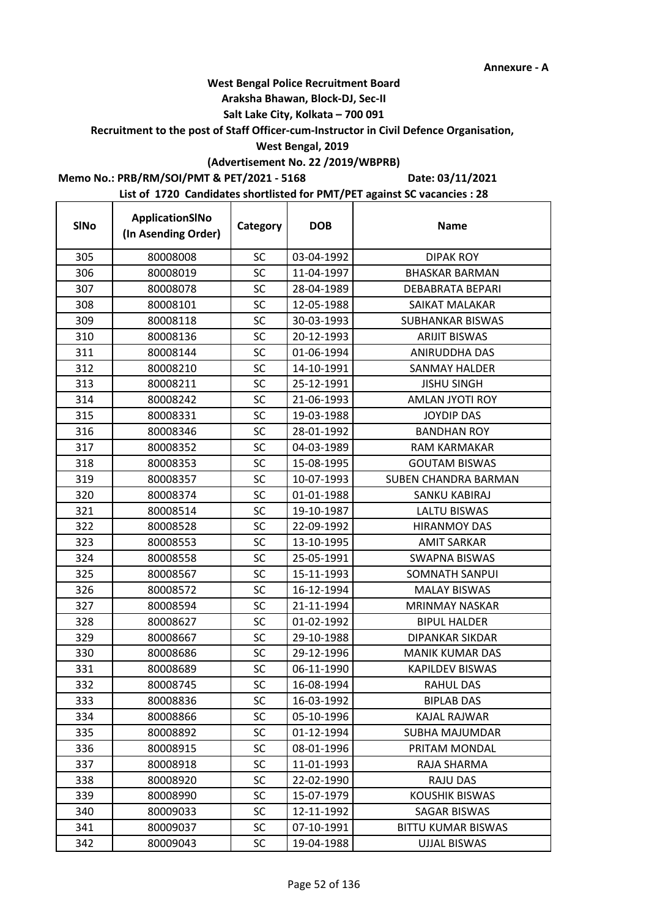**Annexure - A**

**West Bengal Police Recruitment Board**

**Araksha Bhawan, Block-DJ, Sec-II**

**Salt Lake City, Kolkata – 700 091**

**Recruitment to the post of Staff Officer-cum-Instructor in Civil Defence Organisation,**

**West Bengal, 2019**

**(Advertisement No. 22 /2019/WBPRB)**

**Memo No.: PRB/RM/SOI/PMT & PET/2021 - 5168** **Date: 03/11/2021**

**List of 1720 Candidates shortlisted for PMT/PET against SC vacancies : 28**

| SlNo | ApplicationSlNo (In Asending Order) | Category | DOB | Name |
|---|---|---|---|---|
| 305 | 80008008 | SC | 03-04-1992 | DIPAK ROY |
| 306 | 80008019 | SC | 11-04-1997 | BHASKAR BARMAN |
| 307 | 80008078 | SC | 28-04-1989 | DEBABRATA BEPARI |
| 308 | 80008101 | SC | 12-05-1988 | SAIKAT MALAKAR |
| 309 | 80008118 | SC | 30-03-1993 | SUBHANKAR BISWAS |
| 310 | 80008136 | SC | 20-12-1993 | ARIJIT BISWAS |
| 311 | 80008144 | SC | 01-06-1994 | ANIRUDDHA DAS |
| 312 | 80008210 | SC | 14-10-1991 | SANMAY HALDER |
| 313 | 80008211 | SC | 25-12-1991 | JISHU SINGH |
| 314 | 80008242 | SC | 21-06-1993 | AMLAN JYOTI ROY |
| 315 | 80008331 | SC | 19-03-1988 | JOYDIP DAS |
| 316 | 80008346 | SC | 28-01-1992 | BANDHAN ROY |
| 317 | 80008352 | SC | 04-03-1989 | RAM KARMAKAR |
| 318 | 80008353 | SC | 15-08-1995 | GOUTAM BISWAS |
| 319 | 80008357 | SC | 10-07-1993 | SUBEN CHANDRA BARMAN |
| 320 | 80008374 | SC | 01-01-1988 | SANKU KABIRAJ |
| 321 | 80008514 | SC | 19-10-1987 | LALTU BISWAS |
| 322 | 80008528 | SC | 22-09-1992 | HIRANMOY DAS |
| 323 | 80008553 | SC | 13-10-1995 | AMIT SARKAR |
| 324 | 80008558 | SC | 25-05-1991 | SWAPNA BISWAS |
| 325 | 80008567 | SC | 15-11-1993 | SOMNATH SANPUI |
| 326 | 80008572 | SC | 16-12-1994 | MALAY BISWAS |
| 327 | 80008594 | SC | 21-11-1994 | MRINMAY NASKAR |
| 328 | 80008627 | SC | 01-02-1992 | BIPUL HALDER |
| 329 | 80008667 | SC | 29-10-1988 | DIPANKAR SIKDAR |
| 330 | 80008686 | SC | 29-12-1996 | MANIK KUMAR DAS |
| 331 | 80008689 | SC | 06-11-1990 | KAPILDEV BISWAS |
| 332 | 80008745 | SC | 16-08-1994 | RAHUL DAS |
| 333 | 80008836 | SC | 16-03-1992 | BIPLAB DAS |
| 334 | 80008866 | SC | 05-10-1996 | KAJAL RAJWAR |
| 335 | 80008892 | SC | 01-12-1994 | SUBHA MAJUMDAR |
| 336 | 80008915 | SC | 08-01-1996 | PRITAM MONDAL |
| 337 | 80008918 | SC | 11-01-1993 | RAJA SHARMA |
| 338 | 80008920 | SC | 22-02-1990 | RAJU DAS |
| 339 | 80008990 | SC | 15-07-1979 | KOUSHIK BISWAS |
| 340 | 80009033 | SC | 12-11-1992 | SAGAR BISWAS |
| 341 | 80009037 | SC | 07-10-1991 | BITTU KUMAR BISWAS |
| 342 | 80009043 | SC | 19-04-1988 | UJJAL BISWAS |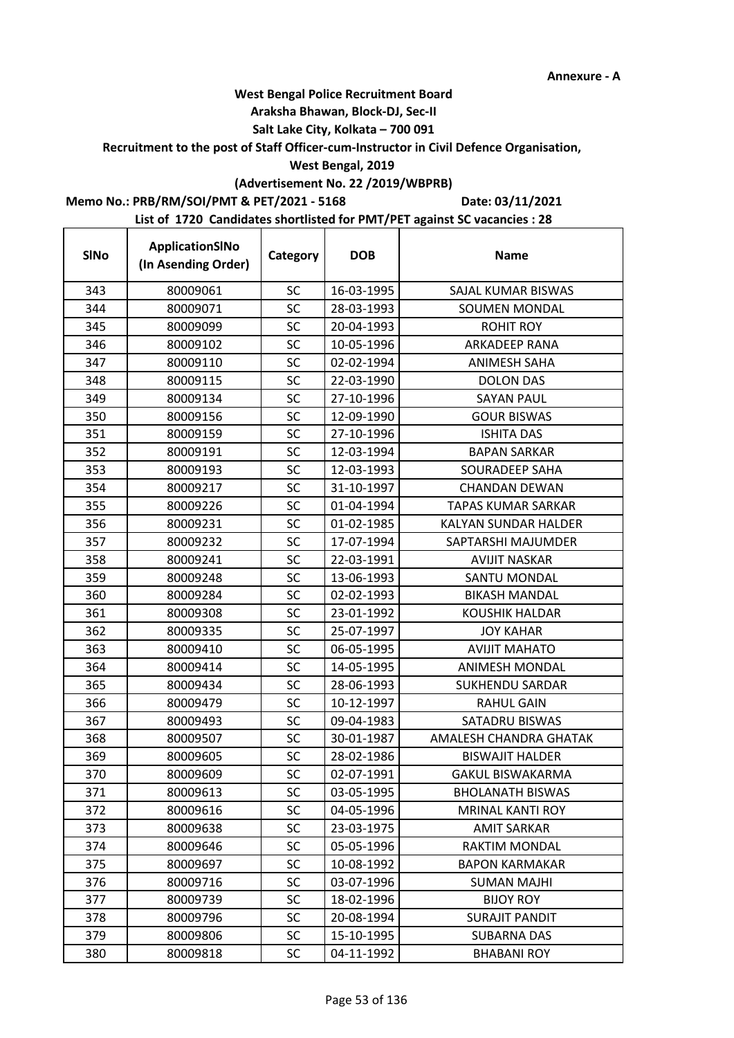**Annexure - A**

**West Bengal Police Recruitment Board**

**Araksha Bhawan, Block-DJ, Sec-II**

**Salt Lake City, Kolkata – 700 091**

**Recruitment to the post of Staff Officer-cum-Instructor in Civil Defence Organisation,**

**West Bengal, 2019**

**(Advertisement No. 22 /2019/WBPRB)**

**Memo No.: PRB/RM/SOI/PMT & PET/2021 - 5168 Date: 03/11/2021**

**List of 1720 Candidates shortlisted for PMT/PET against SC vacancies : 28**

| SlNo | ApplicationSlNo (In Asending Order) | Category | DOB | Name |
|---|---|---|---|---|
| 343 | 80009061 | SC | 16-03-1995 | SAJAL KUMAR BISWAS |
| 344 | 80009071 | SC | 28-03-1993 | SOUMEN MONDAL |
| 345 | 80009099 | SC | 20-04-1993 | ROHIT ROY |
| 346 | 80009102 | SC | 10-05-1996 | ARKADEEP RANA |
| 347 | 80009110 | SC | 02-02-1994 | ANIMESH SAHA |
| 348 | 80009115 | SC | 22-03-1990 | DOLON DAS |
| 349 | 80009134 | SC | 27-10-1996 | SAYAN PAUL |
| 350 | 80009156 | SC | 12-09-1990 | GOUR BISWAS |
| 351 | 80009159 | SC | 27-10-1996 | ISHITA DAS |
| 352 | 80009191 | SC | 12-03-1994 | BAPAN SARKAR |
| 353 | 80009193 | SC | 12-03-1993 | SOURADEEP SAHA |
| 354 | 80009217 | SC | 31-10-1997 | CHANDAN DEWAN |
| 355 | 80009226 | SC | 01-04-1994 | TAPAS KUMAR SARKAR |
| 356 | 80009231 | SC | 01-02-1985 | KALYAN SUNDAR HALDER |
| 357 | 80009232 | SC | 17-07-1994 | SAPTARSHI MAJUMDER |
| 358 | 80009241 | SC | 22-03-1991 | AVIJIT NASKAR |
| 359 | 80009248 | SC | 13-06-1993 | SANTU MONDAL |
| 360 | 80009284 | SC | 02-02-1993 | BIKASH MANDAL |
| 361 | 80009308 | SC | 23-01-1992 | KOUSHIK HALDAR |
| 362 | 80009335 | SC | 25-07-1997 | JOY KAHAR |
| 363 | 80009410 | SC | 06-05-1995 | AVIJIT MAHATO |
| 364 | 80009414 | SC | 14-05-1995 | ANIMESH MONDAL |
| 365 | 80009434 | SC | 28-06-1993 | SUKHENDU SARDAR |
| 366 | 80009479 | SC | 10-12-1997 | RAHUL GAIN |
| 367 | 80009493 | SC | 09-04-1983 | SATADRU BISWAS |
| 368 | 80009507 | SC | 30-01-1987 | AMALESH CHANDRA GHATAK |
| 369 | 80009605 | SC | 28-02-1986 | BISWAJIT HALDER |
| 370 | 80009609 | SC | 02-07-1991 | GAKUL BISWAKARMA |
| 371 | 80009613 | SC | 03-05-1995 | BHOLANATH BISWAS |
| 372 | 80009616 | SC | 04-05-1996 | MRINAL KANTI ROY |
| 373 | 80009638 | SC | 23-03-1975 | AMIT SARKAR |
| 374 | 80009646 | SC | 05-05-1996 | RAKTIM MONDAL |
| 375 | 80009697 | SC | 10-08-1992 | BAPON KARMAKAR |
| 376 | 80009716 | SC | 03-07-1996 | SUMAN MAJHI |
| 377 | 80009739 | SC | 18-02-1996 | BIJOY ROY |
| 378 | 80009796 | SC | 20-08-1994 | SURAJIT PANDIT |
| 379 | 80009806 | SC | 15-10-1995 | SUBARNA DAS |
| 380 | 80009818 | SC | 04-11-1992 | BHABANI ROY |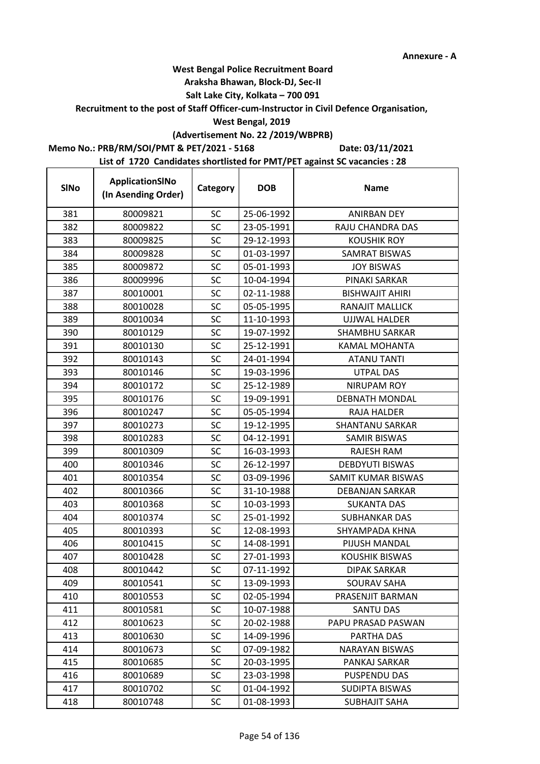Annexure - A

**West Bengal Police Recruitment Board**
**Araksha Bhawan, Block-DJ, Sec-II**
**Salt Lake City, Kolkata – 700 091**
**Recruitment to the post of Staff Officer-cum-Instructor in Civil Defence Organisation,**
**West Bengal, 2019**
**(Advertisement No. 22 /2019/WBPRB)**

**Memo No.: PRB/RM/SOI/PMT & PET/2021 - 5168** **Date: 03/11/2021**

**List of 1720 Candidates shortlisted for PMT/PET against SC vacancies : 28**

| SlNo | ApplicationSlNo (In Asending Order) | Category | DOB | Name |
|---|---|---|---|---|
| 381 | 80009821 | SC | 25-06-1992 | ANIRBAN DEY |
| 382 | 80009822 | SC | 23-05-1991 | RAJU CHANDRA DAS |
| 383 | 80009825 | SC | 29-12-1993 | KOUSHIK ROY |
| 384 | 80009828 | SC | 01-03-1997 | SAMRAT BISWAS |
| 385 | 80009872 | SC | 05-01-1993 | JOY BISWAS |
| 386 | 80009996 | SC | 10-04-1994 | PINAKI SARKAR |
| 387 | 80010001 | SC | 02-11-1988 | BISHWAJIT AHIRI |
| 388 | 80010028 | SC | 05-05-1995 | RANAJIT MALLICK |
| 389 | 80010034 | SC | 11-10-1993 | UJJWAL HALDER |
| 390 | 80010129 | SC | 19-07-1992 | SHAMBHU SARKAR |
| 391 | 80010130 | SC | 25-12-1991 | KAMAL MOHANTA |
| 392 | 80010143 | SC | 24-01-1994 | ATANU TANTI |
| 393 | 80010146 | SC | 19-03-1996 | UTPAL DAS |
| 394 | 80010172 | SC | 25-12-1989 | NIRUPAM ROY |
| 395 | 80010176 | SC | 19-09-1991 | DEBNATH MONDAL |
| 396 | 80010247 | SC | 05-05-1994 | RAJA HALDER |
| 397 | 80010273 | SC | 19-12-1995 | SHANTANU SARKAR |
| 398 | 80010283 | SC | 04-12-1991 | SAMIR BISWAS |
| 399 | 80010309 | SC | 16-03-1993 | RAJESH RAM |
| 400 | 80010346 | SC | 26-12-1997 | DEBDYUTI BISWAS |
| 401 | 80010354 | SC | 03-09-1996 | SAMIT KUMAR BISWAS |
| 402 | 80010366 | SC | 31-10-1988 | DEBANJAN SARKAR |
| 403 | 80010368 | SC | 10-03-1993 | SUKANTA DAS |
| 404 | 80010374 | SC | 25-01-1992 | SUBHANKAR DAS |
| 405 | 80010393 | SC | 12-08-1993 | SHYAMPADA KHNA |
| 406 | 80010415 | SC | 14-08-1991 | PIJUSH MANDAL |
| 407 | 80010428 | SC | 27-01-1993 | KOUSHIK BISWAS |
| 408 | 80010442 | SC | 07-11-1992 | DIPAK SARKAR |
| 409 | 80010541 | SC | 13-09-1993 | SOURAV SAHA |
| 410 | 80010553 | SC | 02-05-1994 | PRASENJIT BARMAN |
| 411 | 80010581 | SC | 10-07-1988 | SANTU DAS |
| 412 | 80010623 | SC | 20-02-1988 | PAPU PRASAD PASWAN |
| 413 | 80010630 | SC | 14-09-1996 | PARTHA DAS |
| 414 | 80010673 | SC | 07-09-1982 | NARAYAN BISWAS |
| 415 | 80010685 | SC | 20-03-1995 | PANKAJ SARKAR |
| 416 | 80010689 | SC | 23-03-1998 | PUSPENDU DAS |
| 417 | 80010702 | SC | 01-04-1992 | SUDIPTA BISWAS |
| 418 | 80010748 | SC | 01-08-1993 | SUBHAJIT SAHA |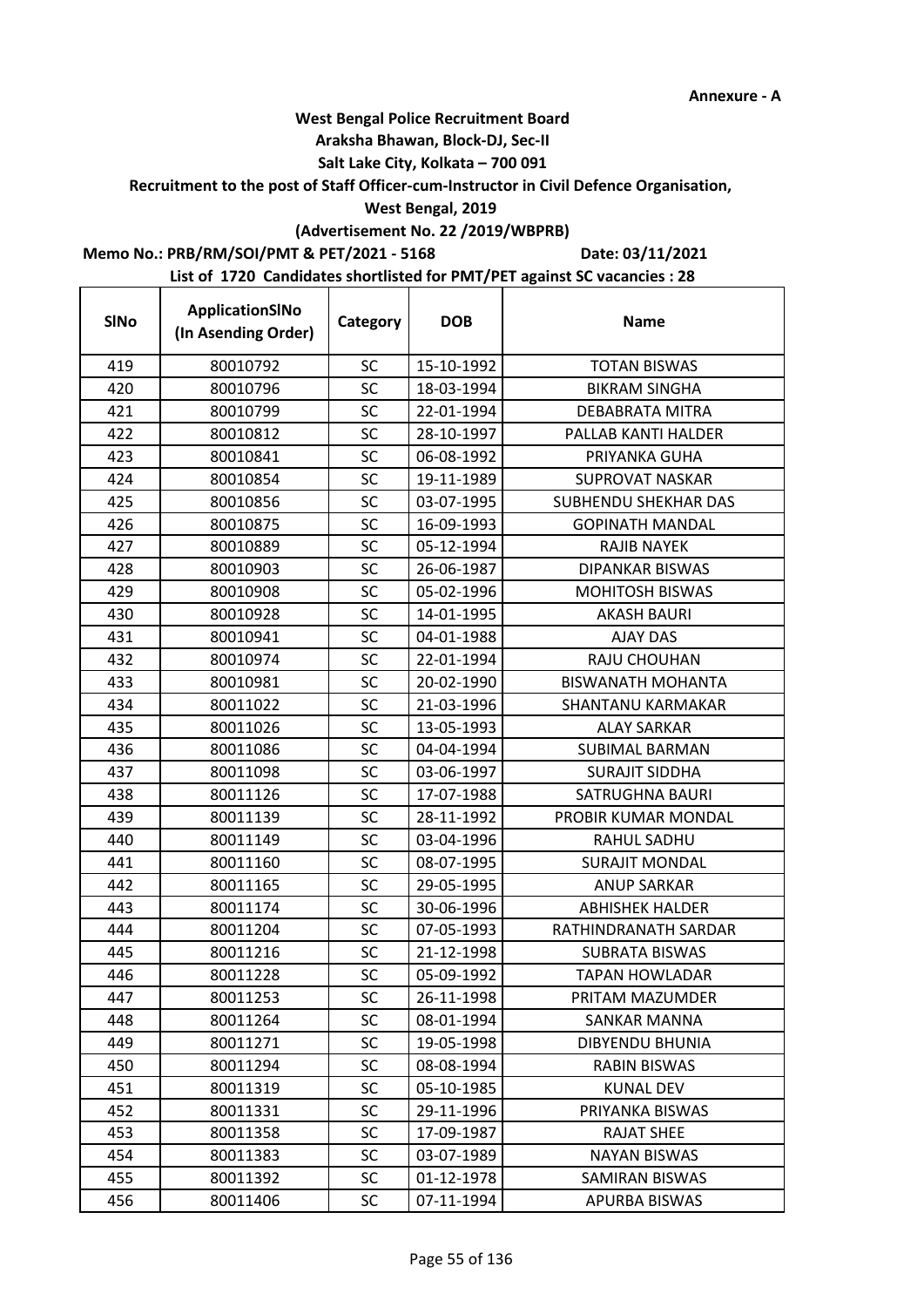Annexure - A

**West Bengal Police Recruitment Board**
**Araksha Bhawan, Block-DJ, Sec-II**
**Salt Lake City, Kolkata – 700 091**
**Recruitment to the post of Staff Officer-cum-Instructor in Civil Defence Organisation,**
**West Bengal, 2019**
**(Advertisement No. 22 /2019/WBPRB)**

**Memo No.: PRB/RM/SOI/PMT & PET/2021 - 5168** **Date: 03/11/2021**

**List of 1720 Candidates shortlisted for PMT/PET against SC vacancies : 28**

| SlNo | ApplicationSlNo (In Asending Order) | Category | DOB | Name |
|---|---|---|---|---|
| 419 | 80010792 | SC | 15-10-1992 | TOTAN BISWAS |
| 420 | 80010796 | SC | 18-03-1994 | BIKRAM SINGHA |
| 421 | 80010799 | SC | 22-01-1994 | DEBABRATA MITRA |
| 422 | 80010812 | SC | 28-10-1997 | PALLAB KANTI HALDER |
| 423 | 80010841 | SC | 06-08-1992 | PRIYANKA GUHA |
| 424 | 80010854 | SC | 19-11-1989 | SUPROVAT NASKAR |
| 425 | 80010856 | SC | 03-07-1995 | SUBHENDU SHEKHAR DAS |
| 426 | 80010875 | SC | 16-09-1993 | GOPINATH MANDAL |
| 427 | 80010889 | SC | 05-12-1994 | RAJIB NAYEK |
| 428 | 80010903 | SC | 26-06-1987 | DIPANKAR BISWAS |
| 429 | 80010908 | SC | 05-02-1996 | MOHITOSH BISWAS |
| 430 | 80010928 | SC | 14-01-1995 | AKASH BAURI |
| 431 | 80010941 | SC | 04-01-1988 | AJAY DAS |
| 432 | 80010974 | SC | 22-01-1994 | RAJU CHOUHAN |
| 433 | 80010981 | SC | 20-02-1990 | BISWANATH MOHANTA |
| 434 | 80011022 | SC | 21-03-1996 | SHANTANU KARMAKAR |
| 435 | 80011026 | SC | 13-05-1993 | ALAY SARKAR |
| 436 | 80011086 | SC | 04-04-1994 | SUBIMAL BARMAN |
| 437 | 80011098 | SC | 03-06-1997 | SURAJIT SIDDHA |
| 438 | 80011126 | SC | 17-07-1988 | SATRUGHNA BAURI |
| 439 | 80011139 | SC | 28-11-1992 | PROBIR KUMAR MONDAL |
| 440 | 80011149 | SC | 03-04-1996 | RAHUL SADHU |
| 441 | 80011160 | SC | 08-07-1995 | SURAJIT MONDAL |
| 442 | 80011165 | SC | 29-05-1995 | ANUP SARKAR |
| 443 | 80011174 | SC | 30-06-1996 | ABHISHEK HALDER |
| 444 | 80011204 | SC | 07-05-1993 | RATHINDRANATH SARDAR |
| 445 | 80011216 | SC | 21-12-1998 | SUBRATA BISWAS |
| 446 | 80011228 | SC | 05-09-1992 | TAPAN HOWLADAR |
| 447 | 80011253 | SC | 26-11-1998 | PRITAM MAZUMDER |
| 448 | 80011264 | SC | 08-01-1994 | SANKAR MANNA |
| 449 | 80011271 | SC | 19-05-1998 | DIBYENDU BHUNIA |
| 450 | 80011294 | SC | 08-08-1994 | RABIN BISWAS |
| 451 | 80011319 | SC | 05-10-1985 | KUNAL DEV |
| 452 | 80011331 | SC | 29-11-1996 | PRIYANKA BISWAS |
| 453 | 80011358 | SC | 17-09-1987 | RAJAT SHEE |
| 454 | 80011383 | SC | 03-07-1989 | NAYAN BISWAS |
| 455 | 80011392 | SC | 01-12-1978 | SAMIRAN BISWAS |
| 456 | 80011406 | SC | 07-11-1994 | APURBA BISWAS |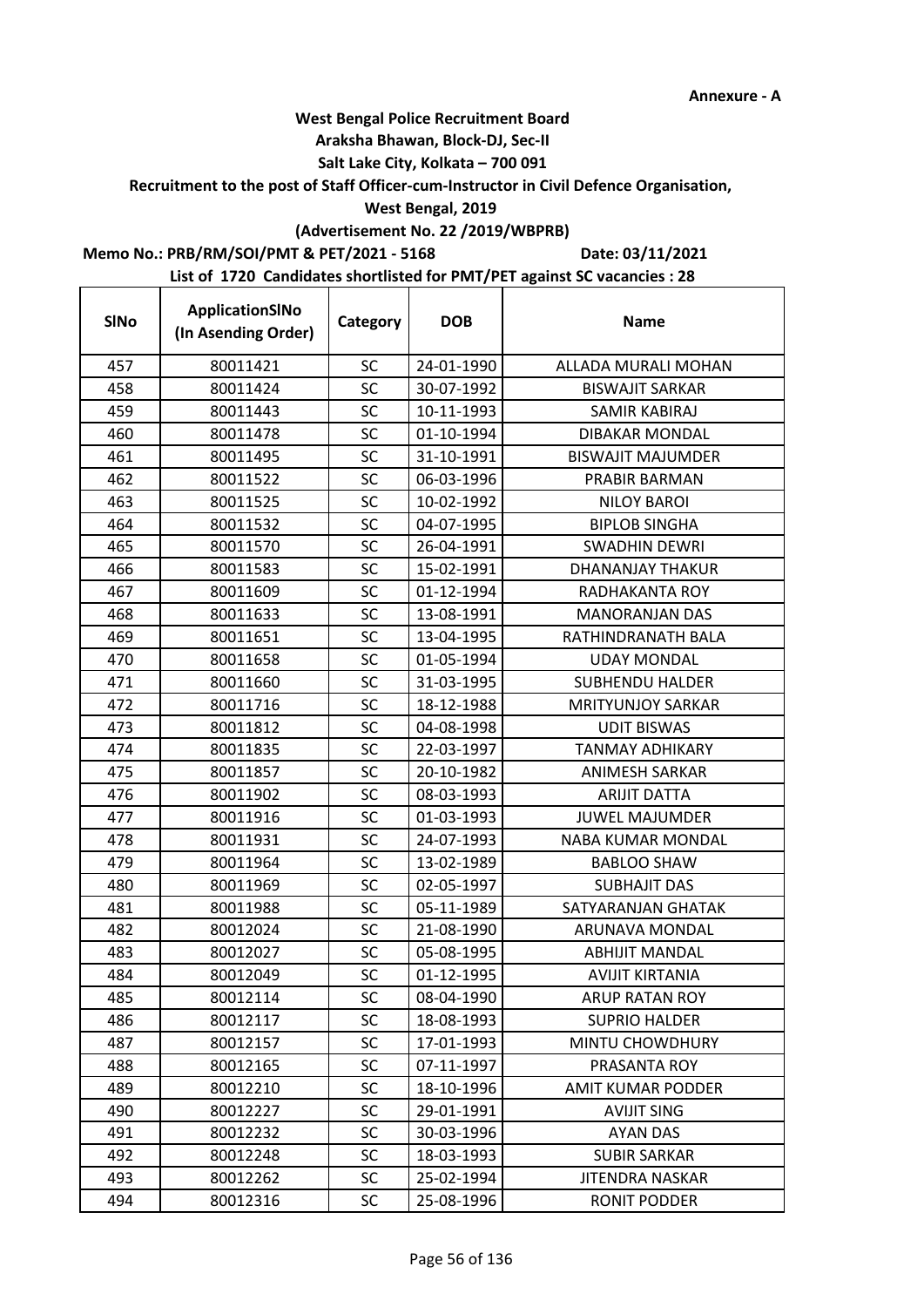Annexure - A

**West Bengal Police Recruitment Board**
**Araksha Bhawan, Block-DJ, Sec-II**
**Salt Lake City, Kolkata – 700 091**
**Recruitment to the post of Staff Officer-cum-Instructor in Civil Defence Organisation,**
**West Bengal, 2019**
**(Advertisement No. 22 /2019/WBPRB)**

**Memo No.: PRB/RM/SOI/PMT & PET/2021 - 5168** **Date: 03/11/2021**

**List of 1720 Candidates shortlisted for PMT/PET against SC vacancies : 28**

| SlNo | ApplicationSlNo (In Asending Order) | Category | DOB | Name |
|---|---|---|---|---|
| 457 | 80011421 | SC | 24-01-1990 | ALLADA MURALI MOHAN |
| 458 | 80011424 | SC | 30-07-1992 | BISWAJIT SARKAR |
| 459 | 80011443 | SC | 10-11-1993 | SAMIR KABIRAJ |
| 460 | 80011478 | SC | 01-10-1994 | DIBAKAR MONDAL |
| 461 | 80011495 | SC | 31-10-1991 | BISWAJIT MAJUMDER |
| 462 | 80011522 | SC | 06-03-1996 | PRABIR BARMAN |
| 463 | 80011525 | SC | 10-02-1992 | NILOY BAROI |
| 464 | 80011532 | SC | 04-07-1995 | BIPLOB SINGHA |
| 465 | 80011570 | SC | 26-04-1991 | SWADHIN DEWRI |
| 466 | 80011583 | SC | 15-02-1991 | DHANANJAY THAKUR |
| 467 | 80011609 | SC | 01-12-1994 | RADHAKANTA ROY |
| 468 | 80011633 | SC | 13-08-1991 | MANORANJAN DAS |
| 469 | 80011651 | SC | 13-04-1995 | RATHINDRANATH BALA |
| 470 | 80011658 | SC | 01-05-1994 | UDAY MONDAL |
| 471 | 80011660 | SC | 31-03-1995 | SUBHENDU HALDER |
| 472 | 80011716 | SC | 18-12-1988 | MRITYUNJOY SARKAR |
| 473 | 80011812 | SC | 04-08-1998 | UDIT BISWAS |
| 474 | 80011835 | SC | 22-03-1997 | TANMAY ADHIKARY |
| 475 | 80011857 | SC | 20-10-1982 | ANIMESH SARKAR |
| 476 | 80011902 | SC | 08-03-1993 | ARIJIT DATTA |
| 477 | 80011916 | SC | 01-03-1993 | JUWEL MAJUMDER |
| 478 | 80011931 | SC | 24-07-1993 | NABA KUMAR MONDAL |
| 479 | 80011964 | SC | 13-02-1989 | BABLOO SHAW |
| 480 | 80011969 | SC | 02-05-1997 | SUBHAJIT DAS |
| 481 | 80011988 | SC | 05-11-1989 | SATYARANJAN GHATAK |
| 482 | 80012024 | SC | 21-08-1990 | ARUNAVA MONDAL |
| 483 | 80012027 | SC | 05-08-1995 | ABHIJIT MANDAL |
| 484 | 80012049 | SC | 01-12-1995 | AVIJIT KIRTANIA |
| 485 | 80012114 | SC | 08-04-1990 | ARUP RATAN ROY |
| 486 | 80012117 | SC | 18-08-1993 | SUPRIO HALDER |
| 487 | 80012157 | SC | 17-01-1993 | MINTU CHOWDHURY |
| 488 | 80012165 | SC | 07-11-1997 | PRASANTA ROY |
| 489 | 80012210 | SC | 18-10-1996 | AMIT KUMAR PODDER |
| 490 | 80012227 | SC | 29-01-1991 | AVIJIT SING |
| 491 | 80012232 | SC | 30-03-1996 | AYAN DAS |
| 492 | 80012248 | SC | 18-03-1993 | SUBIR SARKAR |
| 493 | 80012262 | SC | 25-02-1994 | JITENDRA NASKAR |
| 494 | 80012316 | SC | 25-08-1996 | RONIT PODDER |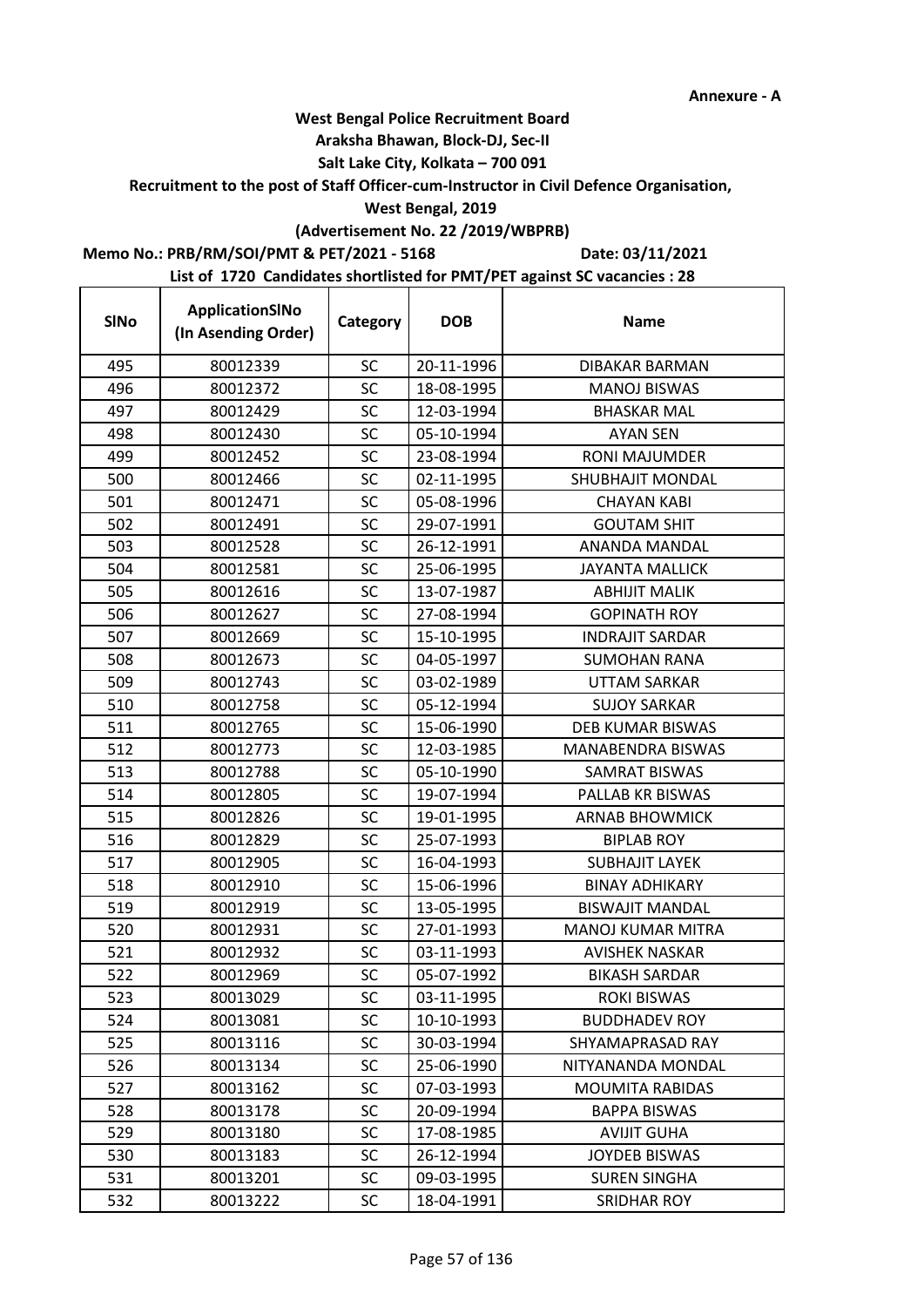**Annexure - A**

**West Bengal Police Recruitment Board**

**Araksha Bhawan, Block-DJ, Sec-II**

**Salt Lake City, Kolkata – 700 091**

**Recruitment to the post of Staff Officer-cum-Instructor in Civil Defence Organisation,**

**West Bengal, 2019**

**(Advertisement No. 22 /2019/WBPRB)**

**Memo No.: PRB/RM/SOI/PMT & PET/2021 - 5168** **Date: 03/11/2021**

**List of 1720 Candidates shortlisted for PMT/PET against SC vacancies : 28**

| SlNo | ApplicationSlNo (In Asending Order) | Category | DOB | Name |
|---|---|---|---|---|
| 495 | 80012339 | SC | 20-11-1996 | DIBAKAR BARMAN |
| 496 | 80012372 | SC | 18-08-1995 | MANOJ BISWAS |
| 497 | 80012429 | SC | 12-03-1994 | BHASKAR MAL |
| 498 | 80012430 | SC | 05-10-1994 | AYAN SEN |
| 499 | 80012452 | SC | 23-08-1994 | RONI MAJUMDER |
| 500 | 80012466 | SC | 02-11-1995 | SHUBHAJIT MONDAL |
| 501 | 80012471 | SC | 05-08-1996 | CHAYAN KABI |
| 502 | 80012491 | SC | 29-07-1991 | GOUTAM SHIT |
| 503 | 80012528 | SC | 26-12-1991 | ANANDA MANDAL |
| 504 | 80012581 | SC | 25-06-1995 | JAYANTA MALLICK |
| 505 | 80012616 | SC | 13-07-1987 | ABHIJIT MALIK |
| 506 | 80012627 | SC | 27-08-1994 | GOPINATH ROY |
| 507 | 80012669 | SC | 15-10-1995 | INDRAJIT SARDAR |
| 508 | 80012673 | SC | 04-05-1997 | SUMOHAN RANA |
| 509 | 80012743 | SC | 03-02-1989 | UTTAM SARKAR |
| 510 | 80012758 | SC | 05-12-1994 | SUJOY SARKAR |
| 511 | 80012765 | SC | 15-06-1990 | DEB KUMAR BISWAS |
| 512 | 80012773 | SC | 12-03-1985 | MANABENDRA BISWAS |
| 513 | 80012788 | SC | 05-10-1990 | SAMRAT BISWAS |
| 514 | 80012805 | SC | 19-07-1994 | PALLAB KR BISWAS |
| 515 | 80012826 | SC | 19-01-1995 | ARNAB BHOWMICK |
| 516 | 80012829 | SC | 25-07-1993 | BIPLAB ROY |
| 517 | 80012905 | SC | 16-04-1993 | SUBHAJIT LAYEK |
| 518 | 80012910 | SC | 15-06-1996 | BINAY ADHIKARY |
| 519 | 80012919 | SC | 13-05-1995 | BISWAJIT MANDAL |
| 520 | 80012931 | SC | 27-01-1993 | MANOJ KUMAR MITRA |
| 521 | 80012932 | SC | 03-11-1993 | AVISHEK NASKAR |
| 522 | 80012969 | SC | 05-07-1992 | BIKASH SARDAR |
| 523 | 80013029 | SC | 03-11-1995 | ROKI BISWAS |
| 524 | 80013081 | SC | 10-10-1993 | BUDDHADEV ROY |
| 525 | 80013116 | SC | 30-03-1994 | SHYAMAPRASAD RAY |
| 526 | 80013134 | SC | 25-06-1990 | NITYANANDA MONDAL |
| 527 | 80013162 | SC | 07-03-1993 | MOUMITA RABIDAS |
| 528 | 80013178 | SC | 20-09-1994 | BAPPA BISWAS |
| 529 | 80013180 | SC | 17-08-1985 | AVIJIT GUHA |
| 530 | 80013183 | SC | 26-12-1994 | JOYDEB BISWAS |
| 531 | 80013201 | SC | 09-03-1995 | SUREN SINGHA |
| 532 | 80013222 | SC | 18-04-1991 | SRIDHAR ROY |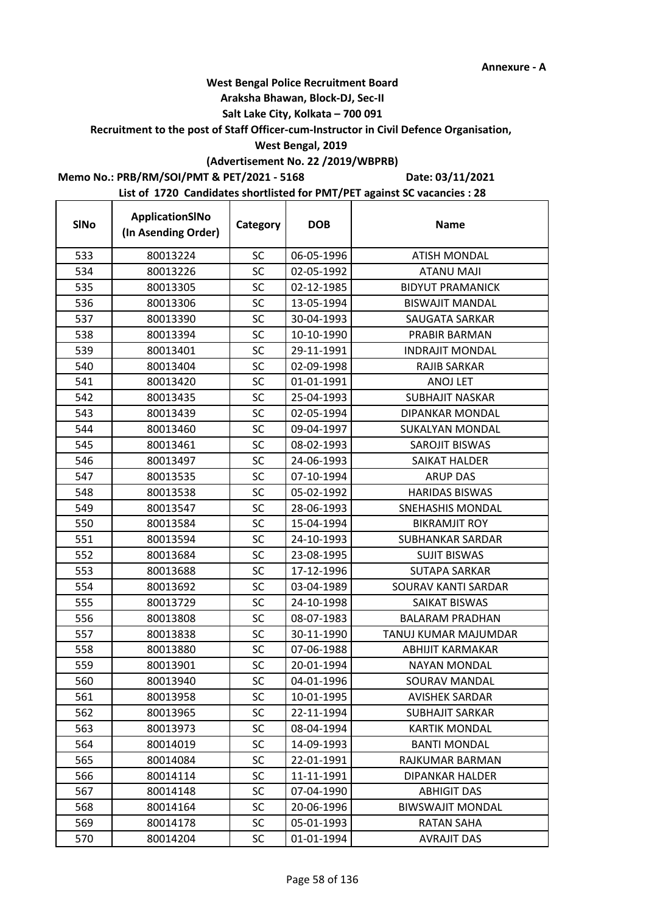Annexure - A

**West Bengal Police Recruitment Board**
**Araksha Bhawan, Block-DJ, Sec-II**
**Salt Lake City, Kolkata – 700 091**
**Recruitment to the post of Staff Officer-cum-Instructor in Civil Defence Organisation,**
**West Bengal, 2019**
**(Advertisement No. 22 /2019/WBPRB)**

**Memo No.: PRB/RM/SOI/PMT & PET/2021 - 5168** **Date: 03/11/2021**

**List of 1720 Candidates shortlisted for PMT/PET against SC vacancies : 28**

| SlNo | ApplicationSlNo (In Asending Order) | Category | DOB | Name |
|---|---|---|---|---|
| 533 | 80013224 | SC | 06-05-1996 | ATISH MONDAL |
| 534 | 80013226 | SC | 02-05-1992 | ATANU MAJI |
| 535 | 80013305 | SC | 02-12-1985 | BIDYUT PRAMANICK |
| 536 | 80013306 | SC | 13-05-1994 | BISWAJIT MANDAL |
| 537 | 80013390 | SC | 30-04-1993 | SAUGATA SARKAR |
| 538 | 80013394 | SC | 10-10-1990 | PRABIR BARMAN |
| 539 | 80013401 | SC | 29-11-1991 | INDRAJIT MONDAL |
| 540 | 80013404 | SC | 02-09-1998 | RAJIB SARKAR |
| 541 | 80013420 | SC | 01-01-1991 | ANOJ LET |
| 542 | 80013435 | SC | 25-04-1993 | SUBHAJIT NASKAR |
| 543 | 80013439 | SC | 02-05-1994 | DIPANKAR MONDAL |
| 544 | 80013460 | SC | 09-04-1997 | SUKALYAN MONDAL |
| 545 | 80013461 | SC | 08-02-1993 | SAROJIT BISWAS |
| 546 | 80013497 | SC | 24-06-1993 | SAIKAT HALDER |
| 547 | 80013535 | SC | 07-10-1994 | ARUP DAS |
| 548 | 80013538 | SC | 05-02-1992 | HARIDAS BISWAS |
| 549 | 80013547 | SC | 28-06-1993 | SNEHASHIS MONDAL |
| 550 | 80013584 | SC | 15-04-1994 | BIKRAMJIT ROY |
| 551 | 80013594 | SC | 24-10-1993 | SUBHANKAR SARDAR |
| 552 | 80013684 | SC | 23-08-1995 | SUJIT BISWAS |
| 553 | 80013688 | SC | 17-12-1996 | SUTAPA SARKAR |
| 554 | 80013692 | SC | 03-04-1989 | SOURAV KANTI SARDAR |
| 555 | 80013729 | SC | 24-10-1998 | SAIKAT BISWAS |
| 556 | 80013808 | SC | 08-07-1983 | BALARAM PRADHAN |
| 557 | 80013838 | SC | 30-11-1990 | TANUJ KUMAR MAJUMDAR |
| 558 | 80013880 | SC | 07-06-1988 | ABHIJIT KARMAKAR |
| 559 | 80013901 | SC | 20-01-1994 | NAYAN MONDAL |
| 560 | 80013940 | SC | 04-01-1996 | SOURAV MANDAL |
| 561 | 80013958 | SC | 10-01-1995 | AVISHEK SARDAR |
| 562 | 80013965 | SC | 22-11-1994 | SUBHAJIT SARKAR |
| 563 | 80013973 | SC | 08-04-1994 | KARTIK MONDAL |
| 564 | 80014019 | SC | 14-09-1993 | BANTI MONDAL |
| 565 | 80014084 | SC | 22-01-1991 | RAJKUMAR BARMAN |
| 566 | 80014114 | SC | 11-11-1991 | DIPANKAR HALDER |
| 567 | 80014148 | SC | 07-04-1990 | ABHIGIT DAS |
| 568 | 80014164 | SC | 20-06-1996 | BIWSWAJIT MONDAL |
| 569 | 80014178 | SC | 05-01-1993 | RATAN SAHA |
| 570 | 80014204 | SC | 01-01-1994 | AVRAJIT DAS |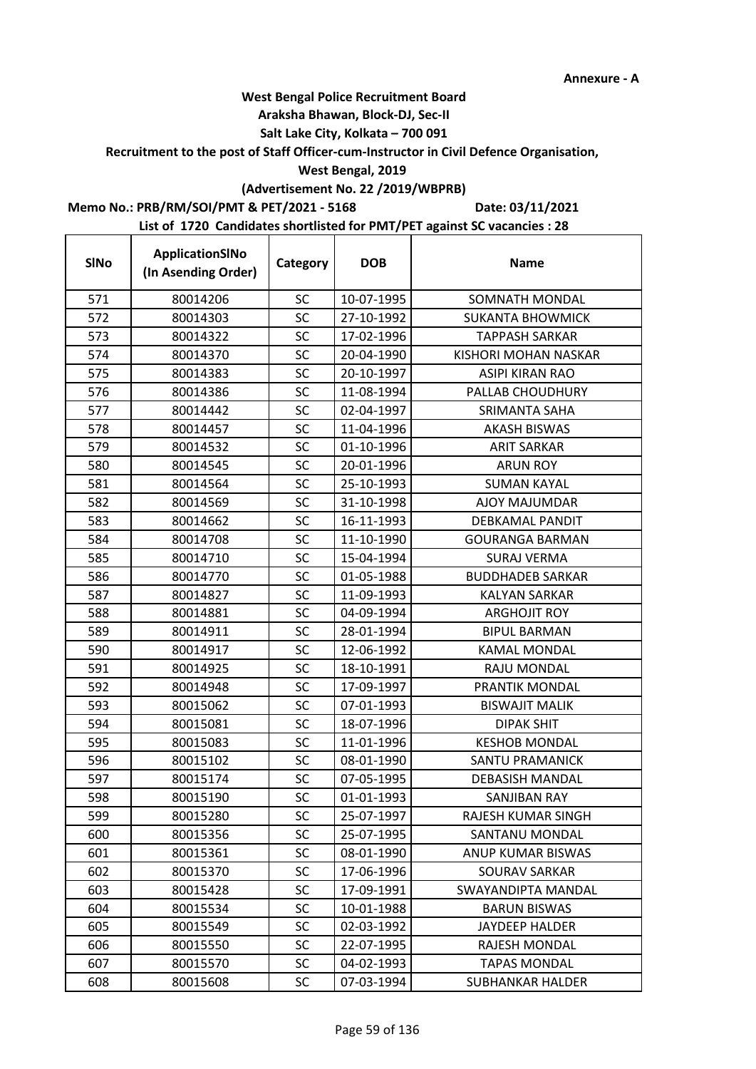**Annexure - A**

**West Bengal Police Recruitment Board**

**Araksha Bhawan, Block-DJ, Sec-II**

**Salt Lake City, Kolkata – 700 091**

**Recruitment to the post of Staff Officer-cum-Instructor in Civil Defence Organisation,**

**West Bengal, 2019**

**(Advertisement No. 22 /2019/WBPRB)**

**Memo No.: PRB/RM/SOI/PMT & PET/2021 - 5168** **Date: 03/11/2021**

**List of 1720 Candidates shortlisted for PMT/PET against SC vacancies : 28**

| SlNo | ApplicationSlNo (In Asending Order) | Category | DOB | Name |
|---|---|---|---|---|
| 571 | 80014206 | SC | 10-07-1995 | SOMNATH MONDAL |
| 572 | 80014303 | SC | 27-10-1992 | SUKANTA BHOWMICK |
| 573 | 80014322 | SC | 17-02-1996 | TAPPASH SARKAR |
| 574 | 80014370 | SC | 20-04-1990 | KISHORI MOHAN NASKAR |
| 575 | 80014383 | SC | 20-10-1997 | ASIPI KIRAN RAO |
| 576 | 80014386 | SC | 11-08-1994 | PALLAB CHOUDHURY |
| 577 | 80014442 | SC | 02-04-1997 | SRIMANTA SAHA |
| 578 | 80014457 | SC | 11-04-1996 | AKASH BISWAS |
| 579 | 80014532 | SC | 01-10-1996 | ARIT SARKAR |
| 580 | 80014545 | SC | 20-01-1996 | ARUN ROY |
| 581 | 80014564 | SC | 25-10-1993 | SUMAN KAYAL |
| 582 | 80014569 | SC | 31-10-1998 | AJOY MAJUMDAR |
| 583 | 80014662 | SC | 16-11-1993 | DEBKAMAL PANDIT |
| 584 | 80014708 | SC | 11-10-1990 | GOURANGA BARMAN |
| 585 | 80014710 | SC | 15-04-1994 | SURAJ VERMA |
| 586 | 80014770 | SC | 01-05-1988 | BUDDHADEB SARKAR |
| 587 | 80014827 | SC | 11-09-1993 | KALYAN SARKAR |
| 588 | 80014881 | SC | 04-09-1994 | ARGHOJIT ROY |
| 589 | 80014911 | SC | 28-01-1994 | BIPUL BARMAN |
| 590 | 80014917 | SC | 12-06-1992 | KAMAL MONDAL |
| 591 | 80014925 | SC | 18-10-1991 | RAJU MONDAL |
| 592 | 80014948 | SC | 17-09-1997 | PRANTIK MONDAL |
| 593 | 80015062 | SC | 07-01-1993 | BISWAJIT MALIK |
| 594 | 80015081 | SC | 18-07-1996 | DIPAK SHIT |
| 595 | 80015083 | SC | 11-01-1996 | KESHOB MONDAL |
| 596 | 80015102 | SC | 08-01-1990 | SANTU PRAMANICK |
| 597 | 80015174 | SC | 07-05-1995 | DEBASISH MANDAL |
| 598 | 80015190 | SC | 01-01-1993 | SANJIBAN RAY |
| 599 | 80015280 | SC | 25-07-1997 | RAJESH KUMAR SINGH |
| 600 | 80015356 | SC | 25-07-1995 | SANTANU MONDAL |
| 601 | 80015361 | SC | 08-01-1990 | ANUP KUMAR BISWAS |
| 602 | 80015370 | SC | 17-06-1996 | SOURAV SARKAR |
| 603 | 80015428 | SC | 17-09-1991 | SWAYANDIPTA MANDAL |
| 604 | 80015534 | SC | 10-01-1988 | BARUN BISWAS |
| 605 | 80015549 | SC | 02-03-1992 | JAYDEEP HALDER |
| 606 | 80015550 | SC | 22-07-1995 | RAJESH MONDAL |
| 607 | 80015570 | SC | 04-02-1993 | TAPAS MONDAL |
| 608 | 80015608 | SC | 07-03-1994 | SUBHANKAR HALDER |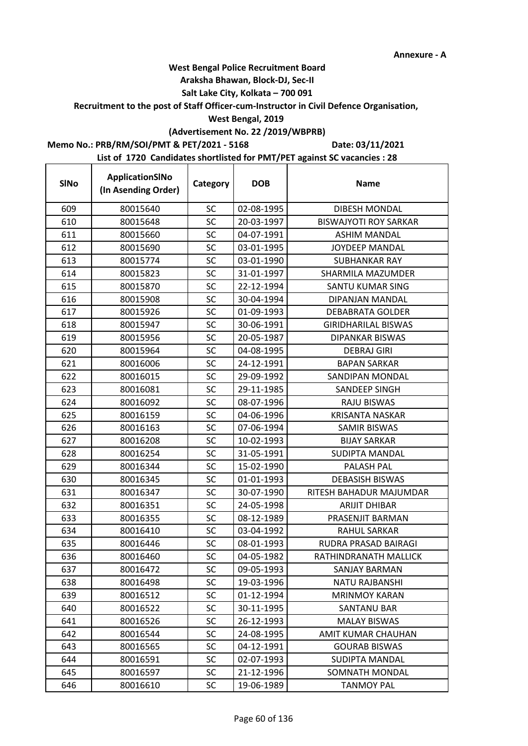**Annexure - A**

**West Bengal Police Recruitment Board**

**Araksha Bhawan, Block-DJ, Sec-II**

**Salt Lake City, Kolkata – 700 091**

**Recruitment to the post of Staff Officer-cum-Instructor in Civil Defence Organisation,**

**West Bengal, 2019**

**(Advertisement No. 22 /2019/WBPRB)**

**Memo No.: PRB/RM/SOI/PMT & PET/2021 - 5168** **Date: 03/11/2021**

**List of 1720 Candidates shortlisted for PMT/PET against SC vacancies : 28**

| SlNo | ApplicationSlNo (In Asending Order) | Category | DOB | Name |
|---|---|---|---|---|
| 609 | 80015640 | SC | 02-08-1995 | DIBESH MONDAL |
| 610 | 80015648 | SC | 20-03-1997 | BISWAJYOTI ROY SARKAR |
| 611 | 80015660 | SC | 04-07-1991 | ASHIM MANDAL |
| 612 | 80015690 | SC | 03-01-1995 | JOYDEEP MANDAL |
| 613 | 80015774 | SC | 03-01-1990 | SUBHANKAR RAY |
| 614 | 80015823 | SC | 31-01-1997 | SHARMILA MAZUMDER |
| 615 | 80015870 | SC | 22-12-1994 | SANTU KUMAR SING |
| 616 | 80015908 | SC | 30-04-1994 | DIPANJAN MANDAL |
| 617 | 80015926 | SC | 01-09-1993 | DEBABRATA GOLDER |
| 618 | 80015947 | SC | 30-06-1991 | GIRIDHARILAL BISWAS |
| 619 | 80015956 | SC | 20-05-1987 | DIPANKAR BISWAS |
| 620 | 80015964 | SC | 04-08-1995 | DEBRAJ GIRI |
| 621 | 80016006 | SC | 24-12-1991 | BAPAN SARKAR |
| 622 | 80016015 | SC | 29-09-1992 | SANDIPAN MONDAL |
| 623 | 80016081 | SC | 29-11-1985 | SANDEEP SINGH |
| 624 | 80016092 | SC | 08-07-1996 | RAJU BISWAS |
| 625 | 80016159 | SC | 04-06-1996 | KRISANTA NASKAR |
| 626 | 80016163 | SC | 07-06-1994 | SAMIR BISWAS |
| 627 | 80016208 | SC | 10-02-1993 | BIJAY SARKAR |
| 628 | 80016254 | SC | 31-05-1991 | SUDIPTA MANDAL |
| 629 | 80016344 | SC | 15-02-1990 | PALASH PAL |
| 630 | 80016345 | SC | 01-01-1993 | DEBASISH BISWAS |
| 631 | 80016347 | SC | 30-07-1990 | RITESH BAHADUR MAJUMDAR |
| 632 | 80016351 | SC | 24-05-1998 | ARIJIT DHIBAR |
| 633 | 80016355 | SC | 08-12-1989 | PRASENJIT BARMAN |
| 634 | 80016410 | SC | 03-04-1992 | RAHUL SARKAR |
| 635 | 80016446 | SC | 08-01-1993 | RUDRA PRASAD BAIRAGI |
| 636 | 80016460 | SC | 04-05-1982 | RATHINDRANATH MALLICK |
| 637 | 80016472 | SC | 09-05-1993 | SANJAY BARMAN |
| 638 | 80016498 | SC | 19-03-1996 | NATU RAJBANSHI |
| 639 | 80016512 | SC | 01-12-1994 | MRINMOY KARAN |
| 640 | 80016522 | SC | 30-11-1995 | SANTANU BAR |
| 641 | 80016526 | SC | 26-12-1993 | MALAY BISWAS |
| 642 | 80016544 | SC | 24-08-1995 | AMIT KUMAR CHAUHAN |
| 643 | 80016565 | SC | 04-12-1991 | GOURAB BISWAS |
| 644 | 80016591 | SC | 02-07-1993 | SUDIPTA MANDAL |
| 645 | 80016597 | SC | 21-12-1996 | SOMNATH MONDAL |
| 646 | 80016610 | SC | 19-06-1989 | TANMOY PAL |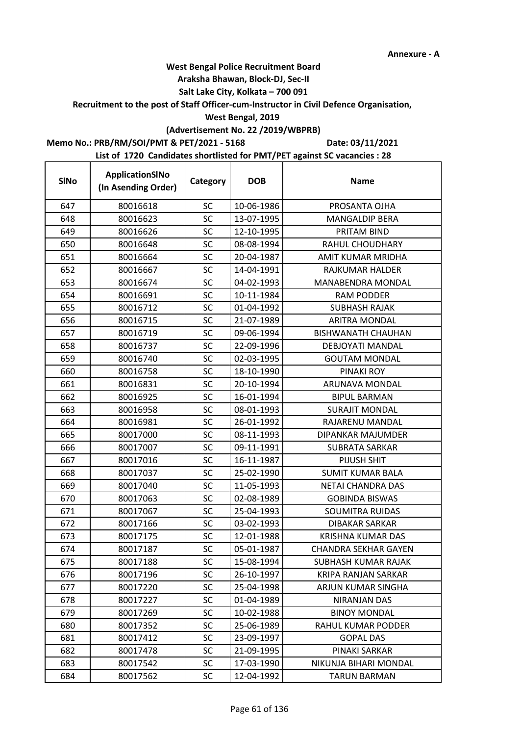Annexure - A

**West Bengal Police Recruitment Board**
**Araksha Bhawan, Block-DJ, Sec-II**
**Salt Lake City, Kolkata – 700 091**
**Recruitment to the post of Staff Officer-cum-Instructor in Civil Defence Organisation,**
**West Bengal, 2019**
**(Advertisement No. 22 /2019/WBPRB)**

**Memo No.: PRB/RM/SOI/PMT & PET/2021 - 5168** **Date: 03/11/2021**

**List of 1720 Candidates shortlisted for PMT/PET against SC vacancies : 28**

| SlNo | ApplicationSlNo (In Asending Order) | Category | DOB | Name |
|---|---|---|---|---|
| 647 | 80016618 | SC | 10-06-1986 | PROSANTA OJHA |
| 648 | 80016623 | SC | 13-07-1995 | MANGALDIP BERA |
| 649 | 80016626 | SC | 12-10-1995 | PRITAM BIND |
| 650 | 80016648 | SC | 08-08-1994 | RAHUL CHOUDHARY |
| 651 | 80016664 | SC | 20-04-1987 | AMIT KUMAR MRIDHA |
| 652 | 80016667 | SC | 14-04-1991 | RAJKUMAR HALDER |
| 653 | 80016674 | SC | 04-02-1993 | MANABENDRA MONDAL |
| 654 | 80016691 | SC | 10-11-1984 | RAM PODDER |
| 655 | 80016712 | SC | 01-04-1992 | SUBHASH RAJAK |
| 656 | 80016715 | SC | 21-07-1989 | ARITRA MONDAL |
| 657 | 80016719 | SC | 09-06-1994 | BISHWANATH CHAUHAN |
| 658 | 80016737 | SC | 22-09-1996 | DEBJOYATI MANDAL |
| 659 | 80016740 | SC | 02-03-1995 | GOUTAM MONDAL |
| 660 | 80016758 | SC | 18-10-1990 | PINAKI ROY |
| 661 | 80016831 | SC | 20-10-1994 | ARUNAVA MONDAL |
| 662 | 80016925 | SC | 16-01-1994 | BIPUL BARMAN |
| 663 | 80016958 | SC | 08-01-1993 | SURAJIT MONDAL |
| 664 | 80016981 | SC | 26-01-1992 | RAJARENU MANDAL |
| 665 | 80017000 | SC | 08-11-1993 | DIPANKAR MAJUMDER |
| 666 | 80017007 | SC | 09-11-1991 | SUBRATA SARKAR |
| 667 | 80017016 | SC | 16-11-1987 | PIJUSH SHIT |
| 668 | 80017037 | SC | 25-02-1990 | SUMIT KUMAR BALA |
| 669 | 80017040 | SC | 11-05-1993 | NETAI CHANDRA DAS |
| 670 | 80017063 | SC | 02-08-1989 | GOBINDA BISWAS |
| 671 | 80017067 | SC | 25-04-1993 | SOUMITRA RUIDAS |
| 672 | 80017166 | SC | 03-02-1993 | DIBAKAR SARKAR |
| 673 | 80017175 | SC | 12-01-1988 | KRISHNA KUMAR DAS |
| 674 | 80017187 | SC | 05-01-1987 | CHANDRA SEKHAR GAYEN |
| 675 | 80017188 | SC | 15-08-1994 | SUBHASH KUMAR RAJAK |
| 676 | 80017196 | SC | 26-10-1997 | KRIPA RANJAN SARKAR |
| 677 | 80017220 | SC | 25-04-1998 | ARJUN KUMAR SINGHA |
| 678 | 80017227 | SC | 01-04-1989 | NIRANJAN DAS |
| 679 | 80017269 | SC | 10-02-1988 | BINOY MONDAL |
| 680 | 80017352 | SC | 25-06-1989 | RAHUL KUMAR PODDER |
| 681 | 80017412 | SC | 23-09-1997 | GOPAL DAS |
| 682 | 80017478 | SC | 21-09-1995 | PINAKI SARKAR |
| 683 | 80017542 | SC | 17-03-1990 | NIKUNJA BIHARI MONDAL |
| 684 | 80017562 | SC | 12-04-1992 | TARUN BARMAN |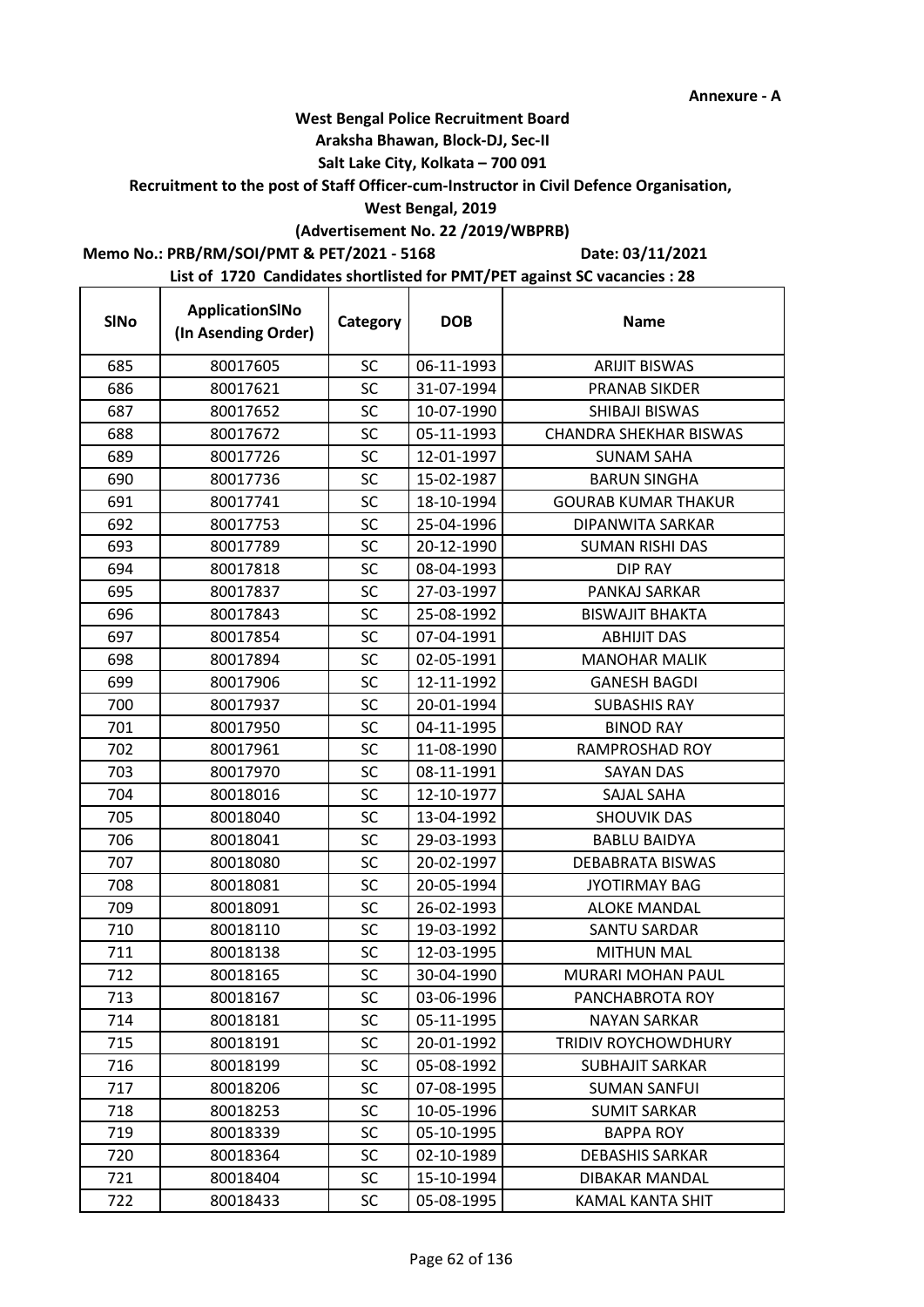Annexure - A

**West Bengal Police Recruitment Board**

**Araksha Bhawan, Block-DJ, Sec-II**

**Salt Lake City, Kolkata – 700 091**

**Recruitment to the post of Staff Officer-cum-Instructor in Civil Defence Organisation,**

**West Bengal, 2019**

**(Advertisement No. 22 /2019/WBPRB)**

**Memo No.: PRB/RM/SOI/PMT & PET/2021 - 5168** **Date: 03/11/2021**

**List of 1720 Candidates shortlisted for PMT/PET against SC vacancies : 28**

| SlNo | ApplicationSlNo (In Asending Order) | Category | DOB | Name |
|---|---|---|---|---|
| 685 | 80017605 | SC | 06-11-1993 | ARIJIT BISWAS |
| 686 | 80017621 | SC | 31-07-1994 | PRANAB SIKDER |
| 687 | 80017652 | SC | 10-07-1990 | SHIBAJI BISWAS |
| 688 | 80017672 | SC | 05-11-1993 | CHANDRA SHEKHAR BISWAS |
| 689 | 80017726 | SC | 12-01-1997 | SUNAM SAHA |
| 690 | 80017736 | SC | 15-02-1987 | BARUN SINGHA |
| 691 | 80017741 | SC | 18-10-1994 | GOURAB KUMAR THAKUR |
| 692 | 80017753 | SC | 25-04-1996 | DIPANWITA SARKAR |
| 693 | 80017789 | SC | 20-12-1990 | SUMAN RISHI DAS |
| 694 | 80017818 | SC | 08-04-1993 | DIP RAY |
| 695 | 80017837 | SC | 27-03-1997 | PANKAJ SARKAR |
| 696 | 80017843 | SC | 25-08-1992 | BISWAJIT BHAKTA |
| 697 | 80017854 | SC | 07-04-1991 | ABHIJIT DAS |
| 698 | 80017894 | SC | 02-05-1991 | MANOHAR MALIK |
| 699 | 80017906 | SC | 12-11-1992 | GANESH BAGDI |
| 700 | 80017937 | SC | 20-01-1994 | SUBASHIS RAY |
| 701 | 80017950 | SC | 04-11-1995 | BINOD RAY |
| 702 | 80017961 | SC | 11-08-1990 | RAMPROSHAD ROY |
| 703 | 80017970 | SC | 08-11-1991 | SAYAN DAS |
| 704 | 80018016 | SC | 12-10-1977 | SAJAL SAHA |
| 705 | 80018040 | SC | 13-04-1992 | SHOUVIK DAS |
| 706 | 80018041 | SC | 29-03-1993 | BABLU BAIDYA |
| 707 | 80018080 | SC | 20-02-1997 | DEBABRATA BISWAS |
| 708 | 80018081 | SC | 20-05-1994 | JYOTIRMAY BAG |
| 709 | 80018091 | SC | 26-02-1993 | ALOKE MANDAL |
| 710 | 80018110 | SC | 19-03-1992 | SANTU SARDAR |
| 711 | 80018138 | SC | 12-03-1995 | MITHUN MAL |
| 712 | 80018165 | SC | 30-04-1990 | MURARI MOHAN PAUL |
| 713 | 80018167 | SC | 03-06-1996 | PANCHABROTA ROY |
| 714 | 80018181 | SC | 05-11-1995 | NAYAN SARKAR |
| 715 | 80018191 | SC | 20-01-1992 | TRIDIV ROYCHOWDHURY |
| 716 | 80018199 | SC | 05-08-1992 | SUBHAJIT SARKAR |
| 717 | 80018206 | SC | 07-08-1995 | SUMAN SANFUI |
| 718 | 80018253 | SC | 10-05-1996 | SUMIT SARKAR |
| 719 | 80018339 | SC | 05-10-1995 | BAPPA ROY |
| 720 | 80018364 | SC | 02-10-1989 | DEBASHIS SARKAR |
| 721 | 80018404 | SC | 15-10-1994 | DIBAKAR MANDAL |
| 722 | 80018433 | SC | 05-08-1995 | KAMAL KANTA SHIT |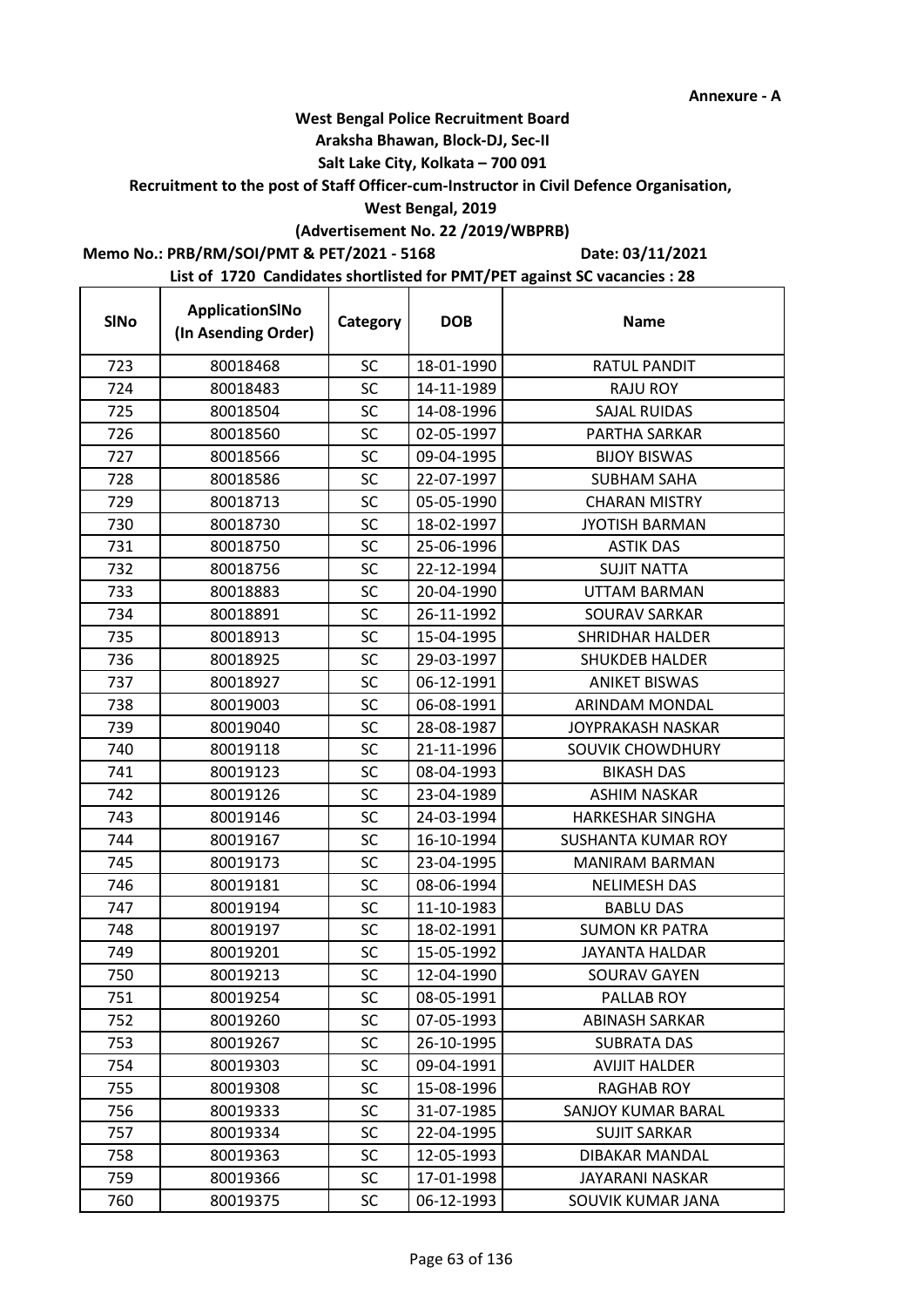**Annexure - A**

**West Bengal Police Recruitment Board**

**Araksha Bhawan, Block-DJ, Sec-II**

**Salt Lake City, Kolkata – 700 091**

**Recruitment to the post of Staff Officer-cum-Instructor in Civil Defence Organisation,**

**West Bengal, 2019**

**(Advertisement No. 22 /2019/WBPRB)**

**Memo No.: PRB/RM/SOI/PMT & PET/2021 - 5168** **Date: 03/11/2021**

**List of 1720 Candidates shortlisted for PMT/PET against SC vacancies : 28**

| SlNo | ApplicationSlNo (In Asending Order) | Category | DOB | Name |
|---|---|---|---|---|
| 723 | 80018468 | SC | 18-01-1990 | RATUL PANDIT |
| 724 | 80018483 | SC | 14-11-1989 | RAJU ROY |
| 725 | 80018504 | SC | 14-08-1996 | SAJAL RUIDAS |
| 726 | 80018560 | SC | 02-05-1997 | PARTHA SARKAR |
| 727 | 80018566 | SC | 09-04-1995 | BIJOY BISWAS |
| 728 | 80018586 | SC | 22-07-1997 | SUBHAM SAHA |
| 729 | 80018713 | SC | 05-05-1990 | CHARAN MISTRY |
| 730 | 80018730 | SC | 18-02-1997 | JYOTISH BARMAN |
| 731 | 80018750 | SC | 25-06-1996 | ASTIK DAS |
| 732 | 80018756 | SC | 22-12-1994 | SUJIT NATTA |
| 733 | 80018883 | SC | 20-04-1990 | UTTAM BARMAN |
| 734 | 80018891 | SC | 26-11-1992 | SOURAV SARKAR |
| 735 | 80018913 | SC | 15-04-1995 | SHRIDHAR HALDER |
| 736 | 80018925 | SC | 29-03-1997 | SHUKDEB HALDER |
| 737 | 80018927 | SC | 06-12-1991 | ANIKET BISWAS |
| 738 | 80019003 | SC | 06-08-1991 | ARINDAM MONDAL |
| 739 | 80019040 | SC | 28-08-1987 | JOYPRAKASH NASKAR |
| 740 | 80019118 | SC | 21-11-1996 | SOUVIK CHOWDHURY |
| 741 | 80019123 | SC | 08-04-1993 | BIKASH DAS |
| 742 | 80019126 | SC | 23-04-1989 | ASHIM NASKAR |
| 743 | 80019146 | SC | 24-03-1994 | HARKESHAR SINGHA |
| 744 | 80019167 | SC | 16-10-1994 | SUSHANTA KUMAR ROY |
| 745 | 80019173 | SC | 23-04-1995 | MANIRAM BARMAN |
| 746 | 80019181 | SC | 08-06-1994 | NELIMESH DAS |
| 747 | 80019194 | SC | 11-10-1983 | BABLU DAS |
| 748 | 80019197 | SC | 18-02-1991 | SUMON KR PATRA |
| 749 | 80019201 | SC | 15-05-1992 | JAYANTA HALDAR |
| 750 | 80019213 | SC | 12-04-1990 | SOURAV GAYEN |
| 751 | 80019254 | SC | 08-05-1991 | PALLAB ROY |
| 752 | 80019260 | SC | 07-05-1993 | ABINASH SARKAR |
| 753 | 80019267 | SC | 26-10-1995 | SUBRATA DAS |
| 754 | 80019303 | SC | 09-04-1991 | AVIJIT HALDER |
| 755 | 80019308 | SC | 15-08-1996 | RAGHAB ROY |
| 756 | 80019333 | SC | 31-07-1985 | SANJOY KUMAR BARAL |
| 757 | 80019334 | SC | 22-04-1995 | SUJIT SARKAR |
| 758 | 80019363 | SC | 12-05-1993 | DIBAKAR MANDAL |
| 759 | 80019366 | SC | 17-01-1998 | JAYARANI NASKAR |
| 760 | 80019375 | SC | 06-12-1993 | SOUVIK KUMAR JANA |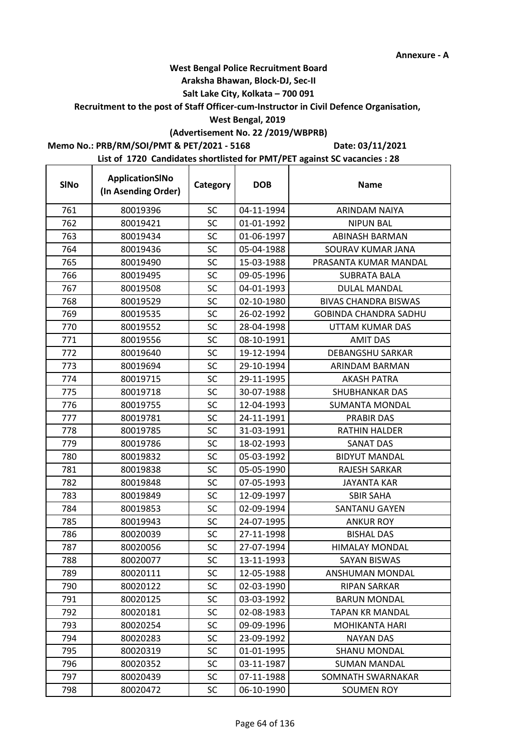Annexure - A

**West Bengal Police Recruitment Board**

**Araksha Bhawan, Block-DJ, Sec-II**

**Salt Lake City, Kolkata – 700 091**

**Recruitment to the post of Staff Officer-cum-Instructor in Civil Defence Organisation,**

**West Bengal, 2019**

**(Advertisement No. 22 /2019/WBPRB)**

**Memo No.: PRB/RM/SOI/PMT & PET/2021 - 5168** **Date: 03/11/2021**

**List of 1720 Candidates shortlisted for PMT/PET against SC vacancies : 28**

| SlNo | ApplicationSlNo (In Asending Order) | Category | DOB | Name |
|---|---|---|---|---|
| 761 | 80019396 | SC | 04-11-1994 | ARINDAM NAIYA |
| 762 | 80019421 | SC | 01-01-1992 | NIPUN BAL |
| 763 | 80019434 | SC | 01-06-1997 | ABINASH BARMAN |
| 764 | 80019436 | SC | 05-04-1988 | SOURAV KUMAR JANA |
| 765 | 80019490 | SC | 15-03-1988 | PRASANTA KUMAR MANDAL |
| 766 | 80019495 | SC | 09-05-1996 | SUBRATA BALA |
| 767 | 80019508 | SC | 04-01-1993 | DULAL MANDAL |
| 768 | 80019529 | SC | 02-10-1980 | BIVAS CHANDRA BISWAS |
| 769 | 80019535 | SC | 26-02-1992 | GOBINDA CHANDRA SADHU |
| 770 | 80019552 | SC | 28-04-1998 | UTTAM KUMAR DAS |
| 771 | 80019556 | SC | 08-10-1991 | AMIT DAS |
| 772 | 80019640 | SC | 19-12-1994 | DEBANGSHU SARKAR |
| 773 | 80019694 | SC | 29-10-1994 | ARINDAM BARMAN |
| 774 | 80019715 | SC | 29-11-1995 | AKASH PATRA |
| 775 | 80019718 | SC | 30-07-1988 | SHUBHANKAR DAS |
| 776 | 80019755 | SC | 12-04-1993 | SUMANTA MONDAL |
| 777 | 80019781 | SC | 24-11-1991 | PRABIR DAS |
| 778 | 80019785 | SC | 31-03-1991 | RATHIN HALDER |
| 779 | 80019786 | SC | 18-02-1993 | SANAT DAS |
| 780 | 80019832 | SC | 05-03-1992 | BIDYUT MANDAL |
| 781 | 80019838 | SC | 05-05-1990 | RAJESH SARKAR |
| 782 | 80019848 | SC | 07-05-1993 | JAYANTA KAR |
| 783 | 80019849 | SC | 12-09-1997 | SBIR SAHA |
| 784 | 80019853 | SC | 02-09-1994 | SANTANU GAYEN |
| 785 | 80019943 | SC | 24-07-1995 | ANKUR ROY |
| 786 | 80020039 | SC | 27-11-1998 | BISHAL DAS |
| 787 | 80020056 | SC | 27-07-1994 | HIMALAY MONDAL |
| 788 | 80020077 | SC | 13-11-1993 | SAYAN BISWAS |
| 789 | 80020111 | SC | 12-05-1988 | ANSHUMAN MONDAL |
| 790 | 80020122 | SC | 02-03-1990 | RIPAN SARKAR |
| 791 | 80020125 | SC | 03-03-1992 | BARUN MONDAL |
| 792 | 80020181 | SC | 02-08-1983 | TAPAN KR MANDAL |
| 793 | 80020254 | SC | 09-09-1996 | MOHIKANTA HARI |
| 794 | 80020283 | SC | 23-09-1992 | NAYAN DAS |
| 795 | 80020319 | SC | 01-01-1995 | SHANU MONDAL |
| 796 | 80020352 | SC | 03-11-1987 | SUMAN MANDAL |
| 797 | 80020439 | SC | 07-11-1988 | SOMNATH SWARNAKAR |
| 798 | 80020472 | SC | 06-10-1990 | SOUMEN ROY |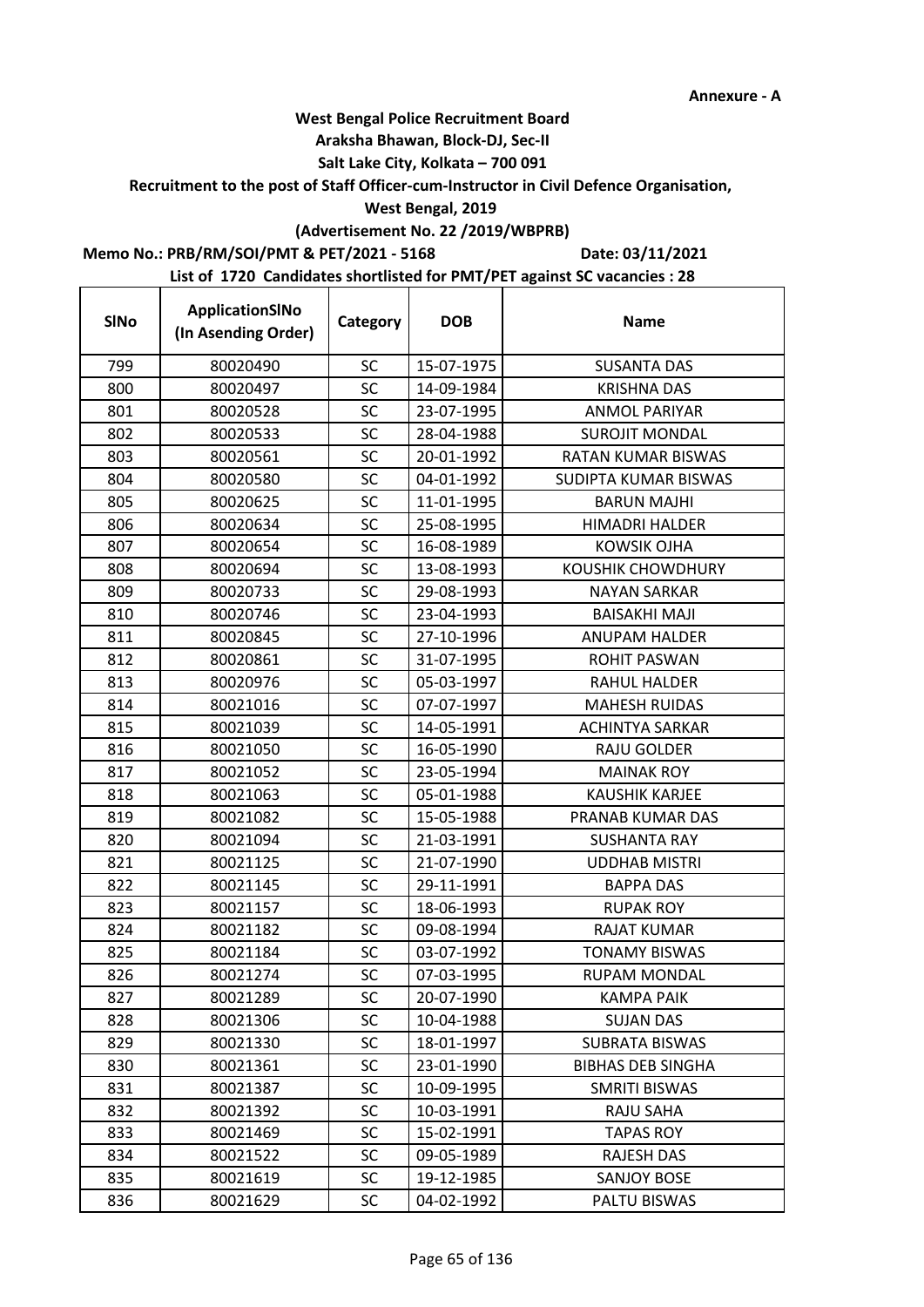Annexure - A

**West Bengal Police Recruitment Board**

**Araksha Bhawan, Block-DJ, Sec-II**

**Salt Lake City, Kolkata – 700 091**

**Recruitment to the post of Staff Officer-cum-Instructor in Civil Defence Organisation,**

**West Bengal, 2019**

**(Advertisement No. 22 /2019/WBPRB)**

**Memo No.: PRB/RM/SOI/PMT & PET/2021 - 5168** **Date: 03/11/2021**

**List of 1720 Candidates shortlisted for PMT/PET against SC vacancies : 28**

| SlNo | ApplicationSlNo (In Asending Order) | Category | DOB | Name |
|---|---|---|---|---|
| 799 | 80020490 | SC | 15-07-1975 | SUSANTA DAS |
| 800 | 80020497 | SC | 14-09-1984 | KRISHNA DAS |
| 801 | 80020528 | SC | 23-07-1995 | ANMOL PARIYAR |
| 802 | 80020533 | SC | 28-04-1988 | SUROJIT MONDAL |
| 803 | 80020561 | SC | 20-01-1992 | RATAN KUMAR BISWAS |
| 804 | 80020580 | SC | 04-01-1992 | SUDIPTA KUMAR BISWAS |
| 805 | 80020625 | SC | 11-01-1995 | BARUN MAJHI |
| 806 | 80020634 | SC | 25-08-1995 | HIMADRI HALDER |
| 807 | 80020654 | SC | 16-08-1989 | KOWSIK OJHA |
| 808 | 80020694 | SC | 13-08-1993 | KOUSHIK CHOWDHURY |
| 809 | 80020733 | SC | 29-08-1993 | NAYAN SARKAR |
| 810 | 80020746 | SC | 23-04-1993 | BAISAKHI MAJI |
| 811 | 80020845 | SC | 27-10-1996 | ANUPAM HALDER |
| 812 | 80020861 | SC | 31-07-1995 | ROHIT PASWAN |
| 813 | 80020976 | SC | 05-03-1997 | RAHUL HALDER |
| 814 | 80021016 | SC | 07-07-1997 | MAHESH RUIDAS |
| 815 | 80021039 | SC | 14-05-1991 | ACHINTYA SARKAR |
| 816 | 80021050 | SC | 16-05-1990 | RAJU GOLDER |
| 817 | 80021052 | SC | 23-05-1994 | MAINAK ROY |
| 818 | 80021063 | SC | 05-01-1988 | KAUSHIK KARJEE |
| 819 | 80021082 | SC | 15-05-1988 | PRANAB KUMAR DAS |
| 820 | 80021094 | SC | 21-03-1991 | SUSHANTA RAY |
| 821 | 80021125 | SC | 21-07-1990 | UDDHAB MISTRI |
| 822 | 80021145 | SC | 29-11-1991 | BAPPA DAS |
| 823 | 80021157 | SC | 18-06-1993 | RUPAK ROY |
| 824 | 80021182 | SC | 09-08-1994 | RAJAT KUMAR |
| 825 | 80021184 | SC | 03-07-1992 | TONAMY BISWAS |
| 826 | 80021274 | SC | 07-03-1995 | RUPAM MONDAL |
| 827 | 80021289 | SC | 20-07-1990 | KAMPA PAIK |
| 828 | 80021306 | SC | 10-04-1988 | SUJAN DAS |
| 829 | 80021330 | SC | 18-01-1997 | SUBRATA BISWAS |
| 830 | 80021361 | SC | 23-01-1990 | BIBHAS DEB SINGHA |
| 831 | 80021387 | SC | 10-09-1995 | SMRITI BISWAS |
| 832 | 80021392 | SC | 10-03-1991 | RAJU SAHA |
| 833 | 80021469 | SC | 15-02-1991 | TAPAS ROY |
| 834 | 80021522 | SC | 09-05-1989 | RAJESH DAS |
| 835 | 80021619 | SC | 19-12-1985 | SANJOY BOSE |
| 836 | 80021629 | SC | 04-02-1992 | PALTU BISWAS |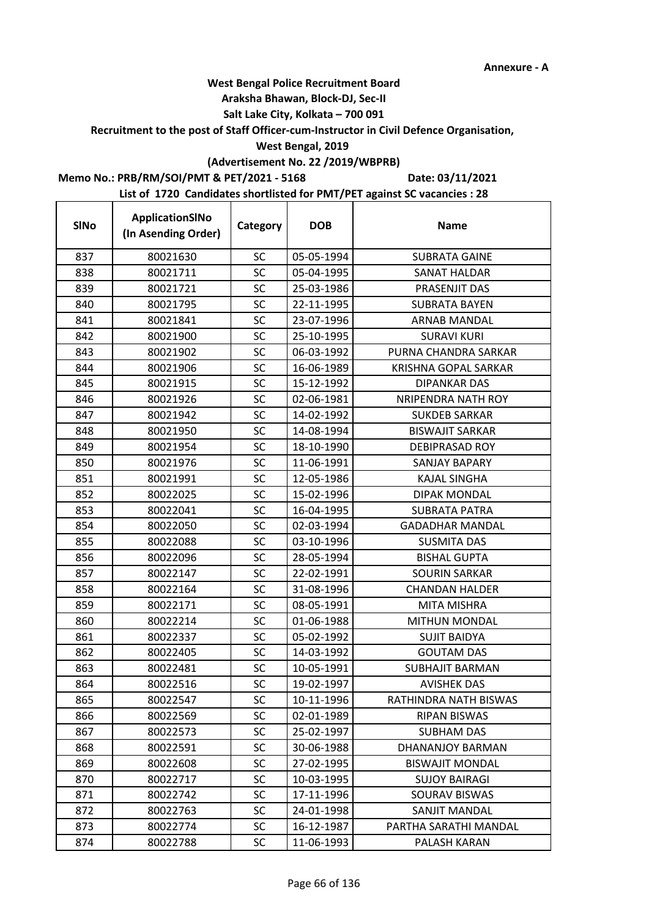**Annexure - A**

**West Bengal Police Recruitment Board**
**Araksha Bhawan, Block-DJ, Sec-II**
**Salt Lake City, Kolkata – 700 091**
**Recruitment to the post of Staff Officer-cum-Instructor in Civil Defence Organisation,**
**West Bengal, 2019**
**(Advertisement No. 22 /2019/WBPRB)**

**Memo No.: PRB/RM/SOI/PMT & PET/2021 - 5168** **Date: 03/11/2021**

**List of 1720 Candidates shortlisted for PMT/PET against SC vacancies : 28**

| SlNo | ApplicationSlNo (In Asending Order) | Category | DOB | Name |
|---|---|---|---|---|
| 837 | 80021630 | SC | 05-05-1994 | SUBRATA GAINE |
| 838 | 80021711 | SC | 05-04-1995 | SANAT HALDAR |
| 839 | 80021721 | SC | 25-03-1986 | PRASENJIT DAS |
| 840 | 80021795 | SC | 22-11-1995 | SUBRATA BAYEN |
| 841 | 80021841 | SC | 23-07-1996 | ARNAB MANDAL |
| 842 | 80021900 | SC | 25-10-1995 | SURAVI KURI |
| 843 | 80021902 | SC | 06-03-1992 | PURNA CHANDRA SARKAR |
| 844 | 80021906 | SC | 16-06-1989 | KRISHNA GOPAL SARKAR |
| 845 | 80021915 | SC | 15-12-1992 | DIPANKAR DAS |
| 846 | 80021926 | SC | 02-06-1981 | NRIPENDRA NATH ROY |
| 847 | 80021942 | SC | 14-02-1992 | SUKDEB SARKAR |
| 848 | 80021950 | SC | 14-08-1994 | BISWAJIT SARKAR |
| 849 | 80021954 | SC | 18-10-1990 | DEBIPRASAD ROY |
| 850 | 80021976 | SC | 11-06-1991 | SANJAY BAPARY |
| 851 | 80021991 | SC | 12-05-1986 | KAJAL SINGHA |
| 852 | 80022025 | SC | 15-02-1996 | DIPAK MONDAL |
| 853 | 80022041 | SC | 16-04-1995 | SUBRATA PATRA |
| 854 | 80022050 | SC | 02-03-1994 | GADADHAR MANDAL |
| 855 | 80022088 | SC | 03-10-1996 | SUSMITA DAS |
| 856 | 80022096 | SC | 28-05-1994 | BISHAL GUPTA |
| 857 | 80022147 | SC | 22-02-1991 | SOURIN SARKAR |
| 858 | 80022164 | SC | 31-08-1996 | CHANDAN HALDER |
| 859 | 80022171 | SC | 08-05-1991 | MITA MISHRA |
| 860 | 80022214 | SC | 01-06-1988 | MITHUN MONDAL |
| 861 | 80022337 | SC | 05-02-1992 | SUJIT BAIDYA |
| 862 | 80022405 | SC | 14-03-1992 | GOUTAM DAS |
| 863 | 80022481 | SC | 10-05-1991 | SUBHAJIT BARMAN |
| 864 | 80022516 | SC | 19-02-1997 | AVISHEK DAS |
| 865 | 80022547 | SC | 10-11-1996 | RATHINDRA NATH BISWAS |
| 866 | 80022569 | SC | 02-01-1989 | RIPAN BISWAS |
| 867 | 80022573 | SC | 25-02-1997 | SUBHAM DAS |
| 868 | 80022591 | SC | 30-06-1988 | DHANANJOY BARMAN |
| 869 | 80022608 | SC | 27-02-1995 | BISWAJIT MONDAL |
| 870 | 80022717 | SC | 10-03-1995 | SUJOY BAIRAGI |
| 871 | 80022742 | SC | 17-11-1996 | SOURAV BISWAS |
| 872 | 80022763 | SC | 24-01-1998 | SANJIT MANDAL |
| 873 | 80022774 | SC | 16-12-1987 | PARTHA SARATHI MANDAL |
| 874 | 80022788 | SC | 11-06-1993 | PALASH KARAN |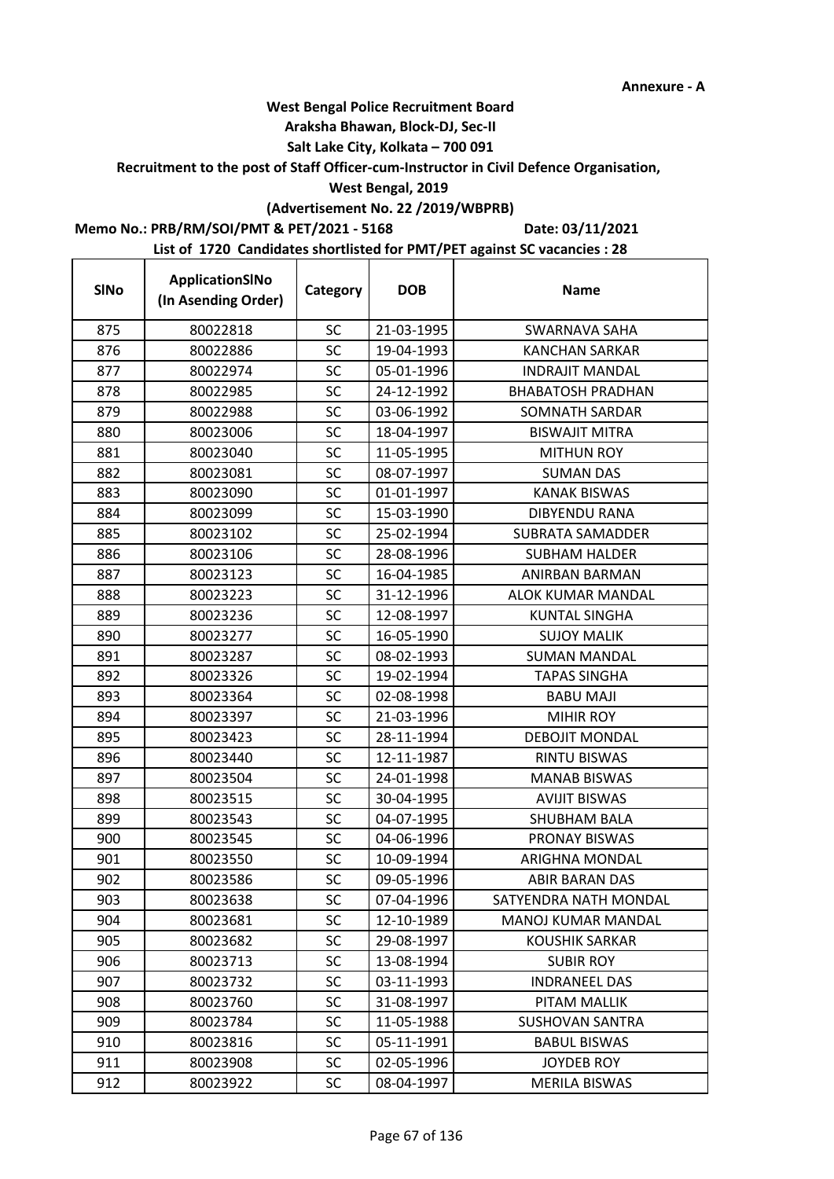Annexure - A

**West Bengal Police Recruitment Board**
**Araksha Bhawan, Block-DJ, Sec-II**
**Salt Lake City, Kolkata – 700 091**
**Recruitment to the post of Staff Officer-cum-Instructor in Civil Defence Organisation,**
**West Bengal, 2019**
**(Advertisement No. 22 /2019/WBPRB)**

**Memo No.: PRB/RM/SOI/PMT & PET/2021 - 5168** **Date: 03/11/2021**

**List of 1720 Candidates shortlisted for PMT/PET against SC vacancies : 28**

| SlNo | ApplicationSlNo (In Asending Order) | Category | DOB | Name |
|---|---|---|---|---|
| 875 | 80022818 | SC | 21-03-1995 | SWARNAVA SAHA |
| 876 | 80022886 | SC | 19-04-1993 | KANCHAN SARKAR |
| 877 | 80022974 | SC | 05-01-1996 | INDRAJIT MANDAL |
| 878 | 80022985 | SC | 24-12-1992 | BHABATOSH PRADHAN |
| 879 | 80022988 | SC | 03-06-1992 | SOMNATH SARDAR |
| 880 | 80023006 | SC | 18-04-1997 | BISWAJIT MITRA |
| 881 | 80023040 | SC | 11-05-1995 | MITHUN ROY |
| 882 | 80023081 | SC | 08-07-1997 | SUMAN DAS |
| 883 | 80023090 | SC | 01-01-1997 | KANAK BISWAS |
| 884 | 80023099 | SC | 15-03-1990 | DIBYENDU RANA |
| 885 | 80023102 | SC | 25-02-1994 | SUBRATA SAMADDER |
| 886 | 80023106 | SC | 28-08-1996 | SUBHAM HALDER |
| 887 | 80023123 | SC | 16-04-1985 | ANIRBAN BARMAN |
| 888 | 80023223 | SC | 31-12-1996 | ALOK KUMAR MANDAL |
| 889 | 80023236 | SC | 12-08-1997 | KUNTAL SINGHA |
| 890 | 80023277 | SC | 16-05-1990 | SUJOY MALIK |
| 891 | 80023287 | SC | 08-02-1993 | SUMAN MANDAL |
| 892 | 80023326 | SC | 19-02-1994 | TAPAS SINGHA |
| 893 | 80023364 | SC | 02-08-1998 | BABU MAJI |
| 894 | 80023397 | SC | 21-03-1996 | MIHIR ROY |
| 895 | 80023423 | SC | 28-11-1994 | DEBOJIT MONDAL |
| 896 | 80023440 | SC | 12-11-1987 | RINTU BISWAS |
| 897 | 80023504 | SC | 24-01-1998 | MANAB BISWAS |
| 898 | 80023515 | SC | 30-04-1995 | AVIJIT BISWAS |
| 899 | 80023543 | SC | 04-07-1995 | SHUBHAM BALA |
| 900 | 80023545 | SC | 04-06-1996 | PRONAY BISWAS |
| 901 | 80023550 | SC | 10-09-1994 | ARIGHNA MONDAL |
| 902 | 80023586 | SC | 09-05-1996 | ABIR BARAN DAS |
| 903 | 80023638 | SC | 07-04-1996 | SATYENDRA NATH MONDAL |
| 904 | 80023681 | SC | 12-10-1989 | MANOJ KUMAR MANDAL |
| 905 | 80023682 | SC | 29-08-1997 | KOUSHIK SARKAR |
| 906 | 80023713 | SC | 13-08-1994 | SUBIR ROY |
| 907 | 80023732 | SC | 03-11-1993 | INDRANEEL DAS |
| 908 | 80023760 | SC | 31-08-1997 | PITAM MALLIK |
| 909 | 80023784 | SC | 11-05-1988 | SUSHOVAN SANTRA |
| 910 | 80023816 | SC | 05-11-1991 | BABUL BISWAS |
| 911 | 80023908 | SC | 02-05-1996 | JOYDEB ROY |
| 912 | 80023922 | SC | 08-04-1997 | MERILA BISWAS |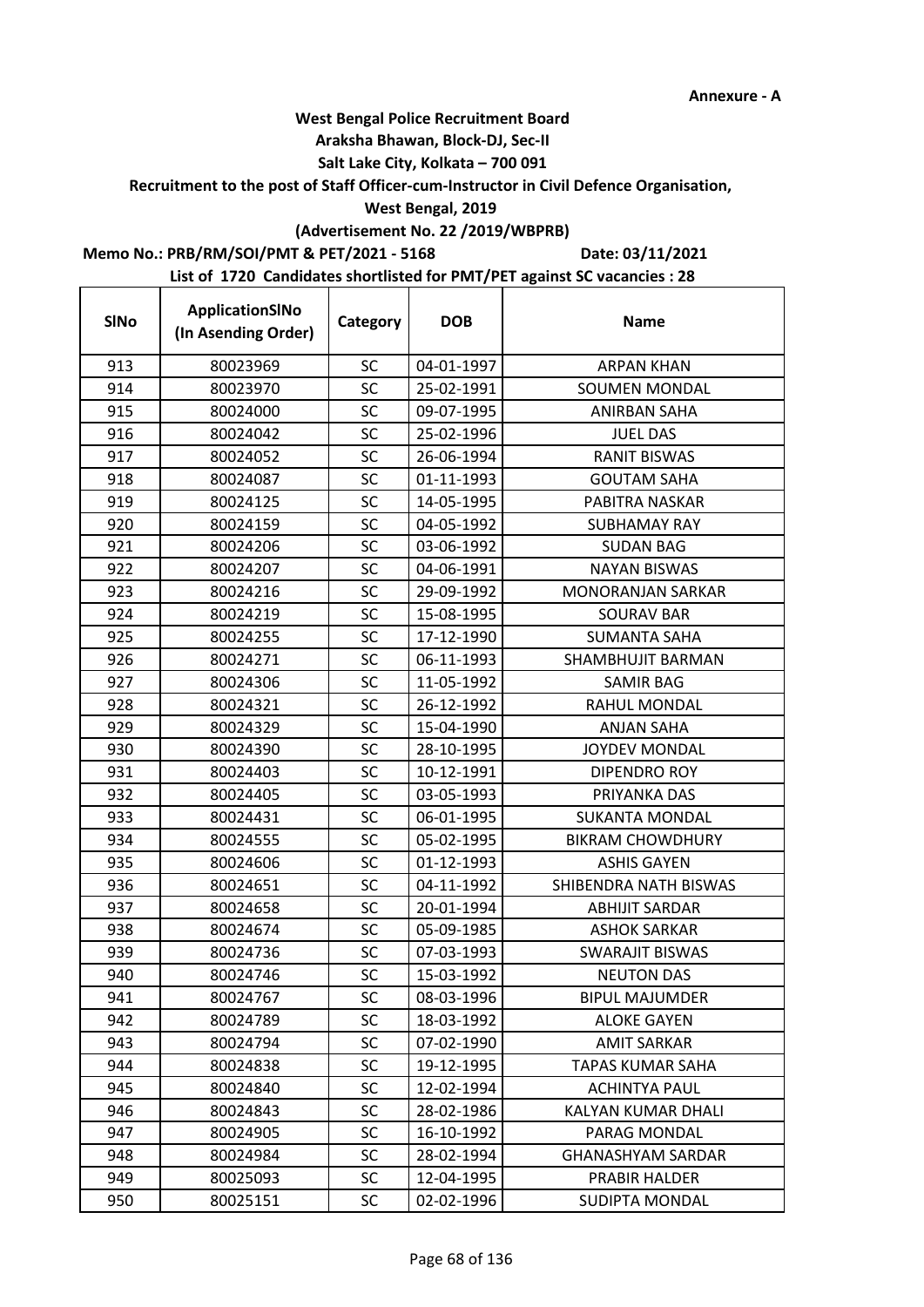Annexure - A

**West Bengal Police Recruitment Board**
**Araksha Bhawan, Block-DJ, Sec-II**
**Salt Lake City, Kolkata – 700 091**
**Recruitment to the post of Staff Officer-cum-Instructor in Civil Defence Organisation,**
**West Bengal, 2019**
**(Advertisement No. 22 /2019/WBPRB)**

**Memo No.: PRB/RM/SOI/PMT & PET/2021 - 5168** **Date: 03/11/2021**

**List of 1720 Candidates shortlisted for PMT/PET against SC vacancies : 28**

| SlNo | ApplicationSlNo (In Asending Order) | Category | DOB | Name |
|---|---|---|---|---|
| 913 | 80023969 | SC | 04-01-1997 | ARPAN KHAN |
| 914 | 80023970 | SC | 25-02-1991 | SOUMEN MONDAL |
| 915 | 80024000 | SC | 09-07-1995 | ANIRBAN SAHA |
| 916 | 80024042 | SC | 25-02-1996 | JUEL DAS |
| 917 | 80024052 | SC | 26-06-1994 | RANIT BISWAS |
| 918 | 80024087 | SC | 01-11-1993 | GOUTAM SAHA |
| 919 | 80024125 | SC | 14-05-1995 | PABITRA NASKAR |
| 920 | 80024159 | SC | 04-05-1992 | SUBHAMAY RAY |
| 921 | 80024206 | SC | 03-06-1992 | SUDAN BAG |
| 922 | 80024207 | SC | 04-06-1991 | NAYAN BISWAS |
| 923 | 80024216 | SC | 29-09-1992 | MONORANJAN SARKAR |
| 924 | 80024219 | SC | 15-08-1995 | SOURAV BAR |
| 925 | 80024255 | SC | 17-12-1990 | SUMANTA SAHA |
| 926 | 80024271 | SC | 06-11-1993 | SHAMBHUJIT BARMAN |
| 927 | 80024306 | SC | 11-05-1992 | SAMIR BAG |
| 928 | 80024321 | SC | 26-12-1992 | RAHUL MONDAL |
| 929 | 80024329 | SC | 15-04-1990 | ANJAN SAHA |
| 930 | 80024390 | SC | 28-10-1995 | JOYDEV MONDAL |
| 931 | 80024403 | SC | 10-12-1991 | DIPENDRO ROY |
| 932 | 80024405 | SC | 03-05-1993 | PRIYANKA DAS |
| 933 | 80024431 | SC | 06-01-1995 | SUKANTA MONDAL |
| 934 | 80024555 | SC | 05-02-1995 | BIKRAM CHOWDHURY |
| 935 | 80024606 | SC | 01-12-1993 | ASHIS GAYEN |
| 936 | 80024651 | SC | 04-11-1992 | SHIBENDRA NATH BISWAS |
| 937 | 80024658 | SC | 20-01-1994 | ABHIJIT SARDAR |
| 938 | 80024674 | SC | 05-09-1985 | ASHOK SARKAR |
| 939 | 80024736 | SC | 07-03-1993 | SWARAJIT BISWAS |
| 940 | 80024746 | SC | 15-03-1992 | NEUTON DAS |
| 941 | 80024767 | SC | 08-03-1996 | BIPUL MAJUMDER |
| 942 | 80024789 | SC | 18-03-1992 | ALOKE GAYEN |
| 943 | 80024794 | SC | 07-02-1990 | AMIT SARKAR |
| 944 | 80024838 | SC | 19-12-1995 | TAPAS KUMAR SAHA |
| 945 | 80024840 | SC | 12-02-1994 | ACHINTYA PAUL |
| 946 | 80024843 | SC | 28-02-1986 | KALYAN KUMAR DHALI |
| 947 | 80024905 | SC | 16-10-1992 | PARAG MONDAL |
| 948 | 80024984 | SC | 28-02-1994 | GHANASHYAM SARDAR |
| 949 | 80025093 | SC | 12-04-1995 | PRABIR HALDER |
| 950 | 80025151 | SC | 02-02-1996 | SUDIPTA MONDAL |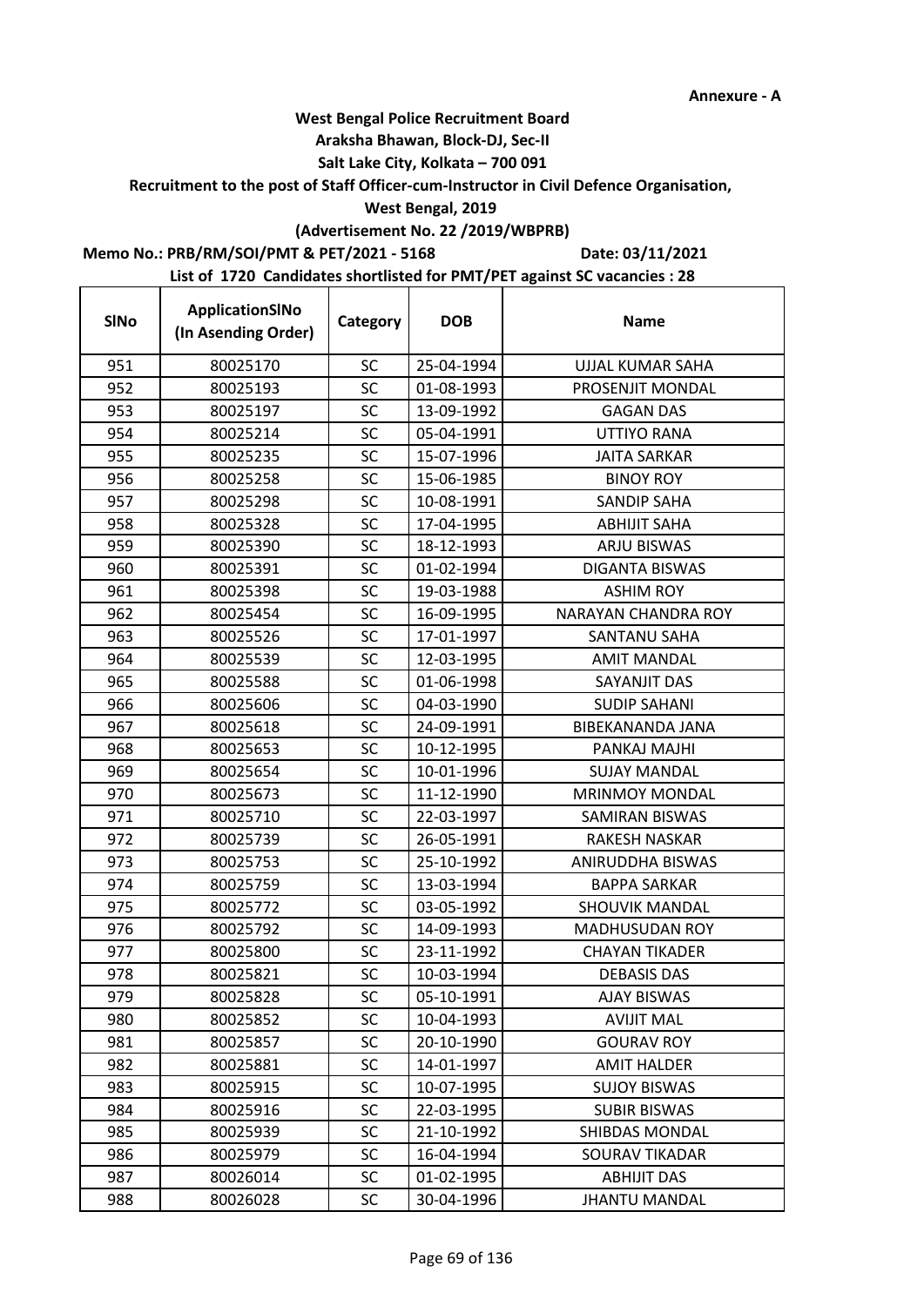Annexure - A

**West Bengal Police Recruitment Board**

**Araksha Bhawan, Block-DJ, Sec-II**

**Salt Lake City, Kolkata – 700 091**

**Recruitment to the post of Staff Officer-cum-Instructor in Civil Defence Organisation,**

**West Bengal, 2019**

**(Advertisement No. 22 /2019/WBPRB)**

**Memo No.: PRB/RM/SOI/PMT & PET/2021 - 5168** **Date: 03/11/2021**

**List of 1720 Candidates shortlisted for PMT/PET against SC vacancies : 28**

| SlNo | ApplicationSlNo (In Asending Order) | Category | DOB | Name |
|---|---|---|---|---|
| 951 | 80025170 | SC | 25-04-1994 | UJJAL KUMAR SAHA |
| 952 | 80025193 | SC | 01-08-1993 | PROSENJIT MONDAL |
| 953 | 80025197 | SC | 13-09-1992 | GAGAN DAS |
| 954 | 80025214 | SC | 05-04-1991 | UTTIYO RANA |
| 955 | 80025235 | SC | 15-07-1996 | JAITA SARKAR |
| 956 | 80025258 | SC | 15-06-1985 | BINOY ROY |
| 957 | 80025298 | SC | 10-08-1991 | SANDIP SAHA |
| 958 | 80025328 | SC | 17-04-1995 | ABHIJIT SAHA |
| 959 | 80025390 | SC | 18-12-1993 | ARJU BISWAS |
| 960 | 80025391 | SC | 01-02-1994 | DIGANTA BISWAS |
| 961 | 80025398 | SC | 19-03-1988 | ASHIM ROY |
| 962 | 80025454 | SC | 16-09-1995 | NARAYAN CHANDRA ROY |
| 963 | 80025526 | SC | 17-01-1997 | SANTANU SAHA |
| 964 | 80025539 | SC | 12-03-1995 | AMIT MANDAL |
| 965 | 80025588 | SC | 01-06-1998 | SAYANJIT DAS |
| 966 | 80025606 | SC | 04-03-1990 | SUDIP SAHANI |
| 967 | 80025618 | SC | 24-09-1991 | BIBEKANANDA JANA |
| 968 | 80025653 | SC | 10-12-1995 | PANKAJ MAJHI |
| 969 | 80025654 | SC | 10-01-1996 | SUJAY MANDAL |
| 970 | 80025673 | SC | 11-12-1990 | MRINMOY MONDAL |
| 971 | 80025710 | SC | 22-03-1997 | SAMIRAN BISWAS |
| 972 | 80025739 | SC | 26-05-1991 | RAKESH NASKAR |
| 973 | 80025753 | SC | 25-10-1992 | ANIRUDDHA BISWAS |
| 974 | 80025759 | SC | 13-03-1994 | BAPPA SARKAR |
| 975 | 80025772 | SC | 03-05-1992 | SHOUVIK MANDAL |
| 976 | 80025792 | SC | 14-09-1993 | MADHUSUDAN ROY |
| 977 | 80025800 | SC | 23-11-1992 | CHAYAN TIKADER |
| 978 | 80025821 | SC | 10-03-1994 | DEBASIS DAS |
| 979 | 80025828 | SC | 05-10-1991 | AJAY BISWAS |
| 980 | 80025852 | SC | 10-04-1993 | AVIJIT MAL |
| 981 | 80025857 | SC | 20-10-1990 | GOURAV ROY |
| 982 | 80025881 | SC | 14-01-1997 | AMIT HALDER |
| 983 | 80025915 | SC | 10-07-1995 | SUJOY BISWAS |
| 984 | 80025916 | SC | 22-03-1995 | SUBIR BISWAS |
| 985 | 80025939 | SC | 21-10-1992 | SHIBDAS MONDAL |
| 986 | 80025979 | SC | 16-04-1994 | SOURAV TIKADAR |
| 987 | 80026014 | SC | 01-02-1995 | ABHIJIT DAS |
| 988 | 80026028 | SC | 30-04-1996 | JHANTU MANDAL |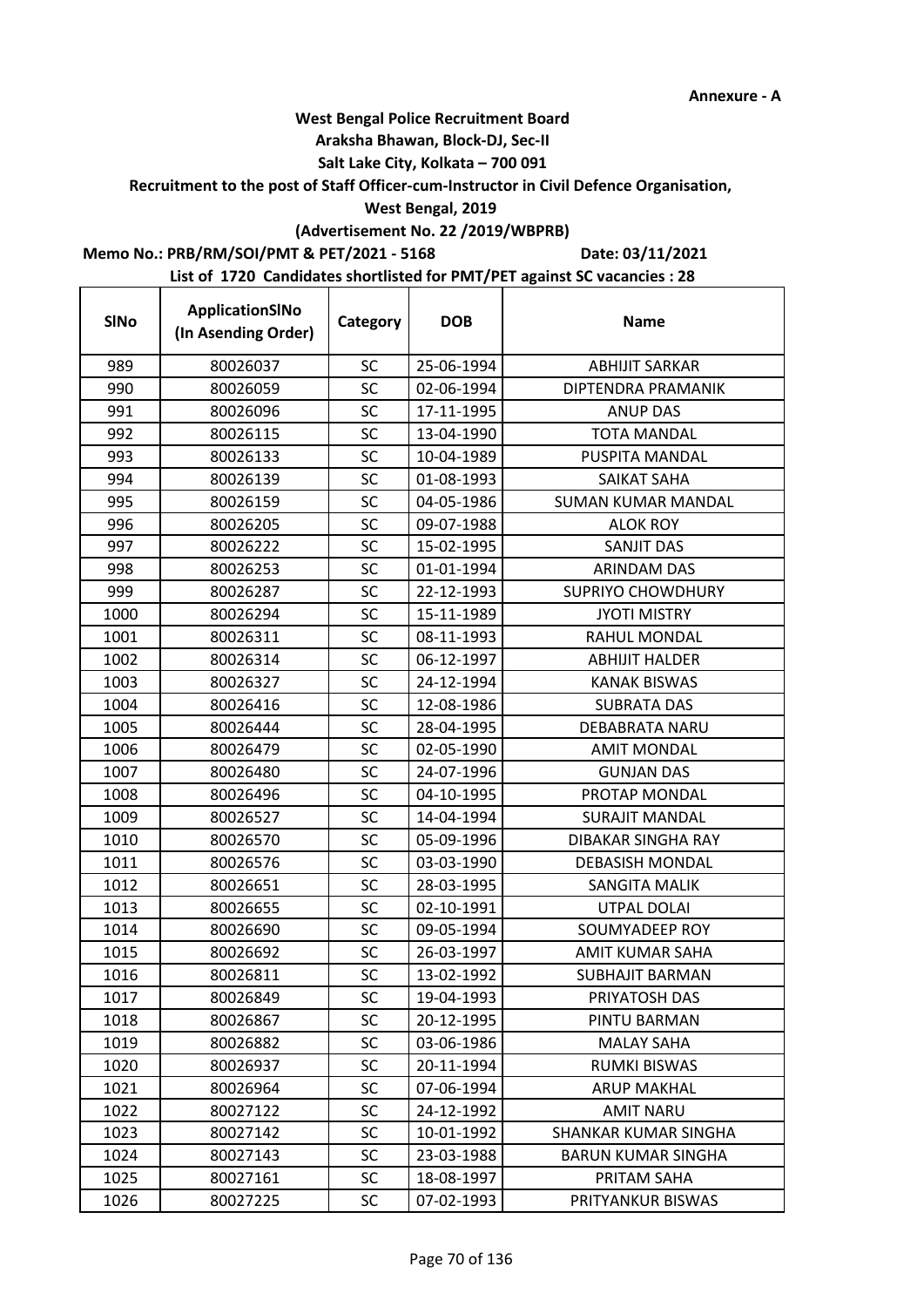Annexure - A

**West Bengal Police Recruitment Board**
**Araksha Bhawan, Block-DJ, Sec-II**
**Salt Lake City, Kolkata – 700 091**
**Recruitment to the post of Staff Officer-cum-Instructor in Civil Defence Organisation,**
**West Bengal, 2019**
**(Advertisement No. 22 /2019/WBPRB)**

**Memo No.: PRB/RM/SOI/PMT & PET/2021 - 5168** **Date: 03/11/2021**

**List of 1720 Candidates shortlisted for PMT/PET against SC vacancies : 28**

| SlNo | ApplicationSlNo (In Asending Order) | Category | DOB | Name |
|---|---|---|---|---|
| 989 | 80026037 | SC | 25-06-1994 | ABHIJIT SARKAR |
| 990 | 80026059 | SC | 02-06-1994 | DIPTENDRA PRAMANIK |
| 991 | 80026096 | SC | 17-11-1995 | ANUP DAS |
| 992 | 80026115 | SC | 13-04-1990 | TOTA MANDAL |
| 993 | 80026133 | SC | 10-04-1989 | PUSPITA MANDAL |
| 994 | 80026139 | SC | 01-08-1993 | SAIKAT SAHA |
| 995 | 80026159 | SC | 04-05-1986 | SUMAN KUMAR MANDAL |
| 996 | 80026205 | SC | 09-07-1988 | ALOK ROY |
| 997 | 80026222 | SC | 15-02-1995 | SANJIT DAS |
| 998 | 80026253 | SC | 01-01-1994 | ARINDAM DAS |
| 999 | 80026287 | SC | 22-12-1993 | SUPRIYO CHOWDHURY |
| 1000 | 80026294 | SC | 15-11-1989 | JYOTI MISTRY |
| 1001 | 80026311 | SC | 08-11-1993 | RAHUL MONDAL |
| 1002 | 80026314 | SC | 06-12-1997 | ABHIJIT HALDER |
| 1003 | 80026327 | SC | 24-12-1994 | KANAK BISWAS |
| 1004 | 80026416 | SC | 12-08-1986 | SUBRATA DAS |
| 1005 | 80026444 | SC | 28-04-1995 | DEBABRATA NARU |
| 1006 | 80026479 | SC | 02-05-1990 | AMIT MONDAL |
| 1007 | 80026480 | SC | 24-07-1996 | GUNJAN DAS |
| 1008 | 80026496 | SC | 04-10-1995 | PROTAP MONDAL |
| 1009 | 80026527 | SC | 14-04-1994 | SURAJIT MANDAL |
| 1010 | 80026570 | SC | 05-09-1996 | DIBAKAR SINGHA RAY |
| 1011 | 80026576 | SC | 03-03-1990 | DEBASISH MONDAL |
| 1012 | 80026651 | SC | 28-03-1995 | SANGITA MALIK |
| 1013 | 80026655 | SC | 02-10-1991 | UTPAL DOLAI |
| 1014 | 80026690 | SC | 09-05-1994 | SOUMYADEEP ROY |
| 1015 | 80026692 | SC | 26-03-1997 | AMIT KUMAR SAHA |
| 1016 | 80026811 | SC | 13-02-1992 | SUBHAJIT BARMAN |
| 1017 | 80026849 | SC | 19-04-1993 | PRIYATOSH DAS |
| 1018 | 80026867 | SC | 20-12-1995 | PINTU BARMAN |
| 1019 | 80026882 | SC | 03-06-1986 | MALAY SAHA |
| 1020 | 80026937 | SC | 20-11-1994 | RUMKI BISWAS |
| 1021 | 80026964 | SC | 07-06-1994 | ARUP MAKHAL |
| 1022 | 80027122 | SC | 24-12-1992 | AMIT NARU |
| 1023 | 80027142 | SC | 10-01-1992 | SHANKAR KUMAR SINGHA |
| 1024 | 80027143 | SC | 23-03-1988 | BARUN KUMAR SINGHA |
| 1025 | 80027161 | SC | 18-08-1997 | PRITAM SAHA |
| 1026 | 80027225 | SC | 07-02-1993 | PRITYANKUR BISWAS |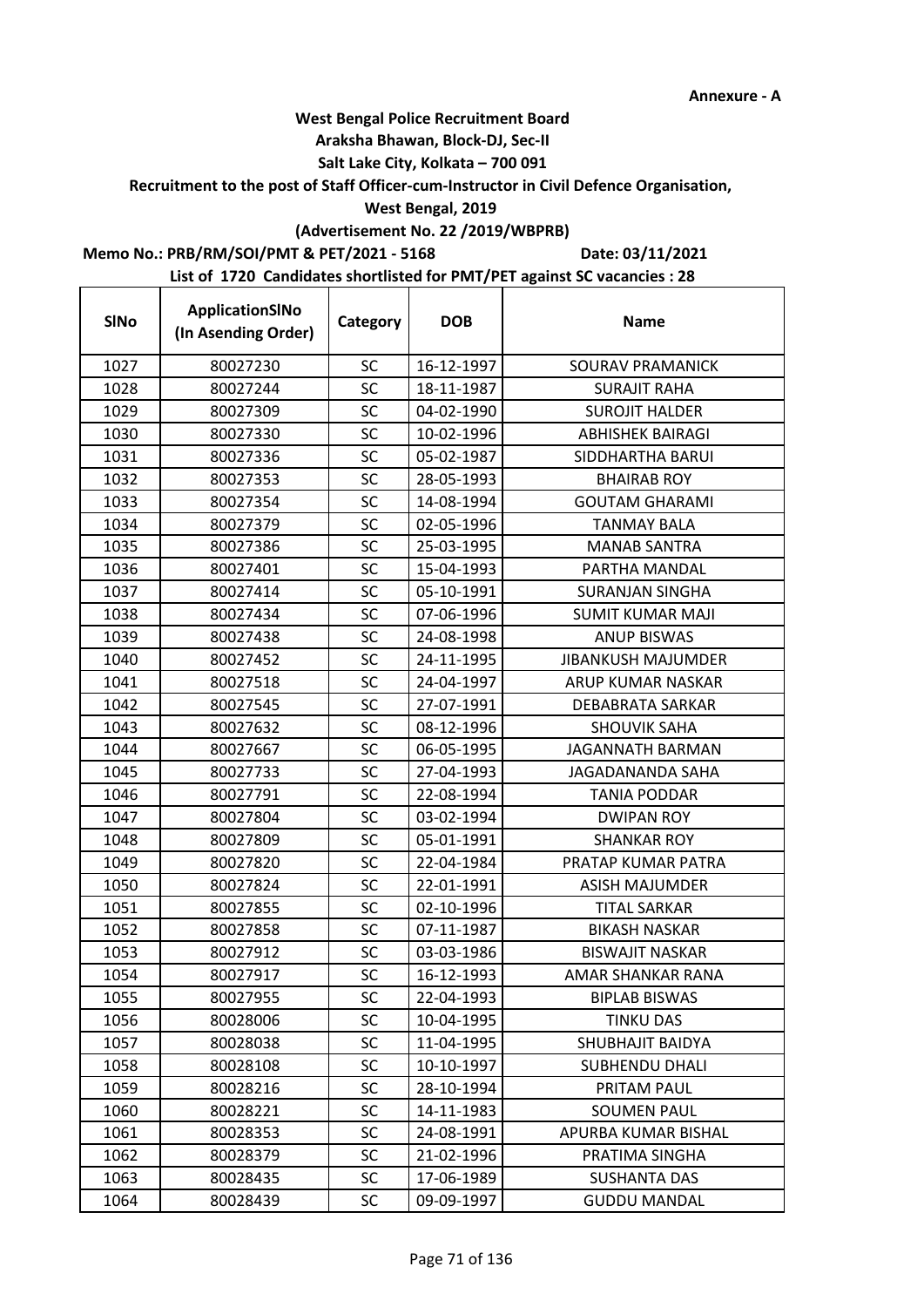**Annexure - A**

**West Bengal Police Recruitment Board**
**Araksha Bhawan, Block-DJ, Sec-II**
**Salt Lake City, Kolkata – 700 091**
**Recruitment to the post of Staff Officer-cum-Instructor in Civil Defence Organisation,**
**West Bengal, 2019**
**(Advertisement No. 22 /2019/WBPRB)**

**Memo No.: PRB/RM/SOI/PMT & PET/2021 - 5168** **Date: 03/11/2021**

**List of 1720 Candidates shortlisted for PMT/PET against SC vacancies : 28**

| SlNo | ApplicationSlNo (In Asending Order) | Category | DOB | Name |
|---|---|---|---|---|
| 1027 | 80027230 | SC | 16-12-1997 | SOURAV PRAMANICK |
| 1028 | 80027244 | SC | 18-11-1987 | SURAJIT RAHA |
| 1029 | 80027309 | SC | 04-02-1990 | SUROJIT HALDER |
| 1030 | 80027330 | SC | 10-02-1996 | ABHISHEK BAIRAGI |
| 1031 | 80027336 | SC | 05-02-1987 | SIDDHARTHA BARUI |
| 1032 | 80027353 | SC | 28-05-1993 | BHAIRAB ROY |
| 1033 | 80027354 | SC | 14-08-1994 | GOUTAM GHARAMI |
| 1034 | 80027379 | SC | 02-05-1996 | TANMAY BALA |
| 1035 | 80027386 | SC | 25-03-1995 | MANAB SANTRA |
| 1036 | 80027401 | SC | 15-04-1993 | PARTHA MANDAL |
| 1037 | 80027414 | SC | 05-10-1991 | SURANJAN SINGHA |
| 1038 | 80027434 | SC | 07-06-1996 | SUMIT KUMAR MAJI |
| 1039 | 80027438 | SC | 24-08-1998 | ANUP BISWAS |
| 1040 | 80027452 | SC | 24-11-1995 | JIBANKUSH MAJUMDER |
| 1041 | 80027518 | SC | 24-04-1997 | ARUP KUMAR NASKAR |
| 1042 | 80027545 | SC | 27-07-1991 | DEBABRATA SARKAR |
| 1043 | 80027632 | SC | 08-12-1996 | SHOUVIK SAHA |
| 1044 | 80027667 | SC | 06-05-1995 | JAGANNATH BARMAN |
| 1045 | 80027733 | SC | 27-04-1993 | JAGADANANDA SAHA |
| 1046 | 80027791 | SC | 22-08-1994 | TANIA PODDAR |
| 1047 | 80027804 | SC | 03-02-1994 | DWIPAN ROY |
| 1048 | 80027809 | SC | 05-01-1991 | SHANKAR ROY |
| 1049 | 80027820 | SC | 22-04-1984 | PRATAP KUMAR PATRA |
| 1050 | 80027824 | SC | 22-01-1991 | ASISH MAJUMDER |
| 1051 | 80027855 | SC | 02-10-1996 | TITAL SARKAR |
| 1052 | 80027858 | SC | 07-11-1987 | BIKASH NASKAR |
| 1053 | 80027912 | SC | 03-03-1986 | BISWAJIT NASKAR |
| 1054 | 80027917 | SC | 16-12-1993 | AMAR SHANKAR RANA |
| 1055 | 80027955 | SC | 22-04-1993 | BIPLAB BISWAS |
| 1056 | 80028006 | SC | 10-04-1995 | TINKU DAS |
| 1057 | 80028038 | SC | 11-04-1995 | SHUBHAJIT BAIDYA |
| 1058 | 80028108 | SC | 10-10-1997 | SUBHENDU DHALI |
| 1059 | 80028216 | SC | 28-10-1994 | PRITAM PAUL |
| 1060 | 80028221 | SC | 14-11-1983 | SOUMEN PAUL |
| 1061 | 80028353 | SC | 24-08-1991 | APURBA KUMAR BISHAL |
| 1062 | 80028379 | SC | 21-02-1996 | PRATIMA SINGHA |
| 1063 | 80028435 | SC | 17-06-1989 | SUSHANTA DAS |
| 1064 | 80028439 | SC | 09-09-1997 | GUDDU MANDAL |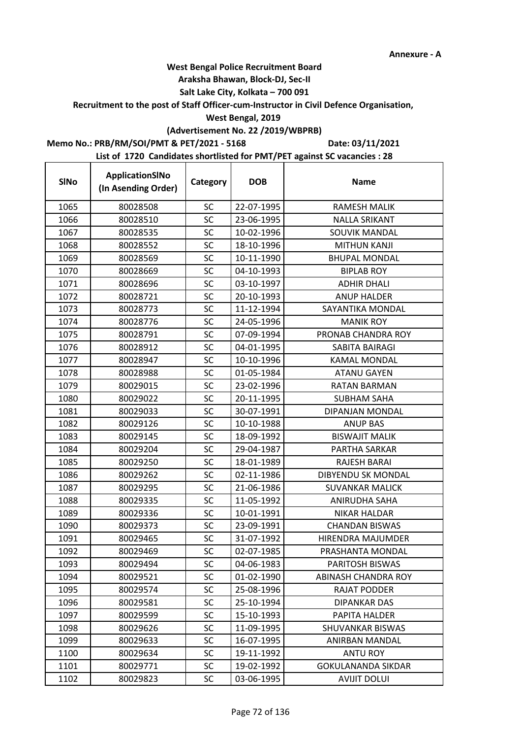**Annexure - A**

**West Bengal Police Recruitment Board**

**Araksha Bhawan, Block-DJ, Sec-II**

**Salt Lake City, Kolkata – 700 091**

**Recruitment to the post of Staff Officer-cum-Instructor in Civil Defence Organisation,**

**West Bengal, 2019**

**(Advertisement No. 22 /2019/WBPRB)**

**Memo No.: PRB/RM/SOI/PMT & PET/2021 - 5168** **Date: 03/11/2021**

**List of 1720 Candidates shortlisted for PMT/PET against SC vacancies : 28**

| SlNo | ApplicationSlNo (In Asending Order) | Category | DOB | Name |
|---|---|---|---|---|
| 1065 | 80028508 | SC | 22-07-1995 | RAMESH MALIK |
| 1066 | 80028510 | SC | 23-06-1995 | NALLA SRIKANT |
| 1067 | 80028535 | SC | 10-02-1996 | SOUVIK MANDAL |
| 1068 | 80028552 | SC | 18-10-1996 | MITHUN KANJI |
| 1069 | 80028569 | SC | 10-11-1990 | BHUPAL MONDAL |
| 1070 | 80028669 | SC | 04-10-1993 | BIPLAB ROY |
| 1071 | 80028696 | SC | 03-10-1997 | ADHIR DHALI |
| 1072 | 80028721 | SC | 20-10-1993 | ANUP HALDER |
| 1073 | 80028773 | SC | 11-12-1994 | SAYANTIKA MONDAL |
| 1074 | 80028776 | SC | 24-05-1996 | MANIK ROY |
| 1075 | 80028791 | SC | 07-09-1994 | PRONAB CHANDRA ROY |
| 1076 | 80028912 | SC | 04-01-1995 | SABITA BAIRAGI |
| 1077 | 80028947 | SC | 10-10-1996 | KAMAL MONDAL |
| 1078 | 80028988 | SC | 01-05-1984 | ATANU GAYEN |
| 1079 | 80029015 | SC | 23-02-1996 | RATAN BARMAN |
| 1080 | 80029022 | SC | 20-11-1995 | SUBHAM SAHA |
| 1081 | 80029033 | SC | 30-07-1991 | DIPANJAN MONDAL |
| 1082 | 80029126 | SC | 10-10-1988 | ANUP BAS |
| 1083 | 80029145 | SC | 18-09-1992 | BISWAJIT MALIK |
| 1084 | 80029204 | SC | 29-04-1987 | PARTHA SARKAR |
| 1085 | 80029250 | SC | 18-01-1989 | RAJESH BARAI |
| 1086 | 80029262 | SC | 02-11-1986 | DIBYENDU SK MONDAL |
| 1087 | 80029295 | SC | 21-06-1986 | SUVANKAR MALICK |
| 1088 | 80029335 | SC | 11-05-1992 | ANIRUDHA SAHA |
| 1089 | 80029336 | SC | 10-01-1991 | NIKAR HALDAR |
| 1090 | 80029373 | SC | 23-09-1991 | CHANDAN BISWAS |
| 1091 | 80029465 | SC | 31-07-1992 | HIRENDRA MAJUMDER |
| 1092 | 80029469 | SC | 02-07-1985 | PRASHANTA MONDAL |
| 1093 | 80029494 | SC | 04-06-1983 | PARITOSH BISWAS |
| 1094 | 80029521 | SC | 01-02-1990 | ABINASH CHANDRA ROY |
| 1095 | 80029574 | SC | 25-08-1996 | RAJAT PODDER |
| 1096 | 80029581 | SC | 25-10-1994 | DIPANKAR DAS |
| 1097 | 80029599 | SC | 15-10-1993 | PAPITA HALDER |
| 1098 | 80029626 | SC | 11-09-1995 | SHUVANKAR BISWAS |
| 1099 | 80029633 | SC | 16-07-1995 | ANIRBAN MANDAL |
| 1100 | 80029634 | SC | 19-11-1992 | ANTU ROY |
| 1101 | 80029771 | SC | 19-02-1992 | GOKULANANDA SIKDAR |
| 1102 | 80029823 | SC | 03-06-1995 | AVIJIT DOLUI |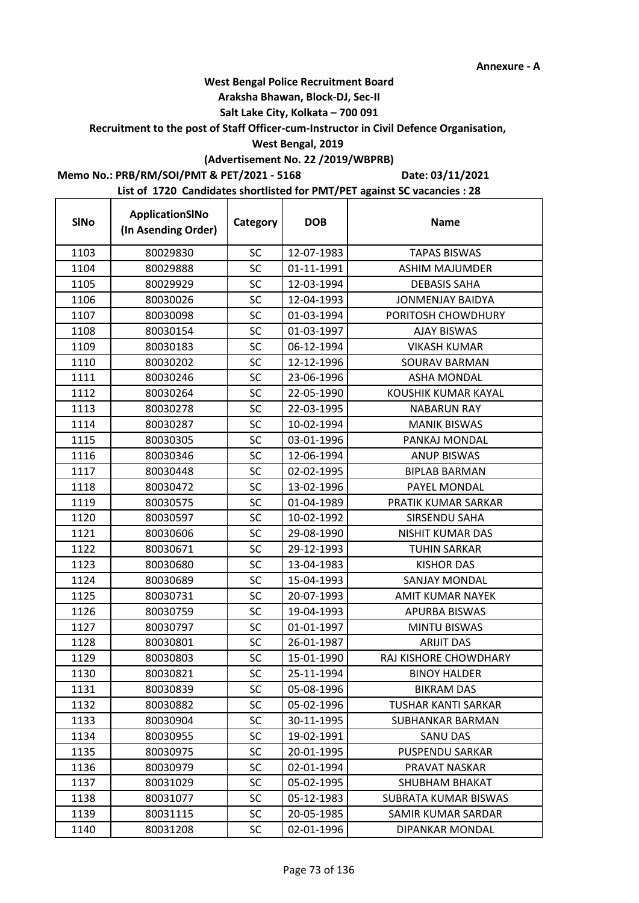Annexure - A

**West Bengal Police Recruitment Board**

**Araksha Bhawan, Block-DJ, Sec-II**

**Salt Lake City, Kolkata – 700 091**

**Recruitment to the post of Staff Officer-cum-Instructor in Civil Defence Organisation,**

**West Bengal, 2019**

**(Advertisement No. 22 /2019/WBPRB)**

**Memo No.: PRB/RM/SOI/PMT & PET/2021 - 5168** **Date: 03/11/2021**

**List of 1720 Candidates shortlisted for PMT/PET against SC vacancies : 28**

| SlNo | ApplicationSlNo (In Asending Order) | Category | DOB | Name |
|---|---|---|---|---|
| 1103 | 80029830 | SC | 12-07-1983 | TAPAS BISWAS |
| 1104 | 80029888 | SC | 01-11-1991 | ASHIM MAJUMDER |
| 1105 | 80029929 | SC | 12-03-1994 | DEBASIS SAHA |
| 1106 | 80030026 | SC | 12-04-1993 | JONMENJAY BAIDYA |
| 1107 | 80030098 | SC | 01-03-1994 | PORITOSH CHOWDHURY |
| 1108 | 80030154 | SC | 01-03-1997 | AJAY BISWAS |
| 1109 | 80030183 | SC | 06-12-1994 | VIKASH KUMAR |
| 1110 | 80030202 | SC | 12-12-1996 | SOURAV BARMAN |
| 1111 | 80030246 | SC | 23-06-1996 | ASHA MONDAL |
| 1112 | 80030264 | SC | 22-05-1990 | KOUSHIK KUMAR KAYAL |
| 1113 | 80030278 | SC | 22-03-1995 | NABARUN RAY |
| 1114 | 80030287 | SC | 10-02-1994 | MANIK BISWAS |
| 1115 | 80030305 | SC | 03-01-1996 | PANKAJ MONDAL |
| 1116 | 80030346 | SC | 12-06-1994 | ANUP BISWAS |
| 1117 | 80030448 | SC | 02-02-1995 | BIPLAB BARMAN |
| 1118 | 80030472 | SC | 13-02-1996 | PAYEL MONDAL |
| 1119 | 80030575 | SC | 01-04-1989 | PRATIK KUMAR SARKAR |
| 1120 | 80030597 | SC | 10-02-1992 | SIRSENDU SAHA |
| 1121 | 80030606 | SC | 29-08-1990 | NISHIT KUMAR DAS |
| 1122 | 80030671 | SC | 29-12-1993 | TUHIN SARKAR |
| 1123 | 80030680 | SC | 13-04-1983 | KISHOR DAS |
| 1124 | 80030689 | SC | 15-04-1993 | SANJAY MONDAL |
| 1125 | 80030731 | SC | 20-07-1993 | AMIT KUMAR NAYEK |
| 1126 | 80030759 | SC | 19-04-1993 | APURBA BISWAS |
| 1127 | 80030797 | SC | 01-01-1997 | MINTU BISWAS |
| 1128 | 80030801 | SC | 26-01-1987 | ARIJIT DAS |
| 1129 | 80030803 | SC | 15-01-1990 | RAJ KISHORE CHOWDHARY |
| 1130 | 80030821 | SC | 25-11-1994 | BINOY HALDER |
| 1131 | 80030839 | SC | 05-08-1996 | BIKRAM DAS |
| 1132 | 80030882 | SC | 05-02-1996 | TUSHAR KANTI SARKAR |
| 1133 | 80030904 | SC | 30-11-1995 | SUBHANKAR BARMAN |
| 1134 | 80030955 | SC | 19-02-1991 | SANU DAS |
| 1135 | 80030975 | SC | 20-01-1995 | PUSPENDU SARKAR |
| 1136 | 80030979 | SC | 02-01-1994 | PRAVAT NASKAR |
| 1137 | 80031029 | SC | 05-02-1995 | SHUBHAM BHAKAT |
| 1138 | 80031077 | SC | 05-12-1983 | SUBRATA KUMAR BISWAS |
| 1139 | 80031115 | SC | 20-05-1985 | SAMIR KUMAR SARDAR |
| 1140 | 80031208 | SC | 02-01-1996 | DIPANKAR MONDAL |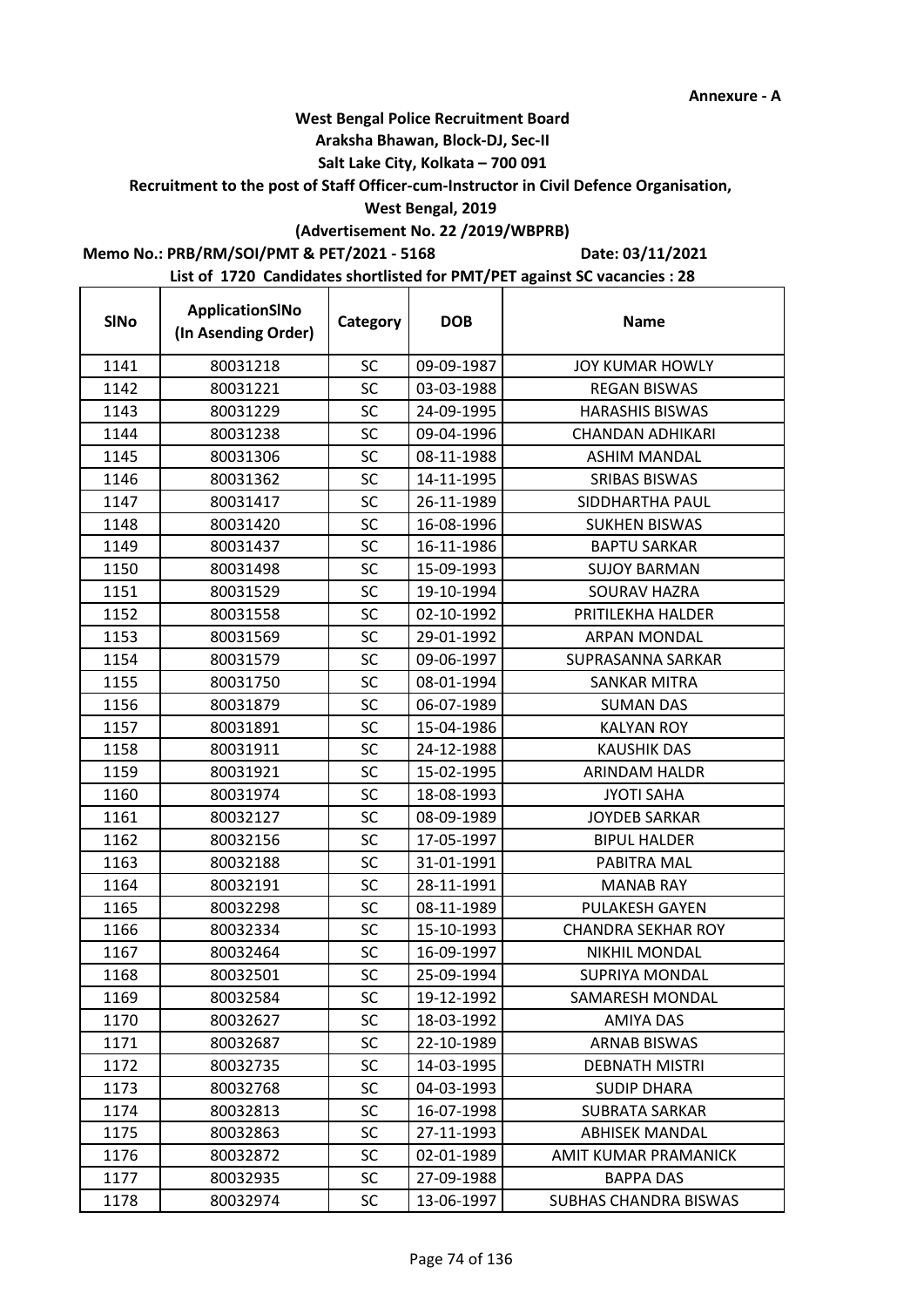Annexure - A

**West Bengal Police Recruitment Board**
**Araksha Bhawan, Block-DJ, Sec-II**
**Salt Lake City, Kolkata – 700 091**
**Recruitment to the post of Staff Officer-cum-Instructor in Civil Defence Organisation,**
**West Bengal, 2019**
**(Advertisement No. 22 /2019/WBPRB)**

**Memo No.: PRB/RM/SOI/PMT & PET/2021 - 5168** **Date: 03/11/2021**

**List of 1720 Candidates shortlisted for PMT/PET against SC vacancies : 28**

| SlNo | ApplicationSlNo (In Asending Order) | Category | DOB | Name |
|---|---|---|---|---|
| 1141 | 80031218 | SC | 09-09-1987 | JOY KUMAR HOWLY |
| 1142 | 80031221 | SC | 03-03-1988 | REGAN BISWAS |
| 1143 | 80031229 | SC | 24-09-1995 | HARASHIS BISWAS |
| 1144 | 80031238 | SC | 09-04-1996 | CHANDAN ADHIKARI |
| 1145 | 80031306 | SC | 08-11-1988 | ASHIM MANDAL |
| 1146 | 80031362 | SC | 14-11-1995 | SRIBAS BISWAS |
| 1147 | 80031417 | SC | 26-11-1989 | SIDDHARTHA PAUL |
| 1148 | 80031420 | SC | 16-08-1996 | SUKHEN BISWAS |
| 1149 | 80031437 | SC | 16-11-1986 | BAPTU SARKAR |
| 1150 | 80031498 | SC | 15-09-1993 | SUJOY BARMAN |
| 1151 | 80031529 | SC | 19-10-1994 | SOURAV HAZRA |
| 1152 | 80031558 | SC | 02-10-1992 | PRITILEKHA HALDER |
| 1153 | 80031569 | SC | 29-01-1992 | ARPAN MONDAL |
| 1154 | 80031579 | SC | 09-06-1997 | SUPRASANNA SARKAR |
| 1155 | 80031750 | SC | 08-01-1994 | SANKAR MITRA |
| 1156 | 80031879 | SC | 06-07-1989 | SUMAN DAS |
| 1157 | 80031891 | SC | 15-04-1986 | KALYAN ROY |
| 1158 | 80031911 | SC | 24-12-1988 | KAUSHIK DAS |
| 1159 | 80031921 | SC | 15-02-1995 | ARINDAM HALDR |
| 1160 | 80031974 | SC | 18-08-1993 | JYOTI SAHA |
| 1161 | 80032127 | SC | 08-09-1989 | JOYDEB SARKAR |
| 1162 | 80032156 | SC | 17-05-1997 | BIPUL HALDER |
| 1163 | 80032188 | SC | 31-01-1991 | PABITRA MAL |
| 1164 | 80032191 | SC | 28-11-1991 | MANAB RAY |
| 1165 | 80032298 | SC | 08-11-1989 | PULAKESH GAYEN |
| 1166 | 80032334 | SC | 15-10-1993 | CHANDRA SEKHAR ROY |
| 1167 | 80032464 | SC | 16-09-1997 | NIKHIL MONDAL |
| 1168 | 80032501 | SC | 25-09-1994 | SUPRIYA MONDAL |
| 1169 | 80032584 | SC | 19-12-1992 | SAMARESH MONDAL |
| 1170 | 80032627 | SC | 18-03-1992 | AMIYA DAS |
| 1171 | 80032687 | SC | 22-10-1989 | ARNAB BISWAS |
| 1172 | 80032735 | SC | 14-03-1995 | DEBNATH MISTRI |
| 1173 | 80032768 | SC | 04-03-1993 | SUDIP DHARA |
| 1174 | 80032813 | SC | 16-07-1998 | SUBRATA SARKAR |
| 1175 | 80032863 | SC | 27-11-1993 | ABHISEK MANDAL |
| 1176 | 80032872 | SC | 02-01-1989 | AMIT KUMAR PRAMANICK |
| 1177 | 80032935 | SC | 27-09-1988 | BAPPA DAS |
| 1178 | 80032974 | SC | 13-06-1997 | SUBHAS CHANDRA BISWAS |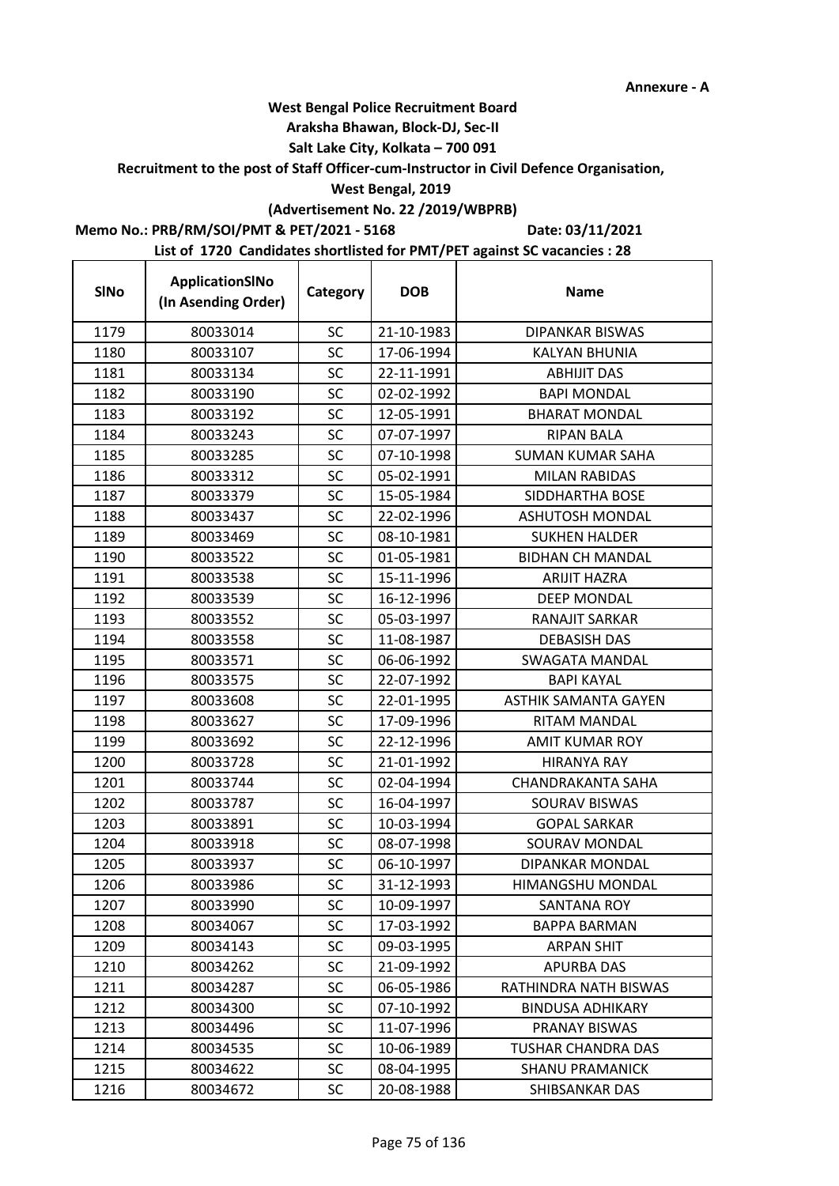Annexure - A

**West Bengal Police Recruitment Board**
**Araksha Bhawan, Block-DJ, Sec-II**
**Salt Lake City, Kolkata – 700 091**
**Recruitment to the post of Staff Officer-cum-Instructor in Civil Defence Organisation,**
**West Bengal, 2019**
**(Advertisement No. 22 /2019/WBPRB)**

**Memo No.: PRB/RM/SOI/PMT & PET/2021 - 5168** **Date: 03/11/2021**

**List of 1720 Candidates shortlisted for PMT/PET against SC vacancies : 28**

| SlNo | ApplicationSlNo (In Asending Order) | Category | DOB | Name |
|---|---|---|---|---|
| 1179 | 80033014 | SC | 21-10-1983 | DIPANKAR BISWAS |
| 1180 | 80033107 | SC | 17-06-1994 | KALYAN BHUNIA |
| 1181 | 80033134 | SC | 22-11-1991 | ABHIJIT DAS |
| 1182 | 80033190 | SC | 02-02-1992 | BAPI MONDAL |
| 1183 | 80033192 | SC | 12-05-1991 | BHARAT MONDAL |
| 1184 | 80033243 | SC | 07-07-1997 | RIPAN BALA |
| 1185 | 80033285 | SC | 07-10-1998 | SUMAN KUMAR SAHA |
| 1186 | 80033312 | SC | 05-02-1991 | MILAN RABIDAS |
| 1187 | 80033379 | SC | 15-05-1984 | SIDDHARTHA BOSE |
| 1188 | 80033437 | SC | 22-02-1996 | ASHUTOSH MONDAL |
| 1189 | 80033469 | SC | 08-10-1981 | SUKHEN HALDER |
| 1190 | 80033522 | SC | 01-05-1981 | BIDHAN CH MANDAL |
| 1191 | 80033538 | SC | 15-11-1996 | ARIJIT HAZRA |
| 1192 | 80033539 | SC | 16-12-1996 | DEEP MONDAL |
| 1193 | 80033552 | SC | 05-03-1997 | RANAJIT SARKAR |
| 1194 | 80033558 | SC | 11-08-1987 | DEBASISH DAS |
| 1195 | 80033571 | SC | 06-06-1992 | SWAGATA MANDAL |
| 1196 | 80033575 | SC | 22-07-1992 | BAPI KAYAL |
| 1197 | 80033608 | SC | 22-01-1995 | ASTHIK SAMANTA GAYEN |
| 1198 | 80033627 | SC | 17-09-1996 | RITAM MANDAL |
| 1199 | 80033692 | SC | 22-12-1996 | AMIT KUMAR ROY |
| 1200 | 80033728 | SC | 21-01-1992 | HIRANYA RAY |
| 1201 | 80033744 | SC | 02-04-1994 | CHANDRAKANTA SAHA |
| 1202 | 80033787 | SC | 16-04-1997 | SOURAV BISWAS |
| 1203 | 80033891 | SC | 10-03-1994 | GOPAL SARKAR |
| 1204 | 80033918 | SC | 08-07-1998 | SOURAV MONDAL |
| 1205 | 80033937 | SC | 06-10-1997 | DIPANKAR MONDAL |
| 1206 | 80033986 | SC | 31-12-1993 | HIMANGSHU MONDAL |
| 1207 | 80033990 | SC | 10-09-1997 | SANTANA ROY |
| 1208 | 80034067 | SC | 17-03-1992 | BAPPA BARMAN |
| 1209 | 80034143 | SC | 09-03-1995 | ARPAN SHIT |
| 1210 | 80034262 | SC | 21-09-1992 | APURBA DAS |
| 1211 | 80034287 | SC | 06-05-1986 | RATHINDRA NATH BISWAS |
| 1212 | 80034300 | SC | 07-10-1992 | BINDUSA ADHIKARY |
| 1213 | 80034496 | SC | 11-07-1996 | PRANAY BISWAS |
| 1214 | 80034535 | SC | 10-06-1989 | TUSHAR CHANDRA DAS |
| 1215 | 80034622 | SC | 08-04-1995 | SHANU PRAMANICK |
| 1216 | 80034672 | SC | 20-08-1988 | SHIBSANKAR DAS |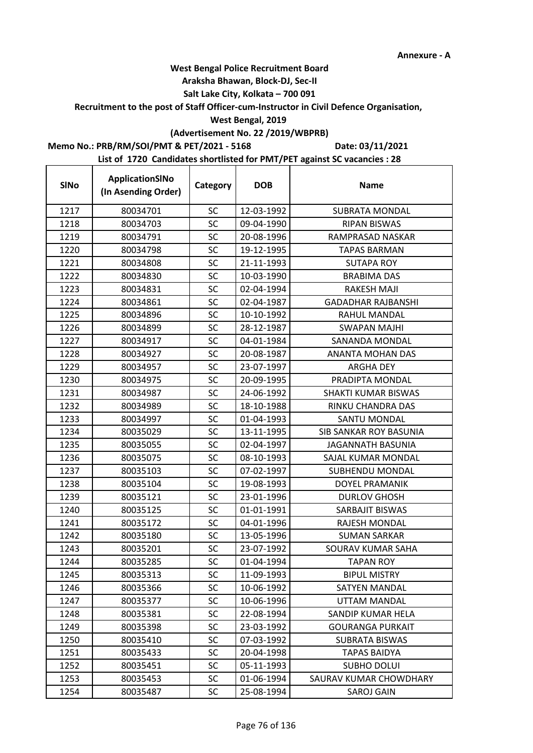Annexure - A

**West Bengal Police Recruitment Board**
**Araksha Bhawan, Block-DJ, Sec-II**
**Salt Lake City, Kolkata – 700 091**
**Recruitment to the post of Staff Officer-cum-Instructor in Civil Defence Organisation,**
**West Bengal, 2019**
**(Advertisement No. 22 /2019/WBPRB)**

**Memo No.: PRB/RM/SOI/PMT & PET/2021 - 5168** **Date: 03/11/2021**

**List of 1720 Candidates shortlisted for PMT/PET against SC vacancies : 28**

| SlNo | ApplicationSlNo (In Asending Order) | Category | DOB | Name |
|---|---|---|---|---|
| 1217 | 80034701 | SC | 12-03-1992 | SUBRATA MONDAL |
| 1218 | 80034703 | SC | 09-04-1990 | RIPAN BISWAS |
| 1219 | 80034791 | SC | 20-08-1996 | RAMPRASAD NASKAR |
| 1220 | 80034798 | SC | 19-12-1995 | TAPAS BARMAN |
| 1221 | 80034808 | SC | 21-11-1993 | SUTAPA ROY |
| 1222 | 80034830 | SC | 10-03-1990 | BRABIMA DAS |
| 1223 | 80034831 | SC | 02-04-1994 | RAKESH MAJI |
| 1224 | 80034861 | SC | 02-04-1987 | GADADHAR RAJBANSHI |
| 1225 | 80034896 | SC | 10-10-1992 | RAHUL MANDAL |
| 1226 | 80034899 | SC | 28-12-1987 | SWAPAN MAJHI |
| 1227 | 80034917 | SC | 04-01-1984 | SANANDA MONDAL |
| 1228 | 80034927 | SC | 20-08-1987 | ANANTA MOHAN DAS |
| 1229 | 80034957 | SC | 23-07-1997 | ARGHA DEY |
| 1230 | 80034975 | SC | 20-09-1995 | PRADIPTA MONDAL |
| 1231 | 80034987 | SC | 24-06-1992 | SHAKTI KUMAR BISWAS |
| 1232 | 80034989 | SC | 18-10-1988 | RINKU CHANDRA DAS |
| 1233 | 80034997 | SC | 01-04-1993 | SANTU MONDAL |
| 1234 | 80035029 | SC | 13-11-1995 | SIB SANKAR ROY BASUNIA |
| 1235 | 80035055 | SC | 02-04-1997 | JAGANNATH BASUNIA |
| 1236 | 80035075 | SC | 08-10-1993 | SAJAL KUMAR MONDAL |
| 1237 | 80035103 | SC | 07-02-1997 | SUBHENDU MONDAL |
| 1238 | 80035104 | SC | 19-08-1993 | DOYEL PRAMANIK |
| 1239 | 80035121 | SC | 23-01-1996 | DURLOV GHOSH |
| 1240 | 80035125 | SC | 01-01-1991 | SARBAJIT BISWAS |
| 1241 | 80035172 | SC | 04-01-1996 | RAJESH MONDAL |
| 1242 | 80035180 | SC | 13-05-1996 | SUMAN SARKAR |
| 1243 | 80035201 | SC | 23-07-1992 | SOURAV KUMAR SAHA |
| 1244 | 80035285 | SC | 01-04-1994 | TAPAN ROY |
| 1245 | 80035313 | SC | 11-09-1993 | BIPUL MISTRY |
| 1246 | 80035366 | SC | 10-06-1992 | SATYEN MANDAL |
| 1247 | 80035377 | SC | 10-06-1996 | UTTAM MANDAL |
| 1248 | 80035381 | SC | 22-08-1994 | SANDIP KUMAR HELA |
| 1249 | 80035398 | SC | 23-03-1992 | GOURANGA PURKAIT |
| 1250 | 80035410 | SC | 07-03-1992 | SUBRATA BISWAS |
| 1251 | 80035433 | SC | 20-04-1998 | TAPAS BAIDYA |
| 1252 | 80035451 | SC | 05-11-1993 | SUBHO DOLUI |
| 1253 | 80035453 | SC | 01-06-1994 | SAURAV KUMAR CHOWDHARY |
| 1254 | 80035487 | SC | 25-08-1994 | SAROJ GAIN |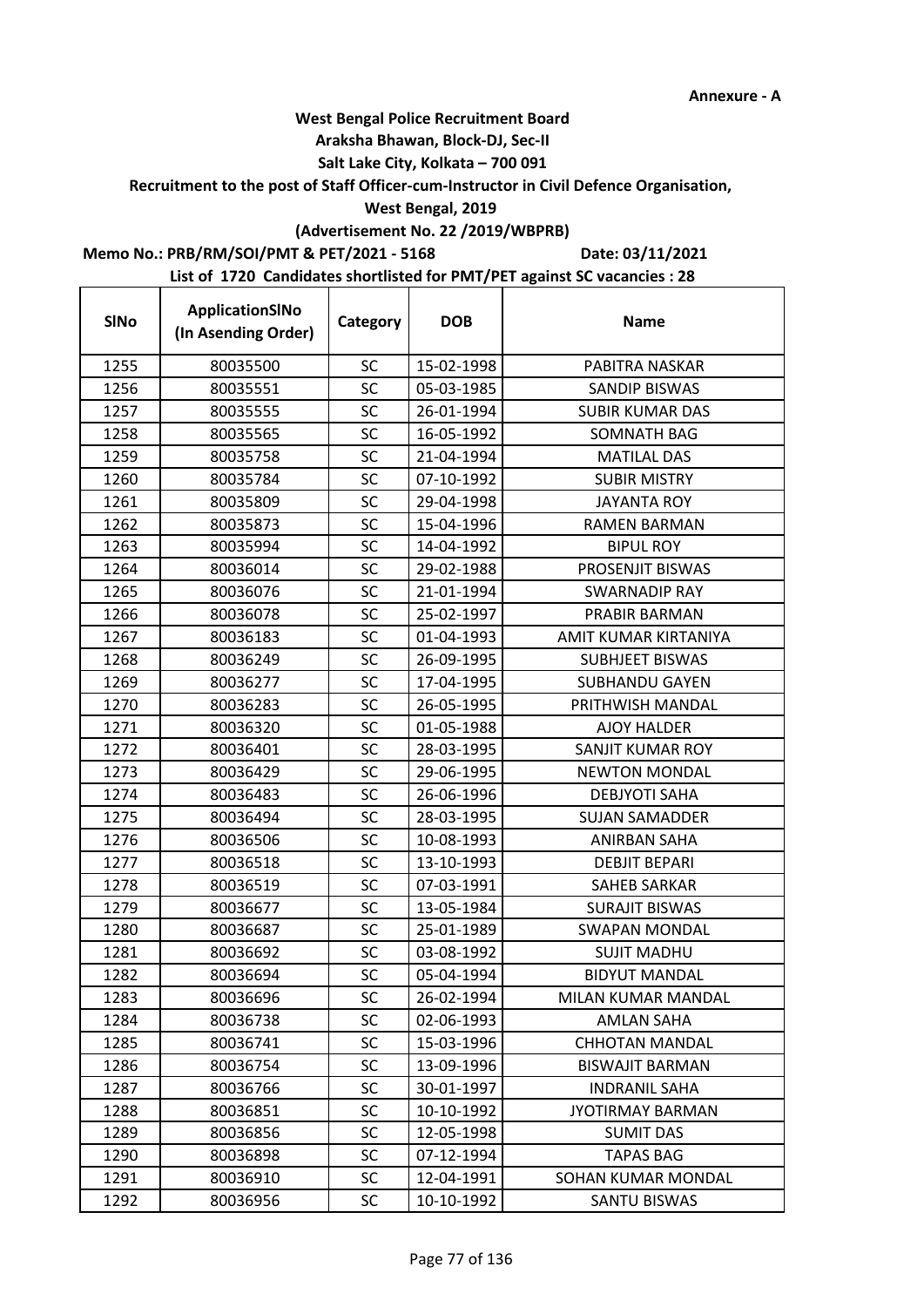Annexure - A

**West Bengal Police Recruitment Board**

**Araksha Bhawan, Block-DJ, Sec-II**

**Salt Lake City, Kolkata – 700 091**

**Recruitment to the post of Staff Officer-cum-Instructor in Civil Defence Organisation,**

**West Bengal, 2019**

**(Advertisement No. 22 /2019/WBPRB)**

**Memo No.: PRB/RM/SOI/PMT & PET/2021 - 5168** **Date: 03/11/2021**

**List of 1720 Candidates shortlisted for PMT/PET against SC vacancies : 28**

| SlNo | ApplicationSlNo (In Asending Order) | Category | DOB | Name |
|---|---|---|---|---|
| 1255 | 80035500 | SC | 15-02-1998 | PABITRA NASKAR |
| 1256 | 80035551 | SC | 05-03-1985 | SANDIP BISWAS |
| 1257 | 80035555 | SC | 26-01-1994 | SUBIR KUMAR DAS |
| 1258 | 80035565 | SC | 16-05-1992 | SOMNATH BAG |
| 1259 | 80035758 | SC | 21-04-1994 | MATILAL DAS |
| 1260 | 80035784 | SC | 07-10-1992 | SUBIR MISTRY |
| 1261 | 80035809 | SC | 29-04-1998 | JAYANTA ROY |
| 1262 | 80035873 | SC | 15-04-1996 | RAMEN BARMAN |
| 1263 | 80035994 | SC | 14-04-1992 | BIPUL ROY |
| 1264 | 80036014 | SC | 29-02-1988 | PROSENJIT BISWAS |
| 1265 | 80036076 | SC | 21-01-1994 | SWARNADIP RAY |
| 1266 | 80036078 | SC | 25-02-1997 | PRABIR BARMAN |
| 1267 | 80036183 | SC | 01-04-1993 | AMIT KUMAR KIRTANIYA |
| 1268 | 80036249 | SC | 26-09-1995 | SUBHJEET BISWAS |
| 1269 | 80036277 | SC | 17-04-1995 | SUBHANDU GAYEN |
| 1270 | 80036283 | SC | 26-05-1995 | PRITHWISH MANDAL |
| 1271 | 80036320 | SC | 01-05-1988 | AJOY HALDER |
| 1272 | 80036401 | SC | 28-03-1995 | SANJIT KUMAR ROY |
| 1273 | 80036429 | SC | 29-06-1995 | NEWTON MONDAL |
| 1274 | 80036483 | SC | 26-06-1996 | DEBJYOTI SAHA |
| 1275 | 80036494 | SC | 28-03-1995 | SUJAN SAMADDER |
| 1276 | 80036506 | SC | 10-08-1993 | ANIRBAN SAHA |
| 1277 | 80036518 | SC | 13-10-1993 | DEBJIT BEPARI |
| 1278 | 80036519 | SC | 07-03-1991 | SAHEB SARKAR |
| 1279 | 80036677 | SC | 13-05-1984 | SURAJIT BISWAS |
| 1280 | 80036687 | SC | 25-01-1989 | SWAPAN MONDAL |
| 1281 | 80036692 | SC | 03-08-1992 | SUJIT MADHU |
| 1282 | 80036694 | SC | 05-04-1994 | BIDYUT MANDAL |
| 1283 | 80036696 | SC | 26-02-1994 | MILAN KUMAR MANDAL |
| 1284 | 80036738 | SC | 02-06-1993 | AMLAN SAHA |
| 1285 | 80036741 | SC | 15-03-1996 | CHHOTAN MANDAL |
| 1286 | 80036754 | SC | 13-09-1996 | BISWAJIT BARMAN |
| 1287 | 80036766 | SC | 30-01-1997 | INDRANIL SAHA |
| 1288 | 80036851 | SC | 10-10-1992 | JYOTIRMAY BARMAN |
| 1289 | 80036856 | SC | 12-05-1998 | SUMIT DAS |
| 1290 | 80036898 | SC | 07-12-1994 | TAPAS BAG |
| 1291 | 80036910 | SC | 12-04-1991 | SOHAN KUMAR MONDAL |
| 1292 | 80036956 | SC | 10-10-1992 | SANTU BISWAS |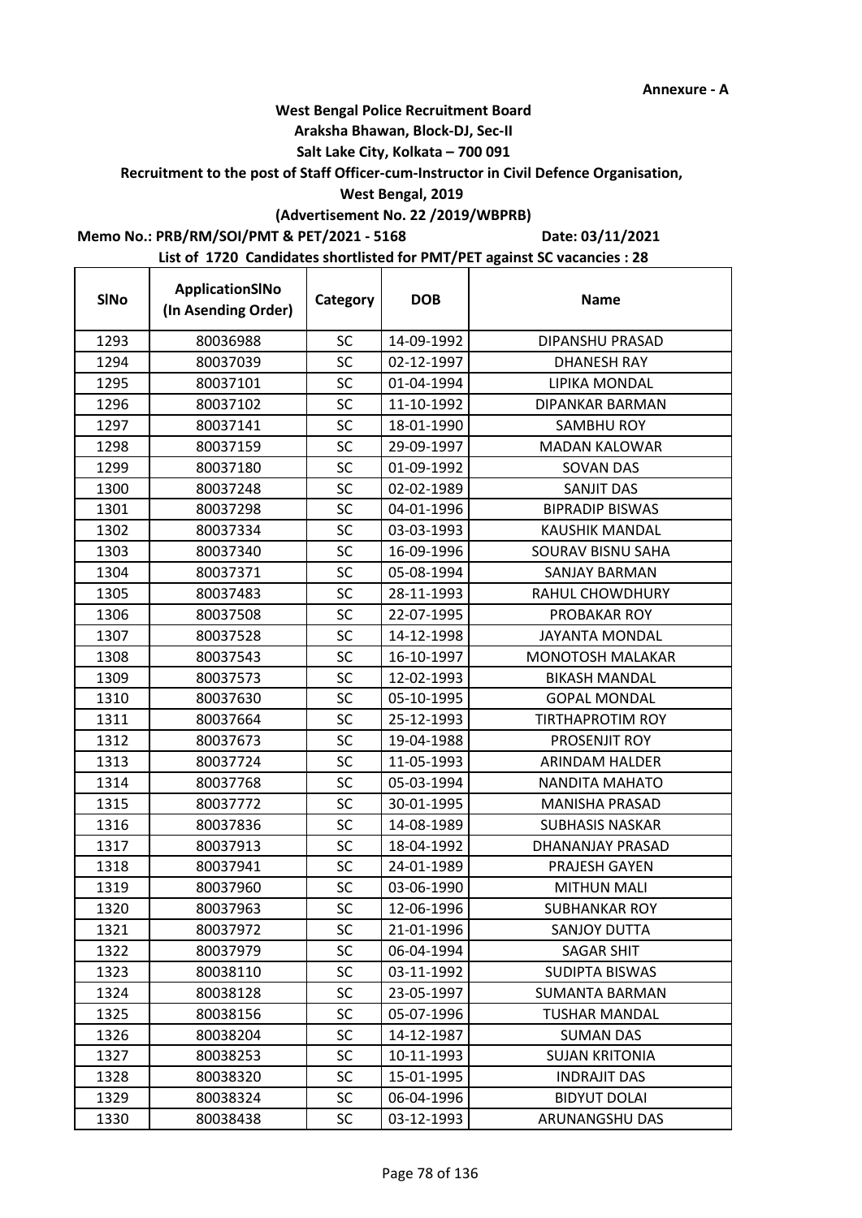Annexure - A

**West Bengal Police Recruitment Board**
**Araksha Bhawan, Block-DJ, Sec-II**
**Salt Lake City, Kolkata – 700 091**
**Recruitment to the post of Staff Officer-cum-Instructor in Civil Defence Organisation,**
**West Bengal, 2019**
**(Advertisement No. 22 /2019/WBPRB)**

**Memo No.: PRB/RM/SOI/PMT & PET/2021 - 5168** **Date: 03/11/2021**

**List of 1720 Candidates shortlisted for PMT/PET against SC vacancies : 28**

| SlNo | ApplicationSlNo (In Asending Order) | Category | DOB | Name |
|---|---|---|---|---|
| 1293 | 80036988 | SC | 14-09-1992 | DIPANSHU PRASAD |
| 1294 | 80037039 | SC | 02-12-1997 | DHANESH RAY |
| 1295 | 80037101 | SC | 01-04-1994 | LIPIKA MONDAL |
| 1296 | 80037102 | SC | 11-10-1992 | DIPANKAR BARMAN |
| 1297 | 80037141 | SC | 18-01-1990 | SAMBHU ROY |
| 1298 | 80037159 | SC | 29-09-1997 | MADAN KALOWAR |
| 1299 | 80037180 | SC | 01-09-1992 | SOVAN DAS |
| 1300 | 80037248 | SC | 02-02-1989 | SANJIT DAS |
| 1301 | 80037298 | SC | 04-01-1996 | BIPRADIP BISWAS |
| 1302 | 80037334 | SC | 03-03-1993 | KAUSHIK MANDAL |
| 1303 | 80037340 | SC | 16-09-1996 | SOURAV BISNU SAHA |
| 1304 | 80037371 | SC | 05-08-1994 | SANJAY BARMAN |
| 1305 | 80037483 | SC | 28-11-1993 | RAHUL CHOWDHURY |
| 1306 | 80037508 | SC | 22-07-1995 | PROBAKAR ROY |
| 1307 | 80037528 | SC | 14-12-1998 | JAYANTA MONDAL |
| 1308 | 80037543 | SC | 16-10-1997 | MONOTOSH MALAKAR |
| 1309 | 80037573 | SC | 12-02-1993 | BIKASH MANDAL |
| 1310 | 80037630 | SC | 05-10-1995 | GOPAL MONDAL |
| 1311 | 80037664 | SC | 25-12-1993 | TIRTHAPROTIM ROY |
| 1312 | 80037673 | SC | 19-04-1988 | PROSENJIT ROY |
| 1313 | 80037724 | SC | 11-05-1993 | ARINDAM HALDER |
| 1314 | 80037768 | SC | 05-03-1994 | NANDITA MAHATO |
| 1315 | 80037772 | SC | 30-01-1995 | MANISHA PRASAD |
| 1316 | 80037836 | SC | 14-08-1989 | SUBHASIS NASKAR |
| 1317 | 80037913 | SC | 18-04-1992 | DHANANJAY PRASAD |
| 1318 | 80037941 | SC | 24-01-1989 | PRAJESH GAYEN |
| 1319 | 80037960 | SC | 03-06-1990 | MITHUN MALI |
| 1320 | 80037963 | SC | 12-06-1996 | SUBHANKAR ROY |
| 1321 | 80037972 | SC | 21-01-1996 | SANJOY DUTTA |
| 1322 | 80037979 | SC | 06-04-1994 | SAGAR SHIT |
| 1323 | 80038110 | SC | 03-11-1992 | SUDIPTA BISWAS |
| 1324 | 80038128 | SC | 23-05-1997 | SUMANTA BARMAN |
| 1325 | 80038156 | SC | 05-07-1996 | TUSHAR MANDAL |
| 1326 | 80038204 | SC | 14-12-1987 | SUMAN DAS |
| 1327 | 80038253 | SC | 10-11-1993 | SUJAN KRITONIA |
| 1328 | 80038320 | SC | 15-01-1995 | INDRAJIT DAS |
| 1329 | 80038324 | SC | 06-04-1996 | BIDYUT DOLAI |
| 1330 | 80038438 | SC | 03-12-1993 | ARUNANGSHU DAS |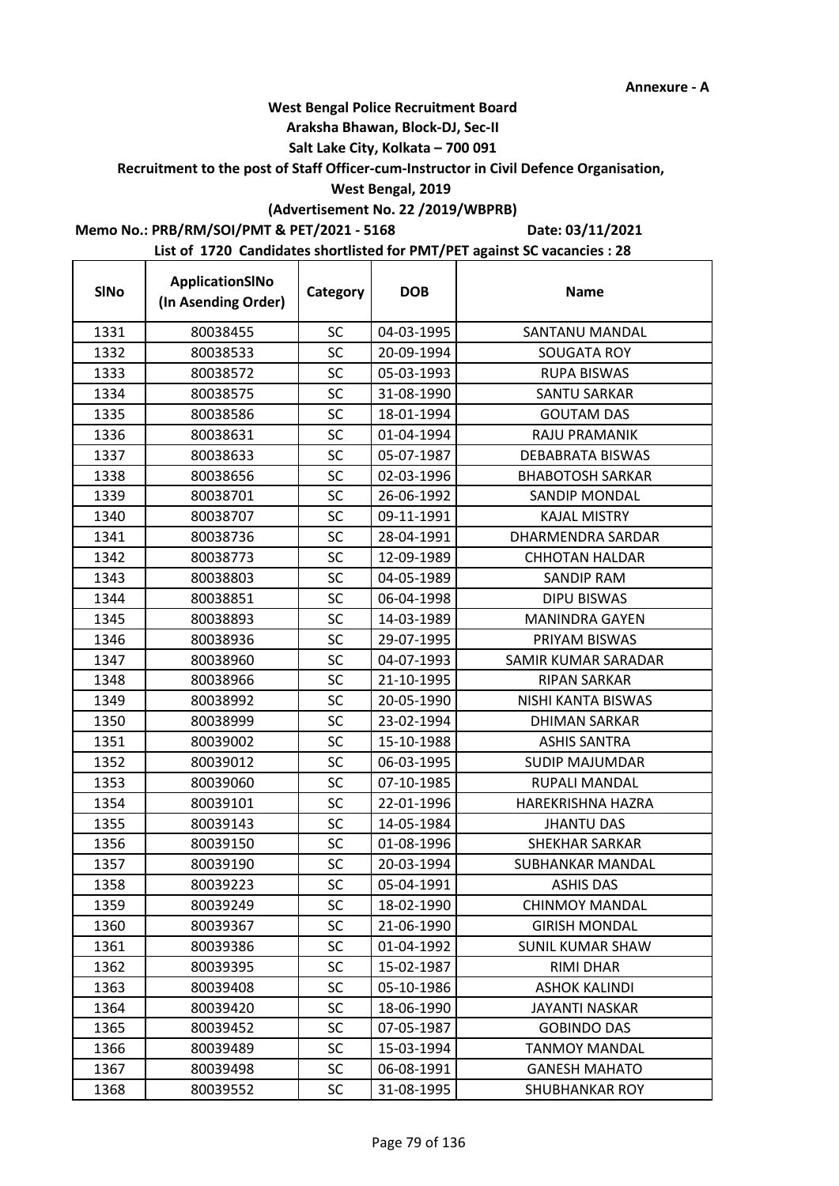**Annexure - A**

**West Bengal Police Recruitment Board**
**Araksha Bhawan, Block-DJ, Sec-II**
**Salt Lake City, Kolkata – 700 091**
**Recruitment to the post of Staff Officer-cum-Instructor in Civil Defence Organisation,**
**West Bengal, 2019**
**(Advertisement No. 22 /2019/WBPRB)**

**Memo No.: PRB/RM/SOI/PMT & PET/2021 - 5168** **Date: 03/11/2021**

**List of 1720 Candidates shortlisted for PMT/PET against SC vacancies : 28**

| SlNo | ApplicationSlNo (In Asending Order) | Category | DOB | Name |
|---|---|---|---|---|
| 1331 | 80038455 | SC | 04-03-1995 | SANTANU MANDAL |
| 1332 | 80038533 | SC | 20-09-1994 | SOUGATA ROY |
| 1333 | 80038572 | SC | 05-03-1993 | RUPA BISWAS |
| 1334 | 80038575 | SC | 31-08-1990 | SANTU SARKAR |
| 1335 | 80038586 | SC | 18-01-1994 | GOUTAM DAS |
| 1336 | 80038631 | SC | 01-04-1994 | RAJU PRAMANIK |
| 1337 | 80038633 | SC | 05-07-1987 | DEBABRATA BISWAS |
| 1338 | 80038656 | SC | 02-03-1996 | BHABOTOSH SARKAR |
| 1339 | 80038701 | SC | 26-06-1992 | SANDIP MONDAL |
| 1340 | 80038707 | SC | 09-11-1991 | KAJAL MISTRY |
| 1341 | 80038736 | SC | 28-04-1991 | DHARMENDRA SARDAR |
| 1342 | 80038773 | SC | 12-09-1989 | CHHOTAN HALDAR |
| 1343 | 80038803 | SC | 04-05-1989 | SANDIP RAM |
| 1344 | 80038851 | SC | 06-04-1998 | DIPU BISWAS |
| 1345 | 80038893 | SC | 14-03-1989 | MANINDRA GAYEN |
| 1346 | 80038936 | SC | 29-07-1995 | PRIYAM BISWAS |
| 1347 | 80038960 | SC | 04-07-1993 | SAMIR KUMAR SARADAR |
| 1348 | 80038966 | SC | 21-10-1995 | RIPAN SARKAR |
| 1349 | 80038992 | SC | 20-05-1990 | NISHI KANTA BISWAS |
| 1350 | 80038999 | SC | 23-02-1994 | DHIMAN SARKAR |
| 1351 | 80039002 | SC | 15-10-1988 | ASHIS SANTRA |
| 1352 | 80039012 | SC | 06-03-1995 | SUDIP MAJUMDAR |
| 1353 | 80039060 | SC | 07-10-1985 | RUPALI MANDAL |
| 1354 | 80039101 | SC | 22-01-1996 | HAREKRISHNA HAZRA |
| 1355 | 80039143 | SC | 14-05-1984 | JHANTU DAS |
| 1356 | 80039150 | SC | 01-08-1996 | SHEKHAR SARKAR |
| 1357 | 80039190 | SC | 20-03-1994 | SUBHANKAR MANDAL |
| 1358 | 80039223 | SC | 05-04-1991 | ASHIS DAS |
| 1359 | 80039249 | SC | 18-02-1990 | CHINMOY MANDAL |
| 1360 | 80039367 | SC | 21-06-1990 | GIRISH MONDAL |
| 1361 | 80039386 | SC | 01-04-1992 | SUNIL KUMAR SHAW |
| 1362 | 80039395 | SC | 15-02-1987 | RIMI DHAR |
| 1363 | 80039408 | SC | 05-10-1986 | ASHOK KALINDI |
| 1364 | 80039420 | SC | 18-06-1990 | JAYANTI NASKAR |
| 1365 | 80039452 | SC | 07-05-1987 | GOBINDO DAS |
| 1366 | 80039489 | SC | 15-03-1994 | TANMOY MANDAL |
| 1367 | 80039498 | SC | 06-08-1991 | GANESH MAHATO |
| 1368 | 80039552 | SC | 31-08-1995 | SHUBHANKAR ROY |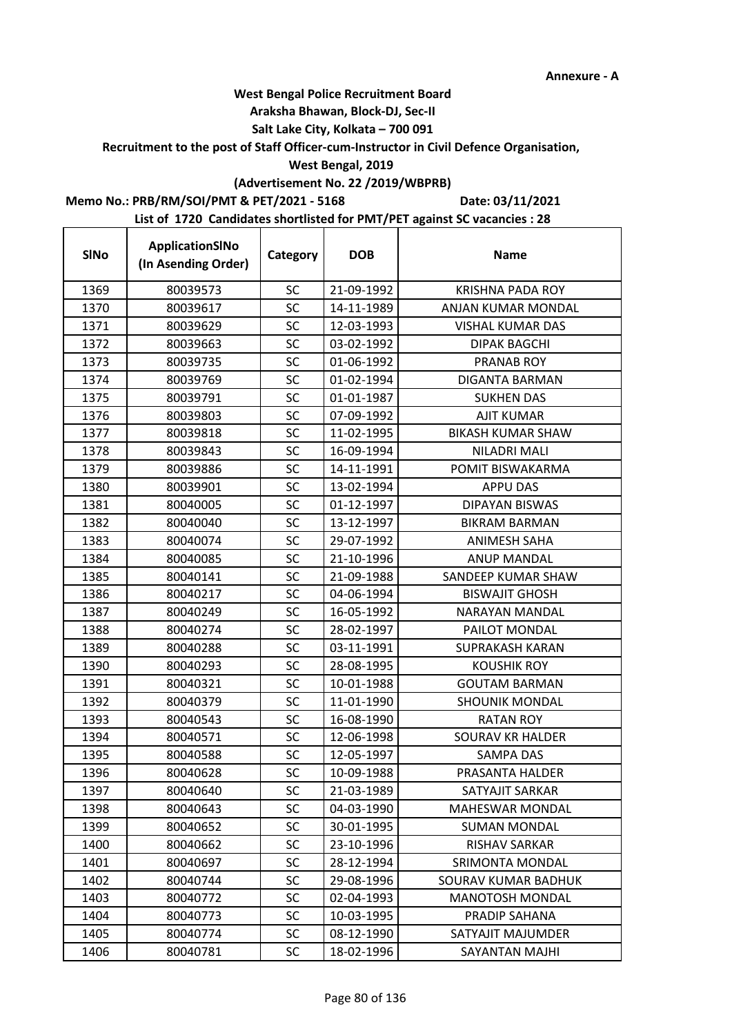**Annexure - A**

**West Bengal Police Recruitment Board**

**Araksha Bhawan, Block-DJ, Sec-II**

**Salt Lake City, Kolkata – 700 091**

**Recruitment to the post of Staff Officer-cum-Instructor in Civil Defence Organisation,**

**West Bengal, 2019**

**(Advertisement No. 22 /2019/WBPRB)**

**Memo No.: PRB/RM/SOI/PMT & PET/2021 - 5168** **Date: 03/11/2021**

**List of 1720 Candidates shortlisted for PMT/PET against SC vacancies : 28**

| SlNo | ApplicationSlNo (In Asending Order) | Category | DOB | Name |
|---|---|---|---|---|
| 1369 | 80039573 | SC | 21-09-1992 | KRISHNA PADA ROY |
| 1370 | 80039617 | SC | 14-11-1989 | ANJAN KUMAR MONDAL |
| 1371 | 80039629 | SC | 12-03-1993 | VISHAL KUMAR DAS |
| 1372 | 80039663 | SC | 03-02-1992 | DIPAK BAGCHI |
| 1373 | 80039735 | SC | 01-06-1992 | PRANAB ROY |
| 1374 | 80039769 | SC | 01-02-1994 | DIGANTA BARMAN |
| 1375 | 80039791 | SC | 01-01-1987 | SUKHEN DAS |
| 1376 | 80039803 | SC | 07-09-1992 | AJIT KUMAR |
| 1377 | 80039818 | SC | 11-02-1995 | BIKASH KUMAR SHAW |
| 1378 | 80039843 | SC | 16-09-1994 | NILADRI MALI |
| 1379 | 80039886 | SC | 14-11-1991 | POMIT BISWAKARMA |
| 1380 | 80039901 | SC | 13-02-1994 | APPU DAS |
| 1381 | 80040005 | SC | 01-12-1997 | DIPAYAN BISWAS |
| 1382 | 80040040 | SC | 13-12-1997 | BIKRAM BARMAN |
| 1383 | 80040074 | SC | 29-07-1992 | ANIMESH SAHA |
| 1384 | 80040085 | SC | 21-10-1996 | ANUP MANDAL |
| 1385 | 80040141 | SC | 21-09-1988 | SANDEEP KUMAR SHAW |
| 1386 | 80040217 | SC | 04-06-1994 | BISWAJIT GHOSH |
| 1387 | 80040249 | SC | 16-05-1992 | NARAYAN MANDAL |
| 1388 | 80040274 | SC | 28-02-1997 | PAILOT MONDAL |
| 1389 | 80040288 | SC | 03-11-1991 | SUPRAKASH KARAN |
| 1390 | 80040293 | SC | 28-08-1995 | KOUSHIK ROY |
| 1391 | 80040321 | SC | 10-01-1988 | GOUTAM BARMAN |
| 1392 | 80040379 | SC | 11-01-1990 | SHOUNIK MONDAL |
| 1393 | 80040543 | SC | 16-08-1990 | RATAN ROY |
| 1394 | 80040571 | SC | 12-06-1998 | SOURAV KR HALDER |
| 1395 | 80040588 | SC | 12-05-1997 | SAMPA DAS |
| 1396 | 80040628 | SC | 10-09-1988 | PRASANTA HALDER |
| 1397 | 80040640 | SC | 21-03-1989 | SATYAJIT SARKAR |
| 1398 | 80040643 | SC | 04-03-1990 | MAHESWAR MONDAL |
| 1399 | 80040652 | SC | 30-01-1995 | SUMAN MONDAL |
| 1400 | 80040662 | SC | 23-10-1996 | RISHAV SARKAR |
| 1401 | 80040697 | SC | 28-12-1994 | SRIMONTA MONDAL |
| 1402 | 80040744 | SC | 29-08-1996 | SOURAV KUMAR BADHUK |
| 1403 | 80040772 | SC | 02-04-1993 | MANOTOSH MONDAL |
| 1404 | 80040773 | SC | 10-03-1995 | PRADIP SAHANA |
| 1405 | 80040774 | SC | 08-12-1990 | SATYAJIT MAJUMDER |
| 1406 | 80040781 | SC | 18-02-1996 | SAYANTAN MAJHI |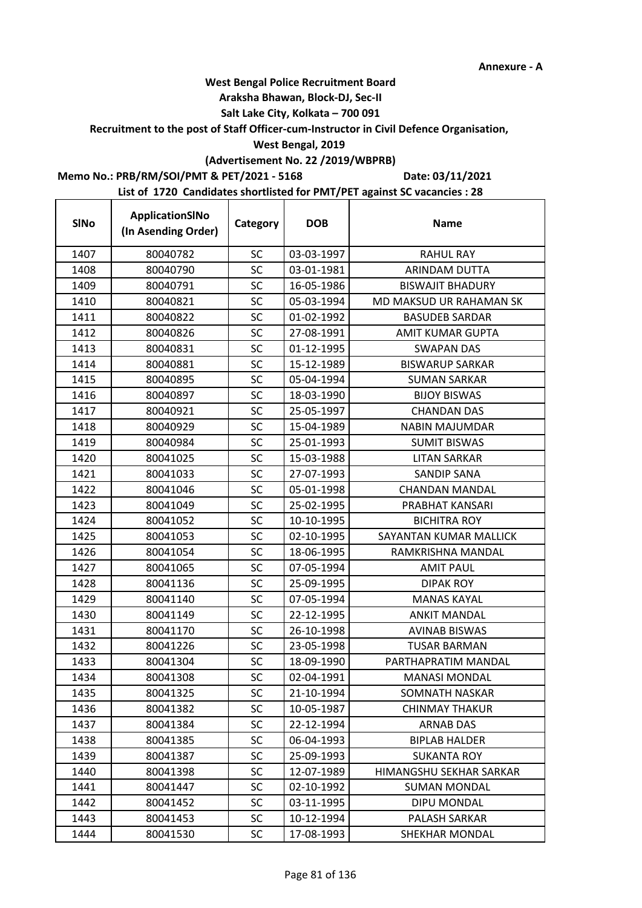**Annexure - A**

**West Bengal Police Recruitment Board**

**Araksha Bhawan, Block-DJ, Sec-II**

**Salt Lake City, Kolkata – 700 091**

**Recruitment to the post of Staff Officer-cum-Instructor in Civil Defence Organisation,**

**West Bengal, 2019**

**(Advertisement No. 22 /2019/WBPRB)**

**Memo No.: PRB/RM/SOI/PMT & PET/2021 - 5168** **Date: 03/11/2021**

**List of 1720 Candidates shortlisted for PMT/PET against SC vacancies : 28**

| SlNo | ApplicationSlNo (In Asending Order) | Category | DOB | Name |
|---|---|---|---|---|
| 1407 | 80040782 | SC | 03-03-1997 | RAHUL RAY |
| 1408 | 80040790 | SC | 03-01-1981 | ARINDAM DUTTA |
| 1409 | 80040791 | SC | 16-05-1986 | BISWAJIT BHADURY |
| 1410 | 80040821 | SC | 05-03-1994 | MD MAKSUD UR RAHAMAN SK |
| 1411 | 80040822 | SC | 01-02-1992 | BASUDEB SARDAR |
| 1412 | 80040826 | SC | 27-08-1991 | AMIT KUMAR GUPTA |
| 1413 | 80040831 | SC | 01-12-1995 | SWAPAN DAS |
| 1414 | 80040881 | SC | 15-12-1989 | BISWARUP SARKAR |
| 1415 | 80040895 | SC | 05-04-1994 | SUMAN SARKAR |
| 1416 | 80040897 | SC | 18-03-1990 | BIJOY BISWAS |
| 1417 | 80040921 | SC | 25-05-1997 | CHANDAN DAS |
| 1418 | 80040929 | SC | 15-04-1989 | NABIN MAJUMDAR |
| 1419 | 80040984 | SC | 25-01-1993 | SUMIT BISWAS |
| 1420 | 80041025 | SC | 15-03-1988 | LITAN SARKAR |
| 1421 | 80041033 | SC | 27-07-1993 | SANDIP SANA |
| 1422 | 80041046 | SC | 05-01-1998 | CHANDAN MANDAL |
| 1423 | 80041049 | SC | 25-02-1995 | PRABHAT KANSARI |
| 1424 | 80041052 | SC | 10-10-1995 | BICHITRA ROY |
| 1425 | 80041053 | SC | 02-10-1995 | SAYANTAN KUMAR MALLICK |
| 1426 | 80041054 | SC | 18-06-1995 | RAMKRISHNA MANDAL |
| 1427 | 80041065 | SC | 07-05-1994 | AMIT PAUL |
| 1428 | 80041136 | SC | 25-09-1995 | DIPAK ROY |
| 1429 | 80041140 | SC | 07-05-1994 | MANAS KAYAL |
| 1430 | 80041149 | SC | 22-12-1995 | ANKIT MANDAL |
| 1431 | 80041170 | SC | 26-10-1998 | AVINAB BISWAS |
| 1432 | 80041226 | SC | 23-05-1998 | TUSAR BARMAN |
| 1433 | 80041304 | SC | 18-09-1990 | PARTHAPRATIM MANDAL |
| 1434 | 80041308 | SC | 02-04-1991 | MANASI MONDAL |
| 1435 | 80041325 | SC | 21-10-1994 | SOMNATH NASKAR |
| 1436 | 80041382 | SC | 10-05-1987 | CHINMAY THAKUR |
| 1437 | 80041384 | SC | 22-12-1994 | ARNAB DAS |
| 1438 | 80041385 | SC | 06-04-1993 | BIPLAB HALDER |
| 1439 | 80041387 | SC | 25-09-1993 | SUKANTA ROY |
| 1440 | 80041398 | SC | 12-07-1989 | HIMANGSHU SEKHAR SARKAR |
| 1441 | 80041447 | SC | 02-10-1992 | SUMAN MONDAL |
| 1442 | 80041452 | SC | 03-11-1995 | DIPU MONDAL |
| 1443 | 80041453 | SC | 10-12-1994 | PALASH SARKAR |
| 1444 | 80041530 | SC | 17-08-1993 | SHEKHAR MONDAL |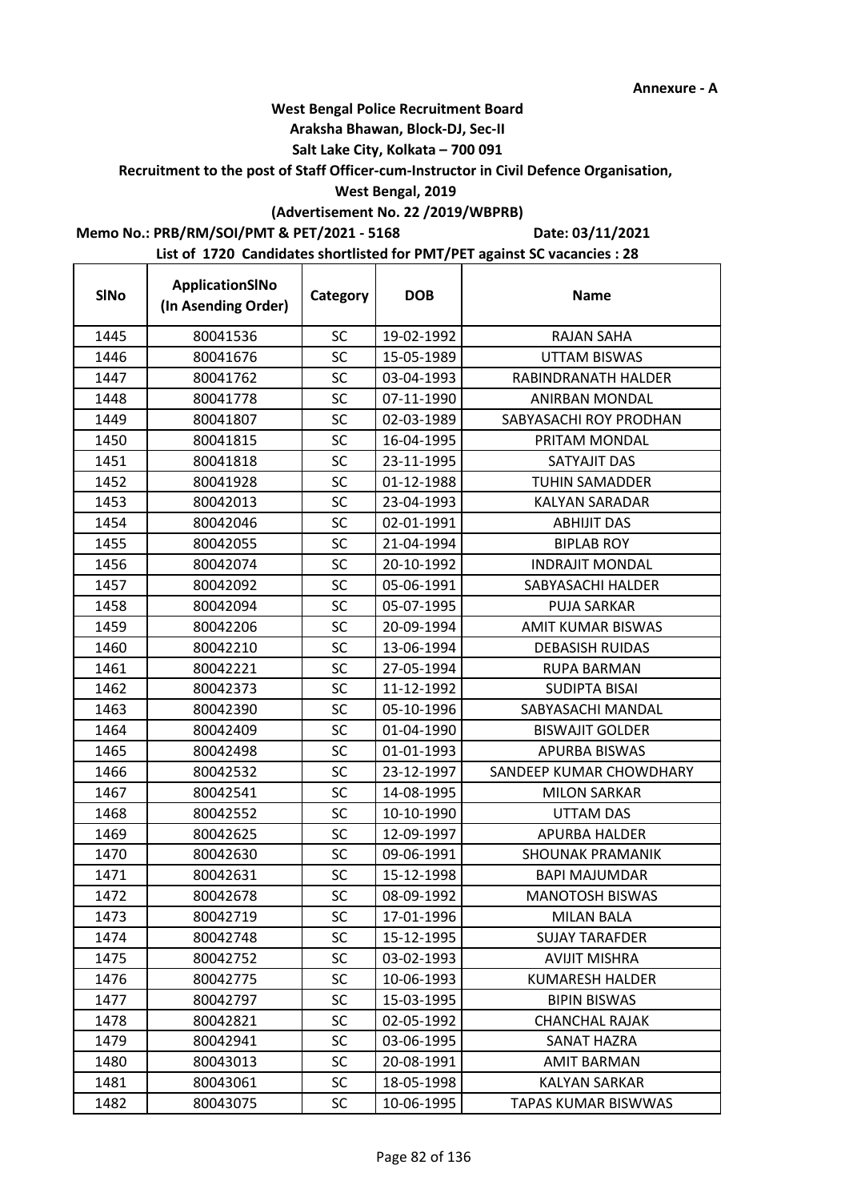Annexure - A

**West Bengal Police Recruitment Board**
**Araksha Bhawan, Block-DJ, Sec-II**
**Salt Lake City, Kolkata – 700 091**
**Recruitment to the post of Staff Officer-cum-Instructor in Civil Defence Organisation,**
**West Bengal, 2019**
**(Advertisement No. 22 /2019/WBPRB)**

**Memo No.: PRB/RM/SOI/PMT & PET/2021 - 5168** **Date: 03/11/2021**

**List of 1720 Candidates shortlisted for PMT/PET against SC vacancies : 28**

| SlNo | ApplicationSlNo (In Asending Order) | Category | DOB | Name |
|---|---|---|---|---|
| 1445 | 80041536 | SC | 19-02-1992 | RAJAN SAHA |
| 1446 | 80041676 | SC | 15-05-1989 | UTTAM BISWAS |
| 1447 | 80041762 | SC | 03-04-1993 | RABINDRANATH HALDER |
| 1448 | 80041778 | SC | 07-11-1990 | ANIRBAN MONDAL |
| 1449 | 80041807 | SC | 02-03-1989 | SABYASACHI ROY PRODHAN |
| 1450 | 80041815 | SC | 16-04-1995 | PRITAM MONDAL |
| 1451 | 80041818 | SC | 23-11-1995 | SATYAJIT DAS |
| 1452 | 80041928 | SC | 01-12-1988 | TUHIN SAMADDER |
| 1453 | 80042013 | SC | 23-04-1993 | KALYAN SARADAR |
| 1454 | 80042046 | SC | 02-01-1991 | ABHIJIT DAS |
| 1455 | 80042055 | SC | 21-04-1994 | BIPLAB ROY |
| 1456 | 80042074 | SC | 20-10-1992 | INDRAJIT MONDAL |
| 1457 | 80042092 | SC | 05-06-1991 | SABYASACHI HALDER |
| 1458 | 80042094 | SC | 05-07-1995 | PUJA SARKAR |
| 1459 | 80042206 | SC | 20-09-1994 | AMIT KUMAR BISWAS |
| 1460 | 80042210 | SC | 13-06-1994 | DEBASISH RUIDAS |
| 1461 | 80042221 | SC | 27-05-1994 | RUPA BARMAN |
| 1462 | 80042373 | SC | 11-12-1992 | SUDIPTA BISAI |
| 1463 | 80042390 | SC | 05-10-1996 | SABYASACHI MANDAL |
| 1464 | 80042409 | SC | 01-04-1990 | BISWAJIT GOLDER |
| 1465 | 80042498 | SC | 01-01-1993 | APURBA BISWAS |
| 1466 | 80042532 | SC | 23-12-1997 | SANDEEP KUMAR CHOWDHARY |
| 1467 | 80042541 | SC | 14-08-1995 | MILON SARKAR |
| 1468 | 80042552 | SC | 10-10-1990 | UTTAM DAS |
| 1469 | 80042625 | SC | 12-09-1997 | APURBA HALDER |
| 1470 | 80042630 | SC | 09-06-1991 | SHOUNAK PRAMANIK |
| 1471 | 80042631 | SC | 15-12-1998 | BAPI MAJUMDAR |
| 1472 | 80042678 | SC | 08-09-1992 | MANOTOSH BISWAS |
| 1473 | 80042719 | SC | 17-01-1996 | MILAN BALA |
| 1474 | 80042748 | SC | 15-12-1995 | SUJAY TARAFDER |
| 1475 | 80042752 | SC | 03-02-1993 | AVIJIT MISHRA |
| 1476 | 80042775 | SC | 10-06-1993 | KUMARESH HALDER |
| 1477 | 80042797 | SC | 15-03-1995 | BIPIN BISWAS |
| 1478 | 80042821 | SC | 02-05-1992 | CHANCHAL RAJAK |
| 1479 | 80042941 | SC | 03-06-1995 | SANAT HAZRA |
| 1480 | 80043013 | SC | 20-08-1991 | AMIT BARMAN |
| 1481 | 80043061 | SC | 18-05-1998 | KALYAN SARKAR |
| 1482 | 80043075 | SC | 10-06-1995 | TAPAS KUMAR BISWWAS |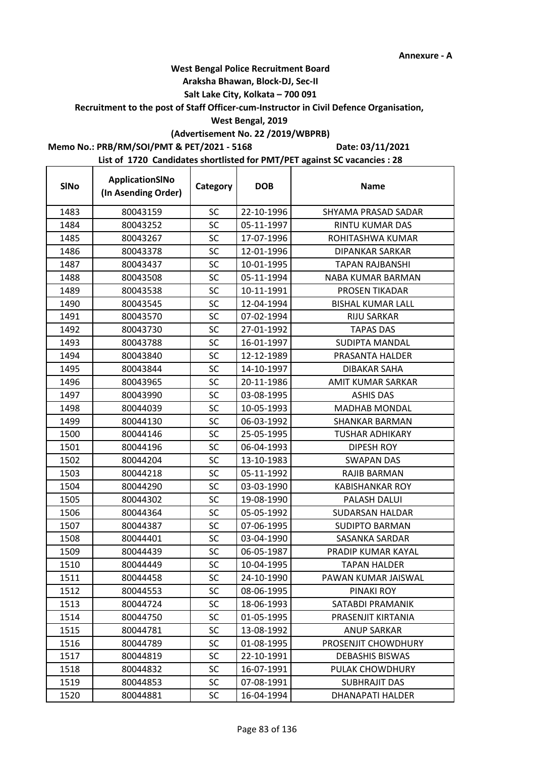**Annexure - A**

**West Bengal Police Recruitment Board**
**Araksha Bhawan, Block-DJ, Sec-II**
**Salt Lake City, Kolkata – 700 091**
**Recruitment to the post of Staff Officer-cum-Instructor in Civil Defence Organisation,**
**West Bengal, 2019**
**(Advertisement No. 22 /2019/WBPRB)**

**Memo No.: PRB/RM/SOI/PMT & PET/2021 - 5168** **Date: 03/11/2021**

**List of 1720 Candidates shortlisted for PMT/PET against SC vacancies : 28**

| SlNo | ApplicationSlNo (In Asending Order) | Category | DOB | Name |
|---|---|---|---|---|
| 1483 | 80043159 | SC | 22-10-1996 | SHYAMA PRASAD SADAR |
| 1484 | 80043252 | SC | 05-11-1997 | RINTU KUMAR DAS |
| 1485 | 80043267 | SC | 17-07-1996 | ROHITASHWA KUMAR |
| 1486 | 80043378 | SC | 12-01-1996 | DIPANKAR SARKAR |
| 1487 | 80043437 | SC | 10-01-1995 | TAPAN RAJBANSHI |
| 1488 | 80043508 | SC | 05-11-1994 | NABA KUMAR BARMAN |
| 1489 | 80043538 | SC | 10-11-1991 | PROSEN TIKADAR |
| 1490 | 80043545 | SC | 12-04-1994 | BISHAL KUMAR LALL |
| 1491 | 80043570 | SC | 07-02-1994 | RIJU SARKAR |
| 1492 | 80043730 | SC | 27-01-1992 | TAPAS DAS |
| 1493 | 80043788 | SC | 16-01-1997 | SUDIPTA MANDAL |
| 1494 | 80043840 | SC | 12-12-1989 | PRASANTA HALDER |
| 1495 | 80043844 | SC | 14-10-1997 | DIBAKAR SAHA |
| 1496 | 80043965 | SC | 20-11-1986 | AMIT KUMAR SARKAR |
| 1497 | 80043990 | SC | 03-08-1995 | ASHIS DAS |
| 1498 | 80044039 | SC | 10-05-1993 | MADHAB MONDAL |
| 1499 | 80044130 | SC | 06-03-1992 | SHANKAR BARMAN |
| 1500 | 80044146 | SC | 25-05-1995 | TUSHAR ADHIKARY |
| 1501 | 80044196 | SC | 06-04-1993 | DIPESH ROY |
| 1502 | 80044204 | SC | 13-10-1983 | SWAPAN DAS |
| 1503 | 80044218 | SC | 05-11-1992 | RAJIB BARMAN |
| 1504 | 80044290 | SC | 03-03-1990 | KABISHANKAR ROY |
| 1505 | 80044302 | SC | 19-08-1990 | PALASH DALUI |
| 1506 | 80044364 | SC | 05-05-1992 | SUDARSAN HALDAR |
| 1507 | 80044387 | SC | 07-06-1995 | SUDIPTO BARMAN |
| 1508 | 80044401 | SC | 03-04-1990 | SASANKA SARDAR |
| 1509 | 80044439 | SC | 06-05-1987 | PRADIP KUMAR KAYAL |
| 1510 | 80044449 | SC | 10-04-1995 | TAPAN HALDER |
| 1511 | 80044458 | SC | 24-10-1990 | PAWAN KUMAR JAISWAL |
| 1512 | 80044553 | SC | 08-06-1995 | PINAKI ROY |
| 1513 | 80044724 | SC | 18-06-1993 | SATABDI PRAMANIK |
| 1514 | 80044750 | SC | 01-05-1995 | PRASENJIT KIRTANIA |
| 1515 | 80044781 | SC | 13-08-1992 | ANUP SARKAR |
| 1516 | 80044789 | SC | 01-08-1995 | PROSENJIT CHOWDHURY |
| 1517 | 80044819 | SC | 22-10-1991 | DEBASHIS BISWAS |
| 1518 | 80044832 | SC | 16-07-1991 | PULAK CHOWDHURY |
| 1519 | 80044853 | SC | 07-08-1991 | SUBHRAJIT DAS |
| 1520 | 80044881 | SC | 16-04-1994 | DHANAPATI HALDER |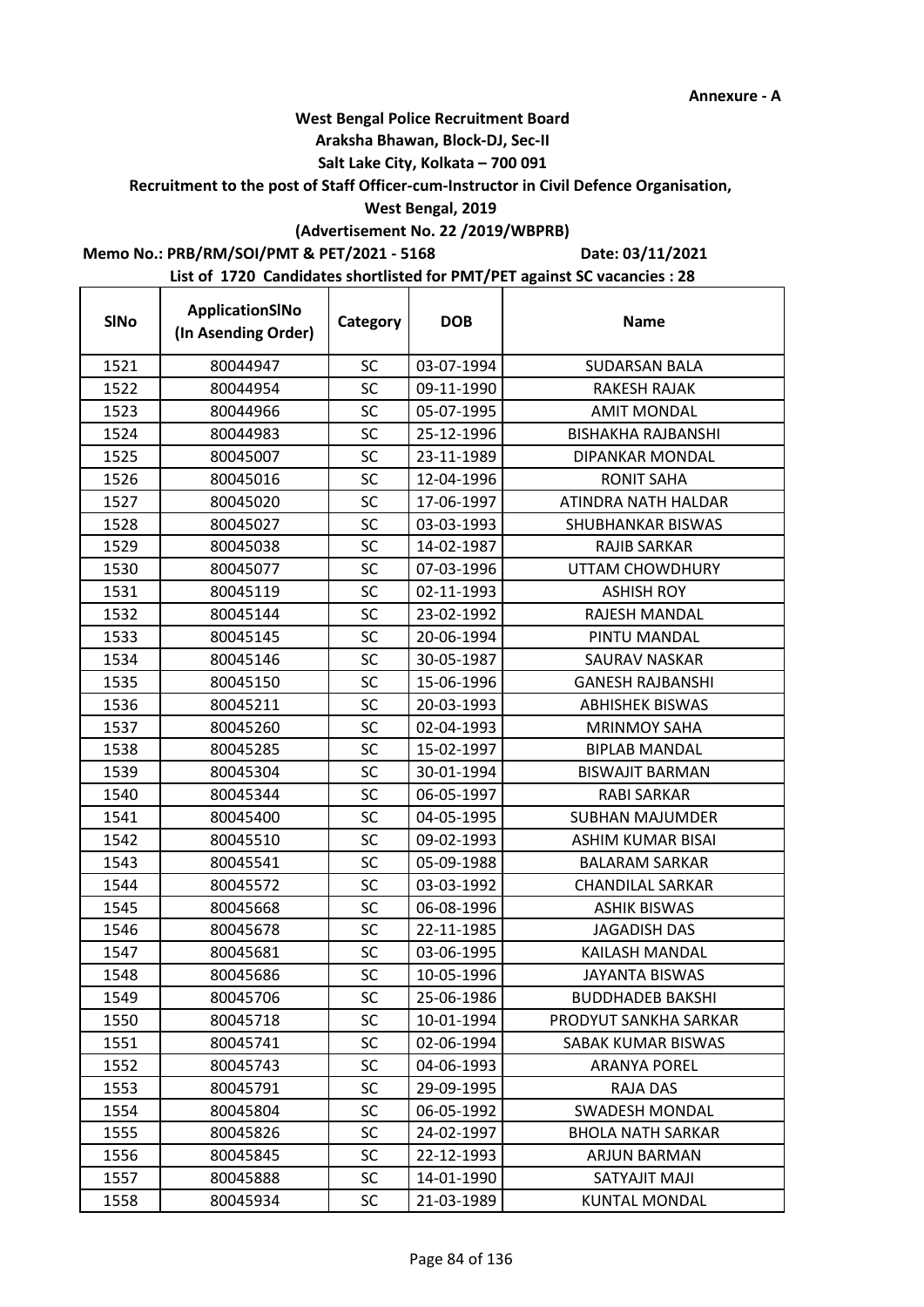Annexure - A

**West Bengal Police Recruitment Board**
**Araksha Bhawan, Block-DJ, Sec-II**
**Salt Lake City, Kolkata – 700 091**
**Recruitment to the post of Staff Officer-cum-Instructor in Civil Defence Organisation,**
**West Bengal, 2019**
**(Advertisement No. 22 /2019/WBPRB)**

**Memo No.: PRB/RM/SOI/PMT & PET/2021 - 5168** **Date: 03/11/2021**

**List of 1720 Candidates shortlisted for PMT/PET against SC vacancies : 28**

| SlNo | ApplicationSlNo (In Asending Order) | Category | DOB | Name |
|---|---|---|---|---|
| 1521 | 80044947 | SC | 03-07-1994 | SUDARSAN BALA |
| 1522 | 80044954 | SC | 09-11-1990 | RAKESH RAJAK |
| 1523 | 80044966 | SC | 05-07-1995 | AMIT MONDAL |
| 1524 | 80044983 | SC | 25-12-1996 | BISHAKHA RAJBANSHI |
| 1525 | 80045007 | SC | 23-11-1989 | DIPANKAR MONDAL |
| 1526 | 80045016 | SC | 12-04-1996 | RONIT SAHA |
| 1527 | 80045020 | SC | 17-06-1997 | ATINDRA NATH HALDAR |
| 1528 | 80045027 | SC | 03-03-1993 | SHUBHANKAR BISWAS |
| 1529 | 80045038 | SC | 14-02-1987 | RAJIB SARKAR |
| 1530 | 80045077 | SC | 07-03-1996 | UTTAM CHOWDHURY |
| 1531 | 80045119 | SC | 02-11-1993 | ASHISH ROY |
| 1532 | 80045144 | SC | 23-02-1992 | RAJESH MANDAL |
| 1533 | 80045145 | SC | 20-06-1994 | PINTU MANDAL |
| 1534 | 80045146 | SC | 30-05-1987 | SAURAV NASKAR |
| 1535 | 80045150 | SC | 15-06-1996 | GANESH RAJBANSHI |
| 1536 | 80045211 | SC | 20-03-1993 | ABHISHEK BISWAS |
| 1537 | 80045260 | SC | 02-04-1993 | MRINMOY SAHA |
| 1538 | 80045285 | SC | 15-02-1997 | BIPLAB MANDAL |
| 1539 | 80045304 | SC | 30-01-1994 | BISWAJIT BARMAN |
| 1540 | 80045344 | SC | 06-05-1997 | RABI SARKAR |
| 1541 | 80045400 | SC | 04-05-1995 | SUBHAN MAJUMDER |
| 1542 | 80045510 | SC | 09-02-1993 | ASHIM KUMAR BISAI |
| 1543 | 80045541 | SC | 05-09-1988 | BALARAM SARKAR |
| 1544 | 80045572 | SC | 03-03-1992 | CHANDILAL SARKAR |
| 1545 | 80045668 | SC | 06-08-1996 | ASHIK BISWAS |
| 1546 | 80045678 | SC | 22-11-1985 | JAGADISH DAS |
| 1547 | 80045681 | SC | 03-06-1995 | KAILASH MANDAL |
| 1548 | 80045686 | SC | 10-05-1996 | JAYANTA BISWAS |
| 1549 | 80045706 | SC | 25-06-1986 | BUDDHADEB BAKSHI |
| 1550 | 80045718 | SC | 10-01-1994 | PRODYUT SANKHA SARKAR |
| 1551 | 80045741 | SC | 02-06-1994 | SABAK KUMAR BISWAS |
| 1552 | 80045743 | SC | 04-06-1993 | ARANYA POREL |
| 1553 | 80045791 | SC | 29-09-1995 | RAJA DAS |
| 1554 | 80045804 | SC | 06-05-1992 | SWADESH MONDAL |
| 1555 | 80045826 | SC | 24-02-1997 | BHOLA NATH SARKAR |
| 1556 | 80045845 | SC | 22-12-1993 | ARJUN BARMAN |
| 1557 | 80045888 | SC | 14-01-1990 | SATYAJIT MAJI |
| 1558 | 80045934 | SC | 21-03-1989 | KUNTAL MONDAL |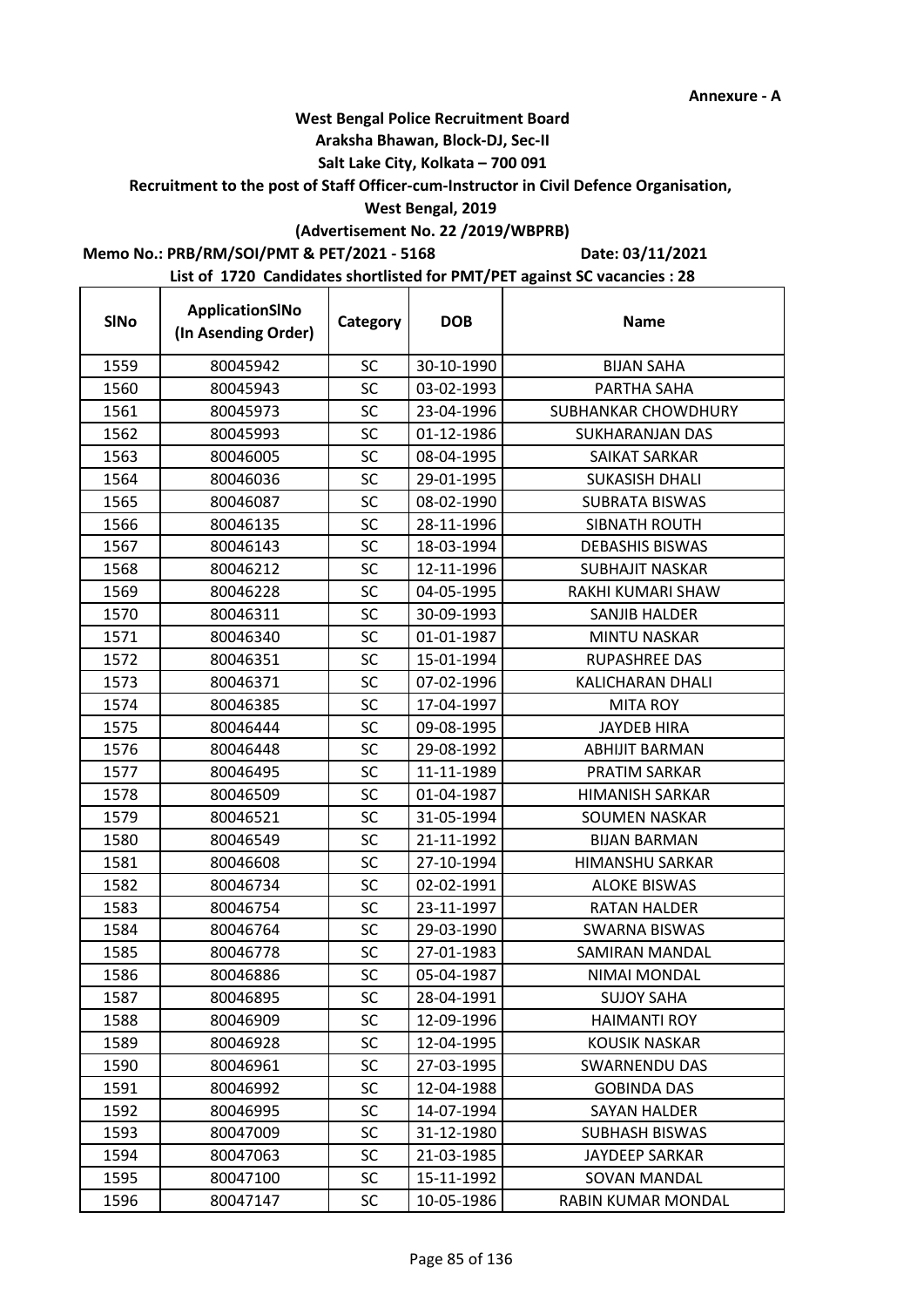Annexure - A

**West Bengal Police Recruitment Board**

**Araksha Bhawan, Block-DJ, Sec-II**

**Salt Lake City, Kolkata – 700 091**

**Recruitment to the post of Staff Officer-cum-Instructor in Civil Defence Organisation,**

**West Bengal, 2019**

**(Advertisement No. 22 /2019/WBPRB)**

**Memo No.: PRB/RM/SOI/PMT & PET/2021 - 5168** **Date: 03/11/2021**

**List of 1720 Candidates shortlisted for PMT/PET against SC vacancies : 28**

| SlNo | ApplicationSlNo (In Asending Order) | Category | DOB | Name |
|---|---|---|---|---|
| 1559 | 80045942 | SC | 30-10-1990 | BIJAN SAHA |
| 1560 | 80045943 | SC | 03-02-1993 | PARTHA SAHA |
| 1561 | 80045973 | SC | 23-04-1996 | SUBHANKAR CHOWDHURY |
| 1562 | 80045993 | SC | 01-12-1986 | SUKHARANJAN DAS |
| 1563 | 80046005 | SC | 08-04-1995 | SAIKAT SARKAR |
| 1564 | 80046036 | SC | 29-01-1995 | SUKASISH DHALI |
| 1565 | 80046087 | SC | 08-02-1990 | SUBRATA BISWAS |
| 1566 | 80046135 | SC | 28-11-1996 | SIBNATH ROUTH |
| 1567 | 80046143 | SC | 18-03-1994 | DEBASHIS BISWAS |
| 1568 | 80046212 | SC | 12-11-1996 | SUBHAJIT NASKAR |
| 1569 | 80046228 | SC | 04-05-1995 | RAKHI KUMARI SHAW |
| 1570 | 80046311 | SC | 30-09-1993 | SANJIB HALDER |
| 1571 | 80046340 | SC | 01-01-1987 | MINTU NASKAR |
| 1572 | 80046351 | SC | 15-01-1994 | RUPASHREE DAS |
| 1573 | 80046371 | SC | 07-02-1996 | KALICHARAN DHALI |
| 1574 | 80046385 | SC | 17-04-1997 | MITA ROY |
| 1575 | 80046444 | SC | 09-08-1995 | JAYDEB HIRA |
| 1576 | 80046448 | SC | 29-08-1992 | ABHIJIT BARMAN |
| 1577 | 80046495 | SC | 11-11-1989 | PRATIM SARKAR |
| 1578 | 80046509 | SC | 01-04-1987 | HIMANISH SARKAR |
| 1579 | 80046521 | SC | 31-05-1994 | SOUMEN NASKAR |
| 1580 | 80046549 | SC | 21-11-1992 | BIJAN BARMAN |
| 1581 | 80046608 | SC | 27-10-1994 | HIMANSHU SARKAR |
| 1582 | 80046734 | SC | 02-02-1991 | ALOKE BISWAS |
| 1583 | 80046754 | SC | 23-11-1997 | RATAN HALDER |
| 1584 | 80046764 | SC | 29-03-1990 | SWARNA BISWAS |
| 1585 | 80046778 | SC | 27-01-1983 | SAMIRAN MANDAL |
| 1586 | 80046886 | SC | 05-04-1987 | NIMAI MONDAL |
| 1587 | 80046895 | SC | 28-04-1991 | SUJOY SAHA |
| 1588 | 80046909 | SC | 12-09-1996 | HAIMANTI ROY |
| 1589 | 80046928 | SC | 12-04-1995 | KOUSIK NASKAR |
| 1590 | 80046961 | SC | 27-03-1995 | SWARNENDU DAS |
| 1591 | 80046992 | SC | 12-04-1988 | GOBINDA DAS |
| 1592 | 80046995 | SC | 14-07-1994 | SAYAN HALDER |
| 1593 | 80047009 | SC | 31-12-1980 | SUBHASH BISWAS |
| 1594 | 80047063 | SC | 21-03-1985 | JAYDEEP SARKAR |
| 1595 | 80047100 | SC | 15-11-1992 | SOVAN MANDAL |
| 1596 | 80047147 | SC | 10-05-1986 | RABIN KUMAR MONDAL |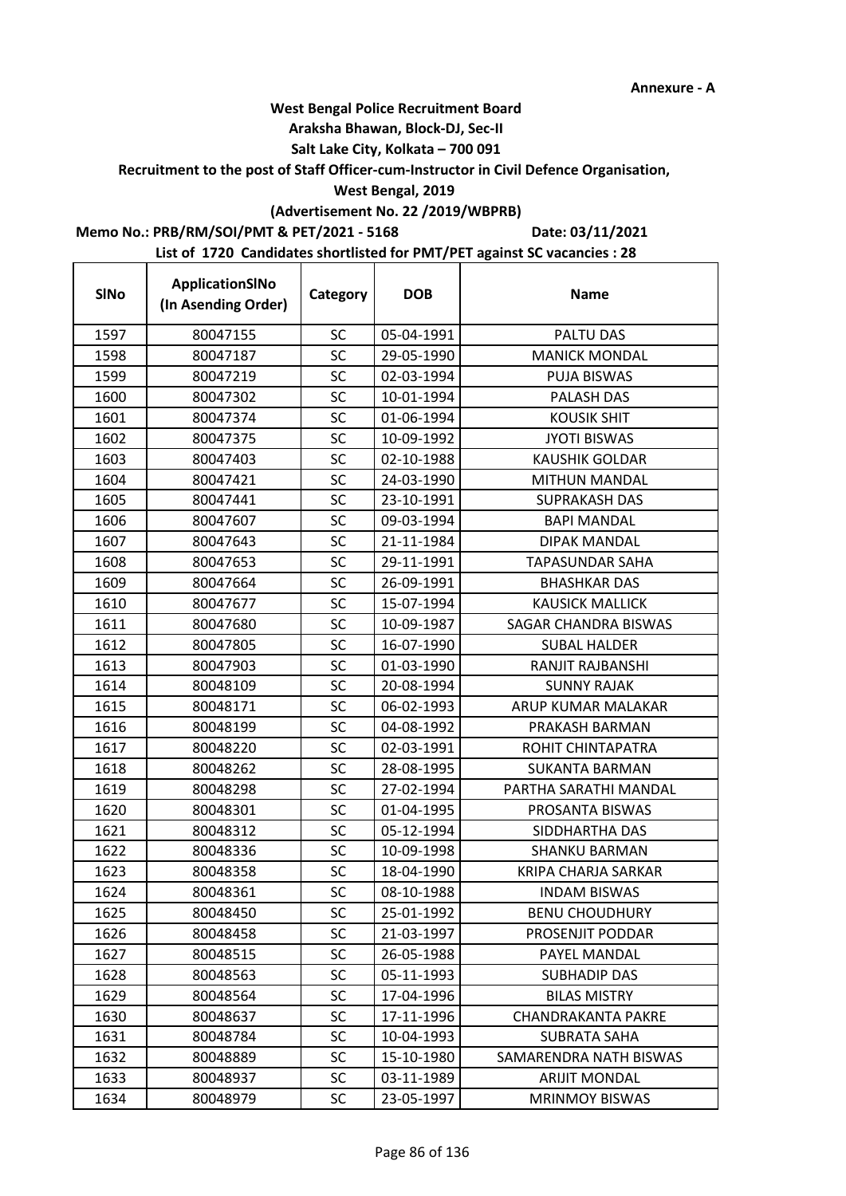Annexure - A

**West Bengal Police Recruitment Board**
**Araksha Bhawan, Block-DJ, Sec-II**
**Salt Lake City, Kolkata – 700 091**
**Recruitment to the post of Staff Officer-cum-Instructor in Civil Defence Organisation, West Bengal, 2019**
**(Advertisement No. 22 /2019/WBPRB)**

**Memo No.: PRB/RM/SOI/PMT & PET/2021 - 5168** **Date: 03/11/2021**

**List of 1720 Candidates shortlisted for PMT/PET against SC vacancies : 28**

| SlNo | ApplicationSlNo (In Asending Order) | Category | DOB | Name |
|---|---|---|---|---|
| 1597 | 80047155 | SC | 05-04-1991 | PALTU DAS |
| 1598 | 80047187 | SC | 29-05-1990 | MANICK MONDAL |
| 1599 | 80047219 | SC | 02-03-1994 | PUJA BISWAS |
| 1600 | 80047302 | SC | 10-01-1994 | PALASH DAS |
| 1601 | 80047374 | SC | 01-06-1994 | KOUSIK SHIT |
| 1602 | 80047375 | SC | 10-09-1992 | JYOTI BISWAS |
| 1603 | 80047403 | SC | 02-10-1988 | KAUSHIK GOLDAR |
| 1604 | 80047421 | SC | 24-03-1990 | MITHUN MANDAL |
| 1605 | 80047441 | SC | 23-10-1991 | SUPRAKASH DAS |
| 1606 | 80047607 | SC | 09-03-1994 | BAPI MANDAL |
| 1607 | 80047643 | SC | 21-11-1984 | DIPAK MANDAL |
| 1608 | 80047653 | SC | 29-11-1991 | TAPASUNDAR SAHA |
| 1609 | 80047664 | SC | 26-09-1991 | BHASHKAR DAS |
| 1610 | 80047677 | SC | 15-07-1994 | KAUSICK MALLICK |
| 1611 | 80047680 | SC | 10-09-1987 | SAGAR CHANDRA BISWAS |
| 1612 | 80047805 | SC | 16-07-1990 | SUBAL HALDER |
| 1613 | 80047903 | SC | 01-03-1990 | RANJIT RAJBANSHI |
| 1614 | 80048109 | SC | 20-08-1994 | SUNNY RAJAK |
| 1615 | 80048171 | SC | 06-02-1993 | ARUP KUMAR MALAKAR |
| 1616 | 80048199 | SC | 04-08-1992 | PRAKASH BARMAN |
| 1617 | 80048220 | SC | 02-03-1991 | ROHIT CHINTAPATRA |
| 1618 | 80048262 | SC | 28-08-1995 | SUKANTA BARMAN |
| 1619 | 80048298 | SC | 27-02-1994 | PARTHA SARATHI MANDAL |
| 1620 | 80048301 | SC | 01-04-1995 | PROSANTA BISWAS |
| 1621 | 80048312 | SC | 05-12-1994 | SIDDHARTHA DAS |
| 1622 | 80048336 | SC | 10-09-1998 | SHANKU BARMAN |
| 1623 | 80048358 | SC | 18-04-1990 | KRIPA CHARJA SARKAR |
| 1624 | 80048361 | SC | 08-10-1988 | INDAM BISWAS |
| 1625 | 80048450 | SC | 25-01-1992 | BENU CHOUDHURY |
| 1626 | 80048458 | SC | 21-03-1997 | PROSENJIT PODDAR |
| 1627 | 80048515 | SC | 26-05-1988 | PAYEL MANDAL |
| 1628 | 80048563 | SC | 05-11-1993 | SUBHADIP DAS |
| 1629 | 80048564 | SC | 17-04-1996 | BILAS MISTRY |
| 1630 | 80048637 | SC | 17-11-1996 | CHANDRAKANTA PAKRE |
| 1631 | 80048784 | SC | 10-04-1993 | SUBRATA SAHA |
| 1632 | 80048889 | SC | 15-10-1980 | SAMARENDRA NATH BISWAS |
| 1633 | 80048937 | SC | 03-11-1989 | ARIJIT MONDAL |
| 1634 | 80048979 | SC | 23-05-1997 | MRINMOY BISWAS |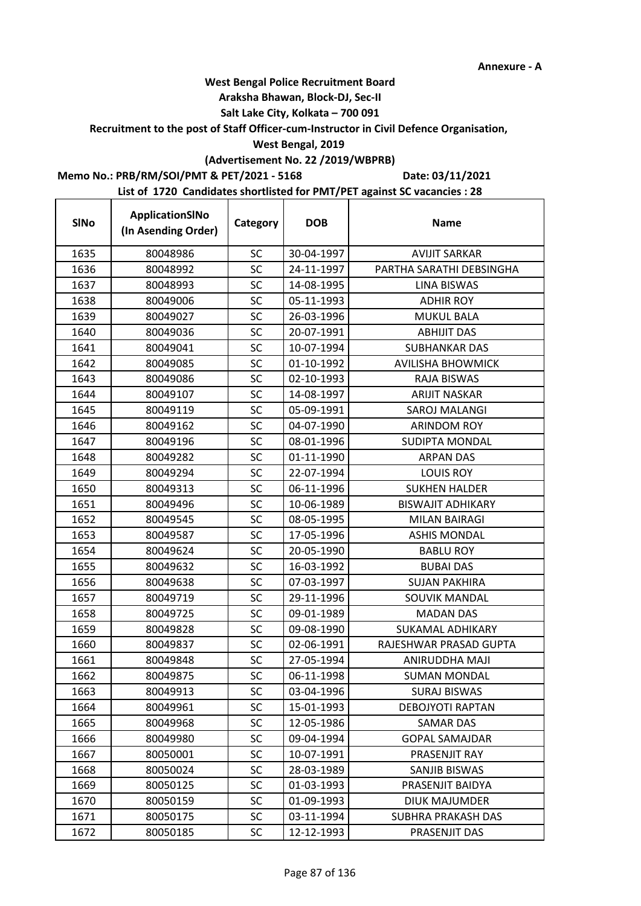Annexure - A

**West Bengal Police Recruitment Board**
**Araksha Bhawan, Block-DJ, Sec-II**
**Salt Lake City, Kolkata – 700 091**
**Recruitment to the post of Staff Officer-cum-Instructor in Civil Defence Organisation,**
**West Bengal, 2019**
**(Advertisement No. 22 /2019/WBPRB)**

**Memo No.: PRB/RM/SOI/PMT & PET/2021 - 5168** **Date: 03/11/2021**

**List of 1720 Candidates shortlisted for PMT/PET against SC vacancies : 28**

| SlNo | ApplicationSlNo (In Asending Order) | Category | DOB | Name |
|---|---|---|---|---|
| 1635 | 80048986 | SC | 30-04-1997 | AVIJIT SARKAR |
| 1636 | 80048992 | SC | 24-11-1997 | PARTHA SARATHI DEBSINGHA |
| 1637 | 80048993 | SC | 14-08-1995 | LINA BISWAS |
| 1638 | 80049006 | SC | 05-11-1993 | ADHIR ROY |
| 1639 | 80049027 | SC | 26-03-1996 | MUKUL BALA |
| 1640 | 80049036 | SC | 20-07-1991 | ABHIJIT DAS |
| 1641 | 80049041 | SC | 10-07-1994 | SUBHANKAR DAS |
| 1642 | 80049085 | SC | 01-10-1992 | AVILISHA BHOWMICK |
| 1643 | 80049086 | SC | 02-10-1993 | RAJA BISWAS |
| 1644 | 80049107 | SC | 14-08-1997 | ARIJIT NASKAR |
| 1645 | 80049119 | SC | 05-09-1991 | SAROJ MALANGI |
| 1646 | 80049162 | SC | 04-07-1990 | ARINDOM ROY |
| 1647 | 80049196 | SC | 08-01-1996 | SUDIPTA MONDAL |
| 1648 | 80049282 | SC | 01-11-1990 | ARPAN DAS |
| 1649 | 80049294 | SC | 22-07-1994 | LOUIS ROY |
| 1650 | 80049313 | SC | 06-11-1996 | SUKHEN HALDER |
| 1651 | 80049496 | SC | 10-06-1989 | BISWAJIT ADHIKARY |
| 1652 | 80049545 | SC | 08-05-1995 | MILAN BAIRAGI |
| 1653 | 80049587 | SC | 17-05-1996 | ASHIS MONDAL |
| 1654 | 80049624 | SC | 20-05-1990 | BABLU ROY |
| 1655 | 80049632 | SC | 16-03-1992 | BUBAI DAS |
| 1656 | 80049638 | SC | 07-03-1997 | SUJAN PAKHIRA |
| 1657 | 80049719 | SC | 29-11-1996 | SOUVIK MANDAL |
| 1658 | 80049725 | SC | 09-01-1989 | MADAN DAS |
| 1659 | 80049828 | SC | 09-08-1990 | SUKAMAL ADHIKARY |
| 1660 | 80049837 | SC | 02-06-1991 | RAJESHWAR PRASAD GUPTA |
| 1661 | 80049848 | SC | 27-05-1994 | ANIRUDDHA MAJI |
| 1662 | 80049875 | SC | 06-11-1998 | SUMAN MONDAL |
| 1663 | 80049913 | SC | 03-04-1996 | SURAJ BISWAS |
| 1664 | 80049961 | SC | 15-01-1993 | DEBOJYOTI RAPTAN |
| 1665 | 80049968 | SC | 12-05-1986 | SAMAR DAS |
| 1666 | 80049980 | SC | 09-04-1994 | GOPAL SAMAJDAR |
| 1667 | 80050001 | SC | 10-07-1991 | PRASENJIT RAY |
| 1668 | 80050024 | SC | 28-03-1989 | SANJIB BISWAS |
| 1669 | 80050125 | SC | 01-03-1993 | PRASENJIT BAIDYA |
| 1670 | 80050159 | SC | 01-09-1993 | DIUK MAJUMDER |
| 1671 | 80050175 | SC | 03-11-1994 | SUBHRA PRAKASH DAS |
| 1672 | 80050185 | SC | 12-12-1993 | PRASENJIT DAS |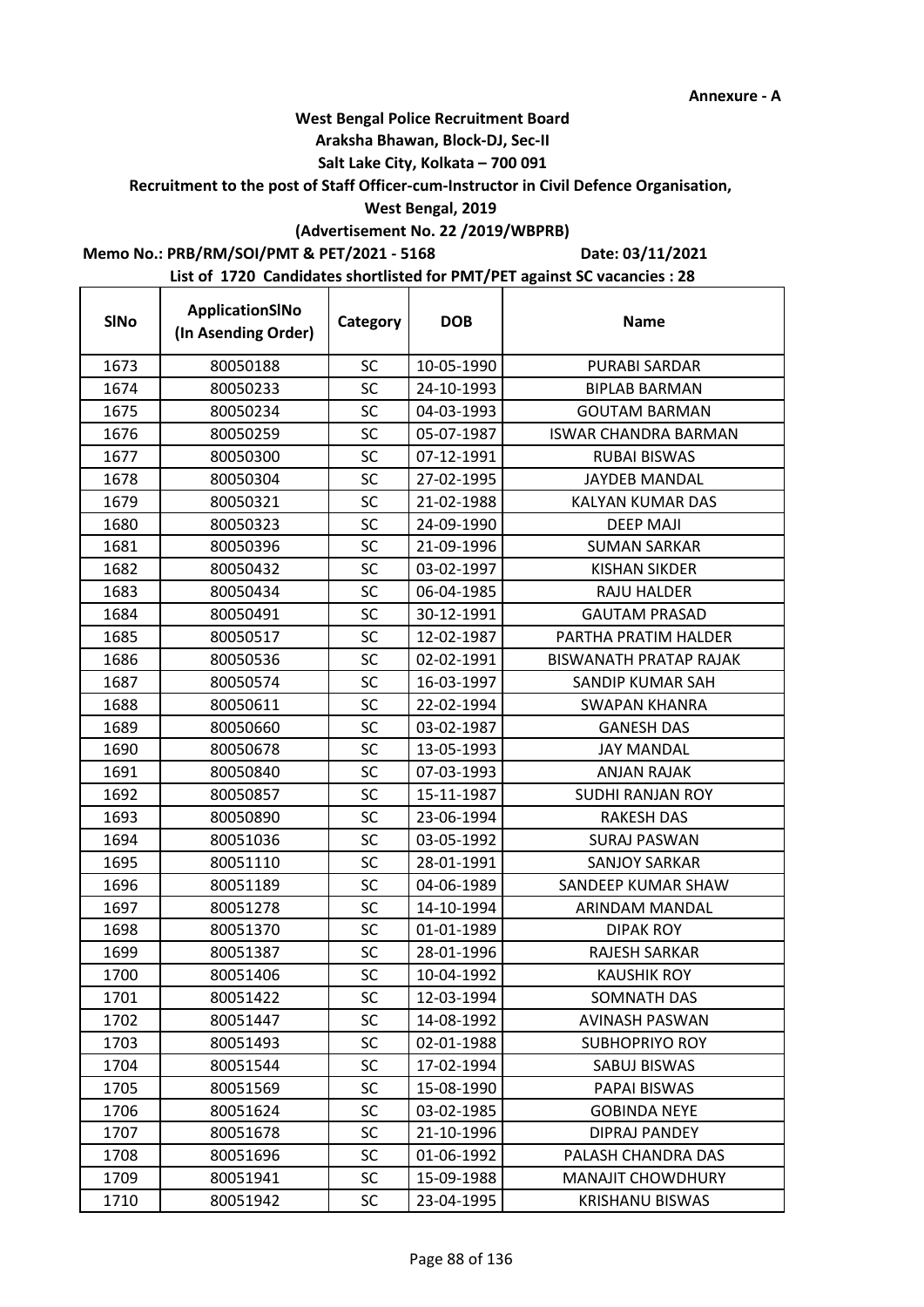**Annexure - A**

**West Bengal Police Recruitment Board**

**Araksha Bhawan, Block-DJ, Sec-II**

**Salt Lake City, Kolkata – 700 091**

**Recruitment to the post of Staff Officer-cum-Instructor in Civil Defence Organisation,**

**West Bengal, 2019**

**(Advertisement No. 22 /2019/WBPRB)**

**Memo No.: PRB/RM/SOI/PMT & PET/2021 - 5168** **Date: 03/11/2021**

**List of 1720 Candidates shortlisted for PMT/PET against SC vacancies : 28**

| SlNo | ApplicationSlNo (In Asending Order) | Category | DOB | Name |
|---|---|---|---|---|
| 1673 | 80050188 | SC | 10-05-1990 | PURABI SARDAR |
| 1674 | 80050233 | SC | 24-10-1993 | BIPLAB BARMAN |
| 1675 | 80050234 | SC | 04-03-1993 | GOUTAM BARMAN |
| 1676 | 80050259 | SC | 05-07-1987 | ISWAR CHANDRA BARMAN |
| 1677 | 80050300 | SC | 07-12-1991 | RUBAI BISWAS |
| 1678 | 80050304 | SC | 27-02-1995 | JAYDEB MANDAL |
| 1679 | 80050321 | SC | 21-02-1988 | KALYAN KUMAR DAS |
| 1680 | 80050323 | SC | 24-09-1990 | DEEP MAJI |
| 1681 | 80050396 | SC | 21-09-1996 | SUMAN SARKAR |
| 1682 | 80050432 | SC | 03-02-1997 | KISHAN SIKDER |
| 1683 | 80050434 | SC | 06-04-1985 | RAJU HALDER |
| 1684 | 80050491 | SC | 30-12-1991 | GAUTAM PRASAD |
| 1685 | 80050517 | SC | 12-02-1987 | PARTHA PRATIM HALDER |
| 1686 | 80050536 | SC | 02-02-1991 | BISWANATH PRATAP RAJAK |
| 1687 | 80050574 | SC | 16-03-1997 | SANDIP KUMAR SAH |
| 1688 | 80050611 | SC | 22-02-1994 | SWAPAN KHANRA |
| 1689 | 80050660 | SC | 03-02-1987 | GANESH DAS |
| 1690 | 80050678 | SC | 13-05-1993 | JAY MANDAL |
| 1691 | 80050840 | SC | 07-03-1993 | ANJAN RAJAK |
| 1692 | 80050857 | SC | 15-11-1987 | SUDHI RANJAN ROY |
| 1693 | 80050890 | SC | 23-06-1994 | RAKESH DAS |
| 1694 | 80051036 | SC | 03-05-1992 | SURAJ PASWAN |
| 1695 | 80051110 | SC | 28-01-1991 | SANJOY SARKAR |
| 1696 | 80051189 | SC | 04-06-1989 | SANDEEP KUMAR SHAW |
| 1697 | 80051278 | SC | 14-10-1994 | ARINDAM MANDAL |
| 1698 | 80051370 | SC | 01-01-1989 | DIPAK ROY |
| 1699 | 80051387 | SC | 28-01-1996 | RAJESH SARKAR |
| 1700 | 80051406 | SC | 10-04-1992 | KAUSHIK ROY |
| 1701 | 80051422 | SC | 12-03-1994 | SOMNATH DAS |
| 1702 | 80051447 | SC | 14-08-1992 | AVINASH PASWAN |
| 1703 | 80051493 | SC | 02-01-1988 | SUBHOPRIYO ROY |
| 1704 | 80051544 | SC | 17-02-1994 | SABUJ BISWAS |
| 1705 | 80051569 | SC | 15-08-1990 | PAPAI BISWAS |
| 1706 | 80051624 | SC | 03-02-1985 | GOBINDA NEYE |
| 1707 | 80051678 | SC | 21-10-1996 | DIPRAJ PANDEY |
| 1708 | 80051696 | SC | 01-06-1992 | PALASH CHANDRA DAS |
| 1709 | 80051941 | SC | 15-09-1988 | MANAJIT CHOWDHURY |
| 1710 | 80051942 | SC | 23-04-1995 | KRISHANU BISWAS |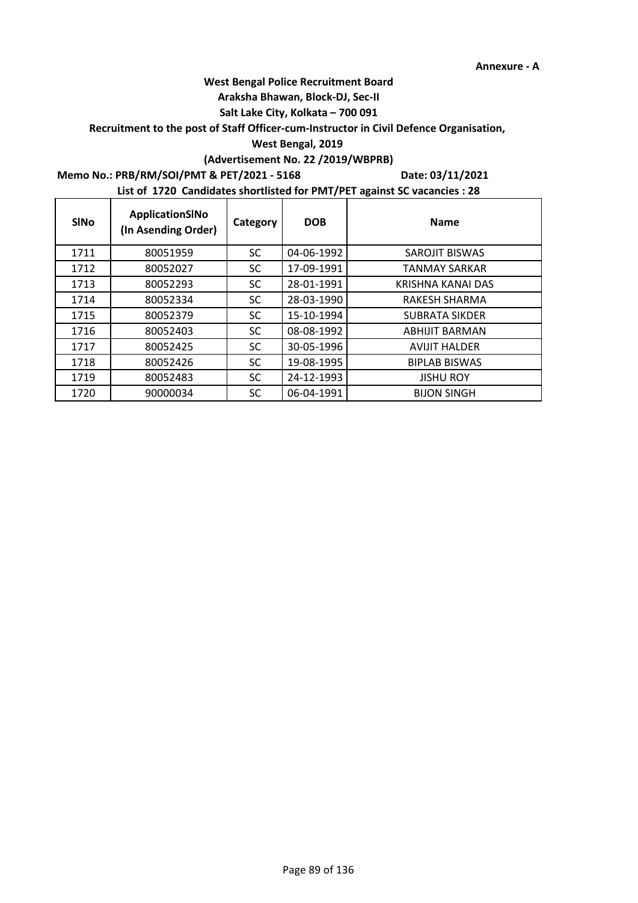**Annexure - A**

**West Bengal Police Recruitment Board**

**Araksha Bhawan, Block-DJ, Sec-II**

**Salt Lake City, Kolkata – 700 091**

**Recruitment to the post of Staff Officer-cum-Instructor in Civil Defence Organisation, West Bengal, 2019**

**(Advertisement No. 22 /2019/WBPRB)**

**Memo No.: PRB/RM/SOI/PMT & PET/2021 - 5168** **Date: 03/11/2021**

**List of 1720 Candidates shortlisted for PMT/PET against SC vacancies : 28**

| SlNo | ApplicationSlNo (In Asending Order) | Category | DOB | Name |
|---|---|---|---|---|
| 1711 | 80051959 | SC | 04-06-1992 | SAROJIT BISWAS |
| 1712 | 80052027 | SC | 17-09-1991 | TANMAY SARKAR |
| 1713 | 80052293 | SC | 28-01-1991 | KRISHNA KANAI DAS |
| 1714 | 80052334 | SC | 28-03-1990 | RAKESH SHARMA |
| 1715 | 80052379 | SC | 15-10-1994 | SUBRATA SIKDER |
| 1716 | 80052403 | SC | 08-08-1992 | ABHIJIT BARMAN |
| 1717 | 80052425 | SC | 30-05-1996 | AVIJIT HALDER |
| 1718 | 80052426 | SC | 19-08-1995 | BIPLAB BISWAS |
| 1719 | 80052483 | SC | 24-12-1993 | JISHU ROY |
| 1720 | 90000034 | SC | 06-04-1991 | BIJON SINGH |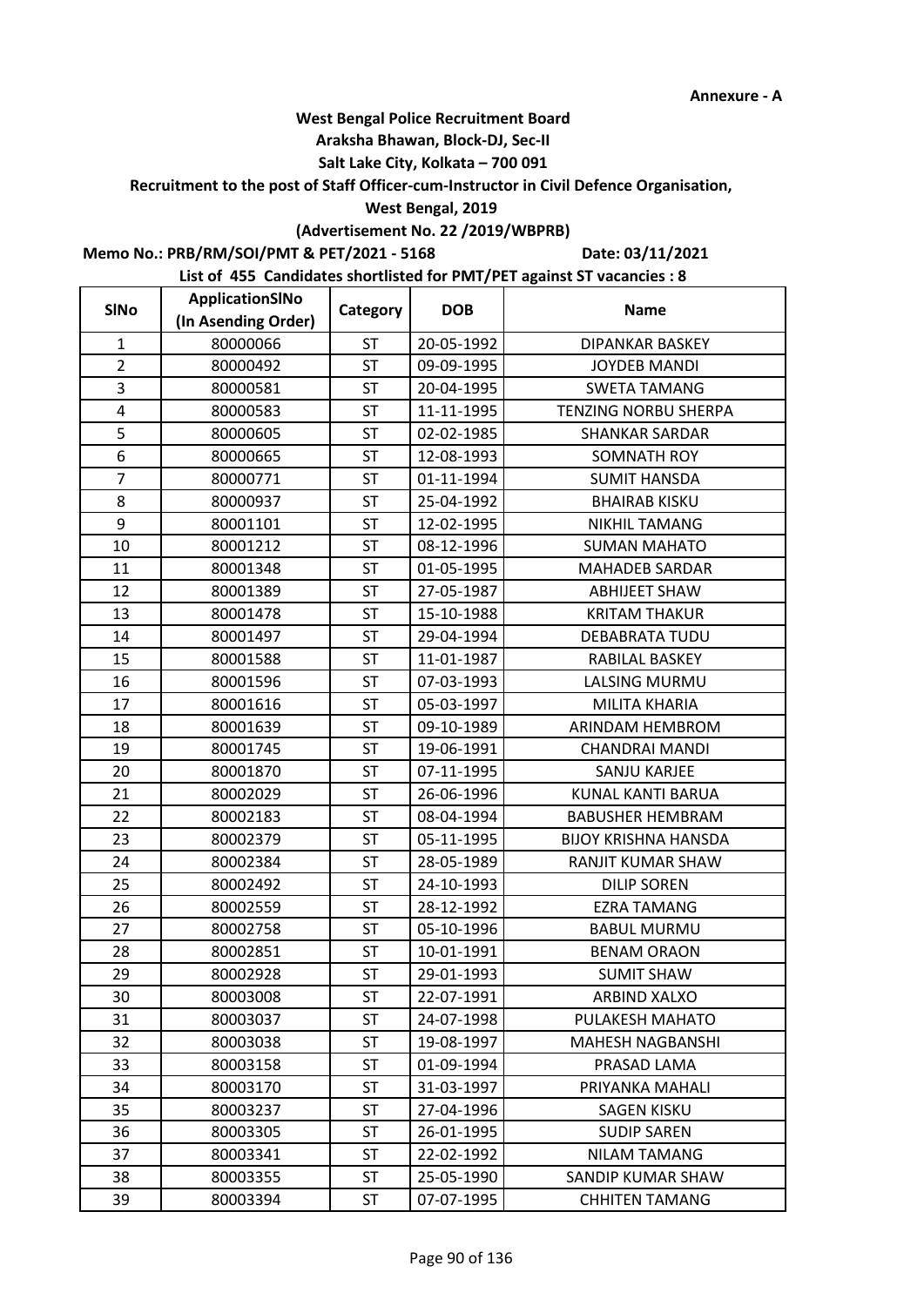**Annexure - A**

**West Bengal Police Recruitment Board**

**Araksha Bhawan, Block-DJ, Sec-II**

**Salt Lake City, Kolkata – 700 091**

**Recruitment to the post of Staff Officer-cum-Instructor in Civil Defence Organisation,**

**West Bengal, 2019**

**(Advertisement No. 22 /2019/WBPRB)**

**Memo No.: PRB/RM/SOI/PMT & PET/2021 - 5168** **Date: 03/11/2021**

**List of 455 Candidates shortlisted for PMT/PET against ST vacancies : 8**

| SlNo | ApplicationSlNo (In Asending Order) | Category | DOB | Name |
|---|---|---|---|---|
| 1 | 80000066 | ST | 20-05-1992 | DIPANKAR BASKEY |
| 2 | 80000492 | ST | 09-09-1995 | JOYDEB MANDI |
| 3 | 80000581 | ST | 20-04-1995 | SWETA TAMANG |
| 4 | 80000583 | ST | 11-11-1995 | TENZING NORBU SHERPA |
| 5 | 80000605 | ST | 02-02-1985 | SHANKAR SARDAR |
| 6 | 80000665 | ST | 12-08-1993 | SOMNATH ROY |
| 7 | 80000771 | ST | 01-11-1994 | SUMIT HANSDA |
| 8 | 80000937 | ST | 25-04-1992 | BHAIRAB KISKU |
| 9 | 80001101 | ST | 12-02-1995 | NIKHIL TAMANG |
| 10 | 80001212 | ST | 08-12-1996 | SUMAN MAHATO |
| 11 | 80001348 | ST | 01-05-1995 | MAHADEB SARDAR |
| 12 | 80001389 | ST | 27-05-1987 | ABHIJEET SHAW |
| 13 | 80001478 | ST | 15-10-1988 | KRITAM THAKUR |
| 14 | 80001497 | ST | 29-04-1994 | DEBABRATA TUDU |
| 15 | 80001588 | ST | 11-01-1987 | RABILAL BASKEY |
| 16 | 80001596 | ST | 07-03-1993 | LALSING MURMU |
| 17 | 80001616 | ST | 05-03-1997 | MILITA KHARIA |
| 18 | 80001639 | ST | 09-10-1989 | ARINDAM HEMBROM |
| 19 | 80001745 | ST | 19-06-1991 | CHANDRAI MANDI |
| 20 | 80001870 | ST | 07-11-1995 | SANJU KARJEE |
| 21 | 80002029 | ST | 26-06-1996 | KUNAL KANTI BARUA |
| 22 | 80002183 | ST | 08-04-1994 | BABUSHER HEMBRAM |
| 23 | 80002379 | ST | 05-11-1995 | BIJOY KRISHNA HANSDA |
| 24 | 80002384 | ST | 28-05-1989 | RANJIT KUMAR SHAW |
| 25 | 80002492 | ST | 24-10-1993 | DILIP SOREN |
| 26 | 80002559 | ST | 28-12-1992 | EZRA TAMANG |
| 27 | 80002758 | ST | 05-10-1996 | BABUL MURMU |
| 28 | 80002851 | ST | 10-01-1991 | BENAM ORAON |
| 29 | 80002928 | ST | 29-01-1993 | SUMIT SHAW |
| 30 | 80003008 | ST | 22-07-1991 | ARBIND XALXO |
| 31 | 80003037 | ST | 24-07-1998 | PULAKESH MAHATO |
| 32 | 80003038 | ST | 19-08-1997 | MAHESH NAGBANSHI |
| 33 | 80003158 | ST | 01-09-1994 | PRASAD LAMA |
| 34 | 80003170 | ST | 31-03-1997 | PRIYANKA MAHALI |
| 35 | 80003237 | ST | 27-04-1996 | SAGEN KISKU |
| 36 | 80003305 | ST | 26-01-1995 | SUDIP SAREN |
| 37 | 80003341 | ST | 22-02-1992 | NILAM TAMANG |
| 38 | 80003355 | ST | 25-05-1990 | SANDIP KUMAR SHAW |
| 39 | 80003394 | ST | 07-07-1995 | CHHITEN TAMANG |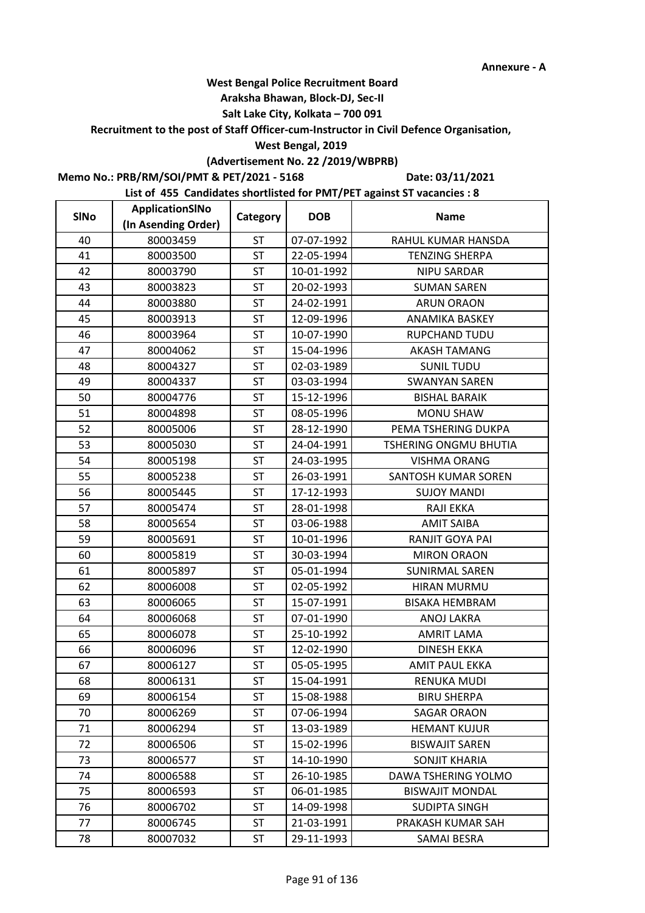**Annexure - A**

**West Bengal Police Recruitment Board**
**Araksha Bhawan, Block-DJ, Sec-II**
**Salt Lake City, Kolkata – 700 091**
**Recruitment to the post of Staff Officer-cum-Instructor in Civil Defence Organisation,**
**West Bengal, 2019**
**(Advertisement No. 22 /2019/WBPRB)**

**Memo No.: PRB/RM/SOI/PMT & PET/2021 - 5168** **Date: 03/11/2021**

**List of 455 Candidates shortlisted for PMT/PET against ST vacancies : 8**

| SlNo | ApplicationSlNo (In Asending Order) | Category | DOB | Name |
|---|---|---|---|---|
| 40 | 80003459 | ST | 07-07-1992 | RAHUL KUMAR HANSDA |
| 41 | 80003500 | ST | 22-05-1994 | TENZING SHERPA |
| 42 | 80003790 | ST | 10-01-1992 | NIPU SARDAR |
| 43 | 80003823 | ST | 20-02-1993 | SUMAN SAREN |
| 44 | 80003880 | ST | 24-02-1991 | ARUN ORAON |
| 45 | 80003913 | ST | 12-09-1996 | ANAMIKA BASKEY |
| 46 | 80003964 | ST | 10-07-1990 | RUPCHAND TUDU |
| 47 | 80004062 | ST | 15-04-1996 | AKASH TAMANG |
| 48 | 80004327 | ST | 02-03-1989 | SUNIL TUDU |
| 49 | 80004337 | ST | 03-03-1994 | SWANYAN SAREN |
| 50 | 80004776 | ST | 15-12-1996 | BISHAL BARAIK |
| 51 | 80004898 | ST | 08-05-1996 | MONU SHAW |
| 52 | 80005006 | ST | 28-12-1990 | PEMA TSHERING DUKPA |
| 53 | 80005030 | ST | 24-04-1991 | TSHERING ONGMU BHUTIA |
| 54 | 80005198 | ST | 24-03-1995 | VISHMA ORANG |
| 55 | 80005238 | ST | 26-03-1991 | SANTOSH KUMAR SOREN |
| 56 | 80005445 | ST | 17-12-1993 | SUJOY MANDI |
| 57 | 80005474 | ST | 28-01-1998 | RAJI EKKA |
| 58 | 80005654 | ST | 03-06-1988 | AMIT SAIBA |
| 59 | 80005691 | ST | 10-01-1996 | RANJIT GOYA PAI |
| 60 | 80005819 | ST | 30-03-1994 | MIRON ORAON |
| 61 | 80005897 | ST | 05-01-1994 | SUNIRMAL SAREN |
| 62 | 80006008 | ST | 02-05-1992 | HIRAN MURMU |
| 63 | 80006065 | ST | 15-07-1991 | BISAKA HEMBRAM |
| 64 | 80006068 | ST | 07-01-1990 | ANOJ LAKRA |
| 65 | 80006078 | ST | 25-10-1992 | AMRIT LAMA |
| 66 | 80006096 | ST | 12-02-1990 | DINESH EKKA |
| 67 | 80006127 | ST | 05-05-1995 | AMIT PAUL EKKA |
| 68 | 80006131 | ST | 15-04-1991 | RENUKA MUDI |
| 69 | 80006154 | ST | 15-08-1988 | BIRU SHERPA |
| 70 | 80006269 | ST | 07-06-1994 | SAGAR ORAON |
| 71 | 80006294 | ST | 13-03-1989 | HEMANT KUJUR |
| 72 | 80006506 | ST | 15-02-1996 | BISWAJIT SAREN |
| 73 | 80006577 | ST | 14-10-1990 | SONJIT KHARIA |
| 74 | 80006588 | ST | 26-10-1985 | DAWA TSHERING YOLMO |
| 75 | 80006593 | ST | 06-01-1985 | BISWAJIT MONDAL |
| 76 | 80006702 | ST | 14-09-1998 | SUDIPTA SINGH |
| 77 | 80006745 | ST | 21-03-1991 | PRAKASH KUMAR SAH |
| 78 | 80007032 | ST | 29-11-1993 | SAMAI BESRA |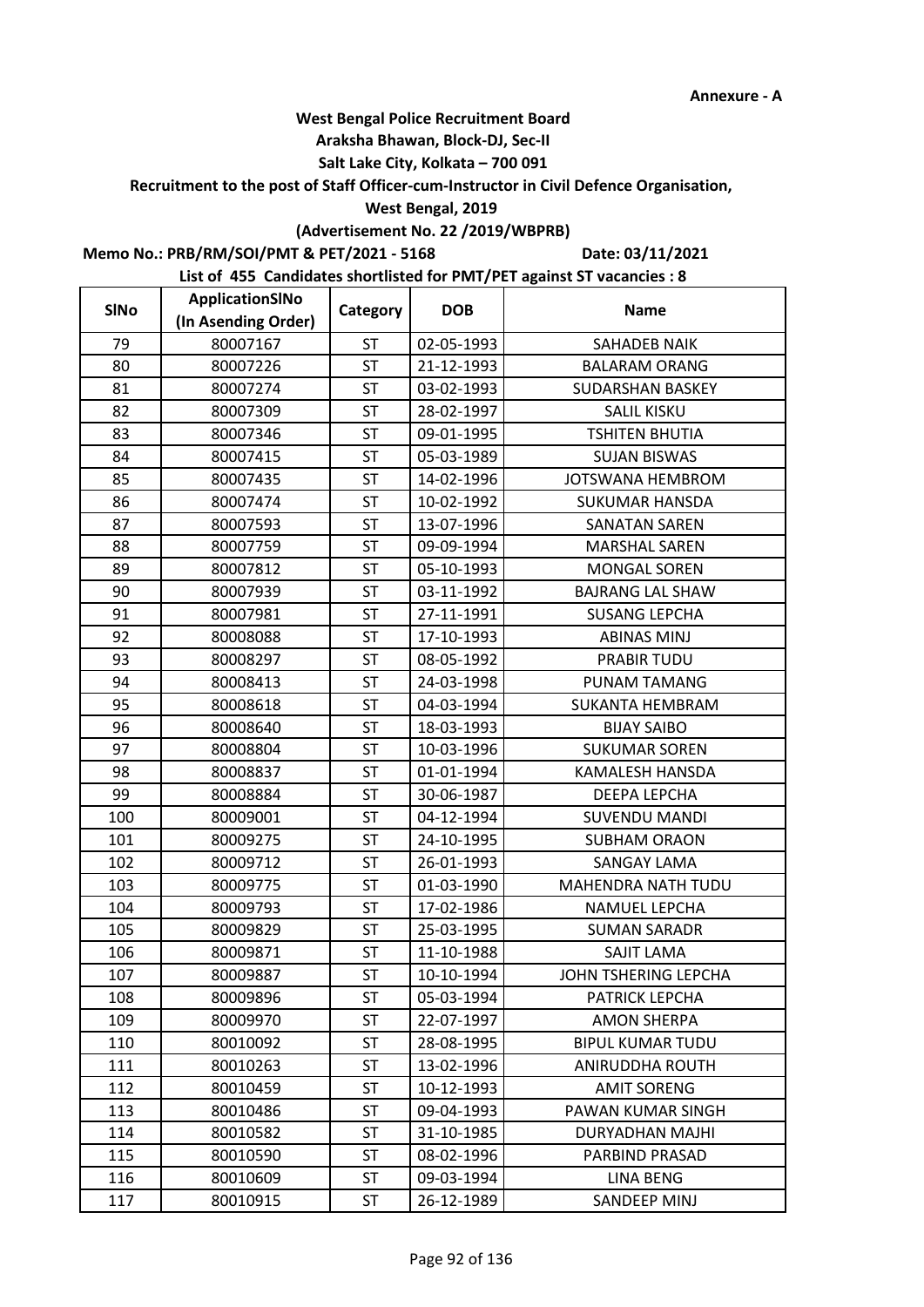**Annexure - A**

**West Bengal Police Recruitment Board**

**Araksha Bhawan, Block-DJ, Sec-II**

**Salt Lake City, Kolkata – 700 091**

**Recruitment to the post of Staff Officer-cum-Instructor in Civil Defence Organisation,**

**West Bengal, 2019**

**(Advertisement No. 22 /2019/WBPRB)**

**Memo No.: PRB/RM/SOI/PMT & PET/2021 - 5168** **Date: 03/11/2021**

**List of 455 Candidates shortlisted for PMT/PET against ST vacancies : 8**

| SlNo | ApplicationSlNo (In Asending Order) | Category | DOB | Name |
|---|---|---|---|---|
| 79 | 80007167 | ST | 02-05-1993 | SAHADEB NAIK |
| 80 | 80007226 | ST | 21-12-1993 | BALARAM ORANG |
| 81 | 80007274 | ST | 03-02-1993 | SUDARSHAN BASKEY |
| 82 | 80007309 | ST | 28-02-1997 | SALIL KISKU |
| 83 | 80007346 | ST | 09-01-1995 | TSHITEN BHUTIA |
| 84 | 80007415 | ST | 05-03-1989 | SUJAN BISWAS |
| 85 | 80007435 | ST | 14-02-1996 | JOTSWANA HEMBROM |
| 86 | 80007474 | ST | 10-02-1992 | SUKUMAR HANSDA |
| 87 | 80007593 | ST | 13-07-1996 | SANATAN SAREN |
| 88 | 80007759 | ST | 09-09-1994 | MARSHAL SAREN |
| 89 | 80007812 | ST | 05-10-1993 | MONGAL SOREN |
| 90 | 80007939 | ST | 03-11-1992 | BAJRANG LAL SHAW |
| 91 | 80007981 | ST | 27-11-1991 | SUSANG LEPCHA |
| 92 | 80008088 | ST | 17-10-1993 | ABINAS MINJ |
| 93 | 80008297 | ST | 08-05-1992 | PRABIR TUDU |
| 94 | 80008413 | ST | 24-03-1998 | PUNAM TAMANG |
| 95 | 80008618 | ST | 04-03-1994 | SUKANTA HEMBRAM |
| 96 | 80008640 | ST | 18-03-1993 | BIJAY SAIBO |
| 97 | 80008804 | ST | 10-03-1996 | SUKUMAR SOREN |
| 98 | 80008837 | ST | 01-01-1994 | KAMALESH HANSDA |
| 99 | 80008884 | ST | 30-06-1987 | DEEPA LEPCHA |
| 100 | 80009001 | ST | 04-12-1994 | SUVENDU MANDI |
| 101 | 80009275 | ST | 24-10-1995 | SUBHAM ORAON |
| 102 | 80009712 | ST | 26-01-1993 | SANGAY LAMA |
| 103 | 80009775 | ST | 01-03-1990 | MAHENDRA NATH TUDU |
| 104 | 80009793 | ST | 17-02-1986 | NAMUEL LEPCHA |
| 105 | 80009829 | ST | 25-03-1995 | SUMAN SARADR |
| 106 | 80009871 | ST | 11-10-1988 | SAJIT LAMA |
| 107 | 80009887 | ST | 10-10-1994 | JOHN TSHERING LEPCHA |
| 108 | 80009896 | ST | 05-03-1994 | PATRICK LEPCHA |
| 109 | 80009970 | ST | 22-07-1997 | AMON SHERPA |
| 110 | 80010092 | ST | 28-08-1995 | BIPUL KUMAR TUDU |
| 111 | 80010263 | ST | 13-02-1996 | ANIRUDDHA ROUTH |
| 112 | 80010459 | ST | 10-12-1993 | AMIT SORENG |
| 113 | 80010486 | ST | 09-04-1993 | PAWAN KUMAR SINGH |
| 114 | 80010582 | ST | 31-10-1985 | DURYADHAN MAJHI |
| 115 | 80010590 | ST | 08-02-1996 | PARBIND PRASAD |
| 116 | 80010609 | ST | 09-03-1994 | LINA BENG |
| 117 | 80010915 | ST | 26-12-1989 | SANDEEP MINJ |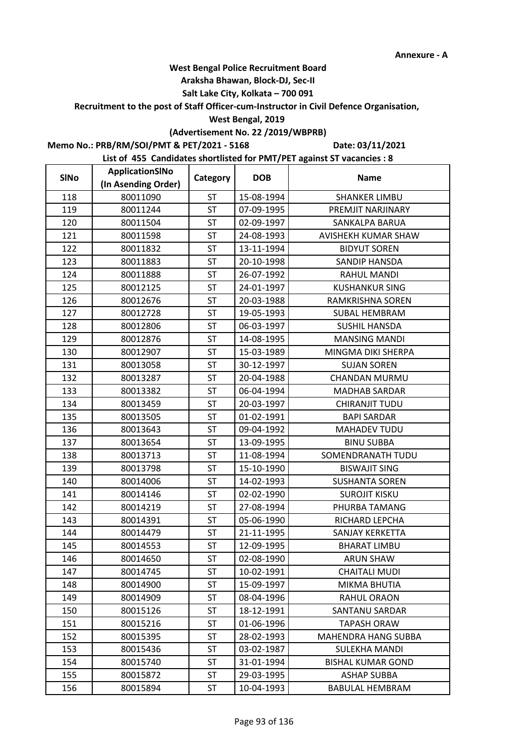**Annexure - A**

**West Bengal Police Recruitment Board**

**Araksha Bhawan, Block-DJ, Sec-II**

**Salt Lake City, Kolkata – 700 091**

**Recruitment to the post of Staff Officer-cum-Instructor in Civil Defence Organisation,**

**West Bengal, 2019**

**(Advertisement No. 22 /2019/WBPRB)**

**Memo No.: PRB/RM/SOI/PMT & PET/2021 - 5168** **Date: 03/11/2021**

**List of 455 Candidates shortlisted for PMT/PET against ST vacancies : 8**

| SlNo | ApplicationSlNo (In Asending Order) | Category | DOB | Name |
|---|---|---|---|---|
| 118 | 80011090 | ST | 15-08-1994 | SHANKER LIMBU |
| 119 | 80011244 | ST | 07-09-1995 | PREMJIT NARJINARY |
| 120 | 80011504 | ST | 02-09-1997 | SANKALPA BARUA |
| 121 | 80011598 | ST | 24-08-1993 | AVISHEKH KUMAR SHAW |
| 122 | 80011832 | ST | 13-11-1994 | BIDYUT SOREN |
| 123 | 80011883 | ST | 20-10-1998 | SANDIP HANSDA |
| 124 | 80011888 | ST | 26-07-1992 | RAHUL MANDI |
| 125 | 80012125 | ST | 24-01-1997 | KUSHANKUR SING |
| 126 | 80012676 | ST | 20-03-1988 | RAMKRISHNA SOREN |
| 127 | 80012728 | ST | 19-05-1993 | SUBAL HEMBRAM |
| 128 | 80012806 | ST | 06-03-1997 | SUSHIL HANSDA |
| 129 | 80012876 | ST | 14-08-1995 | MANSING MANDI |
| 130 | 80012907 | ST | 15-03-1989 | MINGMA DIKI SHERPA |
| 131 | 80013058 | ST | 30-12-1997 | SUJAN SOREN |
| 132 | 80013287 | ST | 20-04-1988 | CHANDAN MURMU |
| 133 | 80013382 | ST | 06-04-1994 | MADHAB SARDAR |
| 134 | 80013459 | ST | 20-03-1997 | CHIRANJIT TUDU |
| 135 | 80013505 | ST | 01-02-1991 | BAPI SARDAR |
| 136 | 80013643 | ST | 09-04-1992 | MAHADEV TUDU |
| 137 | 80013654 | ST | 13-09-1995 | BINU SUBBA |
| 138 | 80013713 | ST | 11-08-1994 | SOMENDRANATH TUDU |
| 139 | 80013798 | ST | 15-10-1990 | BISWAJIT SING |
| 140 | 80014006 | ST | 14-02-1993 | SUSHANTA SOREN |
| 141 | 80014146 | ST | 02-02-1990 | SUROJIT KISKU |
| 142 | 80014219 | ST | 27-08-1994 | PHURBA TAMANG |
| 143 | 80014391 | ST | 05-06-1990 | RICHARD LEPCHA |
| 144 | 80014479 | ST | 21-11-1995 | SANJAY KERKETTA |
| 145 | 80014553 | ST | 12-09-1995 | BHARAT LIMBU |
| 146 | 80014650 | ST | 02-08-1990 | ARUN SHAW |
| 147 | 80014745 | ST | 10-02-1991 | CHAITALI MUDI |
| 148 | 80014900 | ST | 15-09-1997 | MIKMA BHUTIA |
| 149 | 80014909 | ST | 08-04-1996 | RAHUL ORAON |
| 150 | 80015126 | ST | 18-12-1991 | SANTANU SARDAR |
| 151 | 80015216 | ST | 01-06-1996 | TAPASH ORAW |
| 152 | 80015395 | ST | 28-02-1993 | MAHENDRA HANG SUBBA |
| 153 | 80015436 | ST | 03-02-1987 | SULEKHA MANDI |
| 154 | 80015740 | ST | 31-01-1994 | BISHAL KUMAR GOND |
| 155 | 80015872 | ST | 29-03-1995 | ASHAP SUBBA |
| 156 | 80015894 | ST | 10-04-1993 | BABULAL HEMBRAM |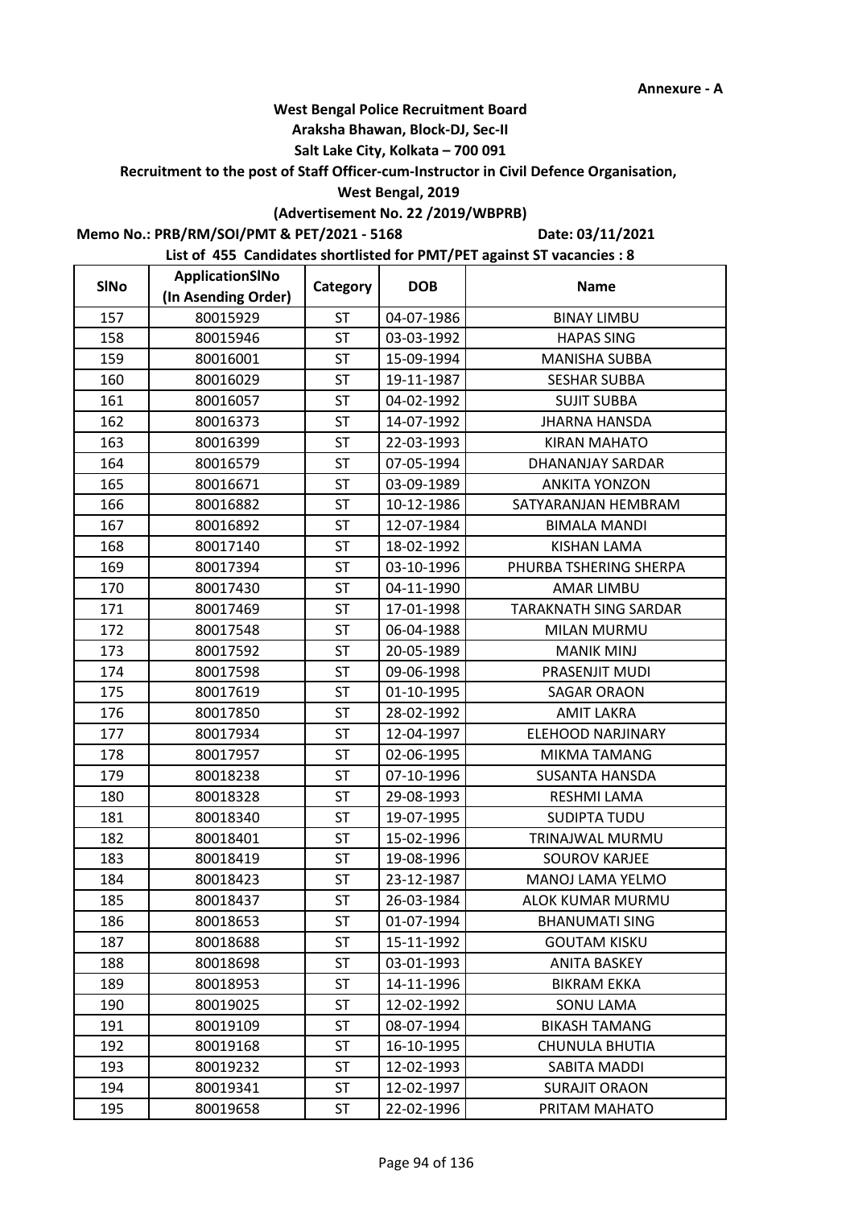**Annexure - A**

**West Bengal Police Recruitment Board**
**Araksha Bhawan, Block-DJ, Sec-II**
**Salt Lake City, Kolkata – 700 091**
**Recruitment to the post of Staff Officer-cum-Instructor in Civil Defence Organisation,**
**West Bengal, 2019**
**(Advertisement No. 22 /2019/WBPRB)**

**Memo No.: PRB/RM/SOI/PMT & PET/2021 - 5168** **Date: 03/11/2021**

**List of 455 Candidates shortlisted for PMT/PET against ST vacancies : 8**

| SlNo | ApplicationSlNo (In Asending Order) | Category | DOB | Name |
|---|---|---|---|---|
| 157 | 80015929 | ST | 04-07-1986 | BINAY LIMBU |
| 158 | 80015946 | ST | 03-03-1992 | HAPAS SING |
| 159 | 80016001 | ST | 15-09-1994 | MANISHA SUBBA |
| 160 | 80016029 | ST | 19-11-1987 | SESHAR SUBBA |
| 161 | 80016057 | ST | 04-02-1992 | SUJIT SUBBA |
| 162 | 80016373 | ST | 14-07-1992 | JHARNA HANSDA |
| 163 | 80016399 | ST | 22-03-1993 | KIRAN MAHATO |
| 164 | 80016579 | ST | 07-05-1994 | DHANANJAY SARDAR |
| 165 | 80016671 | ST | 03-09-1989 | ANKITA YONZON |
| 166 | 80016882 | ST | 10-12-1986 | SATYARANJAN HEMBRAM |
| 167 | 80016892 | ST | 12-07-1984 | BIMALA MANDI |
| 168 | 80017140 | ST | 18-02-1992 | KISHAN LAMA |
| 169 | 80017394 | ST | 03-10-1996 | PHURBA TSHERING SHERPA |
| 170 | 80017430 | ST | 04-11-1990 | AMAR LIMBU |
| 171 | 80017469 | ST | 17-01-1998 | TARAKNATH SING SARDAR |
| 172 | 80017548 | ST | 06-04-1988 | MILAN MURMU |
| 173 | 80017592 | ST | 20-05-1989 | MANIK MINJ |
| 174 | 80017598 | ST | 09-06-1998 | PRASENJIT MUDI |
| 175 | 80017619 | ST | 01-10-1995 | SAGAR ORAON |
| 176 | 80017850 | ST | 28-02-1992 | AMIT LAKRA |
| 177 | 80017934 | ST | 12-04-1997 | ELEHOOD NARJINARY |
| 178 | 80017957 | ST | 02-06-1995 | MIKMA TAMANG |
| 179 | 80018238 | ST | 07-10-1996 | SUSANTA HANSDA |
| 180 | 80018328 | ST | 29-08-1993 | RESHMI LAMA |
| 181 | 80018340 | ST | 19-07-1995 | SUDIPTA TUDU |
| 182 | 80018401 | ST | 15-02-1996 | TRINAJWAL MURMU |
| 183 | 80018419 | ST | 19-08-1996 | SOUROV KARJEE |
| 184 | 80018423 | ST | 23-12-1987 | MANOJ LAMA YELMO |
| 185 | 80018437 | ST | 26-03-1984 | ALOK KUMAR MURMU |
| 186 | 80018653 | ST | 01-07-1994 | BHANUMATI SING |
| 187 | 80018688 | ST | 15-11-1992 | GOUTAM KISKU |
| 188 | 80018698 | ST | 03-01-1993 | ANITA BASKEY |
| 189 | 80018953 | ST | 14-11-1996 | BIKRAM EKKA |
| 190 | 80019025 | ST | 12-02-1992 | SONU LAMA |
| 191 | 80019109 | ST | 08-07-1994 | BIKASH TAMANG |
| 192 | 80019168 | ST | 16-10-1995 | CHUNULA BHUTIA |
| 193 | 80019232 | ST | 12-02-1993 | SABITA MADDI |
| 194 | 80019341 | ST | 12-02-1997 | SURAJIT ORAON |
| 195 | 80019658 | ST | 22-02-1996 | PRITAM MAHATO |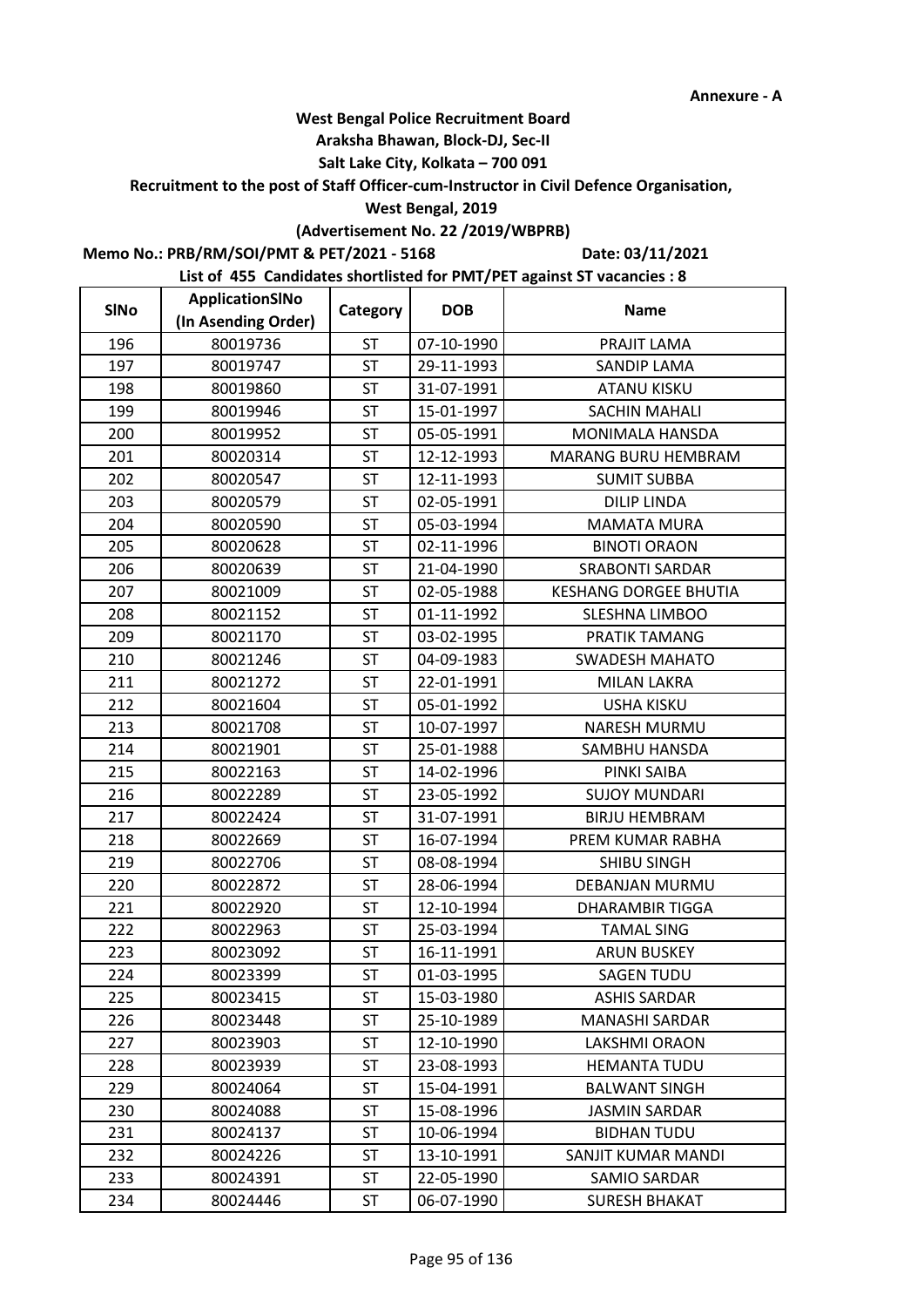**Annexure - A**

**West Bengal Police Recruitment Board**
**Araksha Bhawan, Block-DJ, Sec-II**
**Salt Lake City, Kolkata – 700 091**
**Recruitment to the post of Staff Officer-cum-Instructor in Civil Defence Organisation,**
**West Bengal, 2019**
**(Advertisement No. 22 /2019/WBPRB)**

**Memo No.: PRB/RM/SOI/PMT & PET/2021 - 5168** **Date: 03/11/2021**

**List of 455 Candidates shortlisted for PMT/PET against ST vacancies : 8**

| SlNo | ApplicationSlNo (In Asending Order) | Category | DOB | Name |
|---|---|---|---|---|
| 196 | 80019736 | ST | 07-10-1990 | PRAJIT LAMA |
| 197 | 80019747 | ST | 29-11-1993 | SANDIP LAMA |
| 198 | 80019860 | ST | 31-07-1991 | ATANU KISKU |
| 199 | 80019946 | ST | 15-01-1997 | SACHIN MAHALI |
| 200 | 80019952 | ST | 05-05-1991 | MONIMALA HANSDA |
| 201 | 80020314 | ST | 12-12-1993 | MARANG BURU HEMBRAM |
| 202 | 80020547 | ST | 12-11-1993 | SUMIT SUBBA |
| 203 | 80020579 | ST | 02-05-1991 | DILIP LINDA |
| 204 | 80020590 | ST | 05-03-1994 | MAMATA MURA |
| 205 | 80020628 | ST | 02-11-1996 | BINOTI ORAON |
| 206 | 80020639 | ST | 21-04-1990 | SRABONTI SARDAR |
| 207 | 80021009 | ST | 02-05-1988 | KESHANG DORGEE BHUTIA |
| 208 | 80021152 | ST | 01-11-1992 | SLESHNA LIMBOO |
| 209 | 80021170 | ST | 03-02-1995 | PRATIK TAMANG |
| 210 | 80021246 | ST | 04-09-1983 | SWADESH MAHATO |
| 211 | 80021272 | ST | 22-01-1991 | MILAN LAKRA |
| 212 | 80021604 | ST | 05-01-1992 | USHA KISKU |
| 213 | 80021708 | ST | 10-07-1997 | NARESH MURMU |
| 214 | 80021901 | ST | 25-01-1988 | SAMBHU HANSDA |
| 215 | 80022163 | ST | 14-02-1996 | PINKI SAIBA |
| 216 | 80022289 | ST | 23-05-1992 | SUJOY MUNDARI |
| 217 | 80022424 | ST | 31-07-1991 | BIRJU HEMBRAM |
| 218 | 80022669 | ST | 16-07-1994 | PREM KUMAR RABHA |
| 219 | 80022706 | ST | 08-08-1994 | SHIBU SINGH |
| 220 | 80022872 | ST | 28-06-1994 | DEBANJAN MURMU |
| 221 | 80022920 | ST | 12-10-1994 | DHARAMBIR TIGGA |
| 222 | 80022963 | ST | 25-03-1994 | TAMAL SING |
| 223 | 80023092 | ST | 16-11-1991 | ARUN BUSKEY |
| 224 | 80023399 | ST | 01-03-1995 | SAGEN TUDU |
| 225 | 80023415 | ST | 15-03-1980 | ASHIS SARDAR |
| 226 | 80023448 | ST | 25-10-1989 | MANASHI SARDAR |
| 227 | 80023903 | ST | 12-10-1990 | LAKSHMI ORAON |
| 228 | 80023939 | ST | 23-08-1993 | HEMANTA TUDU |
| 229 | 80024064 | ST | 15-04-1991 | BALWANT SINGH |
| 230 | 80024088 | ST | 15-08-1996 | JASMIN SARDAR |
| 231 | 80024137 | ST | 10-06-1994 | BIDHAN TUDU |
| 232 | 80024226 | ST | 13-10-1991 | SANJIT KUMAR MANDI |
| 233 | 80024391 | ST | 22-05-1990 | SAMIO SARDAR |
| 234 | 80024446 | ST | 06-07-1990 | SURESH BHAKAT |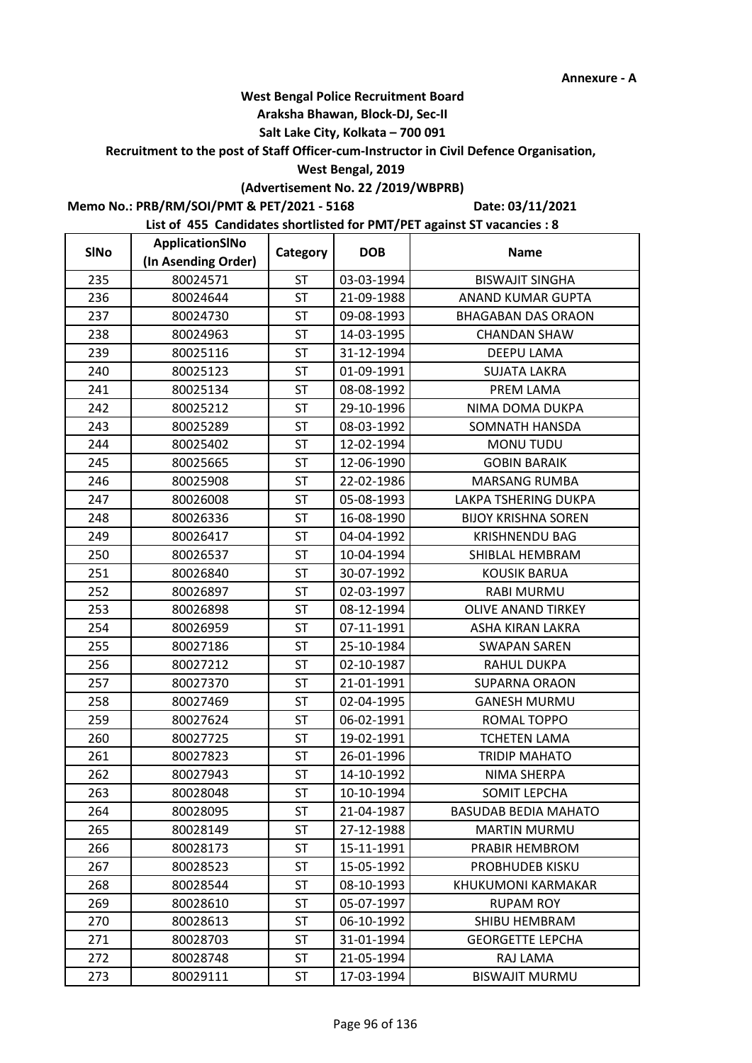Annexure - A

**West Bengal Police Recruitment Board**
**Araksha Bhawan, Block-DJ, Sec-II**
**Salt Lake City, Kolkata – 700 091**
**Recruitment to the post of Staff Officer-cum-Instructor in Civil Defence Organisation,**
**West Bengal, 2019**
**(Advertisement No. 22 /2019/WBPRB)**

**Memo No.: PRB/RM/SOI/PMT & PET/2021 - 5168** **Date: 03/11/2021**

**List of 455 Candidates shortlisted for PMT/PET against ST vacancies : 8**

| SlNo | ApplicationSlNo (In Asending Order) | Category | DOB | Name |
|---|---|---|---|---|
| 235 | 80024571 | ST | 03-03-1994 | BISWAJIT SINGHA |
| 236 | 80024644 | ST | 21-09-1988 | ANAND KUMAR GUPTA |
| 237 | 80024730 | ST | 09-08-1993 | BHAGABAN DAS ORAON |
| 238 | 80024963 | ST | 14-03-1995 | CHANDAN SHAW |
| 239 | 80025116 | ST | 31-12-1994 | DEEPU LAMA |
| 240 | 80025123 | ST | 01-09-1991 | SUJATA LAKRA |
| 241 | 80025134 | ST | 08-08-1992 | PREM LAMA |
| 242 | 80025212 | ST | 29-10-1996 | NIMA DOMA DUKPA |
| 243 | 80025289 | ST | 08-03-1992 | SOMNATH HANSDA |
| 244 | 80025402 | ST | 12-02-1994 | MONU TUDU |
| 245 | 80025665 | ST | 12-06-1990 | GOBIN BARAIK |
| 246 | 80025908 | ST | 22-02-1986 | MARSANG RUMBA |
| 247 | 80026008 | ST | 05-08-1993 | LAKPA TSHERING DUKPA |
| 248 | 80026336 | ST | 16-08-1990 | BIJOY KRISHNA SOREN |
| 249 | 80026417 | ST | 04-04-1992 | KRISHNENDU BAG |
| 250 | 80026537 | ST | 10-04-1994 | SHIBLAL HEMBRAM |
| 251 | 80026840 | ST | 30-07-1992 | KOUSIK BARUA |
| 252 | 80026897 | ST | 02-03-1997 | RABI MURMU |
| 253 | 80026898 | ST | 08-12-1994 | OLIVE ANAND TIRKEY |
| 254 | 80026959 | ST | 07-11-1991 | ASHA KIRAN LAKRA |
| 255 | 80027186 | ST | 25-10-1984 | SWAPAN SAREN |
| 256 | 80027212 | ST | 02-10-1987 | RAHUL DUKPA |
| 257 | 80027370 | ST | 21-01-1991 | SUPARNA ORAON |
| 258 | 80027469 | ST | 02-04-1995 | GANESH MURMU |
| 259 | 80027624 | ST | 06-02-1991 | ROMAL TOPPO |
| 260 | 80027725 | ST | 19-02-1991 | TCHETEN LAMA |
| 261 | 80027823 | ST | 26-01-1996 | TRIDIP MAHATO |
| 262 | 80027943 | ST | 14-10-1992 | NIMA SHERPA |
| 263 | 80028048 | ST | 10-10-1994 | SOMIT LEPCHA |
| 264 | 80028095 | ST | 21-04-1987 | BASUDAB BEDIA MAHATO |
| 265 | 80028149 | ST | 27-12-1988 | MARTIN MURMU |
| 266 | 80028173 | ST | 15-11-1991 | PRABIR HEMBROM |
| 267 | 80028523 | ST | 15-05-1992 | PROBHUDEB KISKU |
| 268 | 80028544 | ST | 08-10-1993 | KHUKUMONI KARMAKAR |
| 269 | 80028610 | ST | 05-07-1997 | RUPAM ROY |
| 270 | 80028613 | ST | 06-10-1992 | SHIBU HEMBRAM |
| 271 | 80028703 | ST | 31-01-1994 | GEORGETTE LEPCHA |
| 272 | 80028748 | ST | 21-05-1994 | RAJ LAMA |
| 273 | 80029111 | ST | 17-03-1994 | BISWAJIT MURMU |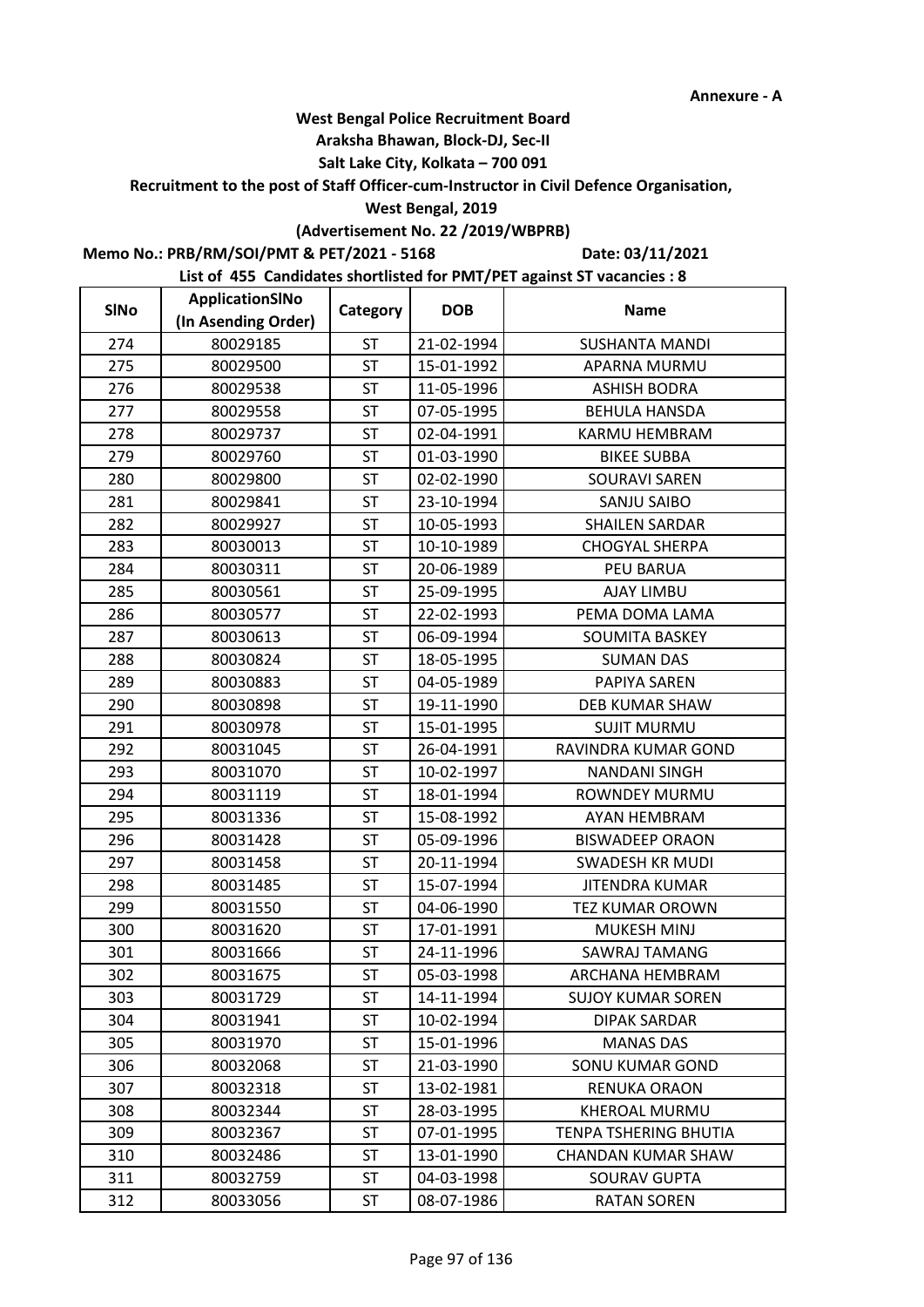**Annexure - A**

**West Bengal Police Recruitment Board**

**Araksha Bhawan, Block-DJ, Sec-II**

**Salt Lake City, Kolkata – 700 091**

**Recruitment to the post of Staff Officer-cum-Instructor in Civil Defence Organisation,**

**West Bengal, 2019**

**(Advertisement No. 22 /2019/WBPRB)**

**Memo No.: PRB/RM/SOI/PMT & PET/2021 - 5168** **Date: 03/11/2021**

**List of 455 Candidates shortlisted for PMT/PET against ST vacancies : 8**

| SlNo | ApplicationSlNo (In Asending Order) | Category | DOB | Name |
|---|---|---|---|---|
| 274 | 80029185 | ST | 21-02-1994 | SUSHANTA MANDI |
| 275 | 80029500 | ST | 15-01-1992 | APARNA MURMU |
| 276 | 80029538 | ST | 11-05-1996 | ASHISH BODRA |
| 277 | 80029558 | ST | 07-05-1995 | BEHULA HANSDA |
| 278 | 80029737 | ST | 02-04-1991 | KARMU HEMBRAM |
| 279 | 80029760 | ST | 01-03-1990 | BIKEE SUBBA |
| 280 | 80029800 | ST | 02-02-1990 | SOURAVI SAREN |
| 281 | 80029841 | ST | 23-10-1994 | SANJU SAIBO |
| 282 | 80029927 | ST | 10-05-1993 | SHAILEN SARDAR |
| 283 | 80030013 | ST | 10-10-1989 | CHOGYAL SHERPA |
| 284 | 80030311 | ST | 20-06-1989 | PEU BARUA |
| 285 | 80030561 | ST | 25-09-1995 | AJAY LIMBU |
| 286 | 80030577 | ST | 22-02-1993 | PEMA DOMA LAMA |
| 287 | 80030613 | ST | 06-09-1994 | SOUMITA BASKEY |
| 288 | 80030824 | ST | 18-05-1995 | SUMAN DAS |
| 289 | 80030883 | ST | 04-05-1989 | PAPIYA SAREN |
| 290 | 80030898 | ST | 19-11-1990 | DEB KUMAR SHAW |
| 291 | 80030978 | ST | 15-01-1995 | SUJIT MURMU |
| 292 | 80031045 | ST | 26-04-1991 | RAVINDRA KUMAR GOND |
| 293 | 80031070 | ST | 10-02-1997 | NANDANI SINGH |
| 294 | 80031119 | ST | 18-01-1994 | ROWNDEY MURMU |
| 295 | 80031336 | ST | 15-08-1992 | AYAN HEMBRAM |
| 296 | 80031428 | ST | 05-09-1996 | BISWADEEP ORAON |
| 297 | 80031458 | ST | 20-11-1994 | SWADESH KR MUDI |
| 298 | 80031485 | ST | 15-07-1994 | JITENDRA KUMAR |
| 299 | 80031550 | ST | 04-06-1990 | TEZ KUMAR OROWN |
| 300 | 80031620 | ST | 17-01-1991 | MUKESH MINJ |
| 301 | 80031666 | ST | 24-11-1996 | SAWRAJ TAMANG |
| 302 | 80031675 | ST | 05-03-1998 | ARCHANA HEMBRAM |
| 303 | 80031729 | ST | 14-11-1994 | SUJOY KUMAR SOREN |
| 304 | 80031941 | ST | 10-02-1994 | DIPAK SARDAR |
| 305 | 80031970 | ST | 15-01-1996 | MANAS DAS |
| 306 | 80032068 | ST | 21-03-1990 | SONU KUMAR GOND |
| 307 | 80032318 | ST | 13-02-1981 | RENUKA ORAON |
| 308 | 80032344 | ST | 28-03-1995 | KHEROAL MURMU |
| 309 | 80032367 | ST | 07-01-1995 | TENPA TSHERING BHUTIA |
| 310 | 80032486 | ST | 13-01-1990 | CHANDAN KUMAR SHAW |
| 311 | 80032759 | ST | 04-03-1998 | SOURAV GUPTA |
| 312 | 80033056 | ST | 08-07-1986 | RATAN SOREN |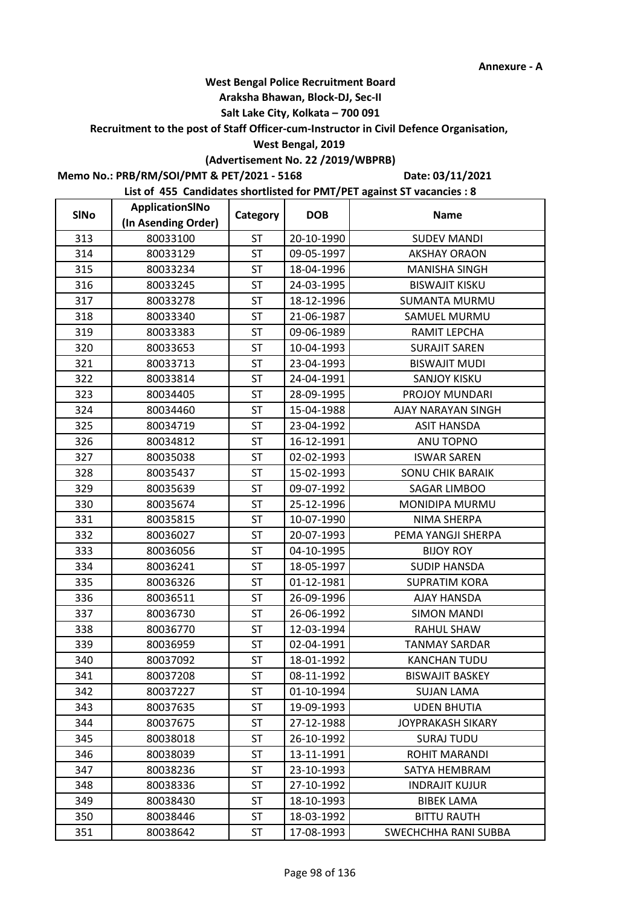Annexure - A

**West Bengal Police Recruitment Board**
**Araksha Bhawan, Block-DJ, Sec-II**
**Salt Lake City, Kolkata – 700 091**
**Recruitment to the post of Staff Officer-cum-Instructor in Civil Defence Organisation,**
**West Bengal, 2019**
**(Advertisement No. 22 /2019/WBPRB)**

**Memo No.: PRB/RM/SOI/PMT & PET/2021 - 5168** **Date: 03/11/2021**

**List of 455 Candidates shortlisted for PMT/PET against ST vacancies : 8**

| SlNo | ApplicationSlNo (In Asending Order) | Category | DOB | Name |
|---|---|---|---|---|
| 313 | 80033100 | ST | 20-10-1990 | SUDEV MANDI |
| 314 | 80033129 | ST | 09-05-1997 | AKSHAY ORAON |
| 315 | 80033234 | ST | 18-04-1996 | MANISHA SINGH |
| 316 | 80033245 | ST | 24-03-1995 | BISWAJIT KISKU |
| 317 | 80033278 | ST | 18-12-1996 | SUMANTA MURMU |
| 318 | 80033340 | ST | 21-06-1987 | SAMUEL MURMU |
| 319 | 80033383 | ST | 09-06-1989 | RAMIT LEPCHA |
| 320 | 80033653 | ST | 10-04-1993 | SURAJIT SAREN |
| 321 | 80033713 | ST | 23-04-1993 | BISWAJIT MUDI |
| 322 | 80033814 | ST | 24-04-1991 | SANJOY KISKU |
| 323 | 80034405 | ST | 28-09-1995 | PROJOY MUNDARI |
| 324 | 80034460 | ST | 15-04-1988 | AJAY NARAYAN SINGH |
| 325 | 80034719 | ST | 23-04-1992 | ASIT HANSDA |
| 326 | 80034812 | ST | 16-12-1991 | ANU TOPNO |
| 327 | 80035038 | ST | 02-02-1993 | ISWAR SAREN |
| 328 | 80035437 | ST | 15-02-1993 | SONU CHIK BARAIK |
| 329 | 80035639 | ST | 09-07-1992 | SAGAR LIMBOO |
| 330 | 80035674 | ST | 25-12-1996 | MONIDIPA MURMU |
| 331 | 80035815 | ST | 10-07-1990 | NIMA SHERPA |
| 332 | 80036027 | ST | 20-07-1993 | PEMA YANGJI SHERPA |
| 333 | 80036056 | ST | 04-10-1995 | BIJOY ROY |
| 334 | 80036241 | ST | 18-05-1997 | SUDIP HANSDA |
| 335 | 80036326 | ST | 01-12-1981 | SUPRATIM KORA |
| 336 | 80036511 | ST | 26-09-1996 | AJAY HANSDA |
| 337 | 80036730 | ST | 26-06-1992 | SIMON MANDI |
| 338 | 80036770 | ST | 12-03-1994 | RAHUL SHAW |
| 339 | 80036959 | ST | 02-04-1991 | TANMAY SARDAR |
| 340 | 80037092 | ST | 18-01-1992 | KANCHAN TUDU |
| 341 | 80037208 | ST | 08-11-1992 | BISWAJIT BASKEY |
| 342 | 80037227 | ST | 01-10-1994 | SUJAN LAMA |
| 343 | 80037635 | ST | 19-09-1993 | UDEN BHUTIA |
| 344 | 80037675 | ST | 27-12-1988 | JOYPRAKASH SIKARY |
| 345 | 80038018 | ST | 26-10-1992 | SURAJ TUDU |
| 346 | 80038039 | ST | 13-11-1991 | ROHIT MARANDI |
| 347 | 80038236 | ST | 23-10-1993 | SATYA HEMBRAM |
| 348 | 80038336 | ST | 27-10-1992 | INDRAJIT KUJUR |
| 349 | 80038430 | ST | 18-10-1993 | BIBEK LAMA |
| 350 | 80038446 | ST | 18-03-1992 | BITTU RAUTH |
| 351 | 80038642 | ST | 17-08-1993 | SWECHCHHA RANI SUBBA |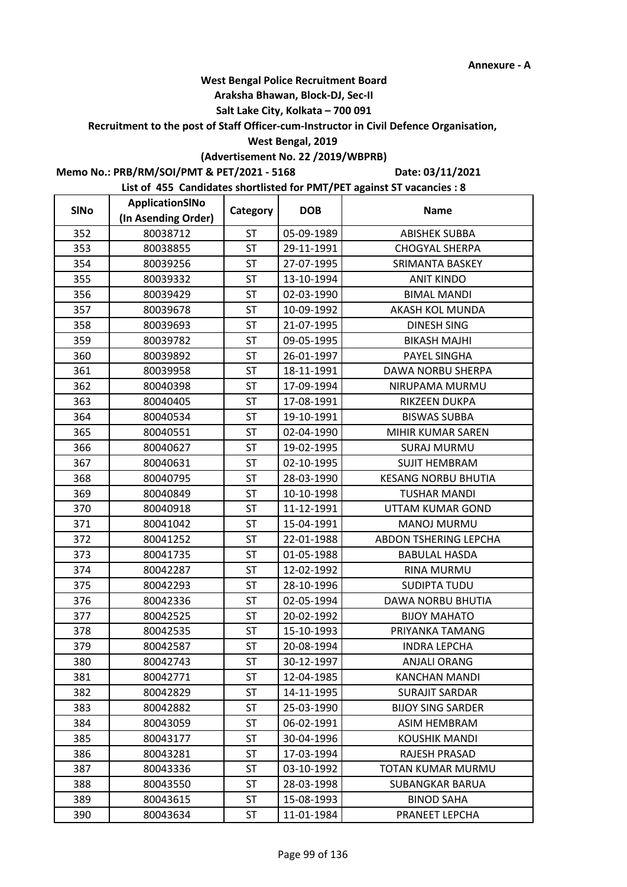**Annexure - A**

**West Bengal Police Recruitment Board**

**Araksha Bhawan, Block-DJ, Sec-II**

**Salt Lake City, Kolkata – 700 091**

**Recruitment to the post of Staff Officer-cum-Instructor in Civil Defence Organisation,**

**West Bengal, 2019**

**(Advertisement No. 22 /2019/WBPRB)**

**Memo No.: PRB/RM/SOI/PMT & PET/2021 - 5168** **Date: 03/11/2021**

**List of 455 Candidates shortlisted for PMT/PET against ST vacancies : 8**

| SlNo | ApplicationSlNo (In Asending Order) | Category | DOB | Name |
|---|---|---|---|---|
| 352 | 80038712 | ST | 05-09-1989 | ABISHEK SUBBA |
| 353 | 80038855 | ST | 29-11-1991 | CHOGYAL SHERPA |
| 354 | 80039256 | ST | 27-07-1995 | SRIMANTA BASKEY |
| 355 | 80039332 | ST | 13-10-1994 | ANIT KINDO |
| 356 | 80039429 | ST | 02-03-1990 | BIMAL MANDI |
| 357 | 80039678 | ST | 10-09-1992 | AKASH KOL MUNDA |
| 358 | 80039693 | ST | 21-07-1995 | DINESH SING |
| 359 | 80039782 | ST | 09-05-1995 | BIKASH MAJHI |
| 360 | 80039892 | ST | 26-01-1997 | PAYEL SINGHA |
| 361 | 80039958 | ST | 18-11-1991 | DAWA NORBU SHERPA |
| 362 | 80040398 | ST | 17-09-1994 | NIRUPAMA MURMU |
| 363 | 80040405 | ST | 17-08-1991 | RIKZEEN DUKPA |
| 364 | 80040534 | ST | 19-10-1991 | BISWAS SUBBA |
| 365 | 80040551 | ST | 02-04-1990 | MIHIR KUMAR SAREN |
| 366 | 80040627 | ST | 19-02-1995 | SURAJ MURMU |
| 367 | 80040631 | ST | 02-10-1995 | SUJIT HEMBRAM |
| 368 | 80040795 | ST | 28-03-1990 | KESANG NORBU BHUTIA |
| 369 | 80040849 | ST | 10-10-1998 | TUSHAR MANDI |
| 370 | 80040918 | ST | 11-12-1991 | UTTAM KUMAR GOND |
| 371 | 80041042 | ST | 15-04-1991 | MANOJ MURMU |
| 372 | 80041252 | ST | 22-01-1988 | ABDON TSHERING LEPCHA |
| 373 | 80041735 | ST | 01-05-1988 | BABULAL HASDA |
| 374 | 80042287 | ST | 12-02-1992 | RINA MURMU |
| 375 | 80042293 | ST | 28-10-1996 | SUDIPTA TUDU |
| 376 | 80042336 | ST | 02-05-1994 | DAWA NORBU BHUTIA |
| 377 | 80042525 | ST | 20-02-1992 | BIJOY MAHATO |
| 378 | 80042535 | ST | 15-10-1993 | PRIYANKA TAMANG |
| 379 | 80042587 | ST | 20-08-1994 | INDRA LEPCHA |
| 380 | 80042743 | ST | 30-12-1997 | ANJALI ORANG |
| 381 | 80042771 | ST | 12-04-1985 | KANCHAN MANDI |
| 382 | 80042829 | ST | 14-11-1995 | SURAJIT SARDAR |
| 383 | 80042882 | ST | 25-03-1990 | BIJOY SING SARDER |
| 384 | 80043059 | ST | 06-02-1991 | ASIM HEMBRAM |
| 385 | 80043177 | ST | 30-04-1996 | KOUSHIK MANDI |
| 386 | 80043281 | ST | 17-03-1994 | RAJESH PRASAD |
| 387 | 80043336 | ST | 03-10-1992 | TOTAN KUMAR MURMU |
| 388 | 80043550 | ST | 28-03-1998 | SUBANGKAR BARUA |
| 389 | 80043615 | ST | 15-08-1993 | BINOD SAHA |
| 390 | 80043634 | ST | 11-01-1984 | PRANEET LEPCHA |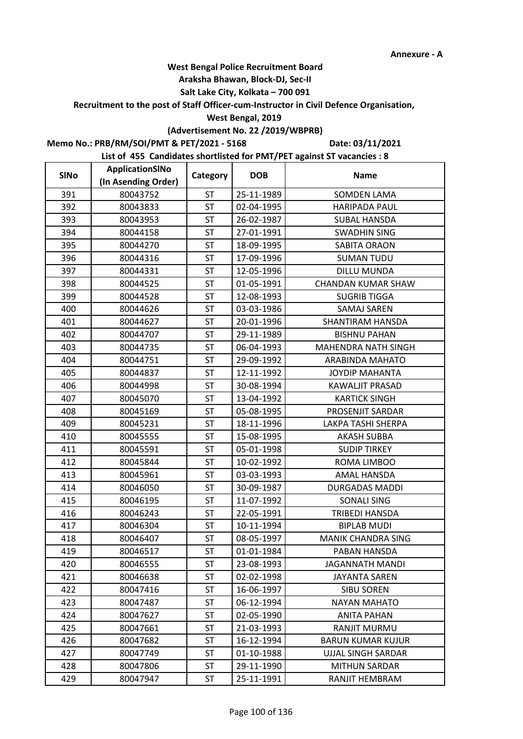**Annexure - A**

**West Bengal Police Recruitment Board**
**Araksha Bhawan, Block-DJ, Sec-II**
**Salt Lake City, Kolkata – 700 091**
**Recruitment to the post of Staff Officer-cum-Instructor in Civil Defence Organisation,**
**West Bengal, 2019**
**(Advertisement No. 22 /2019/WBPRB)**

**Memo No.: PRB/RM/SOI/PMT & PET/2021 - 5168** **Date: 03/11/2021**

**List of 455 Candidates shortlisted for PMT/PET against ST vacancies : 8**

| SlNo | ApplicationSlNo (In Asending Order) | Category | DOB | Name |
|---|---|---|---|---|
| 391 | 80043752 | ST | 25-11-1989 | SOMDEN LAMA |
| 392 | 80043833 | ST | 02-04-1995 | HARIPADA PAUL |
| 393 | 80043953 | ST | 26-02-1987 | SUBAL HANSDA |
| 394 | 80044158 | ST | 27-01-1991 | SWADHIN SING |
| 395 | 80044270 | ST | 18-09-1995 | SABITA ORAON |
| 396 | 80044316 | ST | 17-09-1996 | SUMAN TUDU |
| 397 | 80044331 | ST | 12-05-1996 | DILLU MUNDA |
| 398 | 80044525 | ST | 01-05-1991 | CHANDAN KUMAR SHAW |
| 399 | 80044528 | ST | 12-08-1993 | SUGRIB TIGGA |
| 400 | 80044626 | ST | 03-03-1986 | SAMAJ SAREN |
| 401 | 80044627 | ST | 20-01-1996 | SHANTIRAM HANSDA |
| 402 | 80044707 | ST | 29-11-1989 | BISHNU PAHAN |
| 403 | 80044735 | ST | 06-04-1993 | MAHENDRA NATH SINGH |
| 404 | 80044751 | ST | 29-09-1992 | ARABINDA MAHATO |
| 405 | 80044837 | ST | 12-11-1992 | JOYDIP MAHANTA |
| 406 | 80044998 | ST | 30-08-1994 | KAWALJIT PRASAD |
| 407 | 80045070 | ST | 13-04-1992 | KARTICK SINGH |
| 408 | 80045169 | ST | 05-08-1995 | PROSENJIT SARDAR |
| 409 | 80045231 | ST | 18-11-1996 | LAKPA TASHI SHERPA |
| 410 | 80045555 | ST | 15-08-1995 | AKASH SUBBA |
| 411 | 80045591 | ST | 05-01-1998 | SUDIP TIRKEY |
| 412 | 80045844 | ST | 10-02-1992 | ROMA LIMBOO |
| 413 | 80045961 | ST | 03-03-1993 | AMAL HANSDA |
| 414 | 80046050 | ST | 30-09-1987 | DURGADAS MADDI |
| 415 | 80046195 | ST | 11-07-1992 | SONALI SING |
| 416 | 80046243 | ST | 22-05-1991 | TRIBEDI HANSDA |
| 417 | 80046304 | ST | 10-11-1994 | BIPLAB MUDI |
| 418 | 80046407 | ST | 08-05-1997 | MANIK CHANDRA SING |
| 419 | 80046517 | ST | 01-01-1984 | PABAN HANSDA |
| 420 | 80046555 | ST | 23-08-1993 | JAGANNATH MANDI |
| 421 | 80046638 | ST | 02-02-1998 | JAYANTA SAREN |
| 422 | 80047416 | ST | 16-06-1997 | SIBU SOREN |
| 423 | 80047487 | ST | 06-12-1994 | NAYAN MAHATO |
| 424 | 80047627 | ST | 02-05-1990 | ANITA PAHAN |
| 425 | 80047661 | ST | 21-03-1993 | RANJIT MURMU |
| 426 | 80047682 | ST | 16-12-1994 | BARUN KUMAR KUJUR |
| 427 | 80047749 | ST | 01-10-1988 | UJJAL SINGH SARDAR |
| 428 | 80047806 | ST | 29-11-1990 | MITHUN SARDAR |
| 429 | 80047947 | ST | 25-11-1991 | RANJIT HEMBRAM |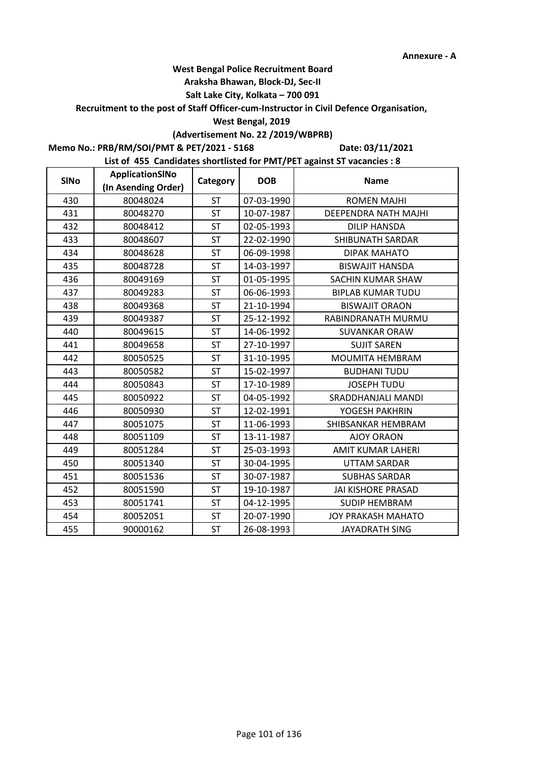Annexure - A

**West Bengal Police Recruitment Board**
**Araksha Bhawan, Block-DJ, Sec-II**
**Salt Lake City, Kolkata – 700 091**
**Recruitment to the post of Staff Officer-cum-Instructor in Civil Defence Organisation,**
**West Bengal, 2019**
**(Advertisement No. 22 /2019/WBPRB)**

**Memo No.: PRB/RM/SOI/PMT & PET/2021 - 5168** **Date: 03/11/2021**

**List of 455 Candidates shortlisted for PMT/PET against ST vacancies : 8**

| SlNo | ApplicationSlNo (In Asending Order) | Category | DOB | Name |
|---|---|---|---|---|
| 430 | 80048024 | ST | 07-03-1990 | ROMEN MAJHI |
| 431 | 80048270 | ST | 10-07-1987 | DEEPENDRA NATH MAJHI |
| 432 | 80048412 | ST | 02-05-1993 | DILIP HANSDA |
| 433 | 80048607 | ST | 22-02-1990 | SHIBUNATH SARDAR |
| 434 | 80048628 | ST | 06-09-1998 | DIPAK MAHATO |
| 435 | 80048728 | ST | 14-03-1997 | BISWAJIT HANSDA |
| 436 | 80049169 | ST | 01-05-1995 | SACHIN KUMAR SHAW |
| 437 | 80049283 | ST | 06-06-1993 | BIPLAB KUMAR TUDU |
| 438 | 80049368 | ST | 21-10-1994 | BISWAJIT ORAON |
| 439 | 80049387 | ST | 25-12-1992 | RABINDRANATH MURMU |
| 440 | 80049615 | ST | 14-06-1992 | SUVANKAR ORAW |
| 441 | 80049658 | ST | 27-10-1997 | SUJIT SAREN |
| 442 | 80050525 | ST | 31-10-1995 | MOUMITA HEMBRAM |
| 443 | 80050582 | ST | 15-02-1997 | BUDHANI TUDU |
| 444 | 80050843 | ST | 17-10-1989 | JOSEPH TUDU |
| 445 | 80050922 | ST | 04-05-1992 | SRADDHANJALI MANDI |
| 446 | 80050930 | ST | 12-02-1991 | YOGESH PAKHRIN |
| 447 | 80051075 | ST | 11-06-1993 | SHIBSANKAR HEMBRAM |
| 448 | 80051109 | ST | 13-11-1987 | AJOY ORAON |
| 449 | 80051284 | ST | 25-03-1993 | AMIT KUMAR LAHERI |
| 450 | 80051340 | ST | 30-04-1995 | UTTAM SARDAR |
| 451 | 80051536 | ST | 30-07-1987 | SUBHAS SARDAR |
| 452 | 80051590 | ST | 19-10-1987 | JAI KISHORE PRASAD |
| 453 | 80051741 | ST | 04-12-1995 | SUDIP HEMBRAM |
| 454 | 80052051 | ST | 20-07-1990 | JOY PRAKASH MAHATO |
| 455 | 90000162 | ST | 26-08-1993 | JAYADRATH SING |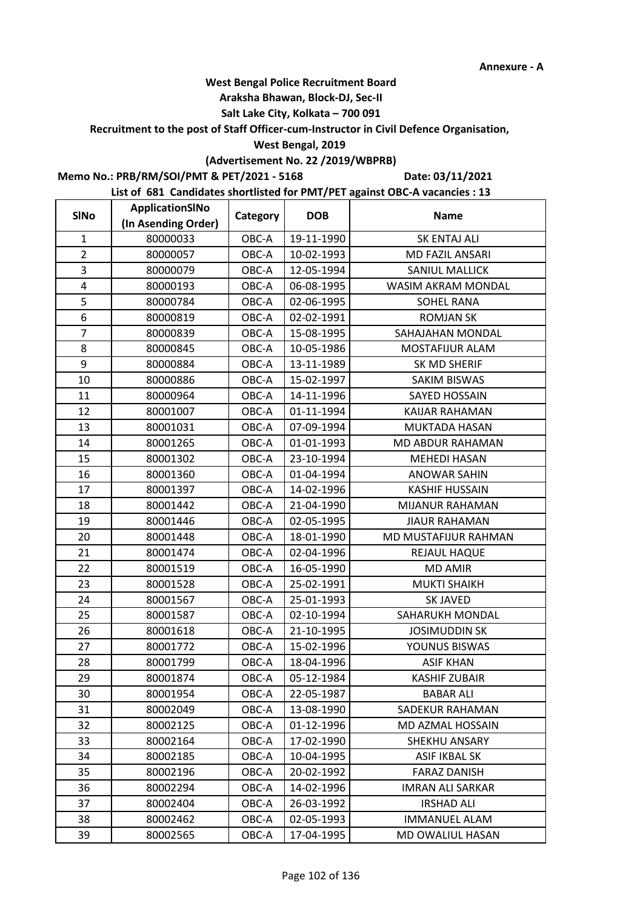Annexure - A

**West Bengal Police Recruitment Board**
**Araksha Bhawan, Block-DJ, Sec-II**
**Salt Lake City, Kolkata – 700 091**
**Recruitment to the post of Staff Officer-cum-Instructor in Civil Defence Organisation,**
**West Bengal, 2019**
**(Advertisement No. 22 /2019/WBPRB)**

**Memo No.: PRB/RM/SOI/PMT & PET/2021 - 5168** **Date: 03/11/2021**

**List of 681 Candidates shortlisted for PMT/PET against OBC-A vacancies : 13**

| SlNo | ApplicationSlNo (In Asending Order) | Category | DOB | Name |
|---|---|---|---|---|
| 1 | 80000033 | OBC-A | 19-11-1990 | SK ENTAJ ALI |
| 2 | 80000057 | OBC-A | 10-02-1993 | MD FAZIL ANSARI |
| 3 | 80000079 | OBC-A | 12-05-1994 | SANIUL MALLICK |
| 4 | 80000193 | OBC-A | 06-08-1995 | WASIM AKRAM MONDAL |
| 5 | 80000784 | OBC-A | 02-06-1995 | SOHEL RANA |
| 6 | 80000819 | OBC-A | 02-02-1991 | ROMJAN SK |
| 7 | 80000839 | OBC-A | 15-08-1995 | SAHAJAHAN MONDAL |
| 8 | 80000845 | OBC-A | 10-05-1986 | MOSTAFIJUR ALAM |
| 9 | 80000884 | OBC-A | 13-11-1989 | SK MD SHERIF |
| 10 | 80000886 | OBC-A | 15-02-1997 | SAKIM BISWAS |
| 11 | 80000964 | OBC-A | 14-11-1996 | SAYED HOSSAIN |
| 12 | 80001007 | OBC-A | 01-11-1994 | KAIJAR RAHAMAN |
| 13 | 80001031 | OBC-A | 07-09-1994 | MUKTADA HASAN |
| 14 | 80001265 | OBC-A | 01-01-1993 | MD ABDUR RAHAMAN |
| 15 | 80001302 | OBC-A | 23-10-1994 | MEHEDI HASAN |
| 16 | 80001360 | OBC-A | 01-04-1994 | ANOWAR SAHIN |
| 17 | 80001397 | OBC-A | 14-02-1996 | KASHIF HUSSAIN |
| 18 | 80001442 | OBC-A | 21-04-1990 | MIJANUR RAHAMAN |
| 19 | 80001446 | OBC-A | 02-05-1995 | JIAUR RAHAMAN |
| 20 | 80001448 | OBC-A | 18-01-1990 | MD MUSTAFIJUR RAHMAN |
| 21 | 80001474 | OBC-A | 02-04-1996 | REJAUL HAQUE |
| 22 | 80001519 | OBC-A | 16-05-1990 | MD AMIR |
| 23 | 80001528 | OBC-A | 25-02-1991 | MUKTI SHAIKH |
| 24 | 80001567 | OBC-A | 25-01-1993 | SK JAVED |
| 25 | 80001587 | OBC-A | 02-10-1994 | SAHARUKH MONDAL |
| 26 | 80001618 | OBC-A | 21-10-1995 | JOSIMUDDIN SK |
| 27 | 80001772 | OBC-A | 15-02-1996 | YOUNUS BISWAS |
| 28 | 80001799 | OBC-A | 18-04-1996 | ASIF KHAN |
| 29 | 80001874 | OBC-A | 05-12-1984 | KASHIF ZUBAIR |
| 30 | 80001954 | OBC-A | 22-05-1987 | BABAR ALI |
| 31 | 80002049 | OBC-A | 13-08-1990 | SADEKUR RAHAMAN |
| 32 | 80002125 | OBC-A | 01-12-1996 | MD AZMAL HOSSAIN |
| 33 | 80002164 | OBC-A | 17-02-1990 | SHEKHU ANSARY |
| 34 | 80002185 | OBC-A | 10-04-1995 | ASIF IKBAL SK |
| 35 | 80002196 | OBC-A | 20-02-1992 | FARAZ DANISH |
| 36 | 80002294 | OBC-A | 14-02-1996 | IMRAN ALI SARKAR |
| 37 | 80002404 | OBC-A | 26-03-1992 | IRSHAD ALI |
| 38 | 80002462 | OBC-A | 02-05-1993 | IMMANUEL ALAM |
| 39 | 80002565 | OBC-A | 17-04-1995 | MD OWALIUL HASAN |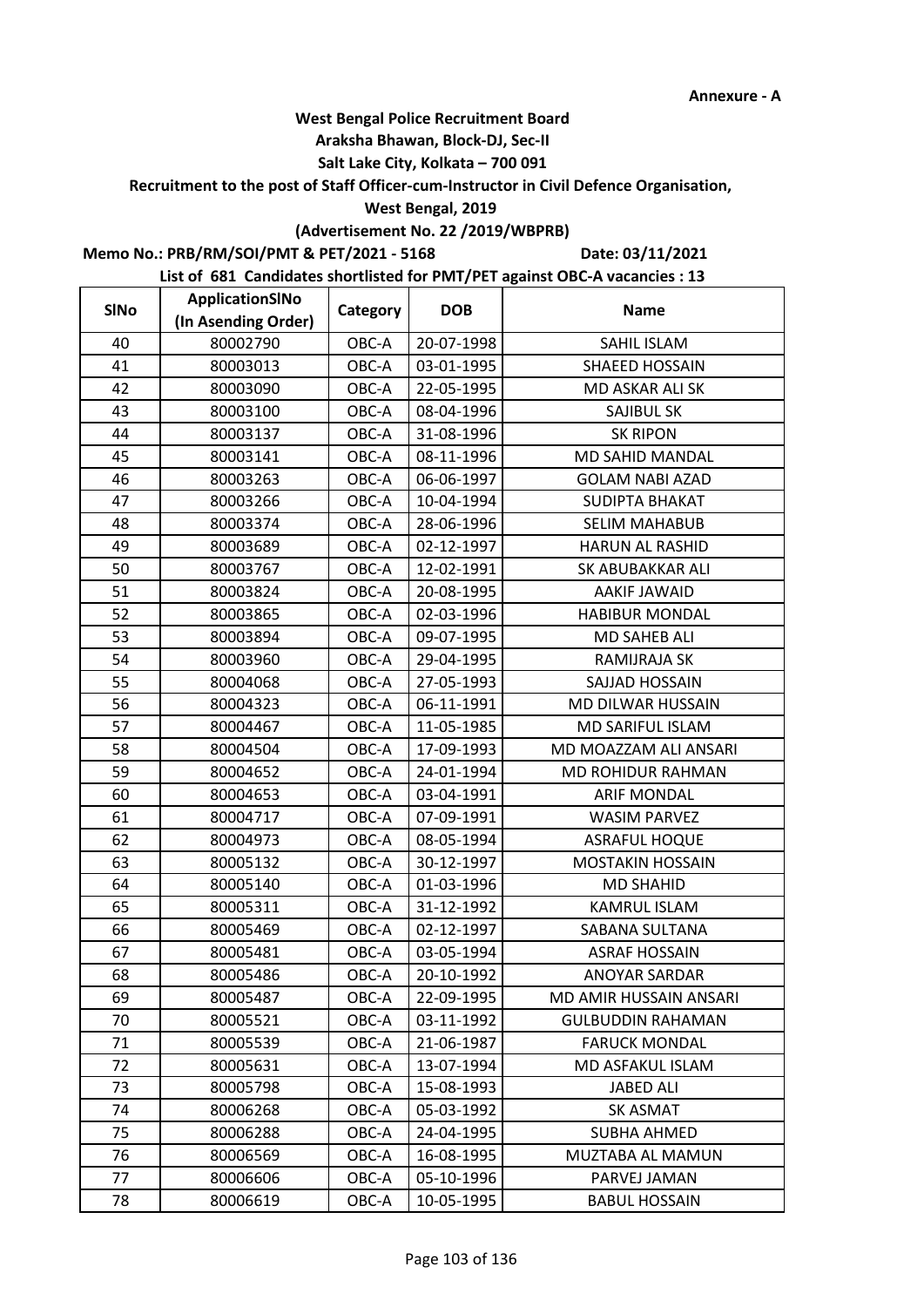**Annexure - A**

**West Bengal Police Recruitment Board**
**Araksha Bhawan, Block-DJ, Sec-II**
**Salt Lake City, Kolkata – 700 091**
**Recruitment to the post of Staff Officer-cum-Instructor in Civil Defence Organisation,**
**West Bengal, 2019**
**(Advertisement No. 22 /2019/WBPRB)**

**Memo No.: PRB/RM/SOI/PMT & PET/2021 - 5168** **Date: 03/11/2021**

**List of 681 Candidates shortlisted for PMT/PET against OBC-A vacancies : 13**

| SlNo | ApplicationSlNo (In Asending Order) | Category | DOB | Name |
|---|---|---|---|---|
| 40 | 80002790 | OBC-A | 20-07-1998 | SAHIL ISLAM |
| 41 | 80003013 | OBC-A | 03-01-1995 | SHAEED HOSSAIN |
| 42 | 80003090 | OBC-A | 22-05-1995 | MD ASKAR ALI SK |
| 43 | 80003100 | OBC-A | 08-04-1996 | SAJIBUL SK |
| 44 | 80003137 | OBC-A | 31-08-1996 | SK RIPON |
| 45 | 80003141 | OBC-A | 08-11-1996 | MD SAHID MANDAL |
| 46 | 80003263 | OBC-A | 06-06-1997 | GOLAM NABI AZAD |
| 47 | 80003266 | OBC-A | 10-04-1994 | SUDIPTA BHAKAT |
| 48 | 80003374 | OBC-A | 28-06-1996 | SELIM MAHABUB |
| 49 | 80003689 | OBC-A | 02-12-1997 | HARUN AL RASHID |
| 50 | 80003767 | OBC-A | 12-02-1991 | SK ABUBAKKAR ALI |
| 51 | 80003824 | OBC-A | 20-08-1995 | AAKIF JAWAID |
| 52 | 80003865 | OBC-A | 02-03-1996 | HABIBUR MONDAL |
| 53 | 80003894 | OBC-A | 09-07-1995 | MD SAHEB ALI |
| 54 | 80003960 | OBC-A | 29-04-1995 | RAMIJRAJA SK |
| 55 | 80004068 | OBC-A | 27-05-1993 | SAJJAD HOSSAIN |
| 56 | 80004323 | OBC-A | 06-11-1991 | MD DILWAR HUSSAIN |
| 57 | 80004467 | OBC-A | 11-05-1985 | MD SARIFUL ISLAM |
| 58 | 80004504 | OBC-A | 17-09-1993 | MD MOAZZAM ALI ANSARI |
| 59 | 80004652 | OBC-A | 24-01-1994 | MD ROHIDUR RAHMAN |
| 60 | 80004653 | OBC-A | 03-04-1991 | ARIF MONDAL |
| 61 | 80004717 | OBC-A | 07-09-1991 | WASIM PARVEZ |
| 62 | 80004973 | OBC-A | 08-05-1994 | ASRAFUL HOQUE |
| 63 | 80005132 | OBC-A | 30-12-1997 | MOSTAKIN HOSSAIN |
| 64 | 80005140 | OBC-A | 01-03-1996 | MD SHAHID |
| 65 | 80005311 | OBC-A | 31-12-1992 | KAMRUL ISLAM |
| 66 | 80005469 | OBC-A | 02-12-1997 | SABANA SULTANA |
| 67 | 80005481 | OBC-A | 03-05-1994 | ASRAF HOSSAIN |
| 68 | 80005486 | OBC-A | 20-10-1992 | ANOYAR SARDAR |
| 69 | 80005487 | OBC-A | 22-09-1995 | MD AMIR HUSSAIN ANSARI |
| 70 | 80005521 | OBC-A | 03-11-1992 | GULBUDDIN RAHAMAN |
| 71 | 80005539 | OBC-A | 21-06-1987 | FARUCK MONDAL |
| 72 | 80005631 | OBC-A | 13-07-1994 | MD ASFAKUL ISLAM |
| 73 | 80005798 | OBC-A | 15-08-1993 | JABED ALI |
| 74 | 80006268 | OBC-A | 05-03-1992 | SK ASMAT |
| 75 | 80006288 | OBC-A | 24-04-1995 | SUBHA AHMED |
| 76 | 80006569 | OBC-A | 16-08-1995 | MUZTABA AL MAMUN |
| 77 | 80006606 | OBC-A | 05-10-1996 | PARVEJ JAMAN |
| 78 | 80006619 | OBC-A | 10-05-1995 | BABUL HOSSAIN |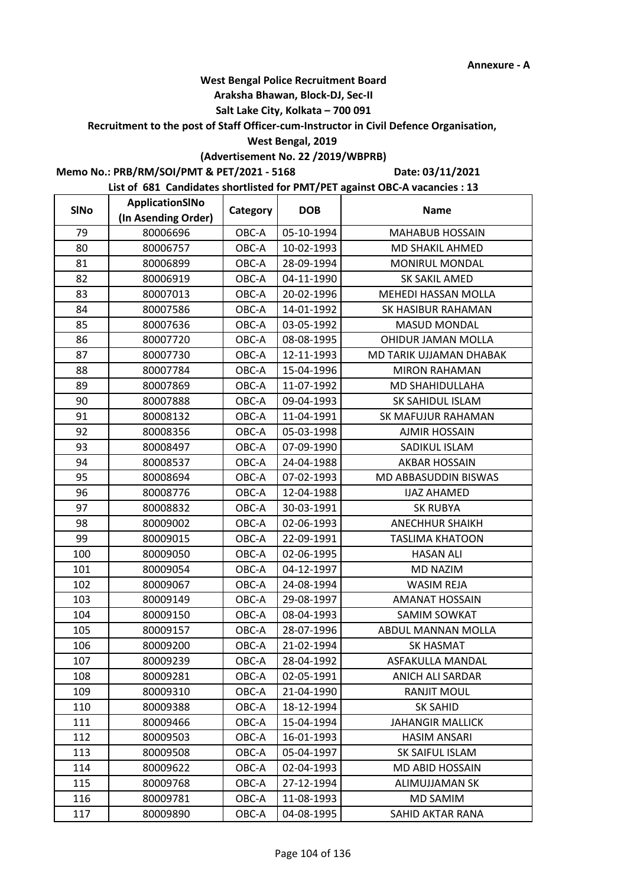Annexure - A

**West Bengal Police Recruitment Board**
**Araksha Bhawan, Block-DJ, Sec-II**
**Salt Lake City, Kolkata – 700 091**
**Recruitment to the post of Staff Officer-cum-Instructor in Civil Defence Organisation,**
**West Bengal, 2019**
**(Advertisement No. 22 /2019/WBPRB)**

**Memo No.: PRB/RM/SOI/PMT & PET/2021 - 5168** **Date: 03/11/2021**

**List of 681 Candidates shortlisted for PMT/PET against OBC-A vacancies : 13**

| SlNo | ApplicationSlNo (In Asending Order) | Category | DOB | Name |
|---|---|---|---|---|
| 79 | 80006696 | OBC-A | 05-10-1994 | MAHABUB HOSSAIN |
| 80 | 80006757 | OBC-A | 10-02-1993 | MD SHAKIL AHMED |
| 81 | 80006899 | OBC-A | 28-09-1994 | MONIRUL MONDAL |
| 82 | 80006919 | OBC-A | 04-11-1990 | SK SAKIL AMED |
| 83 | 80007013 | OBC-A | 20-02-1996 | MEHEDI HASSAN MOLLA |
| 84 | 80007586 | OBC-A | 14-01-1992 | SK HASIBUR RAHAMAN |
| 85 | 80007636 | OBC-A | 03-05-1992 | MASUD MONDAL |
| 86 | 80007720 | OBC-A | 08-08-1995 | OHIDUR JAMAN MOLLA |
| 87 | 80007730 | OBC-A | 12-11-1993 | MD TARIK UJJAMAN DHABAK |
| 88 | 80007784 | OBC-A | 15-04-1996 | MIRON RAHAMAN |
| 89 | 80007869 | OBC-A | 11-07-1992 | MD SHAHIDULLAHA |
| 90 | 80007888 | OBC-A | 09-04-1993 | SK SAHIDUL ISLAM |
| 91 | 80008132 | OBC-A | 11-04-1991 | SK MAFUJUR RAHAMAN |
| 92 | 80008356 | OBC-A | 05-03-1998 | AJMIR HOSSAIN |
| 93 | 80008497 | OBC-A | 07-09-1990 | SADIKUL ISLAM |
| 94 | 80008537 | OBC-A | 24-04-1988 | AKBAR HOSSAIN |
| 95 | 80008694 | OBC-A | 07-02-1993 | MD ABBASUDDIN BISWAS |
| 96 | 80008776 | OBC-A | 12-04-1988 | IJAZ AHAMED |
| 97 | 80008832 | OBC-A | 30-03-1991 | SK RUBYA |
| 98 | 80009002 | OBC-A | 02-06-1993 | ANECHHUR SHAIKH |
| 99 | 80009015 | OBC-A | 22-09-1991 | TASLIMA KHATOON |
| 100 | 80009050 | OBC-A | 02-06-1995 | HASAN ALI |
| 101 | 80009054 | OBC-A | 04-12-1997 | MD NAZIM |
| 102 | 80009067 | OBC-A | 24-08-1994 | WASIM REJA |
| 103 | 80009149 | OBC-A | 29-08-1997 | AMANAT HOSSAIN |
| 104 | 80009150 | OBC-A | 08-04-1993 | SAMIM SOWKAT |
| 105 | 80009157 | OBC-A | 28-07-1996 | ABDUL MANNAN MOLLA |
| 106 | 80009200 | OBC-A | 21-02-1994 | SK HASMAT |
| 107 | 80009239 | OBC-A | 28-04-1992 | ASFAKULLA MANDAL |
| 108 | 80009281 | OBC-A | 02-05-1991 | ANICH ALI SARDAR |
| 109 | 80009310 | OBC-A | 21-04-1990 | RANJIT MOUL |
| 110 | 80009388 | OBC-A | 18-12-1994 | SK SAHID |
| 111 | 80009466 | OBC-A | 15-04-1994 | JAHANGIR MALLICK |
| 112 | 80009503 | OBC-A | 16-01-1993 | HASIM ANSARI |
| 113 | 80009508 | OBC-A | 05-04-1997 | SK SAIFUL ISLAM |
| 114 | 80009622 | OBC-A | 02-04-1993 | MD ABID HOSSAIN |
| 115 | 80009768 | OBC-A | 27-12-1994 | ALIMUJJAMAN SK |
| 116 | 80009781 | OBC-A | 11-08-1993 | MD SAMIM |
| 117 | 80009890 | OBC-A | 04-08-1995 | SAHID AKTAR RANA |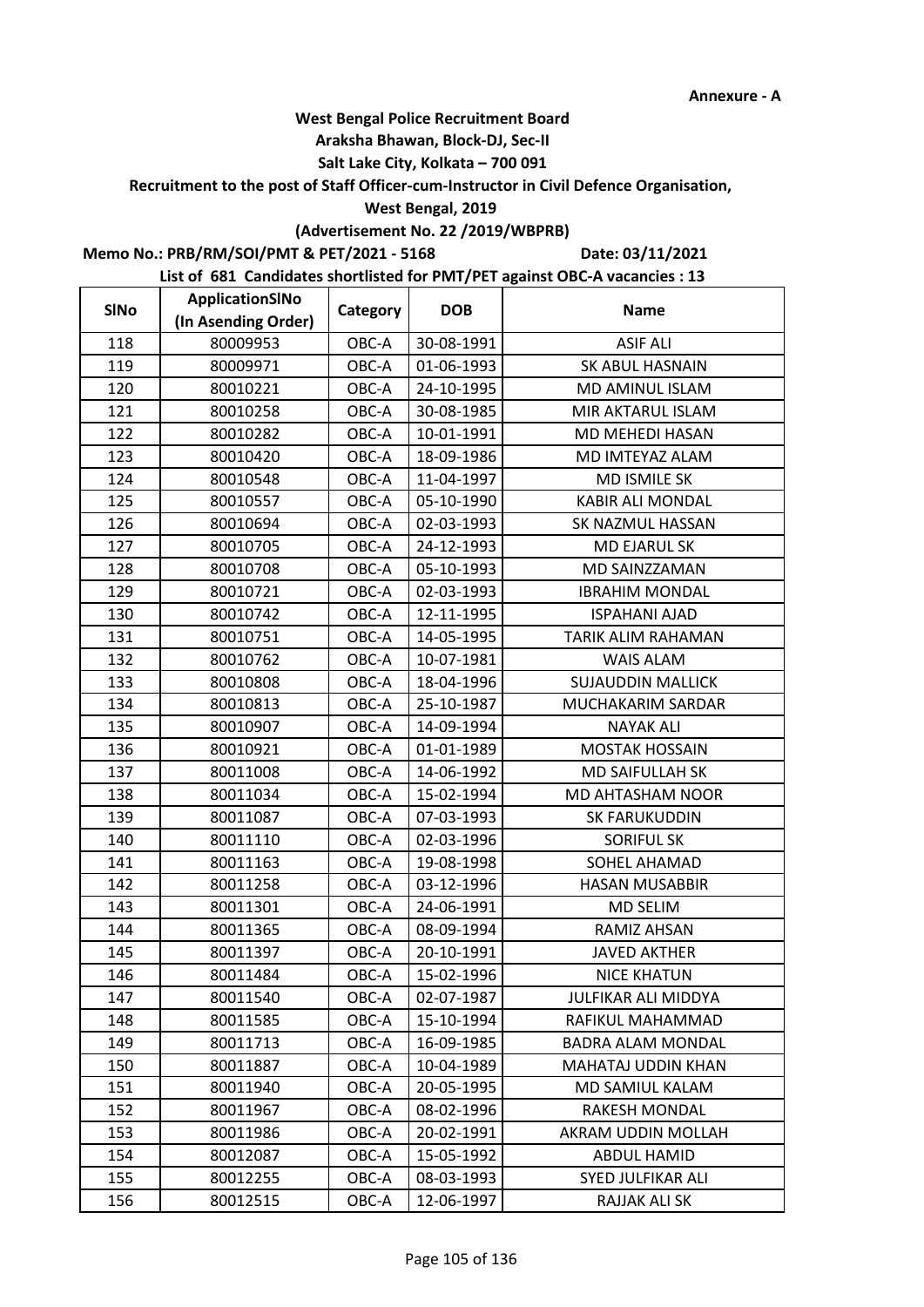**Annexure - A**

**West Bengal Police Recruitment Board**

**Araksha Bhawan, Block-DJ, Sec-II**

**Salt Lake City, Kolkata – 700 091**

**Recruitment to the post of Staff Officer-cum-Instructor in Civil Defence Organisation,**

**West Bengal, 2019**

**(Advertisement No. 22 /2019/WBPRB)**

**Memo No.: PRB/RM/SOI/PMT & PET/2021 - 5168** **Date: 03/11/2021**

**List of 681 Candidates shortlisted for PMT/PET against OBC-A vacancies : 13**

| SlNo | ApplicationSlNo (In Asending Order) | Category | DOB | Name |
|---|---|---|---|---|
| 118 | 80009953 | OBC-A | 30-08-1991 | ASIF ALI |
| 119 | 80009971 | OBC-A | 01-06-1993 | SK ABUL HASNAIN |
| 120 | 80010221 | OBC-A | 24-10-1995 | MD AMINUL ISLAM |
| 121 | 80010258 | OBC-A | 30-08-1985 | MIR AKTARUL ISLAM |
| 122 | 80010282 | OBC-A | 10-01-1991 | MD MEHEDI HASAN |
| 123 | 80010420 | OBC-A | 18-09-1986 | MD IMTEYAZ ALAM |
| 124 | 80010548 | OBC-A | 11-04-1997 | MD ISMILE SK |
| 125 | 80010557 | OBC-A | 05-10-1990 | KABIR ALI MONDAL |
| 126 | 80010694 | OBC-A | 02-03-1993 | SK NAZMUL HASSAN |
| 127 | 80010705 | OBC-A | 24-12-1993 | MD EJARUL SK |
| 128 | 80010708 | OBC-A | 05-10-1993 | MD SAINZZAMAN |
| 129 | 80010721 | OBC-A | 02-03-1993 | IBRAHIM MONDAL |
| 130 | 80010742 | OBC-A | 12-11-1995 | ISPAHANI AJAD |
| 131 | 80010751 | OBC-A | 14-05-1995 | TARIK ALIM RAHAMAN |
| 132 | 80010762 | OBC-A | 10-07-1981 | WAIS ALAM |
| 133 | 80010808 | OBC-A | 18-04-1996 | SUJAUDDIN MALLICK |
| 134 | 80010813 | OBC-A | 25-10-1987 | MUCHAKARIM SARDAR |
| 135 | 80010907 | OBC-A | 14-09-1994 | NAYAK ALI |
| 136 | 80010921 | OBC-A | 01-01-1989 | MOSTAK HOSSAIN |
| 137 | 80011008 | OBC-A | 14-06-1992 | MD SAIFULLAH SK |
| 138 | 80011034 | OBC-A | 15-02-1994 | MD AHTASHAM NOOR |
| 139 | 80011087 | OBC-A | 07-03-1993 | SK FARUKUDDIN |
| 140 | 80011110 | OBC-A | 02-03-1996 | SORIFUL SK |
| 141 | 80011163 | OBC-A | 19-08-1998 | SOHEL AHAMAD |
| 142 | 80011258 | OBC-A | 03-12-1996 | HASAN MUSABBIR |
| 143 | 80011301 | OBC-A | 24-06-1991 | MD SELIM |
| 144 | 80011365 | OBC-A | 08-09-1994 | RAMIZ AHSAN |
| 145 | 80011397 | OBC-A | 20-10-1991 | JAVED AKTHER |
| 146 | 80011484 | OBC-A | 15-02-1996 | NICE KHATUN |
| 147 | 80011540 | OBC-A | 02-07-1987 | JULFIKAR ALI MIDDYA |
| 148 | 80011585 | OBC-A | 15-10-1994 | RAFIKUL MAHAMMAD |
| 149 | 80011713 | OBC-A | 16-09-1985 | BADRA ALAM MONDAL |
| 150 | 80011887 | OBC-A | 10-04-1989 | MAHATAJ UDDIN KHAN |
| 151 | 80011940 | OBC-A | 20-05-1995 | MD SAMIUL KALAM |
| 152 | 80011967 | OBC-A | 08-02-1996 | RAKESH MONDAL |
| 153 | 80011986 | OBC-A | 20-02-1991 | AKRAM UDDIN MOLLAH |
| 154 | 80012087 | OBC-A | 15-05-1992 | ABDUL HAMID |
| 155 | 80012255 | OBC-A | 08-03-1993 | SYED JULFIKAR ALI |
| 156 | 80012515 | OBC-A | 12-06-1997 | RAJJAK ALI SK |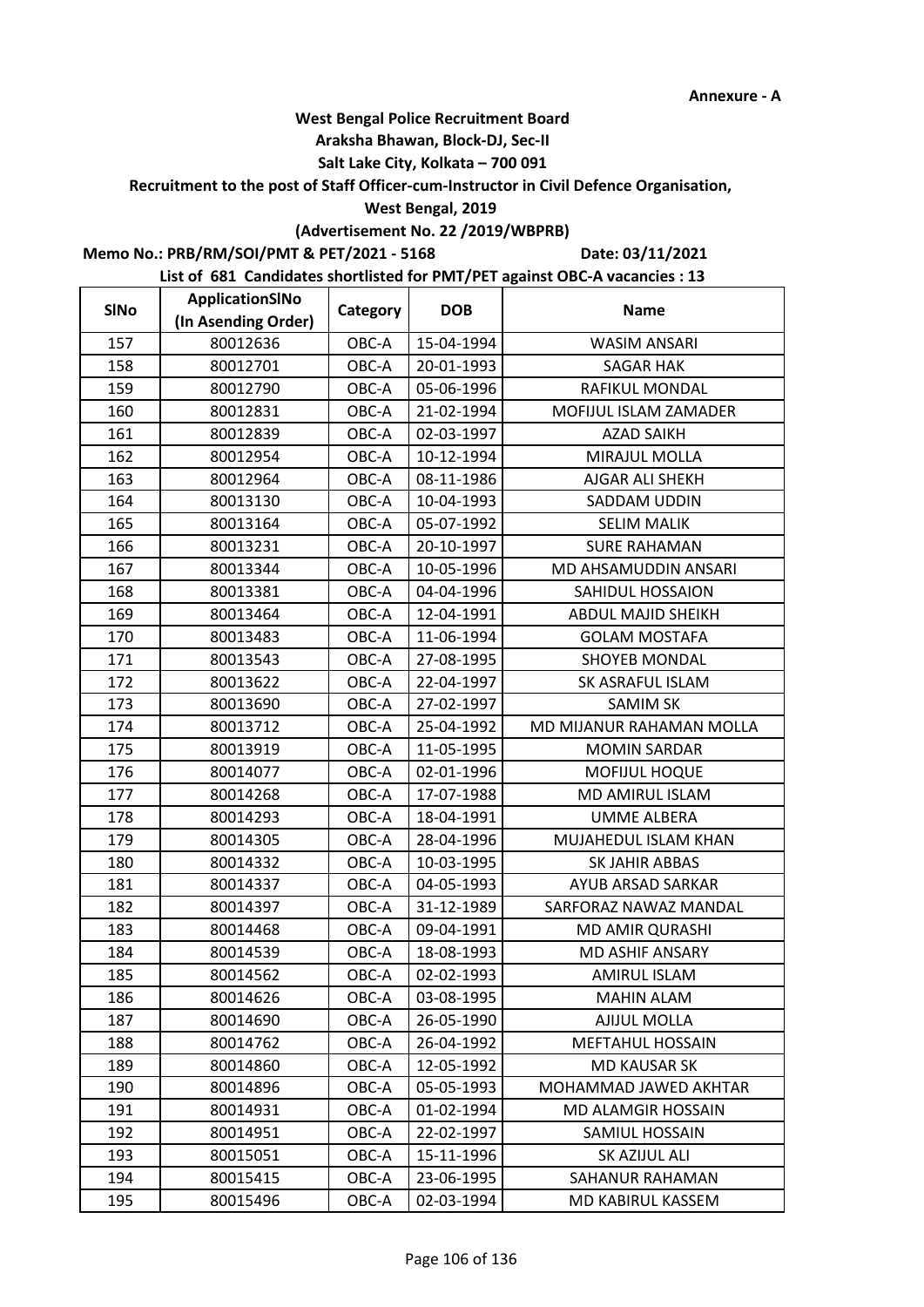**Annexure - A**

**West Bengal Police Recruitment Board**

**Araksha Bhawan, Block-DJ, Sec-II**

**Salt Lake City, Kolkata – 700 091**

**Recruitment to the post of Staff Officer-cum-Instructor in Civil Defence Organisation,**

**West Bengal, 2019**

**(Advertisement No. 22 /2019/WBPRB)**

**Memo No.: PRB/RM/SOI/PMT & PET/2021 - 5168** **Date: 03/11/2021**

**List of 681 Candidates shortlisted for PMT/PET against OBC-A vacancies : 13**

| SlNo | ApplicationSlNo (In Asending Order) | Category | DOB | Name |
|---|---|---|---|---|
| 157 | 80012636 | OBC-A | 15-04-1994 | WASIM ANSARI |
| 158 | 80012701 | OBC-A | 20-01-1993 | SAGAR HAK |
| 159 | 80012790 | OBC-A | 05-06-1996 | RAFIKUL MONDAL |
| 160 | 80012831 | OBC-A | 21-02-1994 | MOFIJUL ISLAM ZAMADER |
| 161 | 80012839 | OBC-A | 02-03-1997 | AZAD SAIKH |
| 162 | 80012954 | OBC-A | 10-12-1994 | MIRAJUL MOLLA |
| 163 | 80012964 | OBC-A | 08-11-1986 | AJGAR ALI SHEKH |
| 164 | 80013130 | OBC-A | 10-04-1993 | SADDAM UDDIN |
| 165 | 80013164 | OBC-A | 05-07-1992 | SELIM MALIK |
| 166 | 80013231 | OBC-A | 20-10-1997 | SURE RAHAMAN |
| 167 | 80013344 | OBC-A | 10-05-1996 | MD AHSAMUDDIN ANSARI |
| 168 | 80013381 | OBC-A | 04-04-1996 | SAHIDUL HOSSAION |
| 169 | 80013464 | OBC-A | 12-04-1991 | ABDUL MAJID SHEIKH |
| 170 | 80013483 | OBC-A | 11-06-1994 | GOLAM MOSTAFA |
| 171 | 80013543 | OBC-A | 27-08-1995 | SHOYEB MONDAL |
| 172 | 80013622 | OBC-A | 22-04-1997 | SK ASRAFUL ISLAM |
| 173 | 80013690 | OBC-A | 27-02-1997 | SAMIM SK |
| 174 | 80013712 | OBC-A | 25-04-1992 | MD MIJANUR RAHAMAN MOLLA |
| 175 | 80013919 | OBC-A | 11-05-1995 | MOMIN SARDAR |
| 176 | 80014077 | OBC-A | 02-01-1996 | MOFIJUL HOQUE |
| 177 | 80014268 | OBC-A | 17-07-1988 | MD AMIRUL ISLAM |
| 178 | 80014293 | OBC-A | 18-04-1991 | UMME ALBERA |
| 179 | 80014305 | OBC-A | 28-04-1996 | MUJAHEDUL ISLAM KHAN |
| 180 | 80014332 | OBC-A | 10-03-1995 | SK JAHIR ABBAS |
| 181 | 80014337 | OBC-A | 04-05-1993 | AYUB ARSAD SARKAR |
| 182 | 80014397 | OBC-A | 31-12-1989 | SARFORAZ NAWAZ MANDAL |
| 183 | 80014468 | OBC-A | 09-04-1991 | MD AMIR QURASHI |
| 184 | 80014539 | OBC-A | 18-08-1993 | MD ASHIF ANSARY |
| 185 | 80014562 | OBC-A | 02-02-1993 | AMIRUL ISLAM |
| 186 | 80014626 | OBC-A | 03-08-1995 | MAHIN ALAM |
| 187 | 80014690 | OBC-A | 26-05-1990 | AJIJUL MOLLA |
| 188 | 80014762 | OBC-A | 26-04-1992 | MEFTAHUL HOSSAIN |
| 189 | 80014860 | OBC-A | 12-05-1992 | MD KAUSAR SK |
| 190 | 80014896 | OBC-A | 05-05-1993 | MOHAMMAD JAWED AKHTAR |
| 191 | 80014931 | OBC-A | 01-02-1994 | MD ALAMGIR HOSSAIN |
| 192 | 80014951 | OBC-A | 22-02-1997 | SAMIUL HOSSAIN |
| 193 | 80015051 | OBC-A | 15-11-1996 | SK AZIJUL ALI |
| 194 | 80015415 | OBC-A | 23-06-1995 | SAHANUR RAHAMAN |
| 195 | 80015496 | OBC-A | 02-03-1994 | MD KABIRUL KASSEM |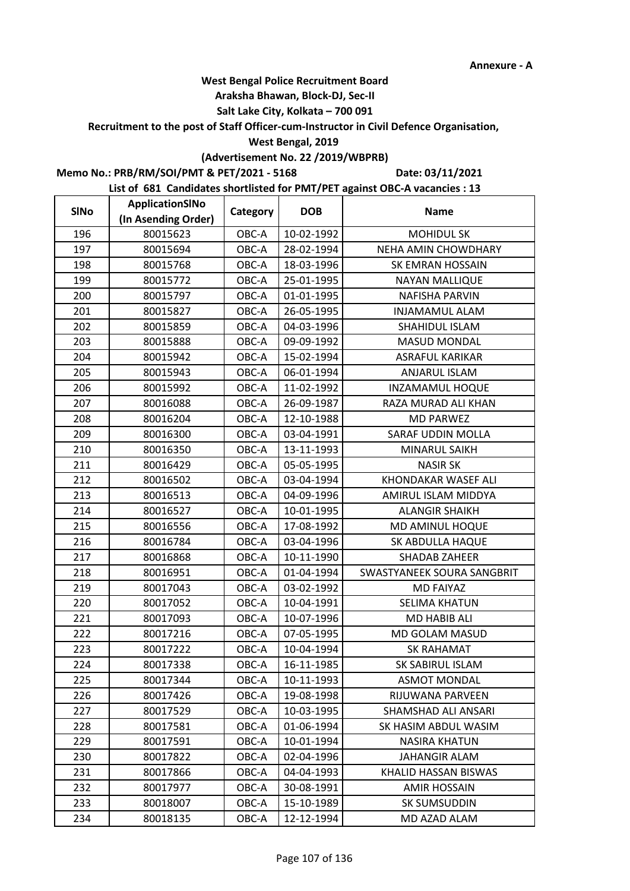**Annexure - A**

**West Bengal Police Recruitment Board**

**Araksha Bhawan, Block-DJ, Sec-II**

**Salt Lake City, Kolkata – 700 091**

**Recruitment to the post of Staff Officer-cum-Instructor in Civil Defence Organisation,**

**West Bengal, 2019**

**(Advertisement No. 22 /2019/WBPRB)**

**Memo No.: PRB/RM/SOI/PMT & PET/2021 - 5168** **Date: 03/11/2021**

**List of 681 Candidates shortlisted for PMT/PET against OBC-A vacancies : 13**

| SlNo | ApplicationSlNo (In Asending Order) | Category | DOB | Name |
|---|---|---|---|---|
| 196 | 80015623 | OBC-A | 10-02-1992 | MOHIDUL SK |
| 197 | 80015694 | OBC-A | 28-02-1994 | NEHA AMIN CHOWDHARY |
| 198 | 80015768 | OBC-A | 18-03-1996 | SK EMRAN HOSSAIN |
| 199 | 80015772 | OBC-A | 25-01-1995 | NAYAN MALLIQUE |
| 200 | 80015797 | OBC-A | 01-01-1995 | NAFISHA PARVIN |
| 201 | 80015827 | OBC-A | 26-05-1995 | INJAMAMUL ALAM |
| 202 | 80015859 | OBC-A | 04-03-1996 | SHAHIDUL ISLAM |
| 203 | 80015888 | OBC-A | 09-09-1992 | MASUD MONDAL |
| 204 | 80015942 | OBC-A | 15-02-1994 | ASRAFUL KARIKAR |
| 205 | 80015943 | OBC-A | 06-01-1994 | ANJARUL ISLAM |
| 206 | 80015992 | OBC-A | 11-02-1992 | INZAMAMUL HOQUE |
| 207 | 80016088 | OBC-A | 26-09-1987 | RAZA MURAD ALI KHAN |
| 208 | 80016204 | OBC-A | 12-10-1988 | MD PARWEZ |
| 209 | 80016300 | OBC-A | 03-04-1991 | SARAF UDDIN MOLLA |
| 210 | 80016350 | OBC-A | 13-11-1993 | MINARUL SAIKH |
| 211 | 80016429 | OBC-A | 05-05-1995 | NASIR SK |
| 212 | 80016502 | OBC-A | 03-04-1994 | KHONDAKAR WASEF ALI |
| 213 | 80016513 | OBC-A | 04-09-1996 | AMIRUL ISLAM MIDDYA |
| 214 | 80016527 | OBC-A | 10-01-1995 | ALANGIR SHAIKH |
| 215 | 80016556 | OBC-A | 17-08-1992 | MD AMINUL HOQUE |
| 216 | 80016784 | OBC-A | 03-04-1996 | SK ABDULLA HAQUE |
| 217 | 80016868 | OBC-A | 10-11-1990 | SHADAB ZAHEER |
| 218 | 80016951 | OBC-A | 01-04-1994 | SWASTYANEEK SOURA SANGBRIT |
| 219 | 80017043 | OBC-A | 03-02-1992 | MD FAIYAZ |
| 220 | 80017052 | OBC-A | 10-04-1991 | SELIMA KHATUN |
| 221 | 80017093 | OBC-A | 10-07-1996 | MD HABIB ALI |
| 222 | 80017216 | OBC-A | 07-05-1995 | MD GOLAM MASUD |
| 223 | 80017222 | OBC-A | 10-04-1994 | SK RAHAMAT |
| 224 | 80017338 | OBC-A | 16-11-1985 | SK SABIRUL ISLAM |
| 225 | 80017344 | OBC-A | 10-11-1993 | ASMOT MONDAL |
| 226 | 80017426 | OBC-A | 19-08-1998 | RIJUWANA PARVEEN |
| 227 | 80017529 | OBC-A | 10-03-1995 | SHAMSHAD ALI ANSARI |
| 228 | 80017581 | OBC-A | 01-06-1994 | SK HASIM ABDUL WASIM |
| 229 | 80017591 | OBC-A | 10-01-1994 | NASIRA KHATUN |
| 230 | 80017822 | OBC-A | 02-04-1996 | JAHANGIR ALAM |
| 231 | 80017866 | OBC-A | 04-04-1993 | KHALID HASSAN BISWAS |
| 232 | 80017977 | OBC-A | 30-08-1991 | AMIR HOSSAIN |
| 233 | 80018007 | OBC-A | 15-10-1989 | SK SUMSUDDIN |
| 234 | 80018135 | OBC-A | 12-12-1994 | MD AZAD ALAM |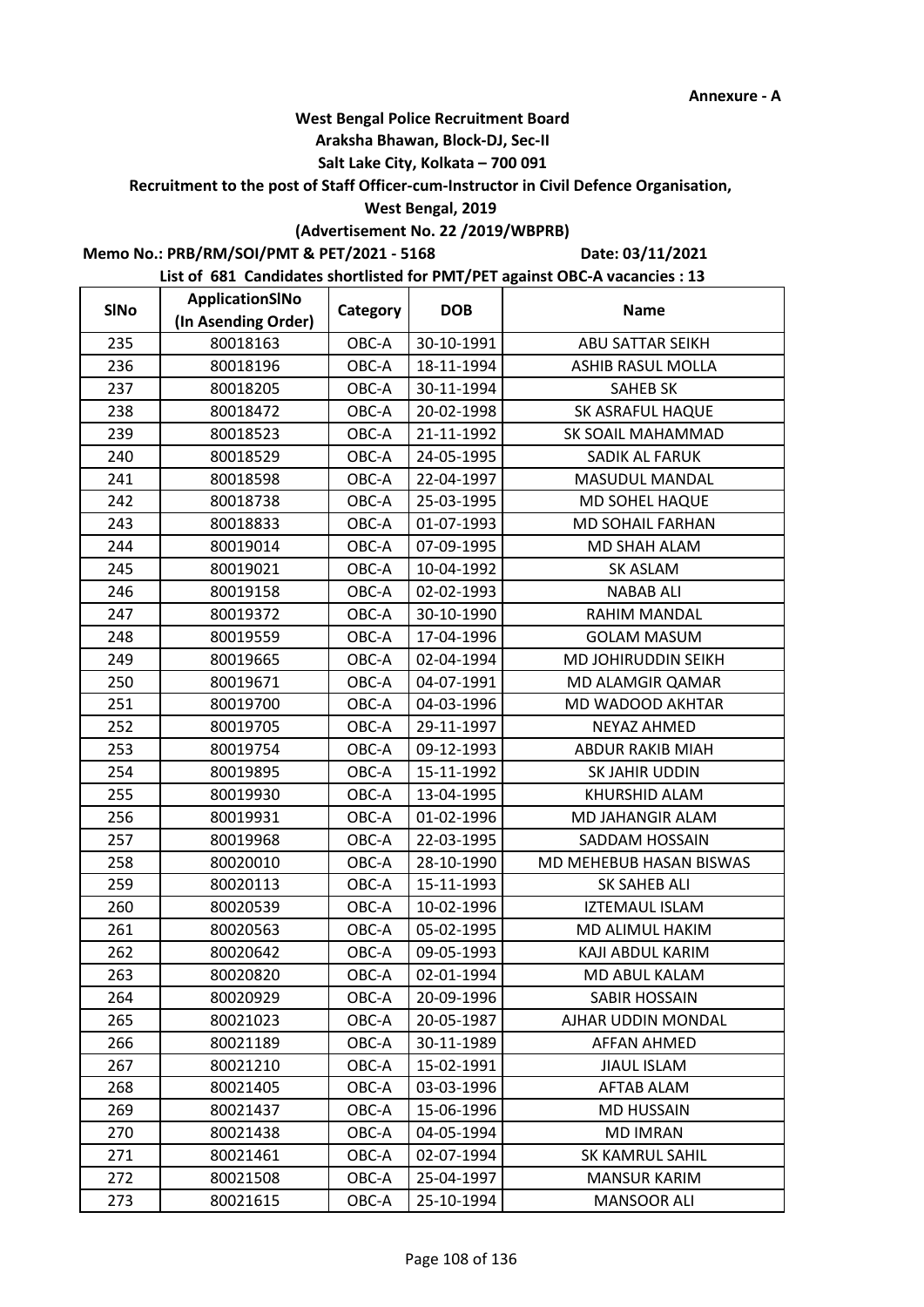Annexure - A

**West Bengal Police Recruitment Board**
**Araksha Bhawan, Block-DJ, Sec-II**
**Salt Lake City, Kolkata – 700 091**
**Recruitment to the post of Staff Officer-cum-Instructor in Civil Defence Organisation,**
**West Bengal, 2019**
**(Advertisement No. 22 /2019/WBPRB)**

**Memo No.: PRB/RM/SOI/PMT & PET/2021 - 5168** **Date: 03/11/2021**

**List of 681 Candidates shortlisted for PMT/PET against OBC-A vacancies : 13**

| SlNo | ApplicationSlNo (In Asending Order) | Category | DOB | Name |
|---|---|---|---|---|
| 235 | 80018163 | OBC-A | 30-10-1991 | ABU SATTAR SEIKH |
| 236 | 80018196 | OBC-A | 18-11-1994 | ASHIB RASUL MOLLA |
| 237 | 80018205 | OBC-A | 30-11-1994 | SAHEB SK |
| 238 | 80018472 | OBC-A | 20-02-1998 | SK ASRAFUL HAQUE |
| 239 | 80018523 | OBC-A | 21-11-1992 | SK SOAIL MAHAMMAD |
| 240 | 80018529 | OBC-A | 24-05-1995 | SADIK AL FARUK |
| 241 | 80018598 | OBC-A | 22-04-1997 | MASUDUL MANDAL |
| 242 | 80018738 | OBC-A | 25-03-1995 | MD SOHEL HAQUE |
| 243 | 80018833 | OBC-A | 01-07-1993 | MD SOHAIL FARHAN |
| 244 | 80019014 | OBC-A | 07-09-1995 | MD SHAH ALAM |
| 245 | 80019021 | OBC-A | 10-04-1992 | SK ASLAM |
| 246 | 80019158 | OBC-A | 02-02-1993 | NABAB ALI |
| 247 | 80019372 | OBC-A | 30-10-1990 | RAHIM MANDAL |
| 248 | 80019559 | OBC-A | 17-04-1996 | GOLAM MASUM |
| 249 | 80019665 | OBC-A | 02-04-1994 | MD JOHIRUDDIN SEIKH |
| 250 | 80019671 | OBC-A | 04-07-1991 | MD ALAMGIR QAMAR |
| 251 | 80019700 | OBC-A | 04-03-1996 | MD WADOOD AKHTAR |
| 252 | 80019705 | OBC-A | 29-11-1997 | NEYAZ AHMED |
| 253 | 80019754 | OBC-A | 09-12-1993 | ABDUR RAKIB MIAH |
| 254 | 80019895 | OBC-A | 15-11-1992 | SK JAHIR UDDIN |
| 255 | 80019930 | OBC-A | 13-04-1995 | KHURSHID ALAM |
| 256 | 80019931 | OBC-A | 01-02-1996 | MD JAHANGIR ALAM |
| 257 | 80019968 | OBC-A | 22-03-1995 | SADDAM HOSSAIN |
| 258 | 80020010 | OBC-A | 28-10-1990 | MD MEHEBUB HASAN BISWAS |
| 259 | 80020113 | OBC-A | 15-11-1993 | SK SAHEB ALI |
| 260 | 80020539 | OBC-A | 10-02-1996 | IZTEMAUL ISLAM |
| 261 | 80020563 | OBC-A | 05-02-1995 | MD ALIMUL HAKIM |
| 262 | 80020642 | OBC-A | 09-05-1993 | KAJI ABDUL KARIM |
| 263 | 80020820 | OBC-A | 02-01-1994 | MD ABUL KALAM |
| 264 | 80020929 | OBC-A | 20-09-1996 | SABIR HOSSAIN |
| 265 | 80021023 | OBC-A | 20-05-1987 | AJHAR UDDIN MONDAL |
| 266 | 80021189 | OBC-A | 30-11-1989 | AFFAN AHMED |
| 267 | 80021210 | OBC-A | 15-02-1991 | JIAUL ISLAM |
| 268 | 80021405 | OBC-A | 03-03-1996 | AFTAB ALAM |
| 269 | 80021437 | OBC-A | 15-06-1996 | MD HUSSAIN |
| 270 | 80021438 | OBC-A | 04-05-1994 | MD IMRAN |
| 271 | 80021461 | OBC-A | 02-07-1994 | SK KAMRUL SAHIL |
| 272 | 80021508 | OBC-A | 25-04-1997 | MANSUR KARIM |
| 273 | 80021615 | OBC-A | 25-10-1994 | MANSOOR ALI |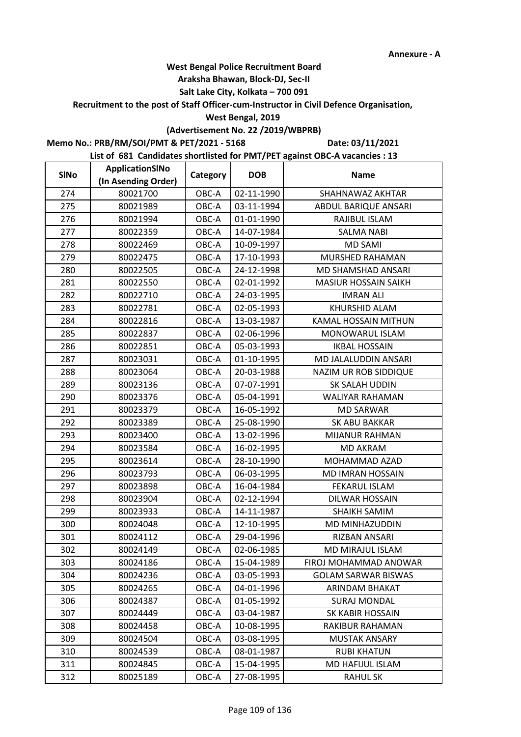Annexure - A

**West Bengal Police Recruitment Board**

**Araksha Bhawan, Block-DJ, Sec-II**

**Salt Lake City, Kolkata – 700 091**

**Recruitment to the post of Staff Officer-cum-Instructor in Civil Defence Organisation,**

**West Bengal, 2019**

**(Advertisement No. 22 /2019/WBPRB)**

**Memo No.: PRB/RM/SOI/PMT & PET/2021 - 5168** **Date: 03/11/2021**

**List of 681 Candidates shortlisted for PMT/PET against OBC-A vacancies : 13**

| SlNo | ApplicationSlNo (In Asending Order) | Category | DOB | Name |
|---|---|---|---|---|
| 274 | 80021700 | OBC-A | 02-11-1990 | SHAHNAWAZ AKHTAR |
| 275 | 80021989 | OBC-A | 03-11-1994 | ABDUL BARIQUE ANSARI |
| 276 | 80021994 | OBC-A | 01-01-1990 | RAJIBUL ISLAM |
| 277 | 80022359 | OBC-A | 14-07-1984 | SALMA NABI |
| 278 | 80022469 | OBC-A | 10-09-1997 | MD SAMI |
| 279 | 80022475 | OBC-A | 17-10-1993 | MURSHED RAHAMAN |
| 280 | 80022505 | OBC-A | 24-12-1998 | MD SHAMSHAD ANSARI |
| 281 | 80022550 | OBC-A | 02-01-1992 | MASIUR HOSSAIN SAIKH |
| 282 | 80022710 | OBC-A | 24-03-1995 | IMRAN ALI |
| 283 | 80022781 | OBC-A | 02-05-1993 | KHURSHID ALAM |
| 284 | 80022816 | OBC-A | 13-03-1987 | KAMAL HOSSAIN MITHUN |
| 285 | 80022837 | OBC-A | 02-06-1996 | MONOWARUL ISLAM |
| 286 | 80022851 | OBC-A | 05-03-1993 | IKBAL HOSSAIN |
| 287 | 80023031 | OBC-A | 01-10-1995 | MD JALALUDDIN ANSARI |
| 288 | 80023064 | OBC-A | 20-03-1988 | NAZIM UR ROB SIDDIQUE |
| 289 | 80023136 | OBC-A | 07-07-1991 | SK SALAH UDDIN |
| 290 | 80023376 | OBC-A | 05-04-1991 | WALIYAR RAHAMAN |
| 291 | 80023379 | OBC-A | 16-05-1992 | MD SARWAR |
| 292 | 80023389 | OBC-A | 25-08-1990 | SK ABU BAKKAR |
| 293 | 80023400 | OBC-A | 13-02-1996 | MIJANUR RAHMAN |
| 294 | 80023584 | OBC-A | 16-02-1995 | MD AKRAM |
| 295 | 80023614 | OBC-A | 28-10-1990 | MOHAMMAD AZAD |
| 296 | 80023793 | OBC-A | 06-03-1995 | MD IMRAN HOSSAIN |
| 297 | 80023898 | OBC-A | 16-04-1984 | FEKARUL ISLAM |
| 298 | 80023904 | OBC-A | 02-12-1994 | DILWAR HOSSAIN |
| 299 | 80023933 | OBC-A | 14-11-1987 | SHAIKH SAMIM |
| 300 | 80024048 | OBC-A | 12-10-1995 | MD MINHAZUDDIN |
| 301 | 80024112 | OBC-A | 29-04-1996 | RIZBAN ANSARI |
| 302 | 80024149 | OBC-A | 02-06-1985 | MD MIRAJUL ISLAM |
| 303 | 80024186 | OBC-A | 15-04-1989 | FIROJ MOHAMMAD ANOWAR |
| 304 | 80024236 | OBC-A | 03-05-1993 | GOLAM SARWAR BISWAS |
| 305 | 80024265 | OBC-A | 04-01-1996 | ARINDAM BHAKAT |
| 306 | 80024387 | OBC-A | 01-05-1992 | SURAJ MONDAL |
| 307 | 80024449 | OBC-A | 03-04-1987 | SK KABIR HOSSAIN |
| 308 | 80024458 | OBC-A | 10-08-1995 | RAKIBUR RAHAMAN |
| 309 | 80024504 | OBC-A | 03-08-1995 | MUSTAK ANSARY |
| 310 | 80024539 | OBC-A | 08-01-1987 | RUBI KHATUN |
| 311 | 80024845 | OBC-A | 15-04-1995 | MD HAFIJUL ISLAM |
| 312 | 80025189 | OBC-A | 27-08-1995 | RAHUL SK |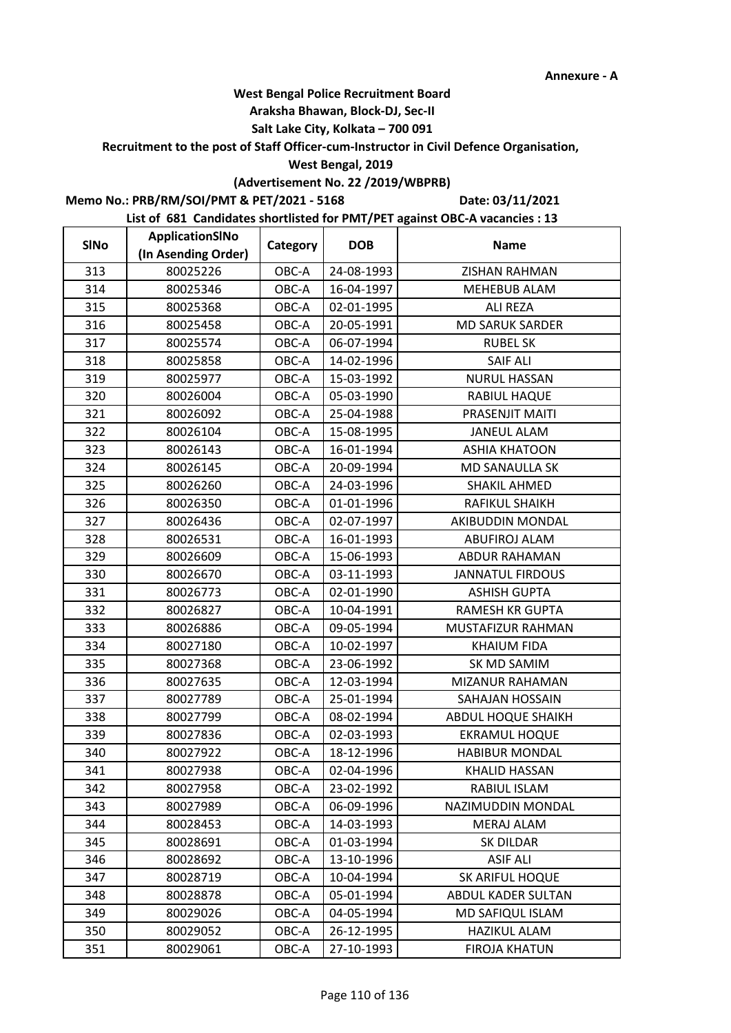Annexure - A

**West Bengal Police Recruitment Board**

**Araksha Bhawan, Block-DJ, Sec-II**

**Salt Lake City, Kolkata – 700 091**

**Recruitment to the post of Staff Officer-cum-Instructor in Civil Defence Organisation,**

**West Bengal, 2019**

**(Advertisement No. 22 /2019/WBPRB)**

**Memo No.: PRB/RM/SOI/PMT & PET/2021 - 5168** **Date: 03/11/2021**

**List of 681 Candidates shortlisted for PMT/PET against OBC-A vacancies : 13**

| SlNo | ApplicationSlNo (In Asending Order) | Category | DOB | Name |
|---|---|---|---|---|
| 313 | 80025226 | OBC-A | 24-08-1993 | ZISHAN RAHMAN |
| 314 | 80025346 | OBC-A | 16-04-1997 | MEHEBUB ALAM |
| 315 | 80025368 | OBC-A | 02-01-1995 | ALI REZA |
| 316 | 80025458 | OBC-A | 20-05-1991 | MD SARUK SARDER |
| 317 | 80025574 | OBC-A | 06-07-1994 | RUBEL SK |
| 318 | 80025858 | OBC-A | 14-02-1996 | SAIF ALI |
| 319 | 80025977 | OBC-A | 15-03-1992 | NURUL HASSAN |
| 320 | 80026004 | OBC-A | 05-03-1990 | RABIUL HAQUE |
| 321 | 80026092 | OBC-A | 25-04-1988 | PRASENJIT MAITI |
| 322 | 80026104 | OBC-A | 15-08-1995 | JANEUL ALAM |
| 323 | 80026143 | OBC-A | 16-01-1994 | ASHIA KHATOON |
| 324 | 80026145 | OBC-A | 20-09-1994 | MD SANAULLA SK |
| 325 | 80026260 | OBC-A | 24-03-1996 | SHAKIL AHMED |
| 326 | 80026350 | OBC-A | 01-01-1996 | RAFIKUL SHAIKH |
| 327 | 80026436 | OBC-A | 02-07-1997 | AKIBUDDIN MONDAL |
| 328 | 80026531 | OBC-A | 16-01-1993 | ABUFIROJ ALAM |
| 329 | 80026609 | OBC-A | 15-06-1993 | ABDUR RAHAMAN |
| 330 | 80026670 | OBC-A | 03-11-1993 | JANNATUL FIRDOUS |
| 331 | 80026773 | OBC-A | 02-01-1990 | ASHISH GUPTA |
| 332 | 80026827 | OBC-A | 10-04-1991 | RAMESH KR GUPTA |
| 333 | 80026886 | OBC-A | 09-05-1994 | MUSTAFIZUR RAHMAN |
| 334 | 80027180 | OBC-A | 10-02-1997 | KHAIUM FIDA |
| 335 | 80027368 | OBC-A | 23-06-1992 | SK MD SAMIM |
| 336 | 80027635 | OBC-A | 12-03-1994 | MIZANUR RAHAMAN |
| 337 | 80027789 | OBC-A | 25-01-1994 | SAHAJAN HOSSAIN |
| 338 | 80027799 | OBC-A | 08-02-1994 | ABDUL HOQUE SHAIKH |
| 339 | 80027836 | OBC-A | 02-03-1993 | EKRAMUL HOQUE |
| 340 | 80027922 | OBC-A | 18-12-1996 | HABIBUR MONDAL |
| 341 | 80027938 | OBC-A | 02-04-1996 | KHALID HASSAN |
| 342 | 80027958 | OBC-A | 23-02-1992 | RABIUL ISLAM |
| 343 | 80027989 | OBC-A | 06-09-1996 | NAZIMUDDIN MONDAL |
| 344 | 80028453 | OBC-A | 14-03-1993 | MERAJ ALAM |
| 345 | 80028691 | OBC-A | 01-03-1994 | SK DILDAR |
| 346 | 80028692 | OBC-A | 13-10-1996 | ASIF ALI |
| 347 | 80028719 | OBC-A | 10-04-1994 | SK ARIFUL HOQUE |
| 348 | 80028878 | OBC-A | 05-01-1994 | ABDUL KADER SULTAN |
| 349 | 80029026 | OBC-A | 04-05-1994 | MD SAFIQUL ISLAM |
| 350 | 80029052 | OBC-A | 26-12-1995 | HAZIKUL ALAM |
| 351 | 80029061 | OBC-A | 27-10-1993 | FIROJA KHATUN |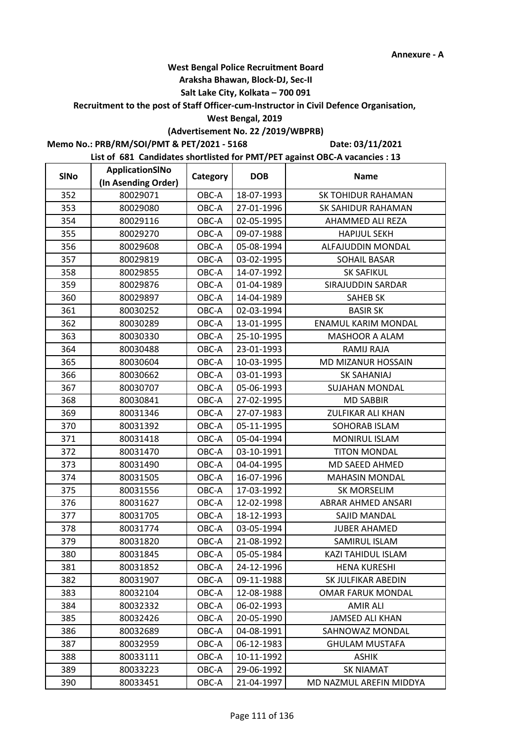Annexure - A

**West Bengal Police Recruitment Board**
**Araksha Bhawan, Block-DJ, Sec-II**
**Salt Lake City, Kolkata – 700 091**
**Recruitment to the post of Staff Officer-cum-Instructor in Civil Defence Organisation,**
**West Bengal, 2019**
**(Advertisement No. 22 /2019/WBPRB)**

**Memo No.: PRB/RM/SOI/PMT & PET/2021 - 5168** **Date: 03/11/2021**

**List of 681 Candidates shortlisted for PMT/PET against OBC-A vacancies : 13**

| SlNo | ApplicationSlNo (In Asending Order) | Category | DOB | Name |
|---|---|---|---|---|
| 352 | 80029071 | OBC-A | 18-07-1993 | SK TOHIDUR RAHAMAN |
| 353 | 80029080 | OBC-A | 27-01-1996 | SK SAHIDUR RAHAMAN |
| 354 | 80029116 | OBC-A | 02-05-1995 | AHAMMED ALI REZA |
| 355 | 80029270 | OBC-A | 09-07-1988 | HAPIJUL SEKH |
| 356 | 80029608 | OBC-A | 05-08-1994 | ALFAJUDDIN MONDAL |
| 357 | 80029819 | OBC-A | 03-02-1995 | SOHAIL BASAR |
| 358 | 80029855 | OBC-A | 14-07-1992 | SK SAFIKUL |
| 359 | 80029876 | OBC-A | 01-04-1989 | SIRAJUDDIN SARDAR |
| 360 | 80029897 | OBC-A | 14-04-1989 | SAHEB SK |
| 361 | 80030252 | OBC-A | 02-03-1994 | BASIR SK |
| 362 | 80030289 | OBC-A | 13-01-1995 | ENAMUL KARIM MONDAL |
| 363 | 80030330 | OBC-A | 25-10-1995 | MASHOOR A ALAM |
| 364 | 80030488 | OBC-A | 23-01-1993 | RAMIJ RAJA |
| 365 | 80030604 | OBC-A | 10-03-1995 | MD MIZANUR HOSSAIN |
| 366 | 80030662 | OBC-A | 03-01-1993 | SK SAHANIAJ |
| 367 | 80030707 | OBC-A | 05-06-1993 | SUJAHAN MONDAL |
| 368 | 80030841 | OBC-A | 27-02-1995 | MD SABBIR |
| 369 | 80031346 | OBC-A | 27-07-1983 | ZULFIKAR ALI KHAN |
| 370 | 80031392 | OBC-A | 05-11-1995 | SOHORAB ISLAM |
| 371 | 80031418 | OBC-A | 05-04-1994 | MONIRUL ISLAM |
| 372 | 80031470 | OBC-A | 03-10-1991 | TITON MONDAL |
| 373 | 80031490 | OBC-A | 04-04-1995 | MD SAEED AHMED |
| 374 | 80031505 | OBC-A | 16-07-1996 | MAHASIN MONDAL |
| 375 | 80031556 | OBC-A | 17-03-1992 | SK MORSELIM |
| 376 | 80031627 | OBC-A | 12-02-1998 | ABRAR AHMED ANSARI |
| 377 | 80031705 | OBC-A | 18-12-1993 | SAJID MANDAL |
| 378 | 80031774 | OBC-A | 03-05-1994 | JUBER AHAMED |
| 379 | 80031820 | OBC-A | 21-08-1992 | SAMIRUL ISLAM |
| 380 | 80031845 | OBC-A | 05-05-1984 | KAZI TAHIDUL ISLAM |
| 381 | 80031852 | OBC-A | 24-12-1996 | HENA KURESHI |
| 382 | 80031907 | OBC-A | 09-11-1988 | SK JULFIKAR ABEDIN |
| 383 | 80032104 | OBC-A | 12-08-1988 | OMAR FARUK MONDAL |
| 384 | 80032332 | OBC-A | 06-02-1993 | AMIR ALI |
| 385 | 80032426 | OBC-A | 20-05-1990 | JAMSED ALI KHAN |
| 386 | 80032689 | OBC-A | 04-08-1991 | SAHNOWAZ MONDAL |
| 387 | 80032959 | OBC-A | 06-12-1983 | GHULAM MUSTAFA |
| 388 | 80033111 | OBC-A | 10-11-1992 | ASHIK |
| 389 | 80033223 | OBC-A | 29-06-1992 | SK NIAMAT |
| 390 | 80033451 | OBC-A | 21-04-1997 | MD NAZMUL AREFIN MIDDYA |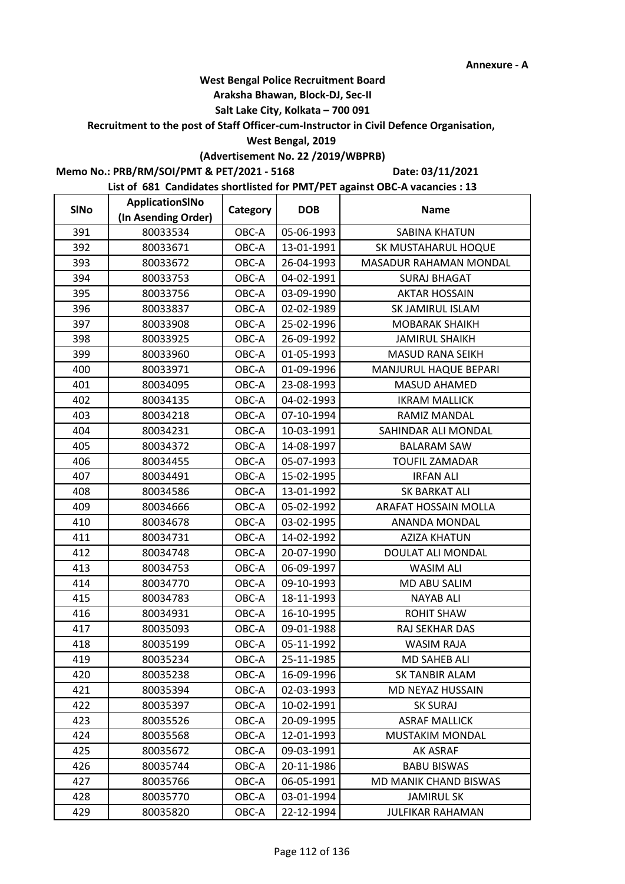Annexure - A

**West Bengal Police Recruitment Board**

**Araksha Bhawan, Block-DJ, Sec-II**

**Salt Lake City, Kolkata – 700 091**

**Recruitment to the post of Staff Officer-cum-Instructor in Civil Defence Organisation,**

**West Bengal, 2019**

**(Advertisement No. 22 /2019/WBPRB)**

**Memo No.: PRB/RM/SOI/PMT & PET/2021 - 5168** **Date: 03/11/2021**

**List of 681 Candidates shortlisted for PMT/PET against OBC-A vacancies : 13**

| SlNo | ApplicationSlNo (In Asending Order) | Category | DOB | Name |
|---|---|---|---|---|
| 391 | 80033534 | OBC-A | 05-06-1993 | SABINA KHATUN |
| 392 | 80033671 | OBC-A | 13-01-1991 | SK MUSTAHARUL HOQUE |
| 393 | 80033672 | OBC-A | 26-04-1993 | MASADUR RAHAMAN MONDAL |
| 394 | 80033753 | OBC-A | 04-02-1991 | SURAJ BHAGAT |
| 395 | 80033756 | OBC-A | 03-09-1990 | AKTAR HOSSAIN |
| 396 | 80033837 | OBC-A | 02-02-1989 | SK JAMIRUL ISLAM |
| 397 | 80033908 | OBC-A | 25-02-1996 | MOBARAK SHAIKH |
| 398 | 80033925 | OBC-A | 26-09-1992 | JAMIRUL SHAIKH |
| 399 | 80033960 | OBC-A | 01-05-1993 | MASUD RANA SEIKH |
| 400 | 80033971 | OBC-A | 01-09-1996 | MANJURUL HAQUE BEPARI |
| 401 | 80034095 | OBC-A | 23-08-1993 | MASUD AHAMED |
| 402 | 80034135 | OBC-A | 04-02-1993 | IKRAM MALLICK |
| 403 | 80034218 | OBC-A | 07-10-1994 | RAMIZ MANDAL |
| 404 | 80034231 | OBC-A | 10-03-1991 | SAHINDAR ALI MONDAL |
| 405 | 80034372 | OBC-A | 14-08-1997 | BALARAM SAW |
| 406 | 80034455 | OBC-A | 05-07-1993 | TOUFIL ZAMADAR |
| 407 | 80034491 | OBC-A | 15-02-1995 | IRFAN ALI |
| 408 | 80034586 | OBC-A | 13-01-1992 | SK BARKAT ALI |
| 409 | 80034666 | OBC-A | 05-02-1992 | ARAFAT HOSSAIN MOLLA |
| 410 | 80034678 | OBC-A | 03-02-1995 | ANANDA MONDAL |
| 411 | 80034731 | OBC-A | 14-02-1992 | AZIZA KHATUN |
| 412 | 80034748 | OBC-A | 20-07-1990 | DOULAT ALI MONDAL |
| 413 | 80034753 | OBC-A | 06-09-1997 | WASIM ALI |
| 414 | 80034770 | OBC-A | 09-10-1993 | MD ABU SALIM |
| 415 | 80034783 | OBC-A | 18-11-1993 | NAYAB ALI |
| 416 | 80034931 | OBC-A | 16-10-1995 | ROHIT SHAW |
| 417 | 80035093 | OBC-A | 09-01-1988 | RAJ SEKHAR DAS |
| 418 | 80035199 | OBC-A | 05-11-1992 | WASIM RAJA |
| 419 | 80035234 | OBC-A | 25-11-1985 | MD SAHEB ALI |
| 420 | 80035238 | OBC-A | 16-09-1996 | SK TANBIR ALAM |
| 421 | 80035394 | OBC-A | 02-03-1993 | MD NEYAZ HUSSAIN |
| 422 | 80035397 | OBC-A | 10-02-1991 | SK SURAJ |
| 423 | 80035526 | OBC-A | 20-09-1995 | ASRAF MALLICK |
| 424 | 80035568 | OBC-A | 12-01-1993 | MUSTAKIM MONDAL |
| 425 | 80035672 | OBC-A | 09-03-1991 | AK ASRAF |
| 426 | 80035744 | OBC-A | 20-11-1986 | BABU BISWAS |
| 427 | 80035766 | OBC-A | 06-05-1991 | MD MANIK CHAND BISWAS |
| 428 | 80035770 | OBC-A | 03-01-1994 | JAMIRUL SK |
| 429 | 80035820 | OBC-A | 22-12-1994 | JULFIKAR RAHAMAN |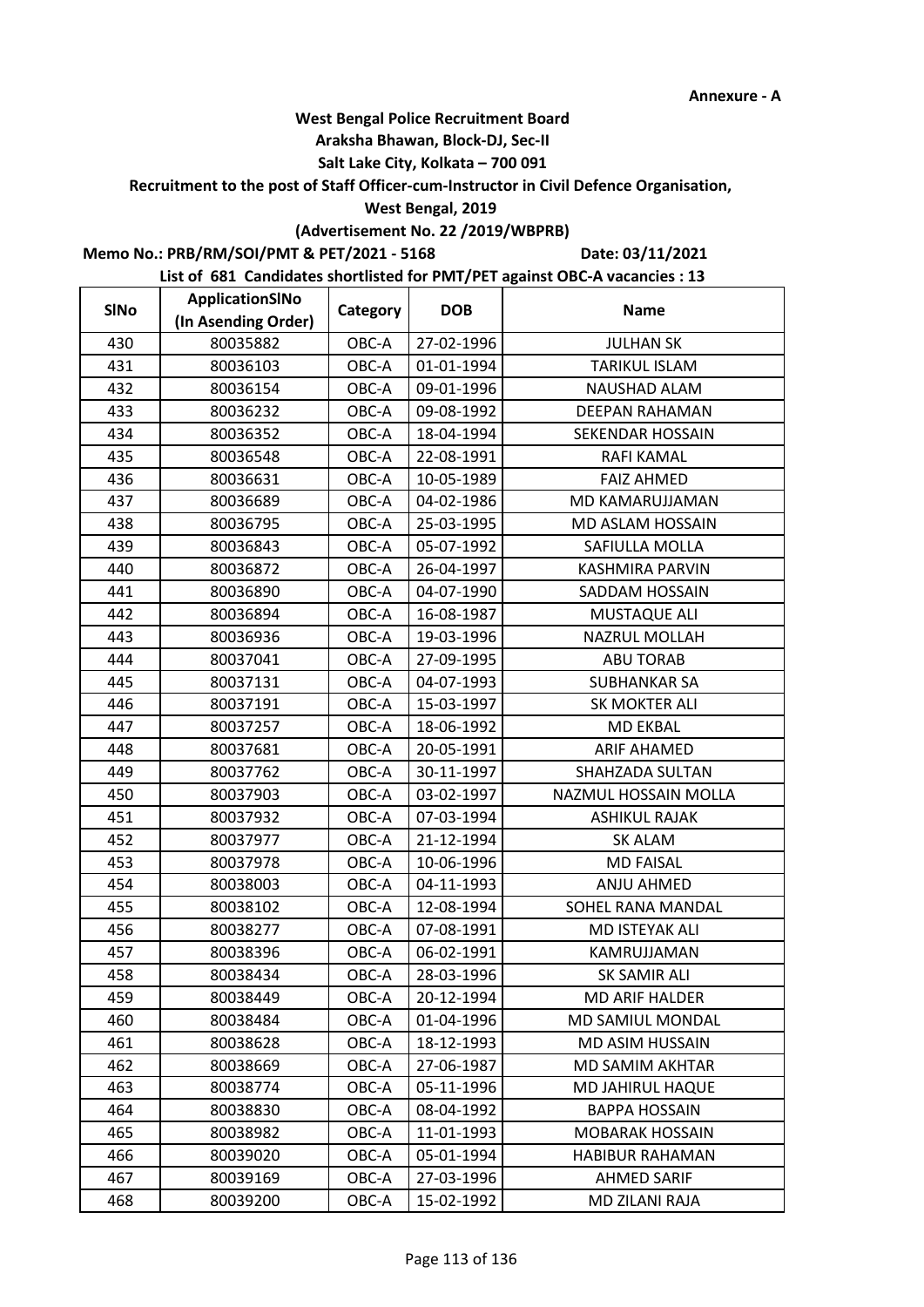Annexure - A

**West Bengal Police Recruitment Board**
**Araksha Bhawan, Block-DJ, Sec-II**
**Salt Lake City, Kolkata – 700 091**
**Recruitment to the post of Staff Officer-cum-Instructor in Civil Defence Organisation,**
**West Bengal, 2019**
**(Advertisement No. 22 /2019/WBPRB)**

**Memo No.: PRB/RM/SOI/PMT & PET/2021 - 5168** **Date: 03/11/2021**

**List of 681 Candidates shortlisted for PMT/PET against OBC-A vacancies : 13**

| SlNo | ApplicationSlNo (In Asending Order) | Category | DOB | Name |
|---|---|---|---|---|
| 430 | 80035882 | OBC-A | 27-02-1996 | JULHAN SK |
| 431 | 80036103 | OBC-A | 01-01-1994 | TARIKUL ISLAM |
| 432 | 80036154 | OBC-A | 09-01-1996 | NAUSHAD ALAM |
| 433 | 80036232 | OBC-A | 09-08-1992 | DEEPAN RAHAMAN |
| 434 | 80036352 | OBC-A | 18-04-1994 | SEKENDAR HOSSAIN |
| 435 | 80036548 | OBC-A | 22-08-1991 | RAFI KAMAL |
| 436 | 80036631 | OBC-A | 10-05-1989 | FAIZ AHMED |
| 437 | 80036689 | OBC-A | 04-02-1986 | MD KAMARUJJAMAN |
| 438 | 80036795 | OBC-A | 25-03-1995 | MD ASLAM HOSSAIN |
| 439 | 80036843 | OBC-A | 05-07-1992 | SAFIULLA MOLLA |
| 440 | 80036872 | OBC-A | 26-04-1997 | KASHMIRA PARVIN |
| 441 | 80036890 | OBC-A | 04-07-1990 | SADDAM HOSSAIN |
| 442 | 80036894 | OBC-A | 16-08-1987 | MUSTAQUE ALI |
| 443 | 80036936 | OBC-A | 19-03-1996 | NAZRUL MOLLAH |
| 444 | 80037041 | OBC-A | 27-09-1995 | ABU TORAB |
| 445 | 80037131 | OBC-A | 04-07-1993 | SUBHANKAR SA |
| 446 | 80037191 | OBC-A | 15-03-1997 | SK MOKTER ALI |
| 447 | 80037257 | OBC-A | 18-06-1992 | MD EKBAL |
| 448 | 80037681 | OBC-A | 20-05-1991 | ARIF AHAMED |
| 449 | 80037762 | OBC-A | 30-11-1997 | SHAHZADA SULTAN |
| 450 | 80037903 | OBC-A | 03-02-1997 | NAZMUL HOSSAIN MOLLA |
| 451 | 80037932 | OBC-A | 07-03-1994 | ASHIKUL RAJAK |
| 452 | 80037977 | OBC-A | 21-12-1994 | SK ALAM |
| 453 | 80037978 | OBC-A | 10-06-1996 | MD FAISAL |
| 454 | 80038003 | OBC-A | 04-11-1993 | ANJU AHMED |
| 455 | 80038102 | OBC-A | 12-08-1994 | SOHEL RANA MANDAL |
| 456 | 80038277 | OBC-A | 07-08-1991 | MD ISTEYAK ALI |
| 457 | 80038396 | OBC-A | 06-02-1991 | KAMRUJJAMAN |
| 458 | 80038434 | OBC-A | 28-03-1996 | SK SAMIR ALI |
| 459 | 80038449 | OBC-A | 20-12-1994 | MD ARIF HALDER |
| 460 | 80038484 | OBC-A | 01-04-1996 | MD SAMIUL MONDAL |
| 461 | 80038628 | OBC-A | 18-12-1993 | MD ASIM HUSSAIN |
| 462 | 80038669 | OBC-A | 27-06-1987 | MD SAMIM AKHTAR |
| 463 | 80038774 | OBC-A | 05-11-1996 | MD JAHIRUL HAQUE |
| 464 | 80038830 | OBC-A | 08-04-1992 | BAPPA HOSSAIN |
| 465 | 80038982 | OBC-A | 11-01-1993 | MOBARAK HOSSAIN |
| 466 | 80039020 | OBC-A | 05-01-1994 | HABIBUR RAHAMAN |
| 467 | 80039169 | OBC-A | 27-03-1996 | AHMED SARIF |
| 468 | 80039200 | OBC-A | 15-02-1992 | MD ZILANI RAJA |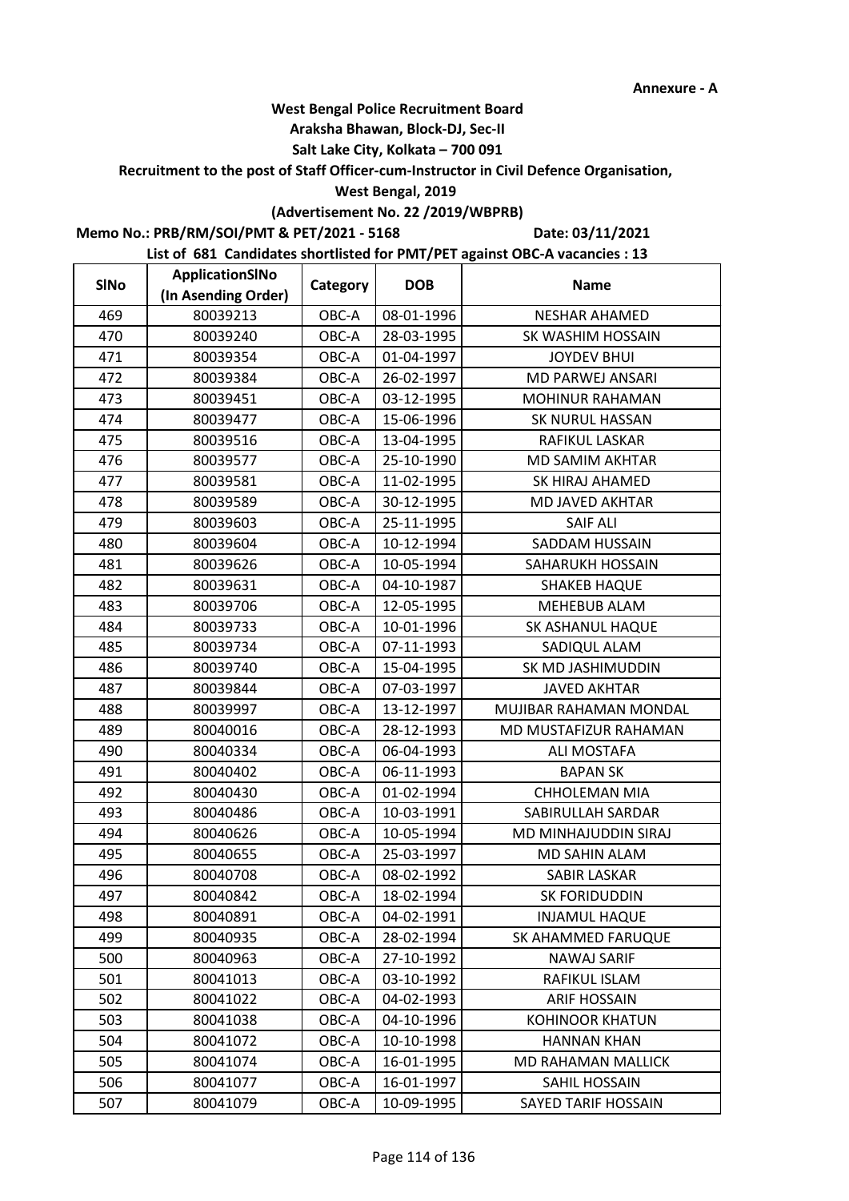**Annexure - A**

**West Bengal Police Recruitment Board**

**Araksha Bhawan, Block-DJ, Sec-II**

**Salt Lake City, Kolkata – 700 091**

**Recruitment to the post of Staff Officer-cum-Instructor in Civil Defence Organisation,**

**West Bengal, 2019**

**(Advertisement No. 22 /2019/WBPRB)**

**Memo No.: PRB/RM/SOI/PMT & PET/2021 - 5168** **Date: 03/11/2021**

**List of 681 Candidates shortlisted for PMT/PET against OBC-A vacancies : 13**

| SlNo | ApplicationSlNo (In Asending Order) | Category | DOB | Name |
|---|---|---|---|---|
| 469 | 80039213 | OBC-A | 08-01-1996 | NESHAR AHAMED |
| 470 | 80039240 | OBC-A | 28-03-1995 | SK WASHIM HOSSAIN |
| 471 | 80039354 | OBC-A | 01-04-1997 | JOYDEV BHUI |
| 472 | 80039384 | OBC-A | 26-02-1997 | MD PARWEJ ANSARI |
| 473 | 80039451 | OBC-A | 03-12-1995 | MOHINUR RAHAMAN |
| 474 | 80039477 | OBC-A | 15-06-1996 | SK NURUL HASSAN |
| 475 | 80039516 | OBC-A | 13-04-1995 | RAFIKUL LASKAR |
| 476 | 80039577 | OBC-A | 25-10-1990 | MD SAMIM AKHTAR |
| 477 | 80039581 | OBC-A | 11-02-1995 | SK HIRAJ AHAMED |
| 478 | 80039589 | OBC-A | 30-12-1995 | MD JAVED AKHTAR |
| 479 | 80039603 | OBC-A | 25-11-1995 | SAIF ALI |
| 480 | 80039604 | OBC-A | 10-12-1994 | SADDAM HUSSAIN |
| 481 | 80039626 | OBC-A | 10-05-1994 | SAHARUKH HOSSAIN |
| 482 | 80039631 | OBC-A | 04-10-1987 | SHAKEB HAQUE |
| 483 | 80039706 | OBC-A | 12-05-1995 | MEHEBUB ALAM |
| 484 | 80039733 | OBC-A | 10-01-1996 | SK ASHANUL HAQUE |
| 485 | 80039734 | OBC-A | 07-11-1993 | SADIQUL ALAM |
| 486 | 80039740 | OBC-A | 15-04-1995 | SK MD JASHIMUDDIN |
| 487 | 80039844 | OBC-A | 07-03-1997 | JAVED AKHTAR |
| 488 | 80039997 | OBC-A | 13-12-1997 | MUJIBAR RAHAMAN MONDAL |
| 489 | 80040016 | OBC-A | 28-12-1993 | MD MUSTAFIZUR RAHAMAN |
| 490 | 80040334 | OBC-A | 06-04-1993 | ALI MOSTAFA |
| 491 | 80040402 | OBC-A | 06-11-1993 | BAPAN SK |
| 492 | 80040430 | OBC-A | 01-02-1994 | CHHOLEMAN MIA |
| 493 | 80040486 | OBC-A | 10-03-1991 | SABIRULLAH SARDAR |
| 494 | 80040626 | OBC-A | 10-05-1994 | MD MINHAJUDDIN SIRAJ |
| 495 | 80040655 | OBC-A | 25-03-1997 | MD SAHIN ALAM |
| 496 | 80040708 | OBC-A | 08-02-1992 | SABIR LASKAR |
| 497 | 80040842 | OBC-A | 18-02-1994 | SK FORIDUDDIN |
| 498 | 80040891 | OBC-A | 04-02-1991 | INJAMUL HAQUE |
| 499 | 80040935 | OBC-A | 28-02-1994 | SK AHAMMED FARUQUE |
| 500 | 80040963 | OBC-A | 27-10-1992 | NAWAJ SARIF |
| 501 | 80041013 | OBC-A | 03-10-1992 | RAFIKUL ISLAM |
| 502 | 80041022 | OBC-A | 04-02-1993 | ARIF HOSSAIN |
| 503 | 80041038 | OBC-A | 04-10-1996 | KOHINOOR KHATUN |
| 504 | 80041072 | OBC-A | 10-10-1998 | HANNAN KHAN |
| 505 | 80041074 | OBC-A | 16-01-1995 | MD RAHAMAN MALLICK |
| 506 | 80041077 | OBC-A | 16-01-1997 | SAHIL HOSSAIN |
| 507 | 80041079 | OBC-A | 10-09-1995 | SAYED TARIF HOSSAIN |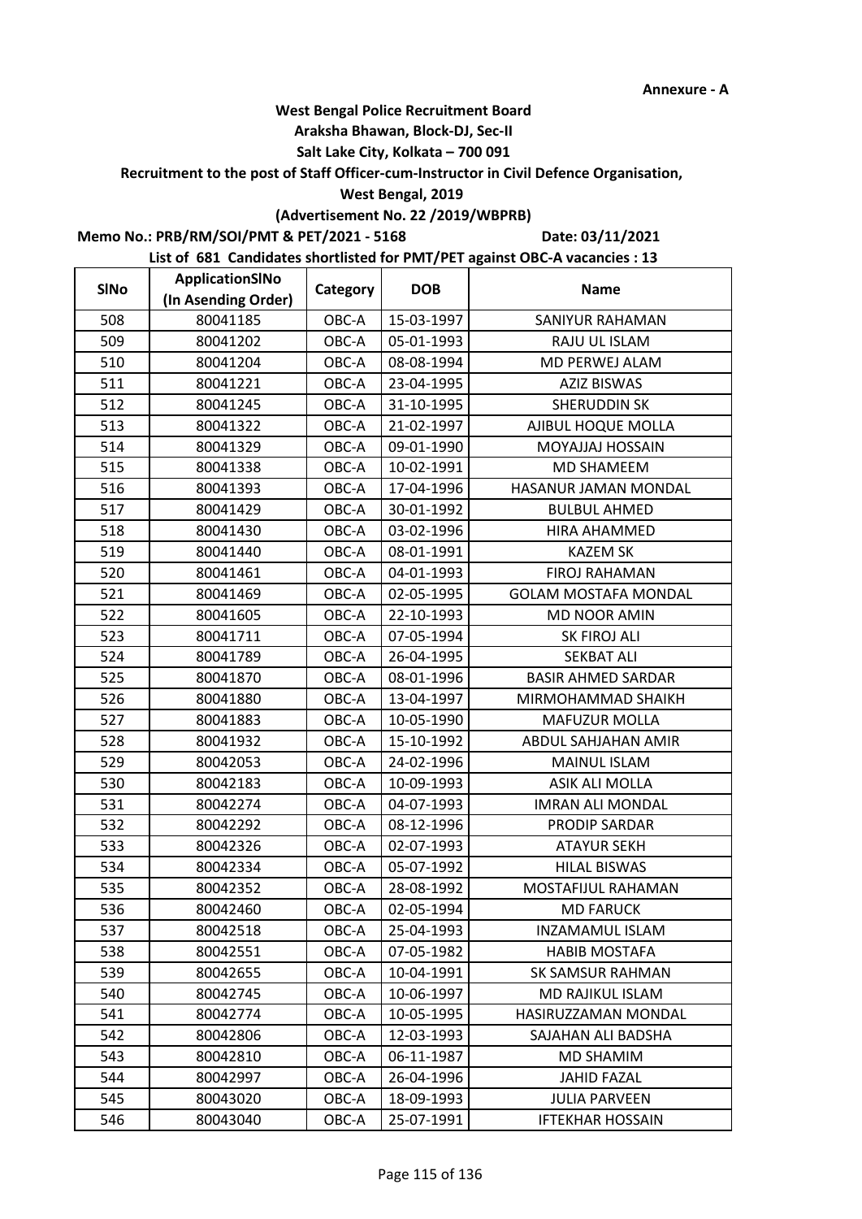Annexure - A

**West Bengal Police Recruitment Board**
**Araksha Bhawan, Block-DJ, Sec-II**
**Salt Lake City, Kolkata – 700 091**
**Recruitment to the post of Staff Officer-cum-Instructor in Civil Defence Organisation,**
**West Bengal, 2019**
**(Advertisement No. 22 /2019/WBPRB)**

**Memo No.: PRB/RM/SOI/PMT & PET/2021 - 5168** **Date: 03/11/2021**

**List of 681 Candidates shortlisted for PMT/PET against OBC-A vacancies : 13**

| SlNo | ApplicationSlNo (In Asending Order) | Category | DOB | Name |
|---|---|---|---|---|
| 508 | 80041185 | OBC-A | 15-03-1997 | SANIYUR RAHAMAN |
| 509 | 80041202 | OBC-A | 05-01-1993 | RAJU UL ISLAM |
| 510 | 80041204 | OBC-A | 08-08-1994 | MD PERWEJ ALAM |
| 511 | 80041221 | OBC-A | 23-04-1995 | AZIZ BISWAS |
| 512 | 80041245 | OBC-A | 31-10-1995 | SHERUDDIN SK |
| 513 | 80041322 | OBC-A | 21-02-1997 | AJIBUL HOQUE MOLLA |
| 514 | 80041329 | OBC-A | 09-01-1990 | MOYAJJAJ HOSSAIN |
| 515 | 80041338 | OBC-A | 10-02-1991 | MD SHAMEEM |
| 516 | 80041393 | OBC-A | 17-04-1996 | HASANUR JAMAN MONDAL |
| 517 | 80041429 | OBC-A | 30-01-1992 | BULBUL AHMED |
| 518 | 80041430 | OBC-A | 03-02-1996 | HIRA AHAMMED |
| 519 | 80041440 | OBC-A | 08-01-1991 | KAZEM SK |
| 520 | 80041461 | OBC-A | 04-01-1993 | FIROJ RAHAMAN |
| 521 | 80041469 | OBC-A | 02-05-1995 | GOLAM MOSTAFA MONDAL |
| 522 | 80041605 | OBC-A | 22-10-1993 | MD NOOR AMIN |
| 523 | 80041711 | OBC-A | 07-05-1994 | SK FIROJ ALI |
| 524 | 80041789 | OBC-A | 26-04-1995 | SEKBAT ALI |
| 525 | 80041870 | OBC-A | 08-01-1996 | BASIR AHMED SARDAR |
| 526 | 80041880 | OBC-A | 13-04-1997 | MIRMOHAMMAD SHAIKH |
| 527 | 80041883 | OBC-A | 10-05-1990 | MAFUZUR MOLLA |
| 528 | 80041932 | OBC-A | 15-10-1992 | ABDUL SAHJAHAN AMIR |
| 529 | 80042053 | OBC-A | 24-02-1996 | MAINUL ISLAM |
| 530 | 80042183 | OBC-A | 10-09-1993 | ASIK ALI MOLLA |
| 531 | 80042274 | OBC-A | 04-07-1993 | IMRAN ALI MONDAL |
| 532 | 80042292 | OBC-A | 08-12-1996 | PRODIP SARDAR |
| 533 | 80042326 | OBC-A | 02-07-1993 | ATAYUR SEKH |
| 534 | 80042334 | OBC-A | 05-07-1992 | HILAL BISWAS |
| 535 | 80042352 | OBC-A | 28-08-1992 | MOSTAFIJUL RAHAMAN |
| 536 | 80042460 | OBC-A | 02-05-1994 | MD FARUCK |
| 537 | 80042518 | OBC-A | 25-04-1993 | INZAMAMUL ISLAM |
| 538 | 80042551 | OBC-A | 07-05-1982 | HABIB MOSTAFA |
| 539 | 80042655 | OBC-A | 10-04-1991 | SK SAMSUR RAHMAN |
| 540 | 80042745 | OBC-A | 10-06-1997 | MD RAJIKUL ISLAM |
| 541 | 80042774 | OBC-A | 10-05-1995 | HASIRUZZAMAN MONDAL |
| 542 | 80042806 | OBC-A | 12-03-1993 | SAJAHAN ALI BADSHA |
| 543 | 80042810 | OBC-A | 06-11-1987 | MD SHAMIM |
| 544 | 80042997 | OBC-A | 26-04-1996 | JAHID FAZAL |
| 545 | 80043020 | OBC-A | 18-09-1993 | JULIA PARVEEN |
| 546 | 80043040 | OBC-A | 25-07-1991 | IFTEKHAR HOSSAIN |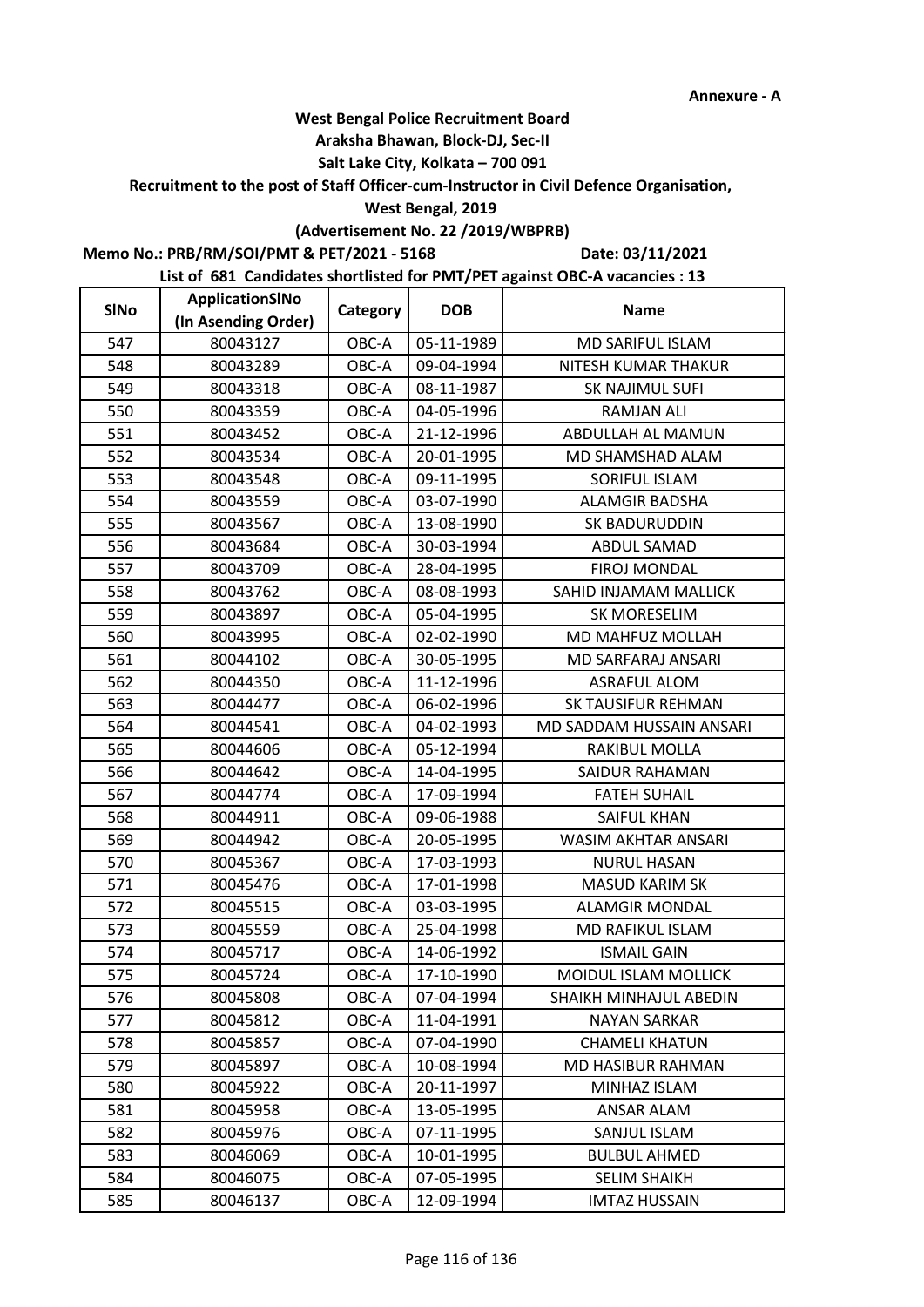Annexure - A

**West Bengal Police Recruitment Board**

**Araksha Bhawan, Block-DJ, Sec-II**

**Salt Lake City, Kolkata – 700 091**

**Recruitment to the post of Staff Officer-cum-Instructor in Civil Defence Organisation,**

**West Bengal, 2019**

**(Advertisement No. 22 /2019/WBPRB)**

**Memo No.: PRB/RM/SOI/PMT & PET/2021 - 5168** **Date: 03/11/2021**

**List of 681 Candidates shortlisted for PMT/PET against OBC-A vacancies : 13**

| SlNo | ApplicationSlNo (In Asending Order) | Category | DOB | Name |
|---|---|---|---|---|
| 547 | 80043127 | OBC-A | 05-11-1989 | MD SARIFUL ISLAM |
| 548 | 80043289 | OBC-A | 09-04-1994 | NITESH KUMAR THAKUR |
| 549 | 80043318 | OBC-A | 08-11-1987 | SK NAJIMUL SUFI |
| 550 | 80043359 | OBC-A | 04-05-1996 | RAMJAN ALI |
| 551 | 80043452 | OBC-A | 21-12-1996 | ABDULLAH AL MAMUN |
| 552 | 80043534 | OBC-A | 20-01-1995 | MD SHAMSHAD ALAM |
| 553 | 80043548 | OBC-A | 09-11-1995 | SORIFUL ISLAM |
| 554 | 80043559 | OBC-A | 03-07-1990 | ALAMGIR BADSHA |
| 555 | 80043567 | OBC-A | 13-08-1990 | SK BADURUDDIN |
| 556 | 80043684 | OBC-A | 30-03-1994 | ABDUL SAMAD |
| 557 | 80043709 | OBC-A | 28-04-1995 | FIROJ MONDAL |
| 558 | 80043762 | OBC-A | 08-08-1993 | SAHID INJAMAM MALLICK |
| 559 | 80043897 | OBC-A | 05-04-1995 | SK MORESELIM |
| 560 | 80043995 | OBC-A | 02-02-1990 | MD MAHFUZ MOLLAH |
| 561 | 80044102 | OBC-A | 30-05-1995 | MD SARFARAJ ANSARI |
| 562 | 80044350 | OBC-A | 11-12-1996 | ASRAFUL ALOM |
| 563 | 80044477 | OBC-A | 06-02-1996 | SK TAUSIFUR REHMAN |
| 564 | 80044541 | OBC-A | 04-02-1993 | MD SADDAM HUSSAIN ANSARI |
| 565 | 80044606 | OBC-A | 05-12-1994 | RAKIBUL MOLLA |
| 566 | 80044642 | OBC-A | 14-04-1995 | SAIDUR RAHAMAN |
| 567 | 80044774 | OBC-A | 17-09-1994 | FATEH SUHAIL |
| 568 | 80044911 | OBC-A | 09-06-1988 | SAIFUL KHAN |
| 569 | 80044942 | OBC-A | 20-05-1995 | WASIM AKHTAR ANSARI |
| 570 | 80045367 | OBC-A | 17-03-1993 | NURUL HASAN |
| 571 | 80045476 | OBC-A | 17-01-1998 | MASUD KARIM SK |
| 572 | 80045515 | OBC-A | 03-03-1995 | ALAMGIR MONDAL |
| 573 | 80045559 | OBC-A | 25-04-1998 | MD RAFIKUL ISLAM |
| 574 | 80045717 | OBC-A | 14-06-1992 | ISMAIL GAIN |
| 575 | 80045724 | OBC-A | 17-10-1990 | MOIDUL ISLAM MOLLICK |
| 576 | 80045808 | OBC-A | 07-04-1994 | SHAIKH MINHAJUL ABEDIN |
| 577 | 80045812 | OBC-A | 11-04-1991 | NAYAN SARKAR |
| 578 | 80045857 | OBC-A | 07-04-1990 | CHAMELI KHATUN |
| 579 | 80045897 | OBC-A | 10-08-1994 | MD HASIBUR RAHMAN |
| 580 | 80045922 | OBC-A | 20-11-1997 | MINHAZ ISLAM |
| 581 | 80045958 | OBC-A | 13-05-1995 | ANSAR ALAM |
| 582 | 80045976 | OBC-A | 07-11-1995 | SANJUL ISLAM |
| 583 | 80046069 | OBC-A | 10-01-1995 | BULBUL AHMED |
| 584 | 80046075 | OBC-A | 07-05-1995 | SELIM SHAIKH |
| 585 | 80046137 | OBC-A | 12-09-1994 | IMTAZ HUSSAIN |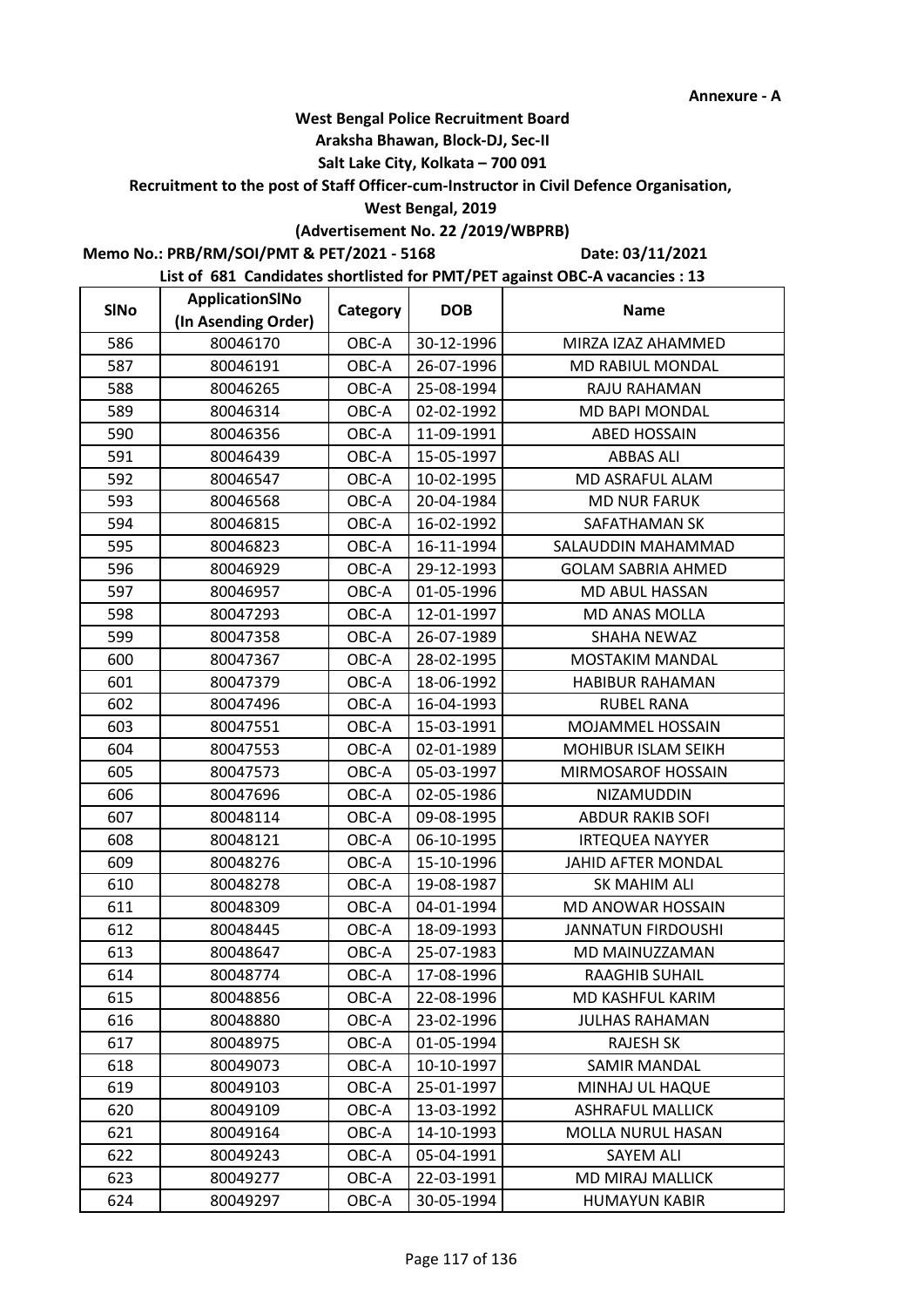Annexure - A

**West Bengal Police Recruitment Board**

**Araksha Bhawan, Block-DJ, Sec-II**

**Salt Lake City, Kolkata – 700 091**

**Recruitment to the post of Staff Officer-cum-Instructor in Civil Defence Organisation,**

**West Bengal, 2019**

**(Advertisement No. 22 /2019/WBPRB)**

**Memo No.: PRB/RM/SOI/PMT & PET/2021 - 5168** **Date: 03/11/2021**

**List of 681 Candidates shortlisted for PMT/PET against OBC-A vacancies : 13**

| SlNo | ApplicationSlNo (In Asending Order) | Category | DOB | Name |
|---|---|---|---|---|
| 586 | 80046170 | OBC-A | 30-12-1996 | MIRZA IZAZ AHAMMED |
| 587 | 80046191 | OBC-A | 26-07-1996 | MD RABIUL MONDAL |
| 588 | 80046265 | OBC-A | 25-08-1994 | RAJU RAHAMAN |
| 589 | 80046314 | OBC-A | 02-02-1992 | MD BAPI MONDAL |
| 590 | 80046356 | OBC-A | 11-09-1991 | ABED HOSSAIN |
| 591 | 80046439 | OBC-A | 15-05-1997 | ABBAS ALI |
| 592 | 80046547 | OBC-A | 10-02-1995 | MD ASRAFUL ALAM |
| 593 | 80046568 | OBC-A | 20-04-1984 | MD NUR FARUK |
| 594 | 80046815 | OBC-A | 16-02-1992 | SAFATHAMAN SK |
| 595 | 80046823 | OBC-A | 16-11-1994 | SALAUDDIN MAHAMMAD |
| 596 | 80046929 | OBC-A | 29-12-1993 | GOLAM SABRIA AHMED |
| 597 | 80046957 | OBC-A | 01-05-1996 | MD ABUL HASSAN |
| 598 | 80047293 | OBC-A | 12-01-1997 | MD ANAS MOLLA |
| 599 | 80047358 | OBC-A | 26-07-1989 | SHAHA NEWAZ |
| 600 | 80047367 | OBC-A | 28-02-1995 | MOSTAKIM MANDAL |
| 601 | 80047379 | OBC-A | 18-06-1992 | HABIBUR RAHAMAN |
| 602 | 80047496 | OBC-A | 16-04-1993 | RUBEL RANA |
| 603 | 80047551 | OBC-A | 15-03-1991 | MOJAMMEL HOSSAIN |
| 604 | 80047553 | OBC-A | 02-01-1989 | MOHIBUR ISLAM SEIKH |
| 605 | 80047573 | OBC-A | 05-03-1997 | MIRMOSAROF HOSSAIN |
| 606 | 80047696 | OBC-A | 02-05-1986 | NIZAMUDDIN |
| 607 | 80048114 | OBC-A | 09-08-1995 | ABDUR RAKIB SOFI |
| 608 | 80048121 | OBC-A | 06-10-1995 | IRTEQUEA NAYYER |
| 609 | 80048276 | OBC-A | 15-10-1996 | JAHID AFTER MONDAL |
| 610 | 80048278 | OBC-A | 19-08-1987 | SK MAHIM ALI |
| 611 | 80048309 | OBC-A | 04-01-1994 | MD ANOWAR HOSSAIN |
| 612 | 80048445 | OBC-A | 18-09-1993 | JANNATUN FIRDOUSHI |
| 613 | 80048647 | OBC-A | 25-07-1983 | MD MAINUZZAMAN |
| 614 | 80048774 | OBC-A | 17-08-1996 | RAAGHIB SUHAIL |
| 615 | 80048856 | OBC-A | 22-08-1996 | MD KASHFUL KARIM |
| 616 | 80048880 | OBC-A | 23-02-1996 | JULHAS RAHAMAN |
| 617 | 80048975 | OBC-A | 01-05-1994 | RAJESH SK |
| 618 | 80049073 | OBC-A | 10-10-1997 | SAMIR MANDAL |
| 619 | 80049103 | OBC-A | 25-01-1997 | MINHAJ UL HAQUE |
| 620 | 80049109 | OBC-A | 13-03-1992 | ASHRAFUL MALLICK |
| 621 | 80049164 | OBC-A | 14-10-1993 | MOLLA NURUL HASAN |
| 622 | 80049243 | OBC-A | 05-04-1991 | SAYEM ALI |
| 623 | 80049277 | OBC-A | 22-03-1991 | MD MIRAJ MALLICK |
| 624 | 80049297 | OBC-A | 30-05-1994 | HUMAYUN KABIR |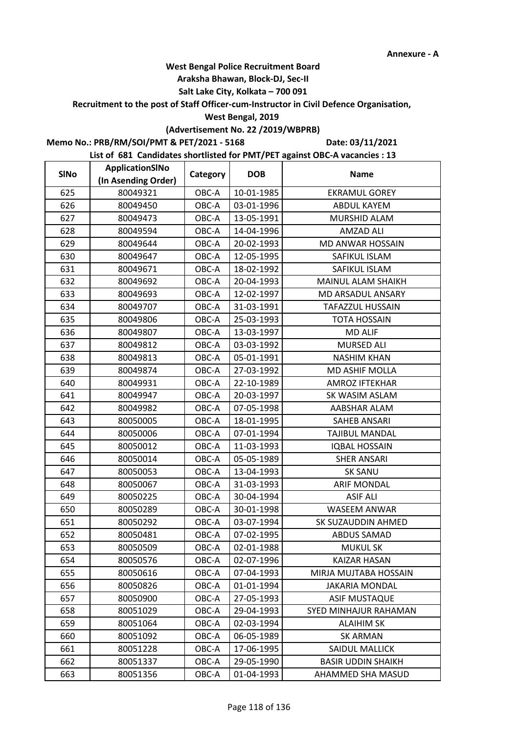Annexure - A

**West Bengal Police Recruitment Board**
**Araksha Bhawan, Block-DJ, Sec-II**
**Salt Lake City, Kolkata – 700 091**
**Recruitment to the post of Staff Officer-cum-Instructor in Civil Defence Organisation,**
**West Bengal, 2019**
**(Advertisement No. 22 /2019/WBPRB)**

**Memo No.: PRB/RM/SOI/PMT & PET/2021 - 5168** **Date: 03/11/2021**

**List of 681 Candidates shortlisted for PMT/PET against OBC-A vacancies : 13**

| SlNo | ApplicationSlNo (In Asending Order) | Category | DOB | Name |
|---|---|---|---|---|
| 625 | 80049321 | OBC-A | 10-01-1985 | EKRAMUL GOREY |
| 626 | 80049450 | OBC-A | 03-01-1996 | ABDUL KAYEM |
| 627 | 80049473 | OBC-A | 13-05-1991 | MURSHID ALAM |
| 628 | 80049594 | OBC-A | 14-04-1996 | AMZAD ALI |
| 629 | 80049644 | OBC-A | 20-02-1993 | MD ANWAR HOSSAIN |
| 630 | 80049647 | OBC-A | 12-05-1995 | SAFIKUL ISLAM |
| 631 | 80049671 | OBC-A | 18-02-1992 | SAFIKUL ISLAM |
| 632 | 80049692 | OBC-A | 20-04-1993 | MAINUL ALAM SHAIKH |
| 633 | 80049693 | OBC-A | 12-02-1997 | MD ARSADUL ANSARY |
| 634 | 80049707 | OBC-A | 31-03-1991 | TAFAZZUL HUSSAIN |
| 635 | 80049806 | OBC-A | 25-03-1993 | TOTA HOSSAIN |
| 636 | 80049807 | OBC-A | 13-03-1997 | MD ALIF |
| 637 | 80049812 | OBC-A | 03-03-1992 | MURSED ALI |
| 638 | 80049813 | OBC-A | 05-01-1991 | NASHIM KHAN |
| 639 | 80049874 | OBC-A | 27-03-1992 | MD ASHIF MOLLA |
| 640 | 80049931 | OBC-A | 22-10-1989 | AMROZ IFTEKHAR |
| 641 | 80049947 | OBC-A | 20-03-1997 | SK WASIM ASLAM |
| 642 | 80049982 | OBC-A | 07-05-1998 | AABSHAR ALAM |
| 643 | 80050005 | OBC-A | 18-01-1995 | SAHEB ANSARI |
| 644 | 80050006 | OBC-A | 07-01-1994 | TAJIBUL MANDAL |
| 645 | 80050012 | OBC-A | 11-03-1993 | IQBAL HOSSAIN |
| 646 | 80050014 | OBC-A | 05-05-1989 | SHER ANSARI |
| 647 | 80050053 | OBC-A | 13-04-1993 | SK SANU |
| 648 | 80050067 | OBC-A | 31-03-1993 | ARIF MONDAL |
| 649 | 80050225 | OBC-A | 30-04-1994 | ASIF ALI |
| 650 | 80050289 | OBC-A | 30-01-1998 | WASEEM ANWAR |
| 651 | 80050292 | OBC-A | 03-07-1994 | SK SUZAUDDIN AHMED |
| 652 | 80050481 | OBC-A | 07-02-1995 | ABDUS SAMAD |
| 653 | 80050509 | OBC-A | 02-01-1988 | MUKUL SK |
| 654 | 80050576 | OBC-A | 02-07-1996 | KAIZAR HASAN |
| 655 | 80050616 | OBC-A | 07-04-1993 | MIRJA MUJTABA HOSSAIN |
| 656 | 80050826 | OBC-A | 01-01-1994 | JAKARIA MONDAL |
| 657 | 80050900 | OBC-A | 27-05-1993 | ASIF MUSTAQUE |
| 658 | 80051029 | OBC-A | 29-04-1993 | SYED MINHAJUR RAHAMAN |
| 659 | 80051064 | OBC-A | 02-03-1994 | ALAIHIM SK |
| 660 | 80051092 | OBC-A | 06-05-1989 | SK ARMAN |
| 661 | 80051228 | OBC-A | 17-06-1995 | SAIDUL MALLICK |
| 662 | 80051337 | OBC-A | 29-05-1990 | BASIR UDDIN SHAIKH |
| 663 | 80051356 | OBC-A | 01-04-1993 | AHAMMED SHA MASUD |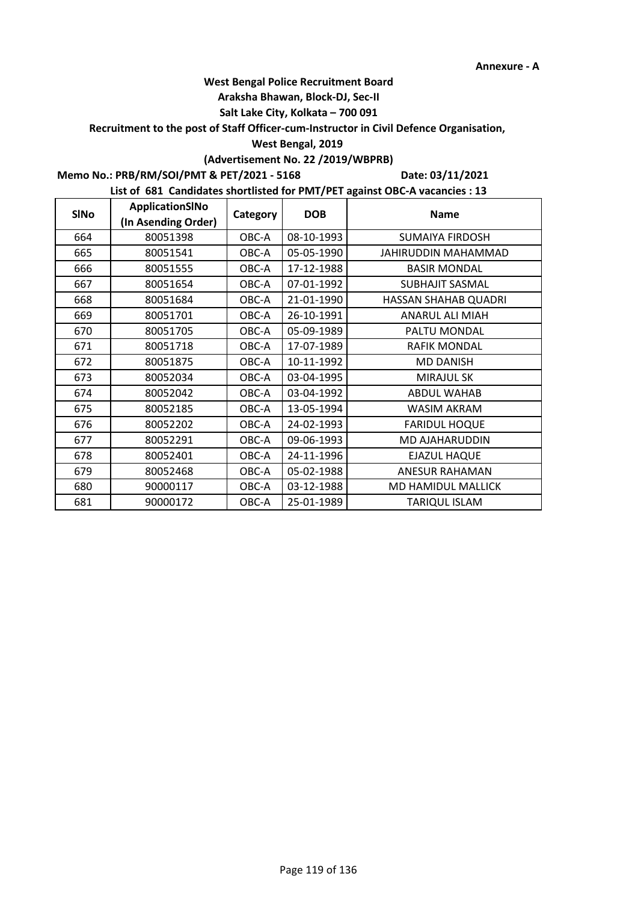Annexure - A

**West Bengal Police Recruitment Board**
**Araksha Bhawan, Block-DJ, Sec-II**
**Salt Lake City, Kolkata – 700 091**
**Recruitment to the post of Staff Officer-cum-Instructor in Civil Defence Organisation,**
**West Bengal, 2019**
**(Advertisement No. 22 /2019/WBPRB)**

**Memo No.: PRB/RM/SOI/PMT & PET/2021 - 5168** **Date: 03/11/2021**

**List of 681 Candidates shortlisted for PMT/PET against OBC-A vacancies : 13**

| SlNo | ApplicationSlNo (In Asending Order) | Category | DOB | Name |
|---|---|---|---|---|
| 664 | 80051398 | OBC-A | 08-10-1993 | SUMAIYA FIRDOSH |
| 665 | 80051541 | OBC-A | 05-05-1990 | JAHIRUDDIN MAHAMMAD |
| 666 | 80051555 | OBC-A | 17-12-1988 | BASIR MONDAL |
| 667 | 80051654 | OBC-A | 07-01-1992 | SUBHAJIT SASMAL |
| 668 | 80051684 | OBC-A | 21-01-1990 | HASSAN SHAHAB QUADRI |
| 669 | 80051701 | OBC-A | 26-10-1991 | ANARUL ALI MIAH |
| 670 | 80051705 | OBC-A | 05-09-1989 | PALTU MONDAL |
| 671 | 80051718 | OBC-A | 17-07-1989 | RAFIK MONDAL |
| 672 | 80051875 | OBC-A | 10-11-1992 | MD DANISH |
| 673 | 80052034 | OBC-A | 03-04-1995 | MIRAJUL SK |
| 674 | 80052042 | OBC-A | 03-04-1992 | ABDUL WAHAB |
| 675 | 80052185 | OBC-A | 13-05-1994 | WASIM AKRAM |
| 676 | 80052202 | OBC-A | 24-02-1993 | FARIDUL HOQUE |
| 677 | 80052291 | OBC-A | 09-06-1993 | MD AJAHARUDDIN |
| 678 | 80052401 | OBC-A | 24-11-1996 | EJAZUL HAQUE |
| 679 | 80052468 | OBC-A | 05-02-1988 | ANESUR RAHAMAN |
| 680 | 90000117 | OBC-A | 03-12-1988 | MD HAMIDUL MALLICK |
| 681 | 90000172 | OBC-A | 25-01-1989 | TARIQUL ISLAM |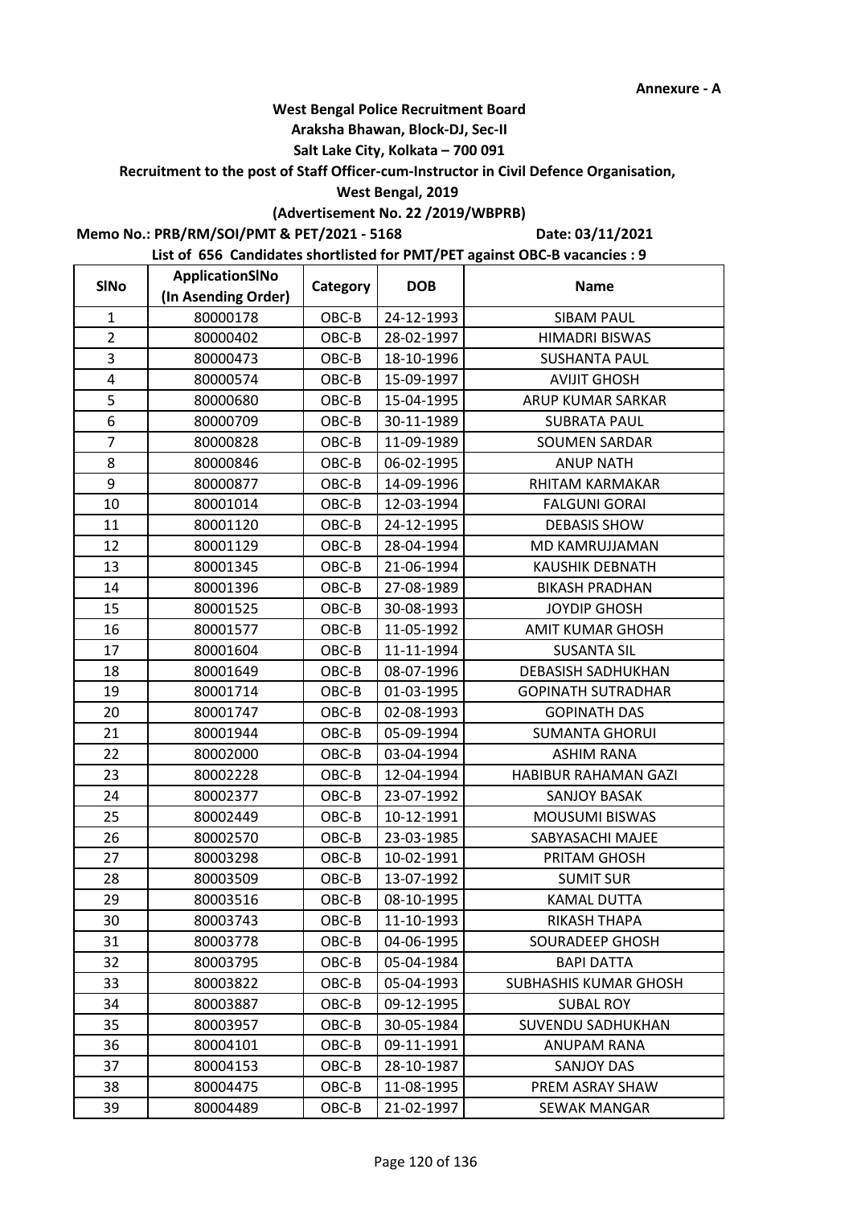**Annexure - A**

**West Bengal Police Recruitment Board**

**Araksha Bhawan, Block-DJ, Sec-II**

**Salt Lake City, Kolkata – 700 091**

**Recruitment to the post of Staff Officer-cum-Instructor in Civil Defence Organisation,**

**West Bengal, 2019**

**(Advertisement No. 22 /2019/WBPRB)**

**Memo No.: PRB/RM/SOI/PMT & PET/2021 - 5168** **Date: 03/11/2021**

**List of 656 Candidates shortlisted for PMT/PET against OBC-B vacancies : 9**

| SlNo | ApplicationSlNo (In Asending Order) | Category | DOB | Name |
|---|---|---|---|---|
| 1 | 80000178 | OBC-B | 24-12-1993 | SIBAM PAUL |
| 2 | 80000402 | OBC-B | 28-02-1997 | HIMADRI BISWAS |
| 3 | 80000473 | OBC-B | 18-10-1996 | SUSHANTA PAUL |
| 4 | 80000574 | OBC-B | 15-09-1997 | AVIJIT GHOSH |
| 5 | 80000680 | OBC-B | 15-04-1995 | ARUP KUMAR SARKAR |
| 6 | 80000709 | OBC-B | 30-11-1989 | SUBRATA PAUL |
| 7 | 80000828 | OBC-B | 11-09-1989 | SOUMEN SARDAR |
| 8 | 80000846 | OBC-B | 06-02-1995 | ANUP NATH |
| 9 | 80000877 | OBC-B | 14-09-1996 | RHITAM KARMAKAR |
| 10 | 80001014 | OBC-B | 12-03-1994 | FALGUNI GORAI |
| 11 | 80001120 | OBC-B | 24-12-1995 | DEBASIS SHOW |
| 12 | 80001129 | OBC-B | 28-04-1994 | MD KAMRUJJAMAN |
| 13 | 80001345 | OBC-B | 21-06-1994 | KAUSHIK DEBNATH |
| 14 | 80001396 | OBC-B | 27-08-1989 | BIKASH PRADHAN |
| 15 | 80001525 | OBC-B | 30-08-1993 | JOYDIP GHOSH |
| 16 | 80001577 | OBC-B | 11-05-1992 | AMIT KUMAR GHOSH |
| 17 | 80001604 | OBC-B | 11-11-1994 | SUSANTA SIL |
| 18 | 80001649 | OBC-B | 08-07-1996 | DEBASISH SADHUKHAN |
| 19 | 80001714 | OBC-B | 01-03-1995 | GOPINATH SUTRADHAR |
| 20 | 80001747 | OBC-B | 02-08-1993 | GOPINATH DAS |
| 21 | 80001944 | OBC-B | 05-09-1994 | SUMANTA GHORUI |
| 22 | 80002000 | OBC-B | 03-04-1994 | ASHIM RANA |
| 23 | 80002228 | OBC-B | 12-04-1994 | HABIBUR RAHAMAN GAZI |
| 24 | 80002377 | OBC-B | 23-07-1992 | SANJOY BASAK |
| 25 | 80002449 | OBC-B | 10-12-1991 | MOUSUMI BISWAS |
| 26 | 80002570 | OBC-B | 23-03-1985 | SABYASACHI MAJEE |
| 27 | 80003298 | OBC-B | 10-02-1991 | PRITAM GHOSH |
| 28 | 80003509 | OBC-B | 13-07-1992 | SUMIT SUR |
| 29 | 80003516 | OBC-B | 08-10-1995 | KAMAL DUTTA |
| 30 | 80003743 | OBC-B | 11-10-1993 | RIKASH THAPA |
| 31 | 80003778 | OBC-B | 04-06-1995 | SOURADEEP GHOSH |
| 32 | 80003795 | OBC-B | 05-04-1984 | BAPI DATTA |
| 33 | 80003822 | OBC-B | 05-04-1993 | SUBHASHIS KUMAR GHOSH |
| 34 | 80003887 | OBC-B | 09-12-1995 | SUBAL ROY |
| 35 | 80003957 | OBC-B | 30-05-1984 | SUVENDU SADHUKHAN |
| 36 | 80004101 | OBC-B | 09-11-1991 | ANUPAM RANA |
| 37 | 80004153 | OBC-B | 28-10-1987 | SANJOY DAS |
| 38 | 80004475 | OBC-B | 11-08-1995 | PREM ASRAY SHAW |
| 39 | 80004489 | OBC-B | 21-02-1997 | SEWAK MANGAR |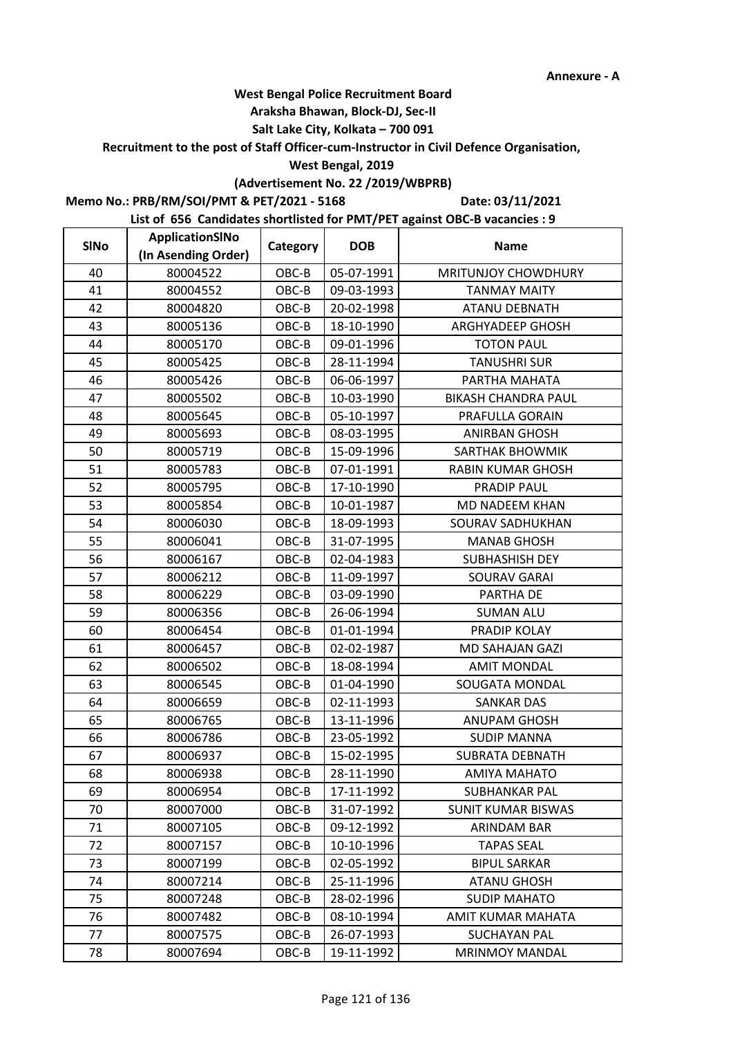**Annexure - A**

**West Bengal Police Recruitment Board**

**Araksha Bhawan, Block-DJ, Sec-II**

**Salt Lake City, Kolkata – 700 091**

**Recruitment to the post of Staff Officer-cum-Instructor in Civil Defence Organisation, West Bengal, 2019**

**(Advertisement No. 22 /2019/WBPRB)**

**Memo No.: PRB/RM/SOI/PMT & PET/2021 - 5168** **Date: 03/11/2021**

**List of 656 Candidates shortlisted for PMT/PET against OBC-B vacancies : 9**

| SlNo | ApplicationSlNo (In Asending Order) | Category | DOB | Name |
|---|---|---|---|---|
| 40 | 80004522 | OBC-B | 05-07-1991 | MRITUNJOY CHOWDHURY |
| 41 | 80004552 | OBC-B | 09-03-1993 | TANMAY MAITY |
| 42 | 80004820 | OBC-B | 20-02-1998 | ATANU DEBNATH |
| 43 | 80005136 | OBC-B | 18-10-1990 | ARGHYADEEP GHOSH |
| 44 | 80005170 | OBC-B | 09-01-1996 | TOTON PAUL |
| 45 | 80005425 | OBC-B | 28-11-1994 | TANUSHRI SUR |
| 46 | 80005426 | OBC-B | 06-06-1997 | PARTHA MAHATA |
| 47 | 80005502 | OBC-B | 10-03-1990 | BIKASH CHANDRA PAUL |
| 48 | 80005645 | OBC-B | 05-10-1997 | PRAFULLA GORAIN |
| 49 | 80005693 | OBC-B | 08-03-1995 | ANIRBAN GHOSH |
| 50 | 80005719 | OBC-B | 15-09-1996 | SARTHAK BHOWMIK |
| 51 | 80005783 | OBC-B | 07-01-1991 | RABIN KUMAR GHOSH |
| 52 | 80005795 | OBC-B | 17-10-1990 | PRADIP PAUL |
| 53 | 80005854 | OBC-B | 10-01-1987 | MD NADEEM KHAN |
| 54 | 80006030 | OBC-B | 18-09-1993 | SOURAV SADHUKHAN |
| 55 | 80006041 | OBC-B | 31-07-1995 | MANAB GHOSH |
| 56 | 80006167 | OBC-B | 02-04-1983 | SUBHASHISH DEY |
| 57 | 80006212 | OBC-B | 11-09-1997 | SOURAV GARAI |
| 58 | 80006229 | OBC-B | 03-09-1990 | PARTHA DE |
| 59 | 80006356 | OBC-B | 26-06-1994 | SUMAN ALU |
| 60 | 80006454 | OBC-B | 01-01-1994 | PRADIP KOLAY |
| 61 | 80006457 | OBC-B | 02-02-1987 | MD SAHAJAN GAZI |
| 62 | 80006502 | OBC-B | 18-08-1994 | AMIT MONDAL |
| 63 | 80006545 | OBC-B | 01-04-1990 | SOUGATA MONDAL |
| 64 | 80006659 | OBC-B | 02-11-1993 | SANKAR DAS |
| 65 | 80006765 | OBC-B | 13-11-1996 | ANUPAM GHOSH |
| 66 | 80006786 | OBC-B | 23-05-1992 | SUDIP MANNA |
| 67 | 80006937 | OBC-B | 15-02-1995 | SUBRATA DEBNATH |
| 68 | 80006938 | OBC-B | 28-11-1990 | AMIYA MAHATO |
| 69 | 80006954 | OBC-B | 17-11-1992 | SUBHANKAR PAL |
| 70 | 80007000 | OBC-B | 31-07-1992 | SUNIT KUMAR BISWAS |
| 71 | 80007105 | OBC-B | 09-12-1992 | ARINDAM BAR |
| 72 | 80007157 | OBC-B | 10-10-1996 | TAPAS SEAL |
| 73 | 80007199 | OBC-B | 02-05-1992 | BIPUL SARKAR |
| 74 | 80007214 | OBC-B | 25-11-1996 | ATANU GHOSH |
| 75 | 80007248 | OBC-B | 28-02-1996 | SUDIP MAHATO |
| 76 | 80007482 | OBC-B | 08-10-1994 | AMIT KUMAR MAHATA |
| 77 | 80007575 | OBC-B | 26-07-1993 | SUCHAYAN PAL |
| 78 | 80007694 | OBC-B | 19-11-1992 | MRINMOY MANDAL |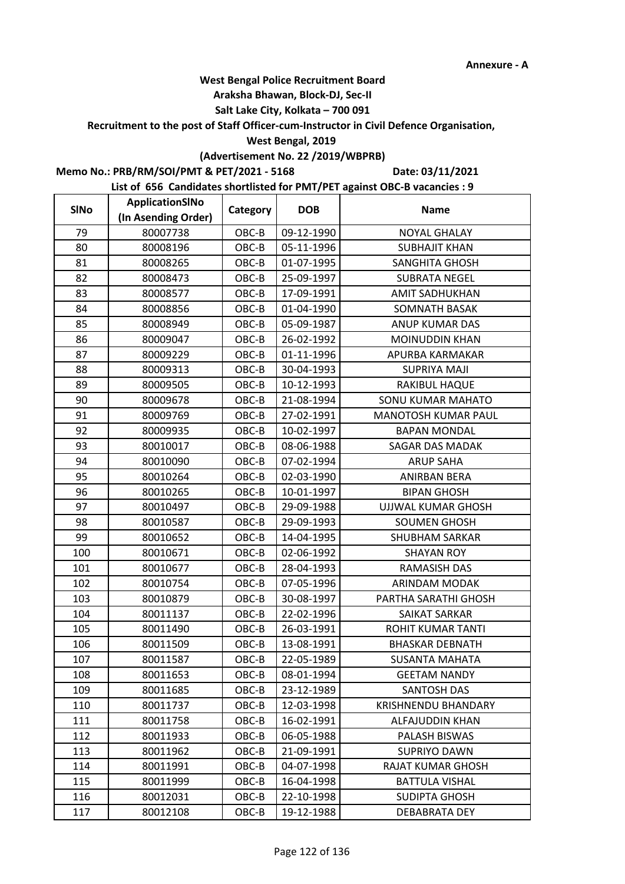Annexure - A

**West Bengal Police Recruitment Board**
**Araksha Bhawan, Block-DJ, Sec-II**
**Salt Lake City, Kolkata – 700 091**
**Recruitment to the post of Staff Officer-cum-Instructor in Civil Defence Organisation,**
**West Bengal, 2019**
**(Advertisement No. 22 /2019/WBPRB)**

**Memo No.: PRB/RM/SOI/PMT & PET/2021 - 5168** **Date: 03/11/2021**

**List of 656 Candidates shortlisted for PMT/PET against OBC-B vacancies : 9**

| SlNo | ApplicationSlNo (In Asending Order) | Category | DOB | Name |
|---|---|---|---|---|
| 79 | 80007738 | OBC-B | 09-12-1990 | NOYAL GHALAY |
| 80 | 80008196 | OBC-B | 05-11-1996 | SUBHAJIT KHAN |
| 81 | 80008265 | OBC-B | 01-07-1995 | SANGHITA GHOSH |
| 82 | 80008473 | OBC-B | 25-09-1997 | SUBRATA NEGEL |
| 83 | 80008577 | OBC-B | 17-09-1991 | AMIT SADHUKHAN |
| 84 | 80008856 | OBC-B | 01-04-1990 | SOMNATH BASAK |
| 85 | 80008949 | OBC-B | 05-09-1987 | ANUP KUMAR DAS |
| 86 | 80009047 | OBC-B | 26-02-1992 | MOINUDDIN KHAN |
| 87 | 80009229 | OBC-B | 01-11-1996 | APURBA KARMAKAR |
| 88 | 80009313 | OBC-B | 30-04-1993 | SUPRIYA MAJI |
| 89 | 80009505 | OBC-B | 10-12-1993 | RAKIBUL HAQUE |
| 90 | 80009678 | OBC-B | 21-08-1994 | SONU KUMAR MAHATO |
| 91 | 80009769 | OBC-B | 27-02-1991 | MANOTOSH KUMAR PAUL |
| 92 | 80009935 | OBC-B | 10-02-1997 | BAPAN MONDAL |
| 93 | 80010017 | OBC-B | 08-06-1988 | SAGAR DAS MADAK |
| 94 | 80010090 | OBC-B | 07-02-1994 | ARUP SAHA |
| 95 | 80010264 | OBC-B | 02-03-1990 | ANIRBAN BERA |
| 96 | 80010265 | OBC-B | 10-01-1997 | BIPAN GHOSH |
| 97 | 80010497 | OBC-B | 29-09-1988 | UJJWAL KUMAR GHOSH |
| 98 | 80010587 | OBC-B | 29-09-1993 | SOUMEN GHOSH |
| 99 | 80010652 | OBC-B | 14-04-1995 | SHUBHAM SARKAR |
| 100 | 80010671 | OBC-B | 02-06-1992 | SHAYAN ROY |
| 101 | 80010677 | OBC-B | 28-04-1993 | RAMASISH DAS |
| 102 | 80010754 | OBC-B | 07-05-1996 | ARINDAM MODAK |
| 103 | 80010879 | OBC-B | 30-08-1997 | PARTHA SARATHI GHOSH |
| 104 | 80011137 | OBC-B | 22-02-1996 | SAIKAT SARKAR |
| 105 | 80011490 | OBC-B | 26-03-1991 | ROHIT KUMAR TANTI |
| 106 | 80011509 | OBC-B | 13-08-1991 | BHASKAR DEBNATH |
| 107 | 80011587 | OBC-B | 22-05-1989 | SUSANTA MAHATA |
| 108 | 80011653 | OBC-B | 08-01-1994 | GEETAM NANDY |
| 109 | 80011685 | OBC-B | 23-12-1989 | SANTOSH DAS |
| 110 | 80011737 | OBC-B | 12-03-1998 | KRISHNENDU BHANDARY |
| 111 | 80011758 | OBC-B | 16-02-1991 | ALFAJUDDIN KHAN |
| 112 | 80011933 | OBC-B | 06-05-1988 | PALASH BISWAS |
| 113 | 80011962 | OBC-B | 21-09-1991 | SUPRIYO DAWN |
| 114 | 80011991 | OBC-B | 04-07-1998 | RAJAT KUMAR GHOSH |
| 115 | 80011999 | OBC-B | 16-04-1998 | BATTULA VISHAL |
| 116 | 80012031 | OBC-B | 22-10-1998 | SUDIPTA GHOSH |
| 117 | 80012108 | OBC-B | 19-12-1988 | DEBABRATA DEY |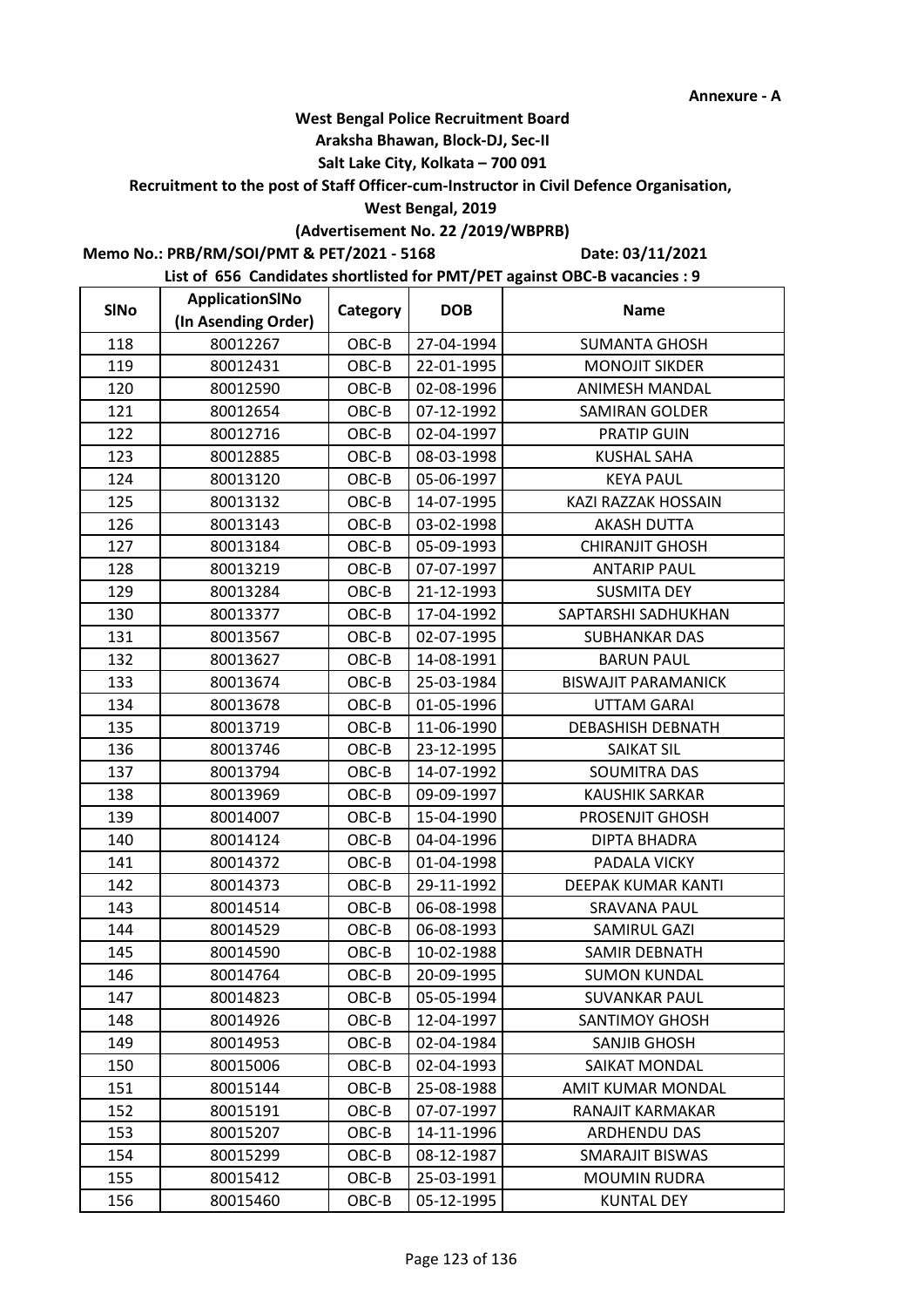Annexure - A

**West Bengal Police Recruitment Board**
**Araksha Bhawan, Block-DJ, Sec-II**
**Salt Lake City, Kolkata – 700 091**
**Recruitment to the post of Staff Officer-cum-Instructor in Civil Defence Organisation,**
**West Bengal, 2019**
**(Advertisement No. 22 /2019/WBPRB)**

**Memo No.: PRB/RM/SOI/PMT & PET/2021 - 5168** **Date: 03/11/2021**

**List of 656 Candidates shortlisted for PMT/PET against OBC-B vacancies : 9**

| SlNo | ApplicationSlNo (In Asending Order) | Category | DOB | Name |
|---|---|---|---|---|
| 118 | 80012267 | OBC-B | 27-04-1994 | SUMANTA GHOSH |
| 119 | 80012431 | OBC-B | 22-01-1995 | MONOJIT SIKDER |
| 120 | 80012590 | OBC-B | 02-08-1996 | ANIMESH MANDAL |
| 121 | 80012654 | OBC-B | 07-12-1992 | SAMIRAN GOLDER |
| 122 | 80012716 | OBC-B | 02-04-1997 | PRATIP GUIN |
| 123 | 80012885 | OBC-B | 08-03-1998 | KUSHAL SAHA |
| 124 | 80013120 | OBC-B | 05-06-1997 | KEYA PAUL |
| 125 | 80013132 | OBC-B | 14-07-1995 | KAZI RAZZAK HOSSAIN |
| 126 | 80013143 | OBC-B | 03-02-1998 | AKASH DUTTA |
| 127 | 80013184 | OBC-B | 05-09-1993 | CHIRANJIT GHOSH |
| 128 | 80013219 | OBC-B | 07-07-1997 | ANTARIP PAUL |
| 129 | 80013284 | OBC-B | 21-12-1993 | SUSMITA DEY |
| 130 | 80013377 | OBC-B | 17-04-1992 | SAPTARSHI SADHUKHAN |
| 131 | 80013567 | OBC-B | 02-07-1995 | SUBHANKAR DAS |
| 132 | 80013627 | OBC-B | 14-08-1991 | BARUN PAUL |
| 133 | 80013674 | OBC-B | 25-03-1984 | BISWAJIT PARAMANICK |
| 134 | 80013678 | OBC-B | 01-05-1996 | UTTAM GARAI |
| 135 | 80013719 | OBC-B | 11-06-1990 | DEBASHISH DEBNATH |
| 136 | 80013746 | OBC-B | 23-12-1995 | SAIKAT SIL |
| 137 | 80013794 | OBC-B | 14-07-1992 | SOUMITRA DAS |
| 138 | 80013969 | OBC-B | 09-09-1997 | KAUSHIK SARKAR |
| 139 | 80014007 | OBC-B | 15-04-1990 | PROSENJIT GHOSH |
| 140 | 80014124 | OBC-B | 04-04-1996 | DIPTA BHADRA |
| 141 | 80014372 | OBC-B | 01-04-1998 | PADALA VICKY |
| 142 | 80014373 | OBC-B | 29-11-1992 | DEEPAK KUMAR KANTI |
| 143 | 80014514 | OBC-B | 06-08-1998 | SRAVANA PAUL |
| 144 | 80014529 | OBC-B | 06-08-1993 | SAMIRUL GAZI |
| 145 | 80014590 | OBC-B | 10-02-1988 | SAMIR DEBNATH |
| 146 | 80014764 | OBC-B | 20-09-1995 | SUMON KUNDAL |
| 147 | 80014823 | OBC-B | 05-05-1994 | SUVANKAR PAUL |
| 148 | 80014926 | OBC-B | 12-04-1997 | SANTIMOY GHOSH |
| 149 | 80014953 | OBC-B | 02-04-1984 | SANJIB GHOSH |
| 150 | 80015006 | OBC-B | 02-04-1993 | SAIKAT MONDAL |
| 151 | 80015144 | OBC-B | 25-08-1988 | AMIT KUMAR MONDAL |
| 152 | 80015191 | OBC-B | 07-07-1997 | RANAJIT KARMAKAR |
| 153 | 80015207 | OBC-B | 14-11-1996 | ARDHENDU DAS |
| 154 | 80015299 | OBC-B | 08-12-1987 | SMARAJIT BISWAS |
| 155 | 80015412 | OBC-B | 25-03-1991 | MOUMIN RUDRA |
| 156 | 80015460 | OBC-B | 05-12-1995 | KUNTAL DEY |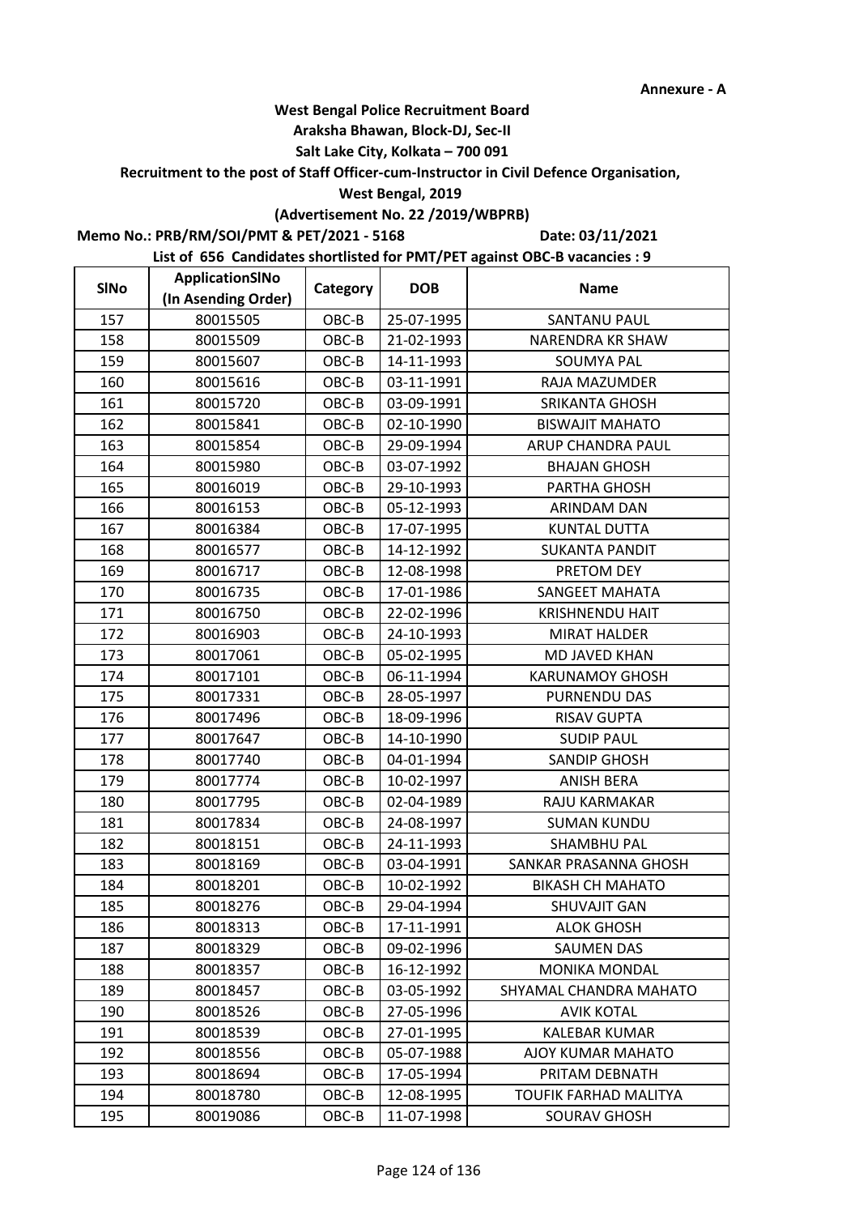Annexure - A

**West Bengal Police Recruitment Board**
**Araksha Bhawan, Block-DJ, Sec-II**
**Salt Lake City, Kolkata – 700 091**
**Recruitment to the post of Staff Officer-cum-Instructor in Civil Defence Organisation,**
**West Bengal, 2019**
**(Advertisement No. 22 /2019/WBPRB)**

**Memo No.: PRB/RM/SOI/PMT & PET/2021 - 5168** **Date: 03/11/2021**

**List of 656 Candidates shortlisted for PMT/PET against OBC-B vacancies : 9**

| SlNo | ApplicationSlNo (In Asending Order) | Category | DOB | Name |
|---|---|---|---|---|
| 157 | 80015505 | OBC-B | 25-07-1995 | SANTANU PAUL |
| 158 | 80015509 | OBC-B | 21-02-1993 | NARENDRA KR SHAW |
| 159 | 80015607 | OBC-B | 14-11-1993 | SOUMYA PAL |
| 160 | 80015616 | OBC-B | 03-11-1991 | RAJA MAZUMDER |
| 161 | 80015720 | OBC-B | 03-09-1991 | SRIKANTA GHOSH |
| 162 | 80015841 | OBC-B | 02-10-1990 | BISWAJIT MAHATO |
| 163 | 80015854 | OBC-B | 29-09-1994 | ARUP CHANDRA PAUL |
| 164 | 80015980 | OBC-B | 03-07-1992 | BHAJAN GHOSH |
| 165 | 80016019 | OBC-B | 29-10-1993 | PARTHA GHOSH |
| 166 | 80016153 | OBC-B | 05-12-1993 | ARINDAM DAN |
| 167 | 80016384 | OBC-B | 17-07-1995 | KUNTAL DUTTA |
| 168 | 80016577 | OBC-B | 14-12-1992 | SUKANTA PANDIT |
| 169 | 80016717 | OBC-B | 12-08-1998 | PRETOM DEY |
| 170 | 80016735 | OBC-B | 17-01-1986 | SANGEET MAHATA |
| 171 | 80016750 | OBC-B | 22-02-1996 | KRISHNENDU HAIT |
| 172 | 80016903 | OBC-B | 24-10-1993 | MIRAT HALDER |
| 173 | 80017061 | OBC-B | 05-02-1995 | MD JAVED KHAN |
| 174 | 80017101 | OBC-B | 06-11-1994 | KARUNAMOY GHOSH |
| 175 | 80017331 | OBC-B | 28-05-1997 | PURNENDU DAS |
| 176 | 80017496 | OBC-B | 18-09-1996 | RISAV GUPTA |
| 177 | 80017647 | OBC-B | 14-10-1990 | SUDIP PAUL |
| 178 | 80017740 | OBC-B | 04-01-1994 | SANDIP GHOSH |
| 179 | 80017774 | OBC-B | 10-02-1997 | ANISH BERA |
| 180 | 80017795 | OBC-B | 02-04-1989 | RAJU KARMAKAR |
| 181 | 80017834 | OBC-B | 24-08-1997 | SUMAN KUNDU |
| 182 | 80018151 | OBC-B | 24-11-1993 | SHAMBHU PAL |
| 183 | 80018169 | OBC-B | 03-04-1991 | SANKAR PRASANNA GHOSH |
| 184 | 80018201 | OBC-B | 10-02-1992 | BIKASH CH MAHATO |
| 185 | 80018276 | OBC-B | 29-04-1994 | SHUVAJIT GAN |
| 186 | 80018313 | OBC-B | 17-11-1991 | ALOK GHOSH |
| 187 | 80018329 | OBC-B | 09-02-1996 | SAUMEN DAS |
| 188 | 80018357 | OBC-B | 16-12-1992 | MONIKA MONDAL |
| 189 | 80018457 | OBC-B | 03-05-1992 | SHYAMAL CHANDRA MAHATO |
| 190 | 80018526 | OBC-B | 27-05-1996 | AVIK KOTAL |
| 191 | 80018539 | OBC-B | 27-01-1995 | KALEBAR KUMAR |
| 192 | 80018556 | OBC-B | 05-07-1988 | AJOY KUMAR MAHATO |
| 193 | 80018694 | OBC-B | 17-05-1994 | PRITAM DEBNATH |
| 194 | 80018780 | OBC-B | 12-08-1995 | TOUFIK FARHAD MALITYA |
| 195 | 80019086 | OBC-B | 11-07-1998 | SOURAV GHOSH |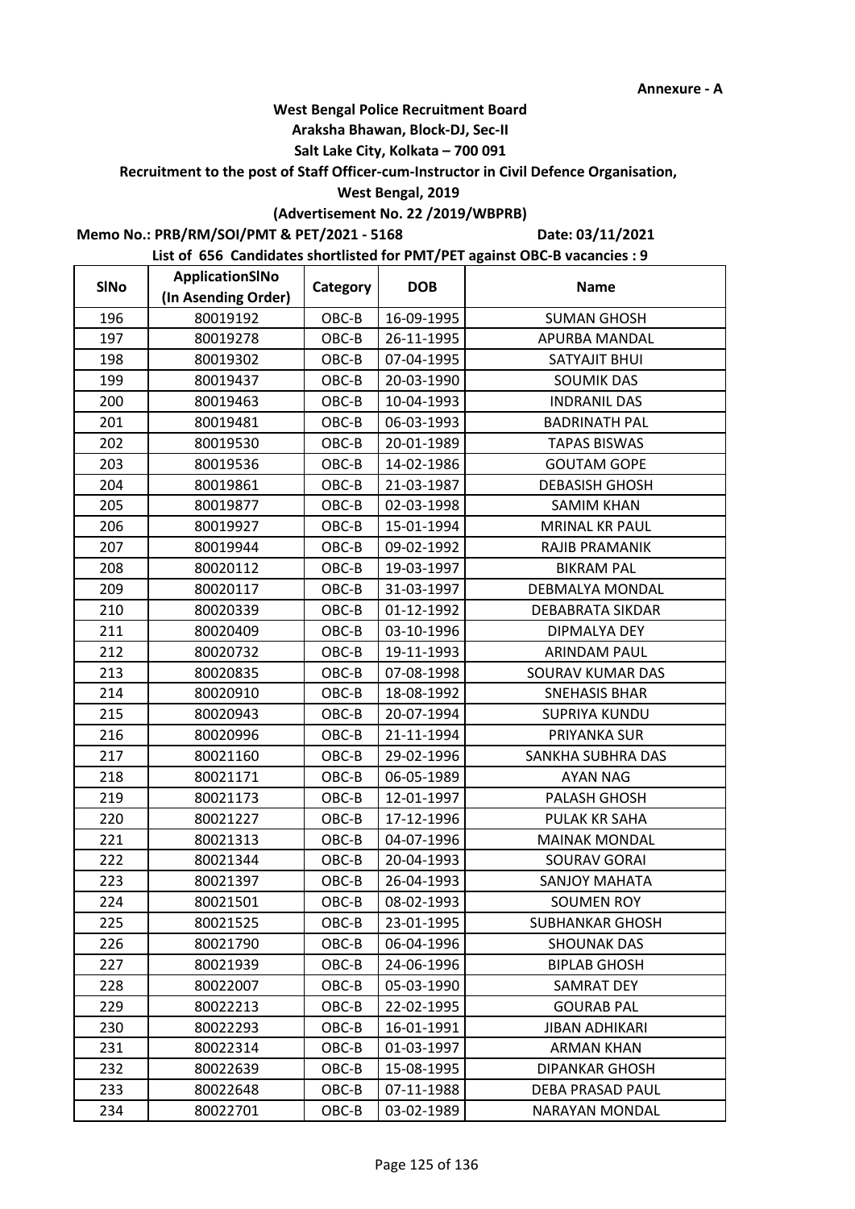Annexure - A

**West Bengal Police Recruitment Board**
**Araksha Bhawan, Block-DJ, Sec-II**
**Salt Lake City, Kolkata – 700 091**
**Recruitment to the post of Staff Officer-cum-Instructor in Civil Defence Organisation,**
**West Bengal, 2019**
**(Advertisement No. 22 /2019/WBPRB)**

**Memo No.: PRB/RM/SOI/PMT & PET/2021 - 5168** **Date: 03/11/2021**

**List of 656 Candidates shortlisted for PMT/PET against OBC-B vacancies : 9**

| SlNo | ApplicationSlNo (In Asending Order) | Category | DOB | Name |
|---|---|---|---|---|
| 196 | 80019192 | OBC-B | 16-09-1995 | SUMAN GHOSH |
| 197 | 80019278 | OBC-B | 26-11-1995 | APURBA MANDAL |
| 198 | 80019302 | OBC-B | 07-04-1995 | SATYAJIT BHUI |
| 199 | 80019437 | OBC-B | 20-03-1990 | SOUMIK DAS |
| 200 | 80019463 | OBC-B | 10-04-1993 | INDRANIL DAS |
| 201 | 80019481 | OBC-B | 06-03-1993 | BADRINATH PAL |
| 202 | 80019530 | OBC-B | 20-01-1989 | TAPAS BISWAS |
| 203 | 80019536 | OBC-B | 14-02-1986 | GOUTAM GOPE |
| 204 | 80019861 | OBC-B | 21-03-1987 | DEBASISH GHOSH |
| 205 | 80019877 | OBC-B | 02-03-1998 | SAMIM KHAN |
| 206 | 80019927 | OBC-B | 15-01-1994 | MRINAL KR PAUL |
| 207 | 80019944 | OBC-B | 09-02-1992 | RAJIB PRAMANIK |
| 208 | 80020112 | OBC-B | 19-03-1997 | BIKRAM PAL |
| 209 | 80020117 | OBC-B | 31-03-1997 | DEBMALYA MONDAL |
| 210 | 80020339 | OBC-B | 01-12-1992 | DEBABRATA SIKDAR |
| 211 | 80020409 | OBC-B | 03-10-1996 | DIPMALYA DEY |
| 212 | 80020732 | OBC-B | 19-11-1993 | ARINDAM PAUL |
| 213 | 80020835 | OBC-B | 07-08-1998 | SOURAV KUMAR DAS |
| 214 | 80020910 | OBC-B | 18-08-1992 | SNEHASIS BHAR |
| 215 | 80020943 | OBC-B | 20-07-1994 | SUPRIYA KUNDU |
| 216 | 80020996 | OBC-B | 21-11-1994 | PRIYANKA SUR |
| 217 | 80021160 | OBC-B | 29-02-1996 | SANKHA SUBHRA DAS |
| 218 | 80021171 | OBC-B | 06-05-1989 | AYAN NAG |
| 219 | 80021173 | OBC-B | 12-01-1997 | PALASH GHOSH |
| 220 | 80021227 | OBC-B | 17-12-1996 | PULAK KR SAHA |
| 221 | 80021313 | OBC-B | 04-07-1996 | MAINAK MONDAL |
| 222 | 80021344 | OBC-B | 20-04-1993 | SOURAV GORAI |
| 223 | 80021397 | OBC-B | 26-04-1993 | SANJOY MAHATA |
| 224 | 80021501 | OBC-B | 08-02-1993 | SOUMEN ROY |
| 225 | 80021525 | OBC-B | 23-01-1995 | SUBHANKAR GHOSH |
| 226 | 80021790 | OBC-B | 06-04-1996 | SHOUNAK DAS |
| 227 | 80021939 | OBC-B | 24-06-1996 | BIPLAB GHOSH |
| 228 | 80022007 | OBC-B | 05-03-1990 | SAMRAT DEY |
| 229 | 80022213 | OBC-B | 22-02-1995 | GOURAB PAL |
| 230 | 80022293 | OBC-B | 16-01-1991 | JIBAN ADHIKARI |
| 231 | 80022314 | OBC-B | 01-03-1997 | ARMAN KHAN |
| 232 | 80022639 | OBC-B | 15-08-1995 | DIPANKAR GHOSH |
| 233 | 80022648 | OBC-B | 07-11-1988 | DEBA PRASAD PAUL |
| 234 | 80022701 | OBC-B | 03-02-1989 | NARAYAN MONDAL |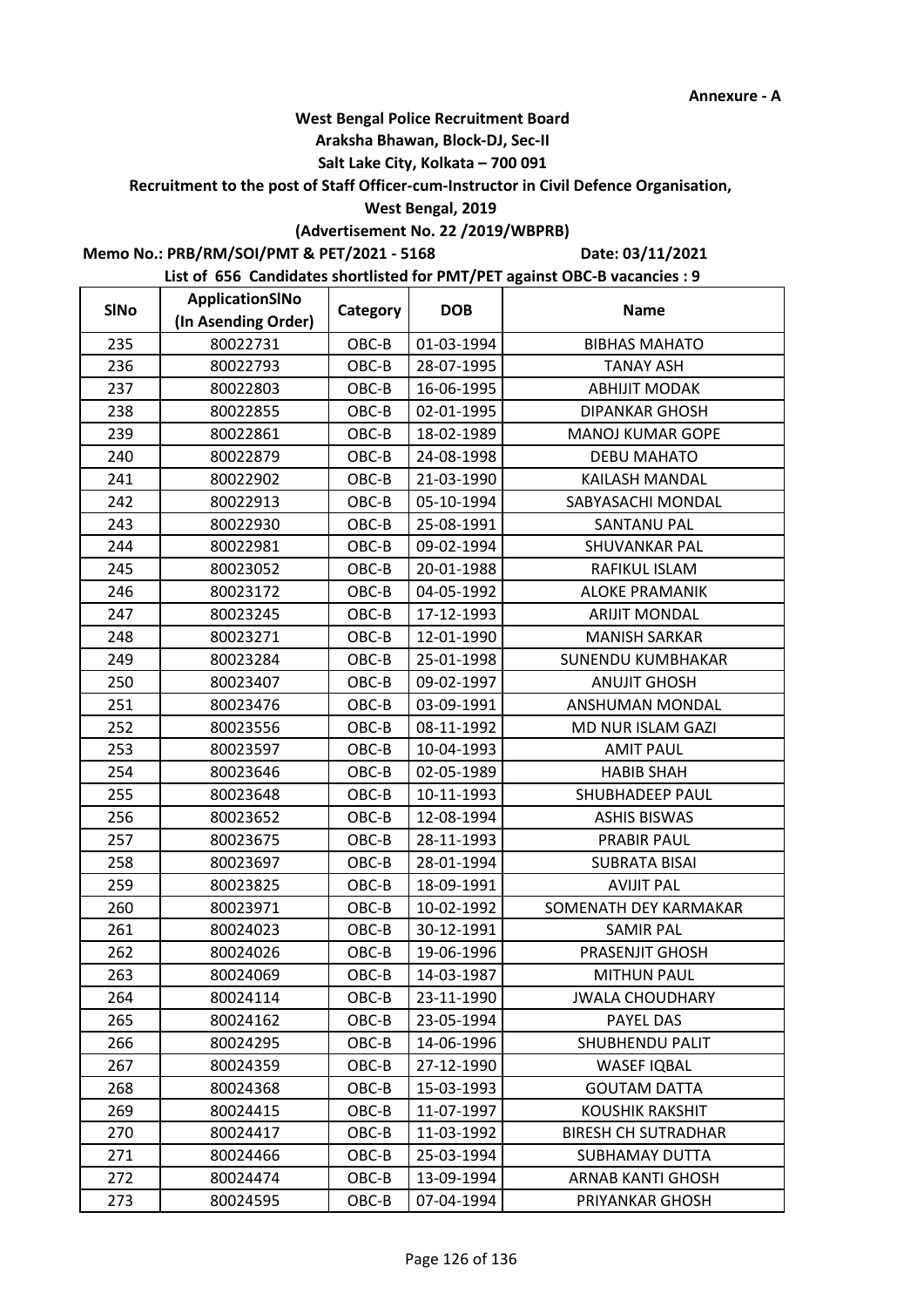Annexure - A

**West Bengal Police Recruitment Board**
**Araksha Bhawan, Block-DJ, Sec-II**
**Salt Lake City, Kolkata – 700 091**
**Recruitment to the post of Staff Officer-cum-Instructor in Civil Defence Organisation,**
**West Bengal, 2019**
**(Advertisement No. 22 /2019/WBPRB)**

**Memo No.: PRB/RM/SOI/PMT & PET/2021 - 5168** **Date: 03/11/2021**

**List of 656 Candidates shortlisted for PMT/PET against OBC-B vacancies : 9**

| SlNo | ApplicationSlNo (In Asending Order) | Category | DOB | Name |
|---|---|---|---|---|
| 235 | 80022731 | OBC-B | 01-03-1994 | BIBHAS MAHATO |
| 236 | 80022793 | OBC-B | 28-07-1995 | TANAY ASH |
| 237 | 80022803 | OBC-B | 16-06-1995 | ABHIJIT MODAK |
| 238 | 80022855 | OBC-B | 02-01-1995 | DIPANKAR GHOSH |
| 239 | 80022861 | OBC-B | 18-02-1989 | MANOJ KUMAR GOPE |
| 240 | 80022879 | OBC-B | 24-08-1998 | DEBU MAHATO |
| 241 | 80022902 | OBC-B | 21-03-1990 | KAILASH MANDAL |
| 242 | 80022913 | OBC-B | 05-10-1994 | SABYASACHI MONDAL |
| 243 | 80022930 | OBC-B | 25-08-1991 | SANTANU PAL |
| 244 | 80022981 | OBC-B | 09-02-1994 | SHUVANKAR PAL |
| 245 | 80023052 | OBC-B | 20-01-1988 | RAFIKUL ISLAM |
| 246 | 80023172 | OBC-B | 04-05-1992 | ALOKE PRAMANIK |
| 247 | 80023245 | OBC-B | 17-12-1993 | ARIJIT MONDAL |
| 248 | 80023271 | OBC-B | 12-01-1990 | MANISH SARKAR |
| 249 | 80023284 | OBC-B | 25-01-1998 | SUNENDU KUMBHAKAR |
| 250 | 80023407 | OBC-B | 09-02-1997 | ANUJIT GHOSH |
| 251 | 80023476 | OBC-B | 03-09-1991 | ANSHUMAN MONDAL |
| 252 | 80023556 | OBC-B | 08-11-1992 | MD NUR ISLAM GAZI |
| 253 | 80023597 | OBC-B | 10-04-1993 | AMIT PAUL |
| 254 | 80023646 | OBC-B | 02-05-1989 | HABIB SHAH |
| 255 | 80023648 | OBC-B | 10-11-1993 | SHUBHADEEP PAUL |
| 256 | 80023652 | OBC-B | 12-08-1994 | ASHIS BISWAS |
| 257 | 80023675 | OBC-B | 28-11-1993 | PRABIR PAUL |
| 258 | 80023697 | OBC-B | 28-01-1994 | SUBRATA BISAI |
| 259 | 80023825 | OBC-B | 18-09-1991 | AVIJIT PAL |
| 260 | 80023971 | OBC-B | 10-02-1992 | SOMENATH DEY KARMAKAR |
| 261 | 80024023 | OBC-B | 30-12-1991 | SAMIR PAL |
| 262 | 80024026 | OBC-B | 19-06-1996 | PRASENJIT GHOSH |
| 263 | 80024069 | OBC-B | 14-03-1987 | MITHUN PAUL |
| 264 | 80024114 | OBC-B | 23-11-1990 | JWALA CHOUDHARY |
| 265 | 80024162 | OBC-B | 23-05-1994 | PAYEL DAS |
| 266 | 80024295 | OBC-B | 14-06-1996 | SHUBHENDU PALIT |
| 267 | 80024359 | OBC-B | 27-12-1990 | WASEF IQBAL |
| 268 | 80024368 | OBC-B | 15-03-1993 | GOUTAM DATTA |
| 269 | 80024415 | OBC-B | 11-07-1997 | KOUSHIK RAKSHIT |
| 270 | 80024417 | OBC-B | 11-03-1992 | BIRESH CH SUTRADHAR |
| 271 | 80024466 | OBC-B | 25-03-1994 | SUBHAMAY DUTTA |
| 272 | 80024474 | OBC-B | 13-09-1994 | ARNAB KANTI GHOSH |
| 273 | 80024595 | OBC-B | 07-04-1994 | PRIYANKAR GHOSH |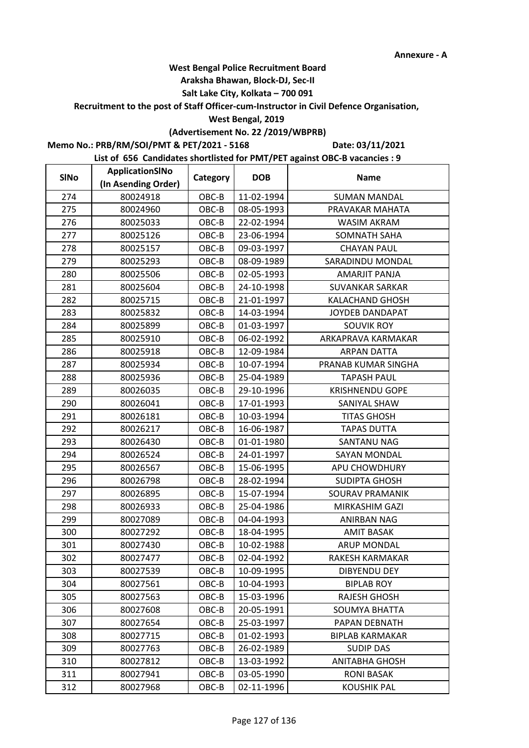Annexure - A

**West Bengal Police Recruitment Board**
**Araksha Bhawan, Block-DJ, Sec-II**
**Salt Lake City, Kolkata – 700 091**
**Recruitment to the post of Staff Officer-cum-Instructor in Civil Defence Organisation,**
**West Bengal, 2019**
**(Advertisement No. 22 /2019/WBPRB)**

**Memo No.: PRB/RM/SOI/PMT & PET/2021 - 5168** **Date: 03/11/2021**

**List of 656 Candidates shortlisted for PMT/PET against OBC-B vacancies : 9**

| SlNo | ApplicationSlNo (In Asending Order) | Category | DOB | Name |
|---|---|---|---|---|
| 274 | 80024918 | OBC-B | 11-02-1994 | SUMAN MANDAL |
| 275 | 80024960 | OBC-B | 08-05-1993 | PRAVAKAR MAHATA |
| 276 | 80025033 | OBC-B | 22-02-1994 | WASIM AKRAM |
| 277 | 80025126 | OBC-B | 23-06-1994 | SOMNATH SAHA |
| 278 | 80025157 | OBC-B | 09-03-1997 | CHAYAN PAUL |
| 279 | 80025293 | OBC-B | 08-09-1989 | SARADINDU MONDAL |
| 280 | 80025506 | OBC-B | 02-05-1993 | AMARJIT PANJA |
| 281 | 80025604 | OBC-B | 24-10-1998 | SUVANKAR SARKAR |
| 282 | 80025715 | OBC-B | 21-01-1997 | KALACHAND GHOSH |
| 283 | 80025832 | OBC-B | 14-03-1994 | JOYDEB DANDAPAT |
| 284 | 80025899 | OBC-B | 01-03-1997 | SOUVIK ROY |
| 285 | 80025910 | OBC-B | 06-02-1992 | ARKAPRAVA KARMAKAR |
| 286 | 80025918 | OBC-B | 12-09-1984 | ARPAN DATTA |
| 287 | 80025934 | OBC-B | 10-07-1994 | PRANAB KUMAR SINGHA |
| 288 | 80025936 | OBC-B | 25-04-1989 | TAPASH PAUL |
| 289 | 80026035 | OBC-B | 29-10-1996 | KRISHNENDU GOPE |
| 290 | 80026041 | OBC-B | 17-01-1993 | SANIYAL SHAW |
| 291 | 80026181 | OBC-B | 10-03-1994 | TITAS GHOSH |
| 292 | 80026217 | OBC-B | 16-06-1987 | TAPAS DUTTA |
| 293 | 80026430 | OBC-B | 01-01-1980 | SANTANU NAG |
| 294 | 80026524 | OBC-B | 24-01-1997 | SAYAN MONDAL |
| 295 | 80026567 | OBC-B | 15-06-1995 | APU CHOWDHURY |
| 296 | 80026798 | OBC-B | 28-02-1994 | SUDIPTA GHOSH |
| 297 | 80026895 | OBC-B | 15-07-1994 | SOURAV PRAMANIK |
| 298 | 80026933 | OBC-B | 25-04-1986 | MIRKASHIM GAZI |
| 299 | 80027089 | OBC-B | 04-04-1993 | ANIRBAN NAG |
| 300 | 80027292 | OBC-B | 18-04-1995 | AMIT BASAK |
| 301 | 80027430 | OBC-B | 10-02-1988 | ARUP MONDAL |
| 302 | 80027477 | OBC-B | 02-04-1992 | RAKESH KARMAKAR |
| 303 | 80027539 | OBC-B | 10-09-1995 | DIBYENDU DEY |
| 304 | 80027561 | OBC-B | 10-04-1993 | BIPLAB ROY |
| 305 | 80027563 | OBC-B | 15-03-1996 | RAJESH GHOSH |
| 306 | 80027608 | OBC-B | 20-05-1991 | SOUMYA BHATTA |
| 307 | 80027654 | OBC-B | 25-03-1997 | PAPAN DEBNATH |
| 308 | 80027715 | OBC-B | 01-02-1993 | BIPLAB KARMAKAR |
| 309 | 80027763 | OBC-B | 26-02-1989 | SUDIP DAS |
| 310 | 80027812 | OBC-B | 13-03-1992 | ANITABHA GHOSH |
| 311 | 80027941 | OBC-B | 03-05-1990 | RONI BASAK |
| 312 | 80027968 | OBC-B | 02-11-1996 | KOUSHIK PAL |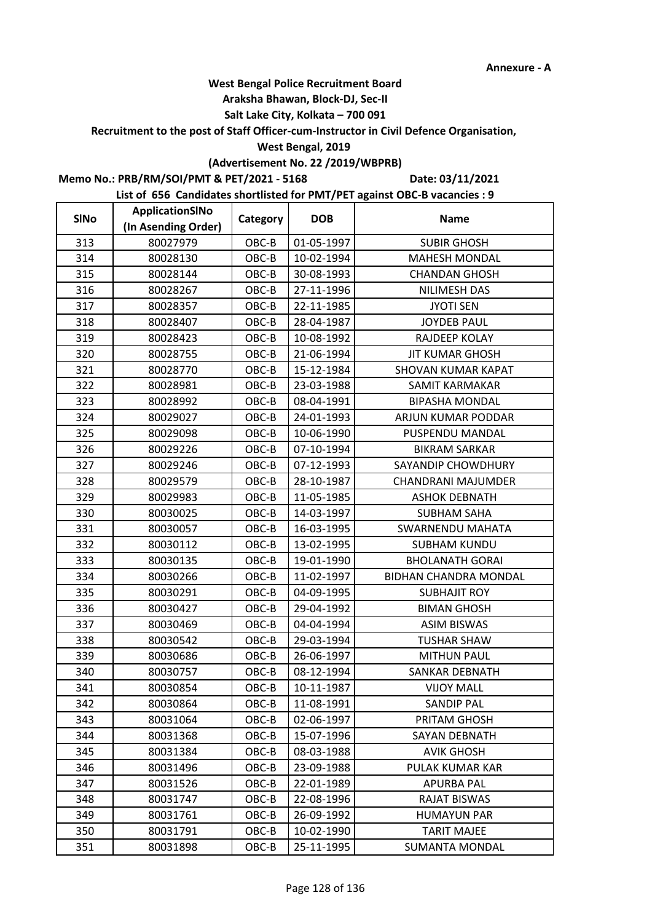Annexure - A

**West Bengal Police Recruitment Board**
**Araksha Bhawan, Block-DJ, Sec-II**
**Salt Lake City, Kolkata – 700 091**
**Recruitment to the post of Staff Officer-cum-Instructor in Civil Defence Organisation,**
**West Bengal, 2019**
**(Advertisement No. 22 /2019/WBPRB)**

**Memo No.: PRB/RM/SOI/PMT & PET/2021 - 5168** **Date: 03/11/2021**

**List of 656 Candidates shortlisted for PMT/PET against OBC-B vacancies : 9**

| SlNo | ApplicationSlNo (In Asending Order) | Category | DOB | Name |
|---|---|---|---|---|
| 313 | 80027979 | OBC-B | 01-05-1997 | SUBIR GHOSH |
| 314 | 80028130 | OBC-B | 10-02-1994 | MAHESH MONDAL |
| 315 | 80028144 | OBC-B | 30-08-1993 | CHANDAN GHOSH |
| 316 | 80028267 | OBC-B | 27-11-1996 | NILIMESH DAS |
| 317 | 80028357 | OBC-B | 22-11-1985 | JYOTI SEN |
| 318 | 80028407 | OBC-B | 28-04-1987 | JOYDEB PAUL |
| 319 | 80028423 | OBC-B | 10-08-1992 | RAJDEEP KOLAY |
| 320 | 80028755 | OBC-B | 21-06-1994 | JIT KUMAR GHOSH |
| 321 | 80028770 | OBC-B | 15-12-1984 | SHOVAN KUMAR KAPAT |
| 322 | 80028981 | OBC-B | 23-03-1988 | SAMIT KARMAKAR |
| 323 | 80028992 | OBC-B | 08-04-1991 | BIPASHA MONDAL |
| 324 | 80029027 | OBC-B | 24-01-1993 | ARJUN KUMAR PODDAR |
| 325 | 80029098 | OBC-B | 10-06-1990 | PUSPENDU MANDAL |
| 326 | 80029226 | OBC-B | 07-10-1994 | BIKRAM SARKAR |
| 327 | 80029246 | OBC-B | 07-12-1993 | SAYANDIP CHOWDHURY |
| 328 | 80029579 | OBC-B | 28-10-1987 | CHANDRANI MAJUMDER |
| 329 | 80029983 | OBC-B | 11-05-1985 | ASHOK DEBNATH |
| 330 | 80030025 | OBC-B | 14-03-1997 | SUBHAM SAHA |
| 331 | 80030057 | OBC-B | 16-03-1995 | SWARNENDU MAHATA |
| 332 | 80030112 | OBC-B | 13-02-1995 | SUBHAM KUNDU |
| 333 | 80030135 | OBC-B | 19-01-1990 | BHOLANATH GORAI |
| 334 | 80030266 | OBC-B | 11-02-1997 | BIDHAN CHANDRA MONDAL |
| 335 | 80030291 | OBC-B | 04-09-1995 | SUBHAJIT ROY |
| 336 | 80030427 | OBC-B | 29-04-1992 | BIMAN GHOSH |
| 337 | 80030469 | OBC-B | 04-04-1994 | ASIM BISWAS |
| 338 | 80030542 | OBC-B | 29-03-1994 | TUSHAR SHAW |
| 339 | 80030686 | OBC-B | 26-06-1997 | MITHUN PAUL |
| 340 | 80030757 | OBC-B | 08-12-1994 | SANKAR DEBNATH |
| 341 | 80030854 | OBC-B | 10-11-1987 | VIJOY MALL |
| 342 | 80030864 | OBC-B | 11-08-1991 | SANDIP PAL |
| 343 | 80031064 | OBC-B | 02-06-1997 | PRITAM GHOSH |
| 344 | 80031368 | OBC-B | 15-07-1996 | SAYAN DEBNATH |
| 345 | 80031384 | OBC-B | 08-03-1988 | AVIK GHOSH |
| 346 | 80031496 | OBC-B | 23-09-1988 | PULAK KUMAR KAR |
| 347 | 80031526 | OBC-B | 22-01-1989 | APURBA PAL |
| 348 | 80031747 | OBC-B | 22-08-1996 | RAJAT BISWAS |
| 349 | 80031761 | OBC-B | 26-09-1992 | HUMAYUN PAR |
| 350 | 80031791 | OBC-B | 10-02-1990 | TARIT MAJEE |
| 351 | 80031898 | OBC-B | 25-11-1995 | SUMANTA MONDAL |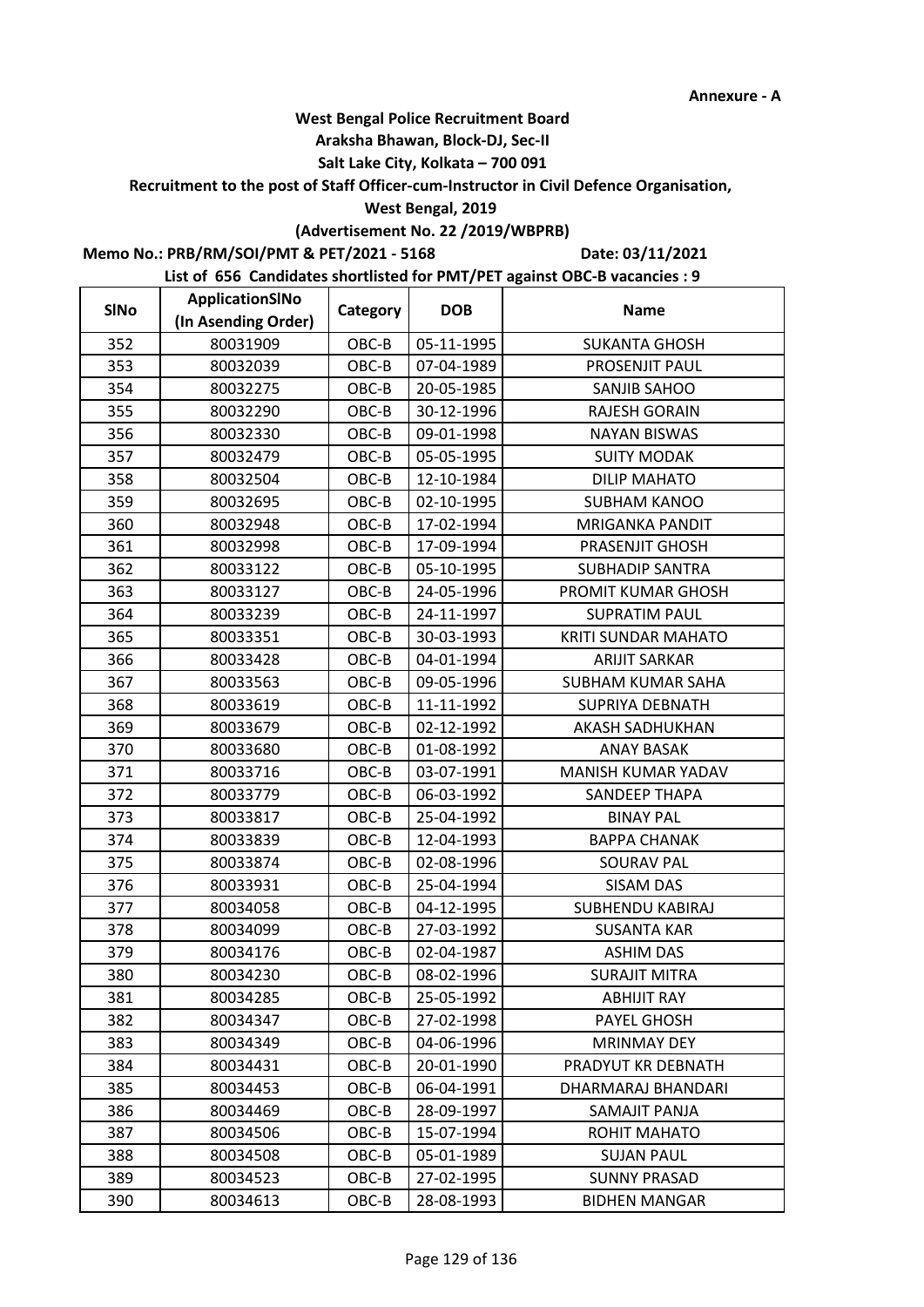**Annexure - A**

**West Bengal Police Recruitment Board**

**Araksha Bhawan, Block-DJ, Sec-II**

**Salt Lake City, Kolkata – 700 091**

**Recruitment to the post of Staff Officer-cum-Instructor in Civil Defence Organisation,**

**West Bengal, 2019**

**(Advertisement No. 22 /2019/WBPRB)**

**Memo No.: PRB/RM/SOI/PMT & PET/2021 - 5168** **Date: 03/11/2021**

**List of 656 Candidates shortlisted for PMT/PET against OBC-B vacancies : 9**

| SlNo | ApplicationSlNo (In Asending Order) | Category | DOB | Name |
|---|---|---|---|---|
| 352 | 80031909 | OBC-B | 05-11-1995 | SUKANTA GHOSH |
| 353 | 80032039 | OBC-B | 07-04-1989 | PROSENJIT PAUL |
| 354 | 80032275 | OBC-B | 20-05-1985 | SANJIB SAHOO |
| 355 | 80032290 | OBC-B | 30-12-1996 | RAJESH GORAIN |
| 356 | 80032330 | OBC-B | 09-01-1998 | NAYAN BISWAS |
| 357 | 80032479 | OBC-B | 05-05-1995 | SUITY MODAK |
| 358 | 80032504 | OBC-B | 12-10-1984 | DILIP MAHATO |
| 359 | 80032695 | OBC-B | 02-10-1995 | SUBHAM KANOO |
| 360 | 80032948 | OBC-B | 17-02-1994 | MRIGANKA PANDIT |
| 361 | 80032998 | OBC-B | 17-09-1994 | PRASENJIT GHOSH |
| 362 | 80033122 | OBC-B | 05-10-1995 | SUBHADIP SANTRA |
| 363 | 80033127 | OBC-B | 24-05-1996 | PROMIT KUMAR GHOSH |
| 364 | 80033239 | OBC-B | 24-11-1997 | SUPRATIM PAUL |
| 365 | 80033351 | OBC-B | 30-03-1993 | KRITI SUNDAR MAHATO |
| 366 | 80033428 | OBC-B | 04-01-1994 | ARIJIT SARKAR |
| 367 | 80033563 | OBC-B | 09-05-1996 | SUBHAM KUMAR SAHA |
| 368 | 80033619 | OBC-B | 11-11-1992 | SUPRIYA DEBNATH |
| 369 | 80033679 | OBC-B | 02-12-1992 | AKASH SADHUKHAN |
| 370 | 80033680 | OBC-B | 01-08-1992 | ANAY BASAK |
| 371 | 80033716 | OBC-B | 03-07-1991 | MANISH KUMAR YADAV |
| 372 | 80033779 | OBC-B | 06-03-1992 | SANDEEP THAPA |
| 373 | 80033817 | OBC-B | 25-04-1992 | BINAY PAL |
| 374 | 80033839 | OBC-B | 12-04-1993 | BAPPA CHANAK |
| 375 | 80033874 | OBC-B | 02-08-1996 | SOURAV PAL |
| 376 | 80033931 | OBC-B | 25-04-1994 | SISAM DAS |
| 377 | 80034058 | OBC-B | 04-12-1995 | SUBHENDU KABIRAJ |
| 378 | 80034099 | OBC-B | 27-03-1992 | SUSANTA KAR |
| 379 | 80034176 | OBC-B | 02-04-1987 | ASHIM DAS |
| 380 | 80034230 | OBC-B | 08-02-1996 | SURAJIT MITRA |
| 381 | 80034285 | OBC-B | 25-05-1992 | ABHIJIT RAY |
| 382 | 80034347 | OBC-B | 27-02-1998 | PAYEL GHOSH |
| 383 | 80034349 | OBC-B | 04-06-1996 | MRINMAY DEY |
| 384 | 80034431 | OBC-B | 20-01-1990 | PRADYUT KR DEBNATH |
| 385 | 80034453 | OBC-B | 06-04-1991 | DHARMARAJ BHANDARI |
| 386 | 80034469 | OBC-B | 28-09-1997 | SAMAJIT PANJA |
| 387 | 80034506 | OBC-B | 15-07-1994 | ROHIT MAHATO |
| 388 | 80034508 | OBC-B | 05-01-1989 | SUJAN PAUL |
| 389 | 80034523 | OBC-B | 27-02-1995 | SUNNY PRASAD |
| 390 | 80034613 | OBC-B | 28-08-1993 | BIDHEN MANGAR |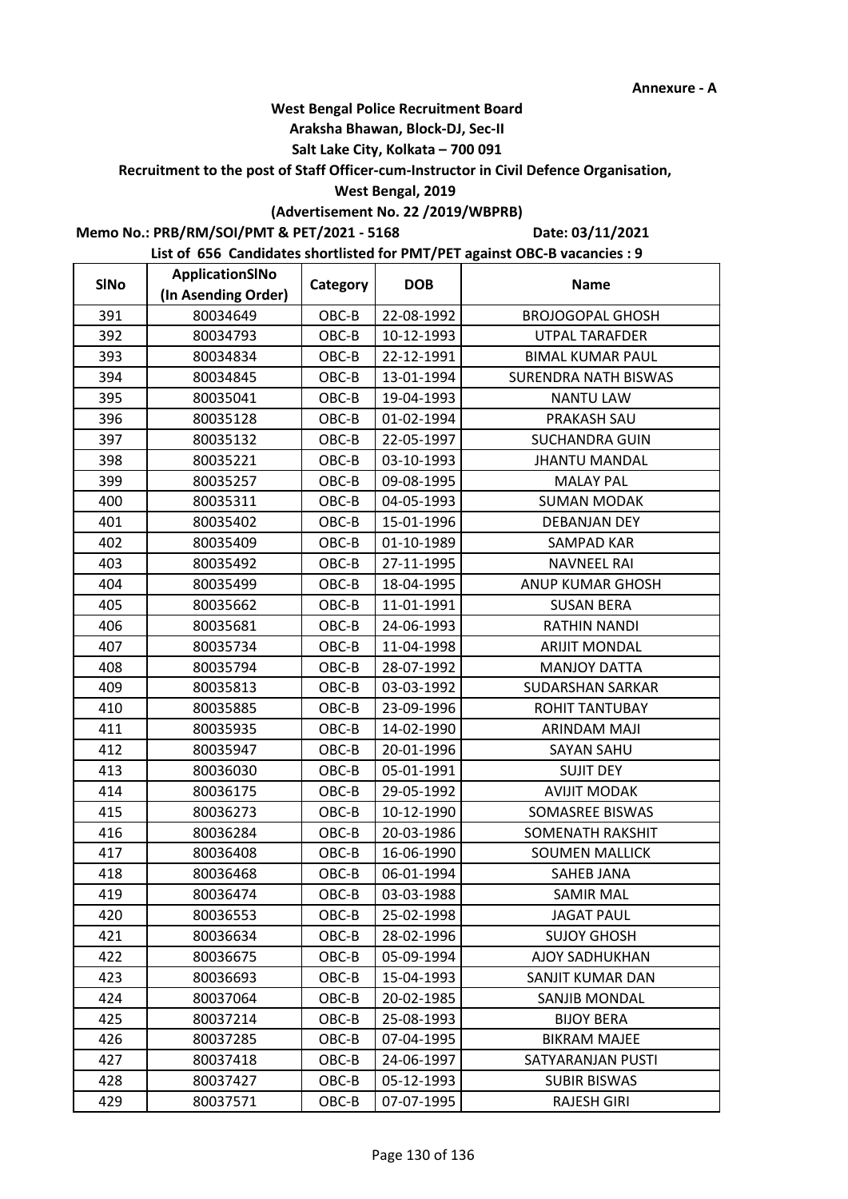Annexure - A

**West Bengal Police Recruitment Board**
**Araksha Bhawan, Block-DJ, Sec-II**
**Salt Lake City, Kolkata – 700 091**
**Recruitment to the post of Staff Officer-cum-Instructor in Civil Defence Organisation,**
**West Bengal, 2019**
**(Advertisement No. 22 /2019/WBPRB)**

**Memo No.: PRB/RM/SOI/PMT & PET/2021 - 5168** **Date: 03/11/2021**

**List of 656 Candidates shortlisted for PMT/PET against OBC-B vacancies : 9**

| SlNo | ApplicationSlNo (In Asending Order) | Category | DOB | Name |
|---|---|---|---|---|
| 391 | 80034649 | OBC-B | 22-08-1992 | BROJOGOPAL GHOSH |
| 392 | 80034793 | OBC-B | 10-12-1993 | UTPAL TARAFDER |
| 393 | 80034834 | OBC-B | 22-12-1991 | BIMAL KUMAR PAUL |
| 394 | 80034845 | OBC-B | 13-01-1994 | SURENDRA NATH BISWAS |
| 395 | 80035041 | OBC-B | 19-04-1993 | NANTU LAW |
| 396 | 80035128 | OBC-B | 01-02-1994 | PRAKASH SAU |
| 397 | 80035132 | OBC-B | 22-05-1997 | SUCHANDRA GUIN |
| 398 | 80035221 | OBC-B | 03-10-1993 | JHANTU MANDAL |
| 399 | 80035257 | OBC-B | 09-08-1995 | MALAY PAL |
| 400 | 80035311 | OBC-B | 04-05-1993 | SUMAN MODAK |
| 401 | 80035402 | OBC-B | 15-01-1996 | DEBANJAN DEY |
| 402 | 80035409 | OBC-B | 01-10-1989 | SAMPAD KAR |
| 403 | 80035492 | OBC-B | 27-11-1995 | NAVNEEL RAI |
| 404 | 80035499 | OBC-B | 18-04-1995 | ANUP KUMAR GHOSH |
| 405 | 80035662 | OBC-B | 11-01-1991 | SUSAN BERA |
| 406 | 80035681 | OBC-B | 24-06-1993 | RATHIN NANDI |
| 407 | 80035734 | OBC-B | 11-04-1998 | ARIJIT MONDAL |
| 408 | 80035794 | OBC-B | 28-07-1992 | MANJOY DATTA |
| 409 | 80035813 | OBC-B | 03-03-1992 | SUDARSHAN SARKAR |
| 410 | 80035885 | OBC-B | 23-09-1996 | ROHIT TANTUBAY |
| 411 | 80035935 | OBC-B | 14-02-1990 | ARINDAM MAJI |
| 412 | 80035947 | OBC-B | 20-01-1996 | SAYAN SAHU |
| 413 | 80036030 | OBC-B | 05-01-1991 | SUJIT DEY |
| 414 | 80036175 | OBC-B | 29-05-1992 | AVIJIT MODAK |
| 415 | 80036273 | OBC-B | 10-12-1990 | SOMASREE BISWAS |
| 416 | 80036284 | OBC-B | 20-03-1986 | SOMENATH RAKSHIT |
| 417 | 80036408 | OBC-B | 16-06-1990 | SOUMEN MALLICK |
| 418 | 80036468 | OBC-B | 06-01-1994 | SAHEB JANA |
| 419 | 80036474 | OBC-B | 03-03-1988 | SAMIR MAL |
| 420 | 80036553 | OBC-B | 25-02-1998 | JAGAT PAUL |
| 421 | 80036634 | OBC-B | 28-02-1996 | SUJOY GHOSH |
| 422 | 80036675 | OBC-B | 05-09-1994 | AJOY SADHUKHAN |
| 423 | 80036693 | OBC-B | 15-04-1993 | SANJIT KUMAR DAN |
| 424 | 80037064 | OBC-B | 20-02-1985 | SANJIB MONDAL |
| 425 | 80037214 | OBC-B | 25-08-1993 | BIJOY BERA |
| 426 | 80037285 | OBC-B | 07-04-1995 | BIKRAM MAJEE |
| 427 | 80037418 | OBC-B | 24-06-1997 | SATYARANJAN PUSTI |
| 428 | 80037427 | OBC-B | 05-12-1993 | SUBIR BISWAS |
| 429 | 80037571 | OBC-B | 07-07-1995 | RAJESH GIRI |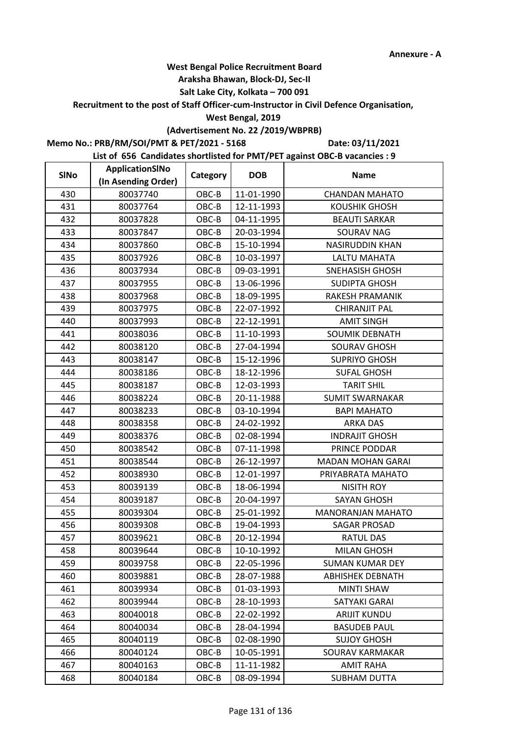Annexure - A

**West Bengal Police Recruitment Board**

**Araksha Bhawan, Block-DJ, Sec-II**

**Salt Lake City, Kolkata – 700 091**

**Recruitment to the post of Staff Officer-cum-Instructor in Civil Defence Organisation,**

**West Bengal, 2019**

**(Advertisement No. 22 /2019/WBPRB)**

**Memo No.: PRB/RM/SOI/PMT & PET/2021 - 5168** **Date: 03/11/2021**

**List of 656 Candidates shortlisted for PMT/PET against OBC-B vacancies : 9**

| SlNo | ApplicationSlNo (In Asending Order) | Category | DOB | Name |
|---|---|---|---|---|
| 430 | 80037740 | OBC-B | 11-01-1990 | CHANDAN MAHATO |
| 431 | 80037764 | OBC-B | 12-11-1993 | KOUSHIK GHOSH |
| 432 | 80037828 | OBC-B | 04-11-1995 | BEAUTI SARKAR |
| 433 | 80037847 | OBC-B | 20-03-1994 | SOURAV NAG |
| 434 | 80037860 | OBC-B | 15-10-1994 | NASIRUDDIN KHAN |
| 435 | 80037926 | OBC-B | 10-03-1997 | LALTU MAHATA |
| 436 | 80037934 | OBC-B | 09-03-1991 | SNEHASISH GHOSH |
| 437 | 80037955 | OBC-B | 13-06-1996 | SUDIPTA GHOSH |
| 438 | 80037968 | OBC-B | 18-09-1995 | RAKESH PRAMANIK |
| 439 | 80037975 | OBC-B | 22-07-1992 | CHIRANJIT PAL |
| 440 | 80037993 | OBC-B | 22-12-1991 | AMIT SINGH |
| 441 | 80038036 | OBC-B | 11-10-1993 | SOUMIK DEBNATH |
| 442 | 80038120 | OBC-B | 27-04-1994 | SOURAV GHOSH |
| 443 | 80038147 | OBC-B | 15-12-1996 | SUPRIYO GHOSH |
| 444 | 80038186 | OBC-B | 18-12-1996 | SUFAL GHOSH |
| 445 | 80038187 | OBC-B | 12-03-1993 | TARIT SHIL |
| 446 | 80038224 | OBC-B | 20-11-1988 | SUMIT SWARNAKAR |
| 447 | 80038233 | OBC-B | 03-10-1994 | BAPI MAHATO |
| 448 | 80038358 | OBC-B | 24-02-1992 | ARKA DAS |
| 449 | 80038376 | OBC-B | 02-08-1994 | INDRAJIT GHOSH |
| 450 | 80038542 | OBC-B | 07-11-1998 | PRINCE PODDAR |
| 451 | 80038544 | OBC-B | 26-12-1997 | MADAN MOHAN GARAI |
| 452 | 80038930 | OBC-B | 12-01-1997 | PRIYABRATA MAHATO |
| 453 | 80039139 | OBC-B | 18-06-1994 | NISITH ROY |
| 454 | 80039187 | OBC-B | 20-04-1997 | SAYAN GHOSH |
| 455 | 80039304 | OBC-B | 25-01-1992 | MANORANJAN MAHATO |
| 456 | 80039308 | OBC-B | 19-04-1993 | SAGAR PROSAD |
| 457 | 80039621 | OBC-B | 20-12-1994 | RATUL DAS |
| 458 | 80039644 | OBC-B | 10-10-1992 | MILAN GHOSH |
| 459 | 80039758 | OBC-B | 22-05-1996 | SUMAN KUMAR DEY |
| 460 | 80039881 | OBC-B | 28-07-1988 | ABHISHEK DEBNATH |
| 461 | 80039934 | OBC-B | 01-03-1993 | MINTI SHAW |
| 462 | 80039944 | OBC-B | 28-10-1993 | SATYAKI GARAI |
| 463 | 80040018 | OBC-B | 22-02-1992 | ARIJIT KUNDU |
| 464 | 80040034 | OBC-B | 28-04-1994 | BASUDEB PAUL |
| 465 | 80040119 | OBC-B | 02-08-1990 | SUJOY GHOSH |
| 466 | 80040124 | OBC-B | 10-05-1991 | SOURAV KARMAKAR |
| 467 | 80040163 | OBC-B | 11-11-1982 | AMIT RAHA |
| 468 | 80040184 | OBC-B | 08-09-1994 | SUBHAM DUTTA |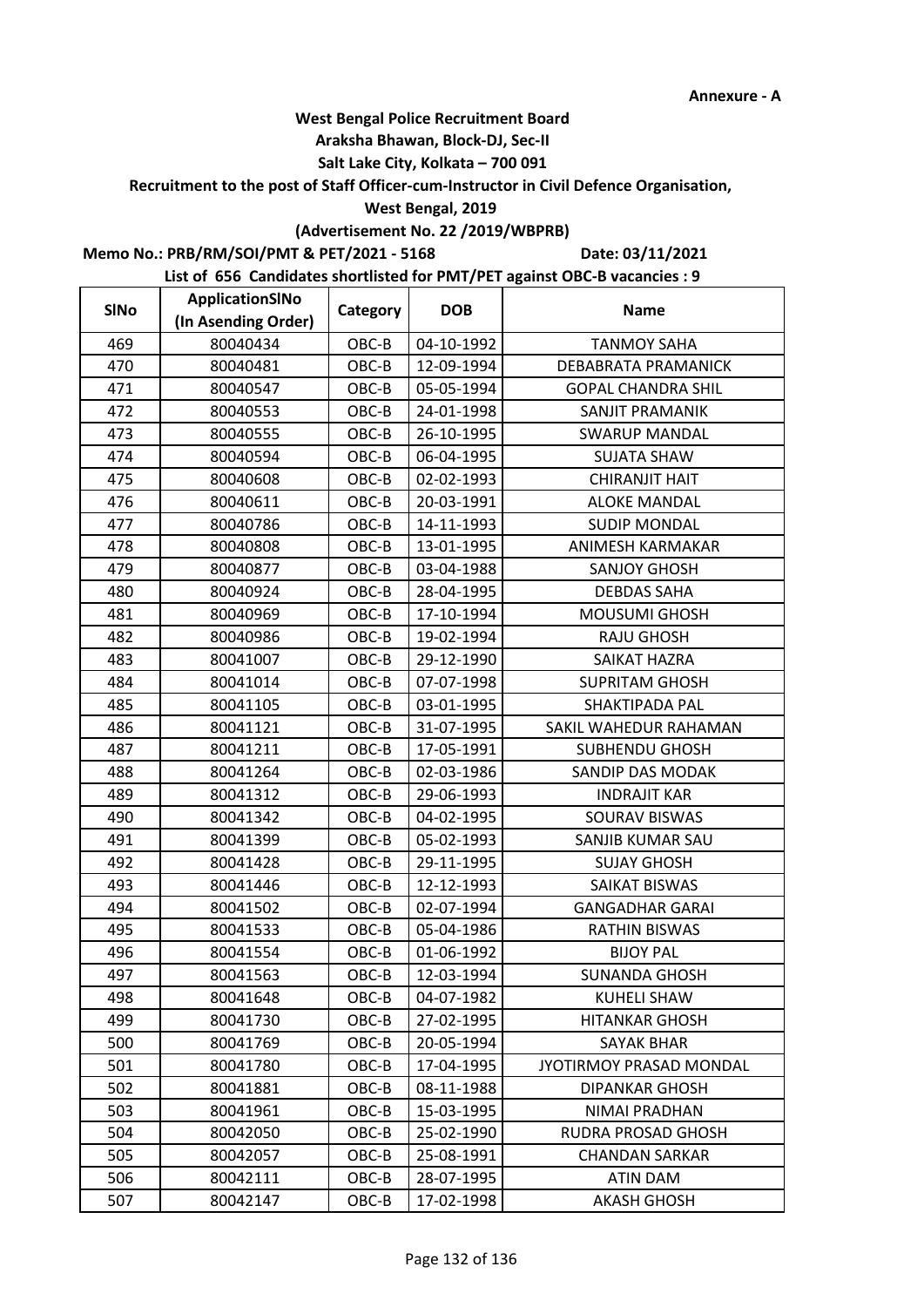**Annexure - A**

**West Bengal Police Recruitment Board**

**Araksha Bhawan, Block-DJ, Sec-II**

**Salt Lake City, Kolkata – 700 091**

**Recruitment to the post of Staff Officer-cum-Instructor in Civil Defence Organisation, West Bengal, 2019**

**(Advertisement No. 22 /2019/WBPRB)**

**Memo No.: PRB/RM/SOI/PMT & PET/2021 - 5168** **Date: 03/11/2021**

**List of 656 Candidates shortlisted for PMT/PET against OBC-B vacancies : 9**

| SlNo | ApplicationSlNo (In Asending Order) | Category | DOB | Name |
|---|---|---|---|---|
| 469 | 80040434 | OBC-B | 04-10-1992 | TANMOY SAHA |
| 470 | 80040481 | OBC-B | 12-09-1994 | DEBABRATA PRAMANICK |
| 471 | 80040547 | OBC-B | 05-05-1994 | GOPAL CHANDRA SHIL |
| 472 | 80040553 | OBC-B | 24-01-1998 | SANJIT PRAMANIK |
| 473 | 80040555 | OBC-B | 26-10-1995 | SWARUP MANDAL |
| 474 | 80040594 | OBC-B | 06-04-1995 | SUJATA SHAW |
| 475 | 80040608 | OBC-B | 02-02-1993 | CHIRANJIT HAIT |
| 476 | 80040611 | OBC-B | 20-03-1991 | ALOKE MANDAL |
| 477 | 80040786 | OBC-B | 14-11-1993 | SUDIP MONDAL |
| 478 | 80040808 | OBC-B | 13-01-1995 | ANIMESH KARMAKAR |
| 479 | 80040877 | OBC-B | 03-04-1988 | SANJOY GHOSH |
| 480 | 80040924 | OBC-B | 28-04-1995 | DEBDAS SAHA |
| 481 | 80040969 | OBC-B | 17-10-1994 | MOUSUMI GHOSH |
| 482 | 80040986 | OBC-B | 19-02-1994 | RAJU GHOSH |
| 483 | 80041007 | OBC-B | 29-12-1990 | SAIKAT HAZRA |
| 484 | 80041014 | OBC-B | 07-07-1998 | SUPRITAM GHOSH |
| 485 | 80041105 | OBC-B | 03-01-1995 | SHAKTIPADA PAL |
| 486 | 80041121 | OBC-B | 31-07-1995 | SAKIL WAHEDUR RAHAMAN |
| 487 | 80041211 | OBC-B | 17-05-1991 | SUBHENDU GHOSH |
| 488 | 80041264 | OBC-B | 02-03-1986 | SANDIP DAS MODAK |
| 489 | 80041312 | OBC-B | 29-06-1993 | INDRAJIT KAR |
| 490 | 80041342 | OBC-B | 04-02-1995 | SOURAV BISWAS |
| 491 | 80041399 | OBC-B | 05-02-1993 | SANJIB KUMAR SAU |
| 492 | 80041428 | OBC-B | 29-11-1995 | SUJAY GHOSH |
| 493 | 80041446 | OBC-B | 12-12-1993 | SAIKAT BISWAS |
| 494 | 80041502 | OBC-B | 02-07-1994 | GANGADHAR GARAI |
| 495 | 80041533 | OBC-B | 05-04-1986 | RATHIN BISWAS |
| 496 | 80041554 | OBC-B | 01-06-1992 | BIJOY PAL |
| 497 | 80041563 | OBC-B | 12-03-1994 | SUNANDA GHOSH |
| 498 | 80041648 | OBC-B | 04-07-1982 | KUHELI SHAW |
| 499 | 80041730 | OBC-B | 27-02-1995 | HITANKAR GHOSH |
| 500 | 80041769 | OBC-B | 20-05-1994 | SAYAK BHAR |
| 501 | 80041780 | OBC-B | 17-04-1995 | JYOTIRMOY PRASAD MONDAL |
| 502 | 80041881 | OBC-B | 08-11-1988 | DIPANKAR GHOSH |
| 503 | 80041961 | OBC-B | 15-03-1995 | NIMAI PRADHAN |
| 504 | 80042050 | OBC-B | 25-02-1990 | RUDRA PROSAD GHOSH |
| 505 | 80042057 | OBC-B | 25-08-1991 | CHANDAN SARKAR |
| 506 | 80042111 | OBC-B | 28-07-1995 | ATIN DAM |
| 507 | 80042147 | OBC-B | 17-02-1998 | AKASH GHOSH |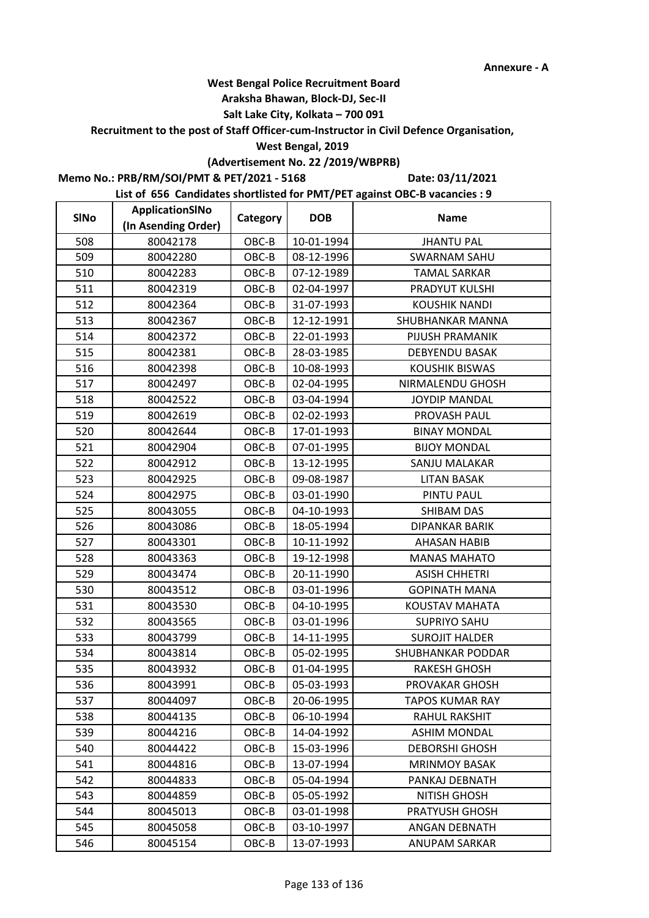Annexure - A

**West Bengal Police Recruitment Board**
**Araksha Bhawan, Block-DJ, Sec-II**
**Salt Lake City, Kolkata – 700 091**
**Recruitment to the post of Staff Officer-cum-Instructor in Civil Defence Organisation,**
**West Bengal, 2019**
**(Advertisement No. 22 /2019/WBPRB)**

**Memo No.: PRB/RM/SOI/PMT & PET/2021 - 5168** **Date: 03/11/2021**

**List of 656 Candidates shortlisted for PMT/PET against OBC-B vacancies : 9**

| SlNo | ApplicationSlNo (In Asending Order) | Category | DOB | Name |
|---|---|---|---|---|
| 508 | 80042178 | OBC-B | 10-01-1994 | JHANTU PAL |
| 509 | 80042280 | OBC-B | 08-12-1996 | SWARNAM SAHU |
| 510 | 80042283 | OBC-B | 07-12-1989 | TAMAL SARKAR |
| 511 | 80042319 | OBC-B | 02-04-1997 | PRADYUT KULSHI |
| 512 | 80042364 | OBC-B | 31-07-1993 | KOUSHIK NANDI |
| 513 | 80042367 | OBC-B | 12-12-1991 | SHUBHANKAR MANNA |
| 514 | 80042372 | OBC-B | 22-01-1993 | PIJUSH PRAMANIK |
| 515 | 80042381 | OBC-B | 28-03-1985 | DEBYENDU BASAK |
| 516 | 80042398 | OBC-B | 10-08-1993 | KOUSHIK BISWAS |
| 517 | 80042497 | OBC-B | 02-04-1995 | NIRMALENDU GHOSH |
| 518 | 80042522 | OBC-B | 03-04-1994 | JOYDIP MANDAL |
| 519 | 80042619 | OBC-B | 02-02-1993 | PROVASH PAUL |
| 520 | 80042644 | OBC-B | 17-01-1993 | BINAY MONDAL |
| 521 | 80042904 | OBC-B | 07-01-1995 | BIJOY MONDAL |
| 522 | 80042912 | OBC-B | 13-12-1995 | SANJU MALAKAR |
| 523 | 80042925 | OBC-B | 09-08-1987 | LITAN BASAK |
| 524 | 80042975 | OBC-B | 03-01-1990 | PINTU PAUL |
| 525 | 80043055 | OBC-B | 04-10-1993 | SHIBAM DAS |
| 526 | 80043086 | OBC-B | 18-05-1994 | DIPANKAR BARIK |
| 527 | 80043301 | OBC-B | 10-11-1992 | AHASAN HABIB |
| 528 | 80043363 | OBC-B | 19-12-1998 | MANAS MAHATO |
| 529 | 80043474 | OBC-B | 20-11-1990 | ASISH CHHETRI |
| 530 | 80043512 | OBC-B | 03-01-1996 | GOPINATH MANA |
| 531 | 80043530 | OBC-B | 04-10-1995 | KOUSTAV MAHATA |
| 532 | 80043565 | OBC-B | 03-01-1996 | SUPRIYO SAHU |
| 533 | 80043799 | OBC-B | 14-11-1995 | SUROJIT HALDER |
| 534 | 80043814 | OBC-B | 05-02-1995 | SHUBHANKAR PODDAR |
| 535 | 80043932 | OBC-B | 01-04-1995 | RAKESH GHOSH |
| 536 | 80043991 | OBC-B | 05-03-1993 | PROVAKAR GHOSH |
| 537 | 80044097 | OBC-B | 20-06-1995 | TAPOS KUMAR RAY |
| 538 | 80044135 | OBC-B | 06-10-1994 | RAHUL RAKSHIT |
| 539 | 80044216 | OBC-B | 14-04-1992 | ASHIM MONDAL |
| 540 | 80044422 | OBC-B | 15-03-1996 | DEBORSHI GHOSH |
| 541 | 80044816 | OBC-B | 13-07-1994 | MRINMOY BASAK |
| 542 | 80044833 | OBC-B | 05-04-1994 | PANKAJ DEBNATH |
| 543 | 80044859 | OBC-B | 05-05-1992 | NITISH GHOSH |
| 544 | 80045013 | OBC-B | 03-01-1998 | PRATYUSH GHOSH |
| 545 | 80045058 | OBC-B | 03-10-1997 | ANGAN DEBNATH |
| 546 | 80045154 | OBC-B | 13-07-1993 | ANUPAM SARKAR |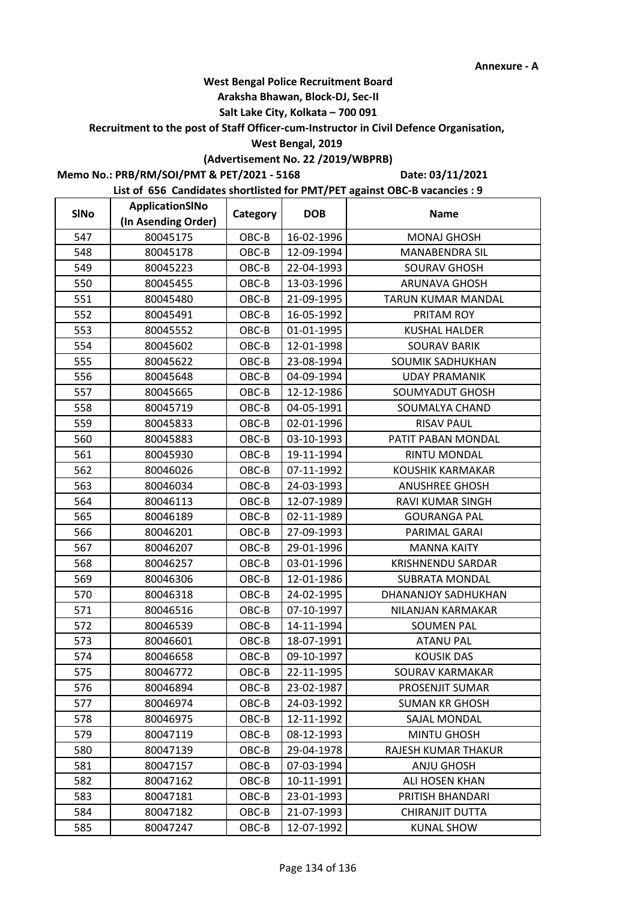Annexure - A

**West Bengal Police Recruitment Board**

**Araksha Bhawan, Block-DJ, Sec-II**

**Salt Lake City, Kolkata – 700 091**

**Recruitment to the post of Staff Officer-cum-Instructor in Civil Defence Organisation,**

**West Bengal, 2019**

**(Advertisement No. 22 /2019/WBPRB)**

**Memo No.: PRB/RM/SOI/PMT & PET/2021 - 5168** **Date: 03/11/2021**

**List of 656 Candidates shortlisted for PMT/PET against OBC-B vacancies : 9**

| SlNo | ApplicationSlNo (In Asending Order) | Category | DOB | Name |
|---|---|---|---|---|
| 547 | 80045175 | OBC-B | 16-02-1996 | MONAJ GHOSH |
| 548 | 80045178 | OBC-B | 12-09-1994 | MANABENDRA SIL |
| 549 | 80045223 | OBC-B | 22-04-1993 | SOURAV GHOSH |
| 550 | 80045455 | OBC-B | 13-03-1996 | ARUNAVA GHOSH |
| 551 | 80045480 | OBC-B | 21-09-1995 | TARUN KUMAR MANDAL |
| 552 | 80045491 | OBC-B | 16-05-1992 | PRITAM ROY |
| 553 | 80045552 | OBC-B | 01-01-1995 | KUSHAL HALDER |
| 554 | 80045602 | OBC-B | 12-01-1998 | SOURAV BARIK |
| 555 | 80045622 | OBC-B | 23-08-1994 | SOUMIK SADHUKHAN |
| 556 | 80045648 | OBC-B | 04-09-1994 | UDAY PRAMANIK |
| 557 | 80045665 | OBC-B | 12-12-1986 | SOUMYADUT GHOSH |
| 558 | 80045719 | OBC-B | 04-05-1991 | SOUMALYA CHAND |
| 559 | 80045833 | OBC-B | 02-01-1996 | RISAV PAUL |
| 560 | 80045883 | OBC-B | 03-10-1993 | PATIT PABAN MONDAL |
| 561 | 80045930 | OBC-B | 19-11-1994 | RINTU MONDAL |
| 562 | 80046026 | OBC-B | 07-11-1992 | KOUSHIK KARMAKAR |
| 563 | 80046034 | OBC-B | 24-03-1993 | ANUSHREE GHOSH |
| 564 | 80046113 | OBC-B | 12-07-1989 | RAVI KUMAR SINGH |
| 565 | 80046189 | OBC-B | 02-11-1989 | GOURANGA PAL |
| 566 | 80046201 | OBC-B | 27-09-1993 | PARIMAL GARAI |
| 567 | 80046207 | OBC-B | 29-01-1996 | MANNA KAITY |
| 568 | 80046257 | OBC-B | 03-01-1996 | KRISHNENDU SARDAR |
| 569 | 80046306 | OBC-B | 12-01-1986 | SUBRATA MONDAL |
| 570 | 80046318 | OBC-B | 24-02-1995 | DHANANJOY SADHUKHAN |
| 571 | 80046516 | OBC-B | 07-10-1997 | NILANJAN KARMAKAR |
| 572 | 80046539 | OBC-B | 14-11-1994 | SOUMEN PAL |
| 573 | 80046601 | OBC-B | 18-07-1991 | ATANU PAL |
| 574 | 80046658 | OBC-B | 09-10-1997 | KOUSIK DAS |
| 575 | 80046772 | OBC-B | 22-11-1995 | SOURAV KARMAKAR |
| 576 | 80046894 | OBC-B | 23-02-1987 | PROSENJIT SUMAR |
| 577 | 80046974 | OBC-B | 24-03-1992 | SUMAN KR GHOSH |
| 578 | 80046975 | OBC-B | 12-11-1992 | SAJAL MONDAL |
| 579 | 80047119 | OBC-B | 08-12-1993 | MINTU GHOSH |
| 580 | 80047139 | OBC-B | 29-04-1978 | RAJESH KUMAR THAKUR |
| 581 | 80047157 | OBC-B | 07-03-1994 | ANJU GHOSH |
| 582 | 80047162 | OBC-B | 10-11-1991 | ALI HOSEN KHAN |
| 583 | 80047181 | OBC-B | 23-01-1993 | PRITISH BHANDARI |
| 584 | 80047182 | OBC-B | 21-07-1993 | CHIRANJIT DUTTA |
| 585 | 80047247 | OBC-B | 12-07-1992 | KUNAL SHOW |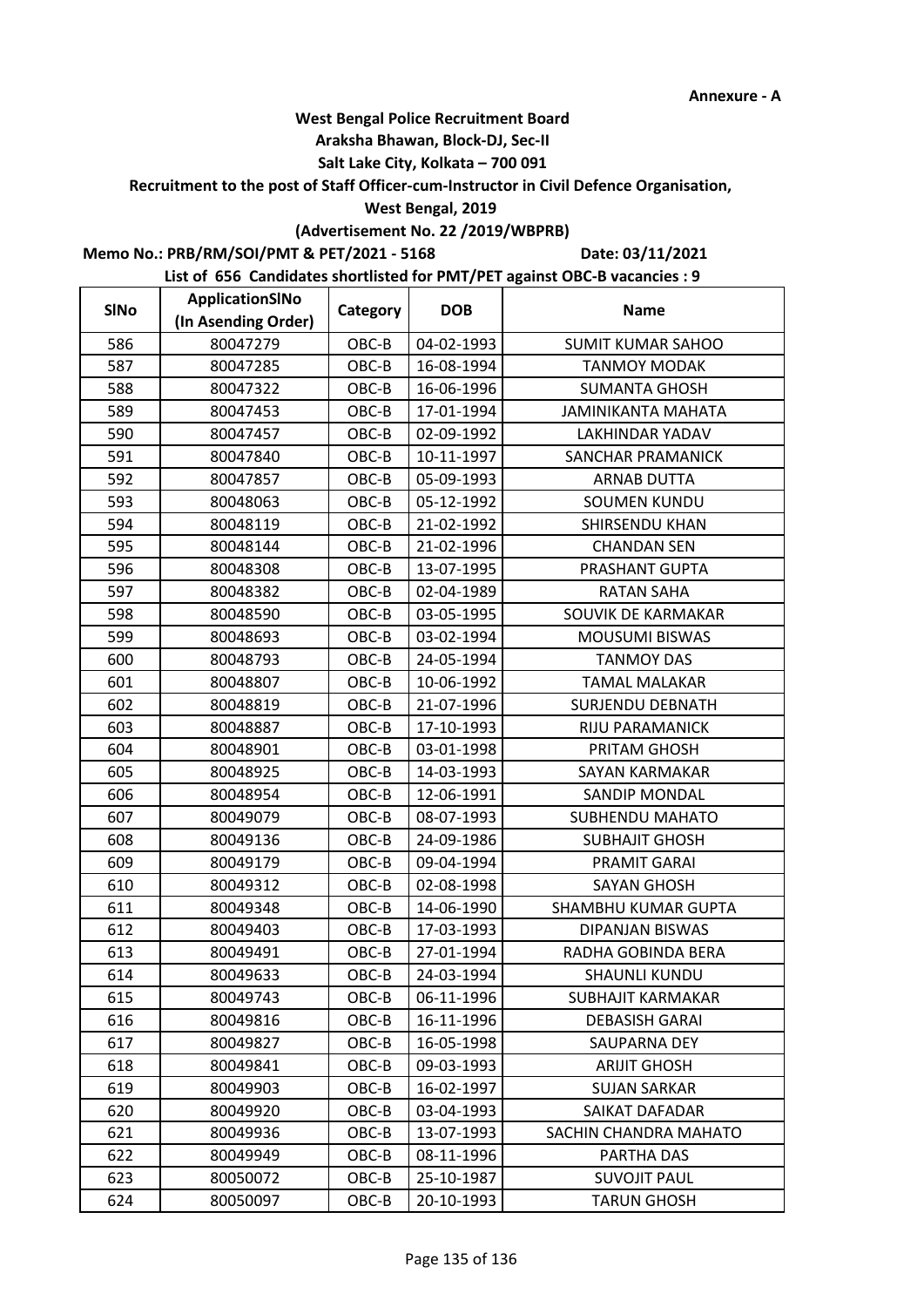Annexure - A

**West Bengal Police Recruitment Board**
**Araksha Bhawan, Block-DJ, Sec-II**
**Salt Lake City, Kolkata – 700 091**
**Recruitment to the post of Staff Officer-cum-Instructor in Civil Defence Organisation,**
**West Bengal, 2019**
**(Advertisement No. 22 /2019/WBPRB)**

**Memo No.: PRB/RM/SOI/PMT & PET/2021 - 5168** **Date: 03/11/2021**

**List of 656 Candidates shortlisted for PMT/PET against OBC-B vacancies : 9**

| SlNo | ApplicationSlNo (In Asending Order) | Category | DOB | Name |
|---|---|---|---|---|
| 586 | 80047279 | OBC-B | 04-02-1993 | SUMIT KUMAR SAHOO |
| 587 | 80047285 | OBC-B | 16-08-1994 | TANMOY MODAK |
| 588 | 80047322 | OBC-B | 16-06-1996 | SUMANTA GHOSH |
| 589 | 80047453 | OBC-B | 17-01-1994 | JAMINIKANTA MAHATA |
| 590 | 80047457 | OBC-B | 02-09-1992 | LAKHINDAR YADAV |
| 591 | 80047840 | OBC-B | 10-11-1997 | SANCHAR PRAMANICK |
| 592 | 80047857 | OBC-B | 05-09-1993 | ARNAB DUTTA |
| 593 | 80048063 | OBC-B | 05-12-1992 | SOUMEN KUNDU |
| 594 | 80048119 | OBC-B | 21-02-1992 | SHIRSENDU KHAN |
| 595 | 80048144 | OBC-B | 21-02-1996 | CHANDAN SEN |
| 596 | 80048308 | OBC-B | 13-07-1995 | PRASHANT GUPTA |
| 597 | 80048382 | OBC-B | 02-04-1989 | RATAN SAHA |
| 598 | 80048590 | OBC-B | 03-05-1995 | SOUVIK DE KARMAKAR |
| 599 | 80048693 | OBC-B | 03-02-1994 | MOUSUMI BISWAS |
| 600 | 80048793 | OBC-B | 24-05-1994 | TANMOY DAS |
| 601 | 80048807 | OBC-B | 10-06-1992 | TAMAL MALAKAR |
| 602 | 80048819 | OBC-B | 21-07-1996 | SURJENDU DEBNATH |
| 603 | 80048887 | OBC-B | 17-10-1993 | RIJU PARAMANICK |
| 604 | 80048901 | OBC-B | 03-01-1998 | PRITAM GHOSH |
| 605 | 80048925 | OBC-B | 14-03-1993 | SAYAN KARMAKAR |
| 606 | 80048954 | OBC-B | 12-06-1991 | SANDIP MONDAL |
| 607 | 80049079 | OBC-B | 08-07-1993 | SUBHENDU MAHATO |
| 608 | 80049136 | OBC-B | 24-09-1986 | SUBHAJIT GHOSH |
| 609 | 80049179 | OBC-B | 09-04-1994 | PRAMIT GARAI |
| 610 | 80049312 | OBC-B | 02-08-1998 | SAYAN GHOSH |
| 611 | 80049348 | OBC-B | 14-06-1990 | SHAMBHU KUMAR GUPTA |
| 612 | 80049403 | OBC-B | 17-03-1993 | DIPANJAN BISWAS |
| 613 | 80049491 | OBC-B | 27-01-1994 | RADHA GOBINDA BERA |
| 614 | 80049633 | OBC-B | 24-03-1994 | SHAUNLI KUNDU |
| 615 | 80049743 | OBC-B | 06-11-1996 | SUBHAJIT KARMAKAR |
| 616 | 80049816 | OBC-B | 16-11-1996 | DEBASISH GARAI |
| 617 | 80049827 | OBC-B | 16-05-1998 | SAUPARNA DEY |
| 618 | 80049841 | OBC-B | 09-03-1993 | ARIJIT GHOSH |
| 619 | 80049903 | OBC-B | 16-02-1997 | SUJAN SARKAR |
| 620 | 80049920 | OBC-B | 03-04-1993 | SAIKAT DAFADAR |
| 621 | 80049936 | OBC-B | 13-07-1993 | SACHIN CHANDRA MAHATO |
| 622 | 80049949 | OBC-B | 08-11-1996 | PARTHA DAS |
| 623 | 80050072 | OBC-B | 25-10-1987 | SUVOJIT PAUL |
| 624 | 80050097 | OBC-B | 20-10-1993 | TARUN GHOSH |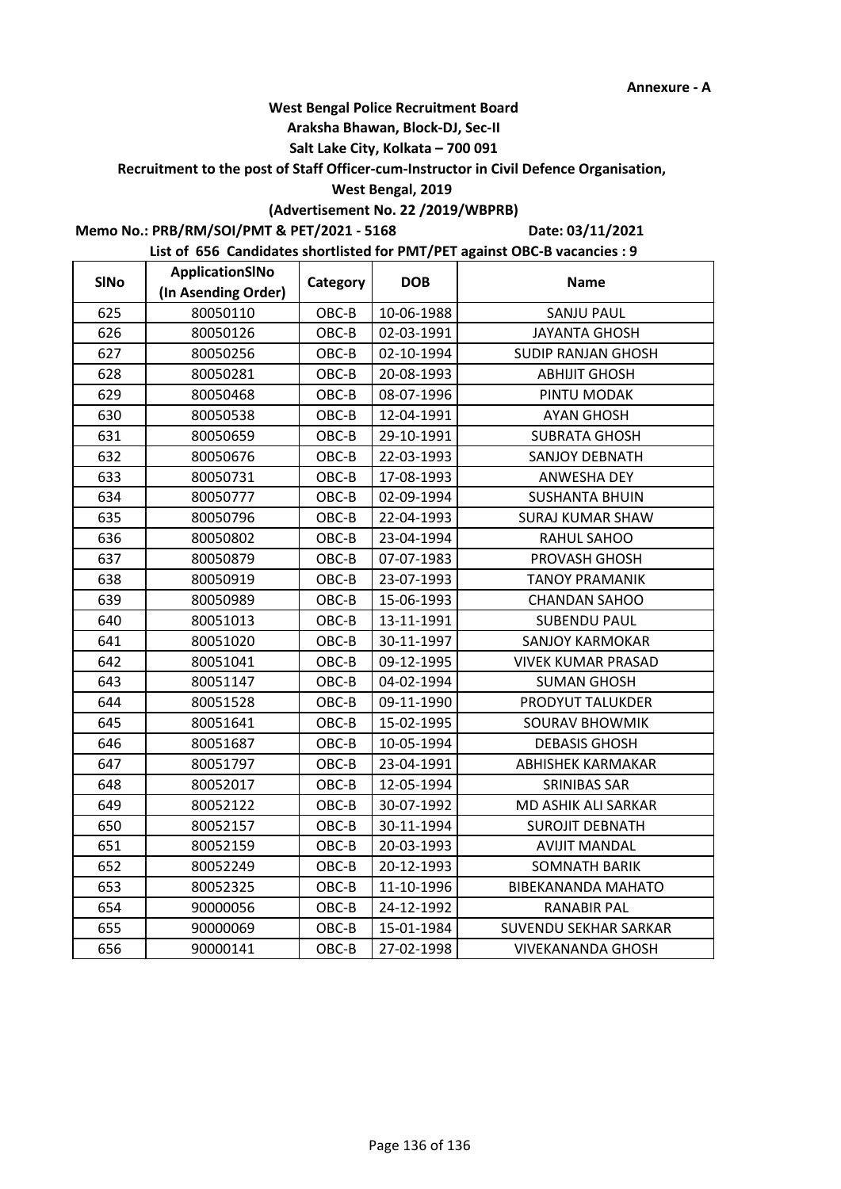Annexure - A

**West Bengal Police Recruitment Board**
**Araksha Bhawan, Block-DJ, Sec-II**
**Salt Lake City, Kolkata – 700 091**
**Recruitment to the post of Staff Officer-cum-Instructor in Civil Defence Organisation,**
**West Bengal, 2019**
**(Advertisement No. 22 /2019/WBPRB)**

**Memo No.: PRB/RM/SOI/PMT & PET/2021 - 5168** **Date: 03/11/2021**

**List of 656 Candidates shortlisted for PMT/PET against OBC-B vacancies : 9**

| SlNo | ApplicationSlNo (In Asending Order) | Category | DOB | Name |
|---|---|---|---|---|
| 625 | 80050110 | OBC-B | 10-06-1988 | SANJU PAUL |
| 626 | 80050126 | OBC-B | 02-03-1991 | JAYANTA GHOSH |
| 627 | 80050256 | OBC-B | 02-10-1994 | SUDIP RANJAN GHOSH |
| 628 | 80050281 | OBC-B | 20-08-1993 | ABHIJIT GHOSH |
| 629 | 80050468 | OBC-B | 08-07-1996 | PINTU MODAK |
| 630 | 80050538 | OBC-B | 12-04-1991 | AYAN GHOSH |
| 631 | 80050659 | OBC-B | 29-10-1991 | SUBRATA GHOSH |
| 632 | 80050676 | OBC-B | 22-03-1993 | SANJOY DEBNATH |
| 633 | 80050731 | OBC-B | 17-08-1993 | ANWESHA DEY |
| 634 | 80050777 | OBC-B | 02-09-1994 | SUSHANTA BHUIN |
| 635 | 80050796 | OBC-B | 22-04-1993 | SURAJ KUMAR SHAW |
| 636 | 80050802 | OBC-B | 23-04-1994 | RAHUL SAHOO |
| 637 | 80050879 | OBC-B | 07-07-1983 | PROVASH GHOSH |
| 638 | 80050919 | OBC-B | 23-07-1993 | TANOY PRAMANIK |
| 639 | 80050989 | OBC-B | 15-06-1993 | CHANDAN SAHOO |
| 640 | 80051013 | OBC-B | 13-11-1991 | SUBENDU PAUL |
| 641 | 80051020 | OBC-B | 30-11-1997 | SANJOY KARMOKAR |
| 642 | 80051041 | OBC-B | 09-12-1995 | VIVEK KUMAR PRASAD |
| 643 | 80051147 | OBC-B | 04-02-1994 | SUMAN GHOSH |
| 644 | 80051528 | OBC-B | 09-11-1990 | PRODYUT TALUKDER |
| 645 | 80051641 | OBC-B | 15-02-1995 | SOURAV BHOWMIK |
| 646 | 80051687 | OBC-B | 10-05-1994 | DEBASIS GHOSH |
| 647 | 80051797 | OBC-B | 23-04-1991 | ABHISHEK KARMAKAR |
| 648 | 80052017 | OBC-B | 12-05-1994 | SRINIBAS SAR |
| 649 | 80052122 | OBC-B | 30-07-1992 | MD ASHIK ALI SARKAR |
| 650 | 80052157 | OBC-B | 30-11-1994 | SUROJIT DEBNATH |
| 651 | 80052159 | OBC-B | 20-03-1993 | AVIJIT MANDAL |
| 652 | 80052249 | OBC-B | 20-12-1993 | SOMNATH BARIK |
| 653 | 80052325 | OBC-B | 11-10-1996 | BIBEKANANDA MAHATO |
| 654 | 90000056 | OBC-B | 24-12-1992 | RANABIR PAL |
| 655 | 90000069 | OBC-B | 15-01-1984 | SUVENDU SEKHAR SARKAR |
| 656 | 90000141 | OBC-B | 27-02-1998 | VIVEKANANDA GHOSH |